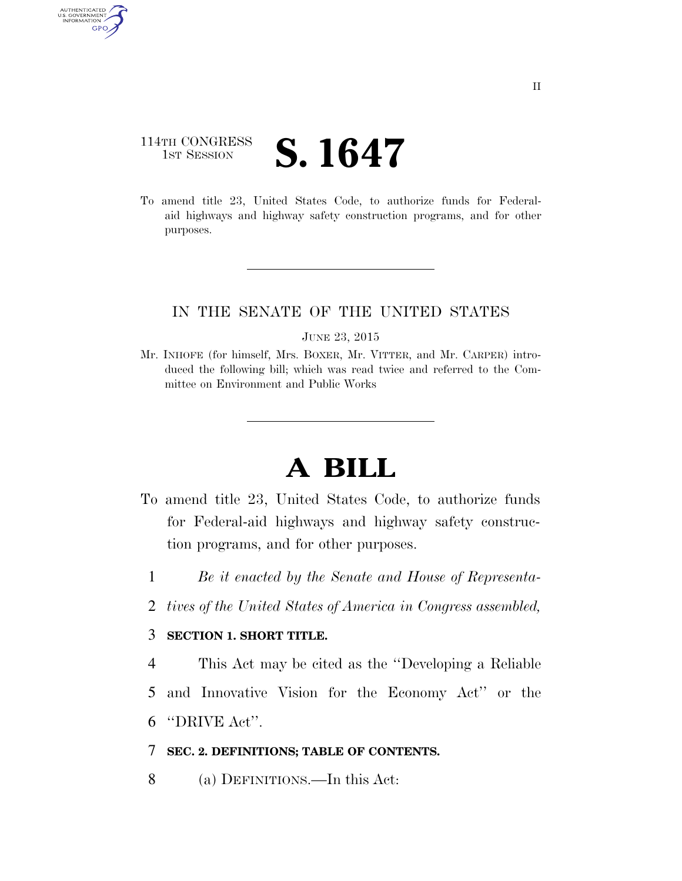114TH CONGRESS
1ST SESSION

# S. 1647

To amend title 23, United States Code, to authorize funds for Federal-aid highways and highway safety construction programs, and for other purposes.

IN THE SENATE OF THE UNITED STATES

JUNE 23, 2015

Mr. INHOFE (for himself, Mrs. BOXER, Mr. VITTER, and Mr. CARPER) introduced the following bill; which was read twice and referred to the Committee on Environment and Public Works

# A BILL

To amend title 23, United States Code, to authorize funds for Federal-aid highways and highway safety construction programs, and for other purposes.

1 *Be it enacted by the Senate and House of Representa-*
2 *tives of the United States of America in Congress assembled,*

3 **SECTION 1. SHORT TITLE.**

4 This Act may be cited as the ''Developing a Reliable
5 and Innovative Vision for the Economy Act'' or the
6 ''DRIVE Act''.

7 **SEC. 2. DEFINITIONS; TABLE OF CONTENTS.**

8 (a) DEFINITIONS.—In this Act: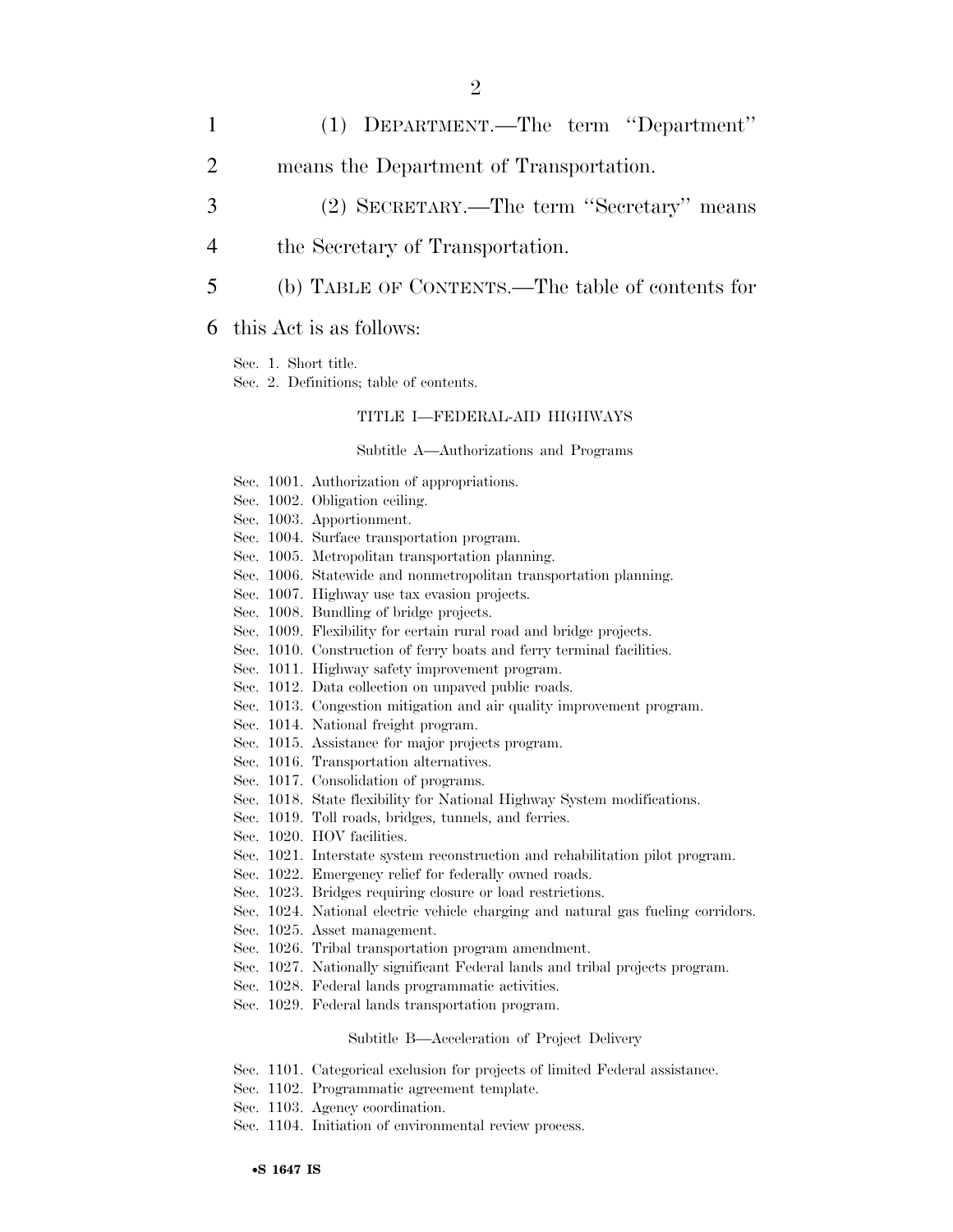(1) DEPARTMENT.—The term "Department" means the Department of Transportation.

(2) SECRETARY.—The term "Secretary" means the Secretary of Transportation.

(b) TABLE OF CONTENTS.—The table of contents for this Act is as follows:

Sec. 1. Short title.
Sec. 2. Definitions; table of contents.

TITLE I—FEDERAL-AID HIGHWAYS

Subtitle A—Authorizations and Programs

Sec. 1001. Authorization of appropriations.
Sec. 1002. Obligation ceiling.
Sec. 1003. Apportionment.
Sec. 1004. Surface transportation program.
Sec. 1005. Metropolitan transportation planning.
Sec. 1006. Statewide and nonmetropolitan transportation planning.
Sec. 1007. Highway use tax evasion projects.
Sec. 1008. Bundling of bridge projects.
Sec. 1009. Flexibility for certain rural road and bridge projects.
Sec. 1010. Construction of ferry boats and ferry terminal facilities.
Sec. 1011. Highway safety improvement program.
Sec. 1012. Data collection on unpaved public roads.
Sec. 1013. Congestion mitigation and air quality improvement program.
Sec. 1014. National freight program.
Sec. 1015. Assistance for major projects program.
Sec. 1016. Transportation alternatives.
Sec. 1017. Consolidation of programs.
Sec. 1018. State flexibility for National Highway System modifications.
Sec. 1019. Toll roads, bridges, tunnels, and ferries.
Sec. 1020. HOV facilities.
Sec. 1021. Interstate system reconstruction and rehabilitation pilot program.
Sec. 1022. Emergency relief for federally owned roads.
Sec. 1023. Bridges requiring closure or load restrictions.
Sec. 1024. National electric vehicle charging and natural gas fueling corridors.
Sec. 1025. Asset management.
Sec. 1026. Tribal transportation program amendment.
Sec. 1027. Nationally significant Federal lands and tribal projects program.
Sec. 1028. Federal lands programmatic activities.
Sec. 1029. Federal lands transportation program.

Subtitle B—Acceleration of Project Delivery

Sec. 1101. Categorical exclusion for projects of limited Federal assistance.
Sec. 1102. Programmatic agreement template.
Sec. 1103. Agency coordination.
Sec. 1104. Initiation of environmental review process.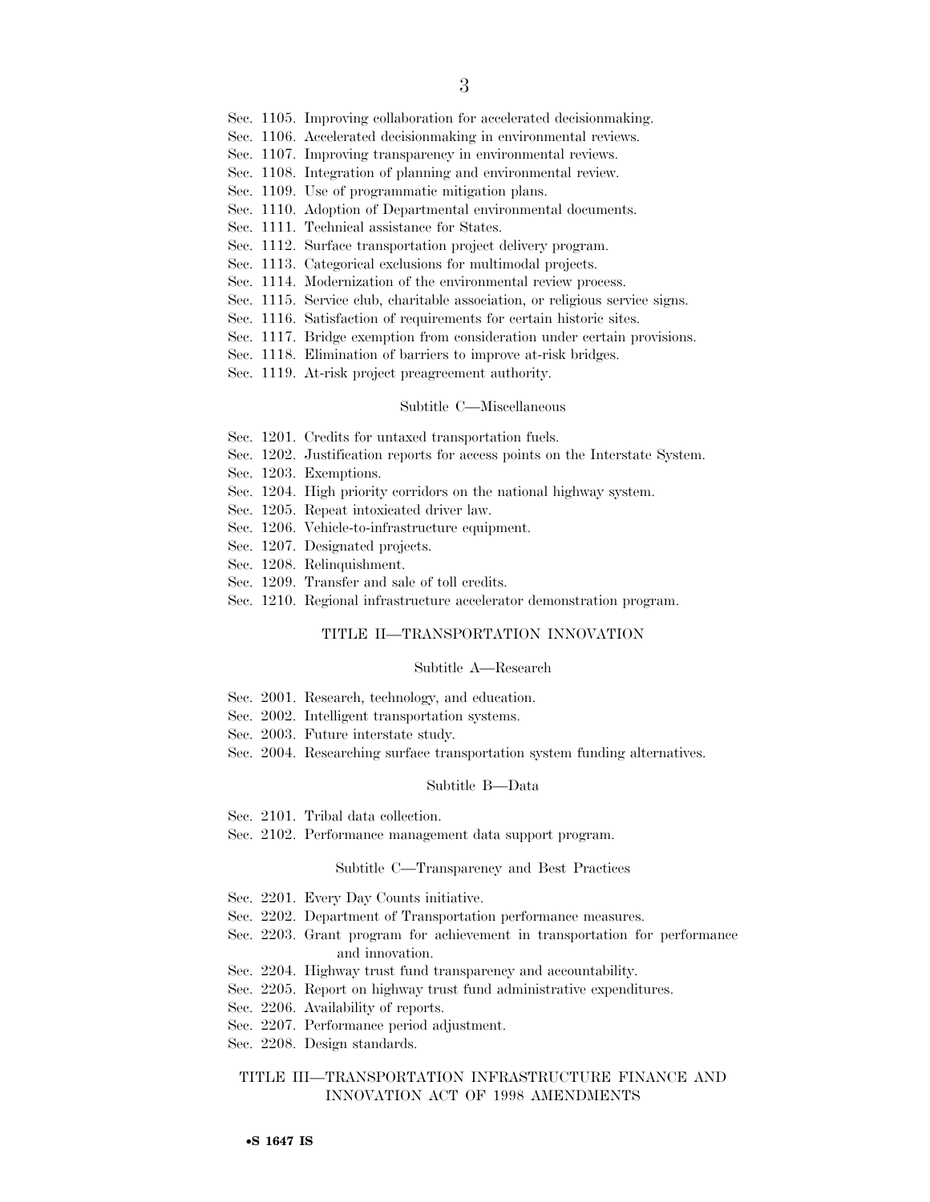Sec. 1105. Improving collaboration for accelerated decisionmaking.
Sec. 1106. Accelerated decisionmaking in environmental reviews.
Sec. 1107. Improving transparency in environmental reviews.
Sec. 1108. Integration of planning and environmental review.
Sec. 1109. Use of programmatic mitigation plans.
Sec. 1110. Adoption of Departmental environmental documents.
Sec. 1111. Technical assistance for States.
Sec. 1112. Surface transportation project delivery program.
Sec. 1113. Categorical exclusions for multimodal projects.
Sec. 1114. Modernization of the environmental review process.
Sec. 1115. Service club, charitable association, or religious service signs.
Sec. 1116. Satisfaction of requirements for certain historic sites.
Sec. 1117. Bridge exemption from consideration under certain provisions.
Sec. 1118. Elimination of barriers to improve at-risk bridges.
Sec. 1119. At-risk project preagreement authority.

Subtitle C—Miscellaneous

Sec. 1201. Credits for untaxed transportation fuels.
Sec. 1202. Justification reports for access points on the Interstate System.
Sec. 1203. Exemptions.
Sec. 1204. High priority corridors on the national highway system.
Sec. 1205. Repeat intoxicated driver law.
Sec. 1206. Vehicle-to-infrastructure equipment.
Sec. 1207. Designated projects.
Sec. 1208. Relinquishment.
Sec. 1209. Transfer and sale of toll credits.
Sec. 1210. Regional infrastructure accelerator demonstration program.

TITLE II—TRANSPORTATION INNOVATION

Subtitle A—Research

Sec. 2001. Research, technology, and education.
Sec. 2002. Intelligent transportation systems.
Sec. 2003. Future interstate study.
Sec. 2004. Researching surface transportation system funding alternatives.

Subtitle B—Data

Sec. 2101. Tribal data collection.
Sec. 2102. Performance management data support program.

Subtitle C—Transparency and Best Practices

Sec. 2201. Every Day Counts initiative.
Sec. 2202. Department of Transportation performance measures.
Sec. 2203. Grant program for achievement in transportation for performance and innovation.
Sec. 2204. Highway trust fund transparency and accountability.
Sec. 2205. Report on highway trust fund administrative expenditures.
Sec. 2206. Availability of reports.
Sec. 2207. Performance period adjustment.
Sec. 2208. Design standards.

TITLE III—TRANSPORTATION INFRASTRUCTURE FINANCE AND INNOVATION ACT OF 1998 AMENDMENTS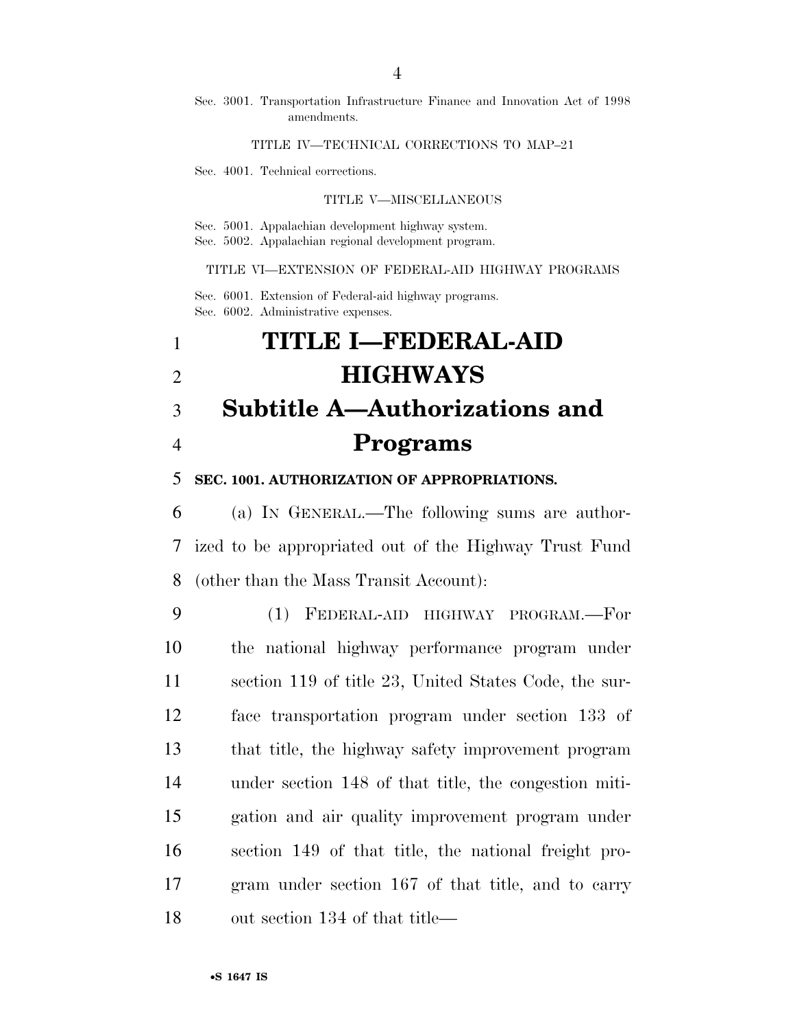Sec. 3001. Transportation Infrastructure Finance and Innovation Act of 1998 amendments.

TITLE IV—TECHNICAL CORRECTIONS TO MAP–21

Sec. 4001. Technical corrections.

TITLE V—MISCELLANEOUS

Sec. 5001. Appalachian development highway system.
Sec. 5002. Appalachian regional development program.

TITLE VI—EXTENSION OF FEDERAL-AID HIGHWAY PROGRAMS

Sec. 6001. Extension of Federal-aid highway programs.
Sec. 6002. Administrative expenses.

# TITLE I—FEDERAL-AID HIGHWAYS

## Subtitle A—Authorizations and Programs

### SEC. 1001. AUTHORIZATION OF APPROPRIATIONS.

(a) IN GENERAL.—The following sums are authorized to be appropriated out of the Highway Trust Fund (other than the Mass Transit Account):

(1) FEDERAL-AID HIGHWAY PROGRAM.—For the national highway performance program under section 119 of title 23, United States Code, the surface transportation program under section 133 of that title, the highway safety improvement program under section 148 of that title, the congestion mitigation and air quality improvement program under section 149 of that title, the national freight program under section 167 of that title, and to carry out section 134 of that title—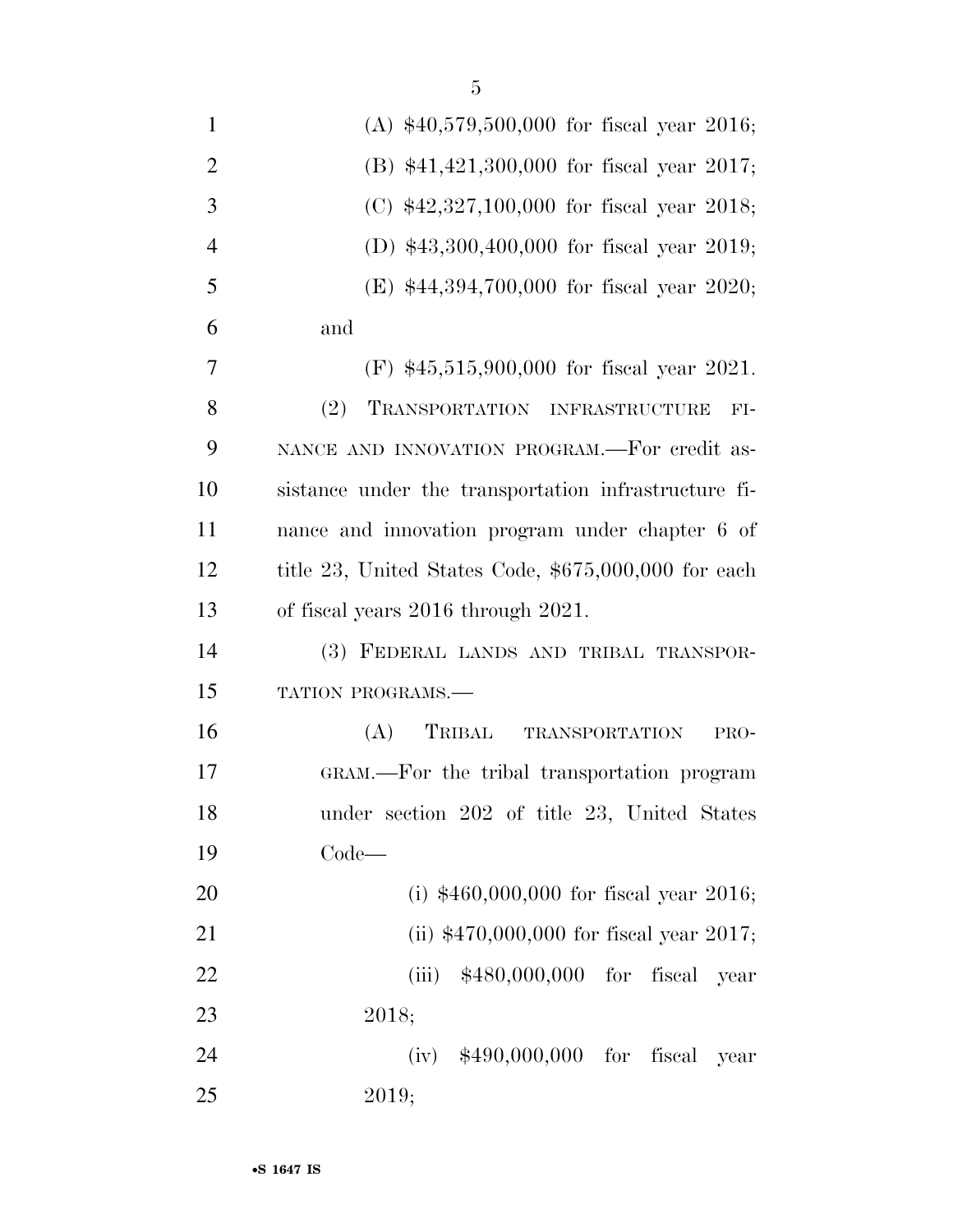(A) $40,579,500,000 for fiscal year 2016;

(B) $41,421,300,000 for fiscal year 2017;

(C) $42,327,100,000 for fiscal year 2018;

(D) $43,300,400,000 for fiscal year 2019;

(E) $44,394,700,000 for fiscal year 2020; and

(F) $45,515,900,000 for fiscal year 2021.

(2) TRANSPORTATION INFRASTRUCTURE FINANCE AND INNOVATION PROGRAM.—For credit assistance under the transportation infrastructure finance and innovation program under chapter 6 of title 23, United States Code, $675,000,000 for each of fiscal years 2016 through 2021.

(3) FEDERAL LANDS AND TRIBAL TRANSPORTATION PROGRAMS.—

(A) TRIBAL TRANSPORTATION PROGRAM.—For the tribal transportation program under section 202 of title 23, United States Code—

(i) $460,000,000 for fiscal year 2016;

(ii) $470,000,000 for fiscal year 2017;

(iii) $480,000,000 for fiscal year 2018;

(iv) $490,000,000 for fiscal year 2019;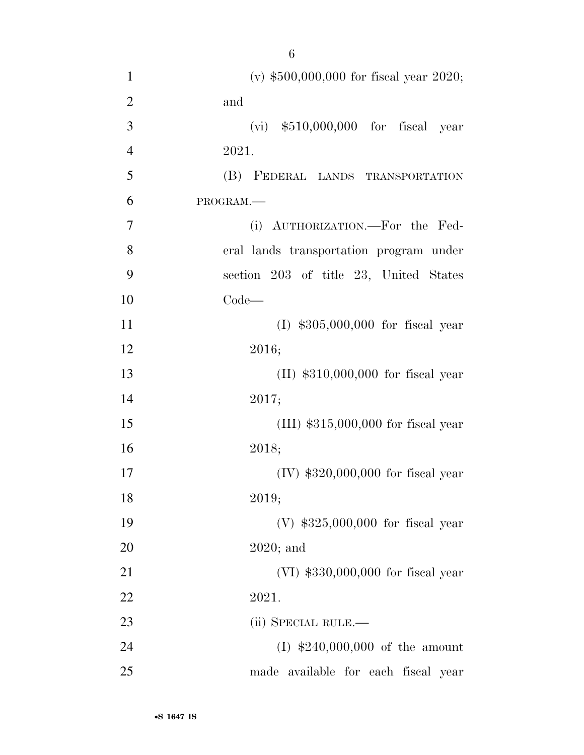(v) $500,000,000 for fiscal year 2020; and

(vi) $510,000,000 for fiscal year 2021.

(B) FEDERAL LANDS TRANSPORTATION PROGRAM.—

(i) AUTHORIZATION.—For the Federal lands transportation program under section 203 of title 23, United States Code—

(I) $305,000,000 for fiscal year 2016;

(II) $310,000,000 for fiscal year 2017;

(III) $315,000,000 for fiscal year 2018;

(IV) $320,000,000 for fiscal year 2019;

(V) $325,000,000 for fiscal year 2020; and

(VI) $330,000,000 for fiscal year 2021.

(ii) SPECIAL RULE.—

(I) $240,000,000 of the amount made available for each fiscal year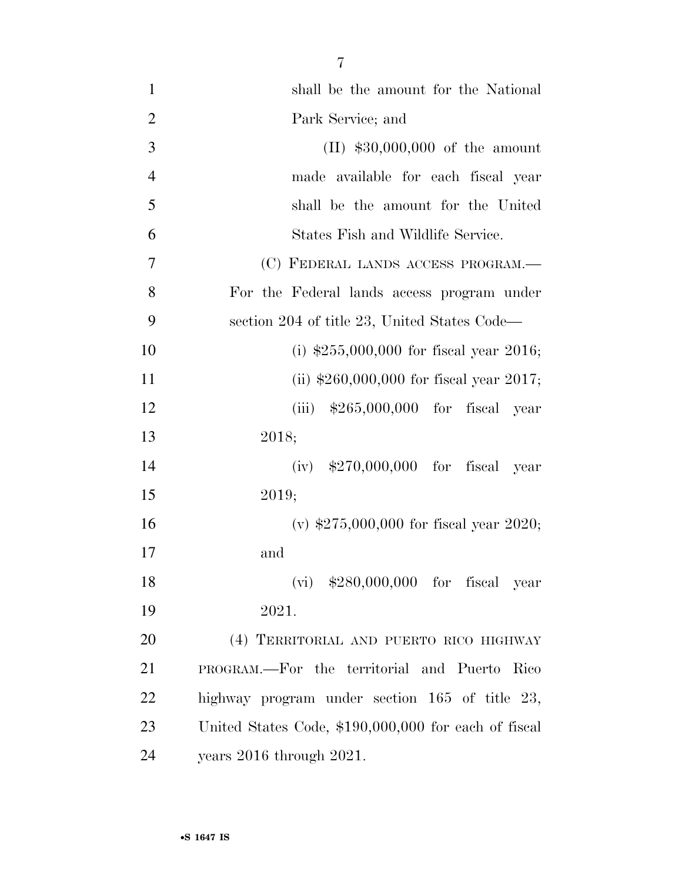shall be the amount for the National Park Service; and

(II) $30,000,000 of the amount made available for each fiscal year shall be the amount for the United States Fish and Wildlife Service.

(C) FEDERAL LANDS ACCESS PROGRAM.—For the Federal lands access program under section 204 of title 23, United States Code—

(i) $255,000,000 for fiscal year 2016;

(ii) $260,000,000 for fiscal year 2017;

(iii) $265,000,000 for fiscal year 2018;

(iv) $270,000,000 for fiscal year 2019;

(v) $275,000,000 for fiscal year 2020; and

(vi) $280,000,000 for fiscal year 2021.

(4) TERRITORIAL AND PUERTO RICO HIGHWAY PROGRAM.—For the territorial and Puerto Rico highway program under section 165 of title 23, United States Code, $190,000,000 for each of fiscal years 2016 through 2021.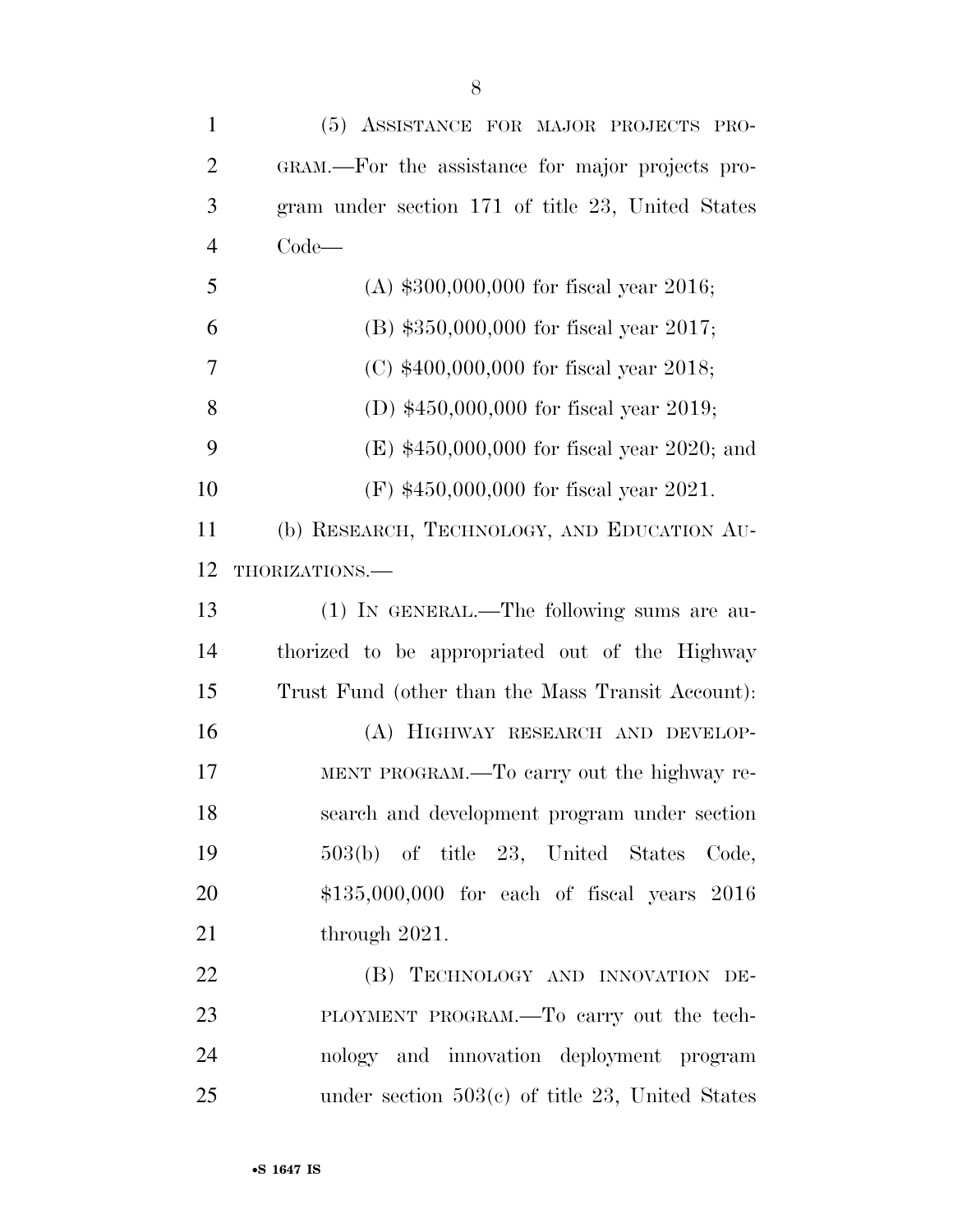(5) ASSISTANCE FOR MAJOR PROJECTS PROGRAM.—For the assistance for major projects program under section 171 of title 23, United States Code—

(A) $300,000,000 for fiscal year 2016;

(B) $350,000,000 for fiscal year 2017;

(C) $400,000,000 for fiscal year 2018;

(D) $450,000,000 for fiscal year 2019;

(E) $450,000,000 for fiscal year 2020; and

(F) $450,000,000 for fiscal year 2021.

(b) RESEARCH, TECHNOLOGY, AND EDUCATION AUTHORIZATIONS.—

(1) IN GENERAL.—The following sums are authorized to be appropriated out of the Highway Trust Fund (other than the Mass Transit Account):

(A) HIGHWAY RESEARCH AND DEVELOPMENT PROGRAM.—To carry out the highway research and development program under section 503(b) of title 23, United States Code, $135,000,000 for each of fiscal years 2016 through 2021.

(B) TECHNOLOGY AND INNOVATION DEPLOYMENT PROGRAM.—To carry out the technology and innovation deployment program under section 503(c) of title 23, United States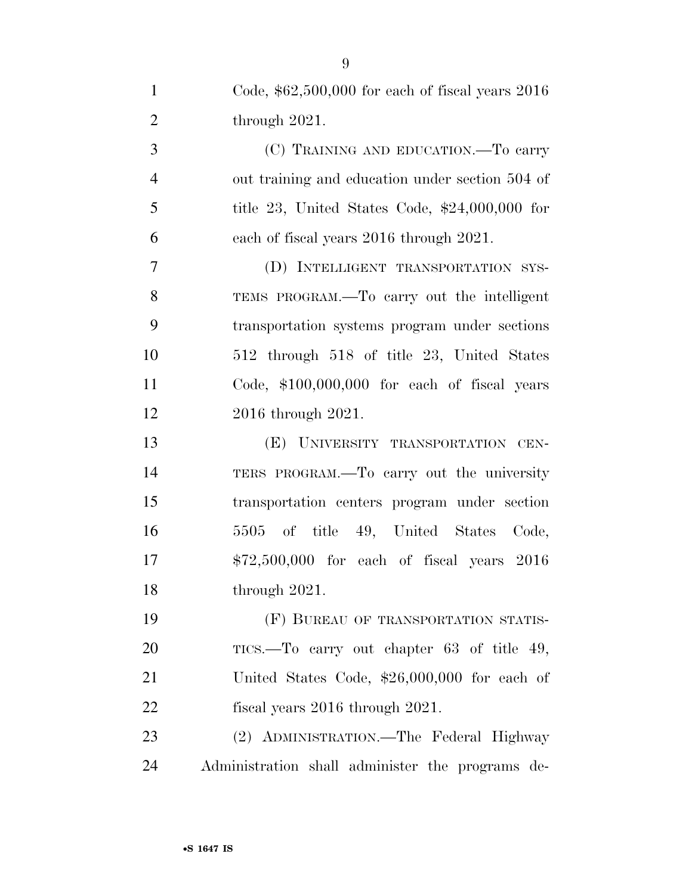Code, $62,500,000 for each of fiscal years 2016 through 2021.

(C) TRAINING AND EDUCATION.—To carry out training and education under section 504 of title 23, United States Code, $24,000,000 for each of fiscal years 2016 through 2021.

(D) INTELLIGENT TRANSPORTATION SYSTEMS PROGRAM.—To carry out the intelligent transportation systems program under sections 512 through 518 of title 23, United States Code, $100,000,000 for each of fiscal years 2016 through 2021.

(E) UNIVERSITY TRANSPORTATION CENTERS PROGRAM.—To carry out the university transportation centers program under section 5505 of title 49, United States Code, $72,500,000 for each of fiscal years 2016 through 2021.

(F) BUREAU OF TRANSPORTATION STATISTICS.—To carry out chapter 63 of title 49, United States Code, $26,000,000 for each of fiscal years 2016 through 2021.

(2) ADMINISTRATION.—The Federal Highway Administration shall administer the programs de-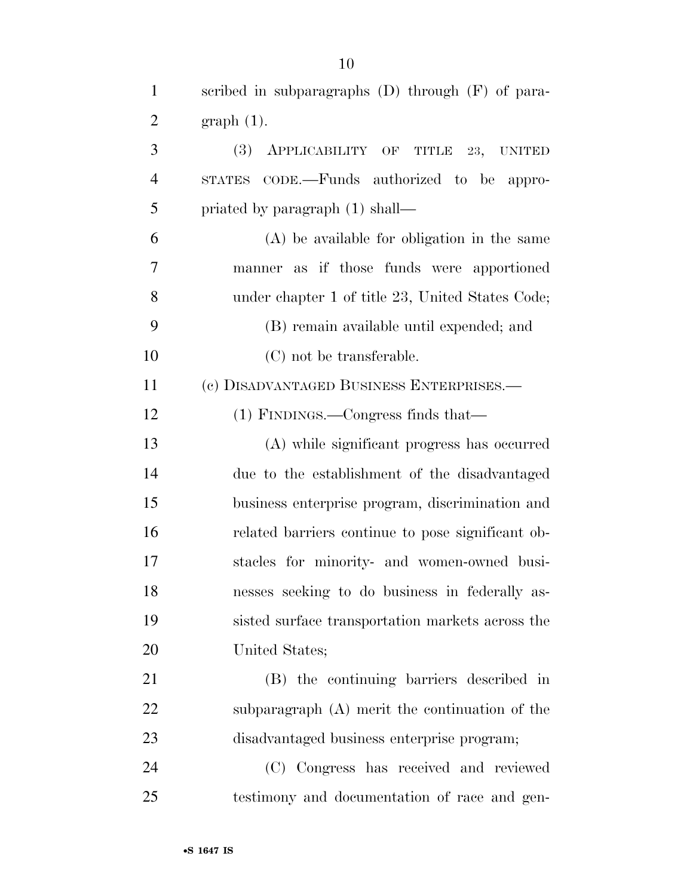scribed in subparagraphs (D) through (F) of paragraph (1).

(3) APPLICABILITY OF TITLE 23, UNITED STATES CODE.—Funds authorized to be appropriated by paragraph (1) shall—

(A) be available for obligation in the same manner as if those funds were apportioned under chapter 1 of title 23, United States Code;

(B) remain available until expended; and

(C) not be transferable.

(c) DISADVANTAGED BUSINESS ENTERPRISES.—

(1) FINDINGS.—Congress finds that—

(A) while significant progress has occurred due to the establishment of the disadvantaged business enterprise program, discrimination and related barriers continue to pose significant obstacles for minority- and women-owned businesses seeking to do business in federally assisted surface transportation markets across the United States;

(B) the continuing barriers described in subparagraph (A) merit the continuation of the disadvantaged business enterprise program;

(C) Congress has received and reviewed testimony and documentation of race and gen-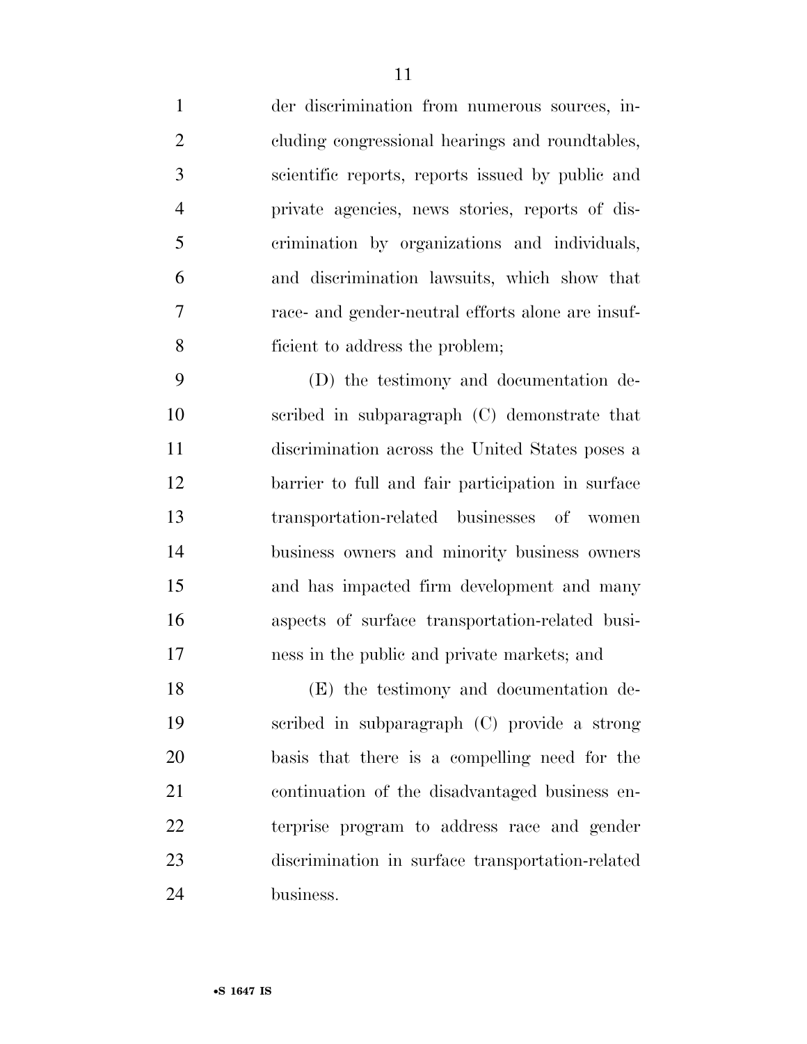der discrimination from numerous sources, including congressional hearings and roundtables, scientific reports, reports issued by public and private agencies, news stories, reports of discrimination by organizations and individuals, and discrimination lawsuits, which show that race- and gender-neutral efforts alone are insufficient to address the problem;

(D) the testimony and documentation described in subparagraph (C) demonstrate that discrimination across the United States poses a barrier to full and fair participation in surface transportation-related businesses of women business owners and minority business owners and has impacted firm development and many aspects of surface transportation-related business in the public and private markets; and

(E) the testimony and documentation described in subparagraph (C) provide a strong basis that there is a compelling need for the continuation of the disadvantaged business enterprise program to address race and gender discrimination in surface transportation-related business.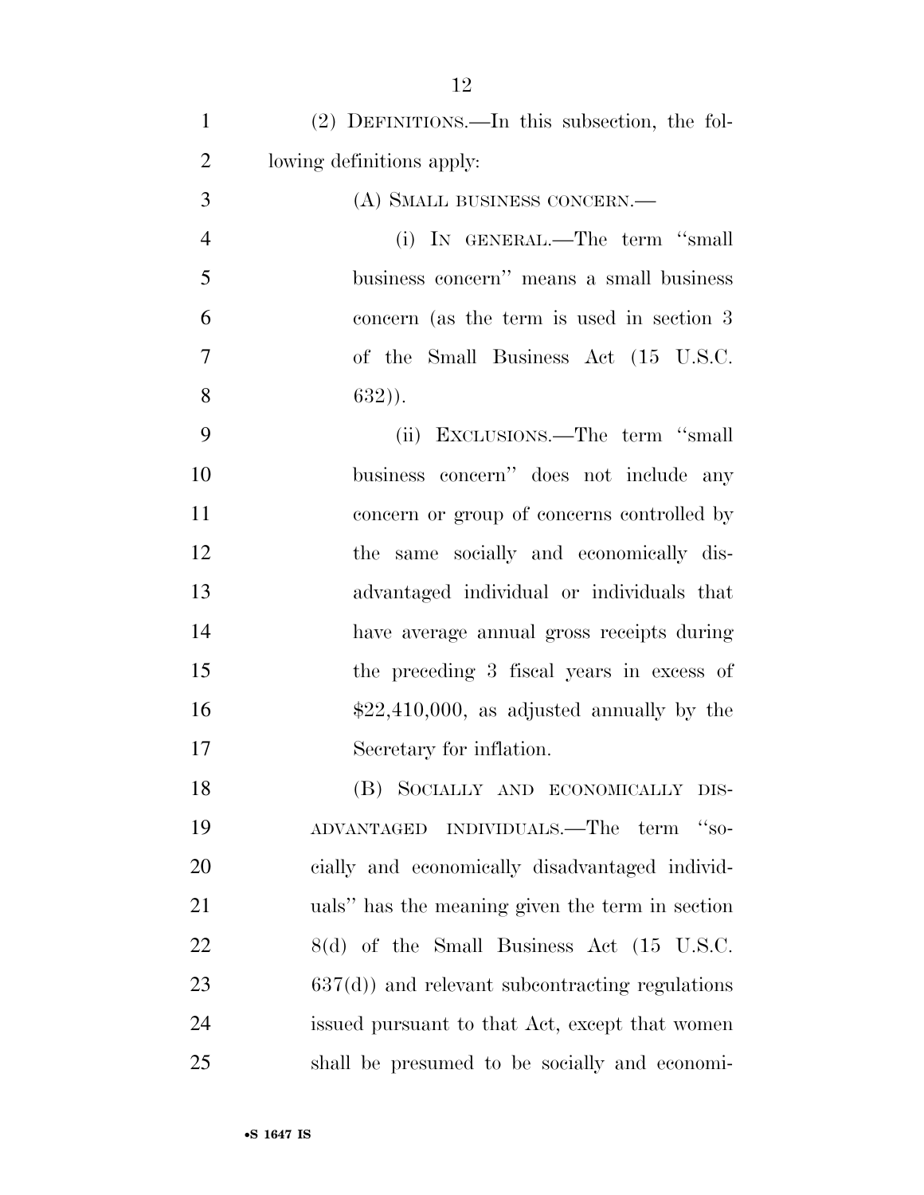(2) DEFINITIONS.—In this subsection, the following definitions apply:

(A) SMALL BUSINESS CONCERN.—

(i) IN GENERAL.—The term ''small business concern'' means a small business concern (as the term is used in section 3 of the Small Business Act (15 U.S.C. 632)).

(ii) EXCLUSIONS.—The term ''small business concern'' does not include any concern or group of concerns controlled by the same socially and economically disadvantaged individual or individuals that have average annual gross receipts during the preceding 3 fiscal years in excess of $22,410,000, as adjusted annually by the Secretary for inflation.

(B) SOCIALLY AND ECONOMICALLY DISADVANTAGED INDIVIDUALS.—The term ''socially and economically disadvantaged individuals'' has the meaning given the term in section 8(d) of the Small Business Act (15 U.S.C. 637(d)) and relevant subcontracting regulations issued pursuant to that Act, except that women shall be presumed to be socially and economi-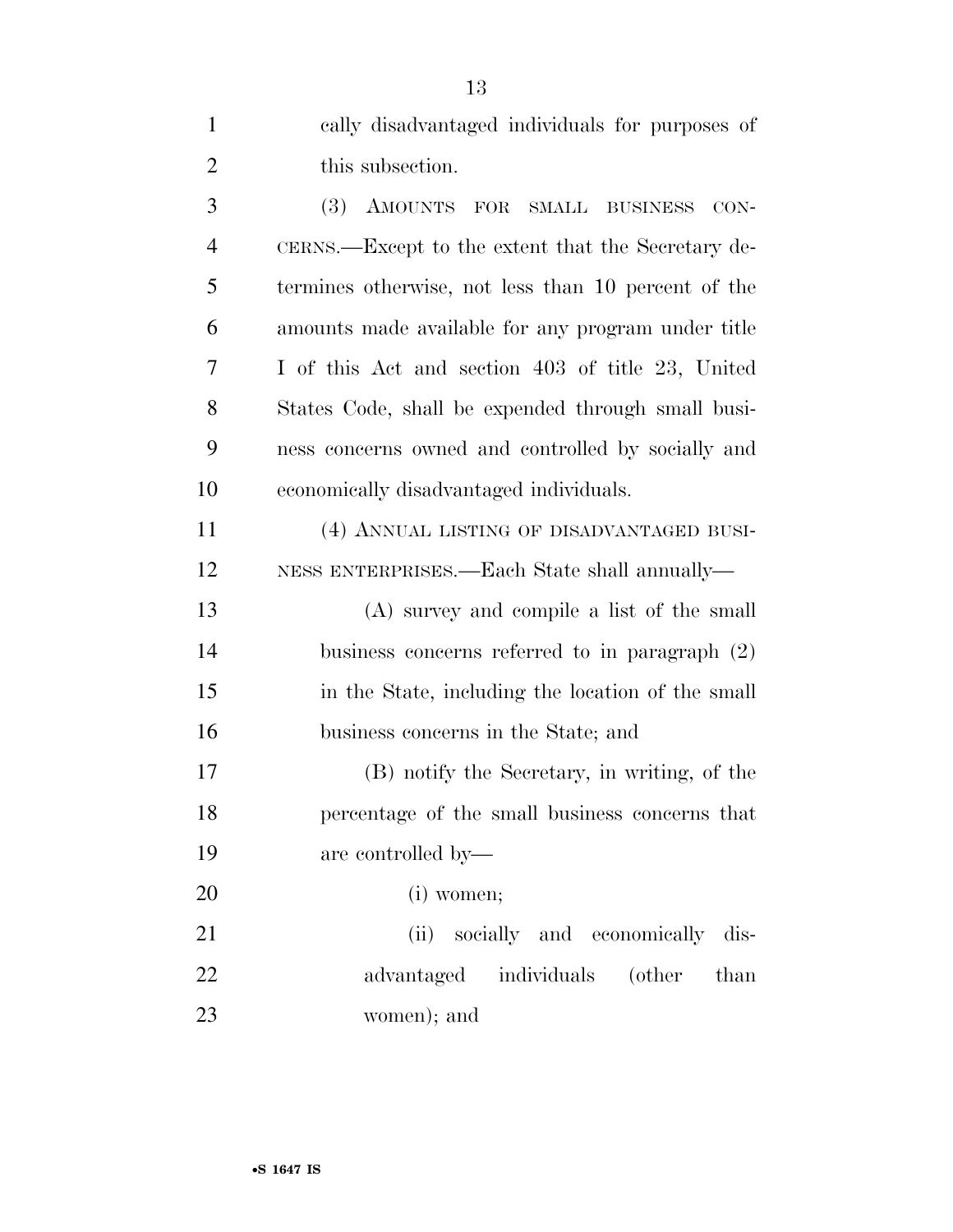cally disadvantaged individuals for purposes of this subsection.

(3) AMOUNTS FOR SMALL BUSINESS CONCERNS.—Except to the extent that the Secretary determines otherwise, not less than 10 percent of the amounts made available for any program under title I of this Act and section 403 of title 23, United States Code, shall be expended through small business concerns owned and controlled by socially and economically disadvantaged individuals.

(4) ANNUAL LISTING OF DISADVANTAGED BUSINESS ENTERPRISES.—Each State shall annually—

(A) survey and compile a list of the small business concerns referred to in paragraph (2) in the State, including the location of the small business concerns in the State; and

(B) notify the Secretary, in writing, of the percentage of the small business concerns that are controlled by—

(i) women;

(ii) socially and economically disadvantaged individuals (other than women); and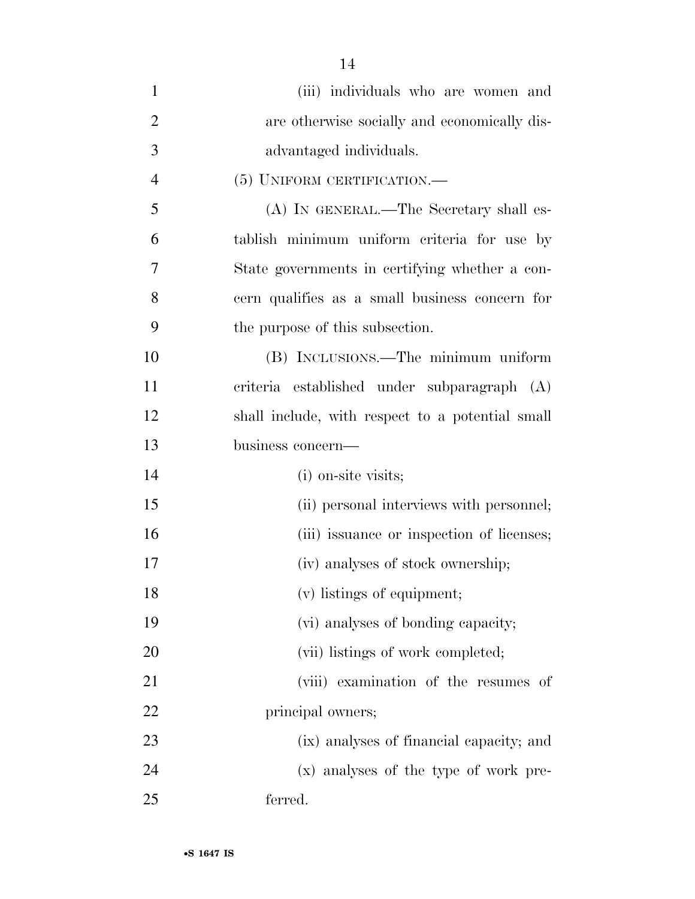(iii) individuals who are women and are otherwise socially and economically disadvantaged individuals.

(5) UNIFORM CERTIFICATION.—

(A) IN GENERAL.—The Secretary shall establish minimum uniform criteria for use by State governments in certifying whether a concern qualifies as a small business concern for the purpose of this subsection.

(B) INCLUSIONS.—The minimum uniform criteria established under subparagraph (A) shall include, with respect to a potential small business concern—

(i) on-site visits;

(ii) personal interviews with personnel;

(iii) issuance or inspection of licenses;

(iv) analyses of stock ownership;

(v) listings of equipment;

(vi) analyses of bonding capacity;

(vii) listings of work completed;

(viii) examination of the resumes of principal owners;

(ix) analyses of financial capacity; and

(x) analyses of the type of work preferred.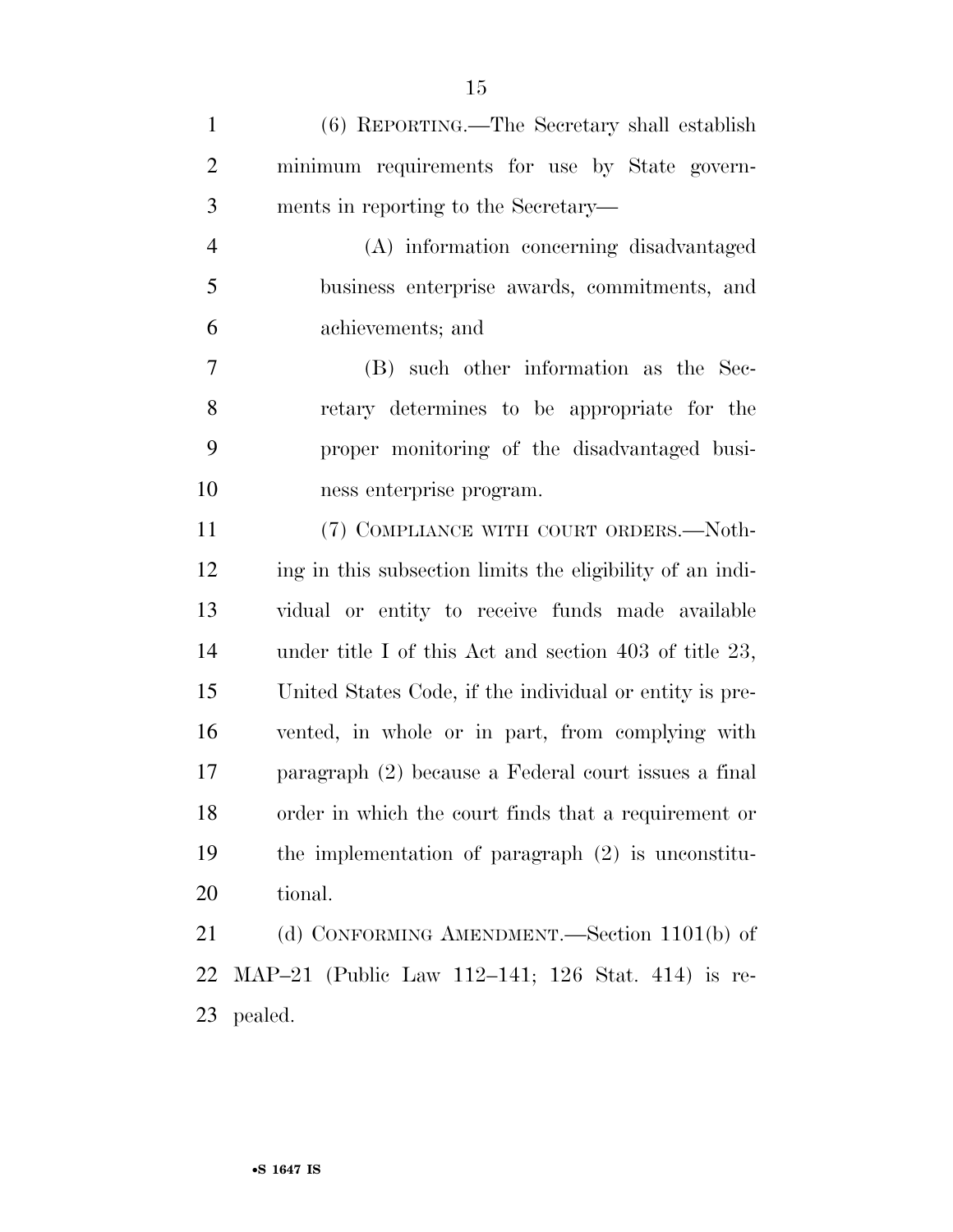(6) REPORTING.—The Secretary shall establish minimum requirements for use by State governments in reporting to the Secretary—

(A) information concerning disadvantaged business enterprise awards, commitments, and achievements; and

(B) such other information as the Secretary determines to be appropriate for the proper monitoring of the disadvantaged business enterprise program.

(7) COMPLIANCE WITH COURT ORDERS.—Nothing in this subsection limits the eligibility of an individual or entity to receive funds made available under title I of this Act and section 403 of title 23, United States Code, if the individual or entity is prevented, in whole or in part, from complying with paragraph (2) because a Federal court issues a final order in which the court finds that a requirement or the implementation of paragraph (2) is unconstitutional.

(d) CONFORMING AMENDMENT.—Section 1101(b) of MAP–21 (Public Law 112–141; 126 Stat. 414) is repealed.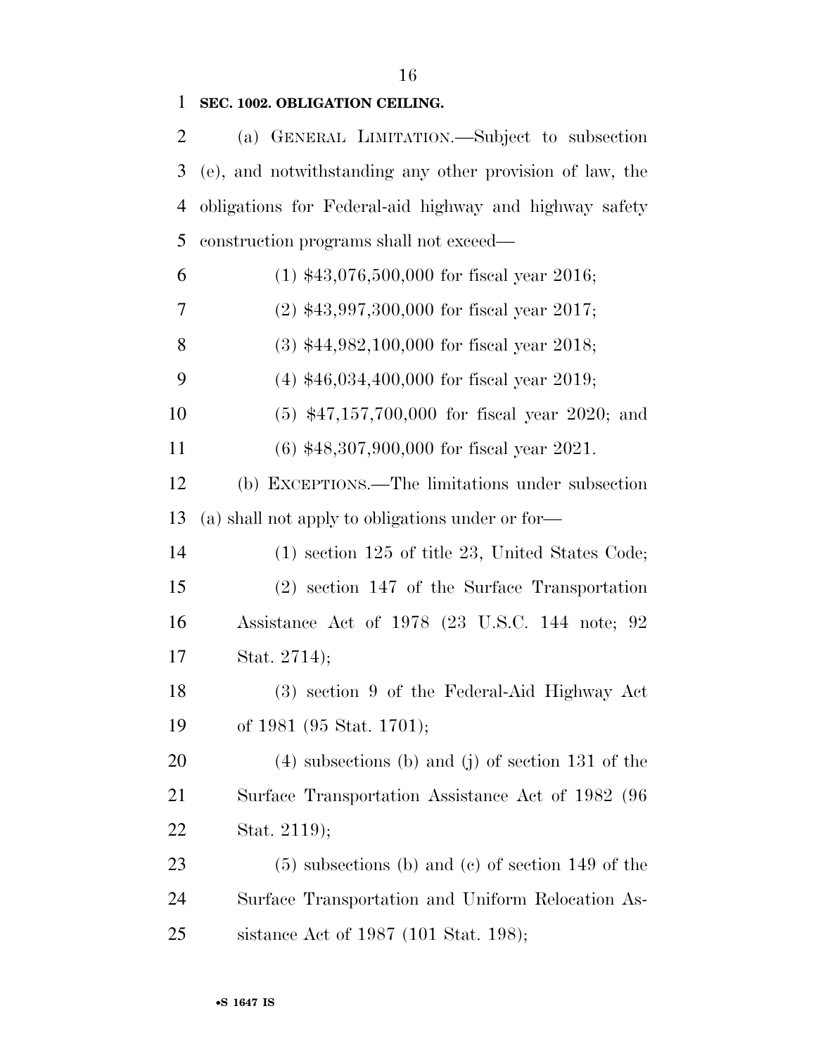**SEC. 1002. OBLIGATION CEILING.**

(a) GENERAL LIMITATION.—Subject to subsection (e), and notwithstanding any other provision of law, the obligations for Federal-aid highway and highway safety construction programs shall not exceed—

(1) $43,076,500,000 for fiscal year 2016;

(2) $43,997,300,000 for fiscal year 2017;

(3) $44,982,100,000 for fiscal year 2018;

(4) $46,034,400,000 for fiscal year 2019;

(5) $47,157,700,000 for fiscal year 2020; and

(6) $48,307,900,000 for fiscal year 2021.

(b) EXCEPTIONS.—The limitations under subsection (a) shall not apply to obligations under or for—

(1) section 125 of title 23, United States Code;

(2) section 147 of the Surface Transportation Assistance Act of 1978 (23 U.S.C. 144 note; 92 Stat. 2714);

(3) section 9 of the Federal-Aid Highway Act of 1981 (95 Stat. 1701);

(4) subsections (b) and (j) of section 131 of the Surface Transportation Assistance Act of 1982 (96 Stat. 2119);

(5) subsections (b) and (c) of section 149 of the Surface Transportation and Uniform Relocation Assistance Act of 1987 (101 Stat. 198);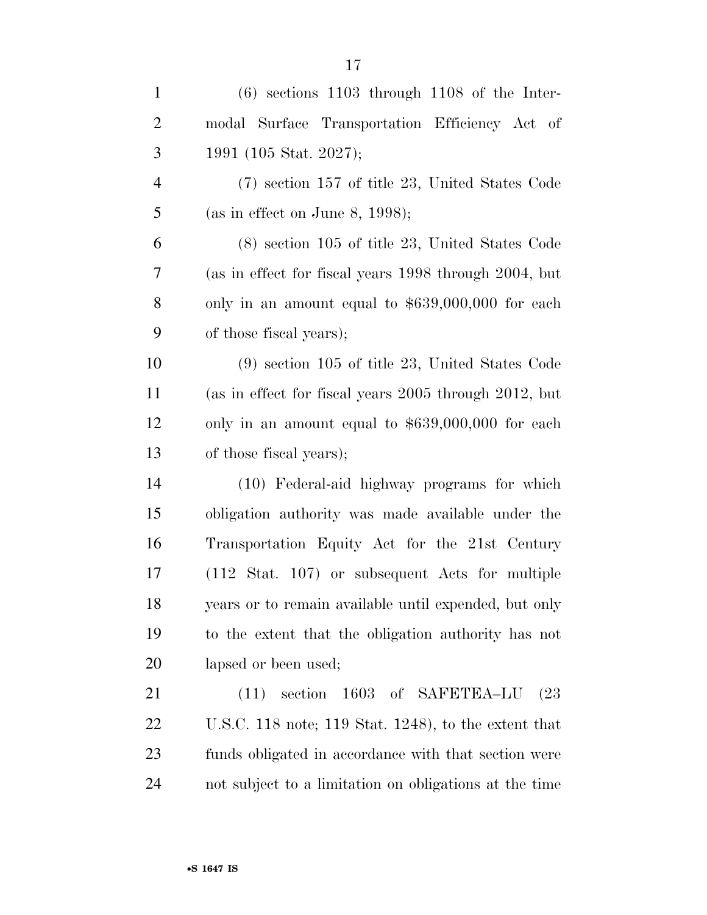(6) sections 1103 through 1108 of the Intermodal Surface Transportation Efficiency Act of 1991 (105 Stat. 2027);

(7) section 157 of title 23, United States Code (as in effect on June 8, 1998);

(8) section 105 of title 23, United States Code (as in effect for fiscal years 1998 through 2004, but only in an amount equal to $639,000,000 for each of those fiscal years);

(9) section 105 of title 23, United States Code (as in effect for fiscal years 2005 through 2012, but only in an amount equal to $639,000,000 for each of those fiscal years);

(10) Federal-aid highway programs for which obligation authority was made available under the Transportation Equity Act for the 21st Century (112 Stat. 107) or subsequent Acts for multiple years or to remain available until expended, but only to the extent that the obligation authority has not lapsed or been used;

(11) section 1603 of SAFETEA–LU (23 U.S.C. 118 note; 119 Stat. 1248), to the extent that funds obligated in accordance with that section were not subject to a limitation on obligations at the time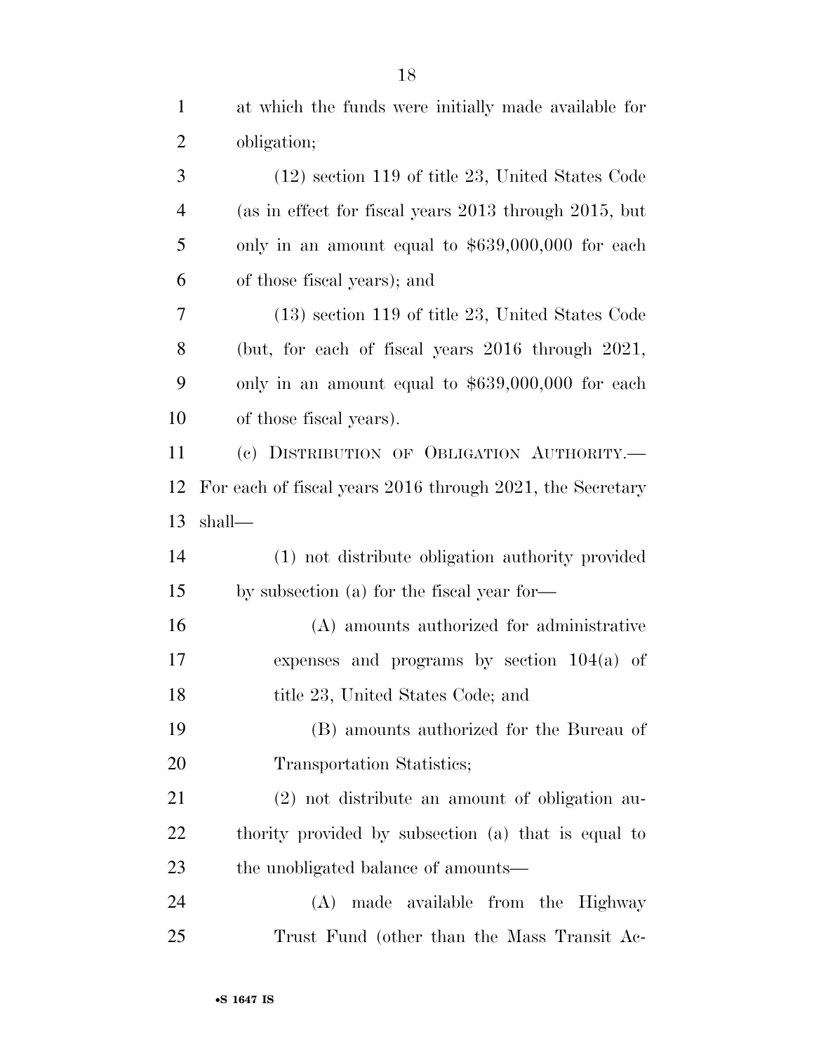at which the funds were initially made available for obligation;

(12) section 119 of title 23, United States Code (as in effect for fiscal years 2013 through 2015, but only in an amount equal to $639,000,000 for each of those fiscal years); and

(13) section 119 of title 23, United States Code (but, for each of fiscal years 2016 through 2021, only in an amount equal to $639,000,000 for each of those fiscal years).

(c) DISTRIBUTION OF OBLIGATION AUTHORITY.— For each of fiscal years 2016 through 2021, the Secretary shall—

(1) not distribute obligation authority provided by subsection (a) for the fiscal year for—

(A) amounts authorized for administrative expenses and programs by section 104(a) of title 23, United States Code; and

(B) amounts authorized for the Bureau of Transportation Statistics;

(2) not distribute an amount of obligation authority provided by subsection (a) that is equal to the unobligated balance of amounts—

(A) made available from the Highway Trust Fund (other than the Mass Transit Ac-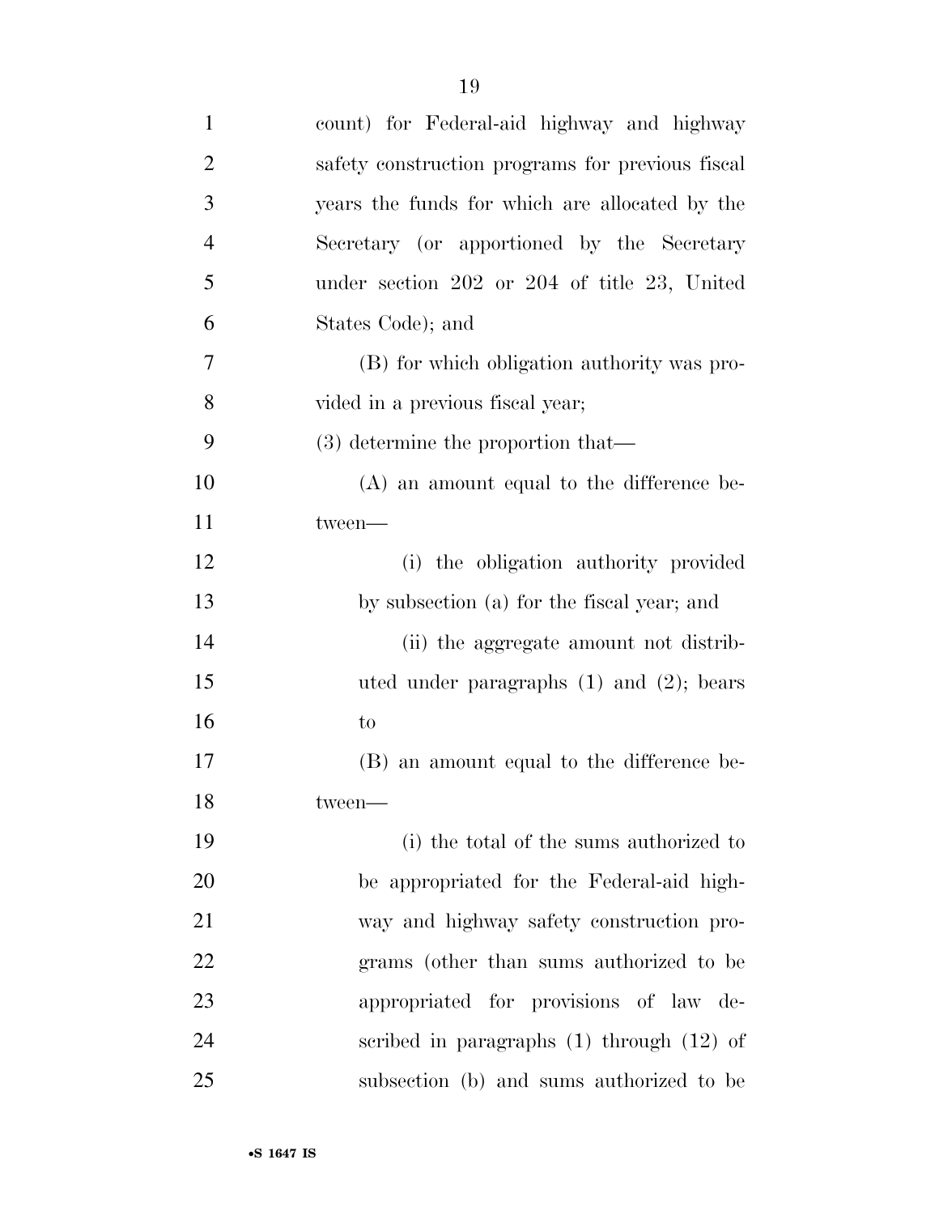count) for Federal-aid highway and highway safety construction programs for previous fiscal years the funds for which are allocated by the Secretary (or apportioned by the Secretary under section 202 or 204 of title 23, United States Code); and

(B) for which obligation authority was provided in a previous fiscal year;

(3) determine the proportion that—

(A) an amount equal to the difference between—

(i) the obligation authority provided by subsection (a) for the fiscal year; and

(ii) the aggregate amount not distributed under paragraphs (1) and (2); bears to

(B) an amount equal to the difference between—

(i) the total of the sums authorized to be appropriated for the Federal-aid highway and highway safety construction programs (other than sums authorized to be appropriated for provisions of law described in paragraphs (1) through (12) of subsection (b) and sums authorized to be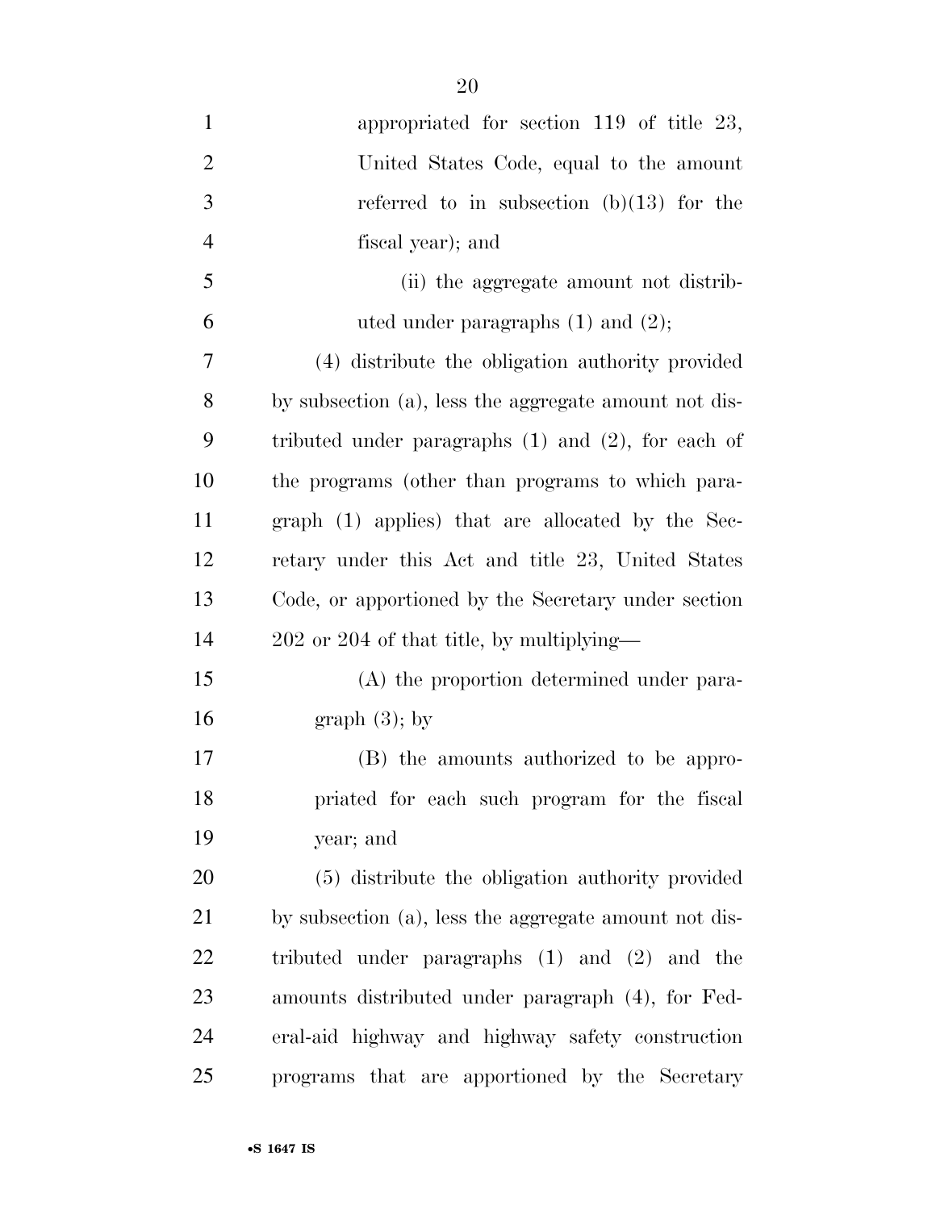appropriated for section 119 of title 23, United States Code, equal to the amount referred to in subsection (b)(13) for the fiscal year); and

(ii) the aggregate amount not distributed under paragraphs (1) and (2);

(4) distribute the obligation authority provided by subsection (a), less the aggregate amount not distributed under paragraphs (1) and (2), for each of the programs (other than programs to which paragraph (1) applies) that are allocated by the Secretary under this Act and title 23, United States Code, or apportioned by the Secretary under section 202 or 204 of that title, by multiplying—

(A) the proportion determined under paragraph (3); by

(B) the amounts authorized to be appropriated for each such program for the fiscal year; and

(5) distribute the obligation authority provided by subsection (a), less the aggregate amount not distributed under paragraphs (1) and (2) and the amounts distributed under paragraph (4), for Federal-aid highway and highway safety construction programs that are apportioned by the Secretary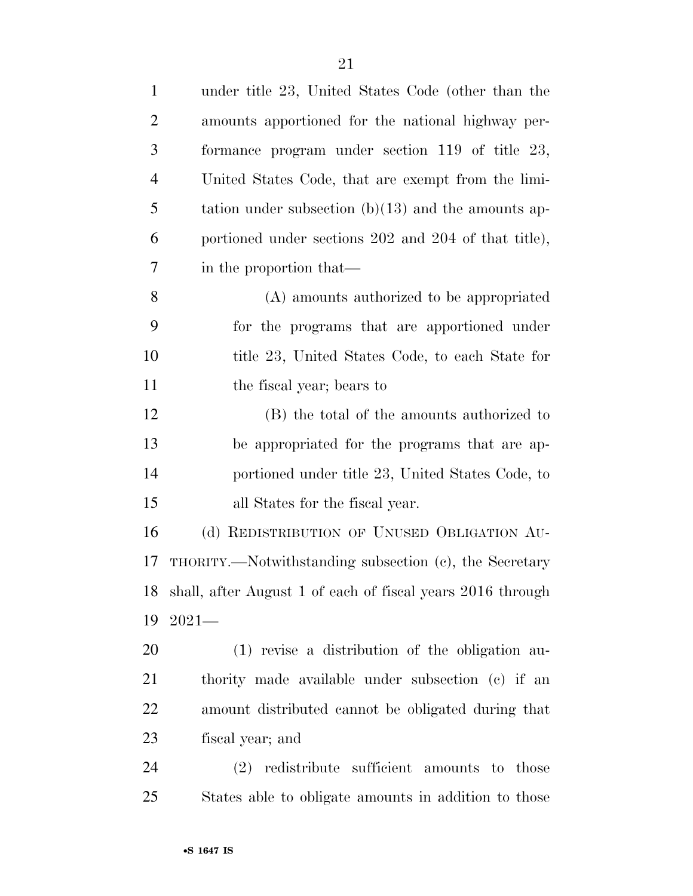under title 23, United States Code (other than the amounts apportioned for the national highway performance program under section 119 of title 23, United States Code, that are exempt from the limitation under subsection (b)(13) and the amounts apportioned under sections 202 and 204 of that title), in the proportion that—

(A) amounts authorized to be appropriated for the programs that are apportioned under title 23, United States Code, to each State for the fiscal year; bears to

(B) the total of the amounts authorized to be appropriated for the programs that are apportioned under title 23, United States Code, to all States for the fiscal year.

(d) REDISTRIBUTION OF UNUSED OBLIGATION AUTHORITY.—Notwithstanding subsection (c), the Secretary shall, after August 1 of each of fiscal years 2016 through 2021—

(1) revise a distribution of the obligation authority made available under subsection (c) if an amount distributed cannot be obligated during that fiscal year; and

(2) redistribute sufficient amounts to those States able to obligate amounts in addition to those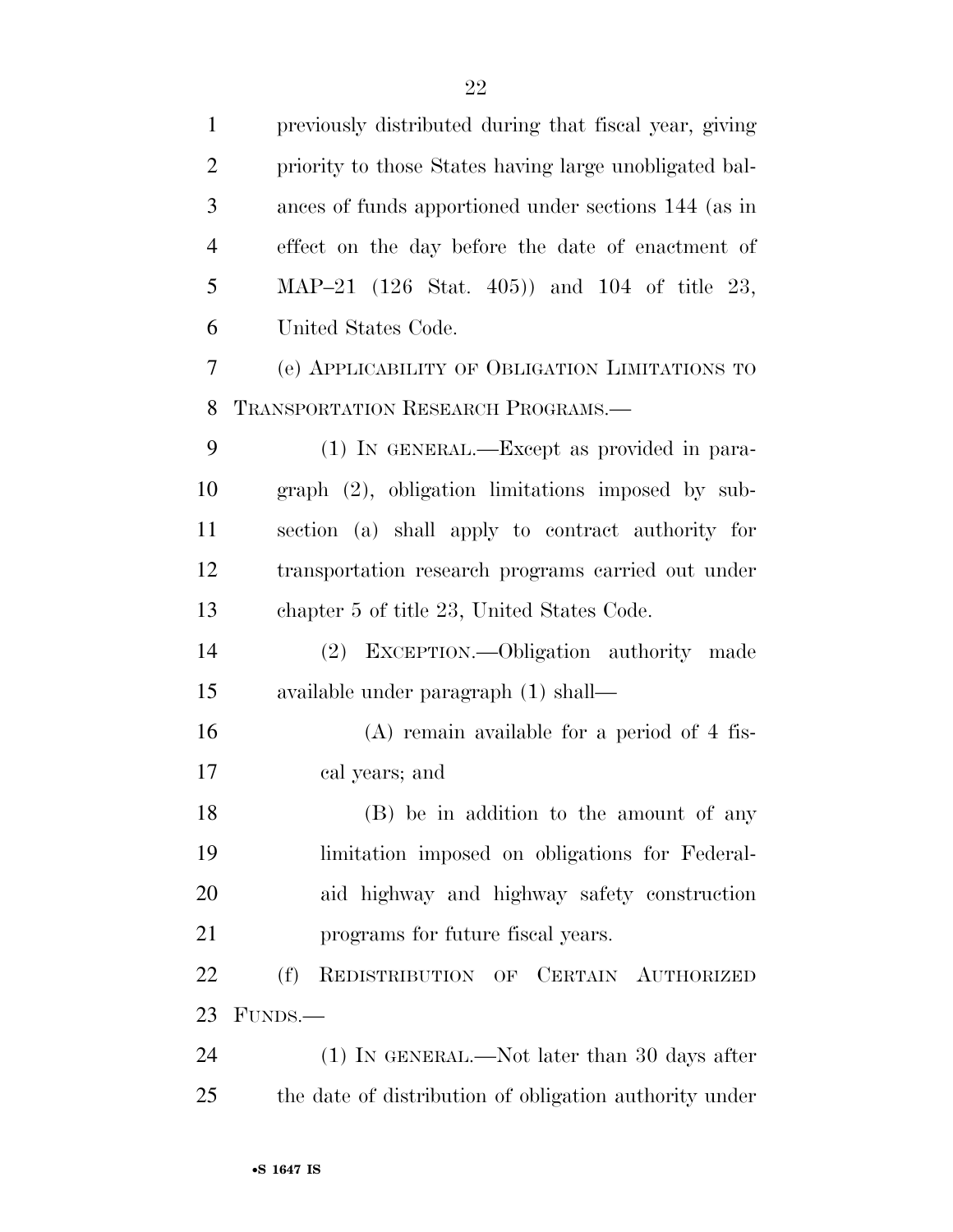previously distributed during that fiscal year, giving priority to those States having large unobligated balances of funds apportioned under sections 144 (as in effect on the day before the date of enactment of MAP–21 (126 Stat. 405)) and 104 of title 23, United States Code.

(e) APPLICABILITY OF OBLIGATION LIMITATIONS TO TRANSPORTATION RESEARCH PROGRAMS.—

(1) IN GENERAL.—Except as provided in paragraph (2), obligation limitations imposed by subsection (a) shall apply to contract authority for transportation research programs carried out under chapter 5 of title 23, United States Code.

(2) EXCEPTION.—Obligation authority made available under paragraph (1) shall—

(A) remain available for a period of 4 fiscal years; and

(B) be in addition to the amount of any limitation imposed on obligations for Federal-aid highway and highway safety construction programs for future fiscal years.

(f) REDISTRIBUTION OF CERTAIN AUTHORIZED FUNDS.—

(1) IN GENERAL.—Not later than 30 days after the date of distribution of obligation authority under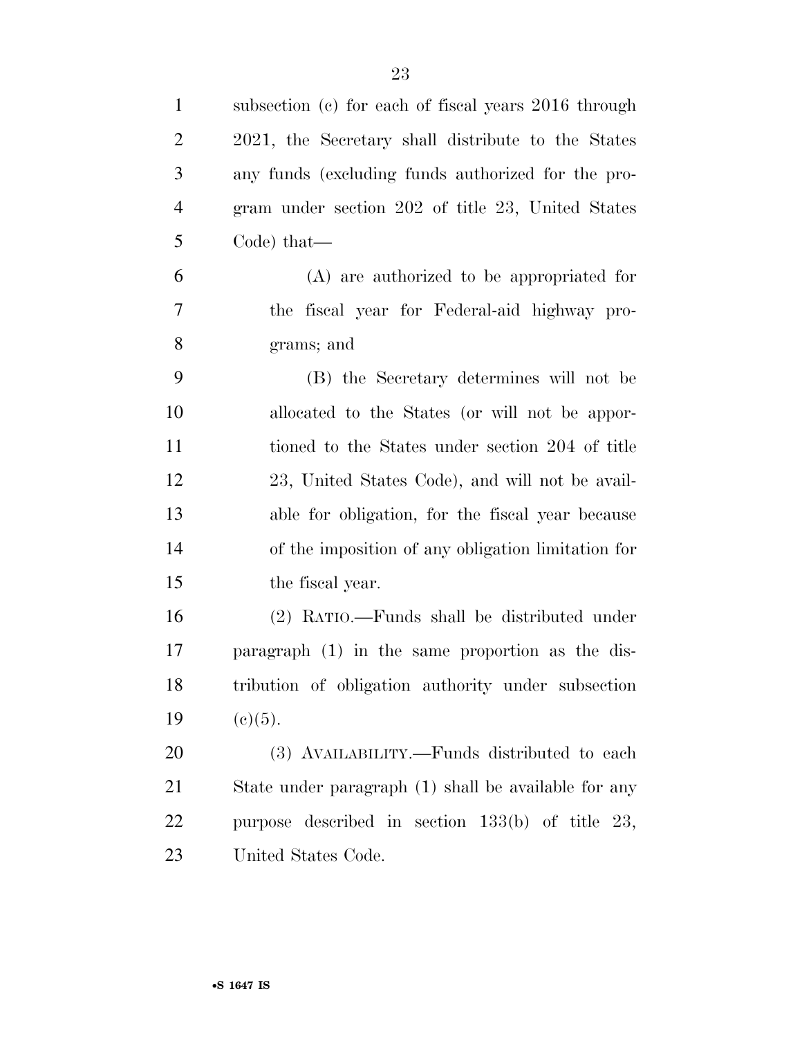subsection (c) for each of fiscal years 2016 through 2021, the Secretary shall distribute to the States any funds (excluding funds authorized for the program under section 202 of title 23, United States Code) that—

(A) are authorized to be appropriated for the fiscal year for Federal-aid highway programs; and

(B) the Secretary determines will not be allocated to the States (or will not be apportioned to the States under section 204 of title 23, United States Code), and will not be available for obligation, for the fiscal year because of the imposition of any obligation limitation for the fiscal year.

(2) RATIO.—Funds shall be distributed under paragraph (1) in the same proportion as the distribution of obligation authority under subsection (c)(5).

(3) AVAILABILITY.—Funds distributed to each State under paragraph (1) shall be available for any purpose described in section 133(b) of title 23, United States Code.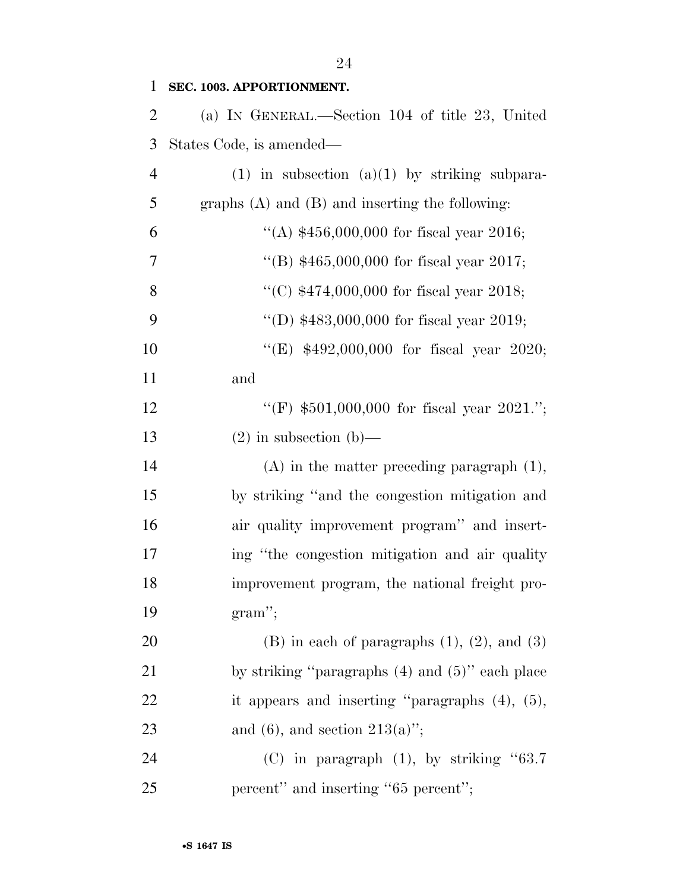**SEC. 1003. APPORTIONMENT.**

(a) IN GENERAL.—Section 104 of title 23, United States Code, is amended—

(1) in subsection (a)(1) by striking subparagraphs (A) and (B) and inserting the following:

"(A) $456,000,000 for fiscal year 2016;

"(B) $465,000,000 for fiscal year 2017;

"(C) $474,000,000 for fiscal year 2018;

"(D) $483,000,000 for fiscal year 2019;

"(E) $492,000,000 for fiscal year 2020; and

"(F) $501,000,000 for fiscal year 2021.";

(2) in subsection (b)—

(A) in the matter preceding paragraph (1), by striking "and the congestion mitigation and air quality improvement program" and inserting "the congestion mitigation and air quality improvement program, the national freight program";

(B) in each of paragraphs (1), (2), and (3) by striking "paragraphs (4) and (5)" each place it appears and inserting "paragraphs (4), (5), and (6), and section 213(a)";

(C) in paragraph (1), by striking "63.7 percent" and inserting "65 percent";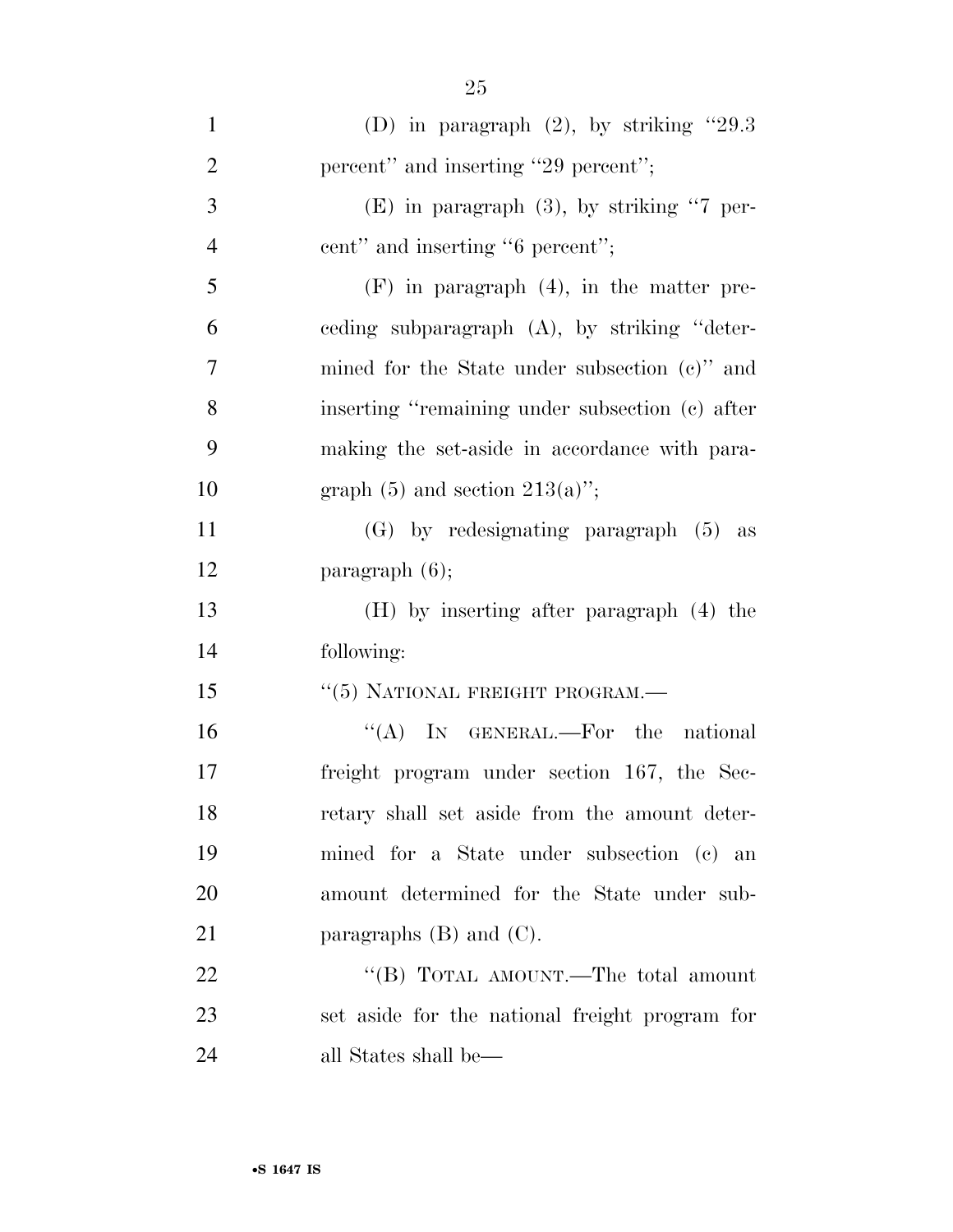(D) in paragraph (2), by striking "29.3 percent" and inserting "29 percent";

(E) in paragraph (3), by striking "7 percent" and inserting "6 percent";

(F) in paragraph (4), in the matter preceding subparagraph (A), by striking "determined for the State under subsection (c)" and inserting "remaining under subsection (c) after making the set-aside in accordance with paragraph (5) and section 213(a)";

(G) by redesignating paragraph (5) as paragraph (6);

(H) by inserting after paragraph (4) the following:

"(5) NATIONAL FREIGHT PROGRAM.—

"(A) IN GENERAL.—For the national freight program under section 167, the Secretary shall set aside from the amount determined for a State under subsection (c) an amount determined for the State under subparagraphs (B) and (C).

"(B) TOTAL AMOUNT.—The total amount set aside for the national freight program for all States shall be—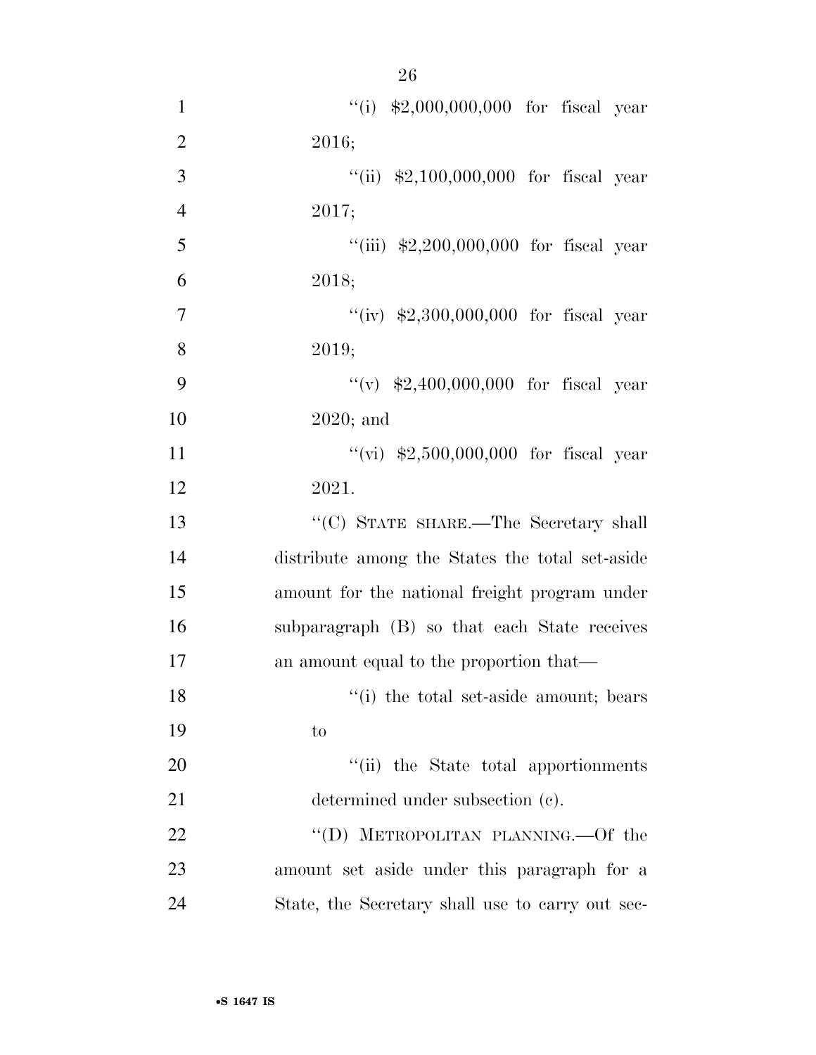''(i) $2,000,000,000 for fiscal year 2016;

''(ii) $2,100,000,000 for fiscal year 2017;

''(iii) $2,200,000,000 for fiscal year 2018;

''(iv) $2,300,000,000 for fiscal year 2019;

''(v) $2,400,000,000 for fiscal year 2020; and

''(vi) $2,500,000,000 for fiscal year 2021.

''(C) STATE SHARE.—The Secretary shall distribute among the States the total set-aside amount for the national freight program under subparagraph (B) so that each State receives an amount equal to the proportion that—

''(i) the total set-aside amount; bears to

''(ii) the State total apportionments determined under subsection (c).

''(D) METROPOLITAN PLANNING.—Of the amount set aside under this paragraph for a State, the Secretary shall use to carry out sec-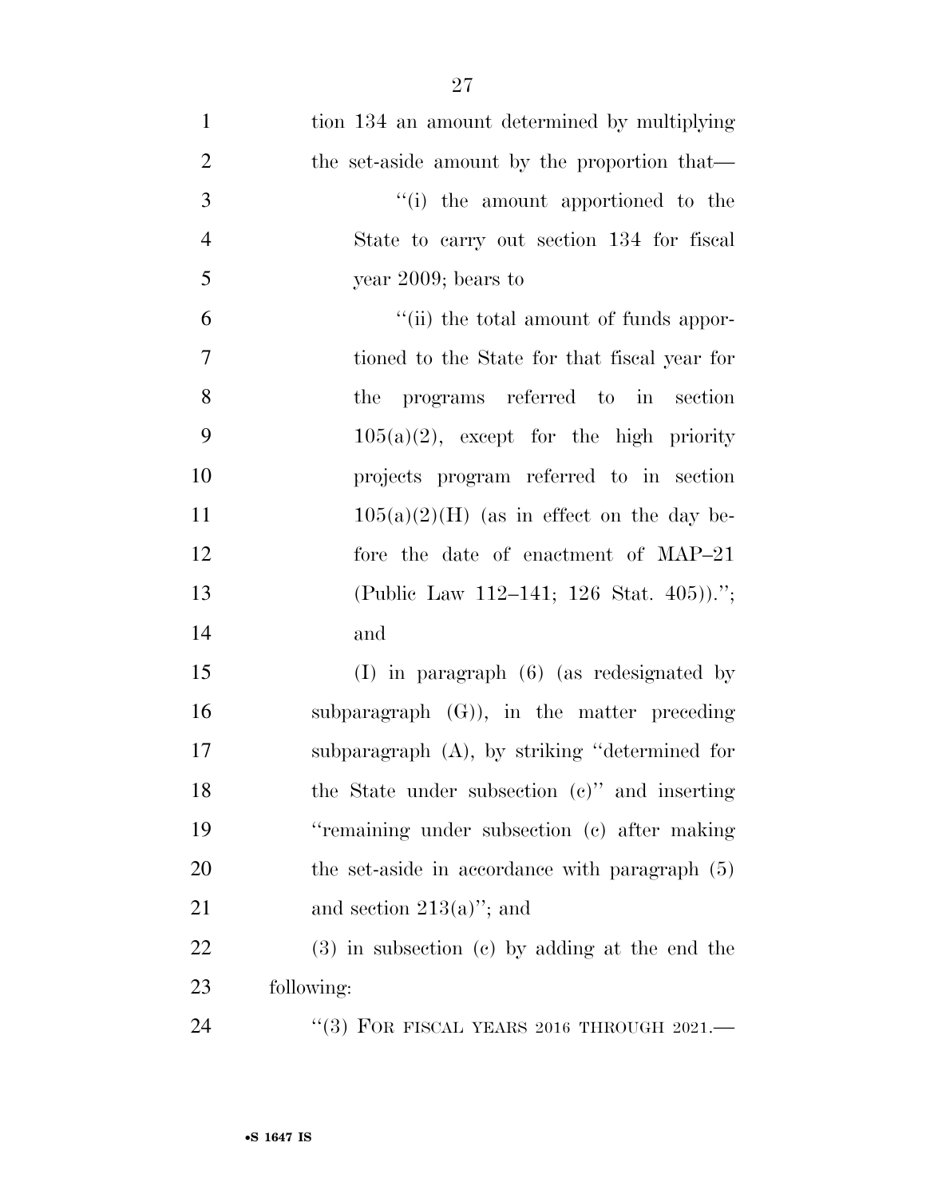tion 134 an amount determined by multiplying the set-aside amount by the proportion that—

"(i) the amount apportioned to the State to carry out section 134 for fiscal year 2009; bears to

"(ii) the total amount of funds apportioned to the State for that fiscal year for the programs referred to in section 105(a)(2), except for the high priority projects program referred to in section 105(a)(2)(H) (as in effect on the day before the date of enactment of MAP–21 (Public Law 112–141; 126 Stat. 405))."; and

(I) in paragraph (6) (as redesignated by subparagraph (G)), in the matter preceding subparagraph (A), by striking "determined for the State under subsection (c)" and inserting "remaining under subsection (c) after making the set-aside in accordance with paragraph (5) and section 213(a)"; and

(3) in subsection (c) by adding at the end the following:

"(3) FOR FISCAL YEARS 2016 THROUGH 2021.—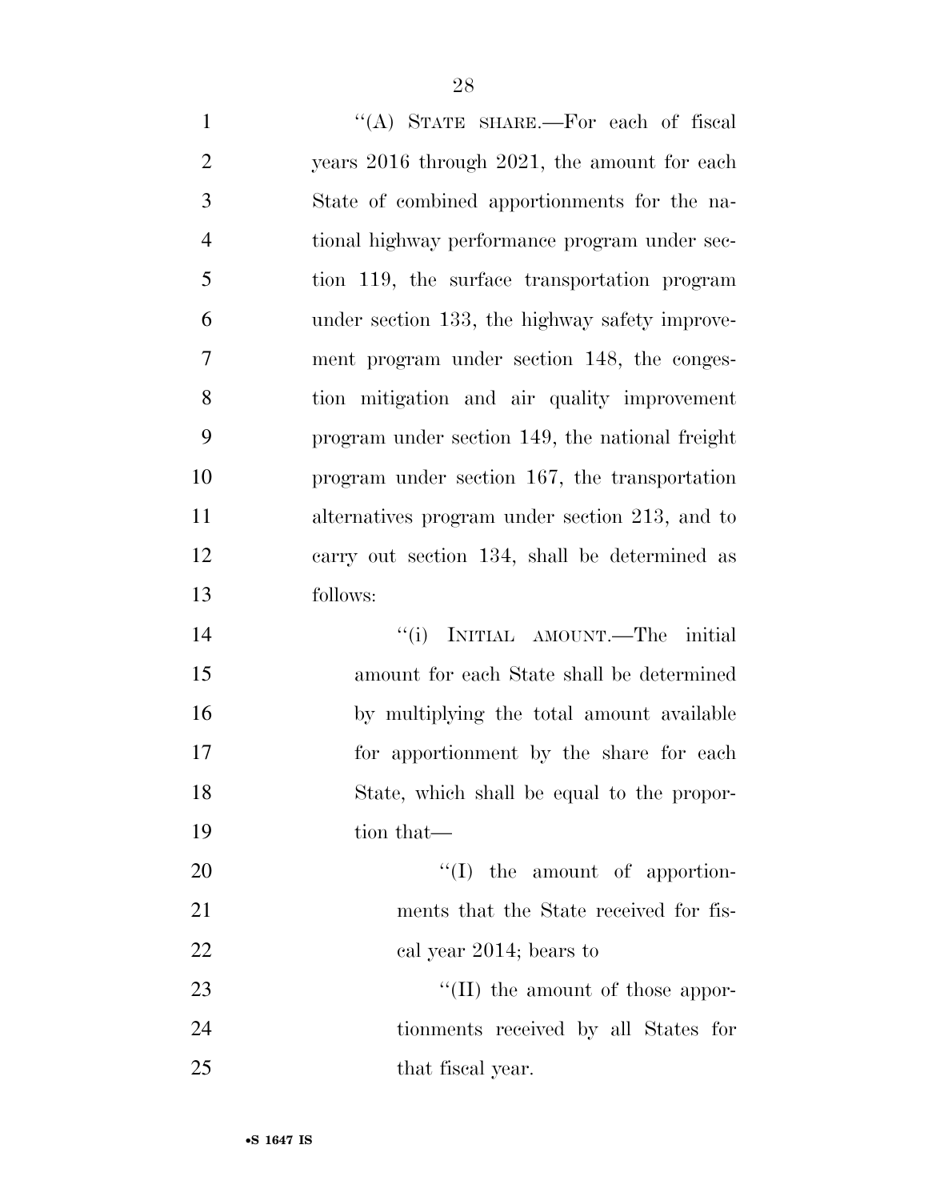''(A) STATE SHARE.—For each of fiscal years 2016 through 2021, the amount for each State of combined apportionments for the national highway performance program under section 119, the surface transportation program under section 133, the highway safety improvement program under section 148, the congestion mitigation and air quality improvement program under section 149, the national freight program under section 167, the transportation alternatives program under section 213, and to carry out section 134, shall be determined as follows:

''(i) INITIAL AMOUNT.—The initial amount for each State shall be determined by multiplying the total amount available for apportionment by the share for each State, which shall be equal to the proportion that—

''(I) the amount of apportionments that the State received for fiscal year 2014; bears to

''(II) the amount of those apportionments received by all States for that fiscal year.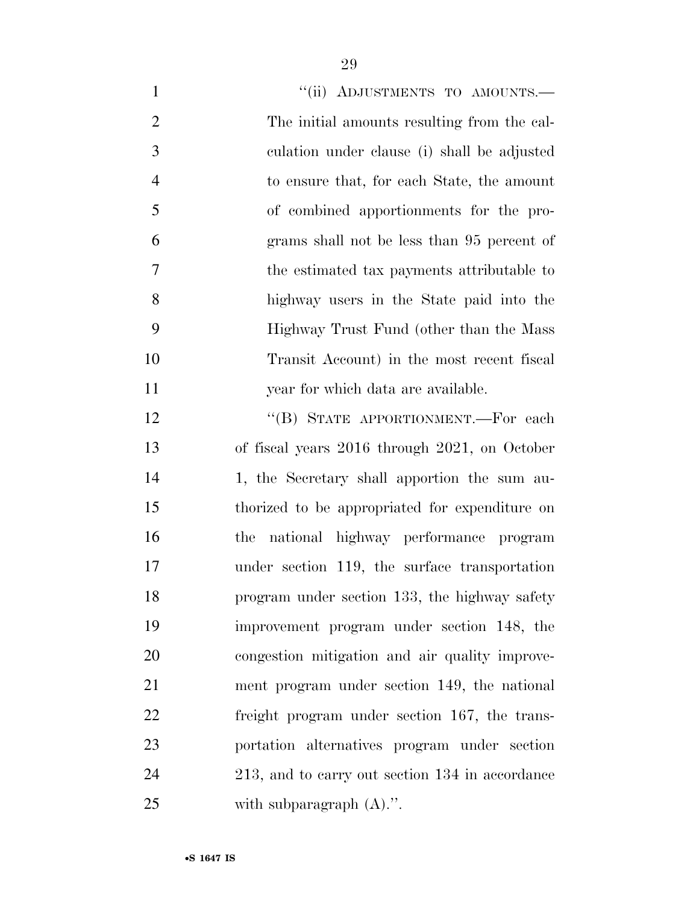"(ii) ADJUSTMENTS TO AMOUNTS.—The initial amounts resulting from the calculation under clause (i) shall be adjusted to ensure that, for each State, the amount of combined apportionments for the programs shall not be less than 95 percent of the estimated tax payments attributable to highway users in the State paid into the Highway Trust Fund (other than the Mass Transit Account) in the most recent fiscal year for which data are available.

"(B) STATE APPORTIONMENT.—For each of fiscal years 2016 through 2021, on October 1, the Secretary shall apportion the sum authorized to be appropriated for expenditure on the national highway performance program under section 119, the surface transportation program under section 133, the highway safety improvement program under section 148, the congestion mitigation and air quality improvement program under section 149, the national freight program under section 167, the transportation alternatives program under section 213, and to carry out section 134 in accordance with subparagraph (A).".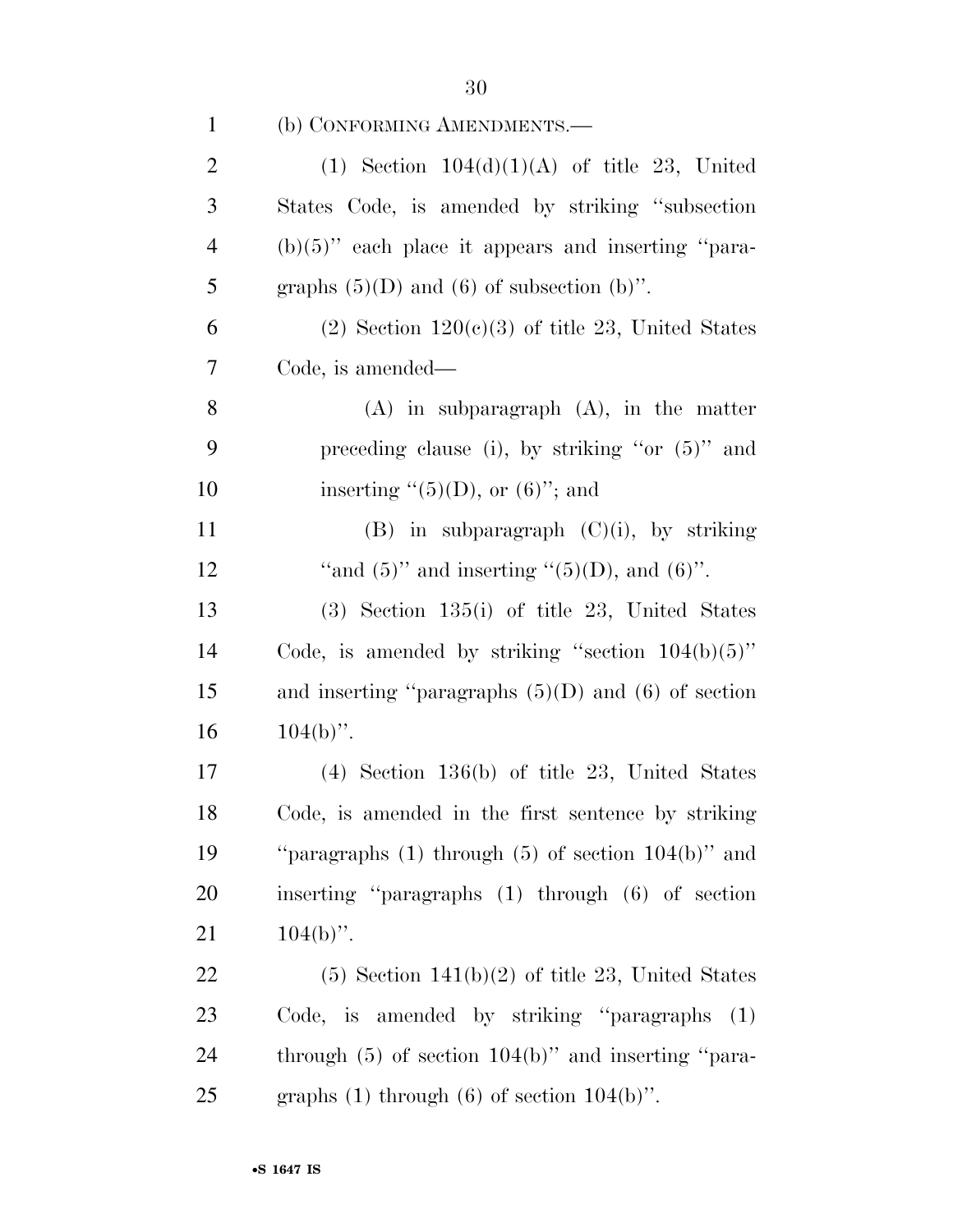(b) CONFORMING AMENDMENTS.—

(1) Section 104(d)(1)(A) of title 23, United States Code, is amended by striking "subsection (b)(5)" each place it appears and inserting "paragraphs (5)(D) and (6) of subsection (b)".

(2) Section 120(c)(3) of title 23, United States Code, is amended—

(A) in subparagraph (A), in the matter preceding clause (i), by striking "or (5)" and inserting "(5)(D), or (6)"; and

(B) in subparagraph (C)(i), by striking "and (5)" and inserting "(5)(D), and (6)".

(3) Section 135(i) of title 23, United States Code, is amended by striking "section 104(b)(5)" and inserting "paragraphs (5)(D) and (6) of section 104(b)".

(4) Section 136(b) of title 23, United States Code, is amended in the first sentence by striking "paragraphs (1) through (5) of section 104(b)" and inserting "paragraphs (1) through (6) of section 104(b)".

(5) Section 141(b)(2) of title 23, United States Code, is amended by striking "paragraphs (1) through (5) of section 104(b)" and inserting "paragraphs (1) through (6) of section 104(b)".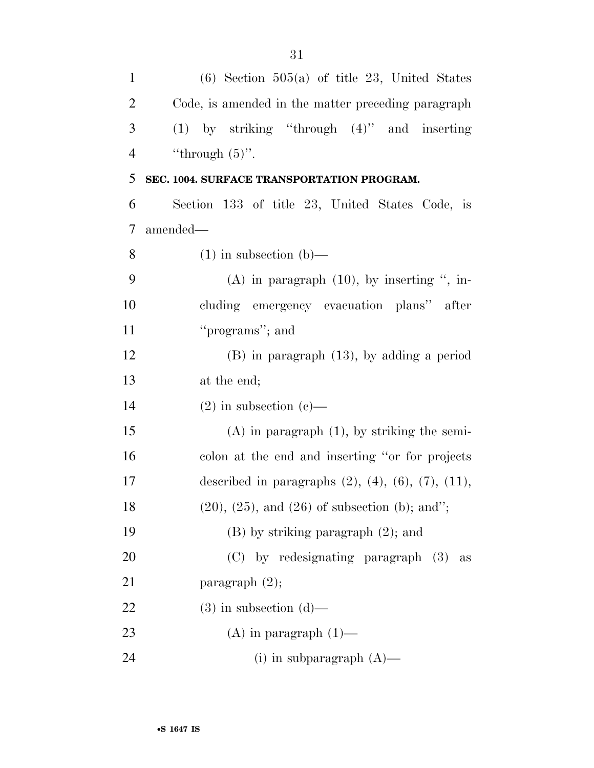(6) Section 505(a) of title 23, United States Code, is amended in the matter preceding paragraph (1) by striking "through (4)" and inserting "through (5)".

**SEC. 1004. SURFACE TRANSPORTATION PROGRAM.**

Section 133 of title 23, United States Code, is amended—

(1) in subsection (b)—

(A) in paragraph (10), by inserting ", including emergency evacuation plans" after "programs"; and

(B) in paragraph (13), by adding a period at the end;

(2) in subsection (c)—

(A) in paragraph (1), by striking the semicolon at the end and inserting "or for projects described in paragraphs (2), (4), (6), (7), (11), (20), (25), and (26) of subsection (b); and";

(B) by striking paragraph (2); and

(C) by redesignating paragraph (3) as paragraph (2);

(3) in subsection (d)—

(A) in paragraph (1)—

(i) in subparagraph (A)—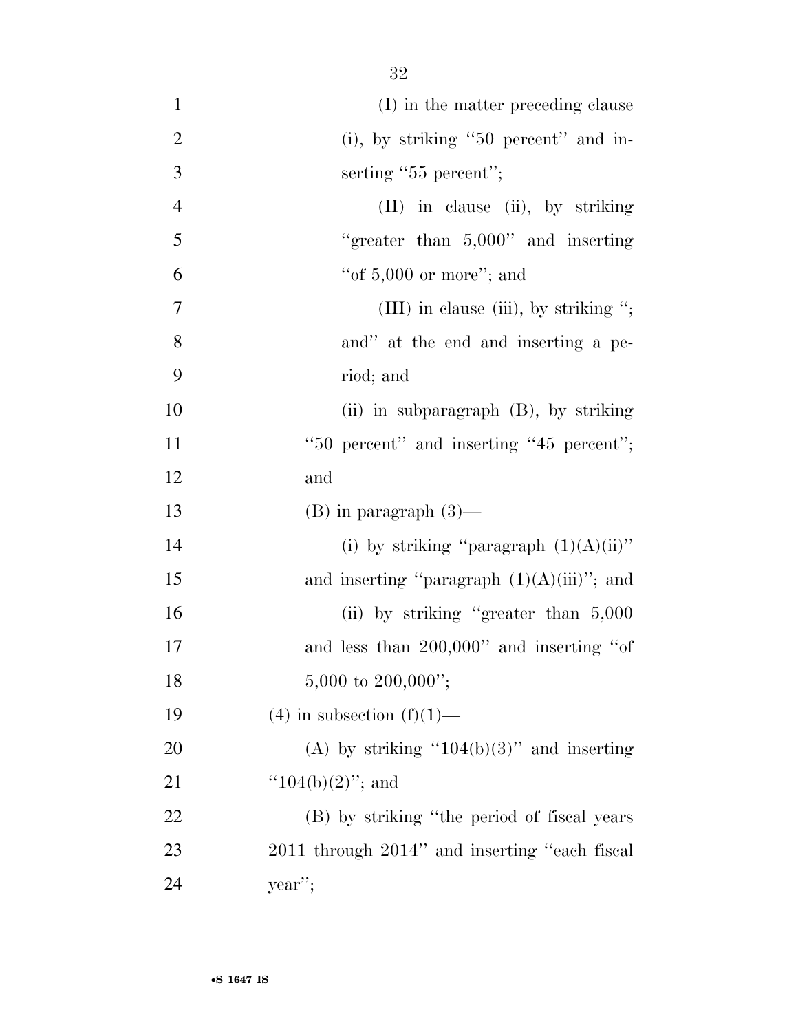(I) in the matter preceding clause (i), by striking "50 percent" and inserting "55 percent";

(II) in clause (ii), by striking "greater than 5,000" and inserting "of 5,000 or more"; and

(III) in clause (iii), by striking "; and" at the end and inserting a period; and

(ii) in subparagraph (B), by striking "50 percent" and inserting "45 percent"; and

(B) in paragraph (3)—

(i) by striking "paragraph (1)(A)(ii)" and inserting "paragraph (1)(A)(iii)"; and

(ii) by striking "greater than 5,000 and less than 200,000" and inserting "of 5,000 to 200,000";

(4) in subsection (f)(1)—

(A) by striking "104(b)(3)" and inserting "104(b)(2)"; and

(B) by striking "the period of fiscal years 2011 through 2014" and inserting "each fiscal year";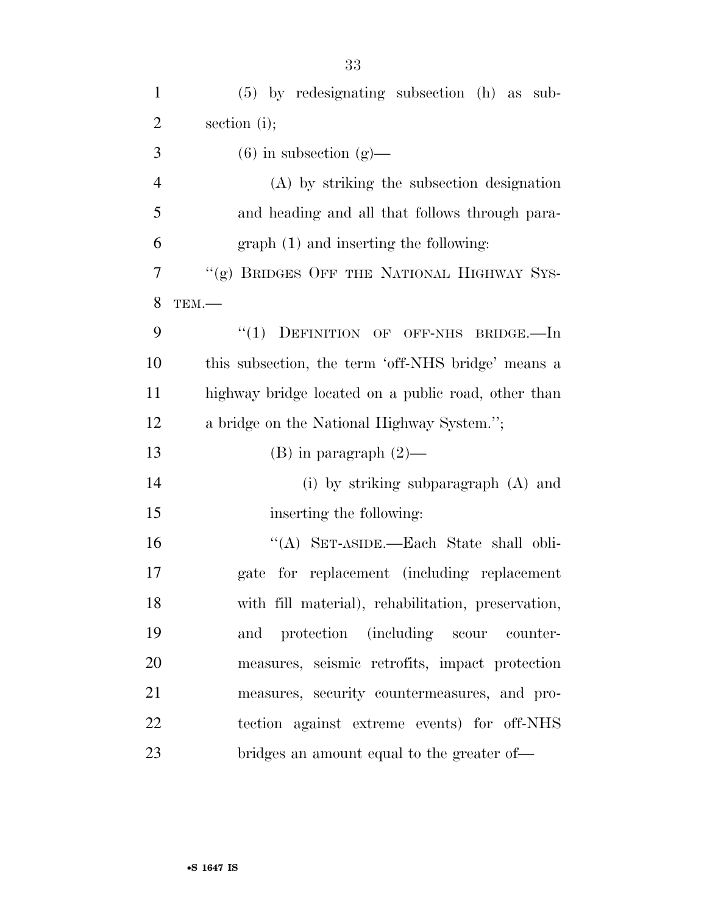(5) by redesignating subsection (h) as subsection (i);

(6) in subsection (g)—

(A) by striking the subsection designation and heading and all that follows through paragraph (1) and inserting the following:

"(g) BRIDGES OFF THE NATIONAL HIGHWAY SYSTEM.—

"(1) DEFINITION OF OFF-NHS BRIDGE.—In this subsection, the term 'off-NHS bridge' means a highway bridge located on a public road, other than a bridge on the National Highway System.";

(B) in paragraph (2)—

(i) by striking subparagraph (A) and inserting the following:

"(A) SET-ASIDE.—Each State shall obligate for replacement (including replacement with fill material), rehabilitation, preservation, and protection (including scour countermeasures, seismic retrofits, impact protection measures, security countermeasures, and protection against extreme events) for off-NHS bridges an amount equal to the greater of—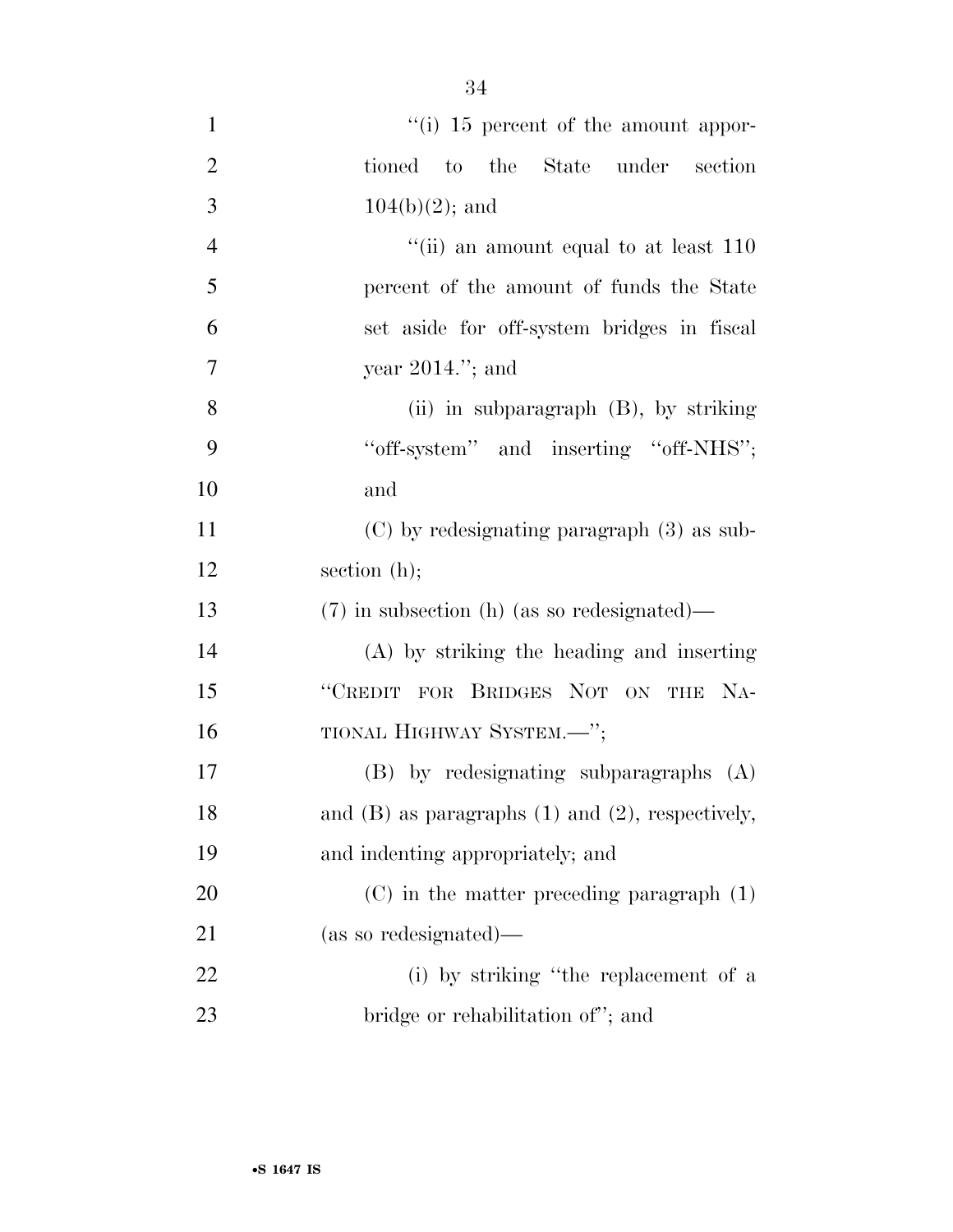"(i) 15 percent of the amount apportioned to the State under section 104(b)(2); and

"(ii) an amount equal to at least 110 percent of the amount of funds the State set aside for off-system bridges in fiscal year 2014."; and

(ii) in subparagraph (B), by striking "off-system" and inserting "off-NHS"; and

(C) by redesignating paragraph (3) as subsection (h);

(7) in subsection (h) (as so redesignated)—

(A) by striking the heading and inserting "CREDIT FOR BRIDGES NOT ON THE NATIONAL HIGHWAY SYSTEM.—";

(B) by redesignating subparagraphs (A) and (B) as paragraphs (1) and (2), respectively, and indenting appropriately; and

(C) in the matter preceding paragraph (1) (as so redesignated)—

(i) by striking "the replacement of a bridge or rehabilitation of"; and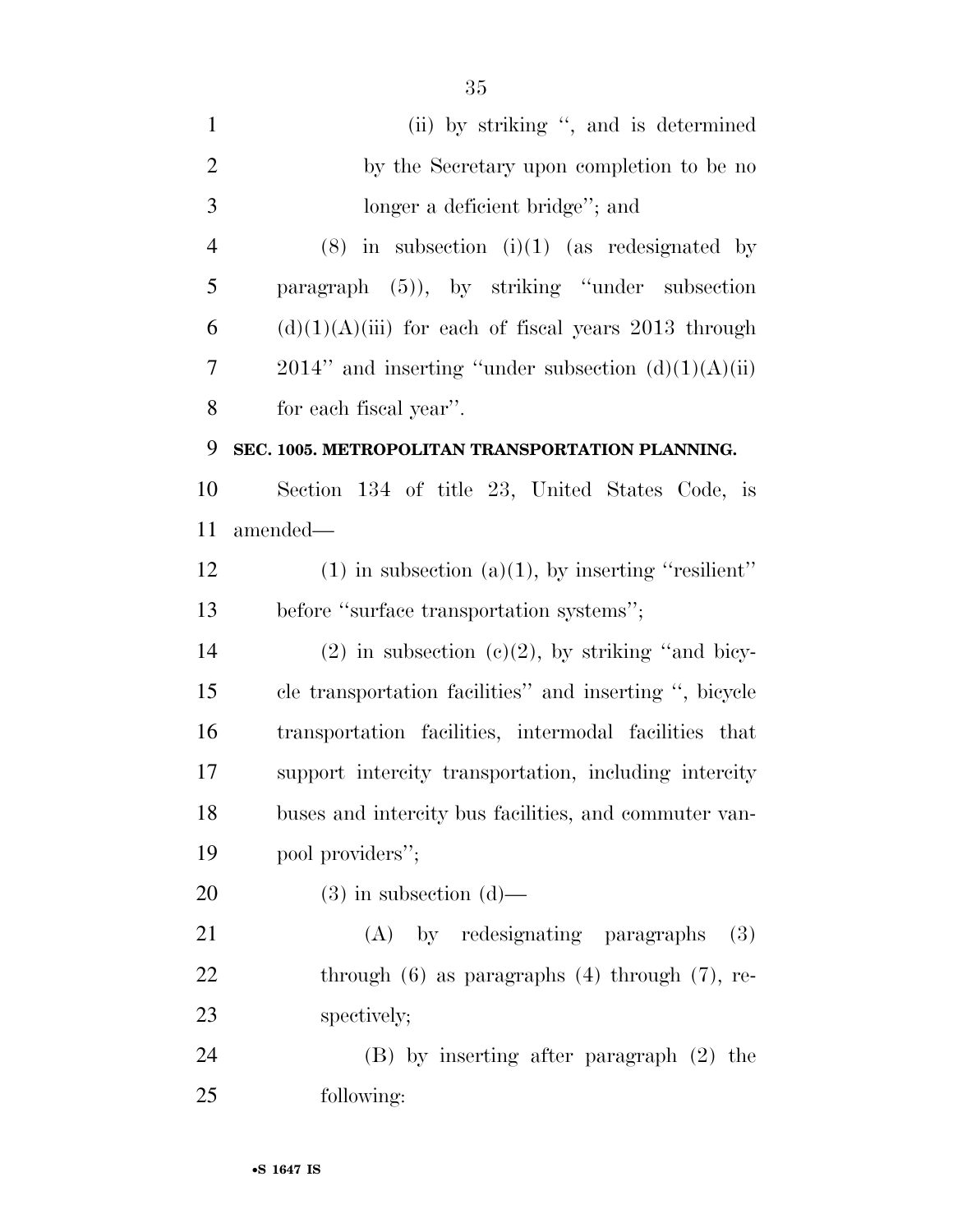(ii) by striking ", and is determined by the Secretary upon completion to be no longer a deficient bridge"; and

(8) in subsection (i)(1) (as redesignated by paragraph (5)), by striking "under subsection (d)(1)(A)(iii) for each of fiscal years 2013 through 2014" and inserting "under subsection (d)(1)(A)(ii) for each fiscal year".

**SEC. 1005. METROPOLITAN TRANSPORTATION PLANNING.**

Section 134 of title 23, United States Code, is amended—

(1) in subsection (a)(1), by inserting "resilient" before "surface transportation systems";

(2) in subsection (c)(2), by striking "and bicycle transportation facilities" and inserting ", bicycle transportation facilities, intermodal facilities that support intercity transportation, including intercity buses and intercity bus facilities, and commuter vanpool providers";

(3) in subsection (d)—

(A) by redesignating paragraphs (3) through (6) as paragraphs (4) through (7), respectively;

(B) by inserting after paragraph (2) the following: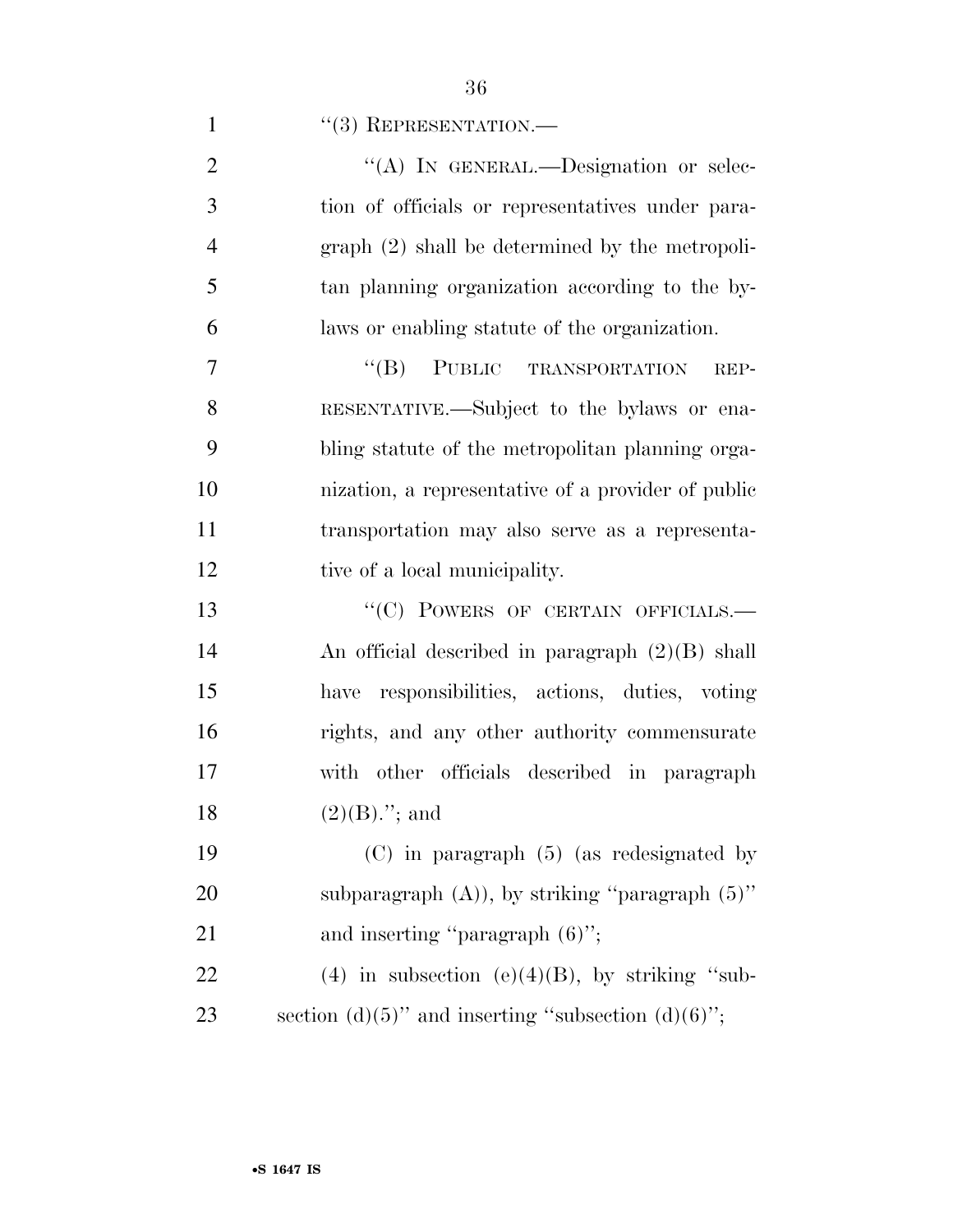''(3) REPRESENTATION.—

''(A) IN GENERAL.—Designation or selection of officials or representatives under paragraph (2) shall be determined by the metropolitan planning organization according to the bylaws or enabling statute of the organization.

''(B) PUBLIC TRANSPORTATION REPRESENTATIVE.—Subject to the bylaws or enabling statute of the metropolitan planning organization, a representative of a provider of public transportation may also serve as a representative of a local municipality.

''(C) POWERS OF CERTAIN OFFICIALS.—An official described in paragraph (2)(B) shall have responsibilities, actions, duties, voting rights, and any other authority commensurate with other officials described in paragraph (2)(B).''; and

(C) in paragraph (5) (as redesignated by subparagraph (A)), by striking ''paragraph (5)'' and inserting ''paragraph (6)'';

(4) in subsection (e)(4)(B), by striking ''subsection (d)(5)'' and inserting ''subsection (d)(6)'';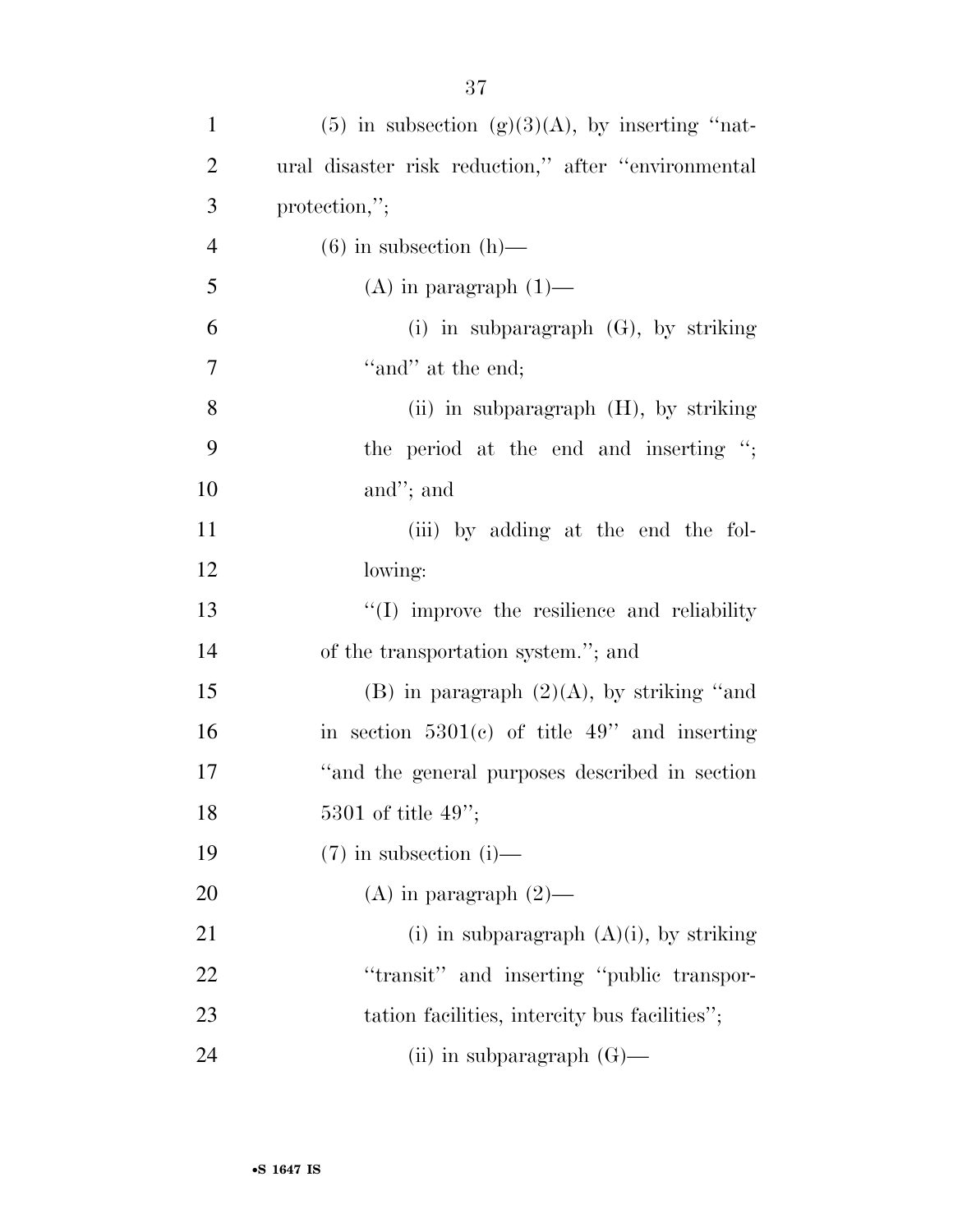(5) in subsection (g)(3)(A), by inserting "natural disaster risk reduction," after "environmental protection,";

(6) in subsection (h)—

(A) in paragraph (1)—

(i) in subparagraph (G), by striking "and" at the end;

(ii) in subparagraph (H), by striking the period at the end and inserting "; and"; and

(iii) by adding at the end the following:

"(I) improve the resilience and reliability of the transportation system."; and

(B) in paragraph (2)(A), by striking "and in section 5301(c) of title 49" and inserting "and the general purposes described in section 5301 of title 49";

(7) in subsection (i)—

(A) in paragraph (2)—

(i) in subparagraph (A)(i), by striking "transit" and inserting "public transportation facilities, intercity bus facilities";

(ii) in subparagraph (G)—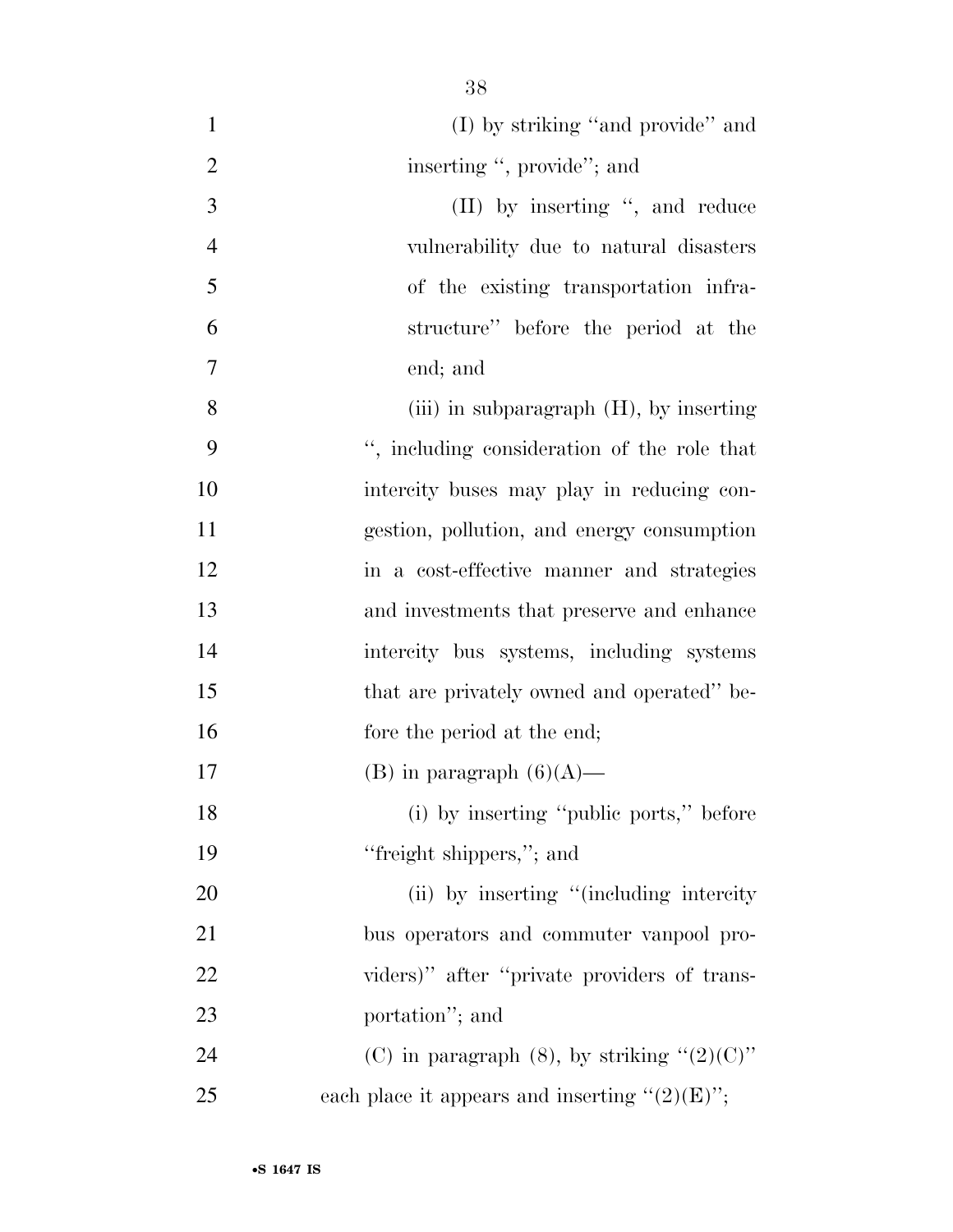(I) by striking ''and provide'' and inserting '', provide''; and

(II) by inserting '', and reduce vulnerability due to natural disasters of the existing transportation infrastructure'' before the period at the end; and

(iii) in subparagraph (H), by inserting '', including consideration of the role that intercity buses may play in reducing congestion, pollution, and energy consumption in a cost-effective manner and strategies and investments that preserve and enhance intercity bus systems, including systems that are privately owned and operated'' before the period at the end;

(B) in paragraph (6)(A)—

(i) by inserting ''public ports,'' before ''freight shippers,''; and

(ii) by inserting ''(including intercity bus operators and commuter vanpool providers)'' after ''private providers of transportation''; and

(C) in paragraph (8), by striking ''(2)(C)'' each place it appears and inserting ''(2)(E)'';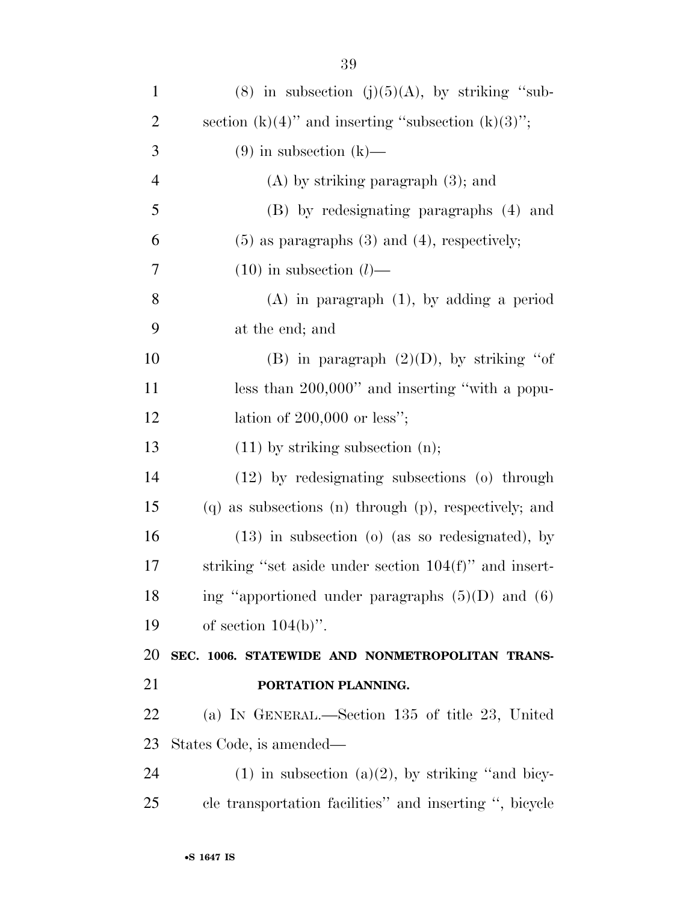(8) in subsection (j)(5)(A), by striking "subsection (k)(4)" and inserting "subsection (k)(3)";

(9) in subsection (k)—

(A) by striking paragraph (3); and

(B) by redesignating paragraphs (4) and (5) as paragraphs (3) and (4), respectively;

(10) in subsection (*l*)—

(A) in paragraph (1), by adding a period at the end; and

(B) in paragraph (2)(D), by striking "of less than 200,000" and inserting "with a population of 200,000 or less";

(11) by striking subsection (n);

(12) by redesignating subsections (o) through (q) as subsections (n) through (p), respectively; and

(13) in subsection (o) (as so redesignated), by striking "set aside under section 104(f)" and inserting "apportioned under paragraphs (5)(D) and (6) of section 104(b)".

**SEC. 1006. STATEWIDE AND NONMETROPOLITAN TRANSPORTATION PLANNING.**

(a) IN GENERAL.—Section 135 of title 23, United States Code, is amended—

(1) in subsection (a)(2), by striking "and bicycle transportation facilities" and inserting ", bicycle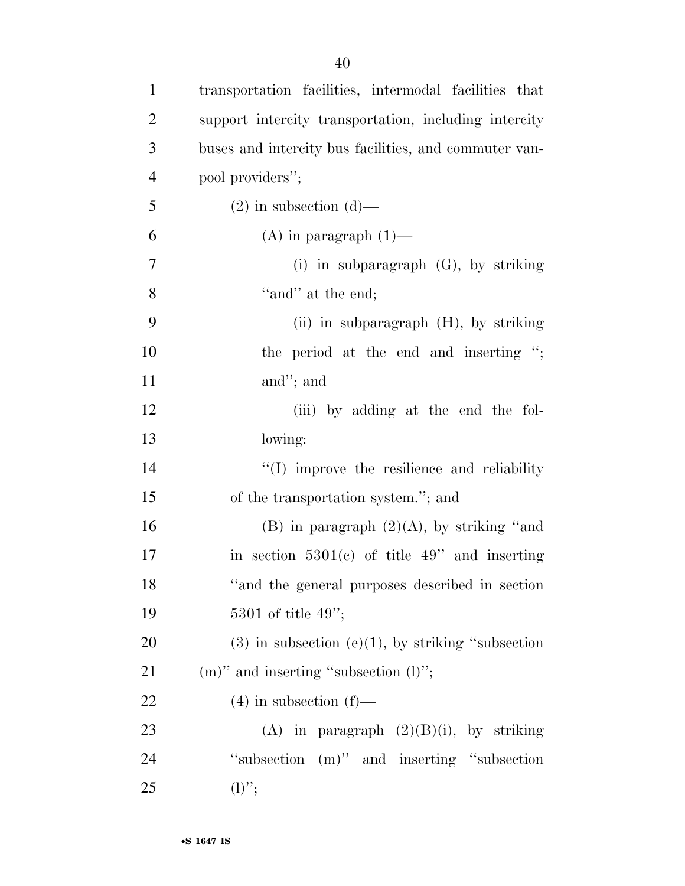transportation facilities, intermodal facilities that support intercity transportation, including intercity buses and intercity bus facilities, and commuter vanpool providers'';

(2) in subsection (d)—

(A) in paragraph (1)—

(i) in subparagraph (G), by striking ''and'' at the end;

(ii) in subparagraph (H), by striking the period at the end and inserting ''; and''; and

(iii) by adding at the end the following:

''(I) improve the resilience and reliability of the transportation system.''; and

(B) in paragraph (2)(A), by striking ''and in section 5301(c) of title 49'' and inserting ''and the general purposes described in section 5301 of title 49'';

(3) in subsection (e)(1), by striking ''subsection (m)'' and inserting ''subsection (l)'';

(4) in subsection (f)—

(A) in paragraph (2)(B)(i), by striking ''subsection (m)'' and inserting ''subsection (l)'';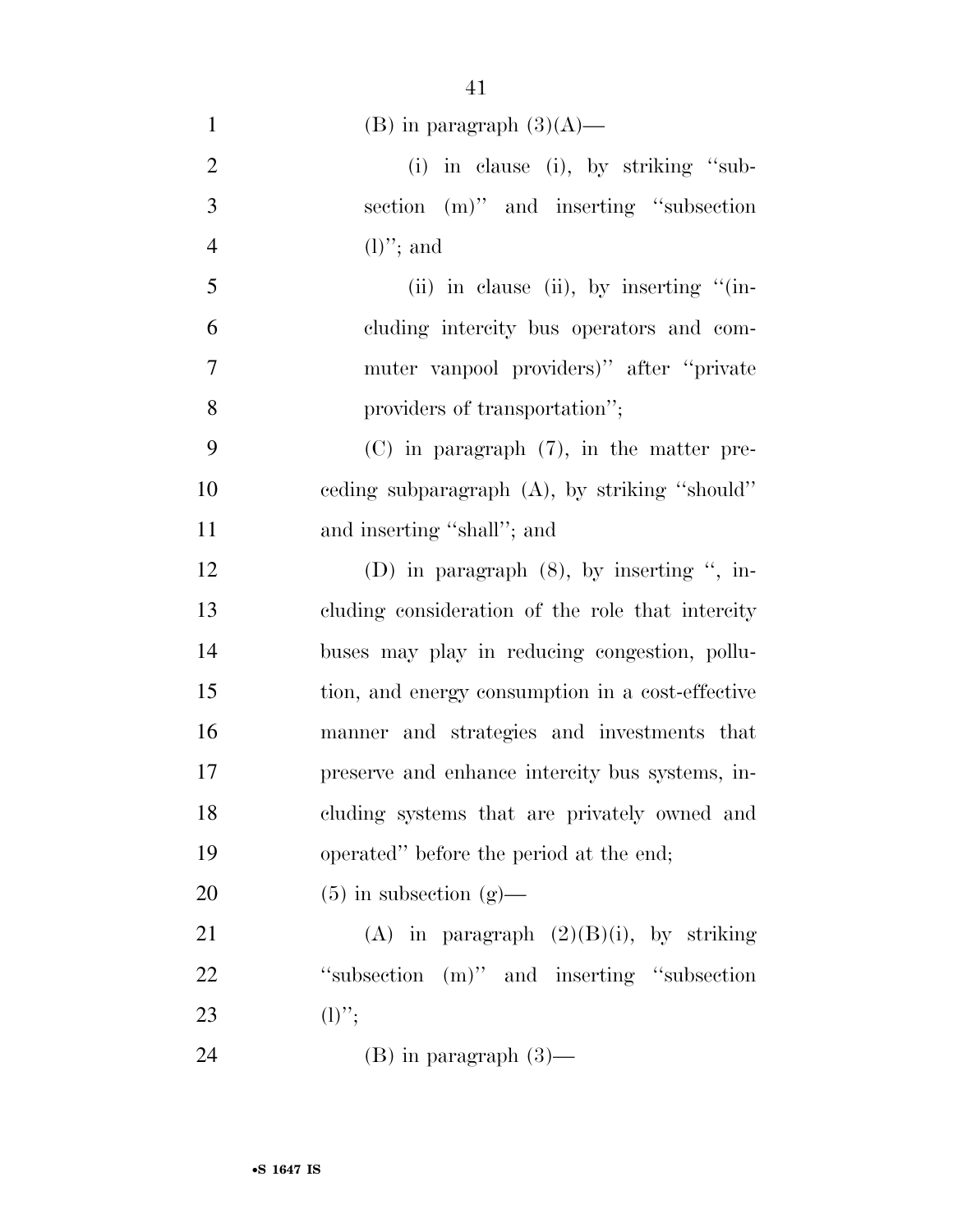(B) in paragraph (3)(A)—

(i) in clause (i), by striking ''subsection (m)'' and inserting ''subsection (l)''; and

(ii) in clause (ii), by inserting ''(including intercity bus operators and commuter vanpool providers)'' after ''private providers of transportation'';

(C) in paragraph (7), in the matter preceding subparagraph (A), by striking ''should'' and inserting ''shall''; and

(D) in paragraph (8), by inserting '', including consideration of the role that intercity buses may play in reducing congestion, pollution, and energy consumption in a cost-effective manner and strategies and investments that preserve and enhance intercity bus systems, including systems that are privately owned and operated'' before the period at the end;

(5) in subsection (g)—

(A) in paragraph (2)(B)(i), by striking ''subsection (m)'' and inserting ''subsection (l)'';

(B) in paragraph (3)—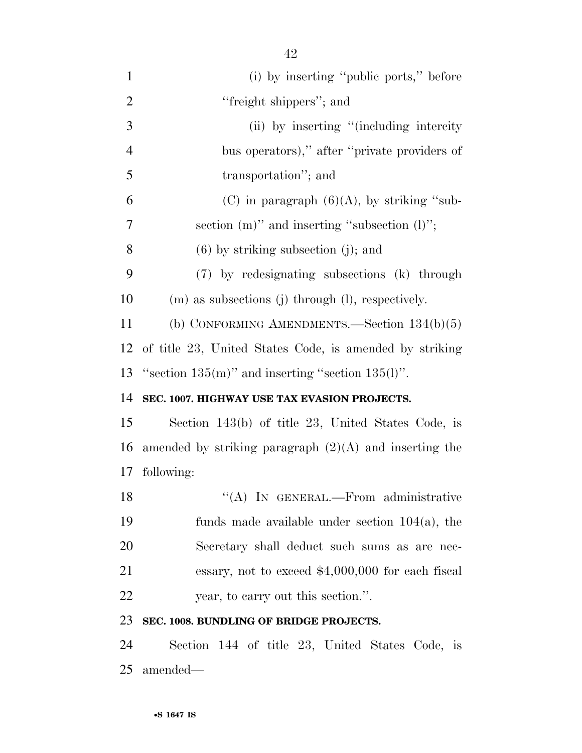(i) by inserting ''public ports,'' before ''freight shippers''; and

(ii) by inserting ''(including intercity bus operators),'' after ''private providers of transportation''; and

(C) in paragraph (6)(A), by striking ''subsection (m)'' and inserting ''subsection (l)'';

(6) by striking subsection (j); and

(7) by redesignating subsections (k) through (m) as subsections (j) through (l), respectively.

(b) CONFORMING AMENDMENTS.—Section 134(b)(5) of title 23, United States Code, is amended by striking ''section 135(m)'' and inserting ''section 135(l)''.

**SEC. 1007. HIGHWAY USE TAX EVASION PROJECTS.**

Section 143(b) of title 23, United States Code, is amended by striking paragraph (2)(A) and inserting the following:

''(A) IN GENERAL.—From administrative funds made available under section 104(a), the Secretary shall deduct such sums as are necessary, not to exceed $4,000,000 for each fiscal year, to carry out this section.''.

**SEC. 1008. BUNDLING OF BRIDGE PROJECTS.**

Section 144 of title 23, United States Code, is amended—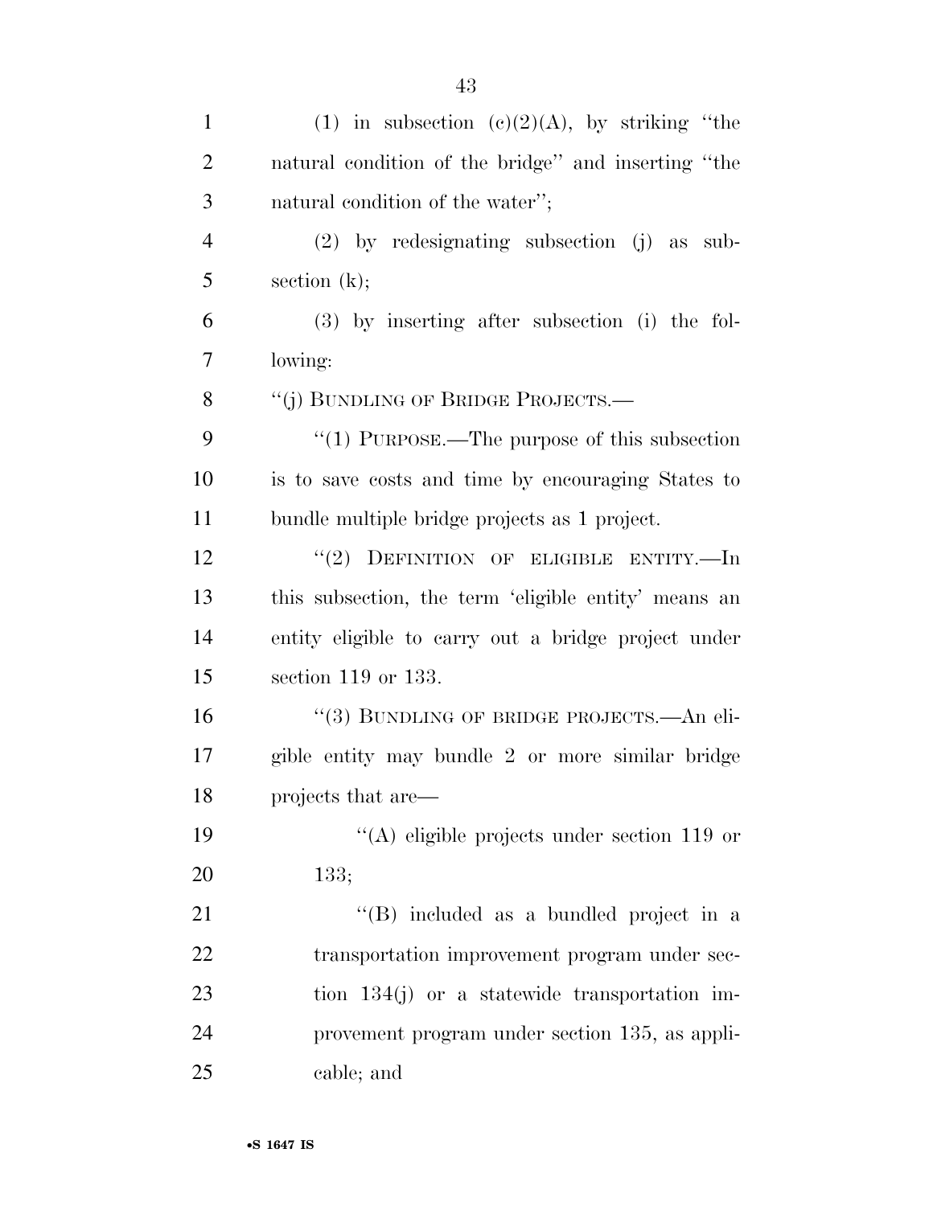(1) in subsection (c)(2)(A), by striking "the natural condition of the bridge" and inserting "the natural condition of the water";

(2) by redesignating subsection (j) as subsection (k);

(3) by inserting after subsection (i) the following:

"(j) BUNDLING OF BRIDGE PROJECTS.—

"(1) PURPOSE.—The purpose of this subsection is to save costs and time by encouraging States to bundle multiple bridge projects as 1 project.

"(2) DEFINITION OF ELIGIBLE ENTITY.—In this subsection, the term 'eligible entity' means an entity eligible to carry out a bridge project under section 119 or 133.

"(3) BUNDLING OF BRIDGE PROJECTS.—An eligible entity may bundle 2 or more similar bridge projects that are—

"(A) eligible projects under section 119 or 133;

"(B) included as a bundled project in a transportation improvement program under section 134(j) or a statewide transportation improvement program under section 135, as applicable; and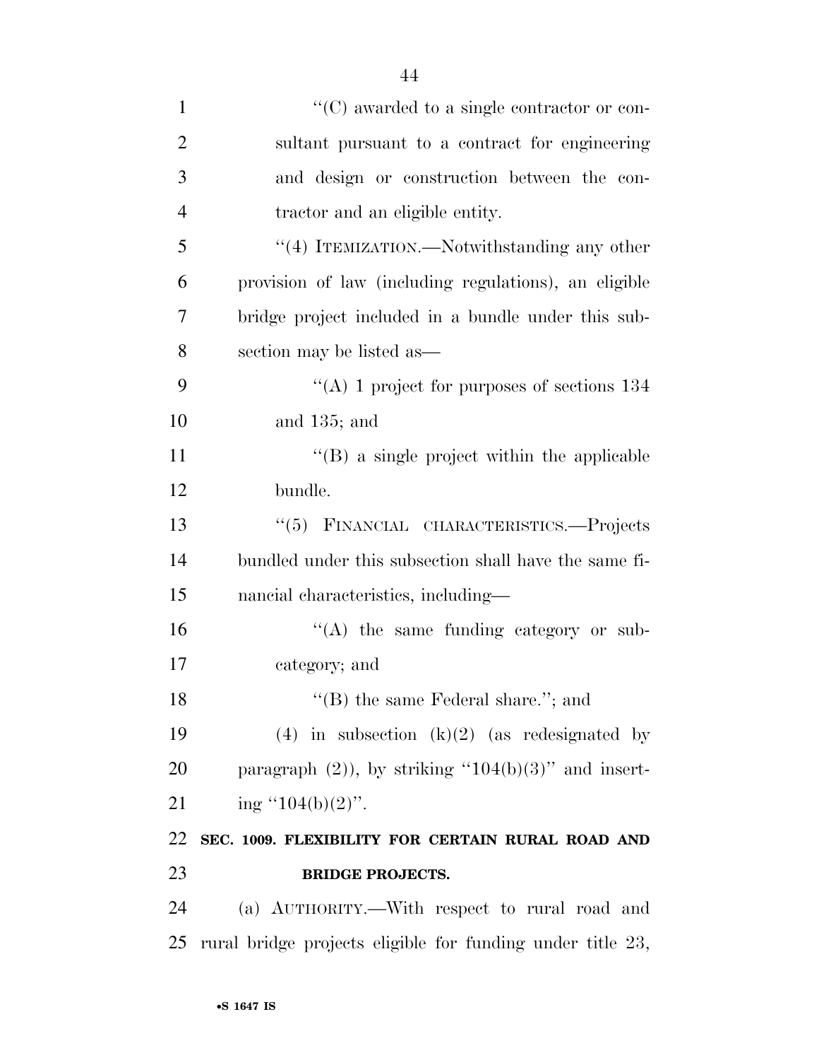"(C) awarded to a single contractor or consultant pursuant to a contract for engineering and design or construction between the contractor and an eligible entity.

"(4) ITEMIZATION.—Notwithstanding any other provision of law (including regulations), an eligible bridge project included in a bundle under this subsection may be listed as—

"(A) 1 project for purposes of sections 134 and 135; and

"(B) a single project within the applicable bundle.

"(5) FINANCIAL CHARACTERISTICS.—Projects bundled under this subsection shall have the same financial characteristics, including—

"(A) the same funding category or subcategory; and

"(B) the same Federal share."; and

(4) in subsection (k)(2) (as redesignated by paragraph (2)), by striking "104(b)(3)" and inserting "104(b)(2)".

**SEC. 1009. FLEXIBILITY FOR CERTAIN RURAL ROAD AND BRIDGE PROJECTS.**

(a) AUTHORITY.—With respect to rural road and rural bridge projects eligible for funding under title 23,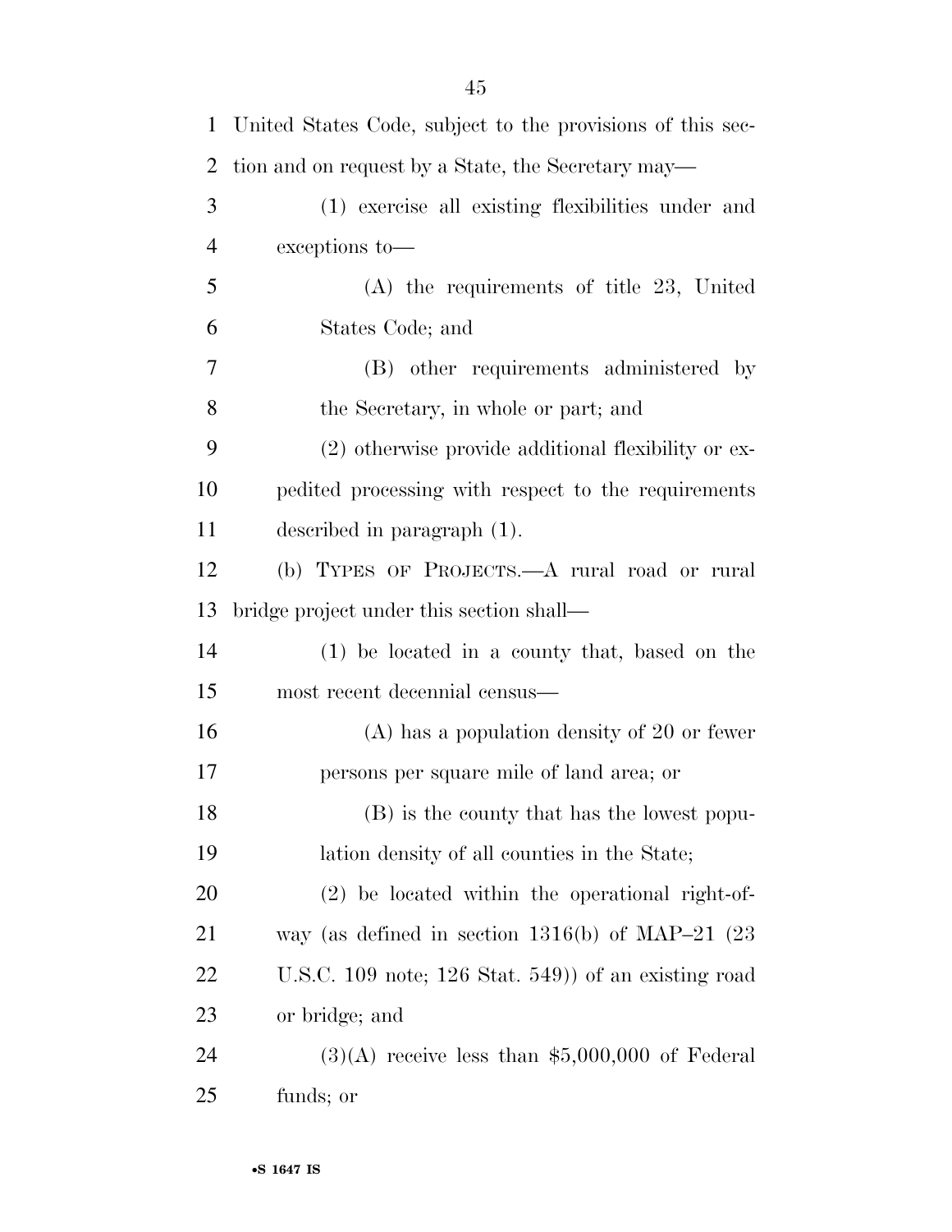United States Code, subject to the provisions of this section and on request by a State, the Secretary may—

(1) exercise all existing flexibilities under and exceptions to—

(A) the requirements of title 23, United States Code; and

(B) other requirements administered by the Secretary, in whole or part; and

(2) otherwise provide additional flexibility or expedited processing with respect to the requirements described in paragraph (1).

(b) TYPES OF PROJECTS.—A rural road or rural bridge project under this section shall—

(1) be located in a county that, based on the most recent decennial census—

(A) has a population density of 20 or fewer persons per square mile of land area; or

(B) is the county that has the lowest population density of all counties in the State;

(2) be located within the operational right-of-way (as defined in section 1316(b) of MAP–21 (23 U.S.C. 109 note; 126 Stat. 549)) of an existing road or bridge; and

(3)(A) receive less than $5,000,000 of Federal funds; or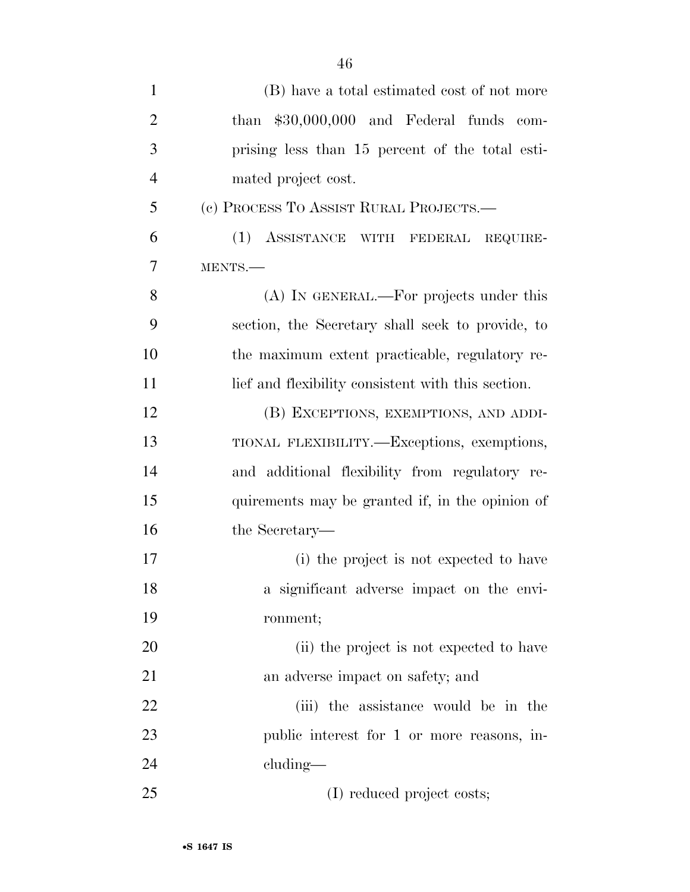(B) have a total estimated cost of not more than $30,000,000 and Federal funds comprising less than 15 percent of the total estimated project cost.

(c) PROCESS TO ASSIST RURAL PROJECTS.—

(1) ASSISTANCE WITH FEDERAL REQUIREMENTS.—

(A) IN GENERAL.—For projects under this section, the Secretary shall seek to provide, to the maximum extent practicable, regulatory relief and flexibility consistent with this section.

(B) EXCEPTIONS, EXEMPTIONS, AND ADDITIONAL FLEXIBILITY.—Exceptions, exemptions, and additional flexibility from regulatory requirements may be granted if, in the opinion of the Secretary—

(i) the project is not expected to have a significant adverse impact on the environment;

(ii) the project is not expected to have an adverse impact on safety; and

(iii) the assistance would be in the public interest for 1 or more reasons, including—

(I) reduced project costs;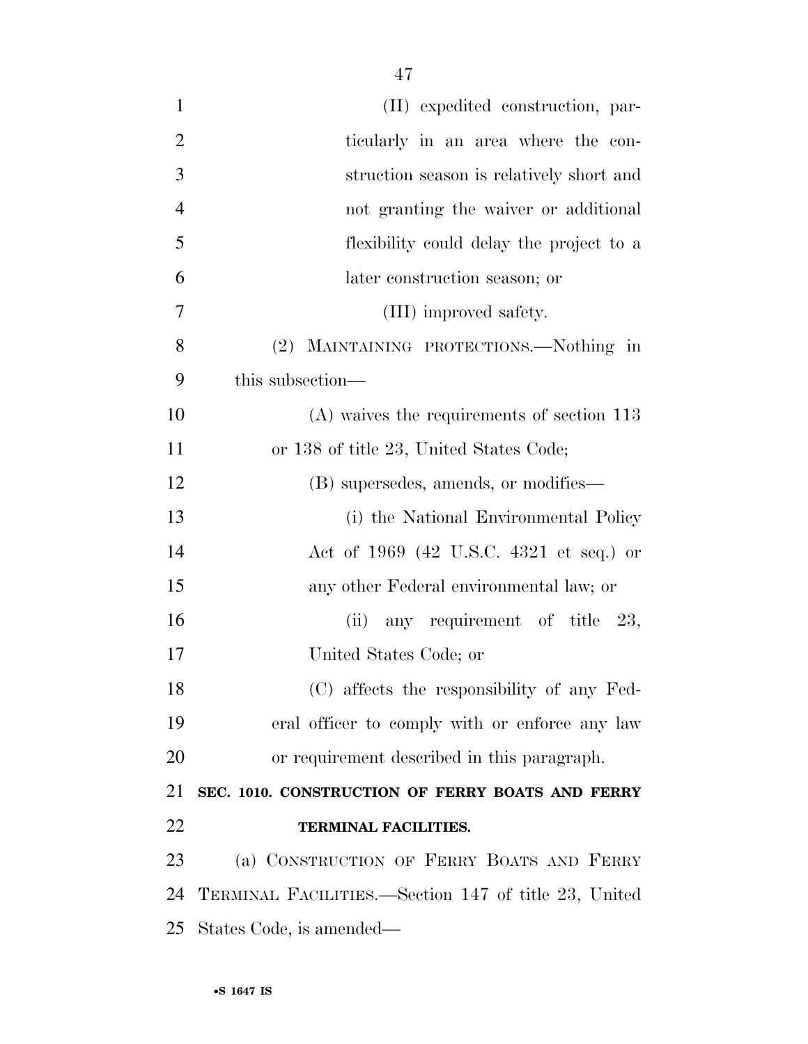(II) expedited construction, particularly in an area where the construction season is relatively short and not granting the waiver or additional flexibility could delay the project to a later construction season; or

(III) improved safety.

(2) MAINTAINING PROTECTIONS.—Nothing in this subsection—

(A) waives the requirements of section 113 or 138 of title 23, United States Code;

(B) supersedes, amends, or modifies—

(i) the National Environmental Policy Act of 1969 (42 U.S.C. 4321 et seq.) or any other Federal environmental law; or

(ii) any requirement of title 23, United States Code; or

(C) affects the responsibility of any Federal officer to comply with or enforce any law or requirement described in this paragraph.

**SEC. 1010. CONSTRUCTION OF FERRY BOATS AND FERRY TERMINAL FACILITIES.**

(a) CONSTRUCTION OF FERRY BOATS AND FERRY TERMINAL FACILITIES.—Section 147 of title 23, United States Code, is amended—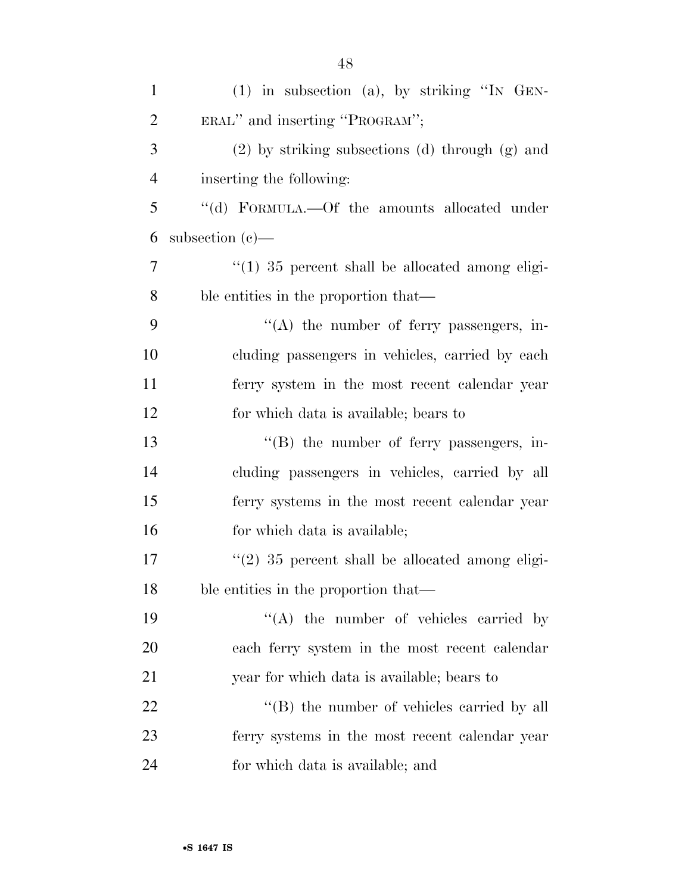(1) in subsection (a), by striking ''IN GENERAL'' and inserting ''PROGRAM'';

(2) by striking subsections (d) through (g) and inserting the following:

''(d) FORMULA.—Of the amounts allocated under subsection (c)—

''(1) 35 percent shall be allocated among eligible entities in the proportion that—

''(A) the number of ferry passengers, including passengers in vehicles, carried by each ferry system in the most recent calendar year for which data is available; bears to

''(B) the number of ferry passengers, including passengers in vehicles, carried by all ferry systems in the most recent calendar year for which data is available;

''(2) 35 percent shall be allocated among eligible entities in the proportion that—

''(A) the number of vehicles carried by each ferry system in the most recent calendar year for which data is available; bears to

''(B) the number of vehicles carried by all ferry systems in the most recent calendar year for which data is available; and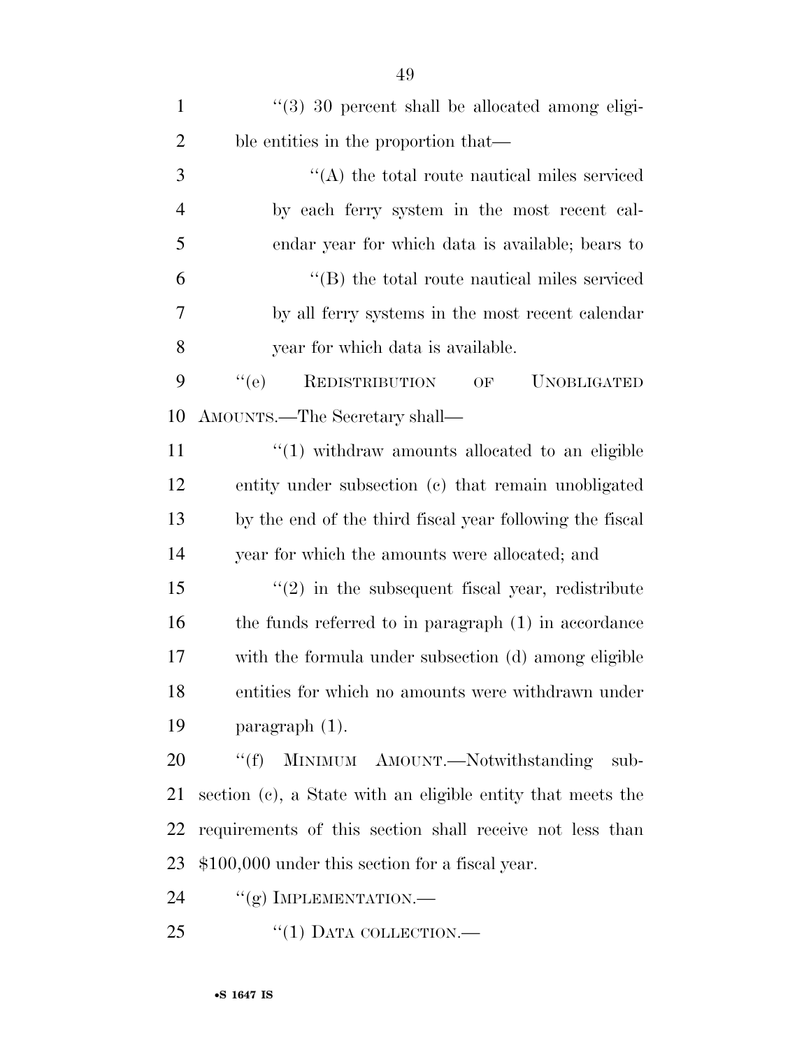“(3) 30 percent shall be allocated among eligible entities in the proportion that—

“(A) the total route nautical miles serviced by each ferry system in the most recent calendar year for which data is available; bears to

“(B) the total route nautical miles serviced by all ferry systems in the most recent calendar year for which data is available.

“(e) REDISTRIBUTION OF UNOBLIGATED AMOUNTS.—The Secretary shall—

“(1) withdraw amounts allocated to an eligible entity under subsection (c) that remain unobligated by the end of the third fiscal year following the fiscal year for which the amounts were allocated; and

“(2) in the subsequent fiscal year, redistribute the funds referred to in paragraph (1) in accordance with the formula under subsection (d) among eligible entities for which no amounts were withdrawn under paragraph (1).

“(f) MINIMUM AMOUNT.—Notwithstanding subsection (c), a State with an eligible entity that meets the requirements of this section shall receive not less than $100,000 under this section for a fiscal year.

“(g) IMPLEMENTATION.—

“(1) DATA COLLECTION.—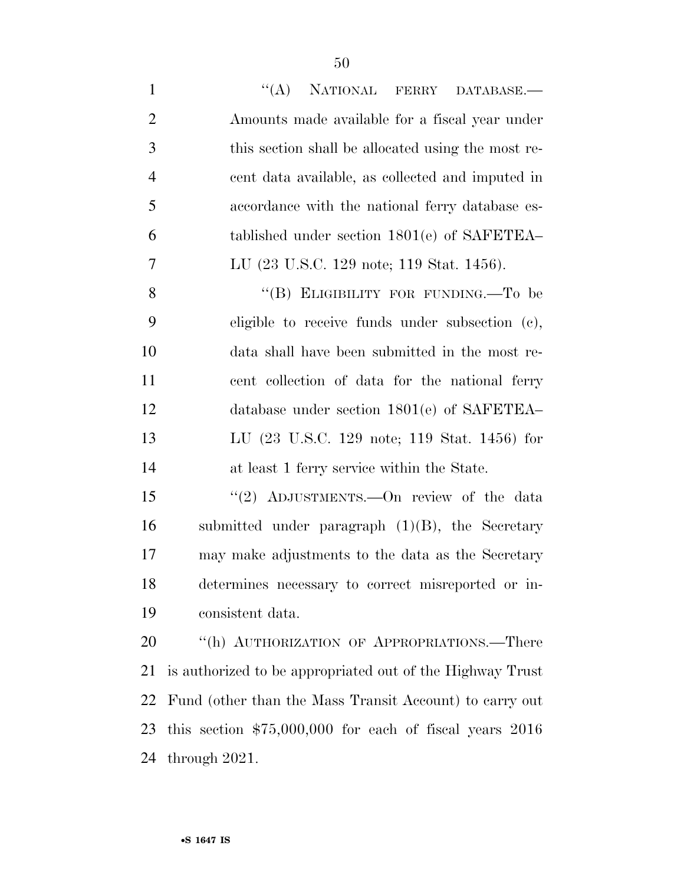"(A) NATIONAL FERRY DATABASE.—Amounts made available for a fiscal year under this section shall be allocated using the most recent data available, as collected and imputed in accordance with the national ferry database established under section 1801(e) of SAFETEA–LU (23 U.S.C. 129 note; 119 Stat. 1456).

"(B) ELIGIBILITY FOR FUNDING.—To be eligible to receive funds under subsection (c), data shall have been submitted in the most recent collection of data for the national ferry database under section 1801(e) of SAFETEA–LU (23 U.S.C. 129 note; 119 Stat. 1456) for at least 1 ferry service within the State.

"(2) ADJUSTMENTS.—On review of the data submitted under paragraph (1)(B), the Secretary may make adjustments to the data as the Secretary determines necessary to correct misreported or inconsistent data.

"(h) AUTHORIZATION OF APPROPRIATIONS.—There is authorized to be appropriated out of the Highway Trust Fund (other than the Mass Transit Account) to carry out this section $75,000,000 for each of fiscal years 2016 through 2021.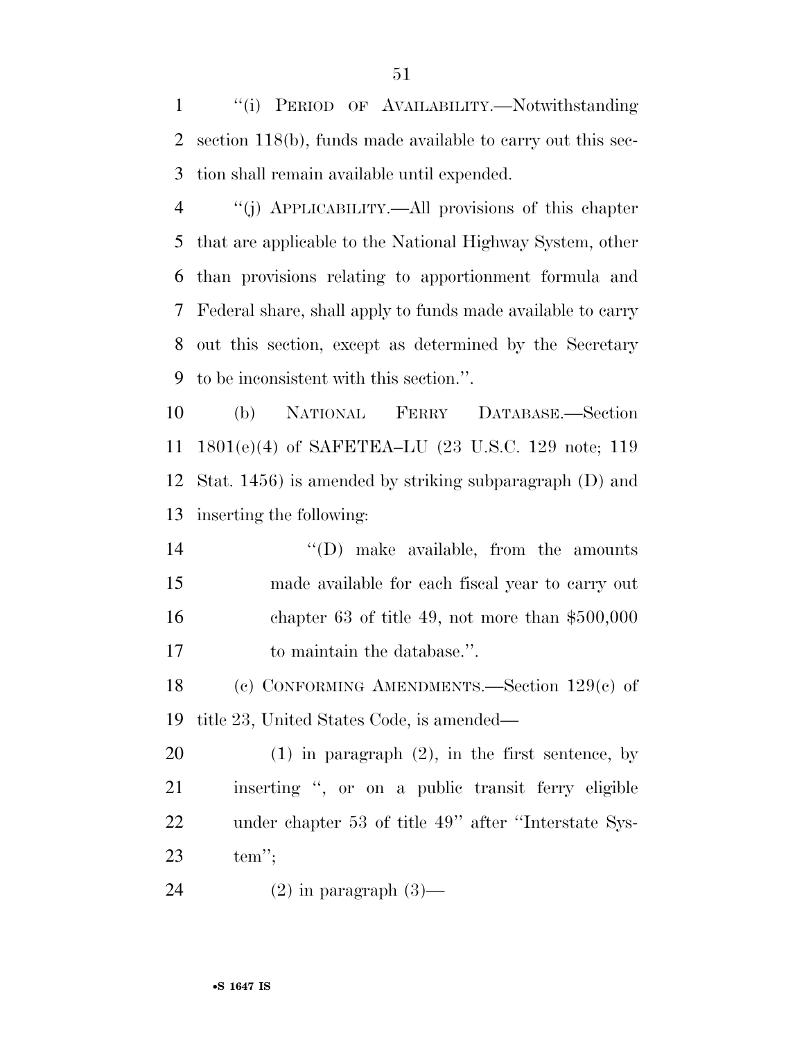''(i) PERIOD OF AVAILABILITY.—Notwithstanding section 118(b), funds made available to carry out this section shall remain available until expended.

''(j) APPLICABILITY.—All provisions of this chapter that are applicable to the National Highway System, other than provisions relating to apportionment formula and Federal share, shall apply to funds made available to carry out this section, except as determined by the Secretary to be inconsistent with this section.''.

(b) NATIONAL FERRY DATABASE.—Section 1801(e)(4) of SAFETEA–LU (23 U.S.C. 129 note; 119 Stat. 1456) is amended by striking subparagraph (D) and inserting the following:

> ''(D) make available, from the amounts made available for each fiscal year to carry out chapter 63 of title 49, not more than $500,000 to maintain the database.''.

(c) CONFORMING AMENDMENTS.—Section 129(c) of title 23, United States Code, is amended—

> (1) in paragraph (2), in the first sentence, by inserting '', or on a public transit ferry eligible under chapter 53 of title 49'' after ''Interstate System'';
>
> (2) in paragraph (3)—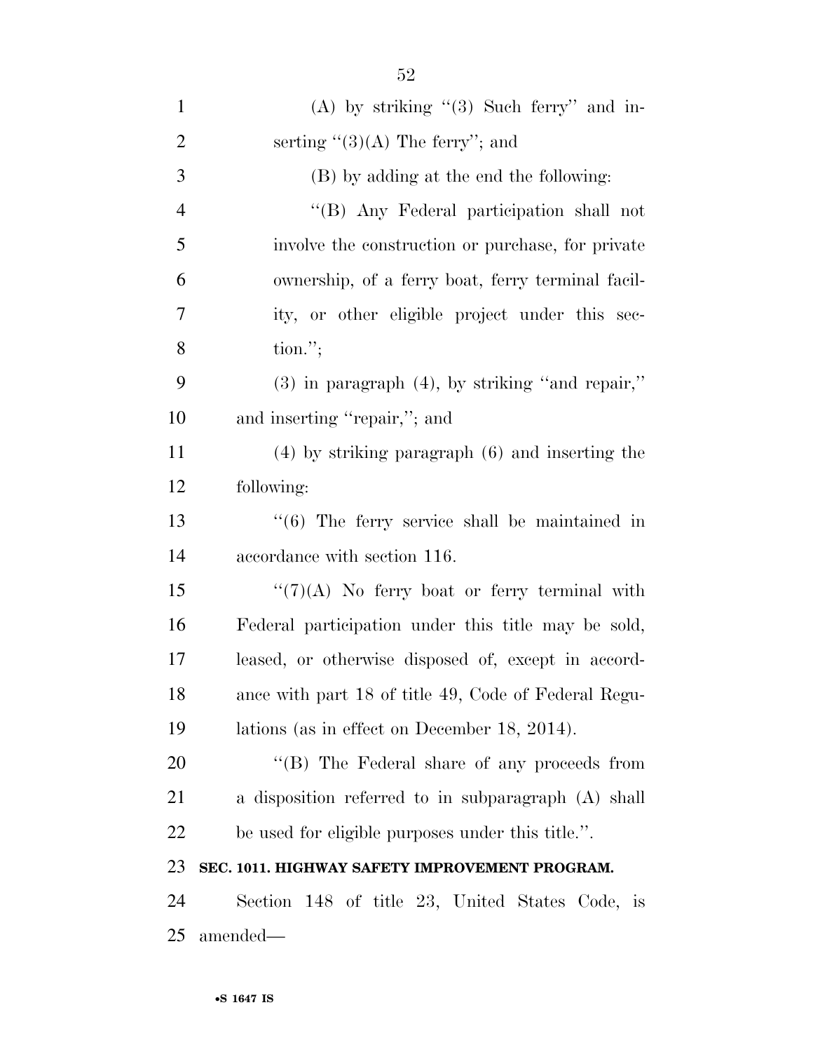(A) by striking "(3) Such ferry" and inserting "(3)(A) The ferry"; and

(B) by adding at the end the following:

"(B) Any Federal participation shall not involve the construction or purchase, for private ownership, of a ferry boat, ferry terminal facility, or other eligible project under this section.";

(3) in paragraph (4), by striking "and repair," and inserting "repair,"; and

(4) by striking paragraph (6) and inserting the following:

"(6) The ferry service shall be maintained in accordance with section 116.

"(7)(A) No ferry boat or ferry terminal with Federal participation under this title may be sold, leased, or otherwise disposed of, except in accordance with part 18 of title 49, Code of Federal Regulations (as in effect on December 18, 2014).

"(B) The Federal share of any proceeds from a disposition referred to in subparagraph (A) shall be used for eligible purposes under this title.".

**SEC. 1011. HIGHWAY SAFETY IMPROVEMENT PROGRAM.**

Section 148 of title 23, United States Code, is amended—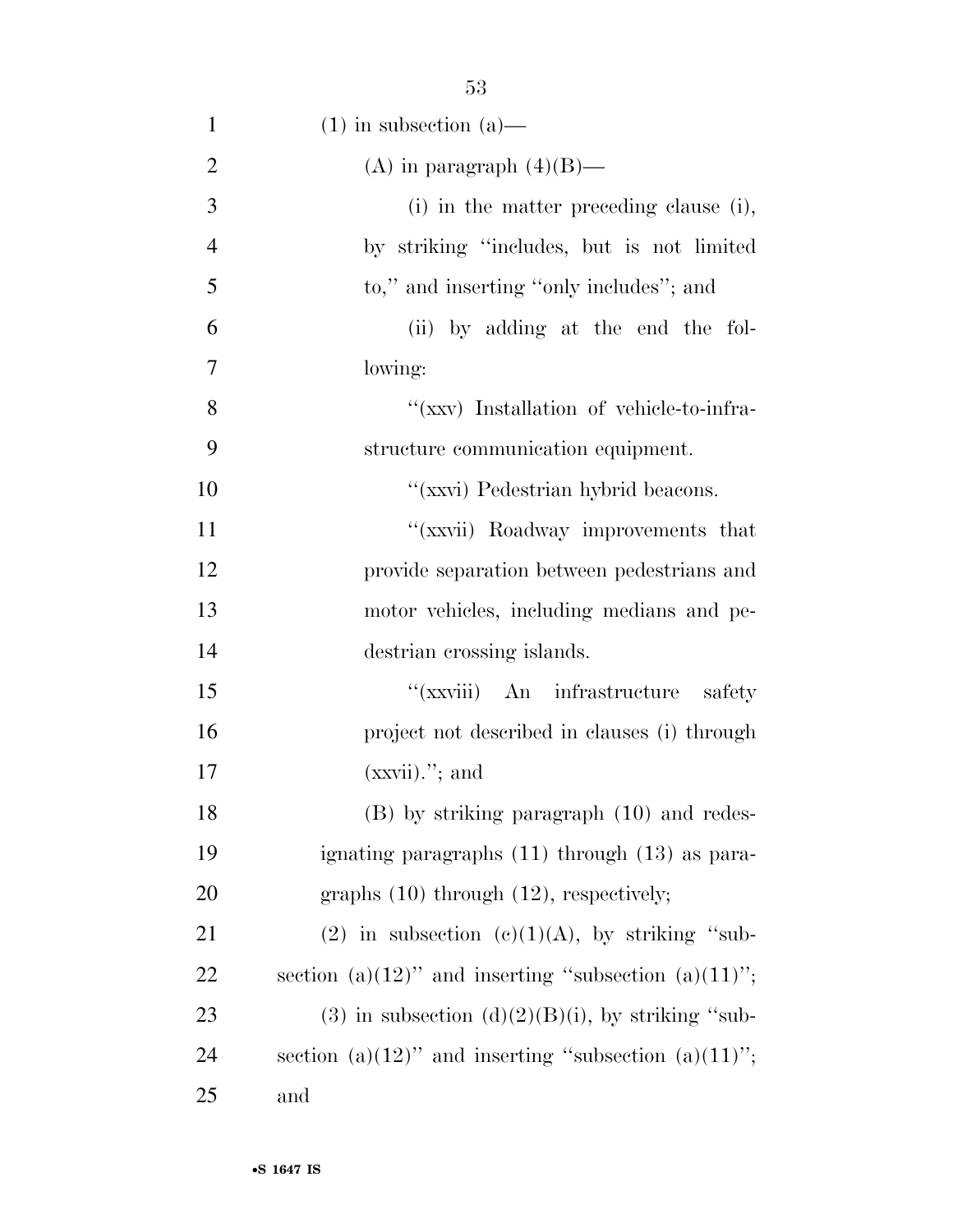(1) in subsection (a)—

(A) in paragraph (4)(B)—

(i) in the matter preceding clause (i), by striking "includes, but is not limited to," and inserting "only includes"; and

(ii) by adding at the end the following:

"(xxv) Installation of vehicle-to-infrastructure communication equipment.

"(xxvi) Pedestrian hybrid beacons.

"(xxvii) Roadway improvements that provide separation between pedestrians and motor vehicles, including medians and pedestrian crossing islands.

"(xxviii) An infrastructure safety project not described in clauses (i) through (xxvii)."; and

(B) by striking paragraph (10) and redesignating paragraphs (11) through (13) as paragraphs (10) through (12), respectively;

(2) in subsection (c)(1)(A), by striking "subsection (a)(12)" and inserting "subsection (a)(11)";

(3) in subsection (d)(2)(B)(i), by striking "subsection (a)(12)" and inserting "subsection (a)(11)"; and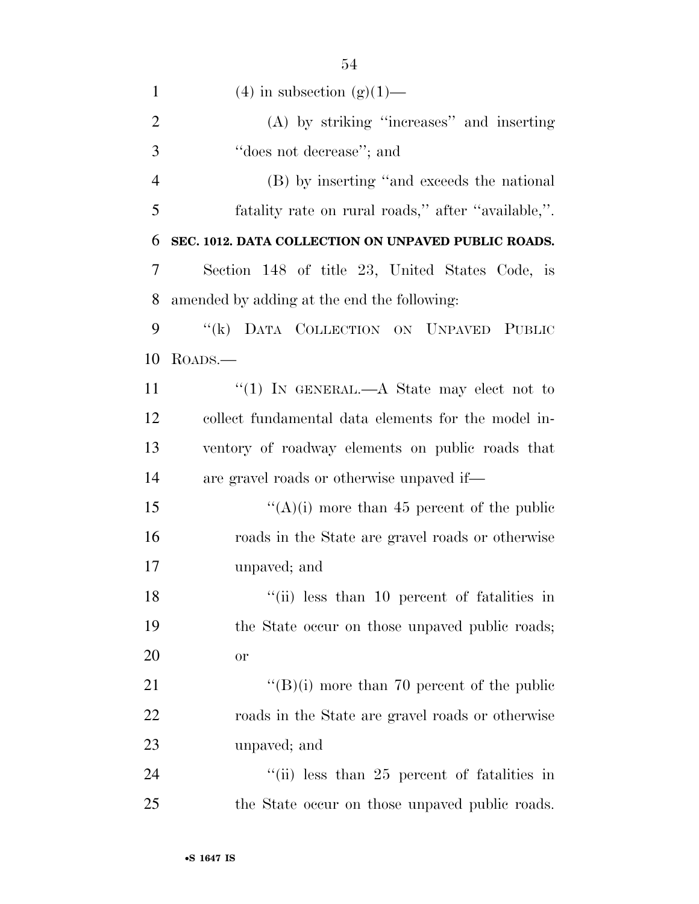(4) in subsection (g)(1)—

(A) by striking "increases" and inserting "does not decrease"; and

(B) by inserting "and exceeds the national fatality rate on rural roads," after "available,".

**SEC. 1012. DATA COLLECTION ON UNPAVED PUBLIC ROADS.**

Section 148 of title 23, United States Code, is amended by adding at the end the following:

"(k) DATA COLLECTION ON UNPAVED PUBLIC ROADS.—

"(1) IN GENERAL.—A State may elect not to collect fundamental data elements for the model inventory of roadway elements on public roads that are gravel roads or otherwise unpaved if—

"(A)(i) more than 45 percent of the public roads in the State are gravel roads or otherwise unpaved; and

"(ii) less than 10 percent of fatalities in the State occur on those unpaved public roads; or

"(B)(i) more than 70 percent of the public roads in the State are gravel roads or otherwise unpaved; and

"(ii) less than 25 percent of fatalities in the State occur on those unpaved public roads.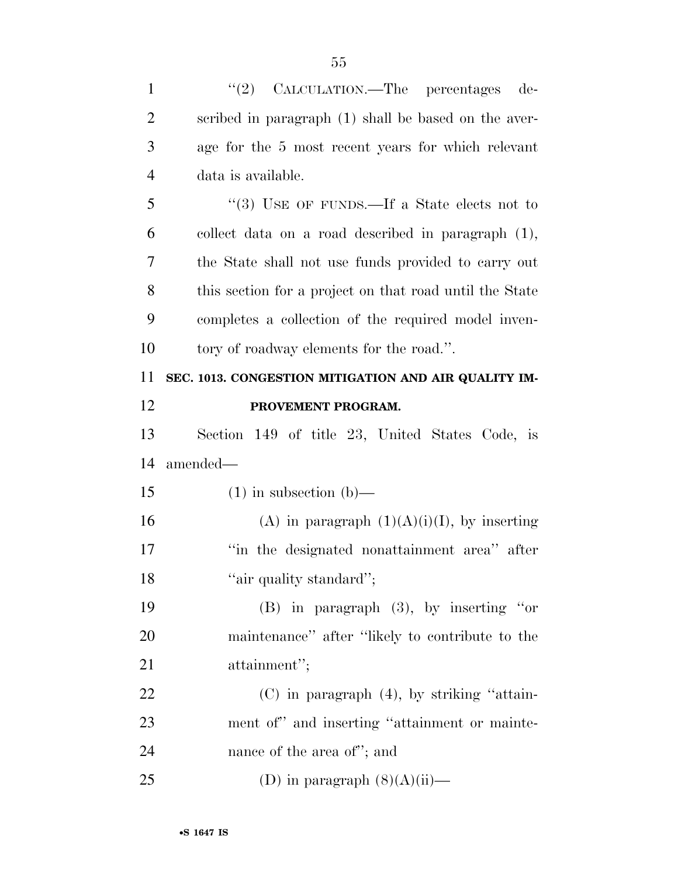"(2) CALCULATION.—The percentages described in paragraph (1) shall be based on the average for the 5 most recent years for which relevant data is available.

"(3) USE OF FUNDS.—If a State elects not to collect data on a road described in paragraph (1), the State shall not use funds provided to carry out this section for a project on that road until the State completes a collection of the required model inventory of roadway elements for the road.".

**SEC. 1013. CONGESTION MITIGATION AND AIR QUALITY IMPROVEMENT PROGRAM.**

Section 149 of title 23, United States Code, is amended—

(1) in subsection (b)—

(A) in paragraph (1)(A)(i)(I), by inserting "in the designated nonattainment area" after "air quality standard";

(B) in paragraph (3), by inserting "or maintenance" after "likely to contribute to the attainment";

(C) in paragraph (4), by striking "attainment of" and inserting "attainment or maintenance of the area of"; and

(D) in paragraph (8)(A)(ii)—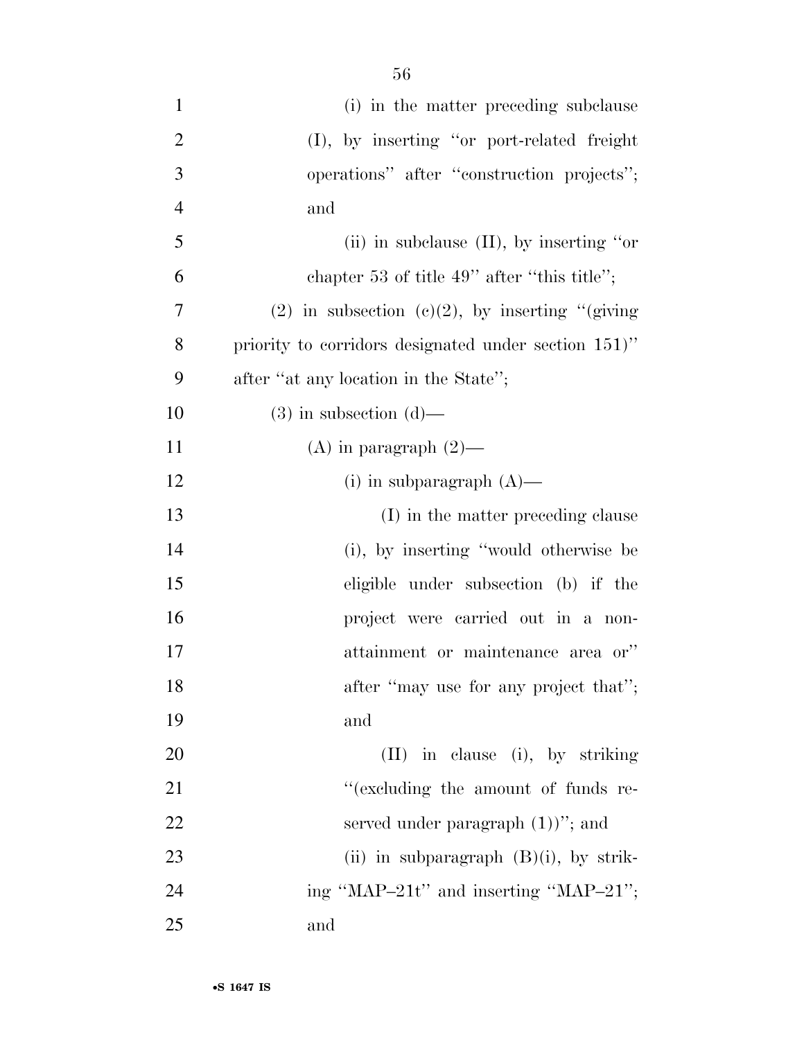(i) in the matter preceding subclause (I), by inserting "or port-related freight operations" after "construction projects"; and

(ii) in subclause (II), by inserting "or chapter 53 of title 49" after "this title";

(2) in subsection (c)(2), by inserting "(giving priority to corridors designated under section 151)" after "at any location in the State";

(3) in subsection (d)—

(A) in paragraph (2)—

(i) in subparagraph (A)—

(I) in the matter preceding clause (i), by inserting "would otherwise be eligible under subsection (b) if the project were carried out in a non-attainment or maintenance area or" after "may use for any project that"; and

(II) in clause (i), by striking "(excluding the amount of funds reserved under paragraph (1))"; and

(ii) in subparagraph (B)(i), by striking "MAP–21t" and inserting "MAP–21"; and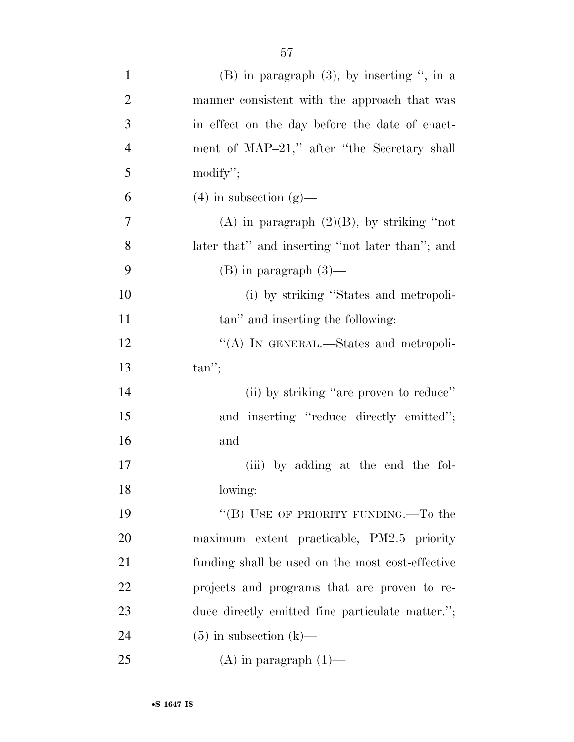(B) in paragraph (3), by inserting ", in a manner consistent with the approach that was in effect on the day before the date of enactment of MAP–21," after "the Secretary shall modify";

(4) in subsection (g)—

(A) in paragraph (2)(B), by striking "not later that" and inserting "not later than"; and

(B) in paragraph (3)—

(i) by striking "States and metropolitan" and inserting the following:

"(A) IN GENERAL.—States and metropolitan";

(ii) by striking "are proven to reduce" and inserting "reduce directly emitted"; and

(iii) by adding at the end the following:

"(B) USE OF PRIORITY FUNDING.—To the maximum extent practicable, PM2.5 priority funding shall be used on the most cost-effective projects and programs that are proven to reduce directly emitted fine particulate matter.";

(5) in subsection (k)—

(A) in paragraph (1)—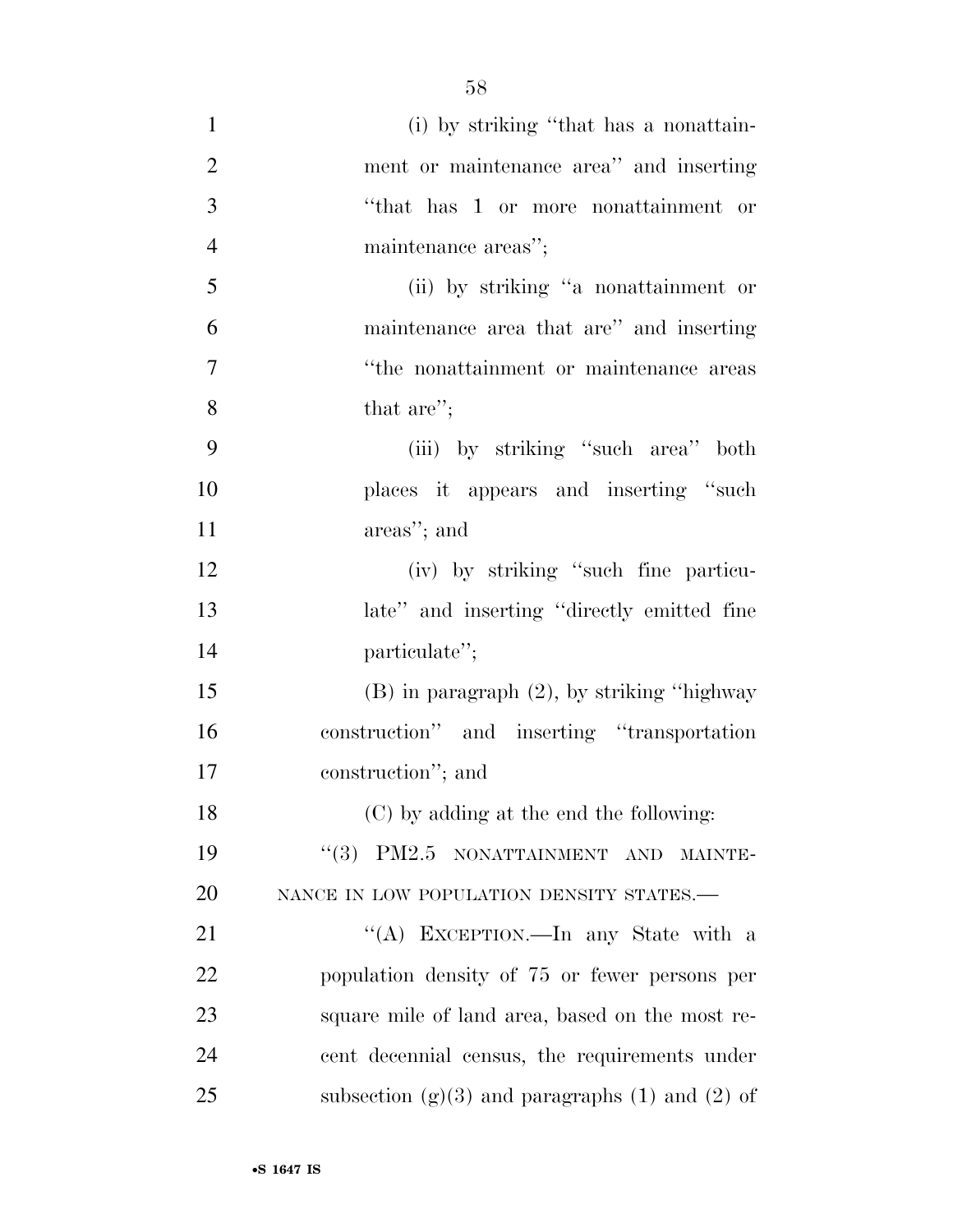(i) by striking ''that has a nonattainment or maintenance area'' and inserting ''that has 1 or more nonattainment or maintenance areas'';

(ii) by striking ''a nonattainment or maintenance area that are'' and inserting ''the nonattainment or maintenance areas that are'';

(iii) by striking ''such area'' both places it appears and inserting ''such areas''; and

(iv) by striking ''such fine particulate'' and inserting ''directly emitted fine particulate'';

(B) in paragraph (2), by striking ''highway construction'' and inserting ''transportation construction''; and

(C) by adding at the end the following:

''(3) PM2.5 NONATTAINMENT AND MAINTENANCE IN LOW POPULATION DENSITY STATES.—

''(A) EXCEPTION.—In any State with a population density of 75 or fewer persons per square mile of land area, based on the most recent decennial census, the requirements under subsection (g)(3) and paragraphs (1) and (2) of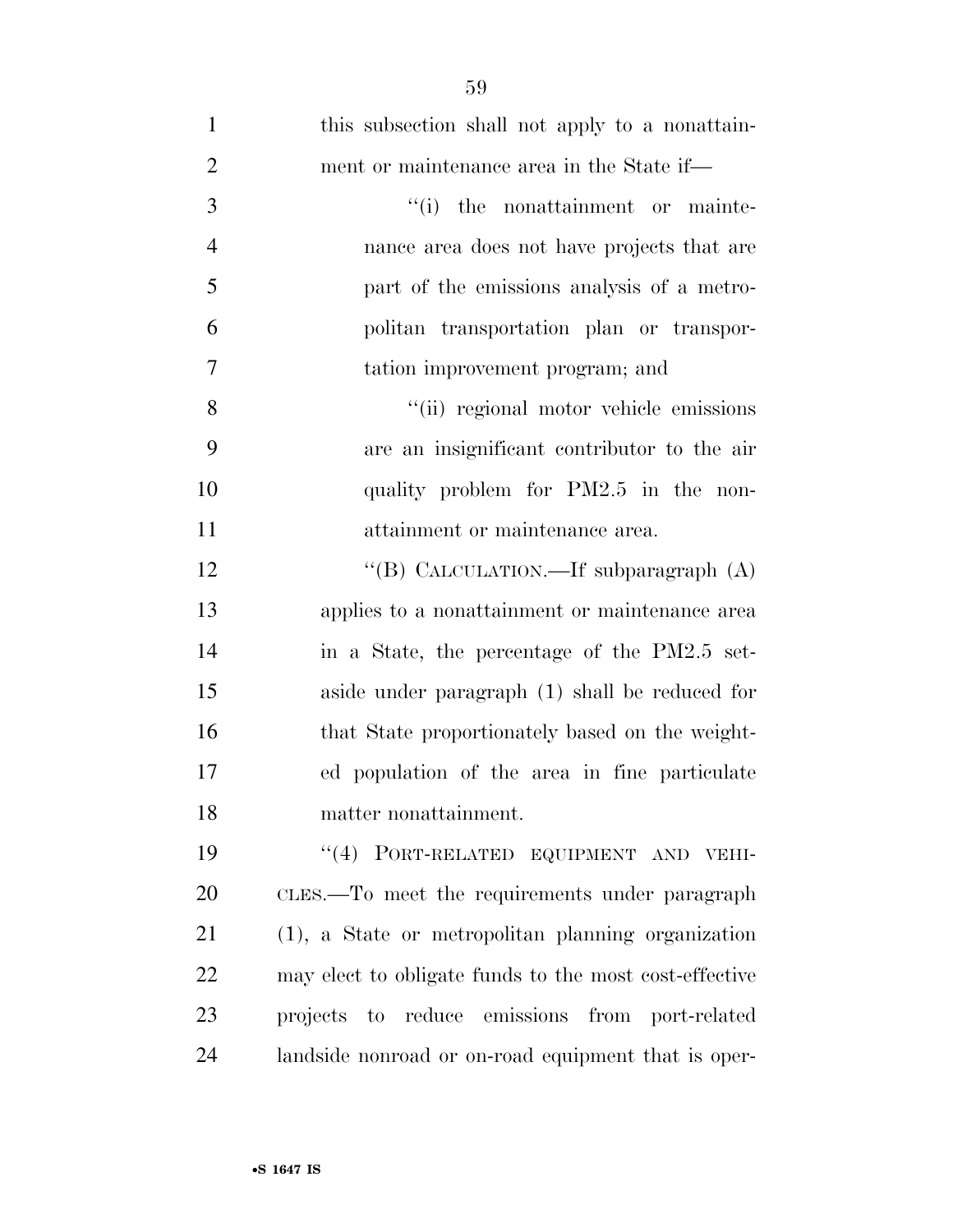this subsection shall not apply to a nonattainment or maintenance area in the State if—

"(i) the nonattainment or maintenance area does not have projects that are part of the emissions analysis of a metropolitan transportation plan or transportation improvement program; and

"(ii) regional motor vehicle emissions are an insignificant contributor to the air quality problem for PM2.5 in the nonattainment or maintenance area.

"(B) CALCULATION.—If subparagraph (A) applies to a nonattainment or maintenance area in a State, the percentage of the PM2.5 set-aside under paragraph (1) shall be reduced for that State proportionately based on the weighted population of the area in fine particulate matter nonattainment.

"(4) PORT-RELATED EQUIPMENT AND VEHICLES.—To meet the requirements under paragraph (1), a State or metropolitan planning organization may elect to obligate funds to the most cost-effective projects to reduce emissions from port-related landside nonroad or on-road equipment that is oper-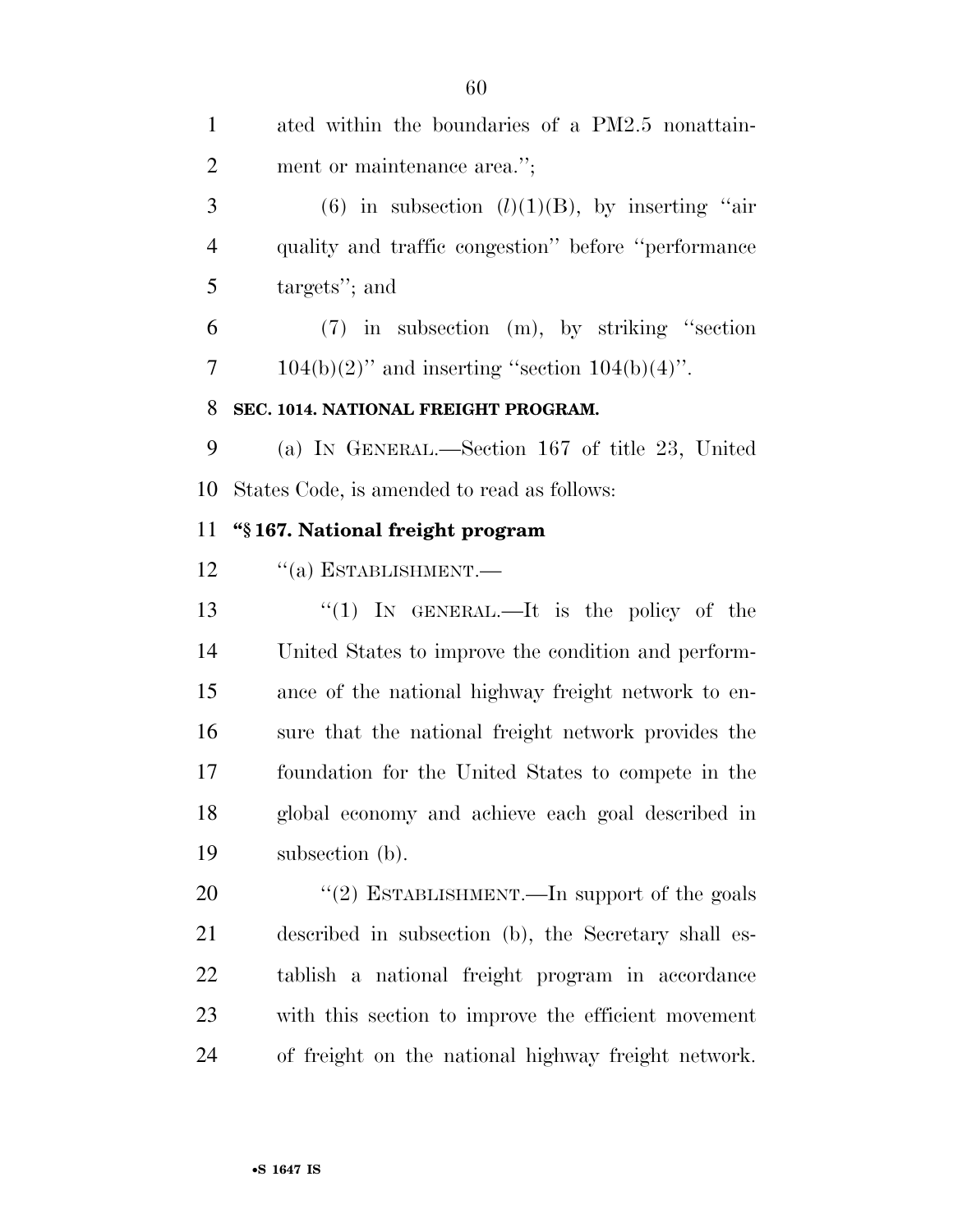ated within the boundaries of a PM2.5 nonattainment or maintenance area.'';

(6) in subsection (*l*)(1)(B), by inserting ''air quality and traffic congestion'' before ''performance targets''; and

(7) in subsection (m), by striking ''section 104(b)(2)'' and inserting ''section 104(b)(4)''.

**SEC. 1014. NATIONAL FREIGHT PROGRAM.**

(a) IN GENERAL.—Section 167 of title 23, United States Code, is amended to read as follows:

**''§ 167. National freight program**

''(a) ESTABLISHMENT.—

''(1) IN GENERAL.—It is the policy of the United States to improve the condition and performance of the national highway freight network to ensure that the national freight network provides the foundation for the United States to compete in the global economy and achieve each goal described in subsection (b).

''(2) ESTABLISHMENT.—In support of the goals described in subsection (b), the Secretary shall establish a national freight program in accordance with this section to improve the efficient movement of freight on the national highway freight network.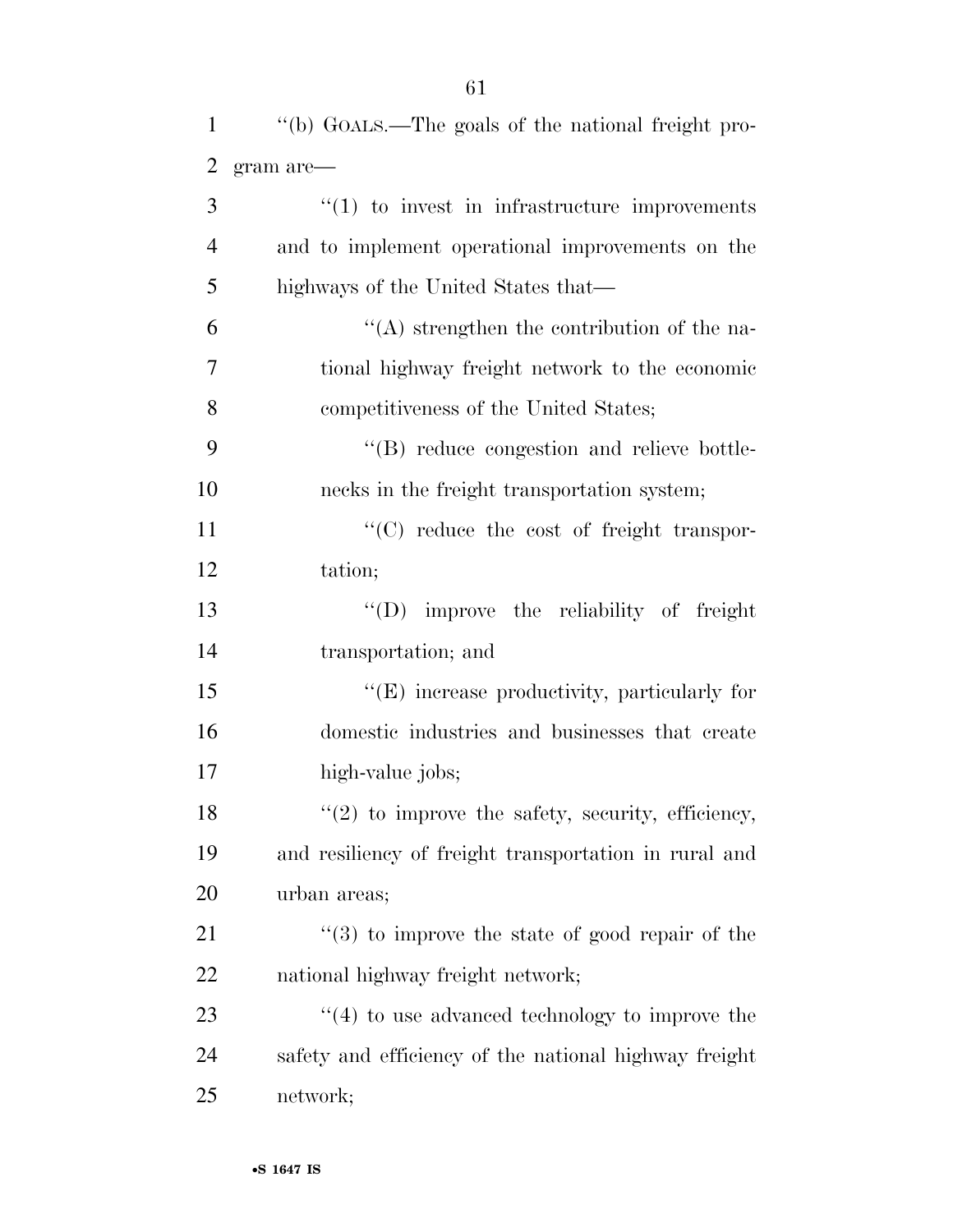''(b) GOALS.—The goals of the national freight program are—

''(1) to invest in infrastructure improvements and to implement operational improvements on the highways of the United States that—

''(A) strengthen the contribution of the national highway freight network to the economic competitiveness of the United States;

''(B) reduce congestion and relieve bottlenecks in the freight transportation system;

''(C) reduce the cost of freight transportation;

''(D) improve the reliability of freight transportation; and

''(E) increase productivity, particularly for domestic industries and businesses that create high-value jobs;

''(2) to improve the safety, security, efficiency, and resiliency of freight transportation in rural and urban areas;

''(3) to improve the state of good repair of the national highway freight network;

''(4) to use advanced technology to improve the safety and efficiency of the national highway freight network;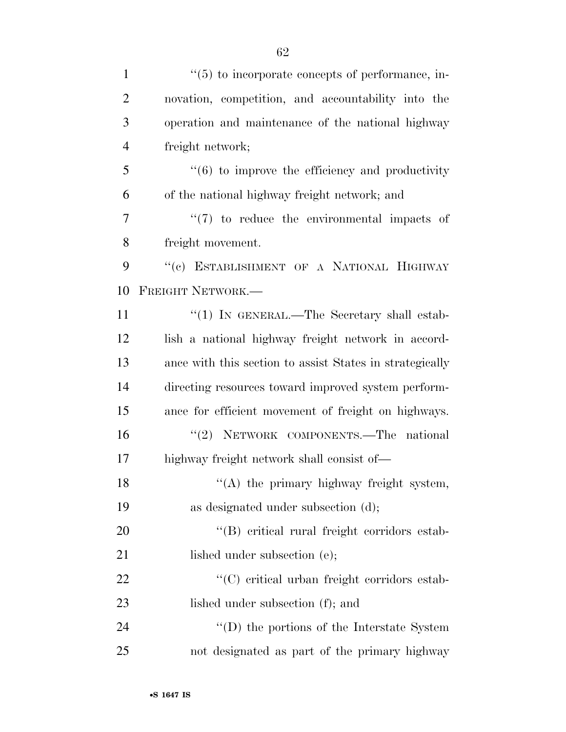''(5) to incorporate concepts of performance, innovation, competition, and accountability into the operation and maintenance of the national highway freight network;

''(6) to improve the efficiency and productivity of the national highway freight network; and

''(7) to reduce the environmental impacts of freight movement.

''(c) ESTABLISHMENT OF A NATIONAL HIGHWAY FREIGHT NETWORK.—

''(1) IN GENERAL.—The Secretary shall establish a national highway freight network in accordance with this section to assist States in strategically directing resources toward improved system performance for efficient movement of freight on highways.

''(2) NETWORK COMPONENTS.—The national highway freight network shall consist of—

''(A) the primary highway freight system, as designated under subsection (d);

''(B) critical rural freight corridors established under subsection (e);

''(C) critical urban freight corridors established under subsection (f); and

''(D) the portions of the Interstate System not designated as part of the primary highway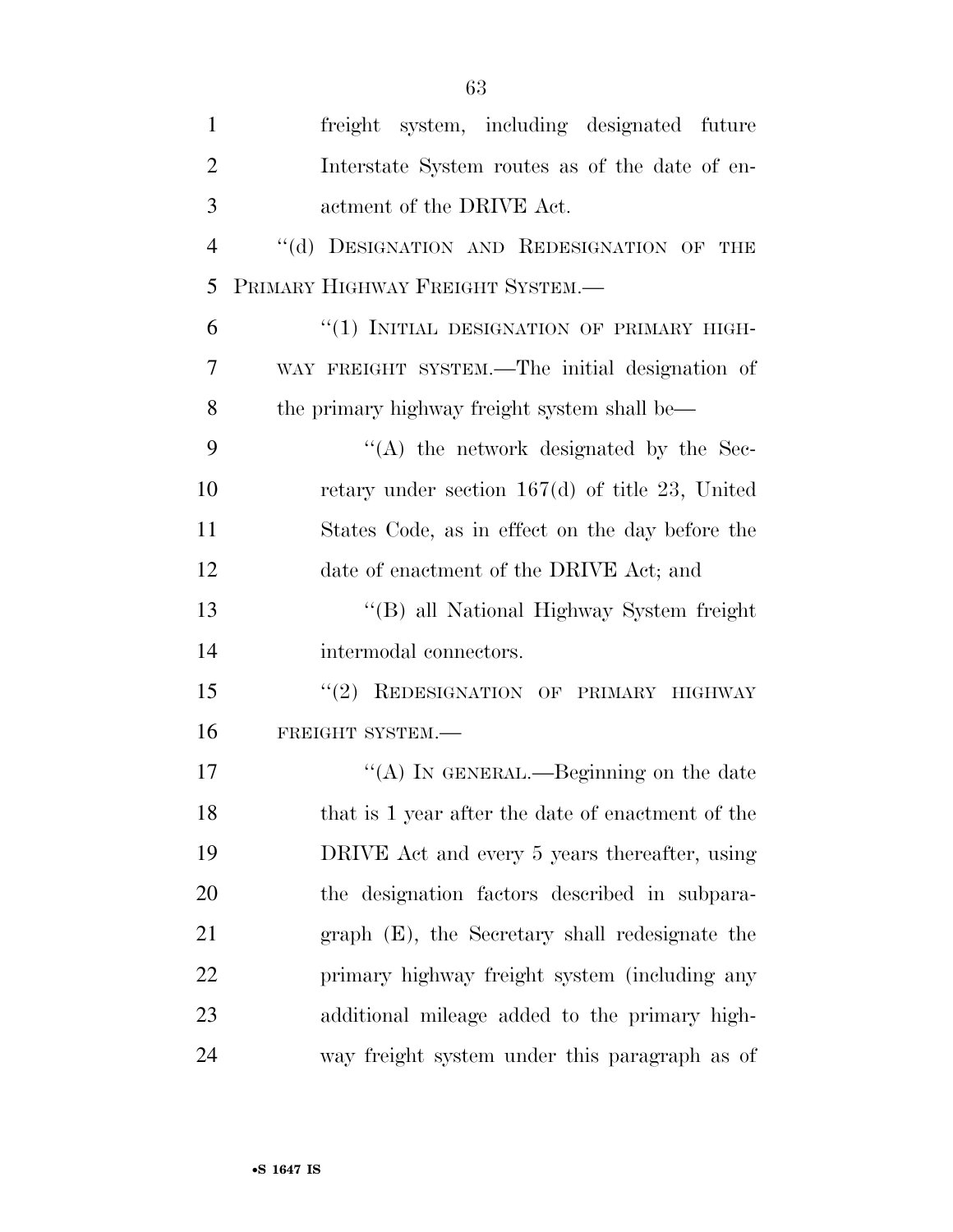freight system, including designated future Interstate System routes as of the date of enactment of the DRIVE Act.

"(d) DESIGNATION AND REDESIGNATION OF THE PRIMARY HIGHWAY FREIGHT SYSTEM.—

"(1) INITIAL DESIGNATION OF PRIMARY HIGHWAY FREIGHT SYSTEM.—The initial designation of the primary highway freight system shall be—

"(A) the network designated by the Secretary under section 167(d) of title 23, United States Code, as in effect on the day before the date of enactment of the DRIVE Act; and

"(B) all National Highway System freight intermodal connectors.

"(2) REDESIGNATION OF PRIMARY HIGHWAY FREIGHT SYSTEM.—

"(A) IN GENERAL.—Beginning on the date that is 1 year after the date of enactment of the DRIVE Act and every 5 years thereafter, using the designation factors described in subparagraph (E), the Secretary shall redesignate the primary highway freight system (including any additional mileage added to the primary highway freight system under this paragraph as of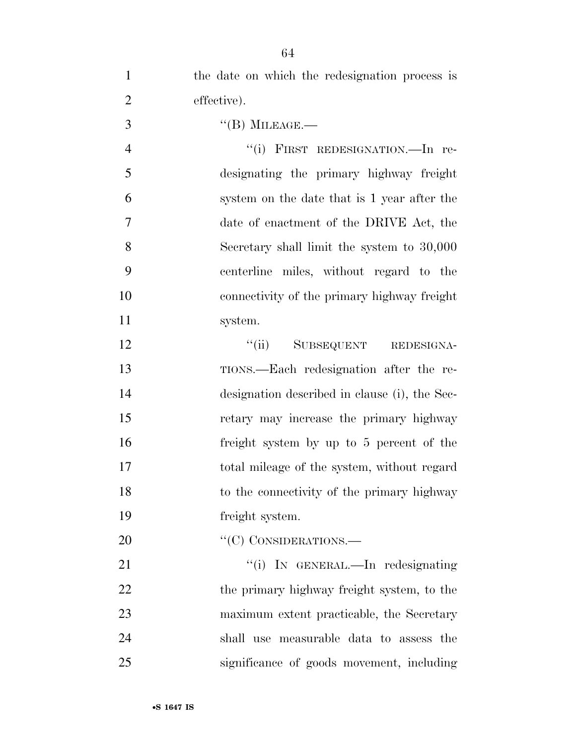the date on which the redesignation process is effective).

"(B) MILEAGE.—

"(i) FIRST REDESIGNATION.—In redesignating the primary highway freight system on the date that is 1 year after the date of enactment of the DRIVE Act, the Secretary shall limit the system to 30,000 centerline miles, without regard to the connectivity of the primary highway freight system.

"(ii) SUBSEQUENT REDESIGNATIONS.—Each redesignation after the redesignation described in clause (i), the Secretary may increase the primary highway freight system by up to 5 percent of the total mileage of the system, without regard to the connectivity of the primary highway freight system.

"(C) CONSIDERATIONS.—

"(i) IN GENERAL.—In redesignating the primary highway freight system, to the maximum extent practicable, the Secretary shall use measurable data to assess the significance of goods movement, including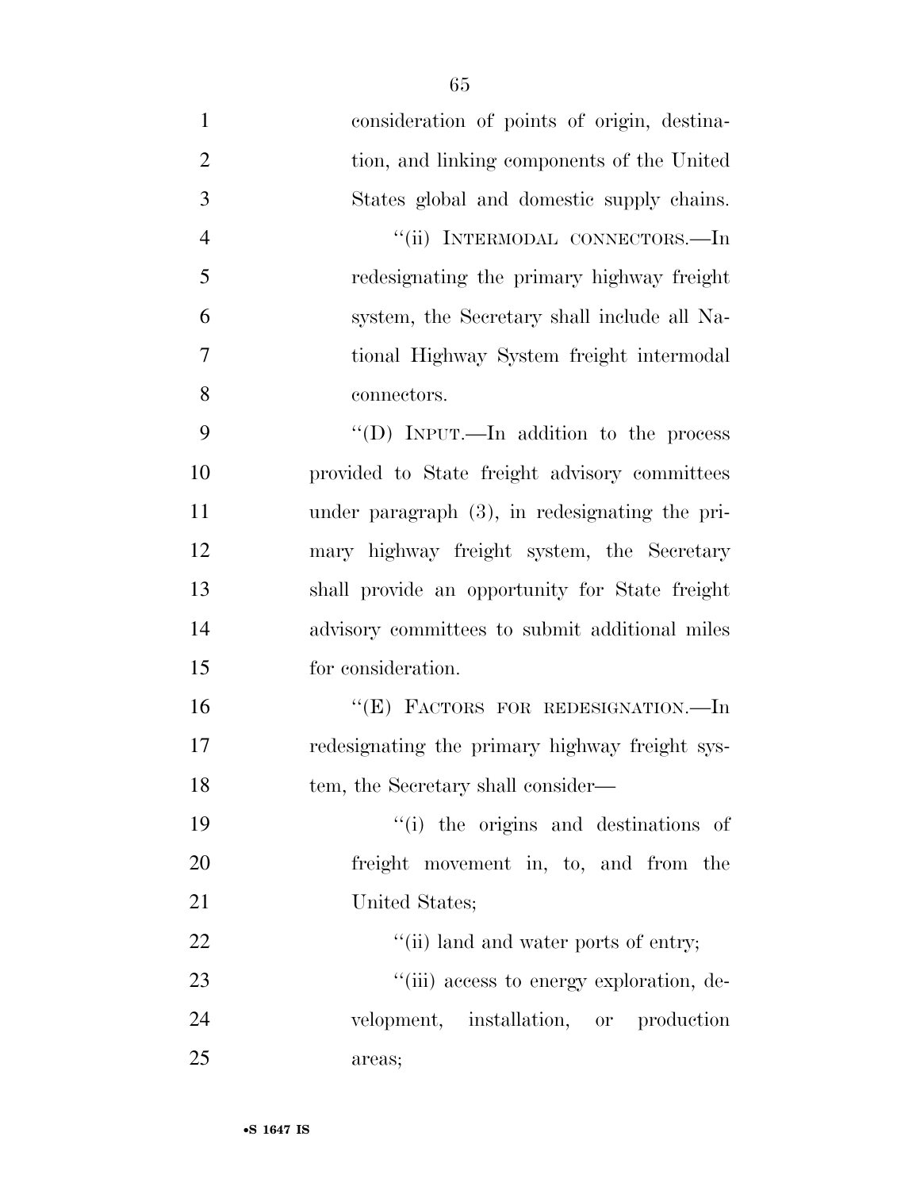consideration of points of origin, destination, and linking components of the United States global and domestic supply chains.

"(ii) INTERMODAL CONNECTORS.—In redesignating the primary highway freight system, the Secretary shall include all National Highway System freight intermodal connectors.

"(D) INPUT.—In addition to the process provided to State freight advisory committees under paragraph (3), in redesignating the primary highway freight system, the Secretary shall provide an opportunity for State freight advisory committees to submit additional miles for consideration.

"(E) FACTORS FOR REDESIGNATION.—In redesignating the primary highway freight system, the Secretary shall consider—

"(i) the origins and destinations of freight movement in, to, and from the United States;

"(ii) land and water ports of entry;

"(iii) access to energy exploration, development, installation, or production areas;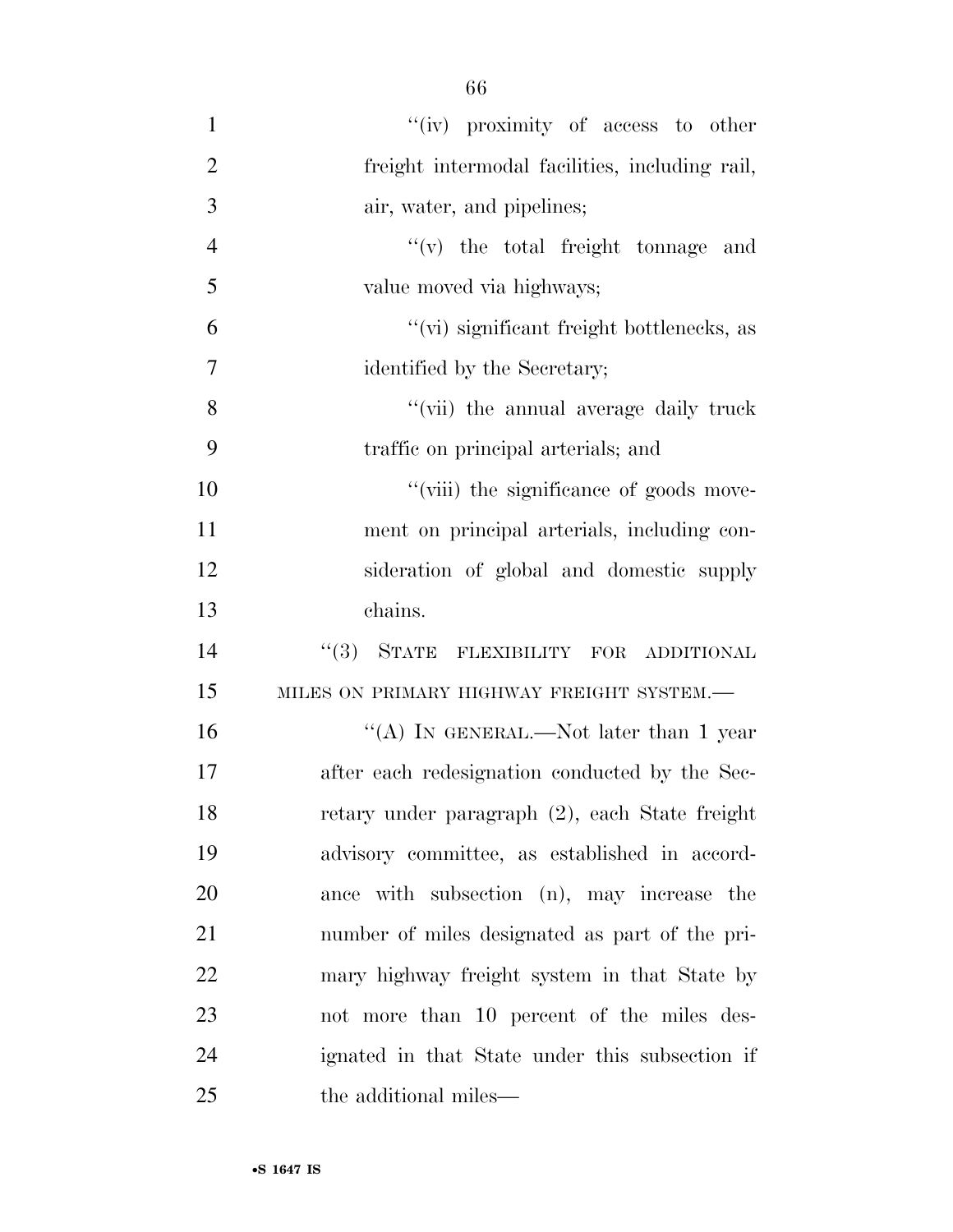"(iv) proximity of access to other freight intermodal facilities, including rail, air, water, and pipelines;

"(v) the total freight tonnage and value moved via highways;

"(vi) significant freight bottlenecks, as identified by the Secretary;

"(vii) the annual average daily truck traffic on principal arterials; and

"(viii) the significance of goods movement on principal arterials, including consideration of global and domestic supply chains.

"(3) STATE FLEXIBILITY FOR ADDITIONAL MILES ON PRIMARY HIGHWAY FREIGHT SYSTEM.—

"(A) IN GENERAL.—Not later than 1 year after each redesignation conducted by the Secretary under paragraph (2), each State freight advisory committee, as established in accordance with subsection (n), may increase the number of miles designated as part of the primary highway freight system in that State by not more than 10 percent of the miles designated in that State under this subsection if the additional miles—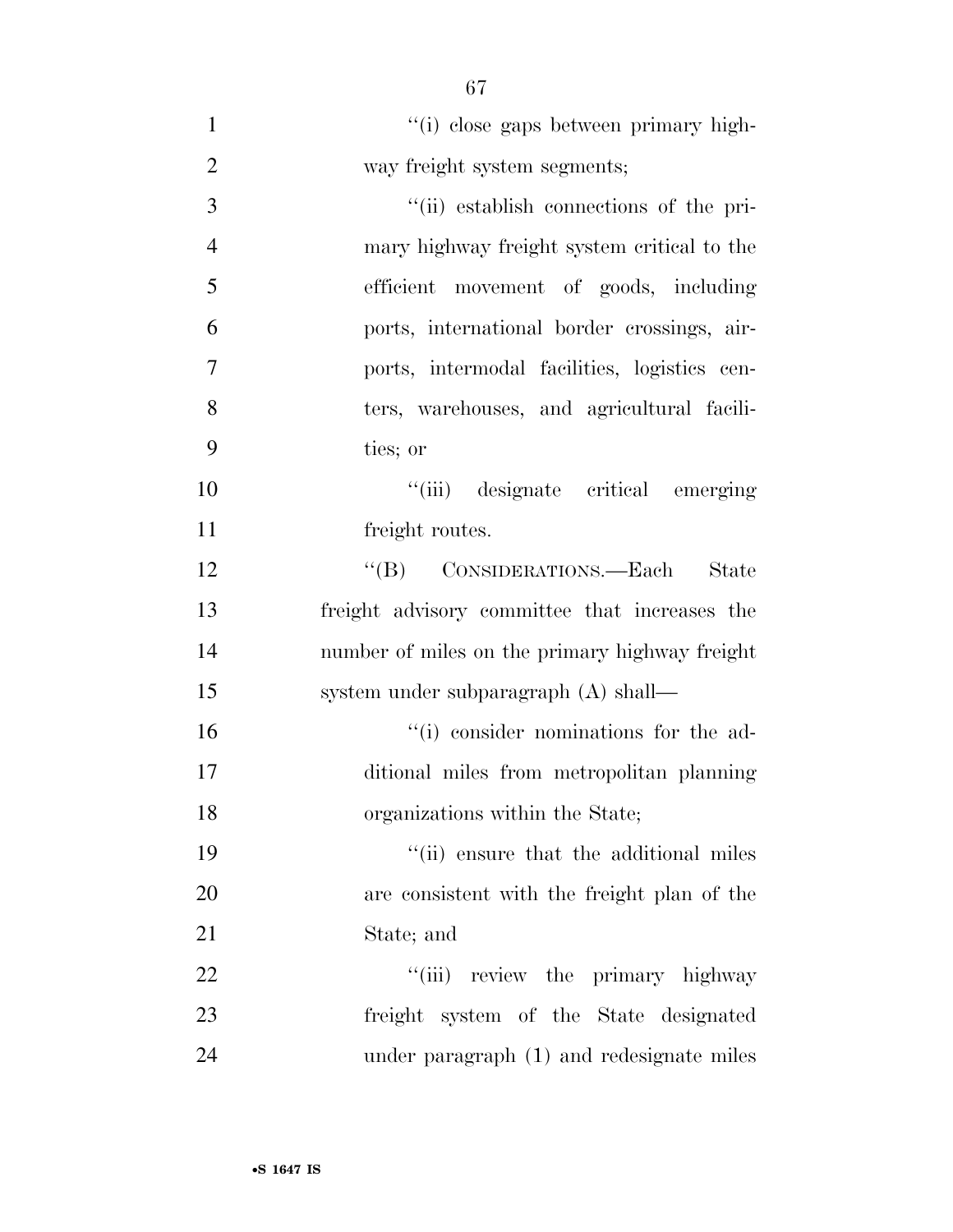"(i) close gaps between primary highway freight system segments;

"(ii) establish connections of the primary highway freight system critical to the efficient movement of goods, including ports, international border crossings, airports, intermodal facilities, logistics centers, warehouses, and agricultural facilities; or

"(iii) designate critical emerging freight routes.

"(B) CONSIDERATIONS.—Each State freight advisory committee that increases the number of miles on the primary highway freight system under subparagraph (A) shall—

"(i) consider nominations for the additional miles from metropolitan planning organizations within the State;

"(ii) ensure that the additional miles are consistent with the freight plan of the State; and

"(iii) review the primary highway freight system of the State designated under paragraph (1) and redesignate miles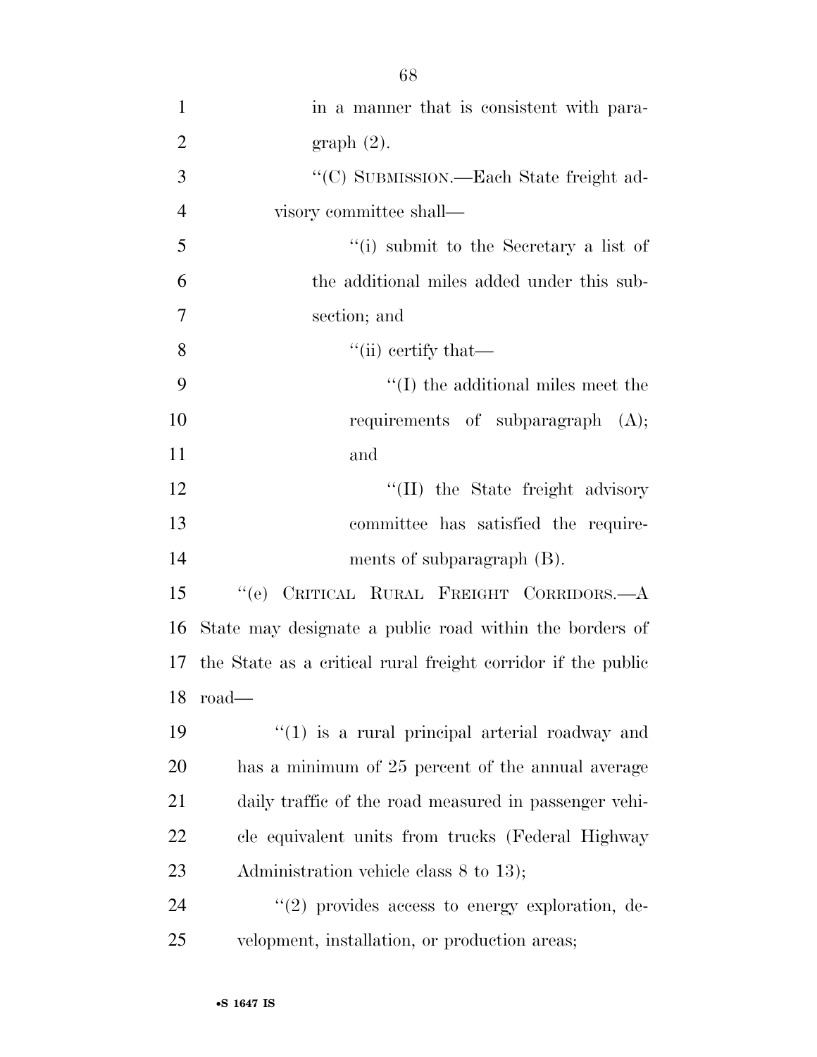in a manner that is consistent with paragraph (2).

''(C) SUBMISSION.—Each State freight advisory committee shall—

''(i) submit to the Secretary a list of the additional miles added under this subsection; and

''(ii) certify that—

''(I) the additional miles meet the requirements of subparagraph (A); and

''(II) the State freight advisory committee has satisfied the requirements of subparagraph (B).

''(e) CRITICAL RURAL FREIGHT CORRIDORS.—A State may designate a public road within the borders of the State as a critical rural freight corridor if the public road—

''(1) is a rural principal arterial roadway and has a minimum of 25 percent of the annual average daily traffic of the road measured in passenger vehicle equivalent units from trucks (Federal Highway Administration vehicle class 8 to 13);

''(2) provides access to energy exploration, development, installation, or production areas;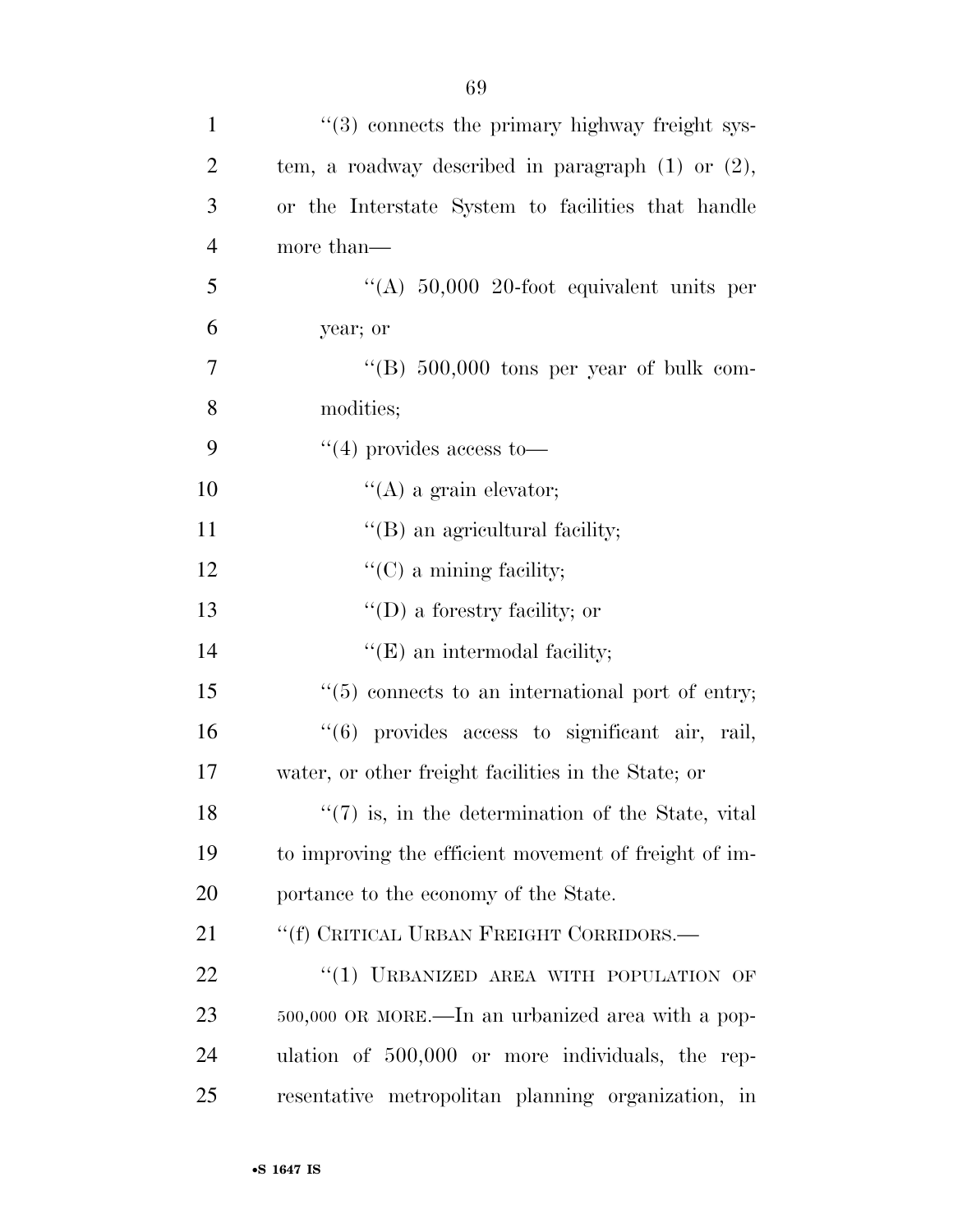''(3) connects the primary highway freight system, a roadway described in paragraph (1) or (2), or the Interstate System to facilities that handle more than—

''(A) 50,000 20-foot equivalent units per year; or

''(B) 500,000 tons per year of bulk commodities;

''(4) provides access to—

''(A) a grain elevator;

''(B) an agricultural facility;

''(C) a mining facility;

''(D) a forestry facility; or

''(E) an intermodal facility;

''(5) connects to an international port of entry;

''(6) provides access to significant air, rail, water, or other freight facilities in the State; or

''(7) is, in the determination of the State, vital to improving the efficient movement of freight of importance to the economy of the State.

''(f) CRITICAL URBAN FREIGHT CORRIDORS.—

''(1) URBANIZED AREA WITH POPULATION OF 500,000 OR MORE.—In an urbanized area with a population of 500,000 or more individuals, the representative metropolitan planning organization, in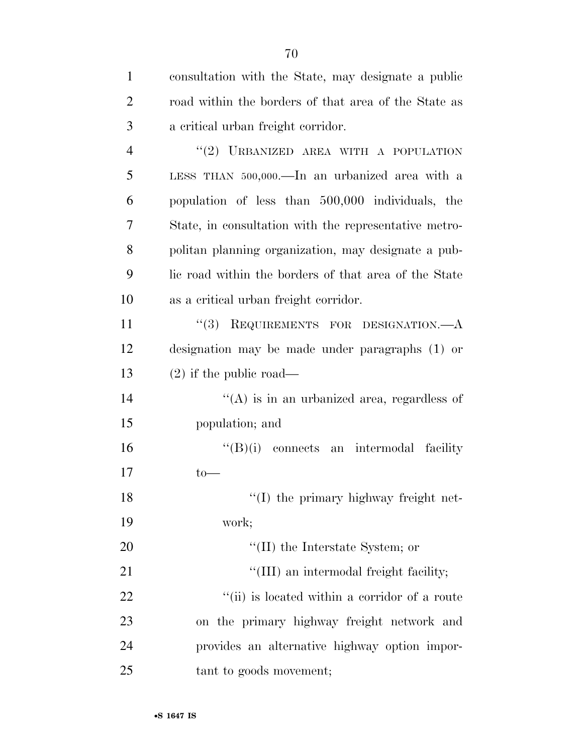consultation with the State, may designate a public road within the borders of that area of the State as a critical urban freight corridor.

"(2) URBANIZED AREA WITH A POPULATION LESS THAN 500,000.—In an urbanized area with a population of less than 500,000 individuals, the State, in consultation with the representative metropolitan planning organization, may designate a public road within the borders of that area of the State as a critical urban freight corridor.

"(3) REQUIREMENTS FOR DESIGNATION.—A designation may be made under paragraphs (1) or (2) if the public road—

"(A) is in an urbanized area, regardless of population; and

"(B)(i) connects an intermodal facility to—

"(I) the primary highway freight network;

"(II) the Interstate System; or

"(III) an intermodal freight facility;

"(ii) is located within a corridor of a route on the primary highway freight network and provides an alternative highway option important to goods movement;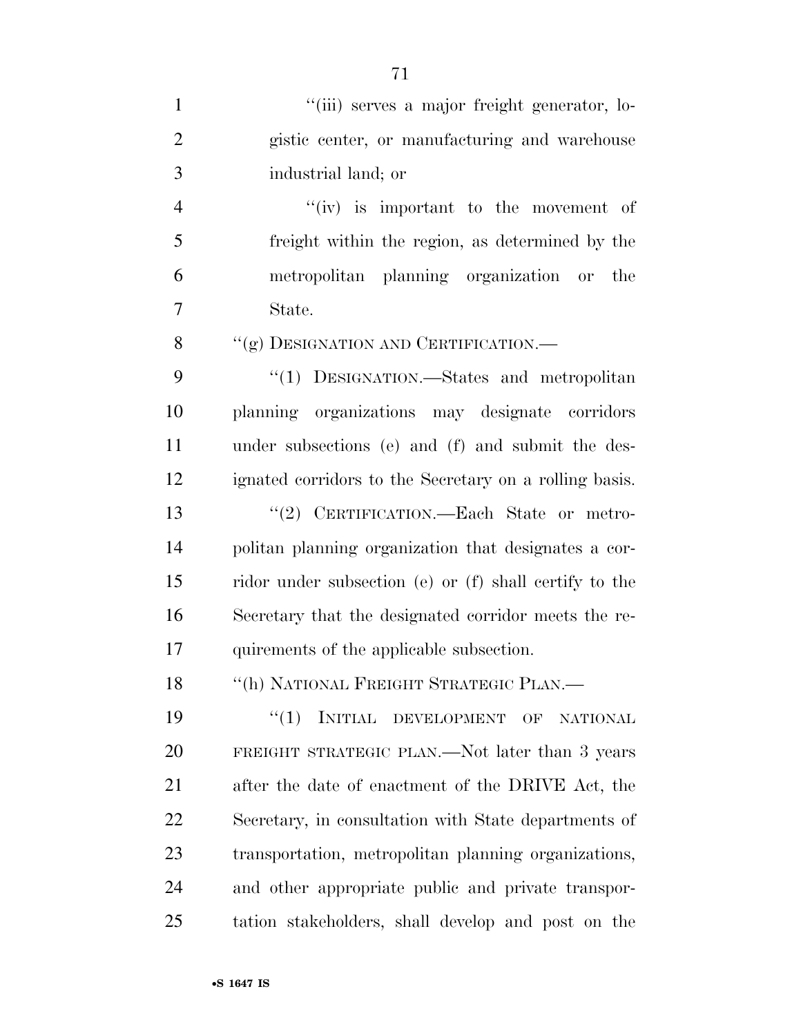"(iii) serves a major freight generator, logistic center, or manufacturing and warehouse industrial land; or

"(iv) is important to the movement of freight within the region, as determined by the metropolitan planning organization or the State.

"(g) DESIGNATION AND CERTIFICATION.—

"(1) DESIGNATION.—States and metropolitan planning organizations may designate corridors under subsections (e) and (f) and submit the designated corridors to the Secretary on a rolling basis.

"(2) CERTIFICATION.—Each State or metropolitan planning organization that designates a corridor under subsection (e) or (f) shall certify to the Secretary that the designated corridor meets the requirements of the applicable subsection.

"(h) NATIONAL FREIGHT STRATEGIC PLAN.—

"(1) INITIAL DEVELOPMENT OF NATIONAL FREIGHT STRATEGIC PLAN.—Not later than 3 years after the date of enactment of the DRIVE Act, the Secretary, in consultation with State departments of transportation, metropolitan planning organizations, and other appropriate public and private transportation stakeholders, shall develop and post on the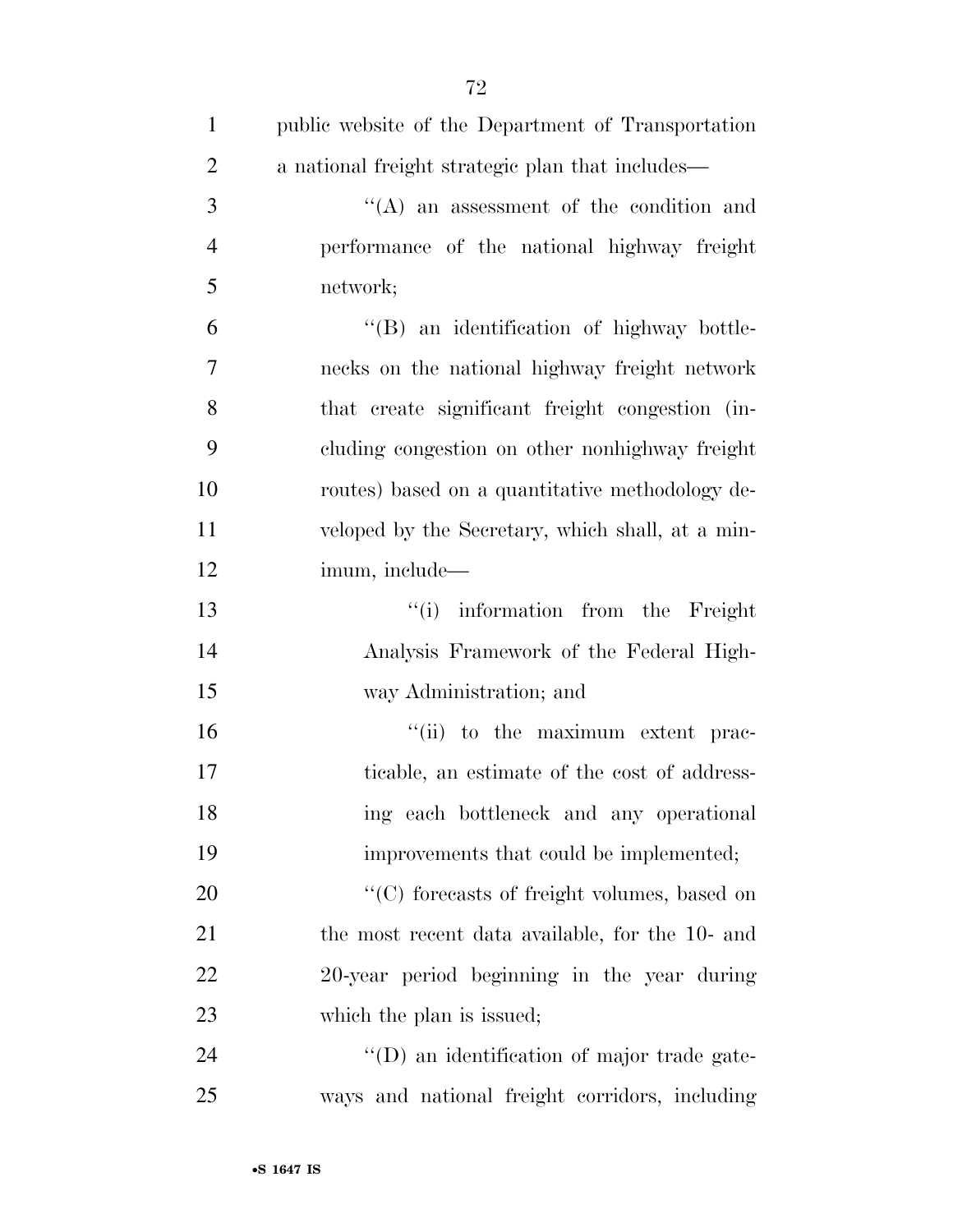public website of the Department of Transportation a national freight strategic plan that includes—

''(A) an assessment of the condition and performance of the national highway freight network;

''(B) an identification of highway bottlenecks on the national highway freight network that create significant freight congestion (including congestion on other nonhighway freight routes) based on a quantitative methodology developed by the Secretary, which shall, at a minimum, include—

''(i) information from the Freight Analysis Framework of the Federal Highway Administration; and

''(ii) to the maximum extent practicable, an estimate of the cost of addressing each bottleneck and any operational improvements that could be implemented;

''(C) forecasts of freight volumes, based on the most recent data available, for the 10- and 20-year period beginning in the year during which the plan is issued;

''(D) an identification of major trade gateways and national freight corridors, including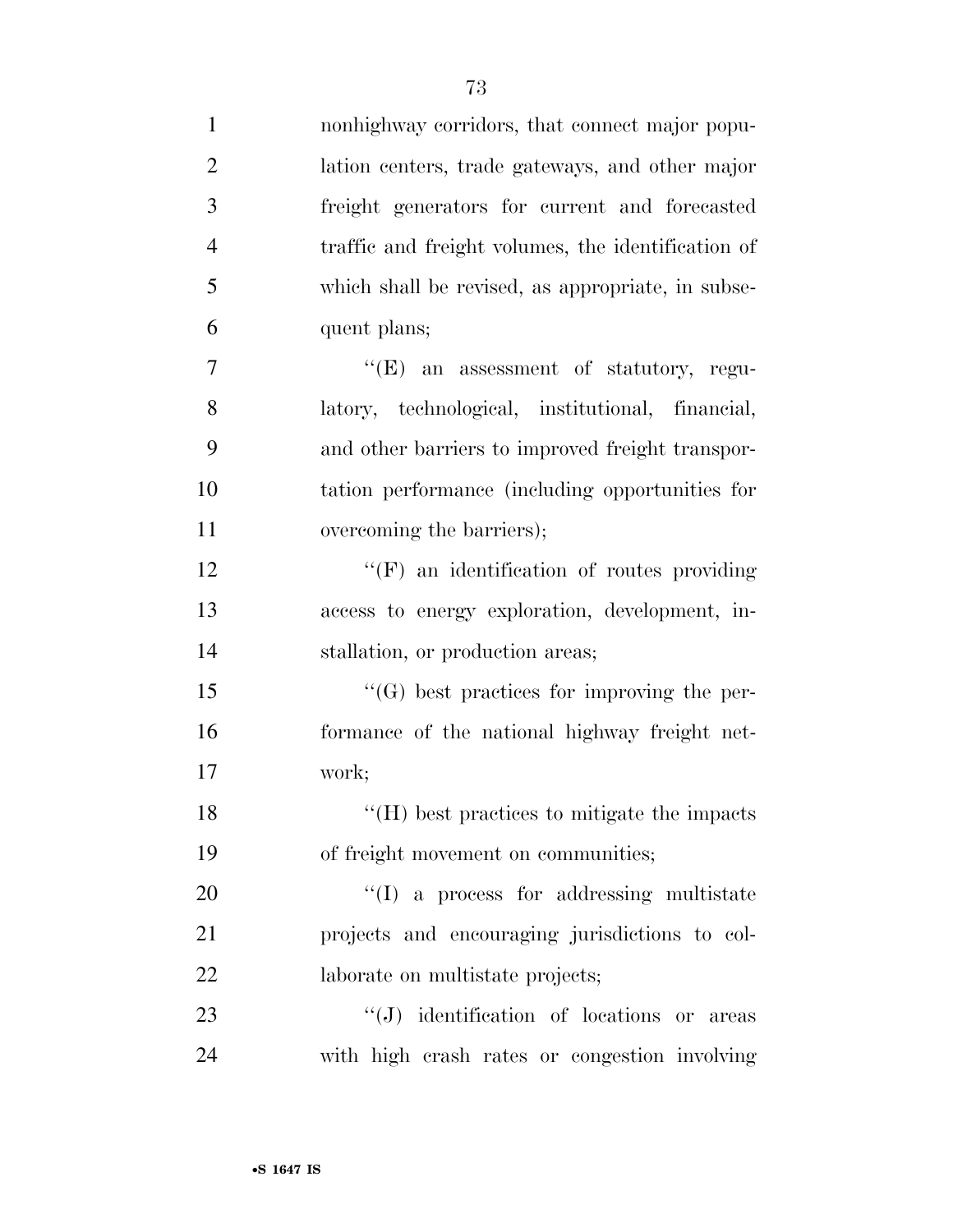nonhighway corridors, that connect major population centers, trade gateways, and other major freight generators for current and forecasted traffic and freight volumes, the identification of which shall be revised, as appropriate, in subsequent plans;

"(E) an assessment of statutory, regulatory, technological, institutional, financial, and other barriers to improved freight transportation performance (including opportunities for overcoming the barriers);

"(F) an identification of routes providing access to energy exploration, development, installation, or production areas;

"(G) best practices for improving the performance of the national highway freight network;

"(H) best practices to mitigate the impacts of freight movement on communities;

"(I) a process for addressing multistate projects and encouraging jurisdictions to collaborate on multistate projects;

"(J) identification of locations or areas with high crash rates or congestion involving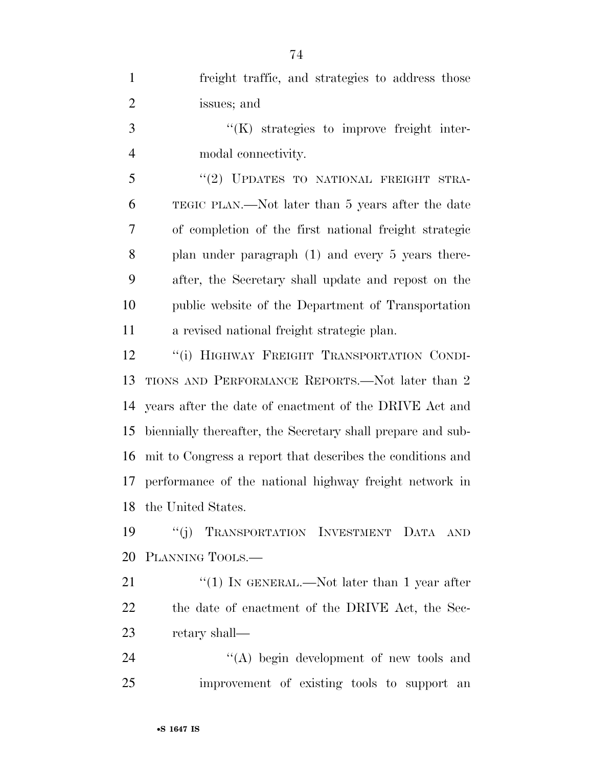freight traffic, and strategies to address those issues; and

''(K) strategies to improve freight intermodal connectivity.

''(2) UPDATES TO NATIONAL FREIGHT STRATEGIC PLAN.—Not later than 5 years after the date of completion of the first national freight strategic plan under paragraph (1) and every 5 years thereafter, the Secretary shall update and repost on the public website of the Department of Transportation a revised national freight strategic plan.

''(i) HIGHWAY FREIGHT TRANSPORTATION CONDITIONS AND PERFORMANCE REPORTS.—Not later than 2 years after the date of enactment of the DRIVE Act and biennially thereafter, the Secretary shall prepare and submit to Congress a report that describes the conditions and performance of the national highway freight network in the United States.

''(j) TRANSPORTATION INVESTMENT DATA AND PLANNING TOOLS.—

''(1) IN GENERAL.—Not later than 1 year after the date of enactment of the DRIVE Act, the Secretary shall—

''(A) begin development of new tools and improvement of existing tools to support an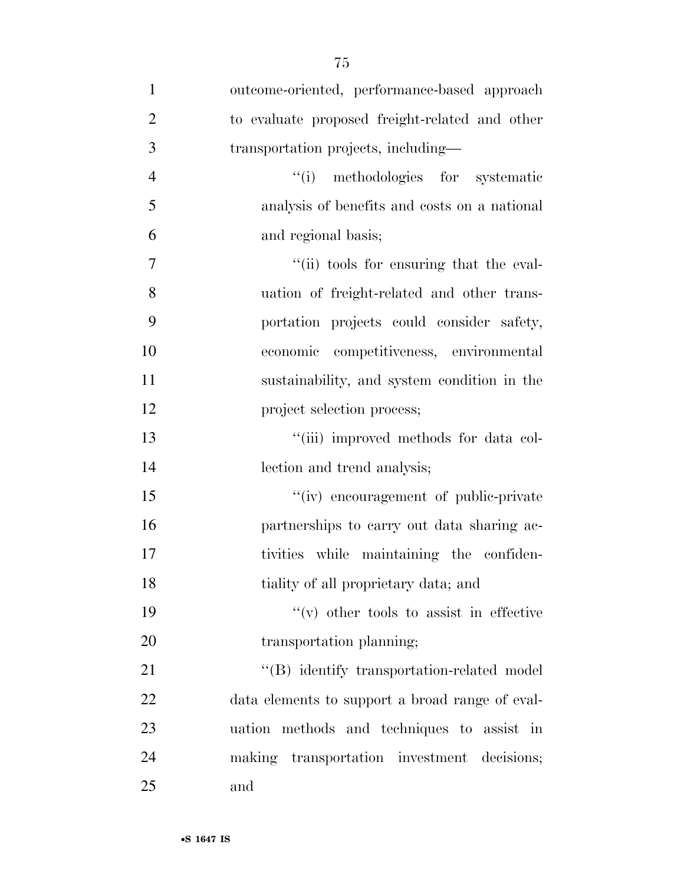outcome-oriented, performance-based approach to evaluate proposed freight-related and other transportation projects, including—

> ''(i) methodologies for systematic analysis of benefits and costs on a national and regional basis;
>
> ''(ii) tools for ensuring that the evaluation of freight-related and other transportation projects could consider safety, economic competitiveness, environmental sustainability, and system condition in the project selection process;
>
> ''(iii) improved methods for data collection and trend analysis;
>
> ''(iv) encouragement of public-private partnerships to carry out data sharing activities while maintaining the confidentiality of all proprietary data; and
>
> ''(v) other tools to assist in effective transportation planning;

''(B) identify transportation-related model data elements to support a broad range of evaluation methods and techniques to assist in making transportation investment decisions; and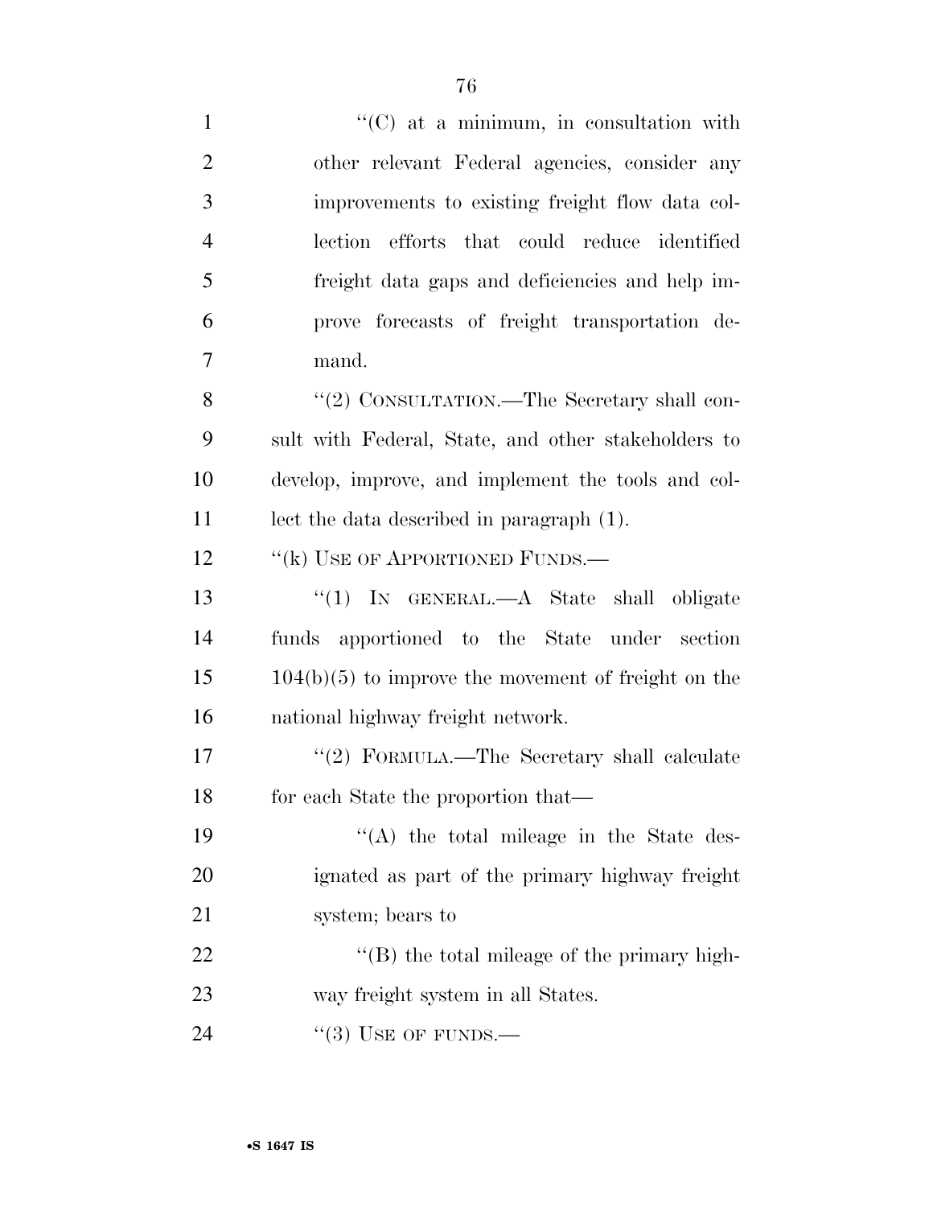"(C) at a minimum, in consultation with other relevant Federal agencies, consider any improvements to existing freight flow data collection efforts that could reduce identified freight data gaps and deficiencies and help improve forecasts of freight transportation demand.

"(2) CONSULTATION.—The Secretary shall consult with Federal, State, and other stakeholders to develop, improve, and implement the tools and collect the data described in paragraph (1).

"(k) USE OF APPORTIONED FUNDS.—

"(1) IN GENERAL.—A State shall obligate funds apportioned to the State under section 104(b)(5) to improve the movement of freight on the national highway freight network.

"(2) FORMULA.—The Secretary shall calculate for each State the proportion that—

"(A) the total mileage in the State designated as part of the primary highway freight system; bears to

"(B) the total mileage of the primary highway freight system in all States.

"(3) USE OF FUNDS.—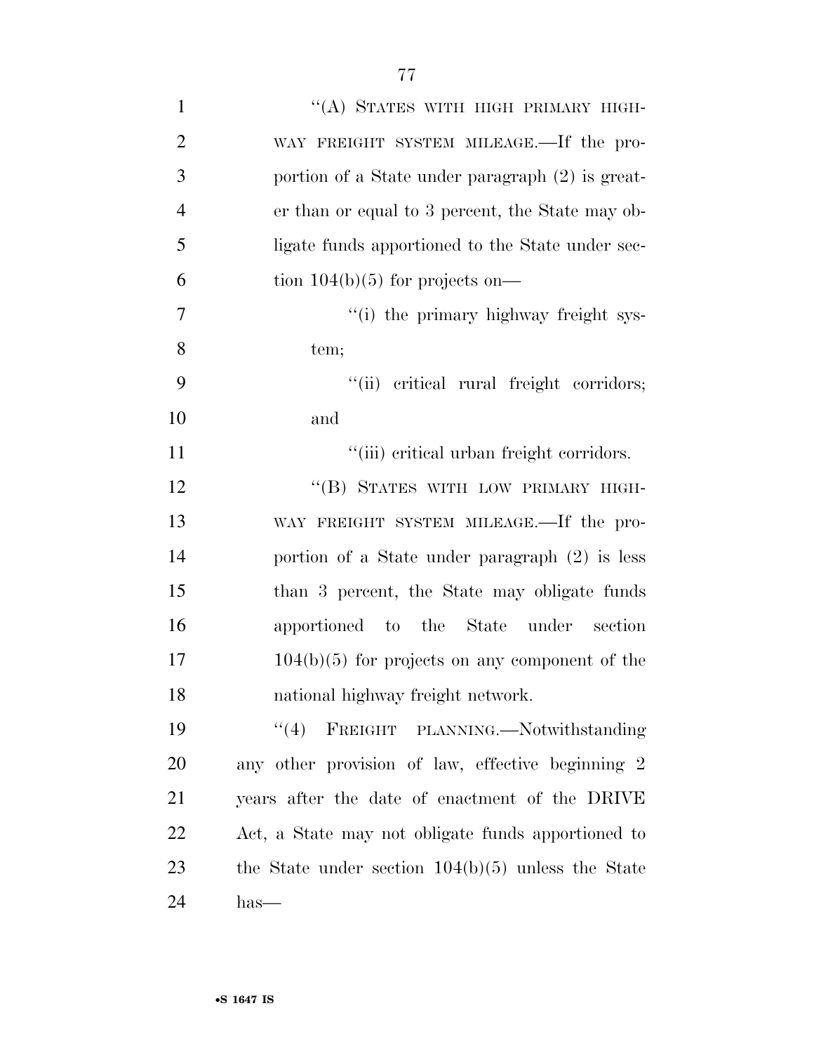"(A) STATES WITH HIGH PRIMARY HIGHWAY FREIGHT SYSTEM MILEAGE.—If the proportion of a State under paragraph (2) is greater than or equal to 3 percent, the State may obligate funds apportioned to the State under section 104(b)(5) for projects on—

"(i) the primary highway freight system;

"(ii) critical rural freight corridors; and

"(iii) critical urban freight corridors.

"(B) STATES WITH LOW PRIMARY HIGHWAY FREIGHT SYSTEM MILEAGE.—If the proportion of a State under paragraph (2) is less than 3 percent, the State may obligate funds apportioned to the State under section 104(b)(5) for projects on any component of the national highway freight network.

"(4) FREIGHT PLANNING.—Notwithstanding any other provision of law, effective beginning 2 years after the date of enactment of the DRIVE Act, a State may not obligate funds apportioned to the State under section 104(b)(5) unless the State has—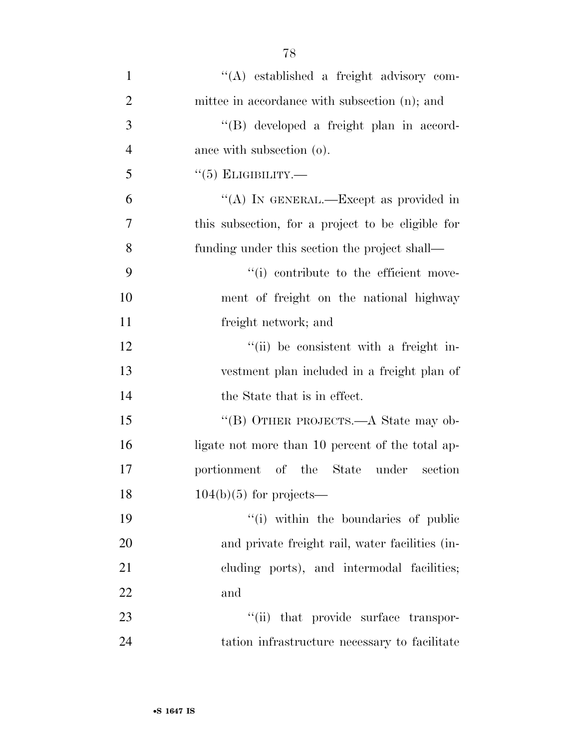''(A) established a freight advisory committee in accordance with subsection (n); and

''(B) developed a freight plan in accordance with subsection (o).

''(5) ELIGIBILITY.—

''(A) IN GENERAL.—Except as provided in this subsection, for a project to be eligible for funding under this section the project shall—

''(i) contribute to the efficient movement of freight on the national highway freight network; and

''(ii) be consistent with a freight investment plan included in a freight plan of the State that is in effect.

''(B) OTHER PROJECTS.—A State may obligate not more than 10 percent of the total apportionment of the State under section 104(b)(5) for projects—

''(i) within the boundaries of public and private freight rail, water facilities (including ports), and intermodal facilities; and

''(ii) that provide surface transportation infrastructure necessary to facilitate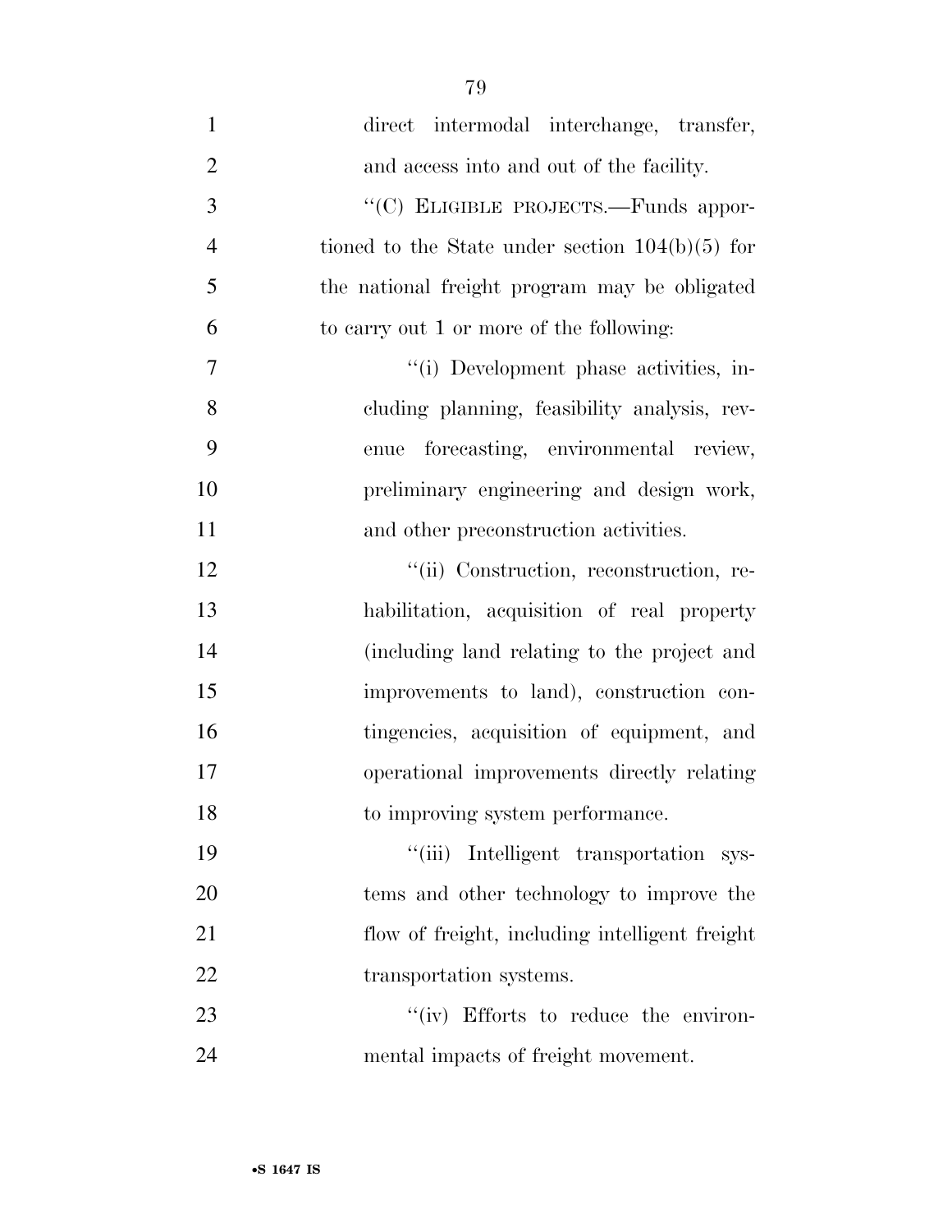direct intermodal interchange, transfer, and access into and out of the facility.

''(C) ELIGIBLE PROJECTS.—Funds apportioned to the State under section 104(b)(5) for the national freight program may be obligated to carry out 1 or more of the following:

''(i) Development phase activities, including planning, feasibility analysis, revenue forecasting, environmental review, preliminary engineering and design work, and other preconstruction activities.

''(ii) Construction, reconstruction, rehabilitation, acquisition of real property (including land relating to the project and improvements to land), construction contingencies, acquisition of equipment, and operational improvements directly relating to improving system performance.

''(iii) Intelligent transportation systems and other technology to improve the flow of freight, including intelligent freight transportation systems.

''(iv) Efforts to reduce the environmental impacts of freight movement.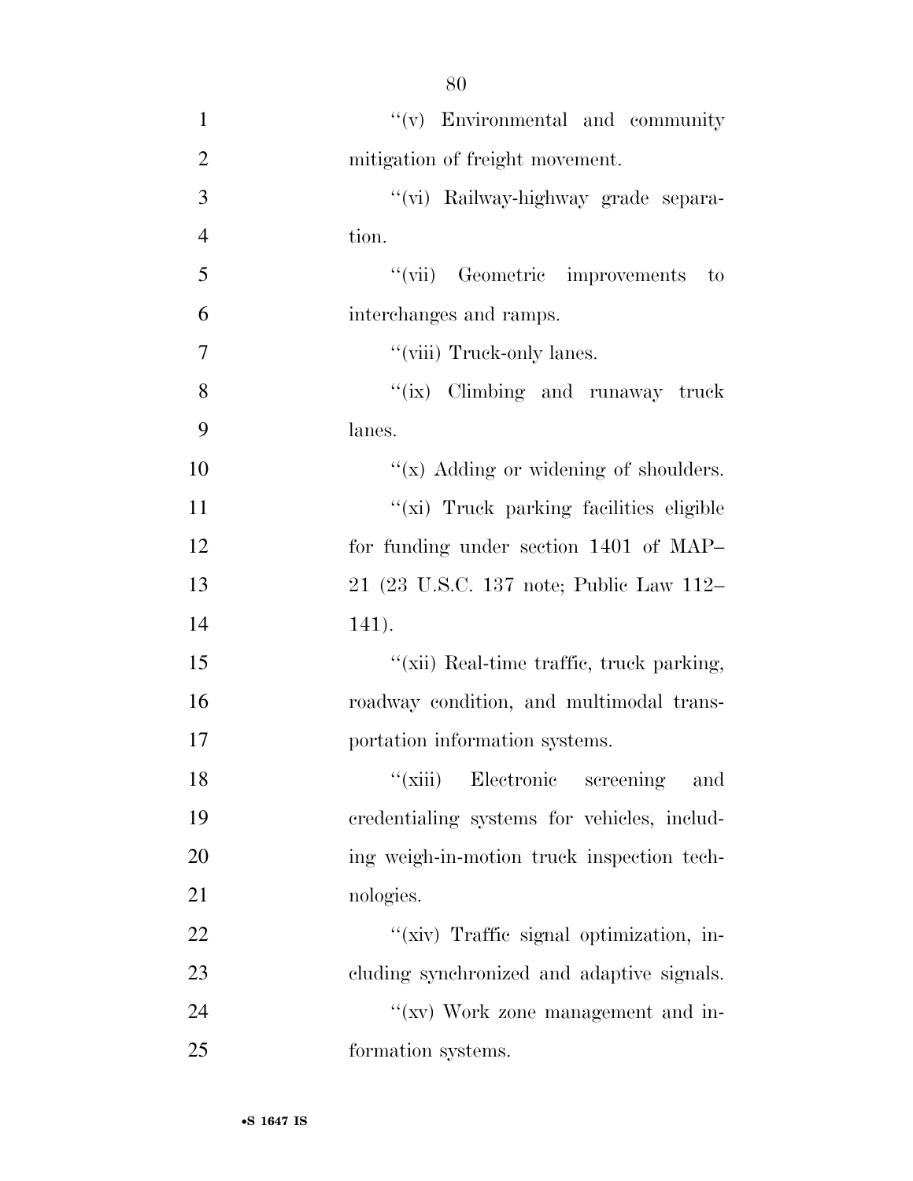"(v) Environmental and community mitigation of freight movement.

"(vi) Railway-highway grade separation.

"(vii) Geometric improvements to interchanges and ramps.

"(viii) Truck-only lanes.

"(ix) Climbing and runaway truck lanes.

"(x) Adding or widening of shoulders.

"(xi) Truck parking facilities eligible for funding under section 1401 of MAP–21 (23 U.S.C. 137 note; Public Law 112–141).

"(xii) Real-time traffic, truck parking, roadway condition, and multimodal transportation information systems.

"(xiii) Electronic screening and credentialing systems for vehicles, including weigh-in-motion truck inspection technologies.

"(xiv) Traffic signal optimization, including synchronized and adaptive signals.

"(xv) Work zone management and information systems.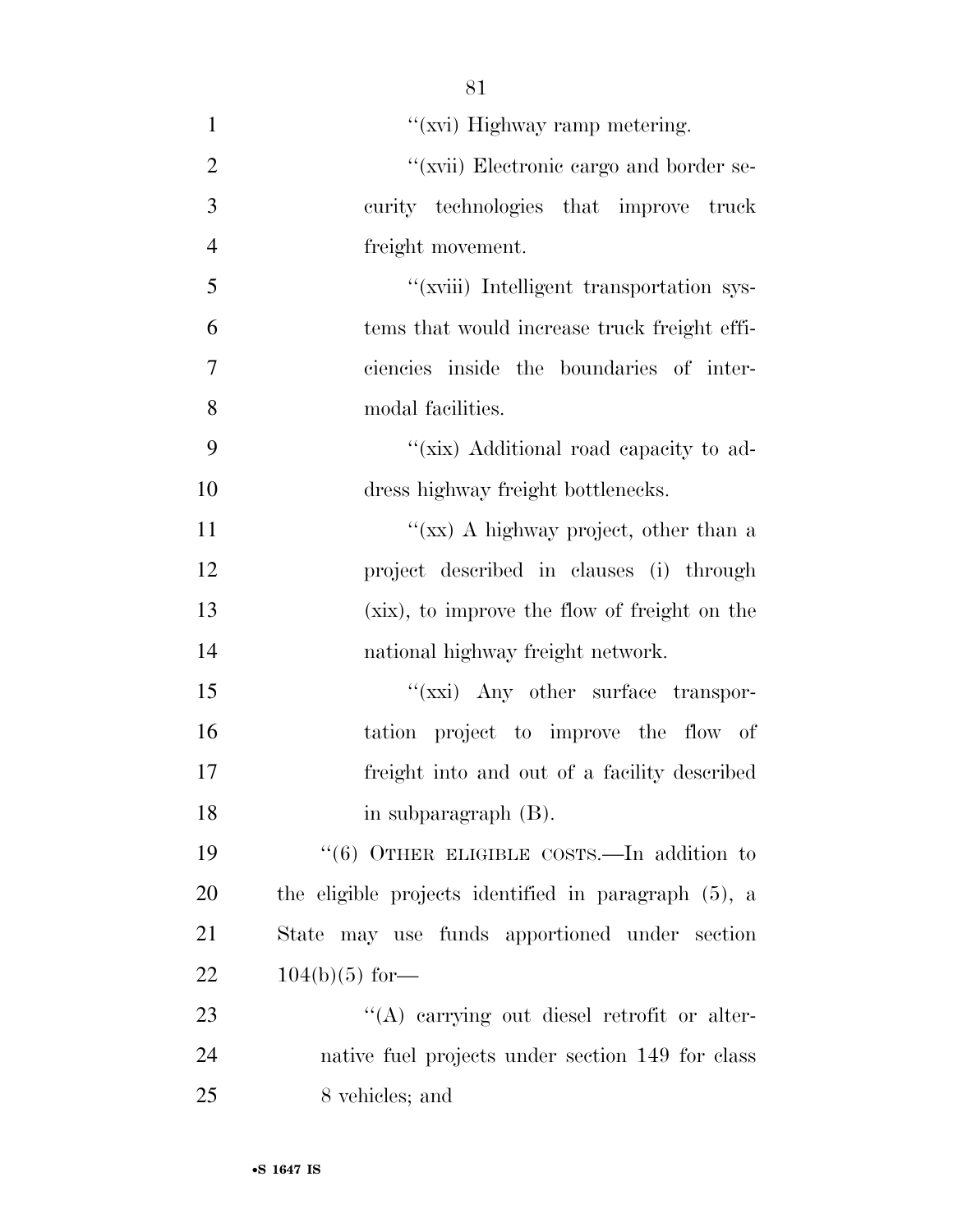"(xvi) Highway ramp metering.

"(xvii) Electronic cargo and border security technologies that improve truck freight movement.

"(xviii) Intelligent transportation systems that would increase truck freight efficiencies inside the boundaries of intermodal facilities.

"(xix) Additional road capacity to address highway freight bottlenecks.

"(xx) A highway project, other than a project described in clauses (i) through (xix), to improve the flow of freight on the national highway freight network.

"(xxi) Any other surface transportation project to improve the flow of freight into and out of a facility described in subparagraph (B).

"(6) OTHER ELIGIBLE COSTS.—In addition to the eligible projects identified in paragraph (5), a State may use funds apportioned under section 104(b)(5) for—

"(A) carrying out diesel retrofit or alternative fuel projects under section 149 for class 8 vehicles; and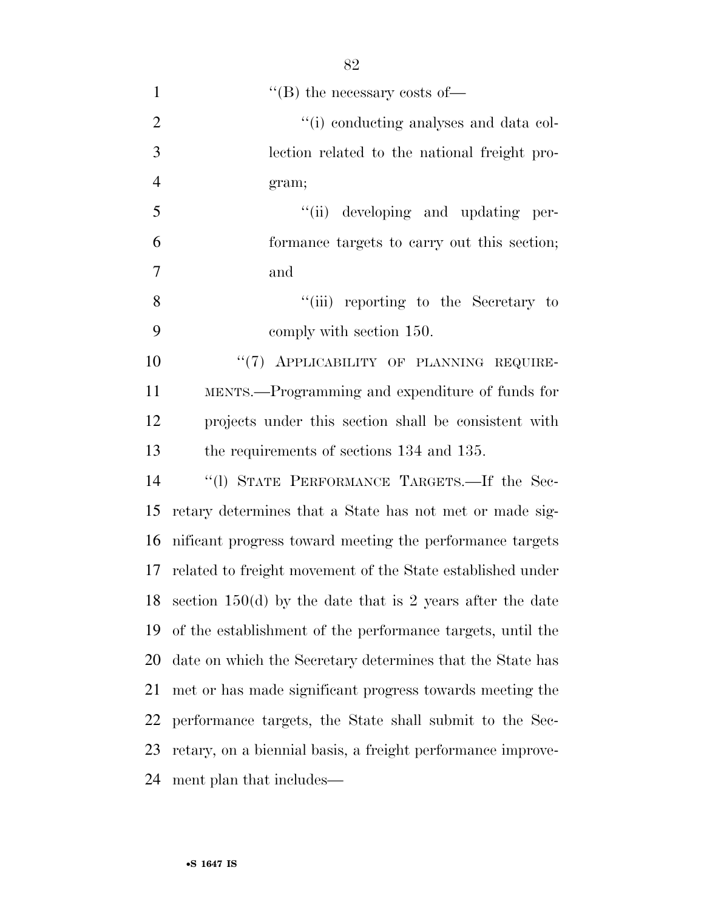''(B) the necessary costs of—

''(i) conducting analyses and data collection related to the national freight program;

''(ii) developing and updating performance targets to carry out this section; and

''(iii) reporting to the Secretary to comply with section 150.

''(7) APPLICABILITY OF PLANNING REQUIREMENTS.—Programming and expenditure of funds for projects under this section shall be consistent with the requirements of sections 134 and 135.

''(l) STATE PERFORMANCE TARGETS.—If the Secretary determines that a State has not met or made significant progress toward meeting the performance targets related to freight movement of the State established under section 150(d) by the date that is 2 years after the date of the establishment of the performance targets, until the date on which the Secretary determines that the State has met or has made significant progress towards meeting the performance targets, the State shall submit to the Secretary, on a biennial basis, a freight performance improvement plan that includes—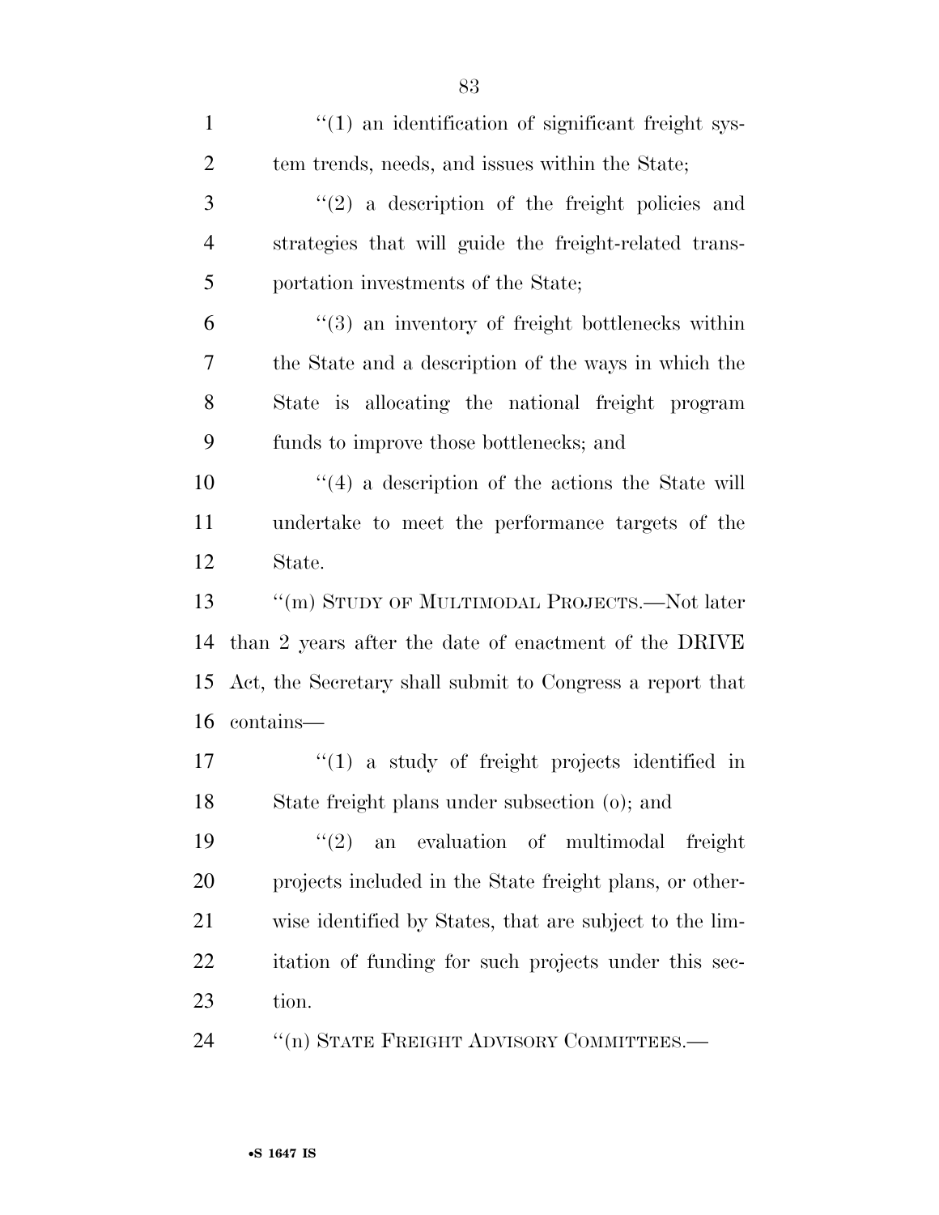''(1) an identification of significant freight system trends, needs, and issues within the State;

''(2) a description of the freight policies and strategies that will guide the freight-related transportation investments of the State;

''(3) an inventory of freight bottlenecks within the State and a description of the ways in which the State is allocating the national freight program funds to improve those bottlenecks; and

''(4) a description of the actions the State will undertake to meet the performance targets of the State.

''(m) STUDY OF MULTIMODAL PROJECTS.—Not later than 2 years after the date of enactment of the DRIVE Act, the Secretary shall submit to Congress a report that contains—

''(1) a study of freight projects identified in State freight plans under subsection (o); and

''(2) an evaluation of multimodal freight projects included in the State freight plans, or otherwise identified by States, that are subject to the limitation of funding for such projects under this section.

''(n) STATE FREIGHT ADVISORY COMMITTEES.—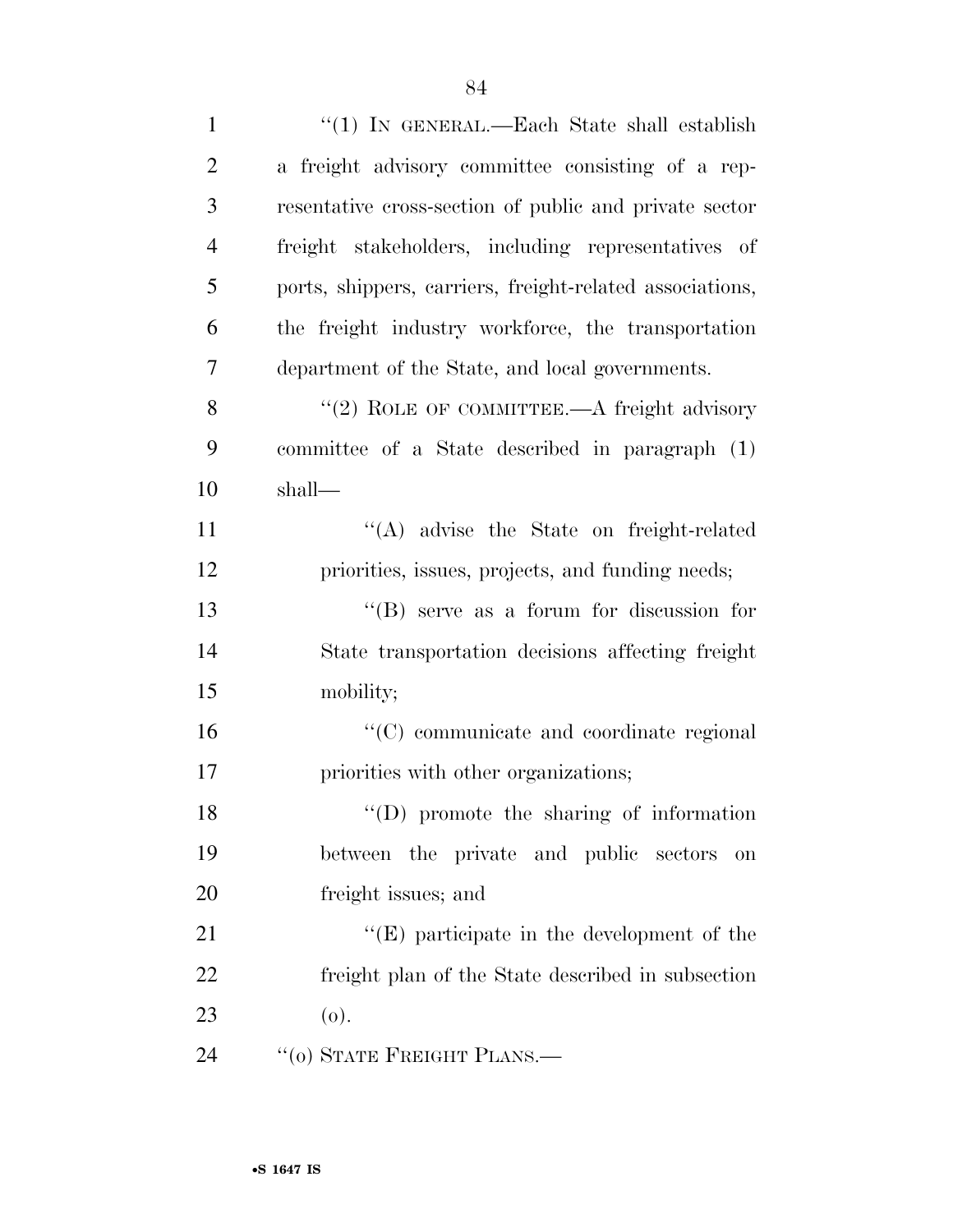''(1) IN GENERAL.—Each State shall establish a freight advisory committee consisting of a representative cross-section of public and private sector freight stakeholders, including representatives of ports, shippers, carriers, freight-related associations, the freight industry workforce, the transportation department of the State, and local governments.

''(2) ROLE OF COMMITTEE.—A freight advisory committee of a State described in paragraph (1) shall—

''(A) advise the State on freight-related priorities, issues, projects, and funding needs;

''(B) serve as a forum for discussion for State transportation decisions affecting freight mobility;

''(C) communicate and coordinate regional priorities with other organizations;

''(D) promote the sharing of information between the private and public sectors on freight issues; and

''(E) participate in the development of the freight plan of the State described in subsection (o).

''(o) STATE FREIGHT PLANS.—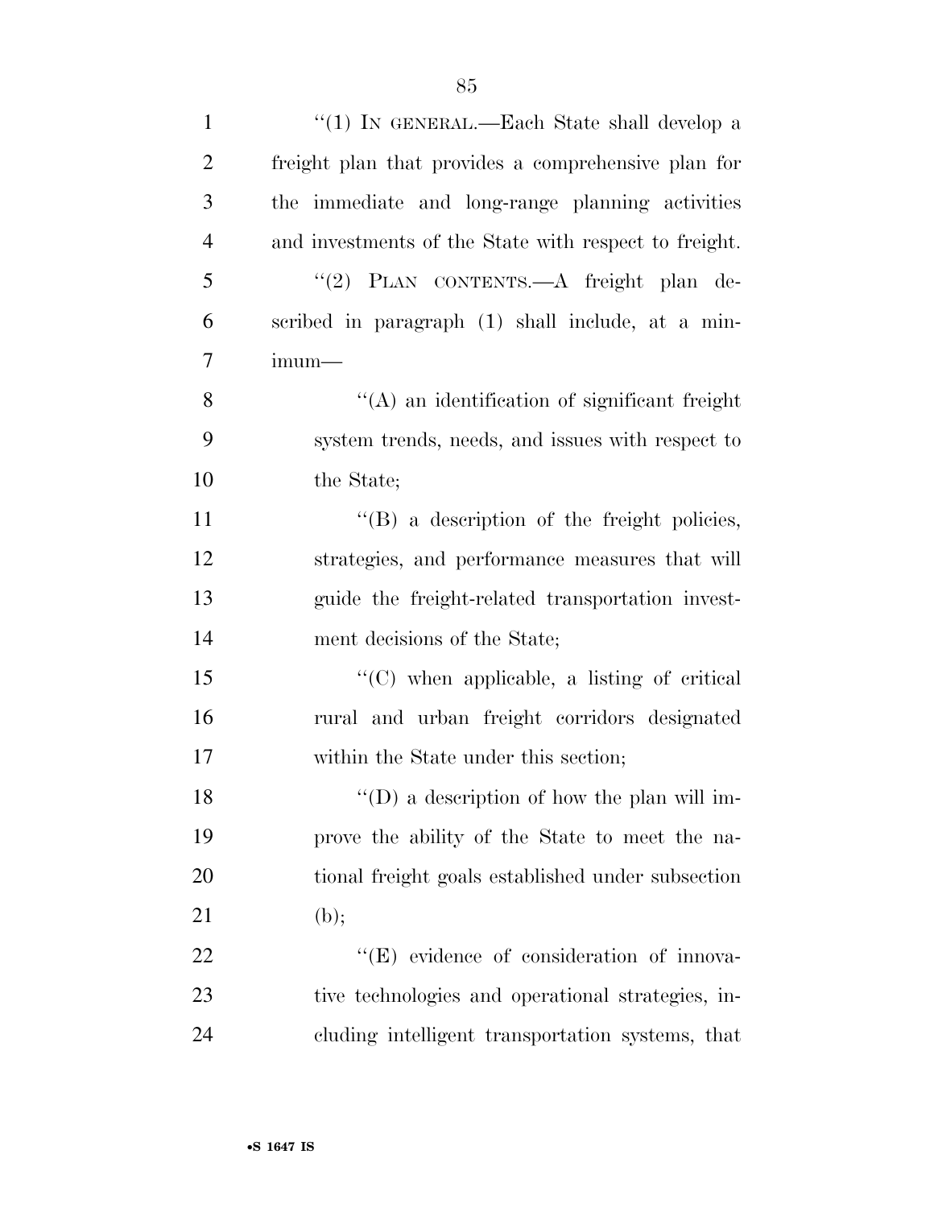"(1) IN GENERAL.—Each State shall develop a freight plan that provides a comprehensive plan for the immediate and long-range planning activities and investments of the State with respect to freight.

"(2) PLAN CONTENTS.—A freight plan described in paragraph (1) shall include, at a minimum—

"(A) an identification of significant freight system trends, needs, and issues with respect to the State;

"(B) a description of the freight policies, strategies, and performance measures that will guide the freight-related transportation investment decisions of the State;

"(C) when applicable, a listing of critical rural and urban freight corridors designated within the State under this section;

"(D) a description of how the plan will improve the ability of the State to meet the national freight goals established under subsection (b);

"(E) evidence of consideration of innovative technologies and operational strategies, including intelligent transportation systems, that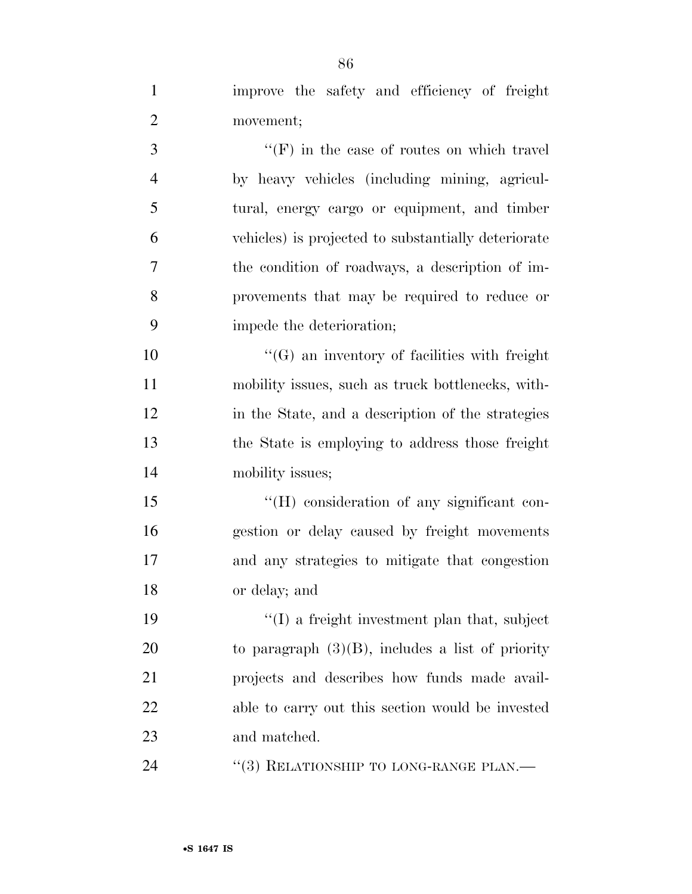improve the safety and efficiency of freight movement;

''(F) in the case of routes on which travel by heavy vehicles (including mining, agricultural, energy cargo or equipment, and timber vehicles) is projected to substantially deteriorate the condition of roadways, a description of improvements that may be required to reduce or impede the deterioration;

''(G) an inventory of facilities with freight mobility issues, such as truck bottlenecks, within the State, and a description of the strategies the State is employing to address those freight mobility issues;

''(H) consideration of any significant congestion or delay caused by freight movements and any strategies to mitigate that congestion or delay; and

''(I) a freight investment plan that, subject to paragraph (3)(B), includes a list of priority projects and describes how funds made available to carry out this section would be invested and matched.

''(3) RELATIONSHIP TO LONG-RANGE PLAN.—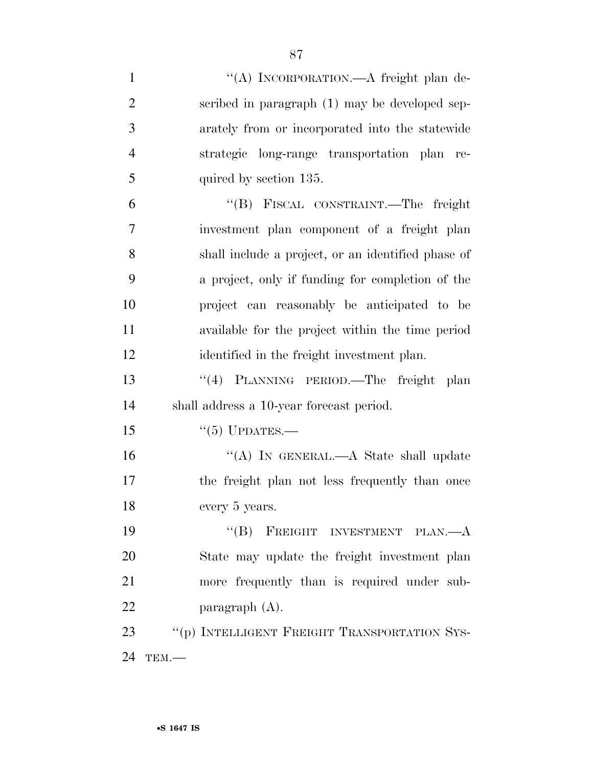"(A) INCORPORATION.—A freight plan described in paragraph (1) may be developed separately from or incorporated into the statewide strategic long-range transportation plan required by section 135.

"(B) FISCAL CONSTRAINT.—The freight investment plan component of a freight plan shall include a project, or an identified phase of a project, only if funding for completion of the project can reasonably be anticipated to be available for the project within the time period identified in the freight investment plan.

"(4) PLANNING PERIOD.—The freight plan shall address a 10-year forecast period.

"(5) UPDATES.—

"(A) IN GENERAL.—A State shall update the freight plan not less frequently than once every 5 years.

"(B) FREIGHT INVESTMENT PLAN.—A State may update the freight investment plan more frequently than is required under subparagraph (A).

"(p) INTELLIGENT FREIGHT TRANSPORTATION SYSTEM.—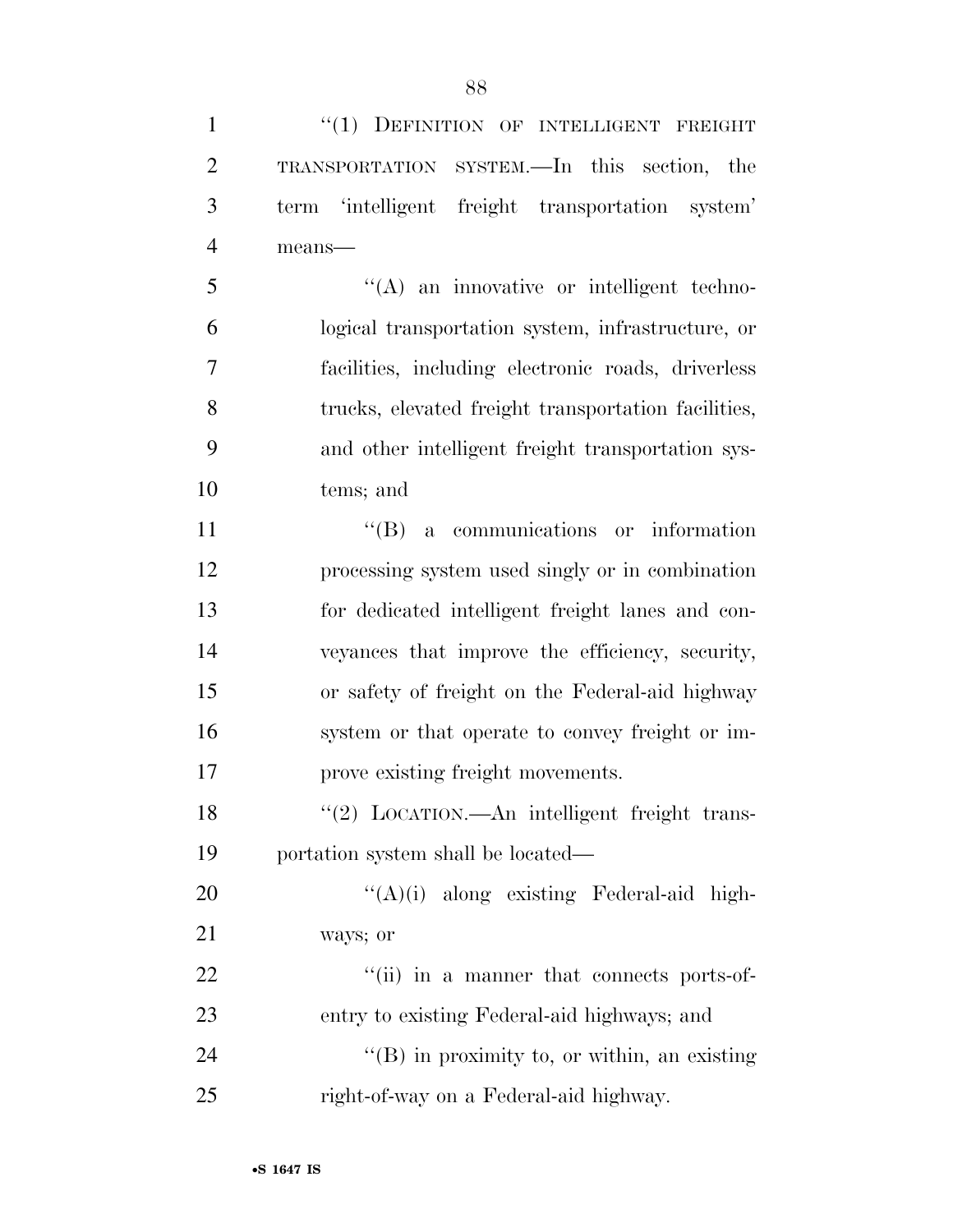"(1) DEFINITION OF INTELLIGENT FREIGHT TRANSPORTATION SYSTEM.—In this section, the term 'intelligent freight transportation system' means—

"(A) an innovative or intelligent technological transportation system, infrastructure, or facilities, including electronic roads, driverless trucks, elevated freight transportation facilities, and other intelligent freight transportation systems; and

"(B) a communications or information processing system used singly or in combination for dedicated intelligent freight lanes and conveyances that improve the efficiency, security, or safety of freight on the Federal-aid highway system or that operate to convey freight or improve existing freight movements.

"(2) LOCATION.—An intelligent freight transportation system shall be located—

"(A)(i) along existing Federal-aid highways; or

"(ii) in a manner that connects ports-of-entry to existing Federal-aid highways; and

"(B) in proximity to, or within, an existing right-of-way on a Federal-aid highway.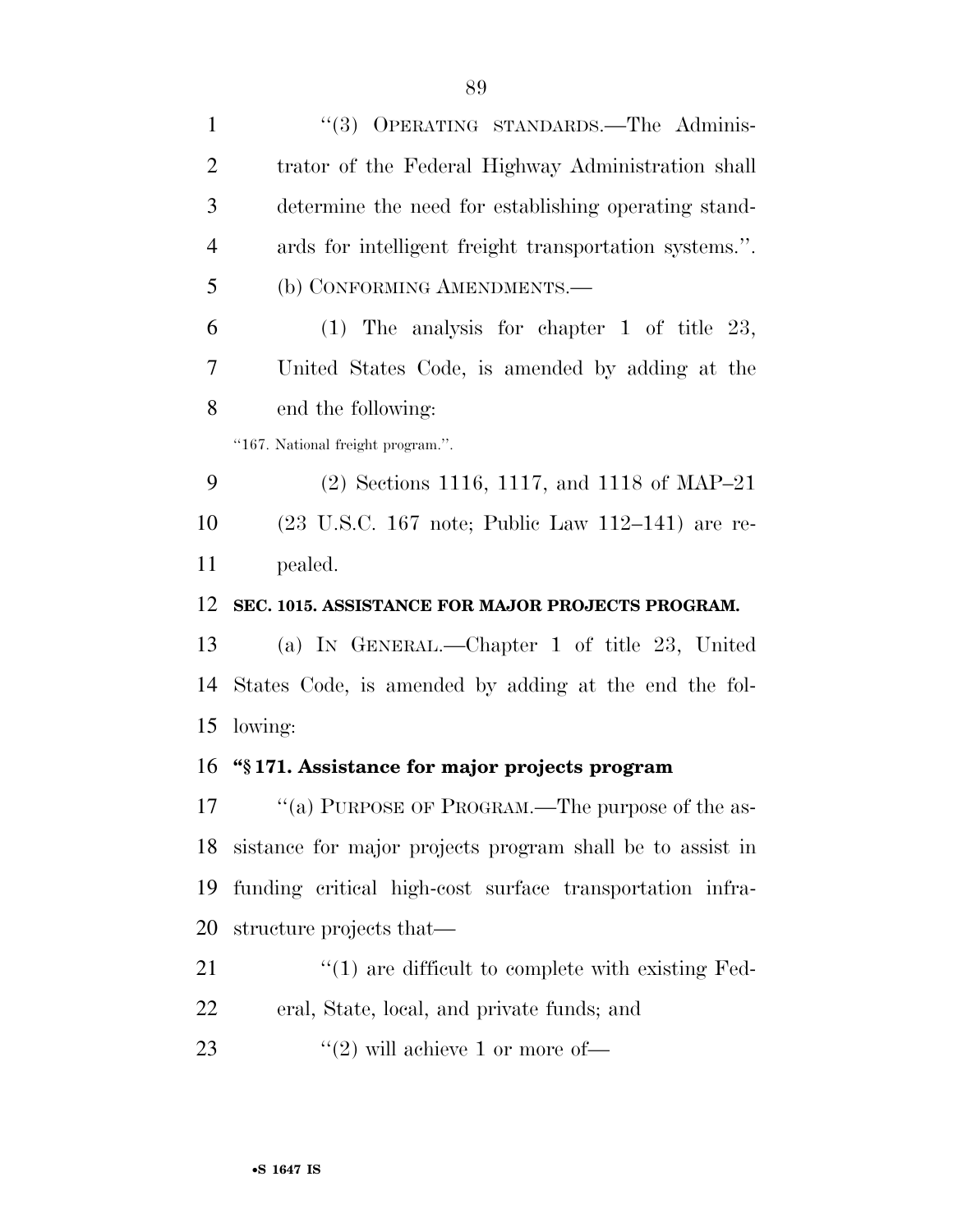"(3) OPERATING STANDARDS.—The Administrator of the Federal Highway Administration shall determine the need for establishing operating standards for intelligent freight transportation systems.".

(b) CONFORMING AMENDMENTS.—

(1) The analysis for chapter 1 of title 23, United States Code, is amended by adding at the end the following:

"167. National freight program.".

(2) Sections 1116, 1117, and 1118 of MAP–21 (23 U.S.C. 167 note; Public Law 112–141) are repealed.

**SEC. 1015. ASSISTANCE FOR MAJOR PROJECTS PROGRAM.**

(a) IN GENERAL.—Chapter 1 of title 23, United States Code, is amended by adding at the end the following:

**"§ 171. Assistance for major projects program**

"(a) PURPOSE OF PROGRAM.—The purpose of the assistance for major projects program shall be to assist in funding critical high-cost surface transportation infrastructure projects that—

"(1) are difficult to complete with existing Federal, State, local, and private funds; and

"(2) will achieve 1 or more of—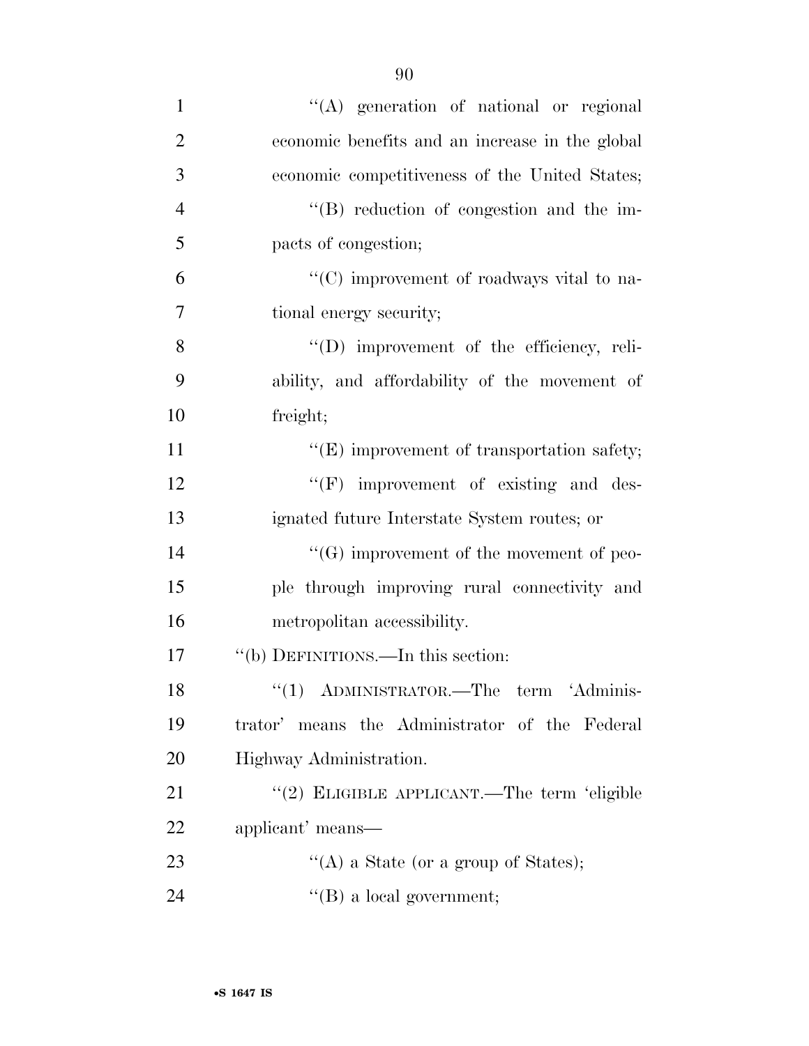''(A) generation of national or regional economic benefits and an increase in the global economic competitiveness of the United States;

''(B) reduction of congestion and the impacts of congestion;

''(C) improvement of roadways vital to national energy security;

''(D) improvement of the efficiency, reliability, and affordability of the movement of freight;

''(E) improvement of transportation safety;

''(F) improvement of existing and designated future Interstate System routes; or

''(G) improvement of the movement of people through improving rural connectivity and metropolitan accessibility.

''(b) DEFINITIONS.—In this section:

''(1) ADMINISTRATOR.—The term 'Administrator' means the Administrator of the Federal Highway Administration.

''(2) ELIGIBLE APPLICANT.—The term 'eligible applicant' means—

''(A) a State (or a group of States);

''(B) a local government;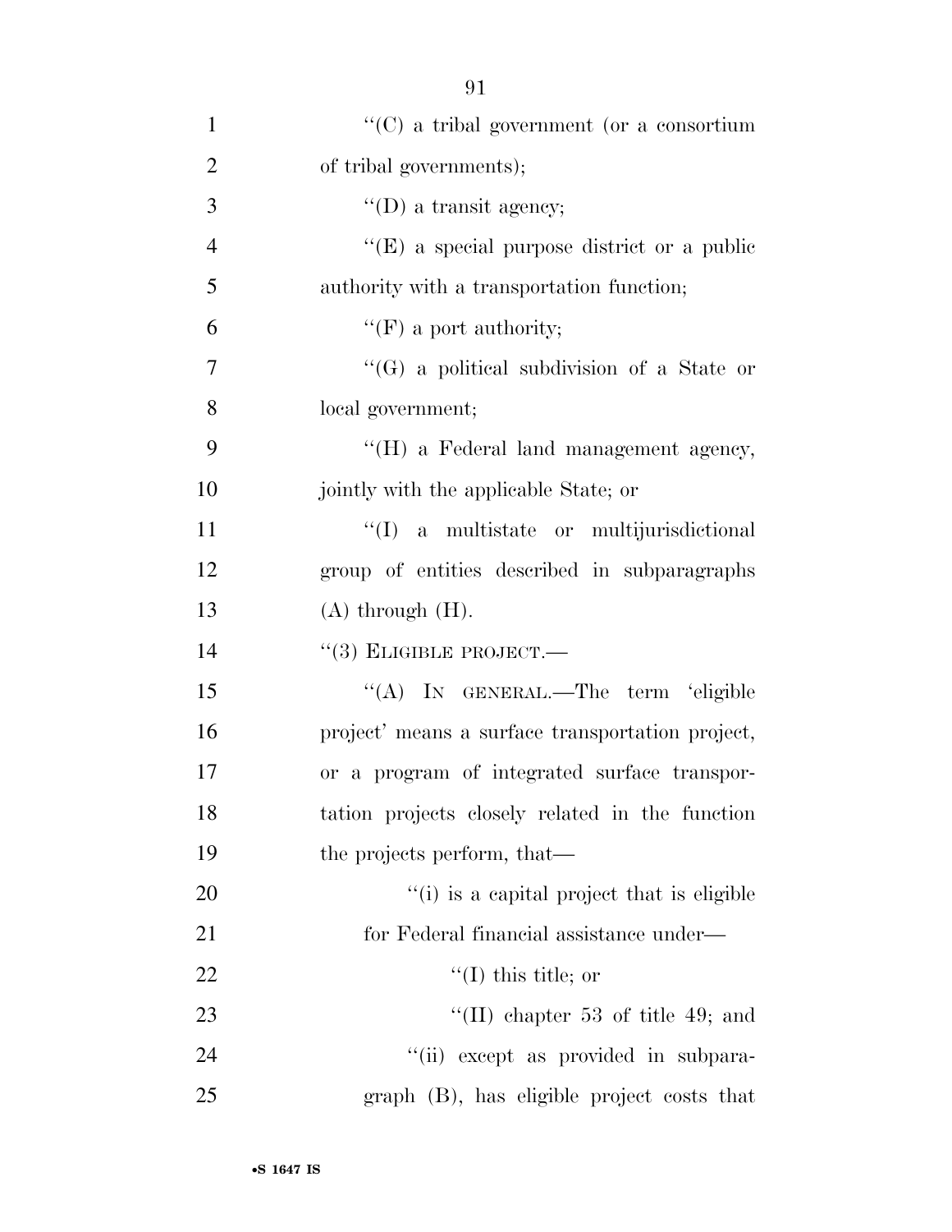''(C) a tribal government (or a consortium of tribal governments);

''(D) a transit agency;

''(E) a special purpose district or a public authority with a transportation function;

''(F) a port authority;

''(G) a political subdivision of a State or local government;

''(H) a Federal land management agency, jointly with the applicable State; or

''(I) a multistate or multijurisdictional group of entities described in subparagraphs (A) through (H).

''(3) ELIGIBLE PROJECT.—

''(A) IN GENERAL.—The term 'eligible project' means a surface transportation project, or a program of integrated surface transportation projects closely related in the function the projects perform, that—

''(i) is a capital project that is eligible for Federal financial assistance under—

''(I) this title; or

''(II) chapter 53 of title 49; and

''(ii) except as provided in subparagraph (B), has eligible project costs that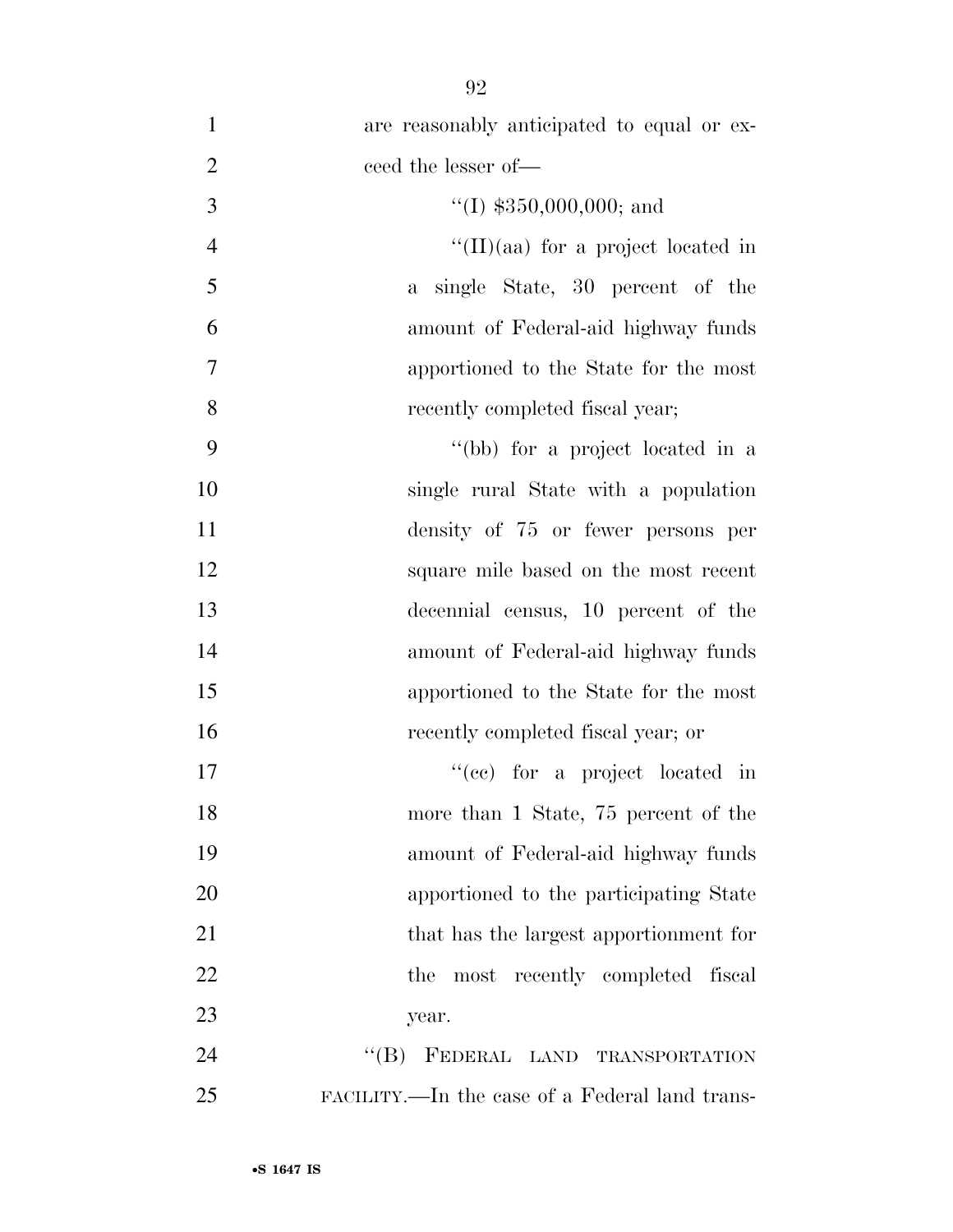are reasonably anticipated to equal or exceed the lesser of—

''(I) $350,000,000; and

''(II)(aa) for a project located in a single State, 30 percent of the amount of Federal-aid highway funds apportioned to the State for the most recently completed fiscal year;

''(bb) for a project located in a single rural State with a population density of 75 or fewer persons per square mile based on the most recent decennial census, 10 percent of the amount of Federal-aid highway funds apportioned to the State for the most recently completed fiscal year; or

''(cc) for a project located in more than 1 State, 75 percent of the amount of Federal-aid highway funds apportioned to the participating State that has the largest apportionment for the most recently completed fiscal year.

''(B) FEDERAL LAND TRANSPORTATION FACILITY.—In the case of a Federal land trans-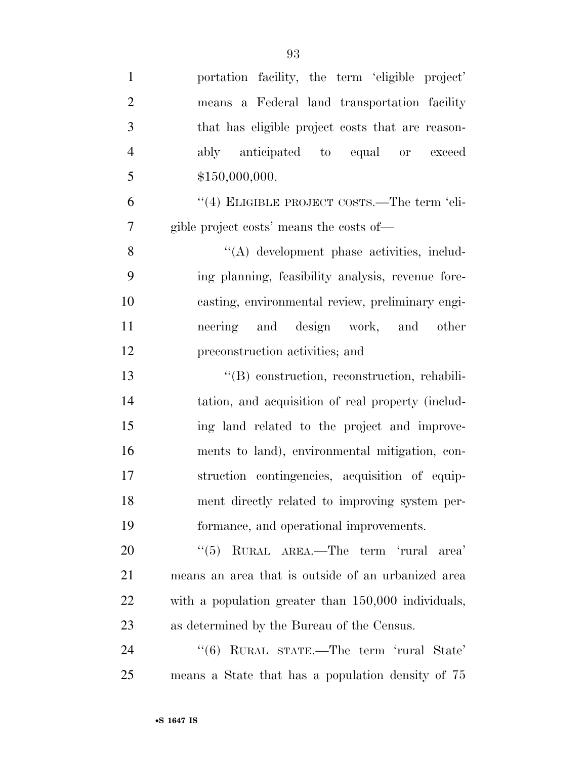portation facility, the term 'eligible project' means a Federal land transportation facility that has eligible project costs that are reasonably anticipated to equal or exceed $150,000,000.

"(4) ELIGIBLE PROJECT COSTS.—The term 'eligible project costs' means the costs of—

"(A) development phase activities, including planning, feasibility analysis, revenue forecasting, environmental review, preliminary engineering and design work, and other preconstruction activities; and

"(B) construction, reconstruction, rehabilitation, and acquisition of real property (including land related to the project and improvements to land), environmental mitigation, construction contingencies, acquisition of equipment directly related to improving system performance, and operational improvements.

"(5) RURAL AREA.—The term 'rural area' means an area that is outside of an urbanized area with a population greater than 150,000 individuals, as determined by the Bureau of the Census.

"(6) RURAL STATE.—The term 'rural State' means a State that has a population density of 75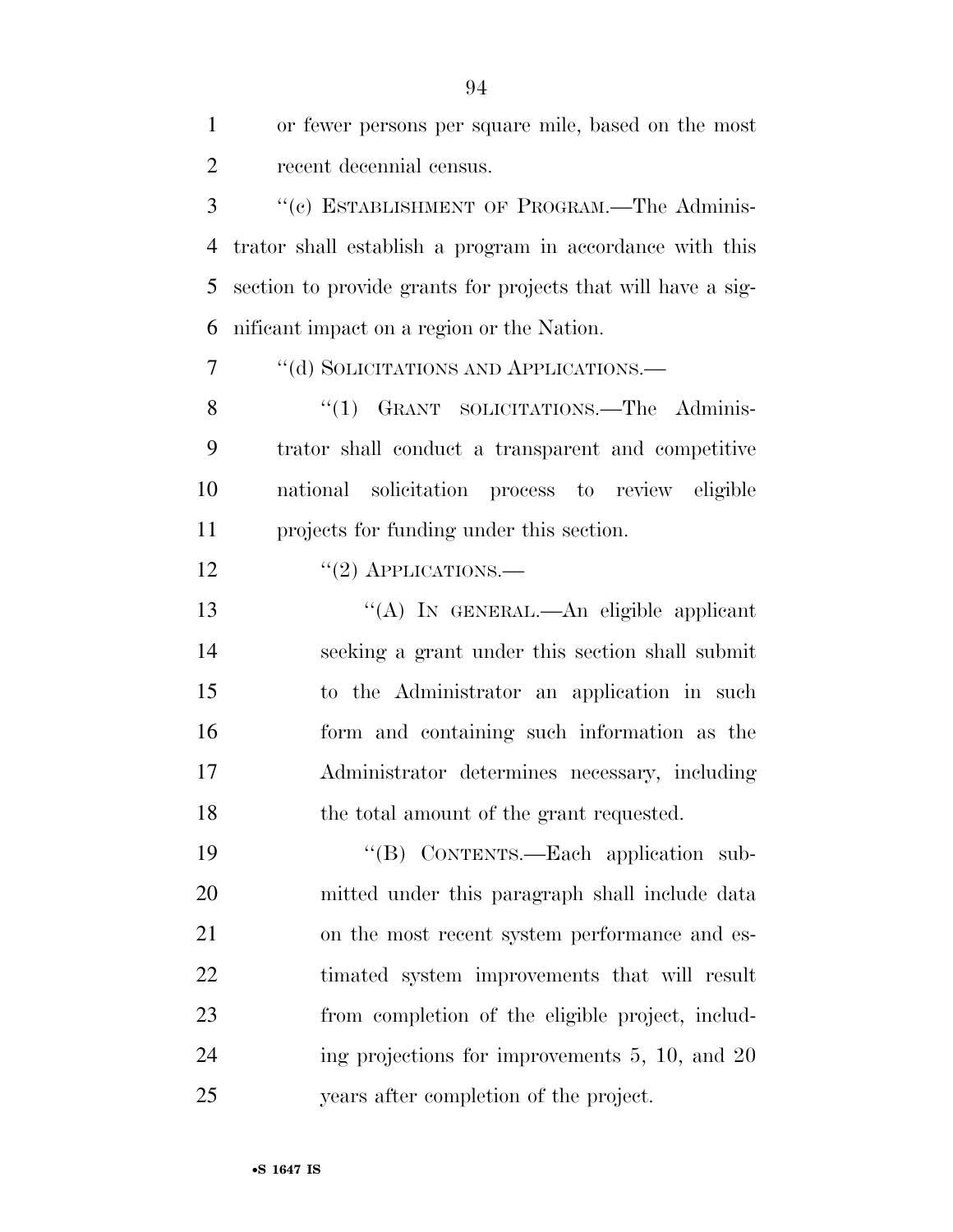or fewer persons per square mile, based on the most recent decennial census.

''(c) ESTABLISHMENT OF PROGRAM.—The Administrator shall establish a program in accordance with this section to provide grants for projects that will have a significant impact on a region or the Nation.

''(d) SOLICITATIONS AND APPLICATIONS.—

''(1) GRANT SOLICITATIONS.—The Administrator shall conduct a transparent and competitive national solicitation process to review eligible projects for funding under this section.

''(2) APPLICATIONS.—

''(A) IN GENERAL.—An eligible applicant seeking a grant under this section shall submit to the Administrator an application in such form and containing such information as the Administrator determines necessary, including the total amount of the grant requested.

''(B) CONTENTS.—Each application submitted under this paragraph shall include data on the most recent system performance and estimated system improvements that will result from completion of the eligible project, including projections for improvements 5, 10, and 20 years after completion of the project.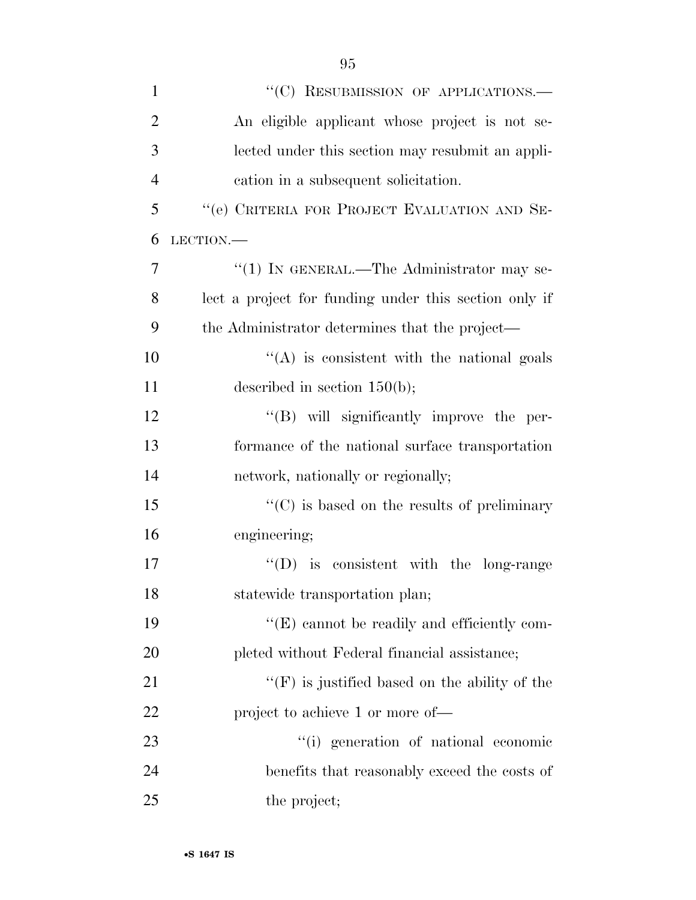"(C) RESUBMISSION OF APPLICATIONS.—An eligible applicant whose project is not selected under this section may resubmit an application in a subsequent solicitation.

"(e) CRITERIA FOR PROJECT EVALUATION AND SELECTION.—

"(1) IN GENERAL.—The Administrator may select a project for funding under this section only if the Administrator determines that the project—

"(A) is consistent with the national goals described in section 150(b);

"(B) will significantly improve the performance of the national surface transportation network, nationally or regionally;

"(C) is based on the results of preliminary engineering;

"(D) is consistent with the long-range statewide transportation plan;

"(E) cannot be readily and efficiently completed without Federal financial assistance;

"(F) is justified based on the ability of the project to achieve 1 or more of—

"(i) generation of national economic benefits that reasonably exceed the costs of the project;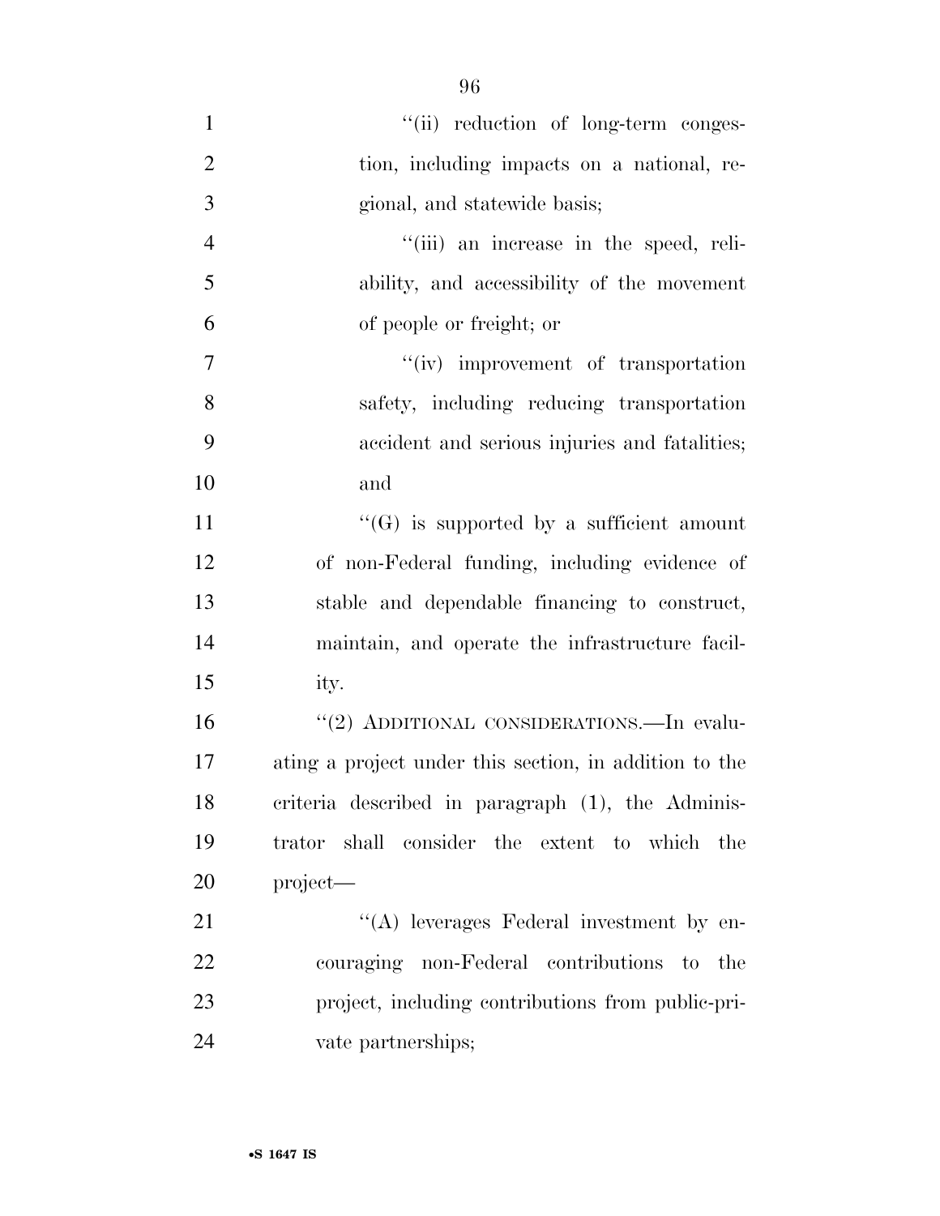''(ii) reduction of long-term congestion, including impacts on a national, regional, and statewide basis;

''(iii) an increase in the speed, reliability, and accessibility of the movement of people or freight; or

''(iv) improvement of transportation safety, including reducing transportation accident and serious injuries and fatalities; and

''(G) is supported by a sufficient amount of non-Federal funding, including evidence of stable and dependable financing to construct, maintain, and operate the infrastructure facility.

''(2) ADDITIONAL CONSIDERATIONS.—In evaluating a project under this section, in addition to the criteria described in paragraph (1), the Administrator shall consider the extent to which the project—

''(A) leverages Federal investment by encouraging non-Federal contributions to the project, including contributions from public-private partnerships;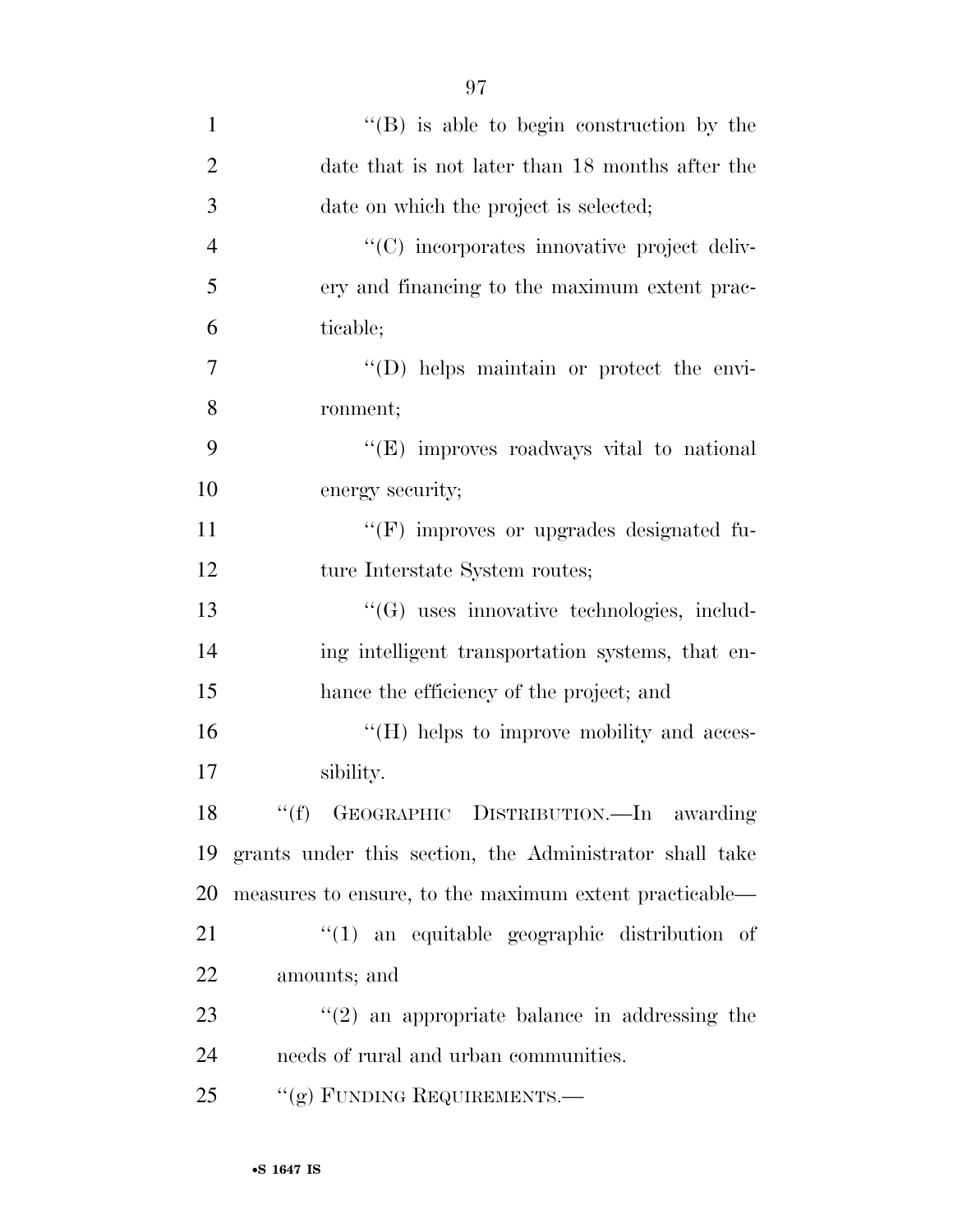"(B) is able to begin construction by the date that is not later than 18 months after the date on which the project is selected;

"(C) incorporates innovative project delivery and financing to the maximum extent practicable;

"(D) helps maintain or protect the environment;

"(E) improves roadways vital to national energy security;

"(F) improves or upgrades designated future Interstate System routes;

"(G) uses innovative technologies, including intelligent transportation systems, that enhance the efficiency of the project; and

"(H) helps to improve mobility and accessibility.

"(f) GEOGRAPHIC DISTRIBUTION.—In awarding grants under this section, the Administrator shall take measures to ensure, to the maximum extent practicable—

"(1) an equitable geographic distribution of amounts; and

"(2) an appropriate balance in addressing the needs of rural and urban communities.

"(g) FUNDING REQUIREMENTS.—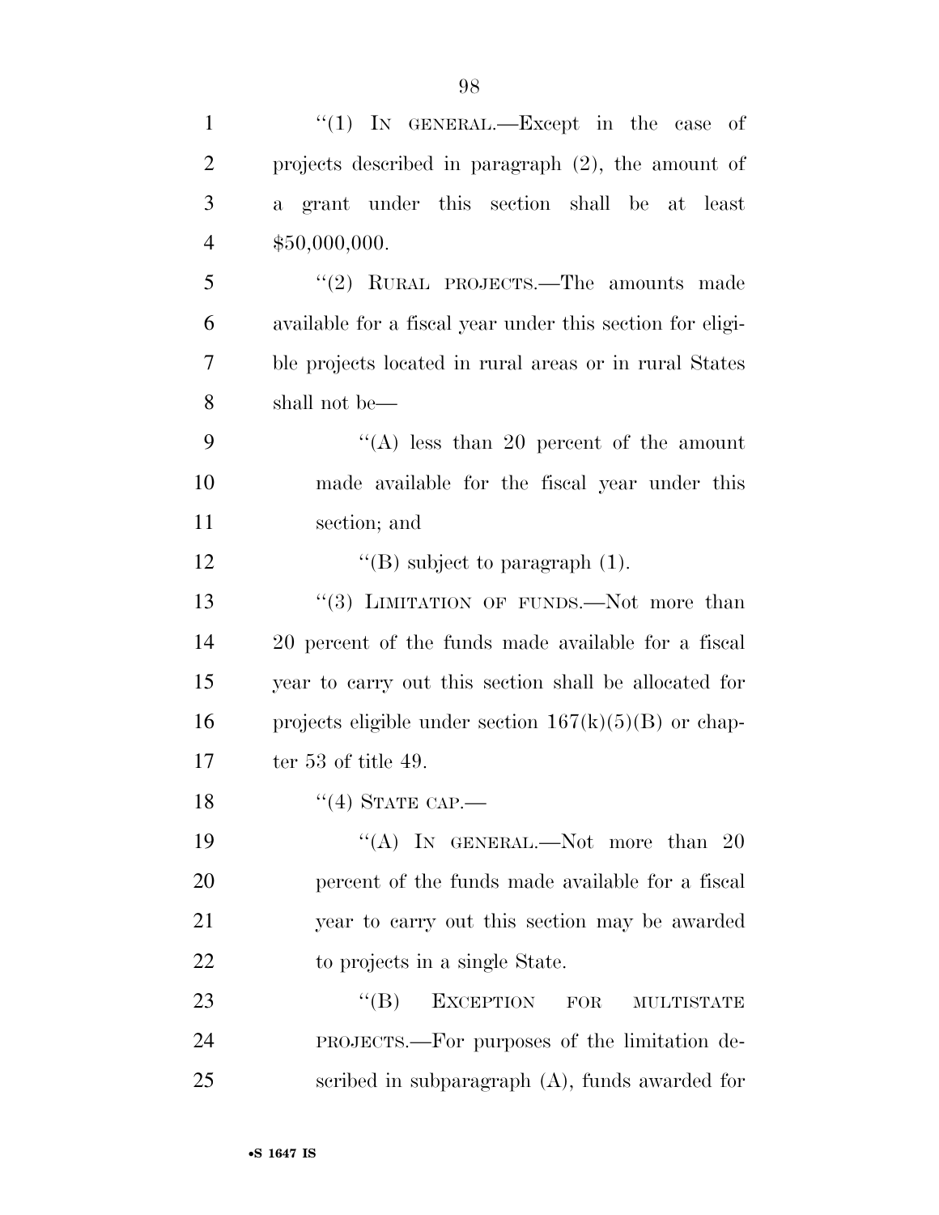"(1) IN GENERAL.—Except in the case of projects described in paragraph (2), the amount of a grant under this section shall be at least $50,000,000.

"(2) RURAL PROJECTS.—The amounts made available for a fiscal year under this section for eligible projects located in rural areas or in rural States shall not be—

"(A) less than 20 percent of the amount made available for the fiscal year under this section; and

"(B) subject to paragraph (1).

"(3) LIMITATION OF FUNDS.—Not more than 20 percent of the funds made available for a fiscal year to carry out this section shall be allocated for projects eligible under section 167(k)(5)(B) or chapter 53 of title 49.

"(4) STATE CAP.—

"(A) IN GENERAL.—Not more than 20 percent of the funds made available for a fiscal year to carry out this section may be awarded to projects in a single State.

"(B) EXCEPTION FOR MULTISTATE PROJECTS.—For purposes of the limitation described in subparagraph (A), funds awarded for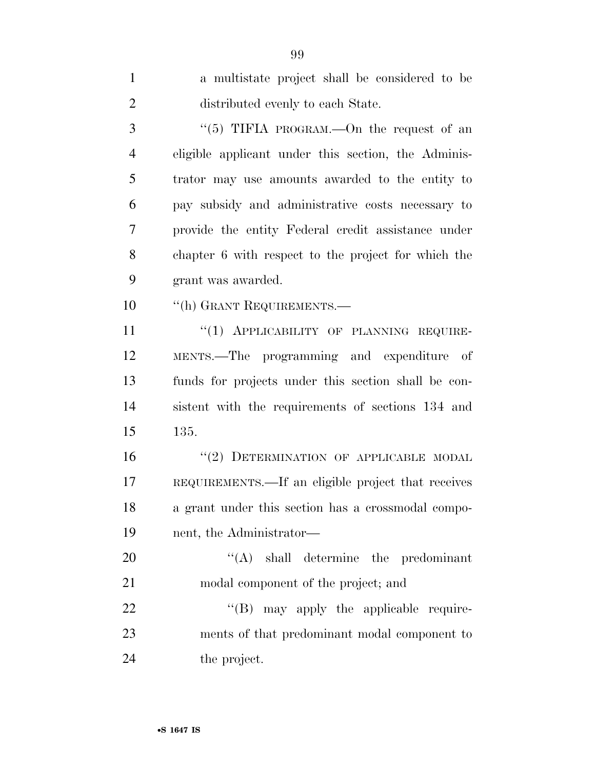a multistate project shall be considered to be distributed evenly to each State.

"(5) TIFIA PROGRAM.—On the request of an eligible applicant under this section, the Administrator may use amounts awarded to the entity to pay subsidy and administrative costs necessary to provide the entity Federal credit assistance under chapter 6 with respect to the project for which the grant was awarded.

"(h) GRANT REQUIREMENTS.—

"(1) APPLICABILITY OF PLANNING REQUIREMENTS.—The programming and expenditure of funds for projects under this section shall be consistent with the requirements of sections 134 and 135.

"(2) DETERMINATION OF APPLICABLE MODAL REQUIREMENTS.—If an eligible project that receives a grant under this section has a crossmodal component, the Administrator—

"(A) shall determine the predominant modal component of the project; and

"(B) may apply the applicable requirements of that predominant modal component to the project.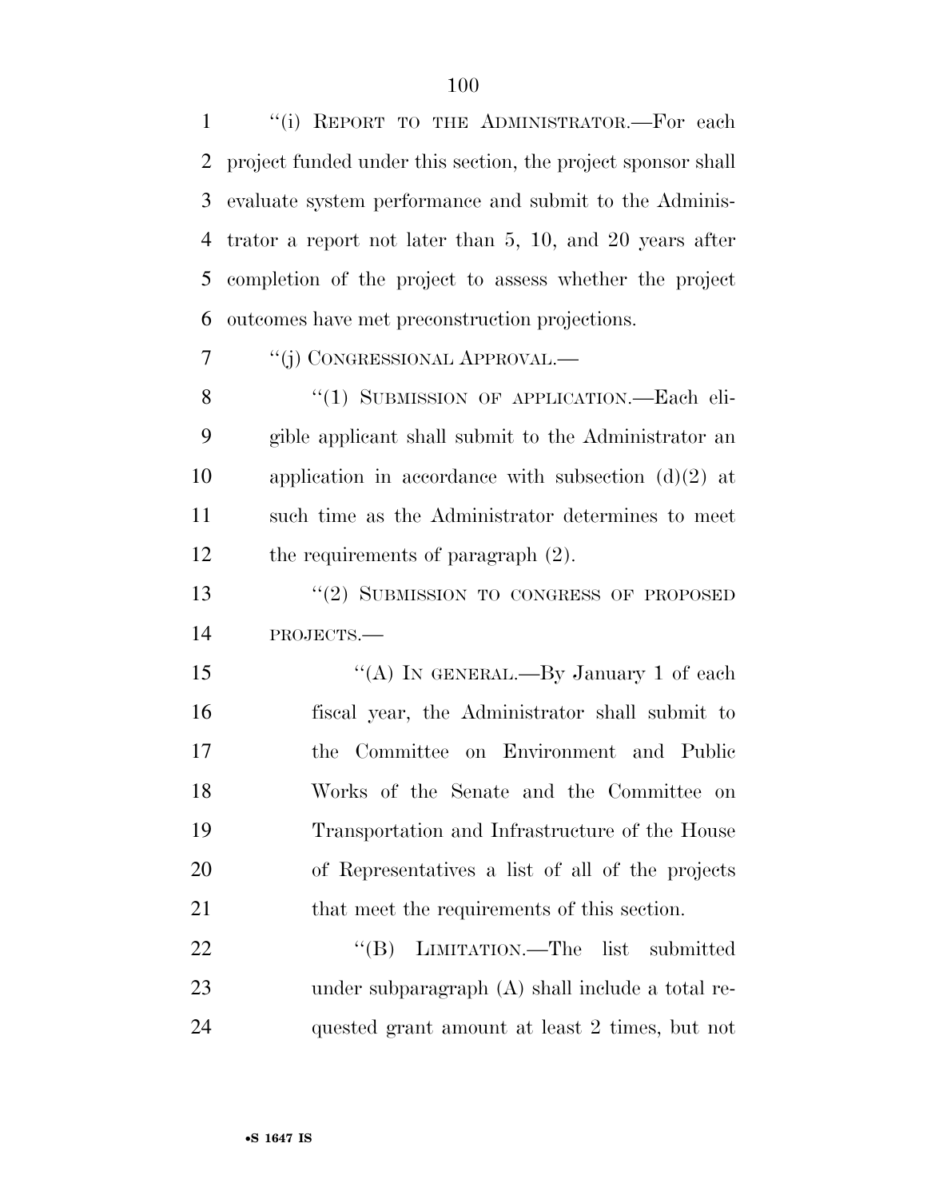"(i) REPORT TO THE ADMINISTRATOR.—For each project funded under this section, the project sponsor shall evaluate system performance and submit to the Administrator a report not later than 5, 10, and 20 years after completion of the project to assess whether the project outcomes have met preconstruction projections.

"(j) CONGRESSIONAL APPROVAL.—

"(1) SUBMISSION OF APPLICATION.—Each eligible applicant shall submit to the Administrator an application in accordance with subsection (d)(2) at such time as the Administrator determines to meet the requirements of paragraph (2).

"(2) SUBMISSION TO CONGRESS OF PROPOSED PROJECTS.—

"(A) IN GENERAL.—By January 1 of each fiscal year, the Administrator shall submit to the Committee on Environment and Public Works of the Senate and the Committee on Transportation and Infrastructure of the House of Representatives a list of all of the projects that meet the requirements of this section.

"(B) LIMITATION.—The list submitted under subparagraph (A) shall include a total requested grant amount at least 2 times, but not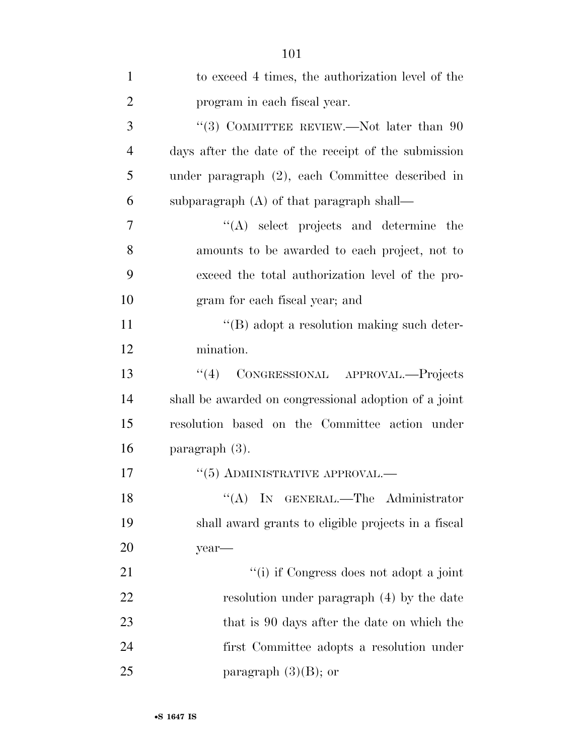to exceed 4 times, the authorization level of the program in each fiscal year.

"(3) COMMITTEE REVIEW.—Not later than 90 days after the date of the receipt of the submission under paragraph (2), each Committee described in subparagraph (A) of that paragraph shall—

"(A) select projects and determine the amounts to be awarded to each project, not to exceed the total authorization level of the program for each fiscal year; and

"(B) adopt a resolution making such determination.

"(4) CONGRESSIONAL APPROVAL.—Projects shall be awarded on congressional adoption of a joint resolution based on the Committee action under paragraph (3).

"(5) ADMINISTRATIVE APPROVAL.—

"(A) IN GENERAL.—The Administrator shall award grants to eligible projects in a fiscal year—

"(i) if Congress does not adopt a joint resolution under paragraph (4) by the date that is 90 days after the date on which the first Committee adopts a resolution under paragraph (3)(B); or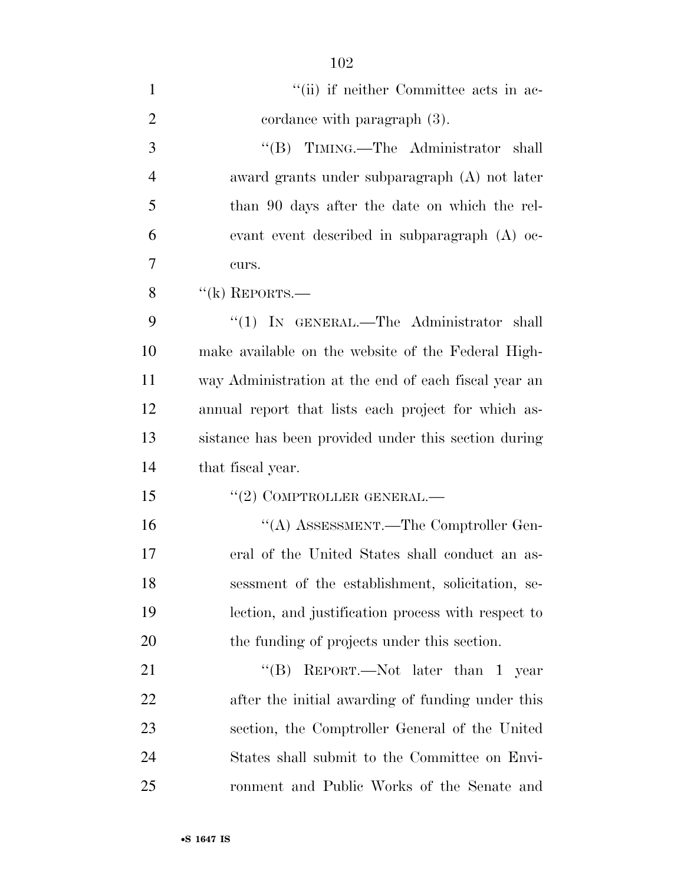"(ii) if neither Committee acts in accordance with paragraph (3).

"(B) TIMING.—The Administrator shall award grants under subparagraph (A) not later than 90 days after the date on which the relevant event described in subparagraph (A) occurs.

"(k) REPORTS.—

"(1) IN GENERAL.—The Administrator shall make available on the website of the Federal Highway Administration at the end of each fiscal year an annual report that lists each project for which assistance has been provided under this section during that fiscal year.

"(2) COMPTROLLER GENERAL.—

"(A) ASSESSMENT.—The Comptroller General of the United States shall conduct an assessment of the establishment, solicitation, selection, and justification process with respect to the funding of projects under this section.

"(B) REPORT.—Not later than 1 year after the initial awarding of funding under this section, the Comptroller General of the United States shall submit to the Committee on Environment and Public Works of the Senate and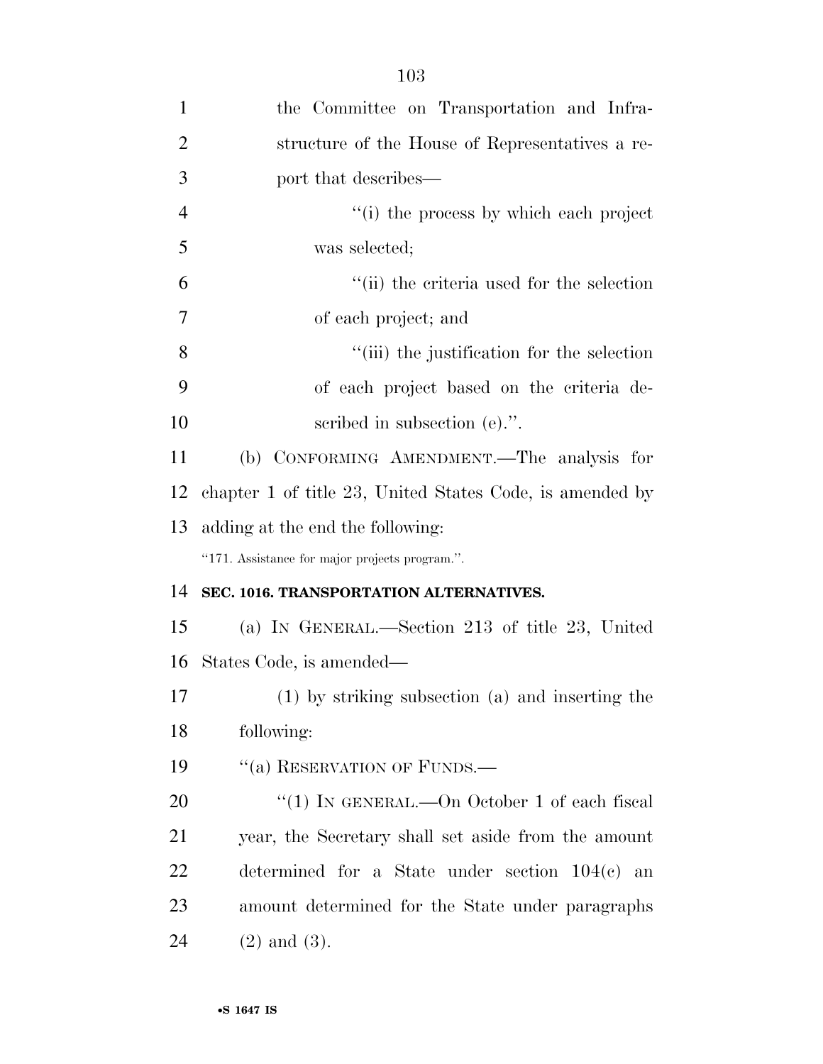the Committee on Transportation and Infrastructure of the House of Representatives a report that describes—

''(i) the process by which each project was selected;

''(ii) the criteria used for the selection of each project; and

''(iii) the justification for the selection of each project based on the criteria described in subsection (e).''.

(b) CONFORMING AMENDMENT.—The analysis for chapter 1 of title 23, United States Code, is amended by adding at the end the following:

''171. Assistance for major projects program.''.

**SEC. 1016. TRANSPORTATION ALTERNATIVES.**

(a) IN GENERAL.—Section 213 of title 23, United States Code, is amended—

(1) by striking subsection (a) and inserting the following:

''(a) RESERVATION OF FUNDS.—

''(1) IN GENERAL.—On October 1 of each fiscal year, the Secretary shall set aside from the amount determined for a State under section 104(c) an amount determined for the State under paragraphs (2) and (3).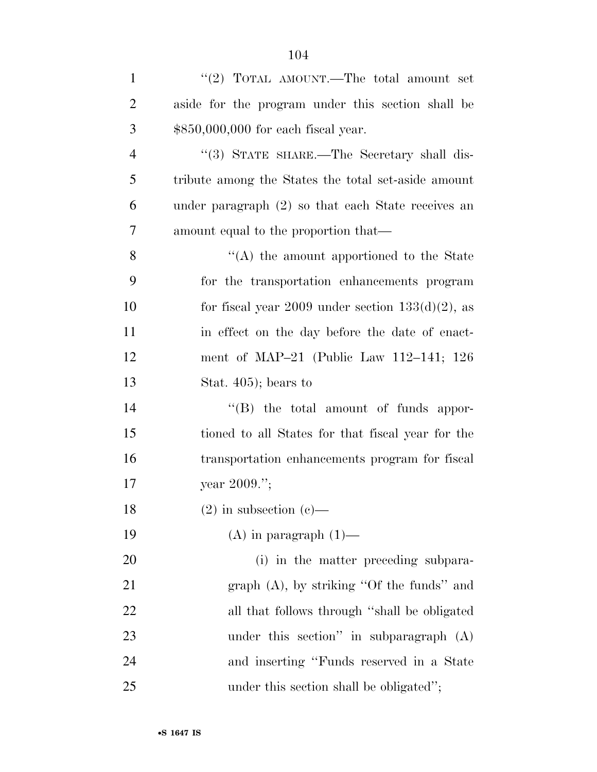"(2) TOTAL AMOUNT.—The total amount set aside for the program under this section shall be $850,000,000 for each fiscal year.

"(3) STATE SHARE.—The Secretary shall distribute among the States the total set-aside amount under paragraph (2) so that each State receives an amount equal to the proportion that—

"(A) the amount apportioned to the State for the transportation enhancements program for fiscal year 2009 under section 133(d)(2), as in effect on the day before the date of enactment of MAP–21 (Public Law 112–141; 126 Stat. 405); bears to

"(B) the total amount of funds apportioned to all States for that fiscal year for the transportation enhancements program for fiscal year 2009.";

(2) in subsection (c)—

(A) in paragraph (1)—

(i) in the matter preceding subparagraph (A), by striking "Of the funds" and all that follows through "shall be obligated under this section" in subparagraph (A) and inserting "Funds reserved in a State under this section shall be obligated";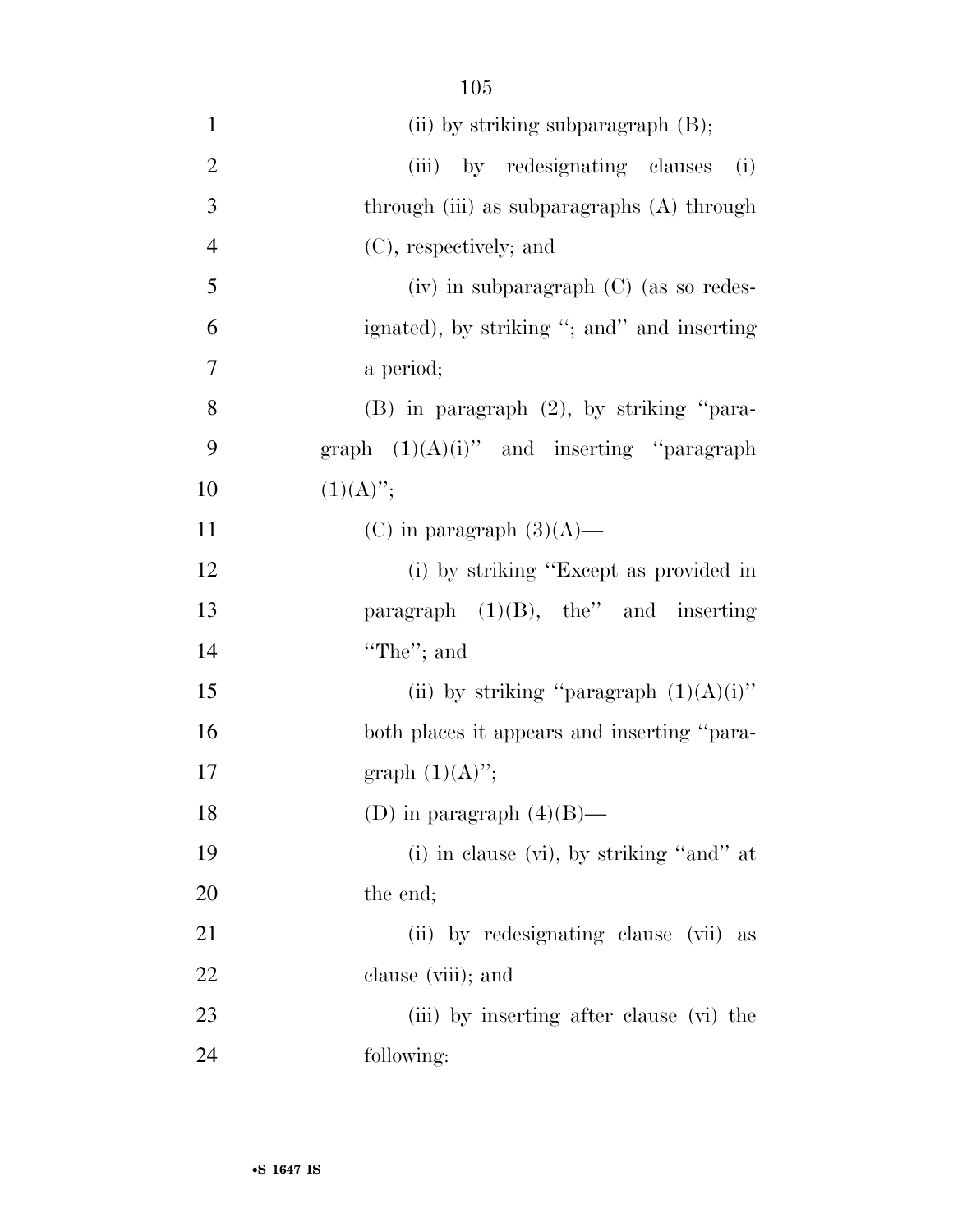(ii) by striking subparagraph (B);

(iii) by redesignating clauses (i) through (iii) as subparagraphs (A) through (C), respectively; and

(iv) in subparagraph (C) (as so redesignated), by striking "; and" and inserting a period;

(B) in paragraph (2), by striking "paragraph (1)(A)(i)" and inserting "paragraph (1)(A)";

(C) in paragraph (3)(A)—

(i) by striking "Except as provided in paragraph (1)(B), the" and inserting "The"; and

(ii) by striking "paragraph (1)(A)(i)" both places it appears and inserting "paragraph (1)(A)";

(D) in paragraph (4)(B)—

(i) in clause (vi), by striking "and" at the end;

(ii) by redesignating clause (vii) as clause (viii); and

(iii) by inserting after clause (vi) the following: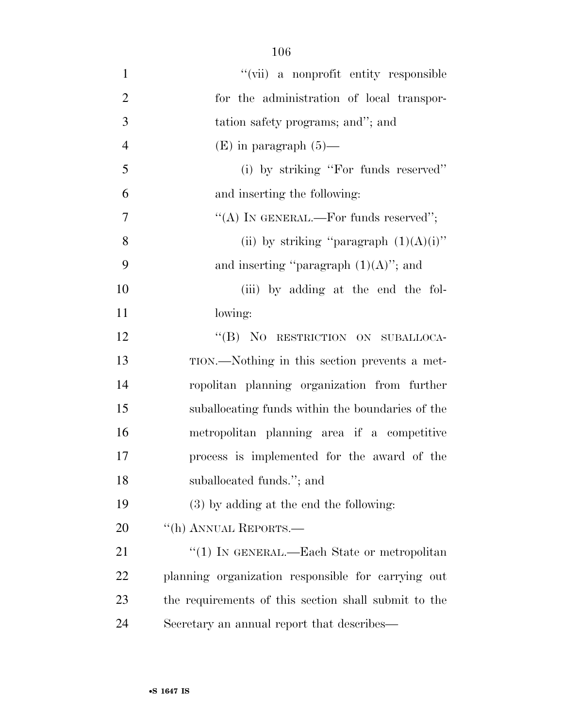"(vii) a nonprofit entity responsible for the administration of local transportation safety programs; and"; and

(E) in paragraph (5)—

(i) by striking "For funds reserved" and inserting the following:

"(A) IN GENERAL.—For funds reserved";

(ii) by striking "paragraph (1)(A)(i)" and inserting "paragraph (1)(A)"; and

(iii) by adding at the end the following:

"(B) NO RESTRICTION ON SUBALLOCATION.—Nothing in this section prevents a metropolitan planning organization from further suballocating funds within the boundaries of the metropolitan planning area if a competitive process is implemented for the award of the suballocated funds."; and

(3) by adding at the end the following:

"(h) ANNUAL REPORTS.—

"(1) IN GENERAL.—Each State or metropolitan planning organization responsible for carrying out the requirements of this section shall submit to the Secretary an annual report that describes—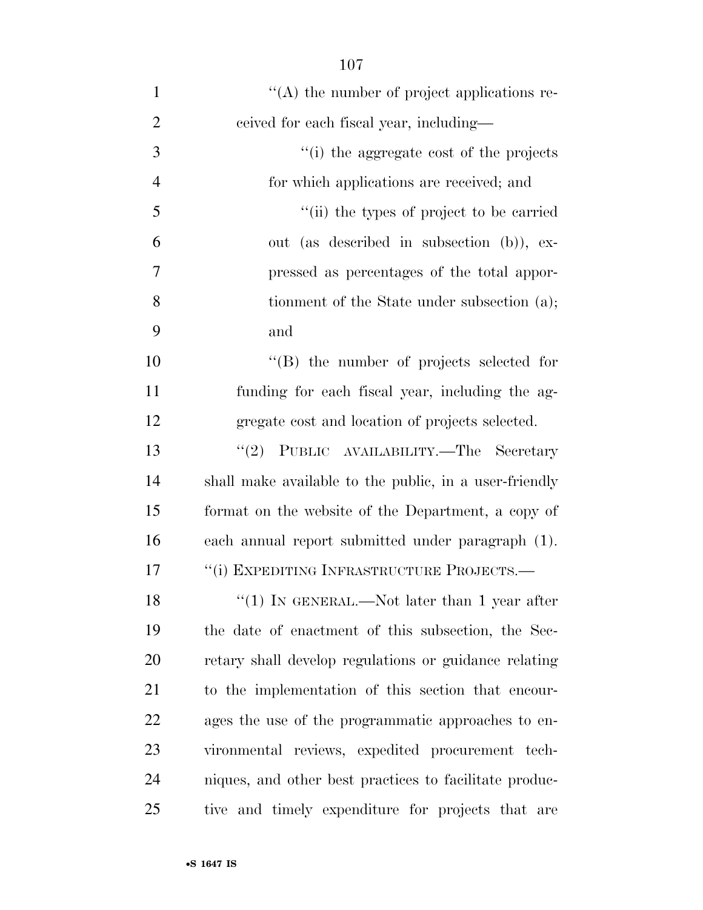"(A) the number of project applications received for each fiscal year, including—

"(i) the aggregate cost of the projects for which applications are received; and

"(ii) the types of project to be carried out (as described in subsection (b)), expressed as percentages of the total apportionment of the State under subsection (a); and

"(B) the number of projects selected for funding for each fiscal year, including the aggregate cost and location of projects selected.

"(2) PUBLIC AVAILABILITY.—The Secretary shall make available to the public, in a user-friendly format on the website of the Department, a copy of each annual report submitted under paragraph (1).

"(i) EXPEDITING INFRASTRUCTURE PROJECTS.—

"(1) IN GENERAL.—Not later than 1 year after the date of enactment of this subsection, the Secretary shall develop regulations or guidance relating to the implementation of this section that encourages the use of the programmatic approaches to environmental reviews, expedited procurement techniques, and other best practices to facilitate productive and timely expenditure for projects that are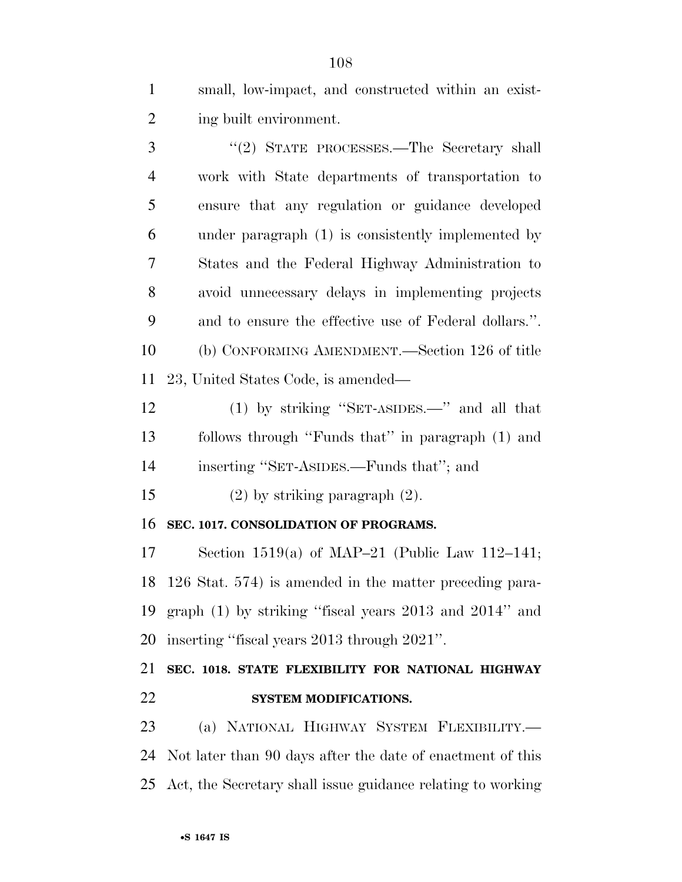small, low-impact, and constructed within an existing built environment.

"(2) STATE PROCESSES.—The Secretary shall work with State departments of transportation to ensure that any regulation or guidance developed under paragraph (1) is consistently implemented by States and the Federal Highway Administration to avoid unnecessary delays in implementing projects and to ensure the effective use of Federal dollars.".

(b) CONFORMING AMENDMENT.—Section 126 of title 23, United States Code, is amended—

(1) by striking "SET-ASIDES.—" and all that follows through "Funds that" in paragraph (1) and inserting "SET-ASIDES.—Funds that"; and

(2) by striking paragraph (2).

**SEC. 1017. CONSOLIDATION OF PROGRAMS.**

Section 1519(a) of MAP–21 (Public Law 112–141; 126 Stat. 574) is amended in the matter preceding paragraph (1) by striking "fiscal years 2013 and 2014" and inserting "fiscal years 2013 through 2021".

**SEC. 1018. STATE FLEXIBILITY FOR NATIONAL HIGHWAY SYSTEM MODIFICATIONS.**

(a) NATIONAL HIGHWAY SYSTEM FLEXIBILITY.—Not later than 90 days after the date of enactment of this Act, the Secretary shall issue guidance relating to working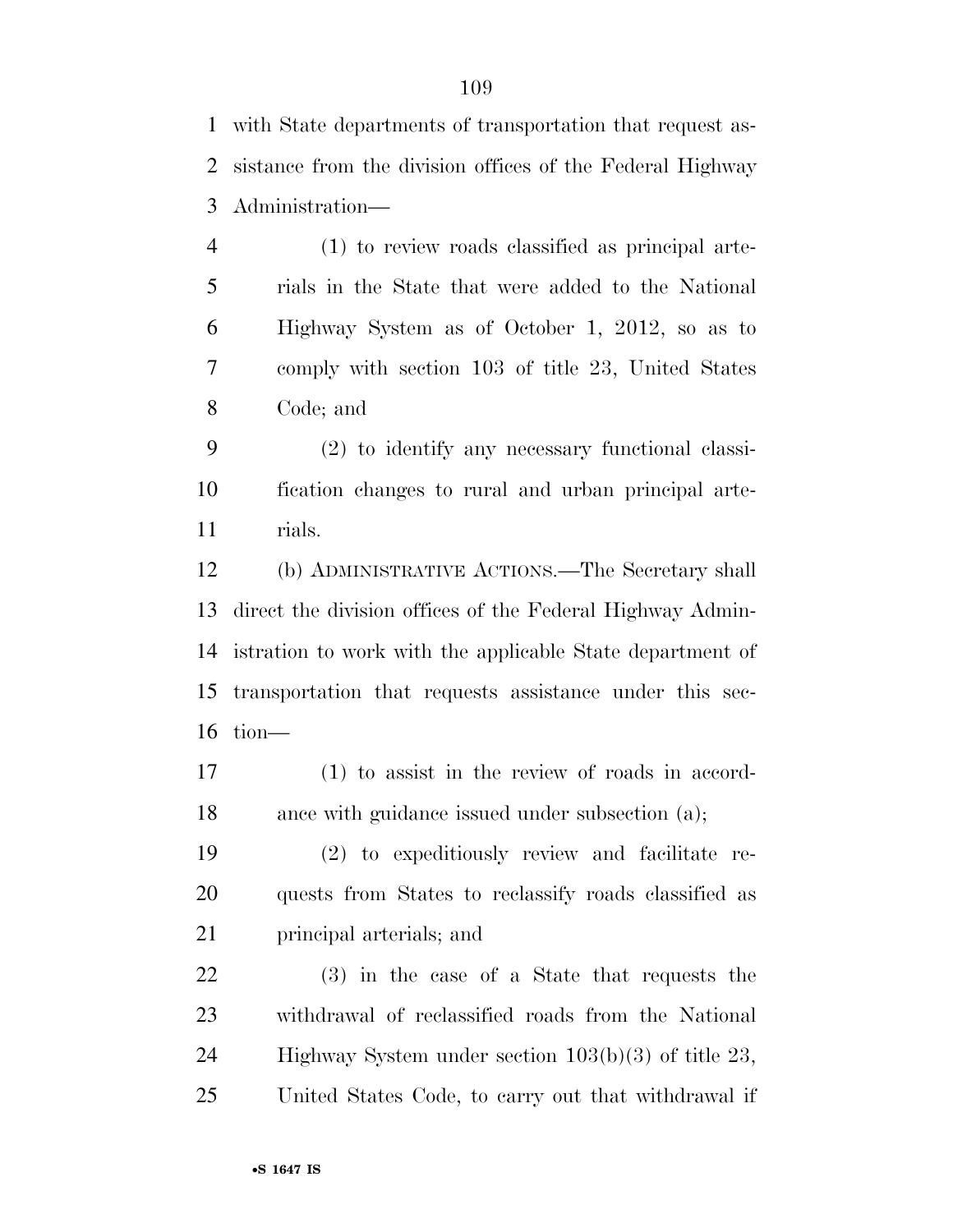with State departments of transportation that request assistance from the division offices of the Federal Highway Administration—

(1) to review roads classified as principal arterials in the State that were added to the National Highway System as of October 1, 2012, so as to comply with section 103 of title 23, United States Code; and

(2) to identify any necessary functional classification changes to rural and urban principal arterials.

(b) ADMINISTRATIVE ACTIONS.—The Secretary shall direct the division offices of the Federal Highway Administration to work with the applicable State department of transportation that requests assistance under this section—

(1) to assist in the review of roads in accordance with guidance issued under subsection (a);

(2) to expeditiously review and facilitate requests from States to reclassify roads classified as principal arterials; and

(3) in the case of a State that requests the withdrawal of reclassified roads from the National Highway System under section 103(b)(3) of title 23, United States Code, to carry out that withdrawal if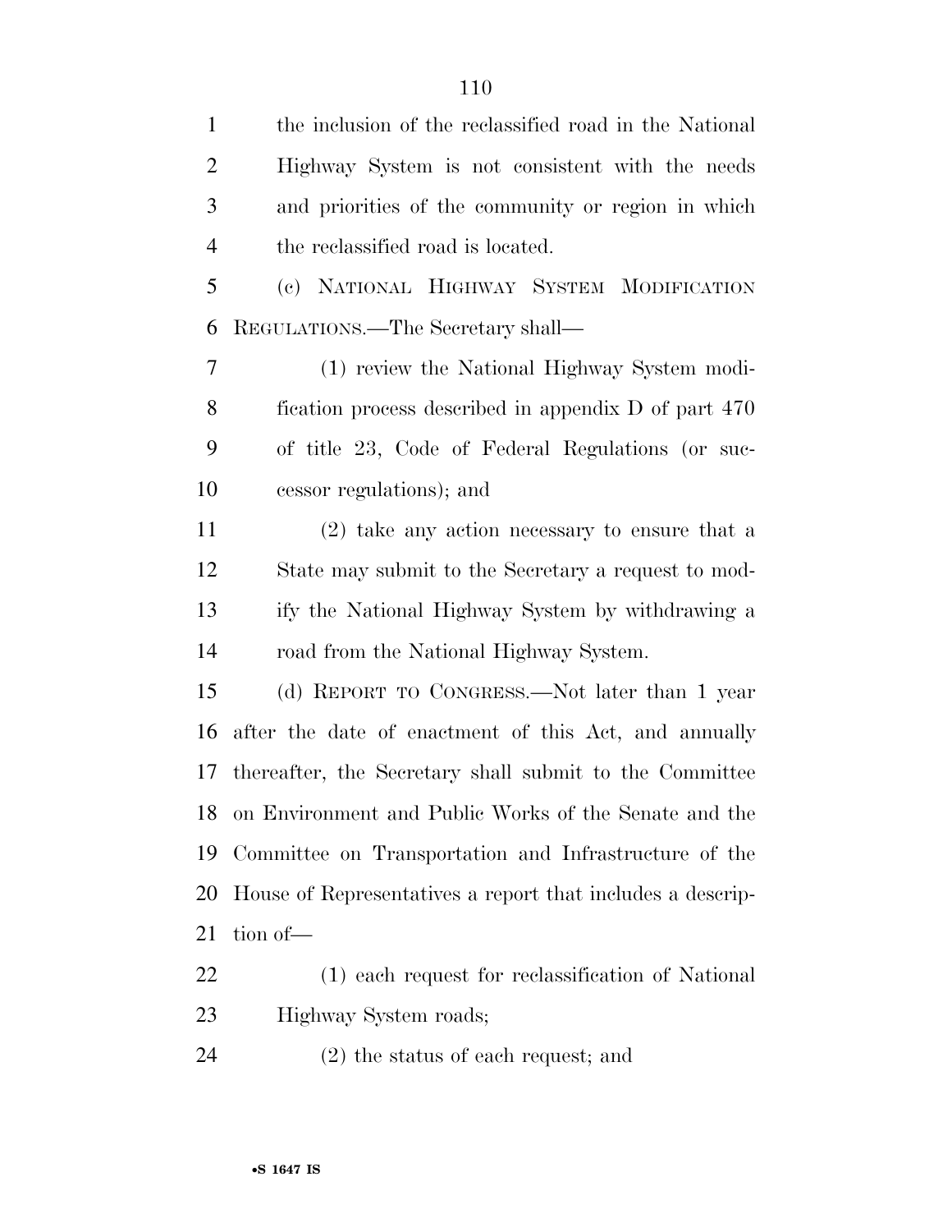the inclusion of the reclassified road in the National Highway System is not consistent with the needs and priorities of the community or region in which the reclassified road is located.

(c) NATIONAL HIGHWAY SYSTEM MODIFICATION REGULATIONS.—The Secretary shall—

(1) review the National Highway System modification process described in appendix D of part 470 of title 23, Code of Federal Regulations (or successor regulations); and

(2) take any action necessary to ensure that a State may submit to the Secretary a request to modify the National Highway System by withdrawing a road from the National Highway System.

(d) REPORT TO CONGRESS.—Not later than 1 year after the date of enactment of this Act, and annually thereafter, the Secretary shall submit to the Committee on Environment and Public Works of the Senate and the Committee on Transportation and Infrastructure of the House of Representatives a report that includes a description of—

(1) each request for reclassification of National Highway System roads;

(2) the status of each request; and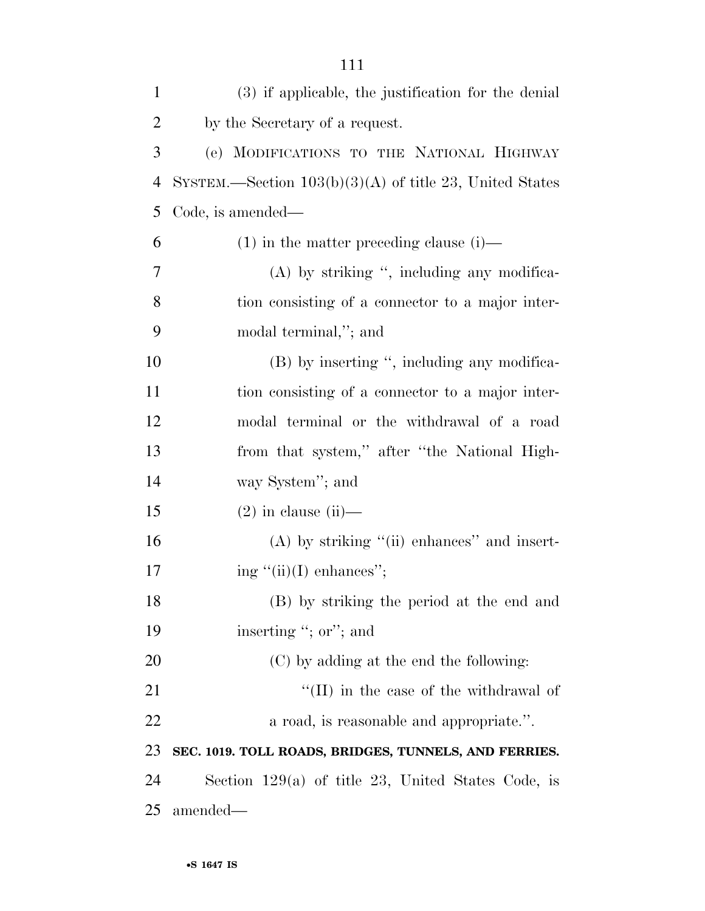(3) if applicable, the justification for the denial by the Secretary of a request.

(e) MODIFICATIONS TO THE NATIONAL HIGHWAY SYSTEM.—Section 103(b)(3)(A) of title 23, United States Code, is amended—

(1) in the matter preceding clause (i)—

(A) by striking ", including any modification consisting of a connector to a major intermodal terminal,"; and

(B) by inserting ", including any modification consisting of a connector to a major intermodal terminal or the withdrawal of a road from that system," after "the National Highway System"; and

(2) in clause (ii)—

(A) by striking "(ii) enhances" and inserting "(ii)(I) enhances";

(B) by striking the period at the end and inserting "; or"; and

(C) by adding at the end the following:

"(II) in the case of the withdrawal of a road, is reasonable and appropriate.".

**SEC. 1019. TOLL ROADS, BRIDGES, TUNNELS, AND FERRIES.**

Section 129(a) of title 23, United States Code, is amended—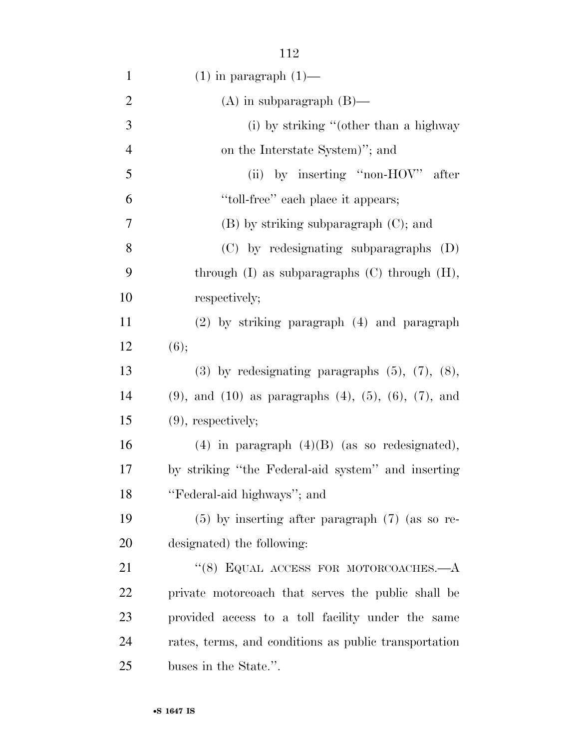(1) in paragraph (1)—

(A) in subparagraph (B)—

(i) by striking "(other than a highway on the Interstate System)"; and

(ii) by inserting "non-HOV" after "toll-free" each place it appears;

(B) by striking subparagraph (C); and

(C) by redesignating subparagraphs (D) through (I) as subparagraphs (C) through (H), respectively;

(2) by striking paragraph (4) and paragraph (6);

(3) by redesignating paragraphs (5), (7), (8), (9), and (10) as paragraphs (4), (5), (6), (7), and (9), respectively;

(4) in paragraph (4)(B) (as so redesignated), by striking "the Federal-aid system" and inserting "Federal-aid highways"; and

(5) by inserting after paragraph (7) (as so redesignated) the following:

"(8) EQUAL ACCESS FOR MOTORCOACHES.—A private motorcoach that serves the public shall be provided access to a toll facility under the same rates, terms, and conditions as public transportation buses in the State.".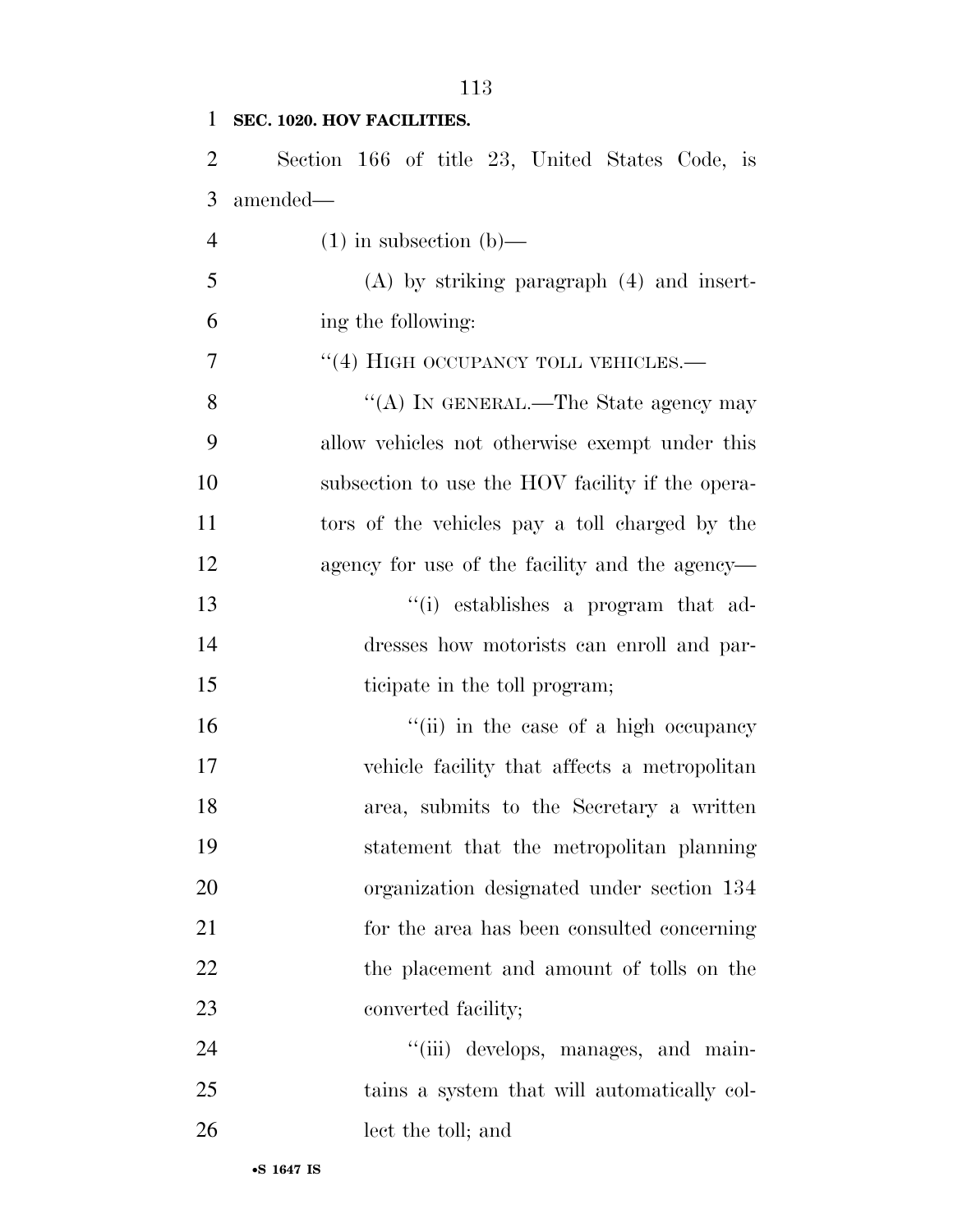**SEC. 1020. HOV FACILITIES.**

Section 166 of title 23, United States Code, is amended—

(1) in subsection (b)—

(A) by striking paragraph (4) and inserting the following:

''(4) HIGH OCCUPANCY TOLL VEHICLES.—

''(A) IN GENERAL.—The State agency may allow vehicles not otherwise exempt under this subsection to use the HOV facility if the operators of the vehicles pay a toll charged by the agency for use of the facility and the agency—

''(i) establishes a program that addresses how motorists can enroll and participate in the toll program;

''(ii) in the case of a high occupancy vehicle facility that affects a metropolitan area, submits to the Secretary a written statement that the metropolitan planning organization designated under section 134 for the area has been consulted concerning the placement and amount of tolls on the converted facility;

''(iii) develops, manages, and maintains a system that will automatically collect the toll; and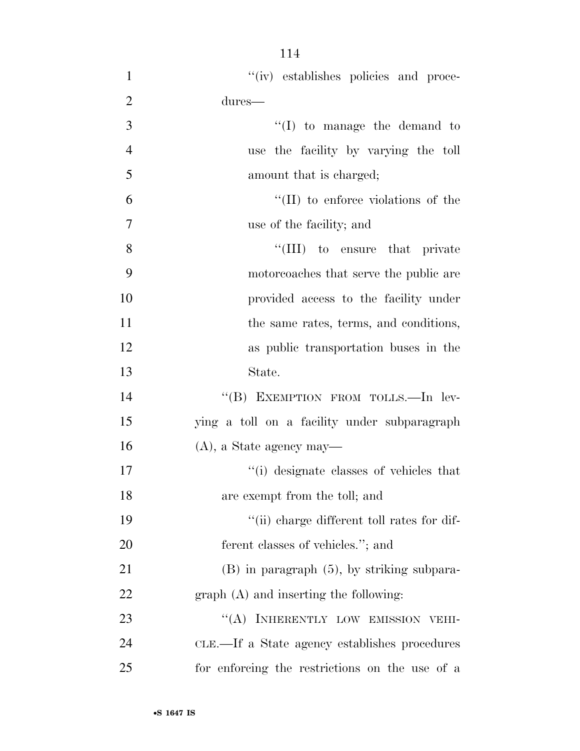''(iv) establishes policies and procedures—

''(I) to manage the demand to use the facility by varying the toll amount that is charged;

''(II) to enforce violations of the use of the facility; and

''(III) to ensure that private motorcoaches that serve the public are provided access to the facility under the same rates, terms, and conditions, as public transportation buses in the State.

''(B) EXEMPTION FROM TOLLS.—In levying a toll on a facility under subparagraph (A), a State agency may—

''(i) designate classes of vehicles that are exempt from the toll; and

''(ii) charge different toll rates for different classes of vehicles.''; and

(B) in paragraph (5), by striking subparagraph (A) and inserting the following:

''(A) INHERENTLY LOW EMISSION VEHICLE.—If a State agency establishes procedures for enforcing the restrictions on the use of a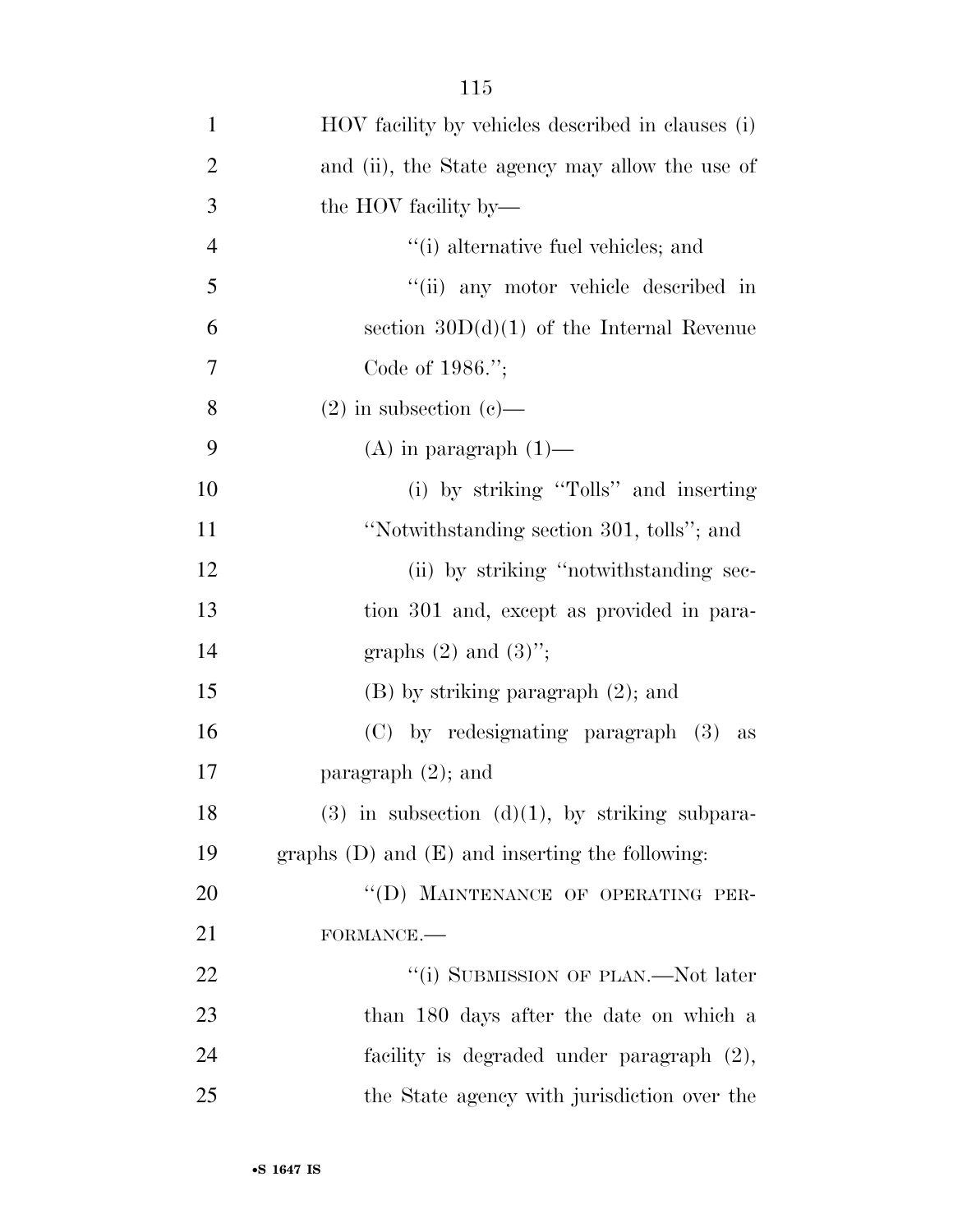HOV facility by vehicles described in clauses (i) and (ii), the State agency may allow the use of the HOV facility by—

"(i) alternative fuel vehicles; and

"(ii) any motor vehicle described in section 30D(d)(1) of the Internal Revenue Code of 1986.";

(2) in subsection (c)—

(A) in paragraph (1)—

(i) by striking "Tolls" and inserting "Notwithstanding section 301, tolls"; and

(ii) by striking "notwithstanding section 301 and, except as provided in paragraphs (2) and (3)";

(B) by striking paragraph (2); and

(C) by redesignating paragraph (3) as paragraph (2); and

(3) in subsection (d)(1), by striking subparagraphs (D) and (E) and inserting the following:

"(D) MAINTENANCE OF OPERATING PERFORMANCE.—

"(i) SUBMISSION OF PLAN.—Not later than 180 days after the date on which a facility is degraded under paragraph (2), the State agency with jurisdiction over the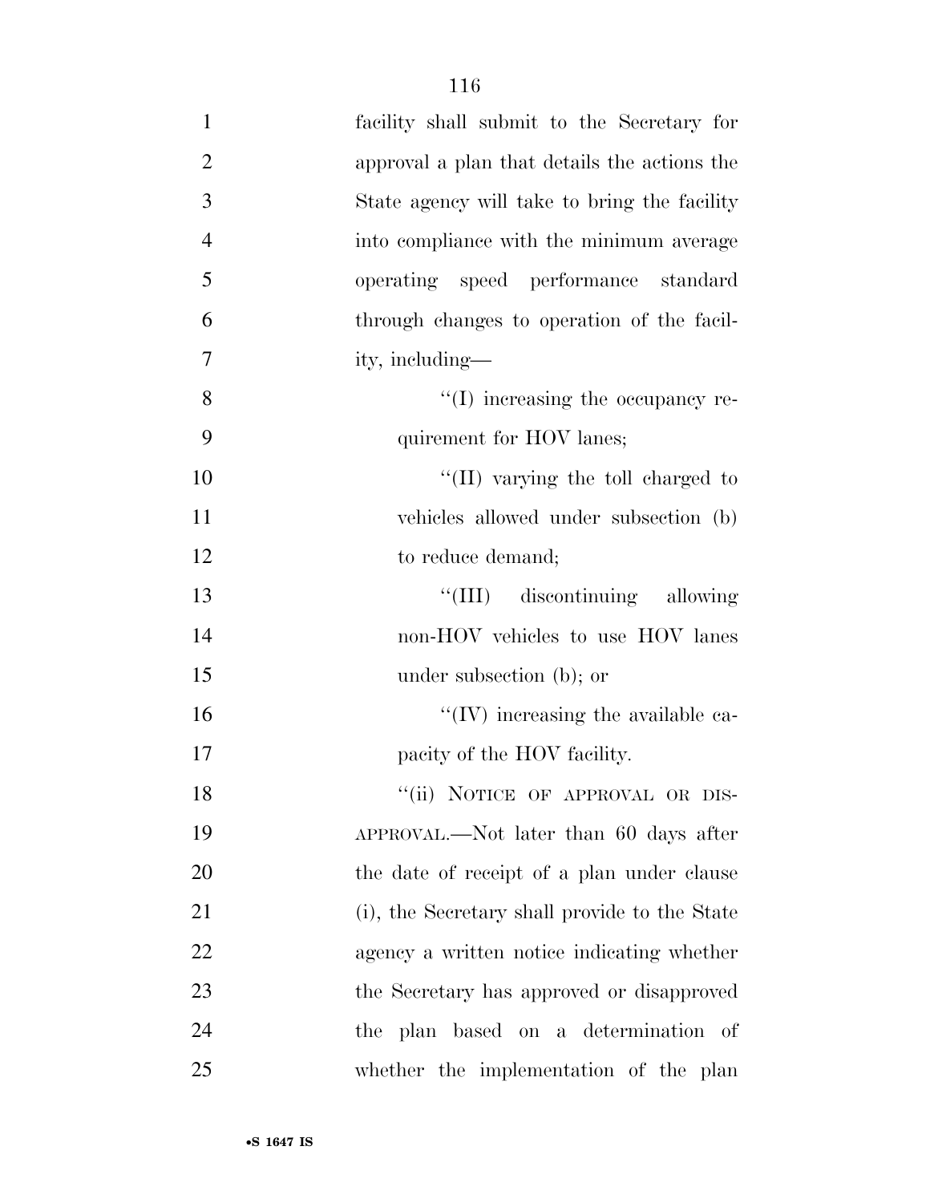facility shall submit to the Secretary for approval a plan that details the actions the State agency will take to bring the facility into compliance with the minimum average operating speed performance standard through changes to operation of the facility, including—

''(I) increasing the occupancy requirement for HOV lanes;

''(II) varying the toll charged to vehicles allowed under subsection (b) to reduce demand;

''(III) discontinuing allowing non-HOV vehicles to use HOV lanes under subsection (b); or

''(IV) increasing the available capacity of the HOV facility.

''(ii) NOTICE OF APPROVAL OR DISAPPROVAL.—Not later than 60 days after the date of receipt of a plan under clause (i), the Secretary shall provide to the State agency a written notice indicating whether the Secretary has approved or disapproved the plan based on a determination of whether the implementation of the plan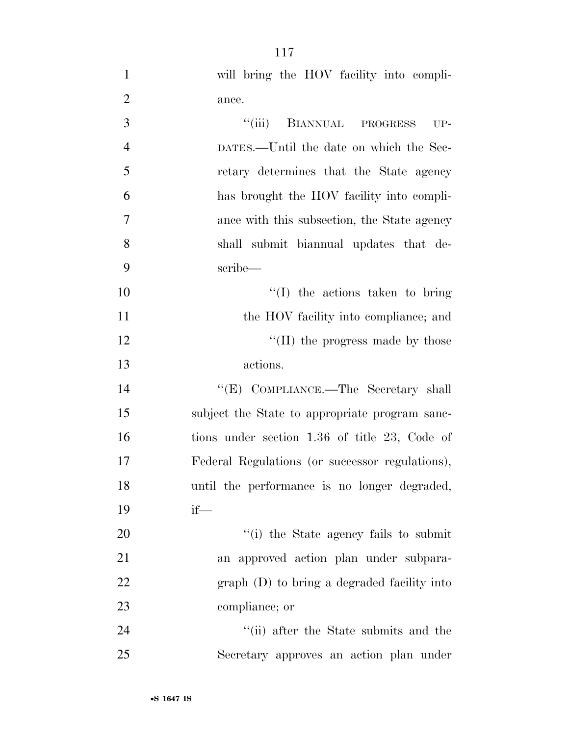will bring the HOV facility into compliance.

"(iii) BIANNUAL PROGRESS UPDATES.—Until the date on which the Secretary determines that the State agency has brought the HOV facility into compliance with this subsection, the State agency shall submit biannual updates that describe—

"(I) the actions taken to bring the HOV facility into compliance; and

"(II) the progress made by those actions.

"(E) COMPLIANCE.—The Secretary shall subject the State to appropriate program sanctions under section 1.36 of title 23, Code of Federal Regulations (or successor regulations), until the performance is no longer degraded, if—

"(i) the State agency fails to submit an approved action plan under subparagraph (D) to bring a degraded facility into compliance; or

"(ii) after the State submits and the Secretary approves an action plan under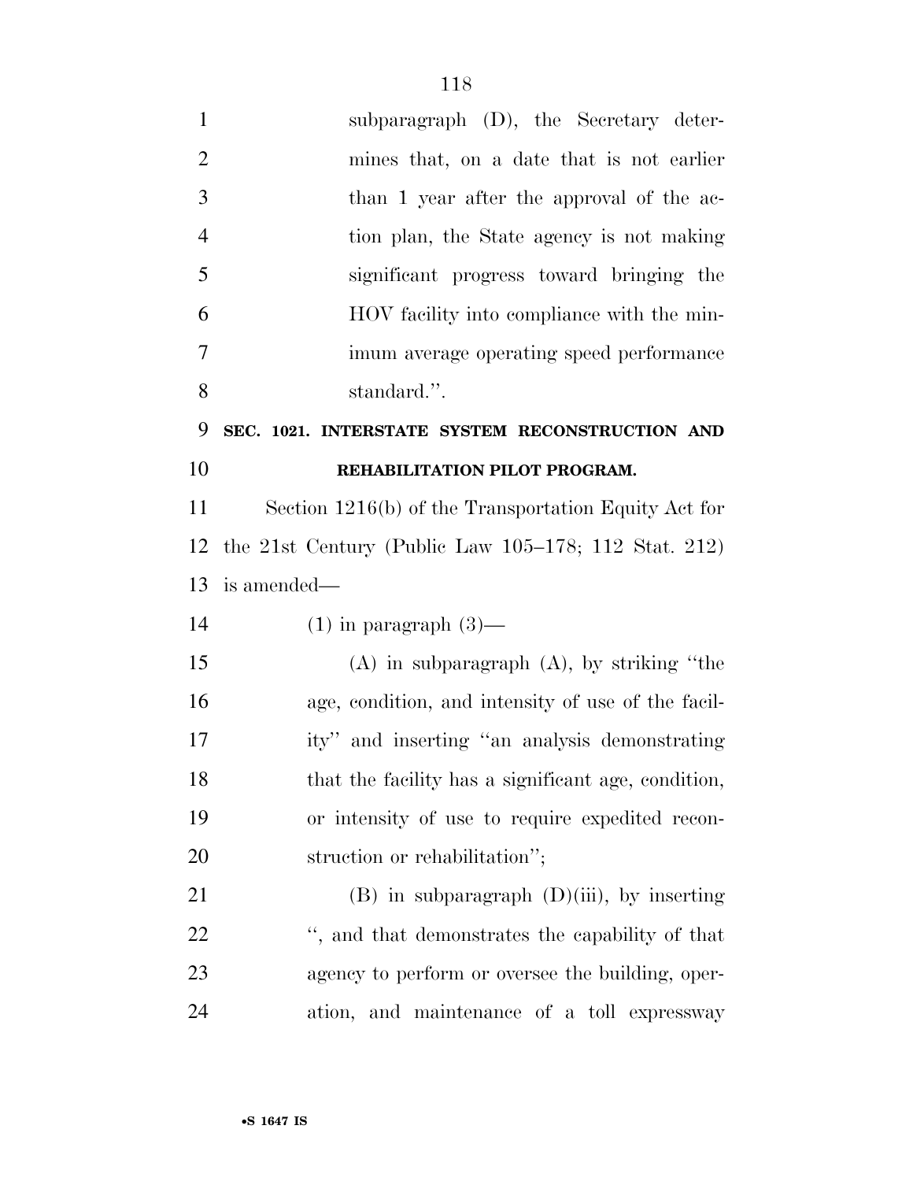subparagraph (D), the Secretary determines that, on a date that is not earlier than 1 year after the approval of the action plan, the State agency is not making significant progress toward bringing the HOV facility into compliance with the minimum average operating speed performance standard.''.

**SEC. 1021. INTERSTATE SYSTEM RECONSTRUCTION AND REHABILITATION PILOT PROGRAM.**

Section 1216(b) of the Transportation Equity Act for the 21st Century (Public Law 105–178; 112 Stat. 212) is amended—

(1) in paragraph (3)—

(A) in subparagraph (A), by striking ''the age, condition, and intensity of use of the facility'' and inserting ''an analysis demonstrating that the facility has a significant age, condition, or intensity of use to require expedited reconstruction or rehabilitation'';

(B) in subparagraph (D)(iii), by inserting '', and that demonstrates the capability of that agency to perform or oversee the building, operation, and maintenance of a toll expressway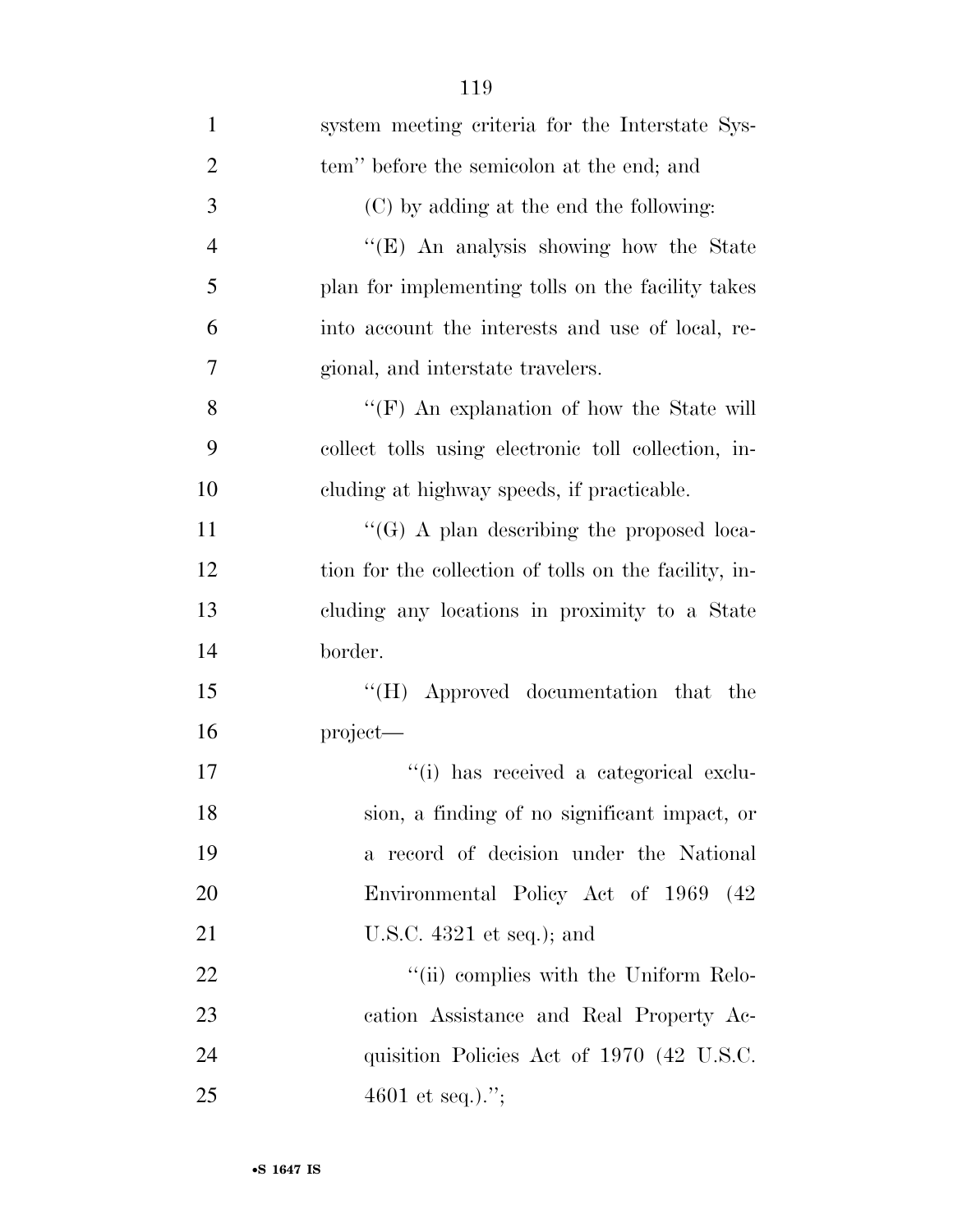system meeting criteria for the Interstate System'' before the semicolon at the end; and

(C) by adding at the end the following:

''(E) An analysis showing how the State plan for implementing tolls on the facility takes into account the interests and use of local, regional, and interstate travelers.

''(F) An explanation of how the State will collect tolls using electronic toll collection, including at highway speeds, if practicable.

''(G) A plan describing the proposed location for the collection of tolls on the facility, including any locations in proximity to a State border.

''(H) Approved documentation that the project—

''(i) has received a categorical exclusion, a finding of no significant impact, or a record of decision under the National Environmental Policy Act of 1969 (42 U.S.C. 4321 et seq.); and

''(ii) complies with the Uniform Relocation Assistance and Real Property Acquisition Policies Act of 1970 (42 U.S.C. 4601 et seq.).'';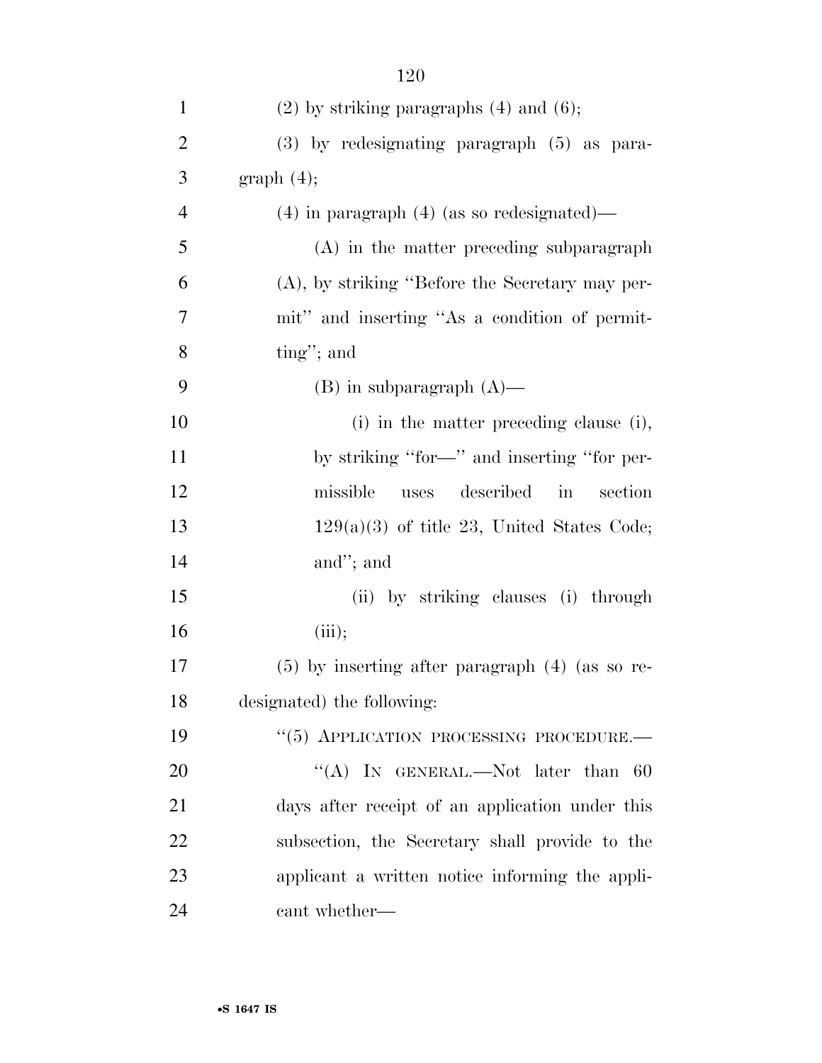(2) by striking paragraphs (4) and (6);

(3) by redesignating paragraph (5) as paragraph (4);

(4) in paragraph (4) (as so redesignated)—

(A) in the matter preceding subparagraph (A), by striking "Before the Secretary may permit" and inserting "As a condition of permitting"; and

(B) in subparagraph (A)—

(i) in the matter preceding clause (i), by striking "for—" and inserting "for permissible uses described in section 129(a)(3) of title 23, United States Code; and"; and

(ii) by striking clauses (i) through (iii);

(5) by inserting after paragraph (4) (as so redesignated) the following:

"(5) APPLICATION PROCESSING PROCEDURE.—

"(A) IN GENERAL.—Not later than 60 days after receipt of an application under this subsection, the Secretary shall provide to the applicant a written notice informing the applicant whether—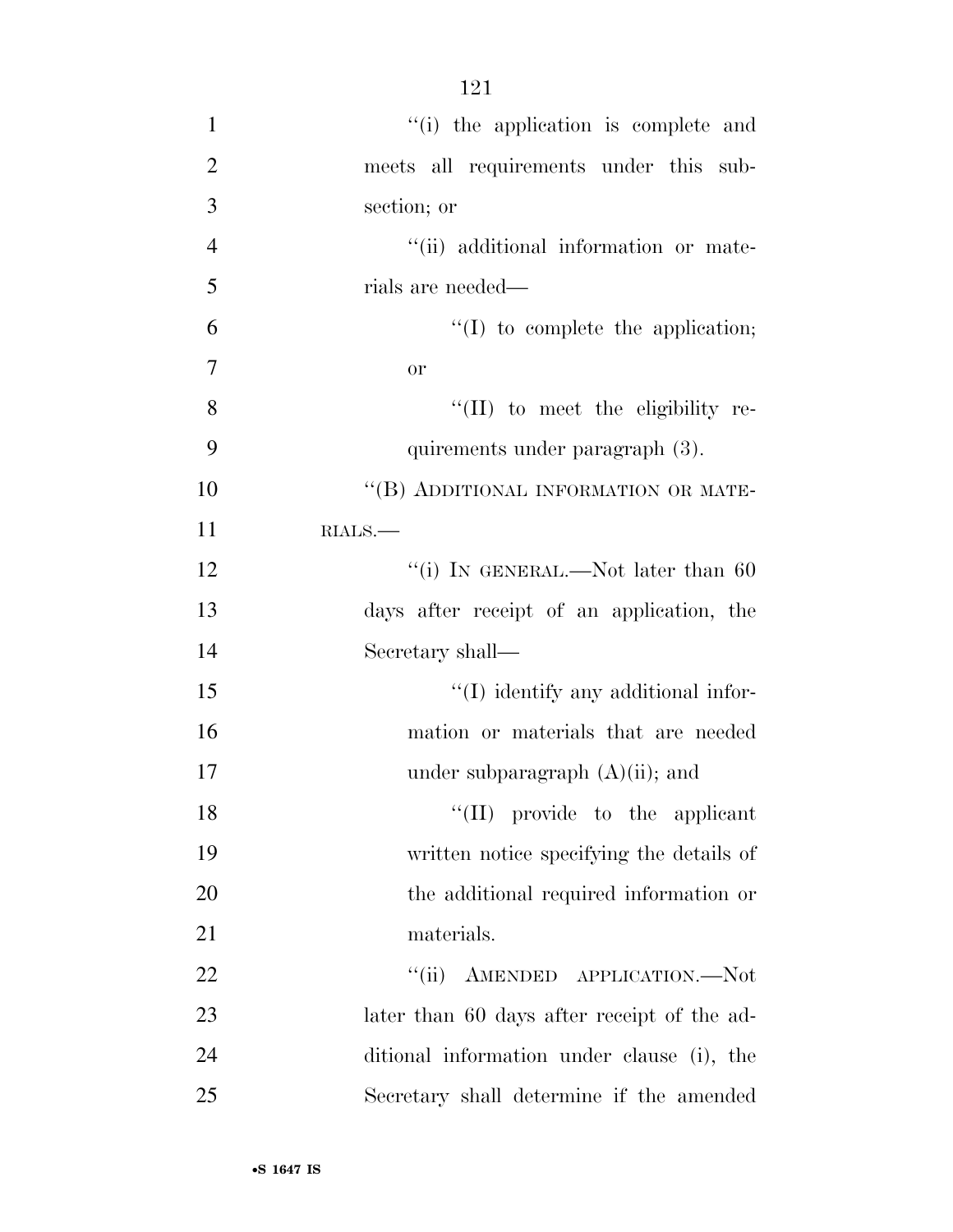"(i) the application is complete and meets all requirements under this subsection; or

"(ii) additional information or materials are needed—

"(I) to complete the application; or

"(II) to meet the eligibility requirements under paragraph (3).

"(B) ADDITIONAL INFORMATION OR MATERIALS.—

"(i) IN GENERAL.—Not later than 60 days after receipt of an application, the Secretary shall—

"(I) identify any additional information or materials that are needed under subparagraph (A)(ii); and

"(II) provide to the applicant written notice specifying the details of the additional required information or materials.

"(ii) AMENDED APPLICATION.—Not later than 60 days after receipt of the additional information under clause (i), the Secretary shall determine if the amended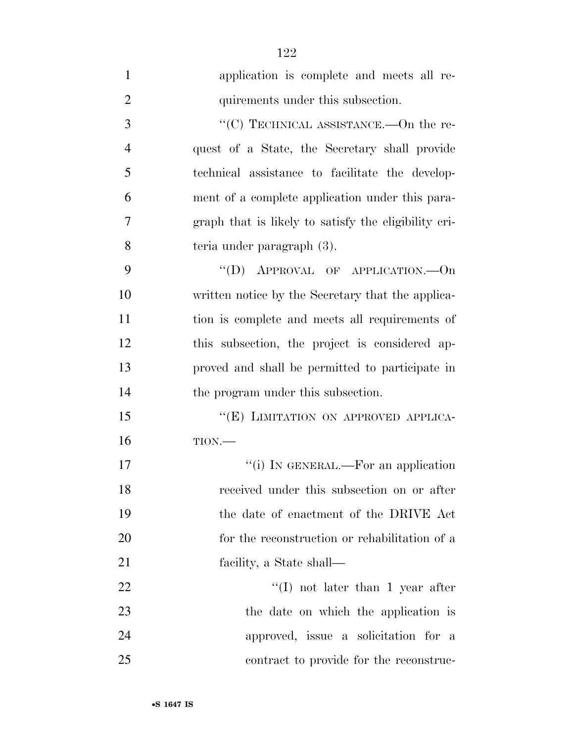application is complete and meets all requirements under this subsection.

"(C) TECHNICAL ASSISTANCE.—On the request of a State, the Secretary shall provide technical assistance to facilitate the development of a complete application under this paragraph that is likely to satisfy the eligibility criteria under paragraph (3).

"(D) APPROVAL OF APPLICATION.—On written notice by the Secretary that the application is complete and meets all requirements of this subsection, the project is considered approved and shall be permitted to participate in the program under this subsection.

"(E) LIMITATION ON APPROVED APPLICATION.—

"(i) IN GENERAL.—For an application received under this subsection on or after the date of enactment of the DRIVE Act for the reconstruction or rehabilitation of a facility, a State shall—

"(I) not later than 1 year after the date on which the application is approved, issue a solicitation for a contract to provide for the reconstruc-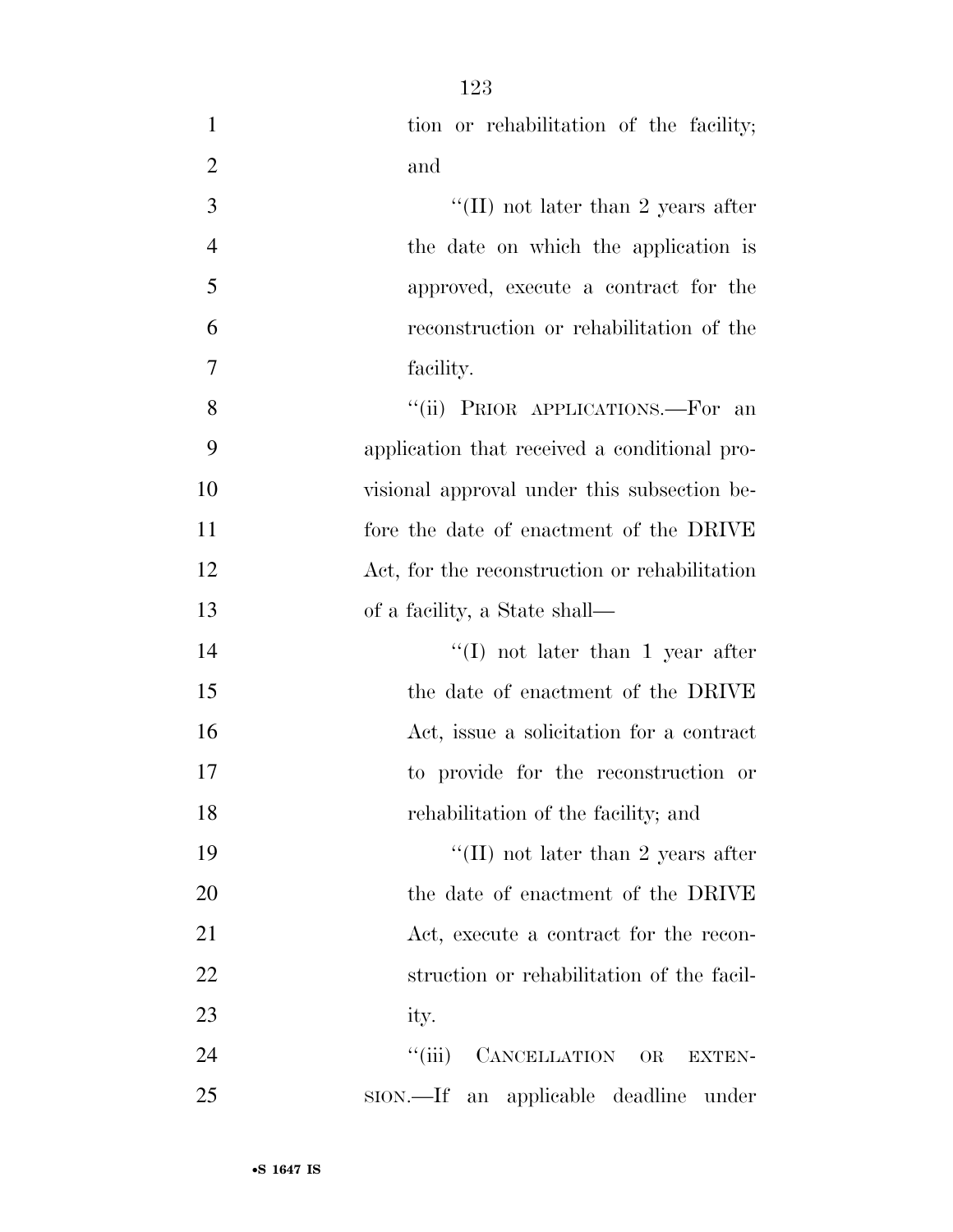tion or rehabilitation of the facility; and

"(II) not later than 2 years after the date on which the application is approved, execute a contract for the reconstruction or rehabilitation of the facility.

"(ii) PRIOR APPLICATIONS.—For an application that received a conditional provisional approval under this subsection before the date of enactment of the DRIVE Act, for the reconstruction or rehabilitation of a facility, a State shall—

"(I) not later than 1 year after the date of enactment of the DRIVE Act, issue a solicitation for a contract to provide for the reconstruction or rehabilitation of the facility; and

"(II) not later than 2 years after the date of enactment of the DRIVE Act, execute a contract for the reconstruction or rehabilitation of the facility.

"(iii) CANCELLATION OR EXTENSION.—If an applicable deadline under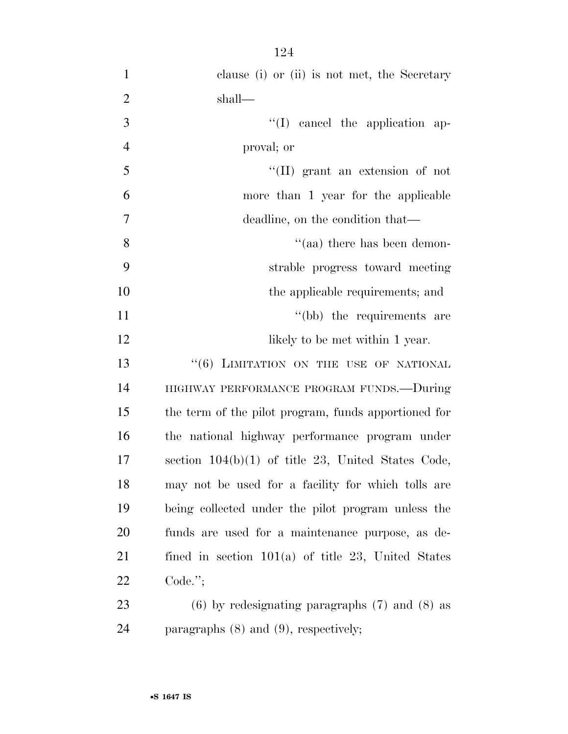clause (i) or (ii) is not met, the Secretary shall—

''(I) cancel the application approval; or

''(II) grant an extension of not more than 1 year for the applicable deadline, on the condition that—

''(aa) there has been demonstrable progress toward meeting the applicable requirements; and

''(bb) the requirements are likely to be met within 1 year.

''(6) LIMITATION ON THE USE OF NATIONAL HIGHWAY PERFORMANCE PROGRAM FUNDS.—During the term of the pilot program, funds apportioned for the national highway performance program under section 104(b)(1) of title 23, United States Code, may not be used for a facility for which tolls are being collected under the pilot program unless the funds are used for a maintenance purpose, as defined in section 101(a) of title 23, United States Code.'';

(6) by redesignating paragraphs (7) and (8) as paragraphs (8) and (9), respectively;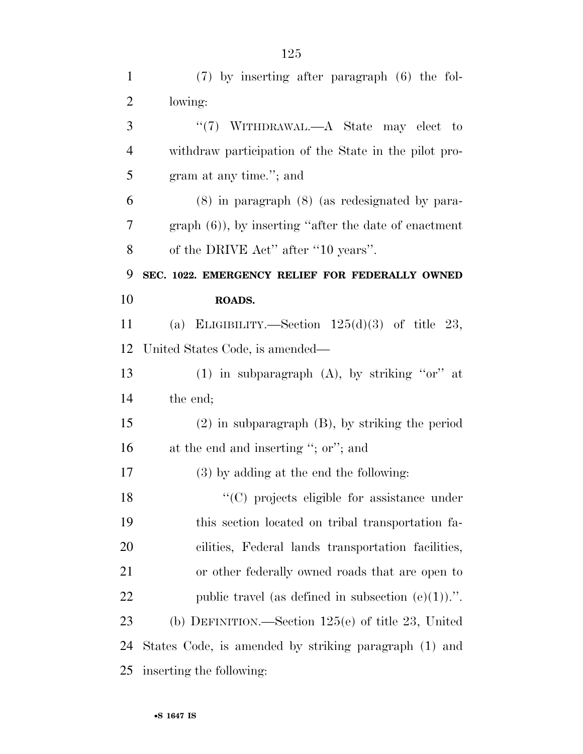(7) by inserting after paragraph (6) the following:

"(7) WITHDRAWAL.—A State may elect to withdraw participation of the State in the pilot program at any time."; and

(8) in paragraph (8) (as redesignated by paragraph (6)), by inserting "after the date of enactment of the DRIVE Act" after "10 years".

**SEC. 1022. EMERGENCY RELIEF FOR FEDERALLY OWNED ROADS.**

(a) ELIGIBILITY.—Section 125(d)(3) of title 23, United States Code, is amended—

(1) in subparagraph (A), by striking "or" at the end;

(2) in subparagraph (B), by striking the period at the end and inserting "; or"; and

(3) by adding at the end the following:

"(C) projects eligible for assistance under this section located on tribal transportation facilities, Federal lands transportation facilities, or other federally owned roads that are open to public travel (as defined in subsection (e)(1)).".

(b) DEFINITION.—Section 125(e) of title 23, United States Code, is amended by striking paragraph (1) and inserting the following: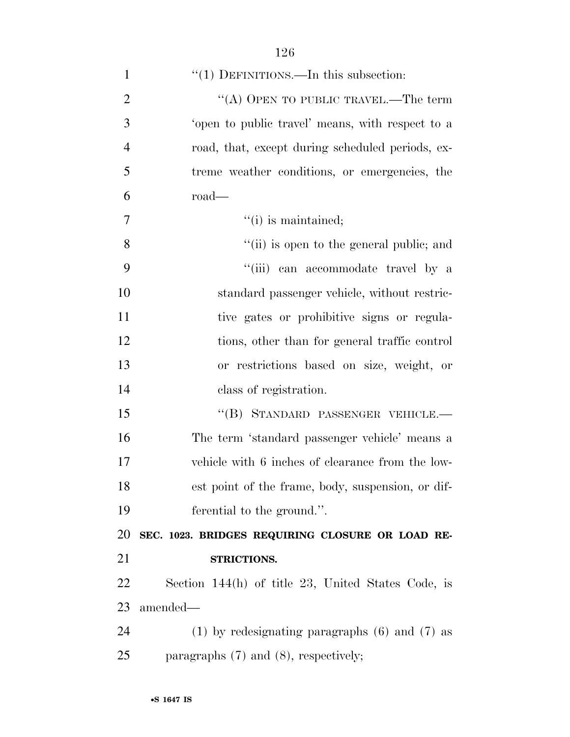"(1) DEFINITIONS.—In this subsection:

"(A) OPEN TO PUBLIC TRAVEL.—The term 'open to public travel' means, with respect to a road, that, except during scheduled periods, extreme weather conditions, or emergencies, the road—

"(i) is maintained;

"(ii) is open to the general public; and

"(iii) can accommodate travel by a standard passenger vehicle, without restrictive gates or prohibitive signs or regulations, other than for general traffic control or restrictions based on size, weight, or class of registration.

"(B) STANDARD PASSENGER VEHICLE.—The term 'standard passenger vehicle' means a vehicle with 6 inches of clearance from the lowest point of the frame, body, suspension, or differential to the ground.".

**SEC. 1023. BRIDGES REQUIRING CLOSURE OR LOAD RESTRICTIONS.**

Section 144(h) of title 23, United States Code, is amended—

(1) by redesignating paragraphs (6) and (7) as paragraphs (7) and (8), respectively;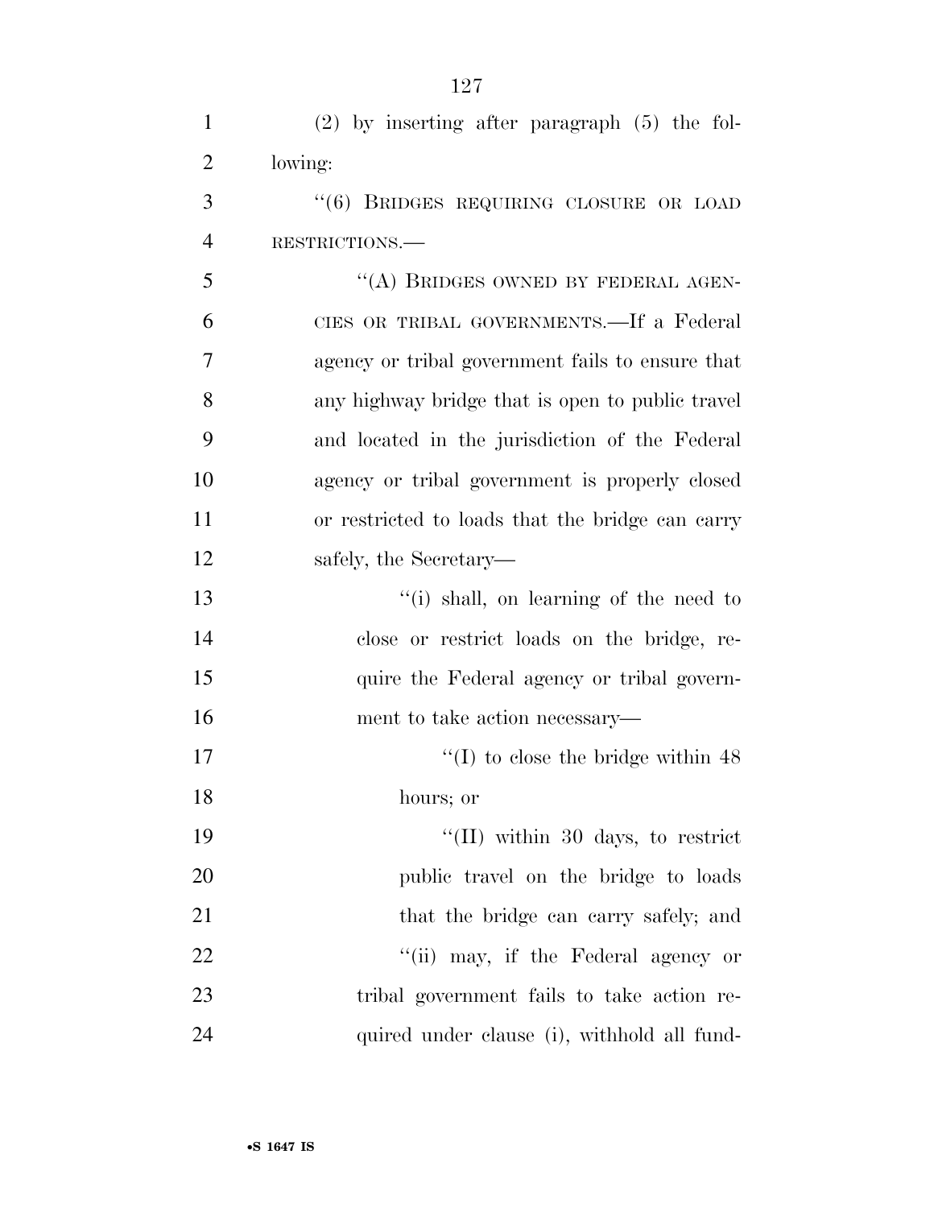(2) by inserting after paragraph (5) the following:

"(6) BRIDGES REQUIRING CLOSURE OR LOAD RESTRICTIONS.—

"(A) BRIDGES OWNED BY FEDERAL AGENCIES OR TRIBAL GOVERNMENTS.—If a Federal agency or tribal government fails to ensure that any highway bridge that is open to public travel and located in the jurisdiction of the Federal agency or tribal government is properly closed or restricted to loads that the bridge can carry safely, the Secretary—

"(i) shall, on learning of the need to close or restrict loads on the bridge, require the Federal agency or tribal government to take action necessary—

"(I) to close the bridge within 48 hours; or

"(II) within 30 days, to restrict public travel on the bridge to loads that the bridge can carry safely; and

"(ii) may, if the Federal agency or tribal government fails to take action required under clause (i), withhold all fund-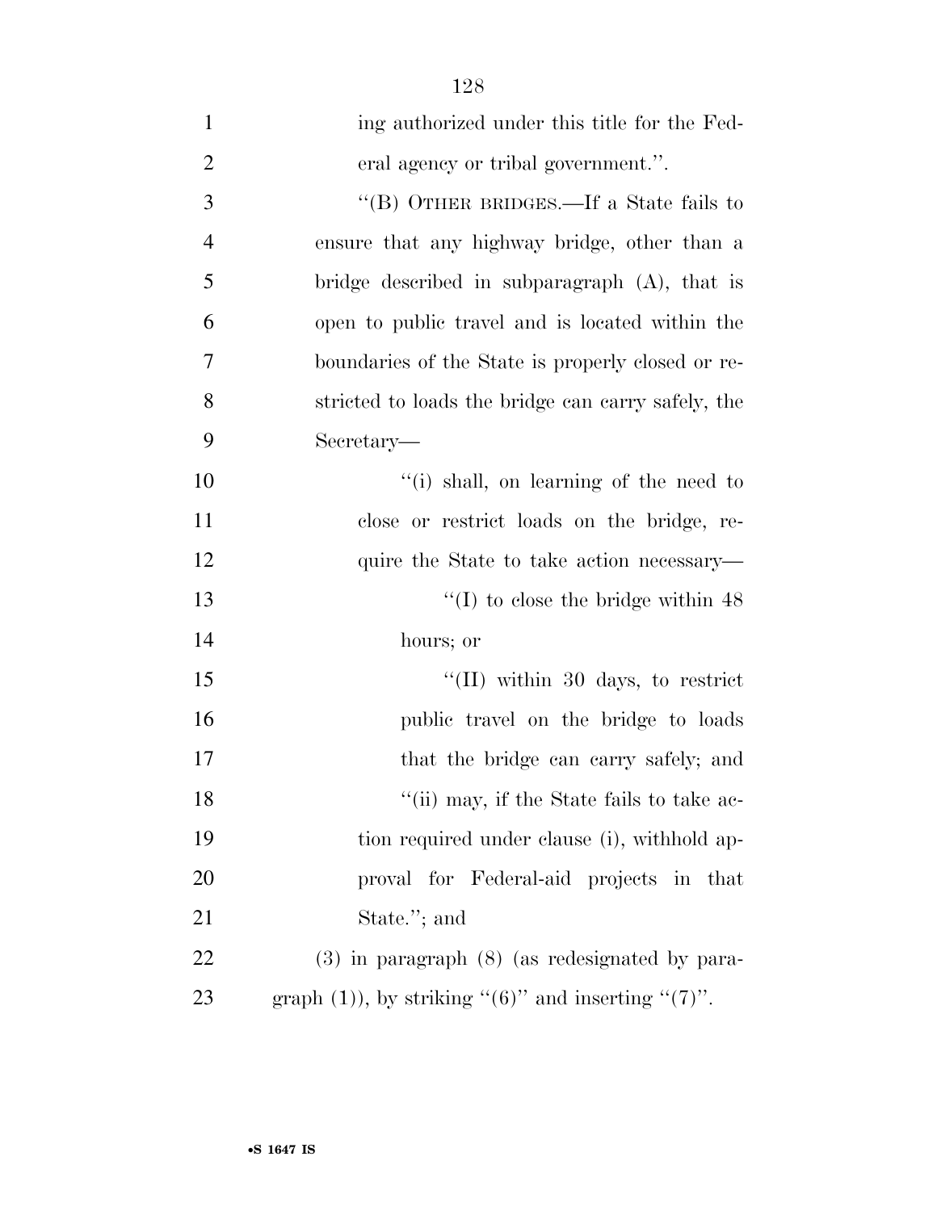ing authorized under this title for the Federal agency or tribal government.''.

''(B) OTHER BRIDGES.—If a State fails to ensure that any highway bridge, other than a bridge described in subparagraph (A), that is open to public travel and is located within the boundaries of the State is properly closed or restricted to loads the bridge can carry safely, the Secretary—

''(i) shall, on learning of the need to close or restrict loads on the bridge, require the State to take action necessary—

''(I) to close the bridge within 48 hours; or

''(II) within 30 days, to restrict public travel on the bridge to loads that the bridge can carry safely; and

''(ii) may, if the State fails to take action required under clause (i), withhold approval for Federal-aid projects in that State.''; and

(3) in paragraph (8) (as redesignated by paragraph (1)), by striking ''(6)'' and inserting ''(7)''.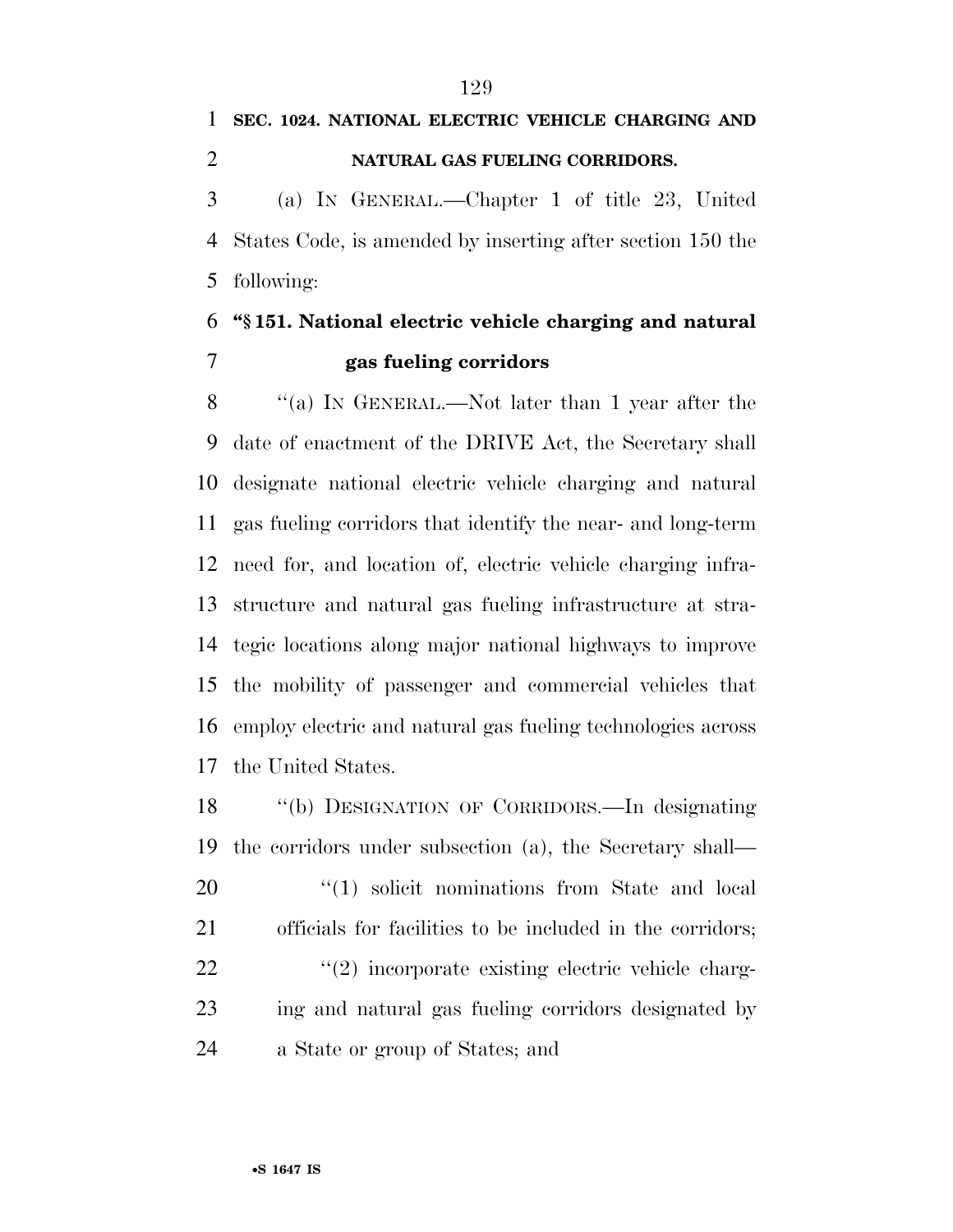**SEC. 1024. NATIONAL ELECTRIC VEHICLE CHARGING AND NATURAL GAS FUELING CORRIDORS.**

(a) IN GENERAL.—Chapter 1 of title 23, United States Code, is amended by inserting after section 150 the following:

**"§ 151. National electric vehicle charging and natural gas fueling corridors**

"(a) IN GENERAL.—Not later than 1 year after the date of enactment of the DRIVE Act, the Secretary shall designate national electric vehicle charging and natural gas fueling corridors that identify the near- and long-term need for, and location of, electric vehicle charging infrastructure and natural gas fueling infrastructure at strategic locations along major national highways to improve the mobility of passenger and commercial vehicles that employ electric and natural gas fueling technologies across the United States.

"(b) DESIGNATION OF CORRIDORS.—In designating the corridors under subsection (a), the Secretary shall—

"(1) solicit nominations from State and local officials for facilities to be included in the corridors;

"(2) incorporate existing electric vehicle charging and natural gas fueling corridors designated by a State or group of States; and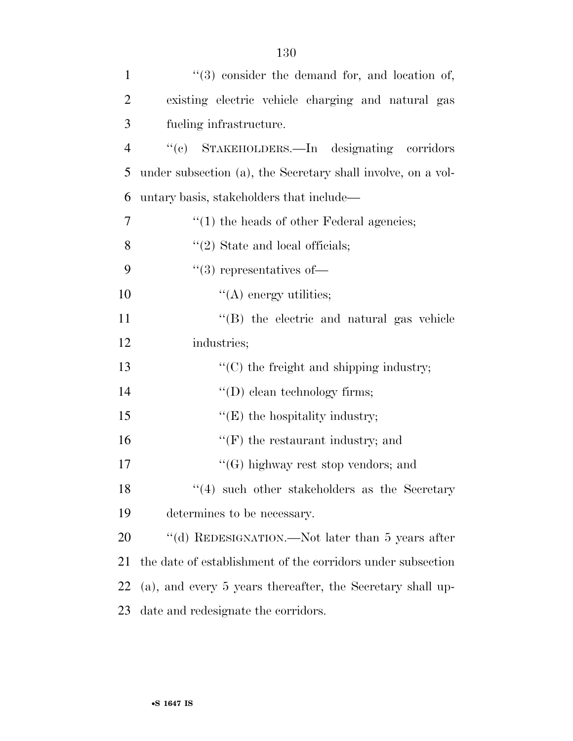''(3) consider the demand for, and location of, existing electric vehicle charging and natural gas fueling infrastructure.

''(c) STAKEHOLDERS.—In designating corridors under subsection (a), the Secretary shall involve, on a voluntary basis, stakeholders that include—

''(1) the heads of other Federal agencies;

''(2) State and local officials;

''(3) representatives of—

''(A) energy utilities;

''(B) the electric and natural gas vehicle industries;

''(C) the freight and shipping industry;

''(D) clean technology firms;

''(E) the hospitality industry;

''(F) the restaurant industry; and

''(G) highway rest stop vendors; and

''(4) such other stakeholders as the Secretary determines to be necessary.

''(d) REDESIGNATION.—Not later than 5 years after the date of establishment of the corridors under subsection (a), and every 5 years thereafter, the Secretary shall update and redesignate the corridors.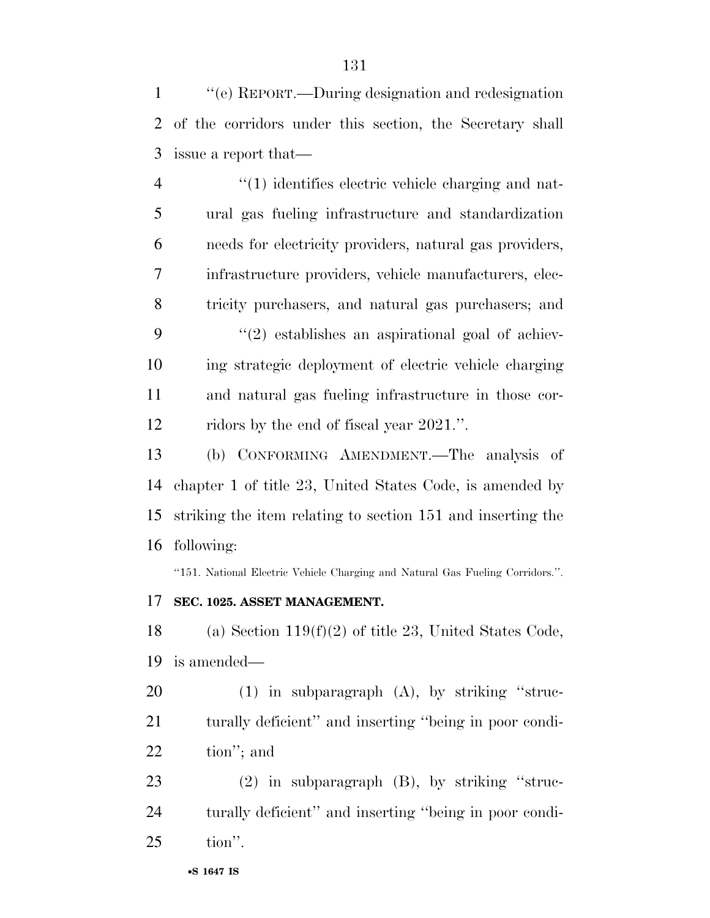''(e) REPORT.—During designation and redesignation of the corridors under this section, the Secretary shall issue a report that—

''(1) identifies electric vehicle charging and natural gas fueling infrastructure and standardization needs for electricity providers, natural gas providers, infrastructure providers, vehicle manufacturers, electricity purchasers, and natural gas purchasers; and

''(2) establishes an aspirational goal of achieving strategic deployment of electric vehicle charging and natural gas fueling infrastructure in those corridors by the end of fiscal year 2021.''.

(b) CONFORMING AMENDMENT.—The analysis of chapter 1 of title 23, United States Code, is amended by striking the item relating to section 151 and inserting the following:

''151. National Electric Vehicle Charging and Natural Gas Fueling Corridors.''.

**SEC. 1025. ASSET MANAGEMENT.**

(a) Section 119(f)(2) of title 23, United States Code, is amended—

(1) in subparagraph (A), by striking ''structurally deficient'' and inserting ''being in poor condition''; and

(2) in subparagraph (B), by striking ''structurally deficient'' and inserting ''being in poor condition''.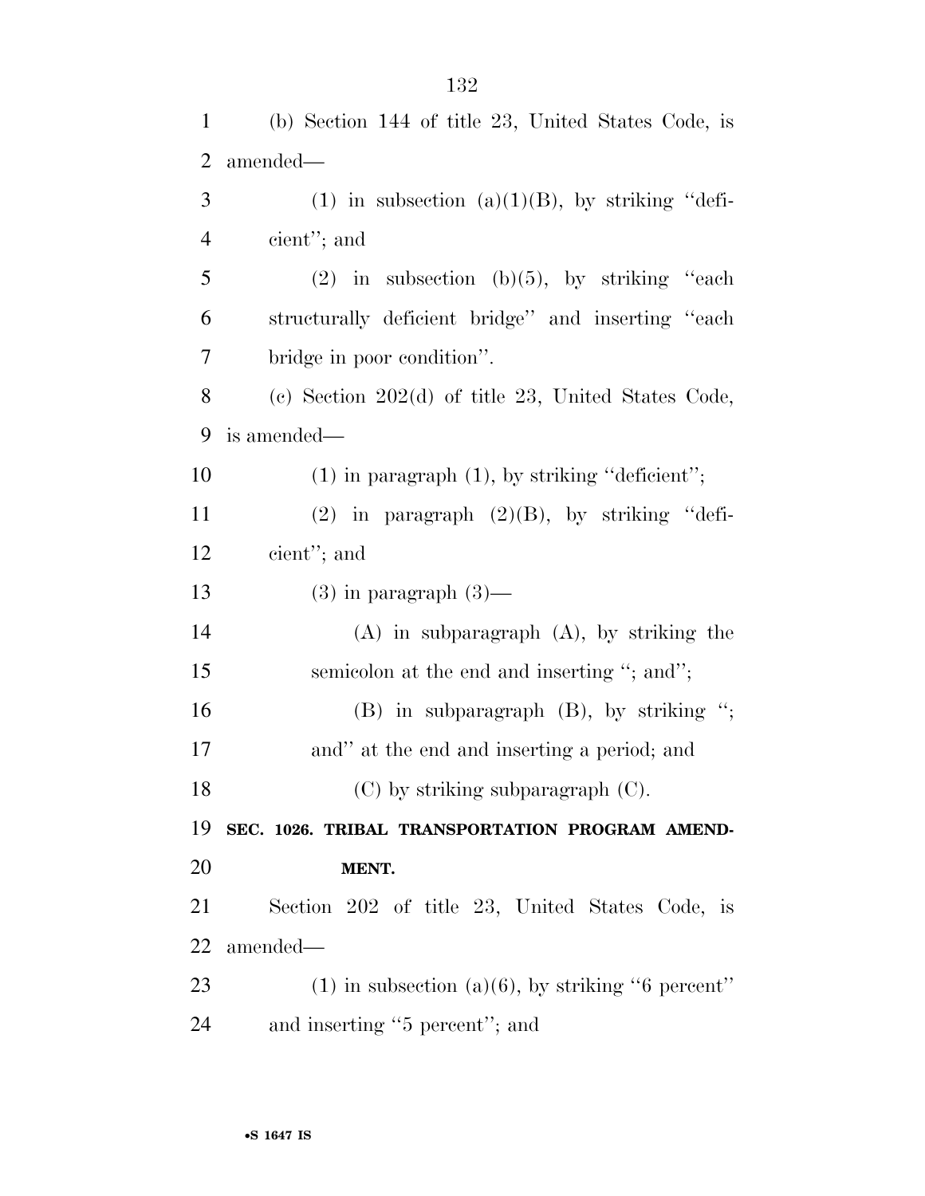(b) Section 144 of title 23, United States Code, is amended—

(1) in subsection (a)(1)(B), by striking "deficient"; and

(2) in subsection (b)(5), by striking "each structurally deficient bridge" and inserting "each bridge in poor condition".

(c) Section 202(d) of title 23, United States Code, is amended—

(1) in paragraph (1), by striking "deficient";

(2) in paragraph (2)(B), by striking "deficient"; and

(3) in paragraph (3)—

(A) in subparagraph (A), by striking the semicolon at the end and inserting "; and";

(B) in subparagraph (B), by striking "; and" at the end and inserting a period; and

(C) by striking subparagraph (C).

**SEC. 1026. TRIBAL TRANSPORTATION PROGRAM AMENDMENT.**

Section 202 of title 23, United States Code, is amended—

(1) in subsection (a)(6), by striking "6 percent" and inserting "5 percent"; and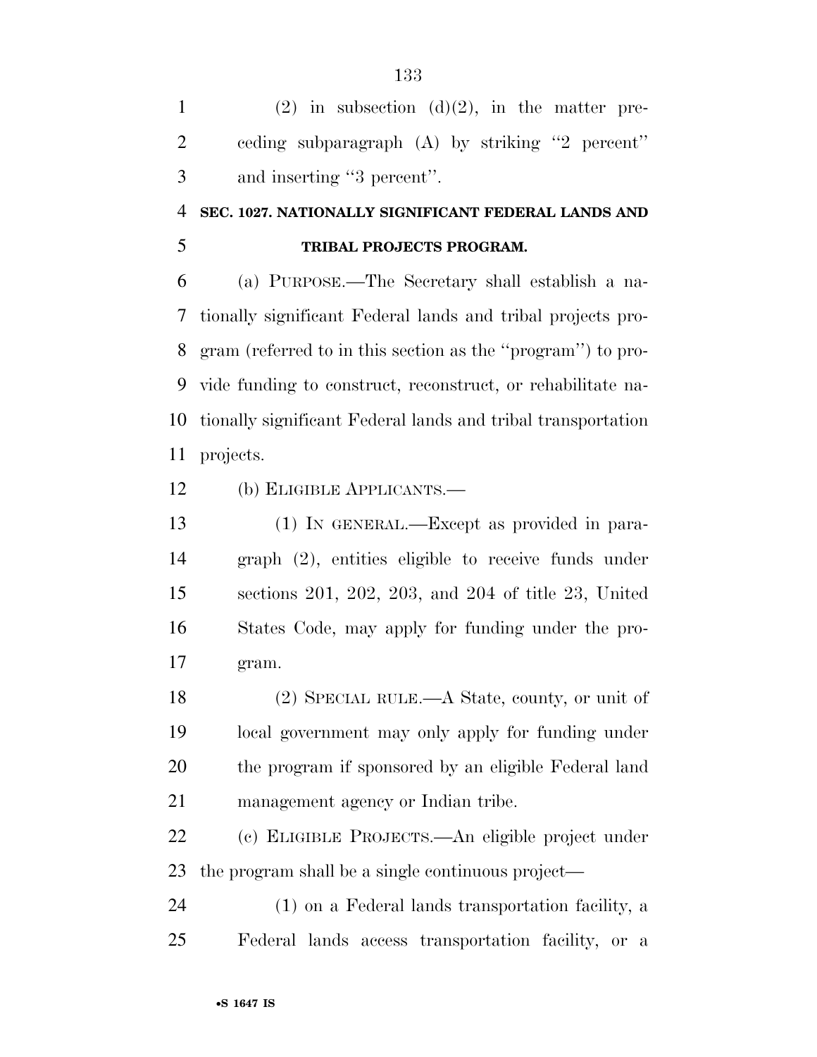(2) in subsection (d)(2), in the matter preceding subparagraph (A) by striking "2 percent" and inserting "3 percent".

### SEC. 1027. NATIONALLY SIGNIFICANT FEDERAL LANDS AND TRIBAL PROJECTS PROGRAM.

(a) PURPOSE.—The Secretary shall establish a nationally significant Federal lands and tribal projects program (referred to in this section as the "program") to provide funding to construct, reconstruct, or rehabilitate nationally significant Federal lands and tribal transportation projects.

(b) ELIGIBLE APPLICANTS.—

(1) IN GENERAL.—Except as provided in paragraph (2), entities eligible to receive funds under sections 201, 202, 203, and 204 of title 23, United States Code, may apply for funding under the program.

(2) SPECIAL RULE.—A State, county, or unit of local government may only apply for funding under the program if sponsored by an eligible Federal land management agency or Indian tribe.

(c) ELIGIBLE PROJECTS.—An eligible project under the program shall be a single continuous project—

(1) on a Federal lands transportation facility, a Federal lands access transportation facility, or a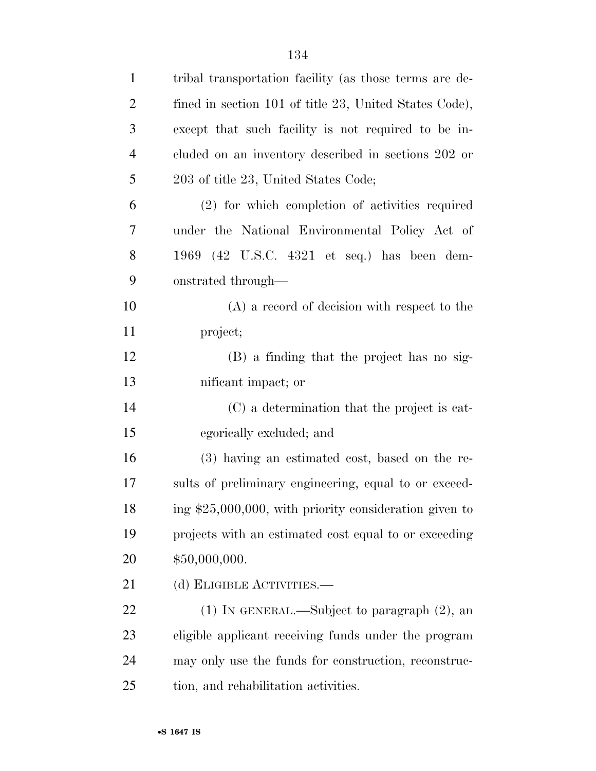tribal transportation facility (as those terms are defined in section 101 of title 23, United States Code), except that such facility is not required to be included on an inventory described in sections 202 or 203 of title 23, United States Code;

(2) for which completion of activities required under the National Environmental Policy Act of 1969 (42 U.S.C. 4321 et seq.) has been demonstrated through—

(A) a record of decision with respect to the project;

(B) a finding that the project has no significant impact; or

(C) a determination that the project is categorically excluded; and

(3) having an estimated cost, based on the results of preliminary engineering, equal to or exceeding $25,000,000, with priority consideration given to projects with an estimated cost equal to or exceeding $50,000,000.

(d) ELIGIBLE ACTIVITIES.—

(1) IN GENERAL.—Subject to paragraph (2), an eligible applicant receiving funds under the program may only use the funds for construction, reconstruction, and rehabilitation activities.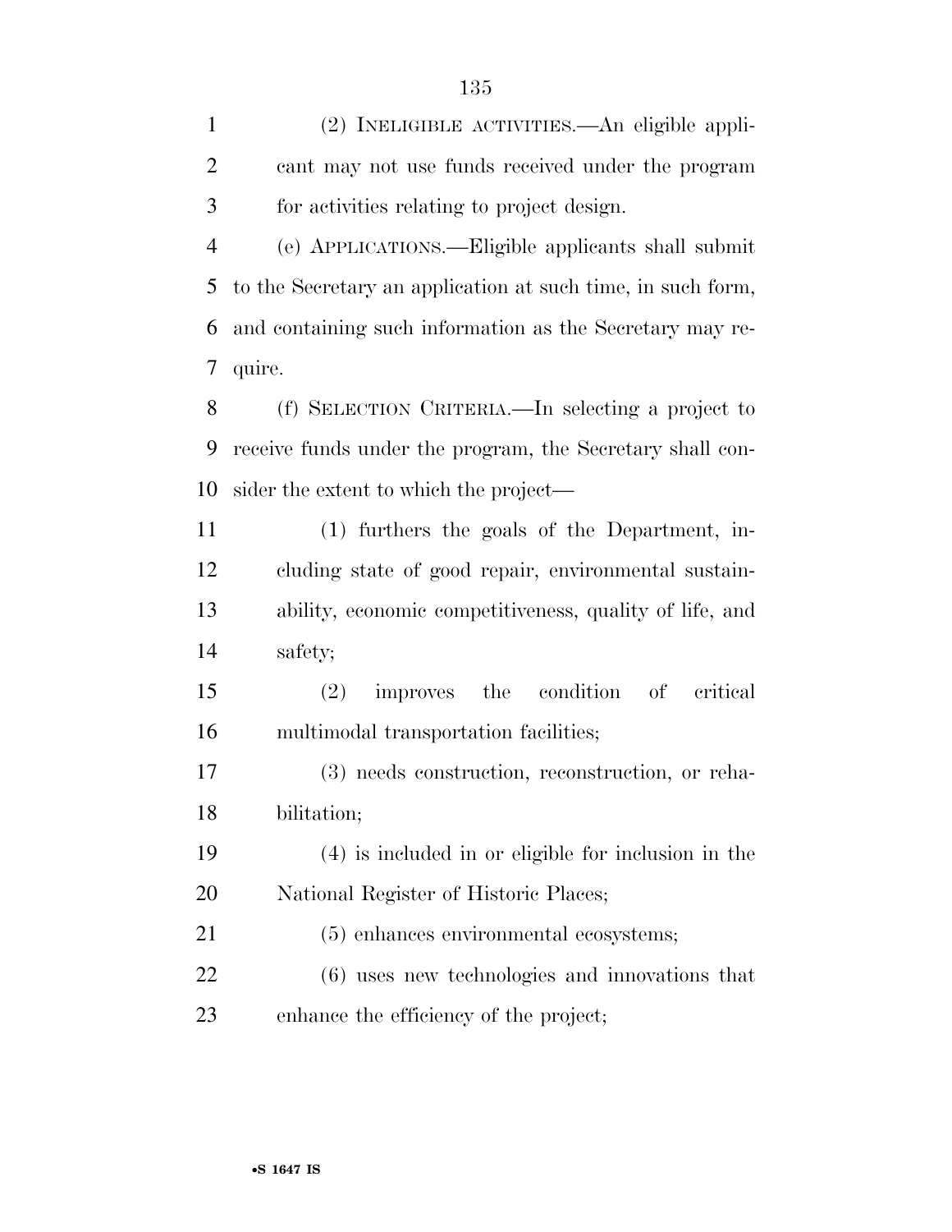(2) INELIGIBLE ACTIVITIES.—An eligible applicant may not use funds received under the program for activities relating to project design.

(e) APPLICATIONS.—Eligible applicants shall submit to the Secretary an application at such time, in such form, and containing such information as the Secretary may require.

(f) SELECTION CRITERIA.—In selecting a project to receive funds under the program, the Secretary shall consider the extent to which the project—

(1) furthers the goals of the Department, including state of good repair, environmental sustainability, economic competitiveness, quality of life, and safety;

(2) improves the condition of critical multimodal transportation facilities;

(3) needs construction, reconstruction, or rehabilitation;

(4) is included in or eligible for inclusion in the National Register of Historic Places;

(5) enhances environmental ecosystems;

(6) uses new technologies and innovations that enhance the efficiency of the project;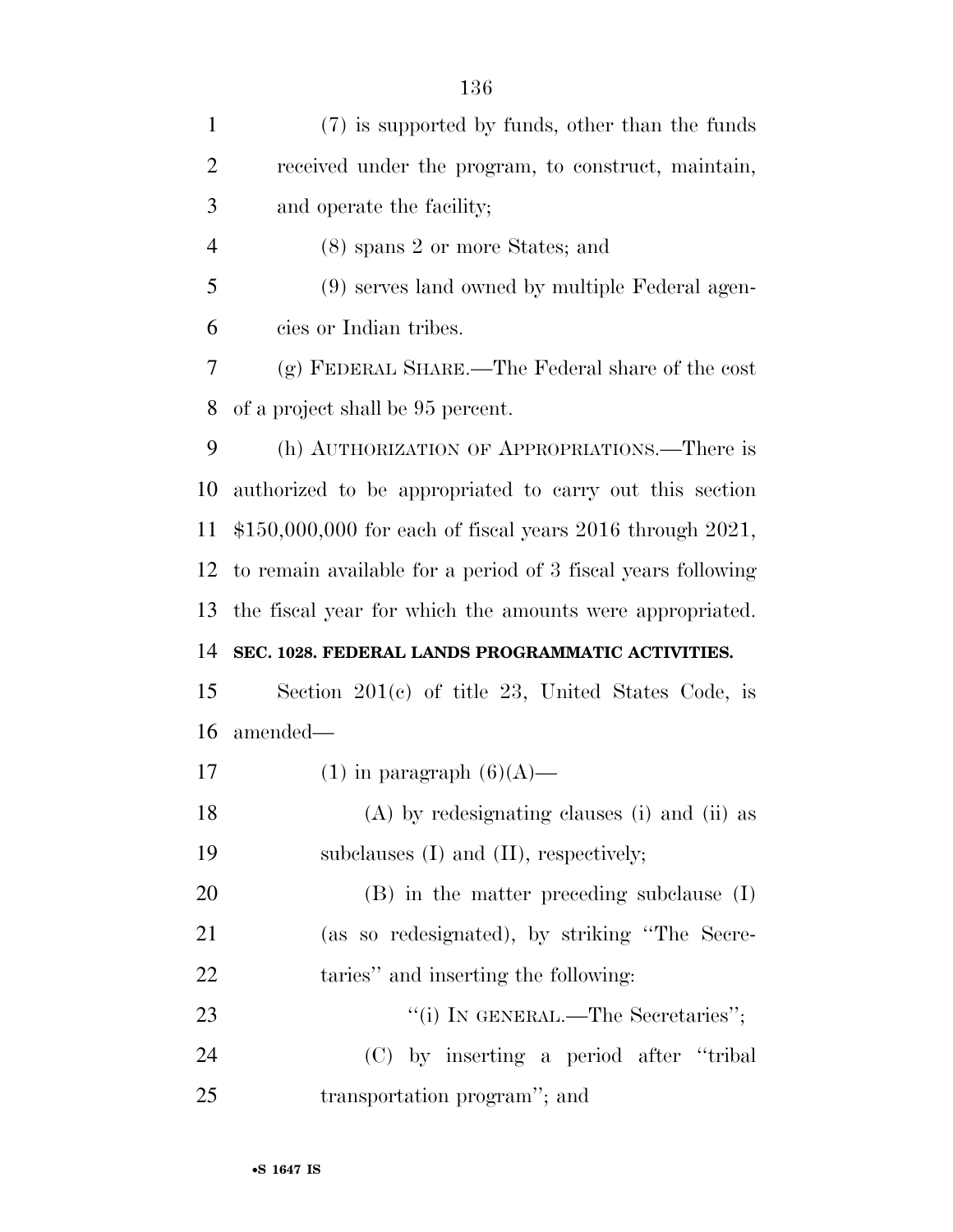(7) is supported by funds, other than the funds received under the program, to construct, maintain, and operate the facility;

(8) spans 2 or more States; and

(9) serves land owned by multiple Federal agencies or Indian tribes.

(g) FEDERAL SHARE.—The Federal share of the cost of a project shall be 95 percent.

(h) AUTHORIZATION OF APPROPRIATIONS.—There is authorized to be appropriated to carry out this section $150,000,000 for each of fiscal years 2016 through 2021, to remain available for a period of 3 fiscal years following the fiscal year for which the amounts were appropriated.

**SEC. 1028. FEDERAL LANDS PROGRAMMATIC ACTIVITIES.**

Section 201(c) of title 23, United States Code, is amended—

(1) in paragraph (6)(A)—

(A) by redesignating clauses (i) and (ii) as subclauses (I) and (II), respectively;

(B) in the matter preceding subclause (I) (as so redesignated), by striking "The Secretaries" and inserting the following:

"(i) IN GENERAL.—The Secretaries";

(C) by inserting a period after "tribal transportation program"; and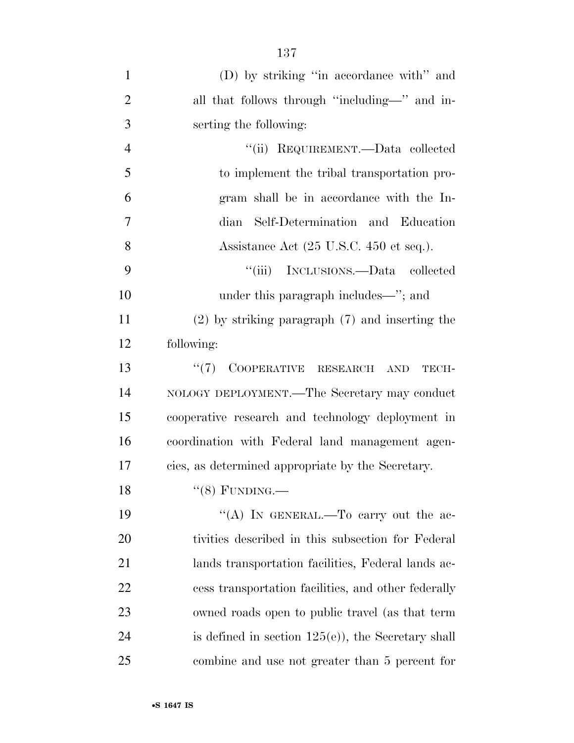(D) by striking "in accordance with" and all that follows through "including—" and inserting the following:

"(ii) REQUIREMENT.—Data collected to implement the tribal transportation program shall be in accordance with the Indian Self-Determination and Education Assistance Act (25 U.S.C. 450 et seq.).

"(iii) INCLUSIONS.—Data collected under this paragraph includes—"; and

(2) by striking paragraph (7) and inserting the following:

"(7) COOPERATIVE RESEARCH AND TECHNOLOGY DEPLOYMENT.—The Secretary may conduct cooperative research and technology deployment in coordination with Federal land management agencies, as determined appropriate by the Secretary.

"(8) FUNDING.—

"(A) IN GENERAL.—To carry out the activities described in this subsection for Federal lands transportation facilities, Federal lands access transportation facilities, and other federally owned roads open to public travel (as that term is defined in section 125(e)), the Secretary shall combine and use not greater than 5 percent for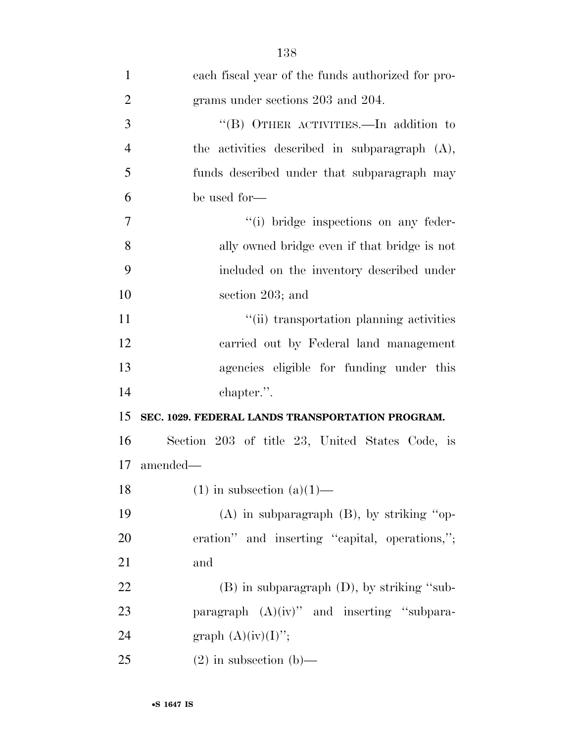each fiscal year of the funds authorized for programs under sections 203 and 204.

"(B) OTHER ACTIVITIES.—In addition to the activities described in subparagraph (A), funds described under that subparagraph may be used for—

"(i) bridge inspections on any federally owned bridge even if that bridge is not included on the inventory described under section 203; and

"(ii) transportation planning activities carried out by Federal land management agencies eligible for funding under this chapter.".

**SEC. 1029. FEDERAL LANDS TRANSPORTATION PROGRAM.**

Section 203 of title 23, United States Code, is amended—

(1) in subsection (a)(1)—

(A) in subparagraph (B), by striking "operation" and inserting "capital, operations,"; and

(B) in subparagraph (D), by striking "subparagraph (A)(iv)" and inserting "subparagraph (A)(iv)(I)";

(2) in subsection (b)—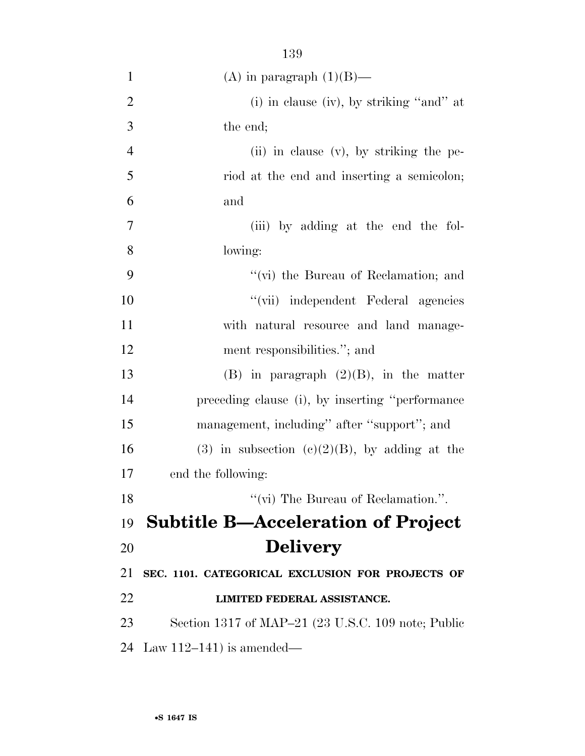(A) in paragraph (1)(B)—

(i) in clause (iv), by striking "and" at the end;

(ii) in clause (v), by striking the period at the end and inserting a semicolon; and

(iii) by adding at the end the following:

"(vi) the Bureau of Reclamation; and

"(vii) independent Federal agencies with natural resource and land management responsibilities."; and

(B) in paragraph (2)(B), in the matter preceding clause (i), by inserting "performance management, including" after "support"; and

(3) in subsection (c)(2)(B), by adding at the end the following:

"(vi) The Bureau of Reclamation.".

## Subtitle B—Acceleration of Project Delivery

### SEC. 1101. CATEGORICAL EXCLUSION FOR PROJECTS OF LIMITED FEDERAL ASSISTANCE.

Section 1317 of MAP–21 (23 U.S.C. 109 note; Public Law 112–141) is amended—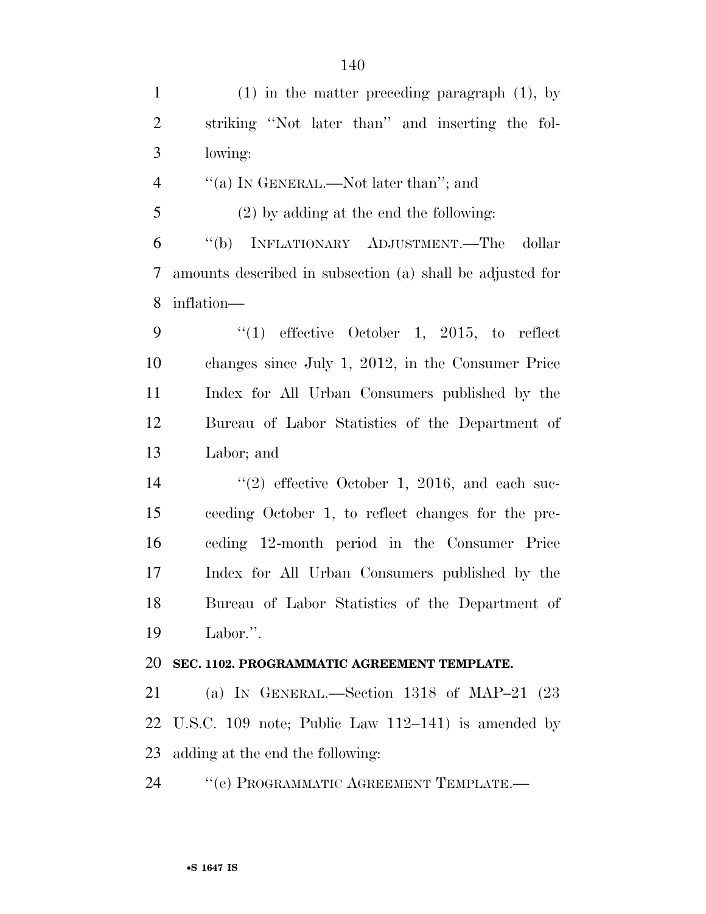(1) in the matter preceding paragraph (1), by striking ''Not later than'' and inserting the following:

''(a) IN GENERAL.—Not later than''; and

(2) by adding at the end the following:

''(b) INFLATIONARY ADJUSTMENT.—The dollar amounts described in subsection (a) shall be adjusted for inflation—

''(1) effective October 1, 2015, to reflect changes since July 1, 2012, in the Consumer Price Index for All Urban Consumers published by the Bureau of Labor Statistics of the Department of Labor; and

''(2) effective October 1, 2016, and each succeeding October 1, to reflect changes for the preceding 12-month period in the Consumer Price Index for All Urban Consumers published by the Bureau of Labor Statistics of the Department of Labor.''.

**SEC. 1102. PROGRAMMATIC AGREEMENT TEMPLATE.**

(a) IN GENERAL.—Section 1318 of MAP–21 (23 U.S.C. 109 note; Public Law 112–141) is amended by adding at the end the following:

''(e) PROGRAMMATIC AGREEMENT TEMPLATE.—

•S 1647 IS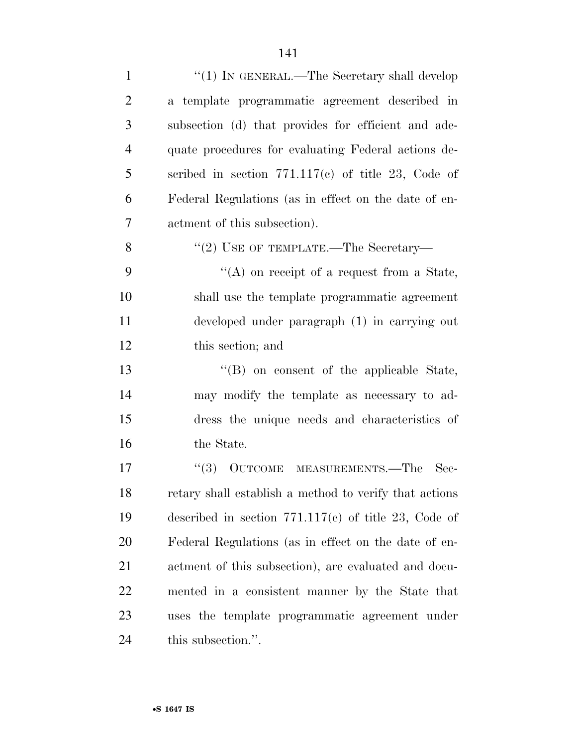''(1) IN GENERAL.—The Secretary shall develop a template programmatic agreement described in subsection (d) that provides for efficient and adequate procedures for evaluating Federal actions described in section 771.117(c) of title 23, Code of Federal Regulations (as in effect on the date of enactment of this subsection).

''(2) USE OF TEMPLATE.—The Secretary—

''(A) on receipt of a request from a State, shall use the template programmatic agreement developed under paragraph (1) in carrying out this section; and

''(B) on consent of the applicable State, may modify the template as necessary to address the unique needs and characteristics of the State.

''(3) OUTCOME MEASUREMENTS.—The Secretary shall establish a method to verify that actions described in section 771.117(c) of title 23, Code of Federal Regulations (as in effect on the date of enactment of this subsection), are evaluated and documented in a consistent manner by the State that uses the template programmatic agreement under this subsection.''.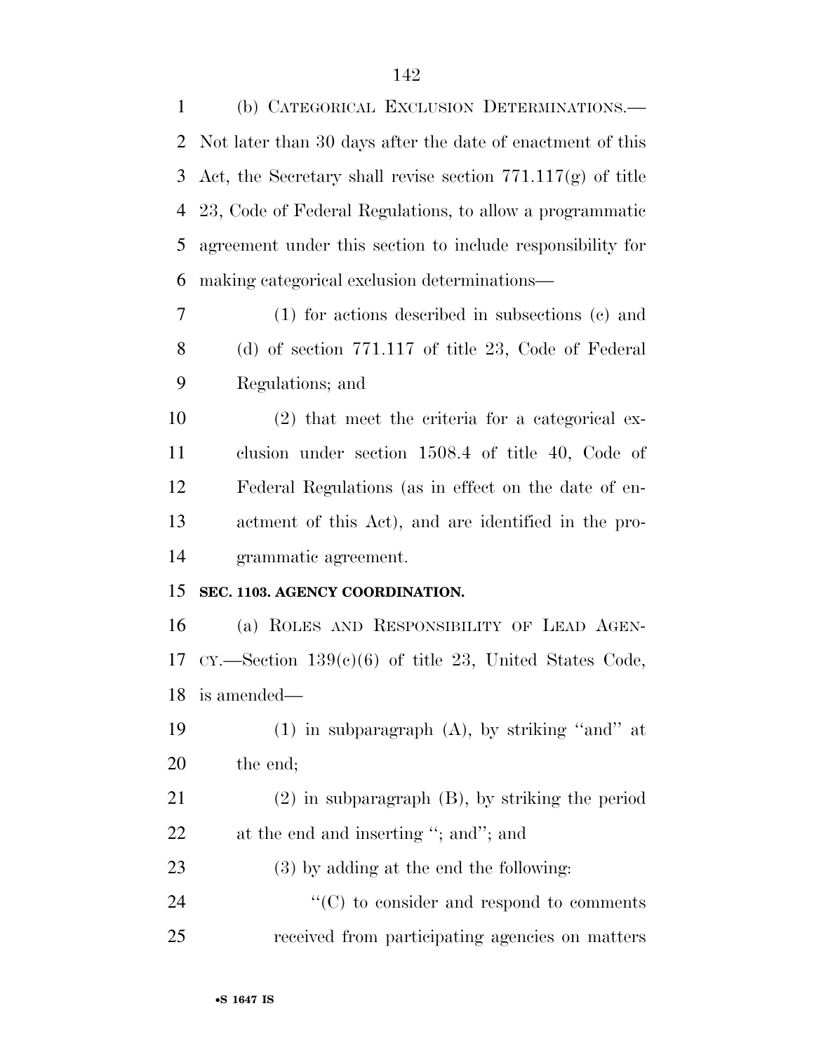(b) CATEGORICAL EXCLUSION DETERMINATIONS.—Not later than 30 days after the date of enactment of this Act, the Secretary shall revise section 771.117(g) of title 23, Code of Federal Regulations, to allow a programmatic agreement under this section to include responsibility for making categorical exclusion determinations—

(1) for actions described in subsections (c) and (d) of section 771.117 of title 23, Code of Federal Regulations; and

(2) that meet the criteria for a categorical exclusion under section 1508.4 of title 40, Code of Federal Regulations (as in effect on the date of enactment of this Act), and are identified in the programmatic agreement.

**SEC. 1103. AGENCY COORDINATION.**

(a) ROLES AND RESPONSIBILITY OF LEAD AGENCY.—Section 139(c)(6) of title 23, United States Code, is amended—

(1) in subparagraph (A), by striking "and" at the end;

(2) in subparagraph (B), by striking the period at the end and inserting "; and"; and

(3) by adding at the end the following:

"(C) to consider and respond to comments received from participating agencies on matters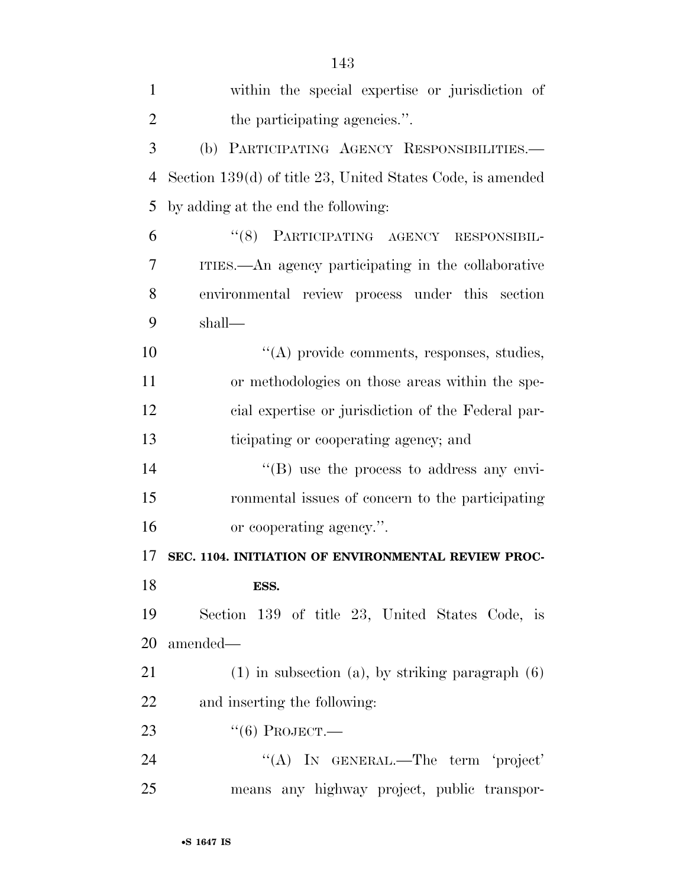within the special expertise or jurisdiction of the participating agencies.''.

(b) PARTICIPATING AGENCY RESPONSIBILITIES.—Section 139(d) of title 23, United States Code, is amended by adding at the end the following:

''(8) PARTICIPATING AGENCY RESPONSIBILITIES.—An agency participating in the collaborative environmental review process under this section shall—

''(A) provide comments, responses, studies, or methodologies on those areas within the special expertise or jurisdiction of the Federal participating or cooperating agency; and

''(B) use the process to address any environmental issues of concern to the participating or cooperating agency.''.

**SEC. 1104. INITIATION OF ENVIRONMENTAL REVIEW PROCESS.**

Section 139 of title 23, United States Code, is amended—

(1) in subsection (a), by striking paragraph (6) and inserting the following:

''(6) PROJECT.—

''(A) IN GENERAL.—The term 'project' means any highway project, public transpor-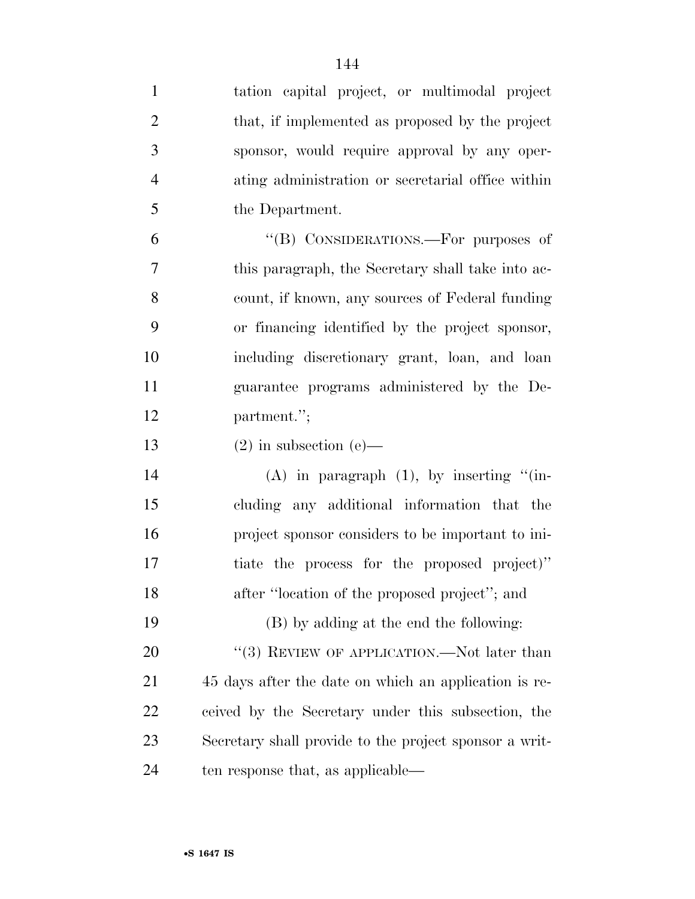tation capital project, or multimodal project that, if implemented as proposed by the project sponsor, would require approval by any operating administration or secretarial office within the Department.

"(B) CONSIDERATIONS.—For purposes of this paragraph, the Secretary shall take into account, if known, any sources of Federal funding or financing identified by the project sponsor, including discretionary grant, loan, and loan guarantee programs administered by the Department.";

(2) in subsection (e)—

(A) in paragraph (1), by inserting "(including any additional information that the project sponsor considers to be important to initiate the process for the proposed project)" after "location of the proposed project"; and

(B) by adding at the end the following:

"(3) REVIEW OF APPLICATION.—Not later than 45 days after the date on which an application is received by the Secretary under this subsection, the Secretary shall provide to the project sponsor a written response that, as applicable—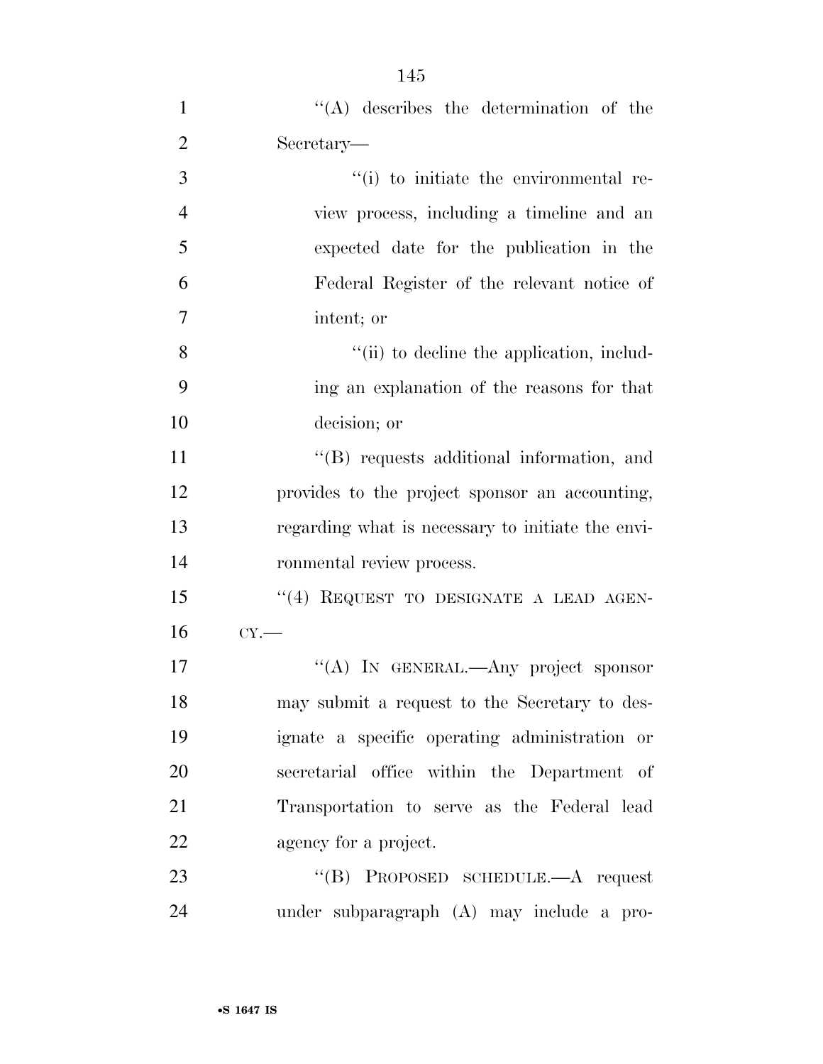''(A) describes the determination of the Secretary—

''(i) to initiate the environmental review process, including a timeline and an expected date for the publication in the Federal Register of the relevant notice of intent; or

''(ii) to decline the application, including an explanation of the reasons for that decision; or

''(B) requests additional information, and provides to the project sponsor an accounting, regarding what is necessary to initiate the environmental review process.

''(4) REQUEST TO DESIGNATE A LEAD AGENCY.—

''(A) IN GENERAL.—Any project sponsor may submit a request to the Secretary to designate a specific operating administration or secretarial office within the Department of Transportation to serve as the Federal lead agency for a project.

''(B) PROPOSED SCHEDULE.—A request under subparagraph (A) may include a pro-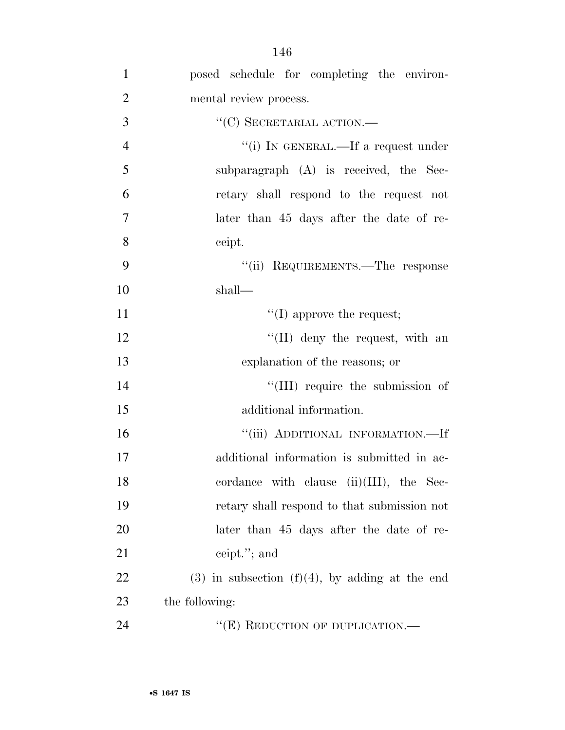posed schedule for completing the environmental review process.

''(C) SECRETARIAL ACTION.—

''(i) IN GENERAL.—If a request under subparagraph (A) is received, the Secretary shall respond to the request not later than 45 days after the date of receipt.

''(ii) REQUIREMENTS.—The response shall—

''(I) approve the request;

''(II) deny the request, with an explanation of the reasons; or

''(III) require the submission of additional information.

''(iii) ADDITIONAL INFORMATION.—If additional information is submitted in accordance with clause (ii)(III), the Secretary shall respond to that submission not later than 45 days after the date of receipt.''; and

(3) in subsection (f)(4), by adding at the end the following:

''(E) REDUCTION OF DUPLICATION.—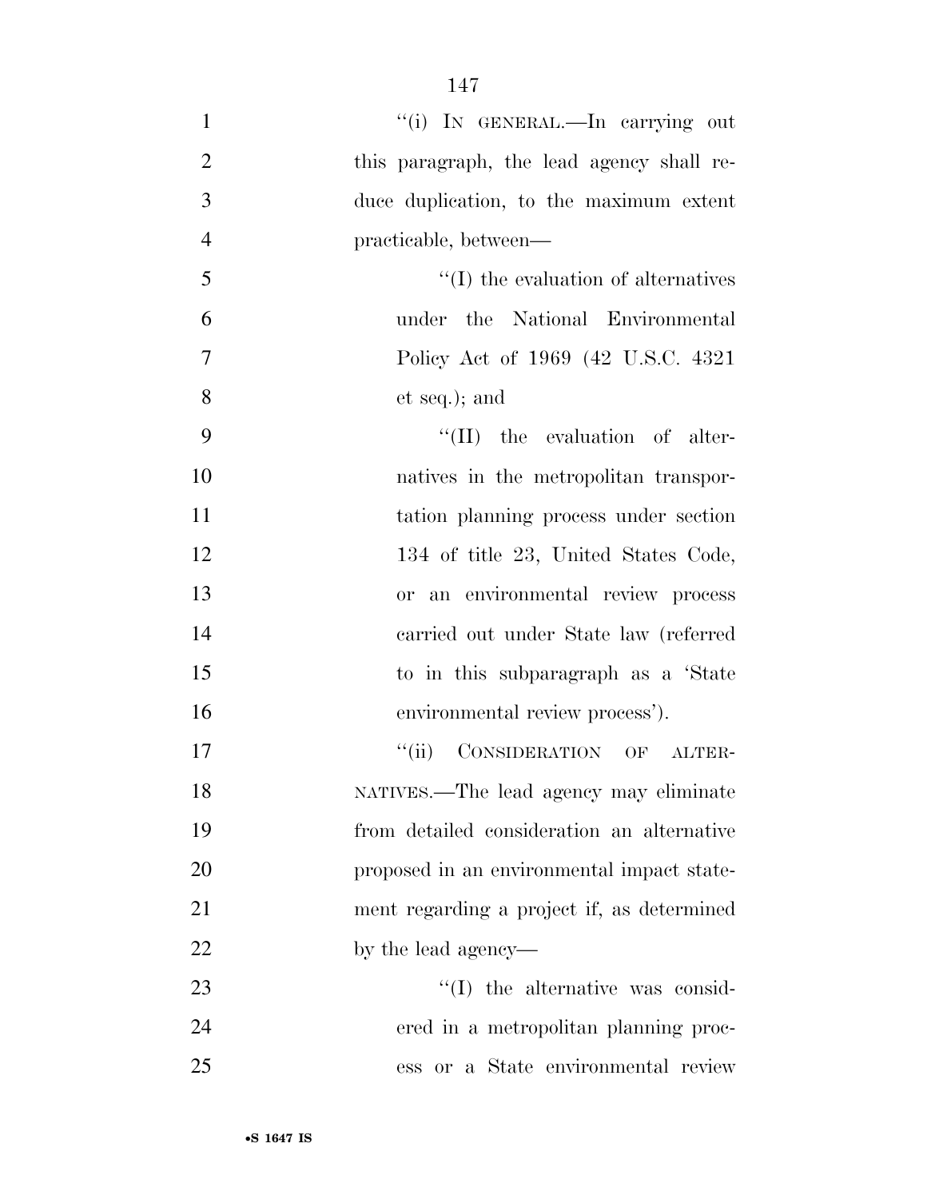''(i) IN GENERAL.—In carrying out this paragraph, the lead agency shall reduce duplication, to the maximum extent practicable, between—

''(I) the evaluation of alternatives under the National Environmental Policy Act of 1969 (42 U.S.C. 4321 et seq.); and

''(II) the evaluation of alternatives in the metropolitan transportation planning process under section 134 of title 23, United States Code, or an environmental review process carried out under State law (referred to in this subparagraph as a 'State environmental review process').

''(ii) CONSIDERATION OF ALTERNATIVES.—The lead agency may eliminate from detailed consideration an alternative proposed in an environmental impact statement regarding a project if, as determined by the lead agency—

''(I) the alternative was considered in a metropolitan planning process or a State environmental review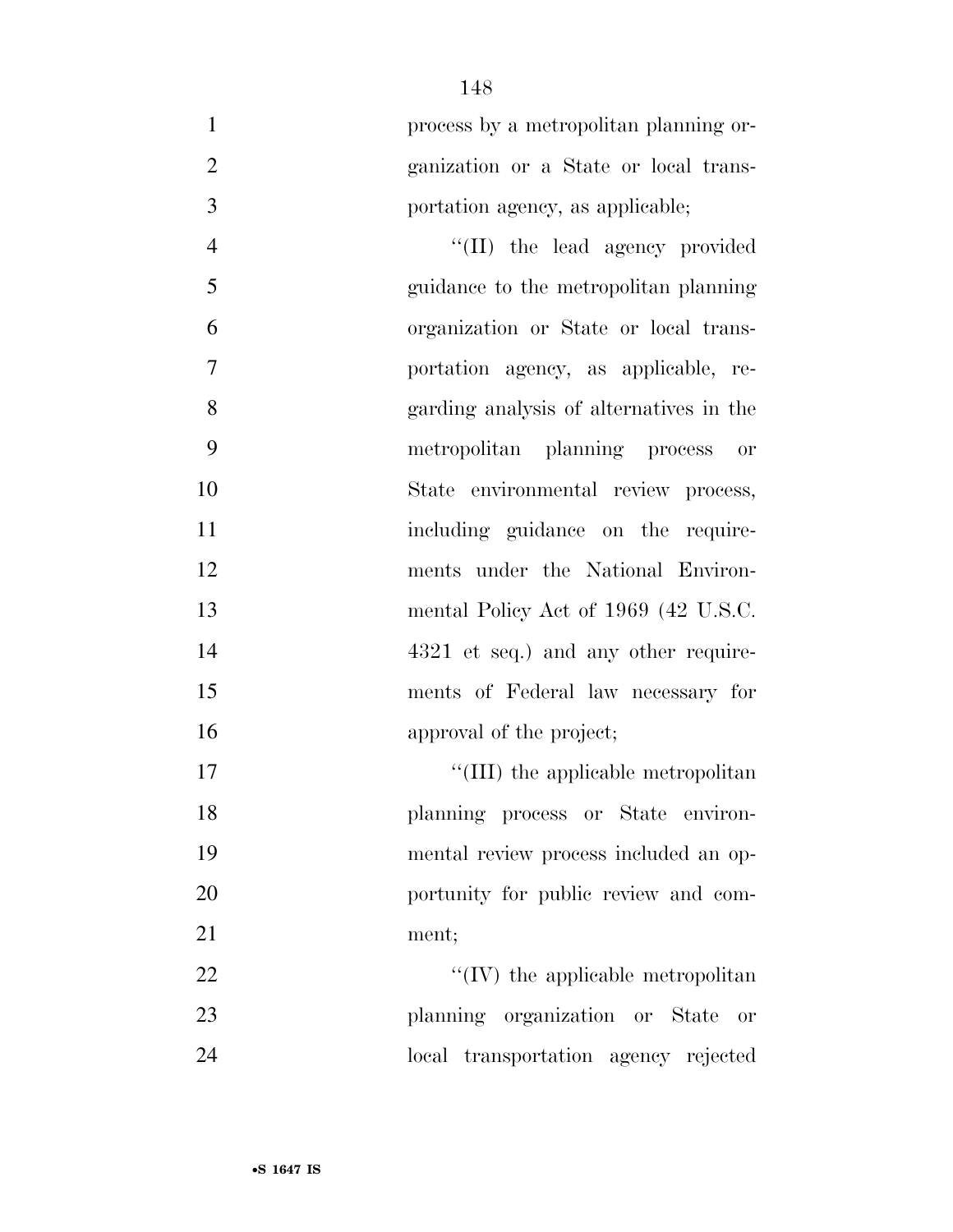process by a metropolitan planning organization or a State or local transportation agency, as applicable;

"(II) the lead agency provided guidance to the metropolitan planning organization or State or local transportation agency, as applicable, regarding analysis of alternatives in the metropolitan planning process or State environmental review process, including guidance on the requirements under the National Environmental Policy Act of 1969 (42 U.S.C. 4321 et seq.) and any other requirements of Federal law necessary for approval of the project;

"(III) the applicable metropolitan planning process or State environmental review process included an opportunity for public review and comment;

"(IV) the applicable metropolitan planning organization or State or local transportation agency rejected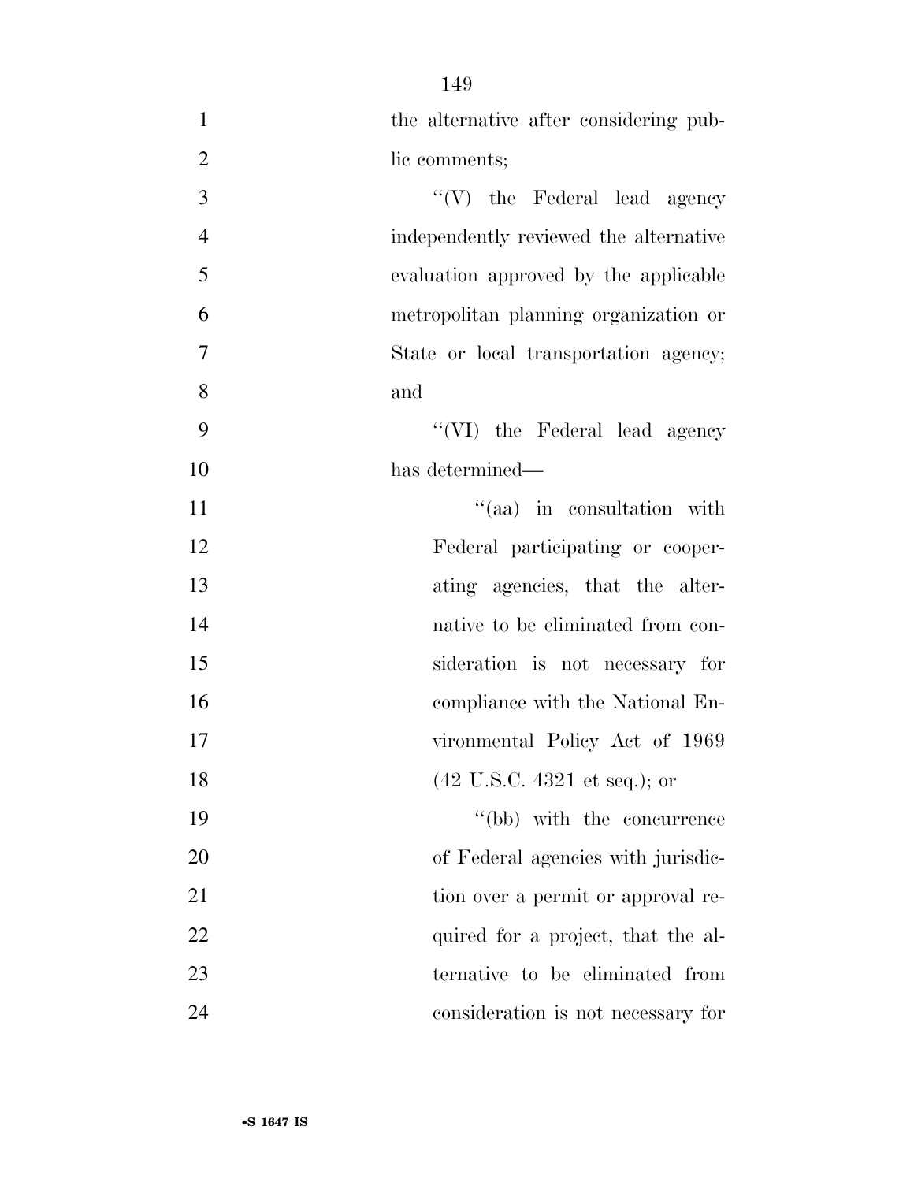the alternative after considering public comments;

''(V) the Federal lead agency independently reviewed the alternative evaluation approved by the applicable metropolitan planning organization or State or local transportation agency; and

''(VI) the Federal lead agency has determined—

''(aa) in consultation with Federal participating or cooperating agencies, that the alternative to be eliminated from consideration is not necessary for compliance with the National Environmental Policy Act of 1969 (42 U.S.C. 4321 et seq.); or

''(bb) with the concurrence of Federal agencies with jurisdiction over a permit or approval required for a project, that the alternative to be eliminated from consideration is not necessary for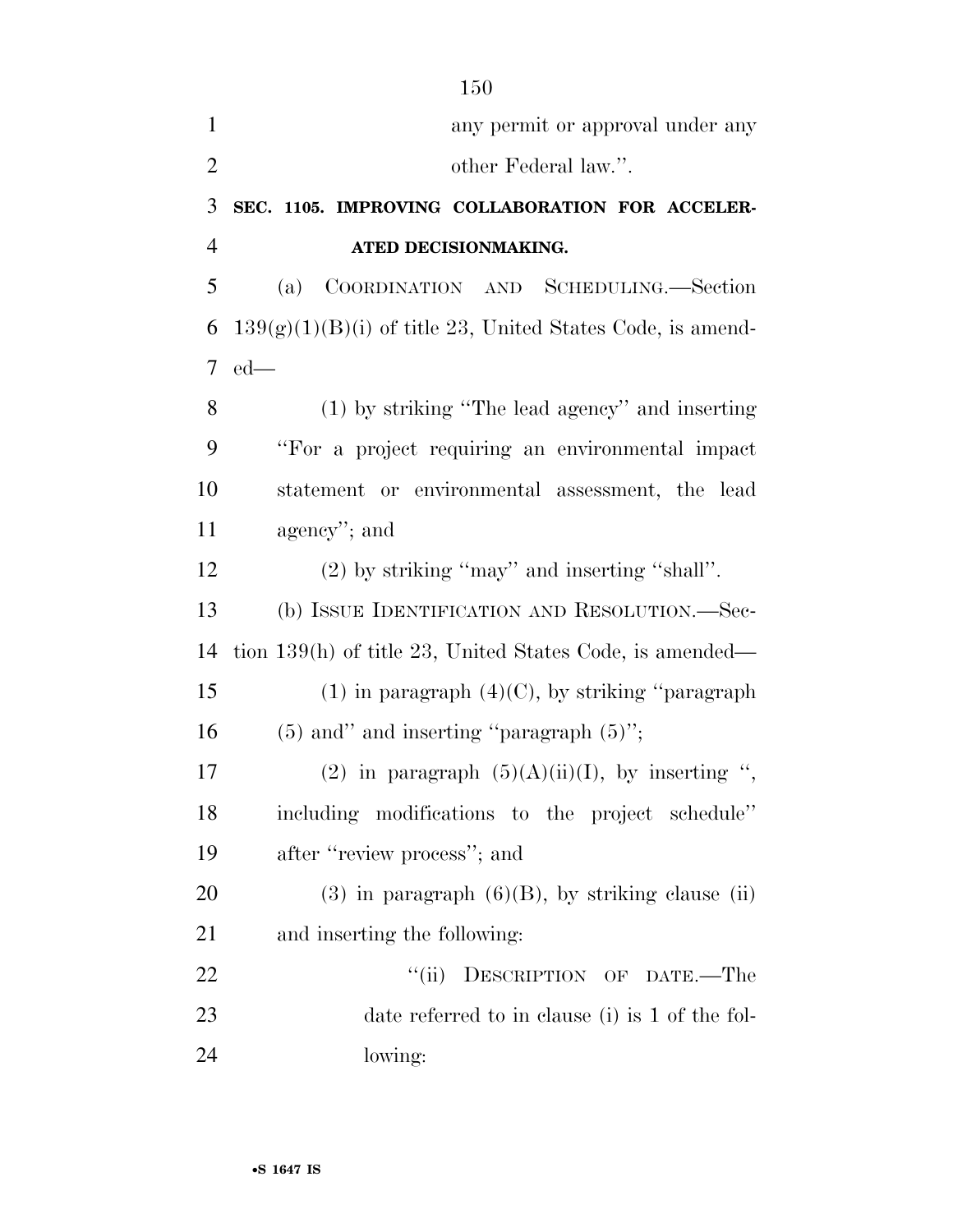any permit or approval under any other Federal law.''.

**SEC. 1105. IMPROVING COLLABORATION FOR ACCELERATED DECISIONMAKING.**

(a) COORDINATION AND SCHEDULING.—Section 139(g)(1)(B)(i) of title 23, United States Code, is amended—

(1) by striking ''The lead agency'' and inserting ''For a project requiring an environmental impact statement or environmental assessment, the lead agency''; and

(2) by striking ''may'' and inserting ''shall''.

(b) ISSUE IDENTIFICATION AND RESOLUTION.—Section 139(h) of title 23, United States Code, is amended—

(1) in paragraph (4)(C), by striking ''paragraph (5) and'' and inserting ''paragraph (5)'';

(2) in paragraph (5)(A)(ii)(I), by inserting '', including modifications to the project schedule'' after ''review process''; and

(3) in paragraph (6)(B), by striking clause (ii) and inserting the following:

''(ii) DESCRIPTION OF DATE.—The date referred to in clause (i) is 1 of the following: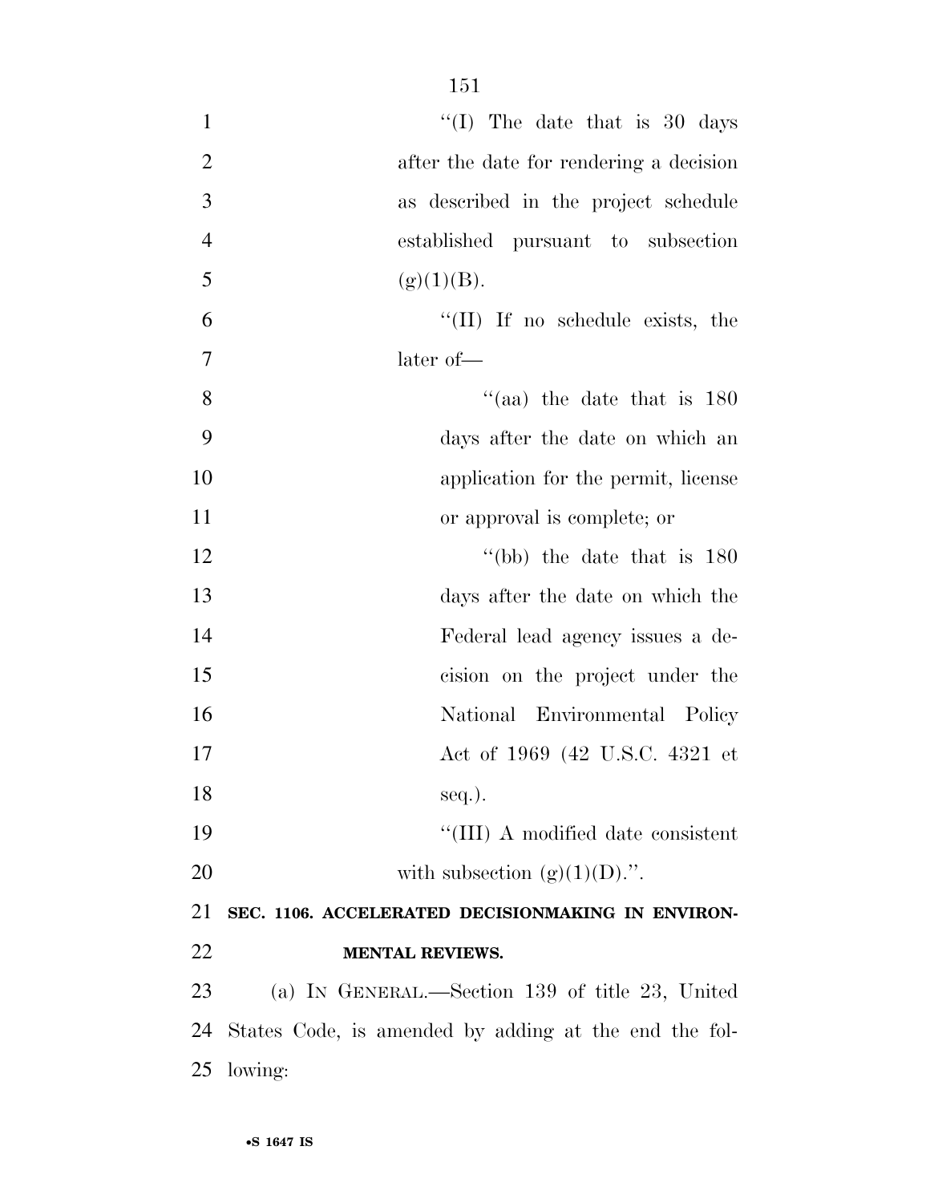"(I) The date that is 30 days after the date for rendering a decision as described in the project schedule established pursuant to subsection (g)(1)(B).

"(II) If no schedule exists, the later of—

"(aa) the date that is 180 days after the date on which an application for the permit, license or approval is complete; or

"(bb) the date that is 180 days after the date on which the Federal lead agency issues a decision on the project under the National Environmental Policy Act of 1969 (42 U.S.C. 4321 et seq.).

"(III) A modified date consistent with subsection (g)(1)(D).".

**SEC. 1106. ACCELERATED DECISIONMAKING IN ENVIRONMENTAL REVIEWS.**

(a) IN GENERAL.—Section 139 of title 23, United States Code, is amended by adding at the end the following: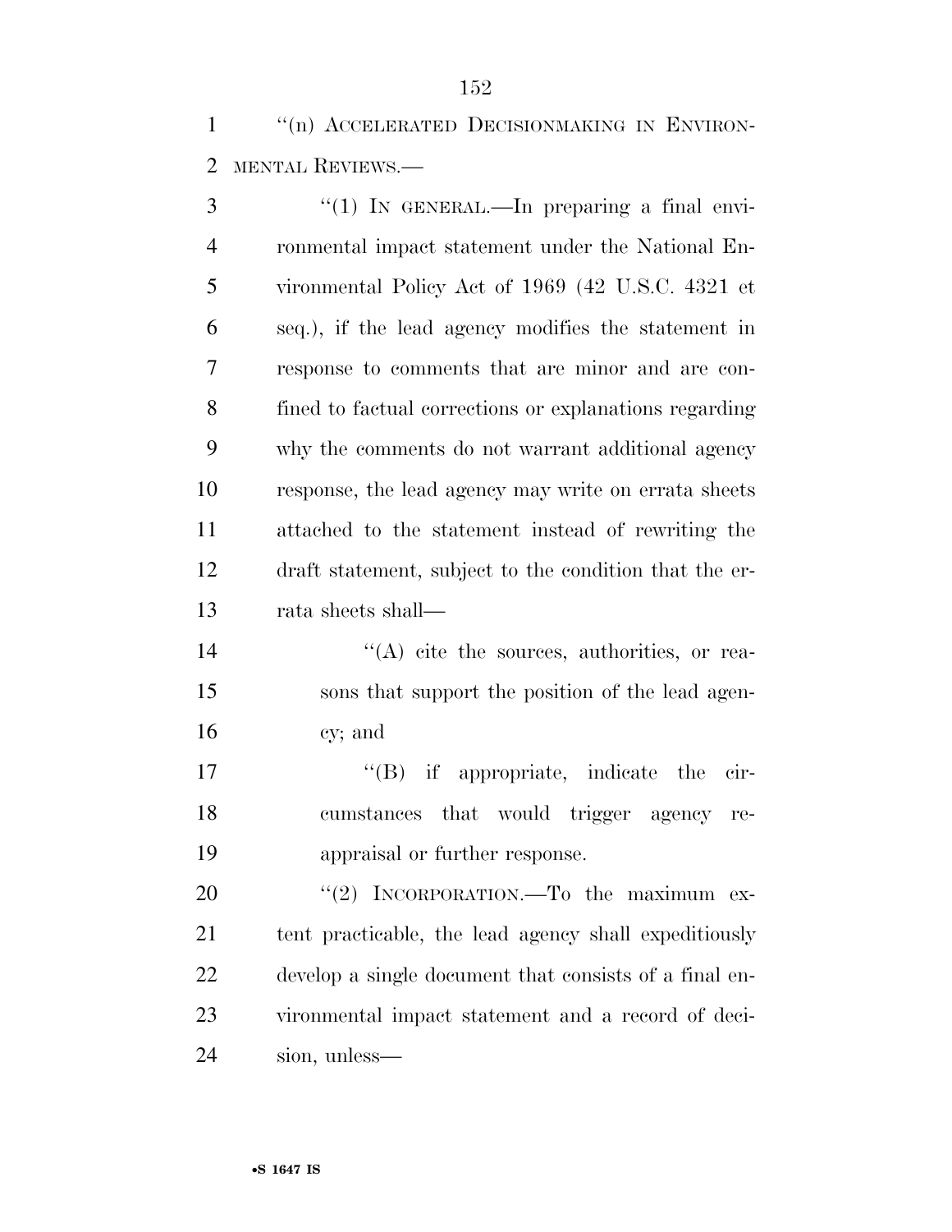"(n) ACCELERATED DECISIONMAKING IN ENVIRONMENTAL REVIEWS.—

"(1) IN GENERAL.—In preparing a final environmental impact statement under the National Environmental Policy Act of 1969 (42 U.S.C. 4321 et seq.), if the lead agency modifies the statement in response to comments that are minor and are confined to factual corrections or explanations regarding why the comments do not warrant additional agency response, the lead agency may write on errata sheets attached to the statement instead of rewriting the draft statement, subject to the condition that the errata sheets shall—

"(A) cite the sources, authorities, or reasons that support the position of the lead agency; and

"(B) if appropriate, indicate the circumstances that would trigger agency reappraisal or further response.

"(2) INCORPORATION.—To the maximum extent practicable, the lead agency shall expeditiously develop a single document that consists of a final environmental impact statement and a record of decision, unless—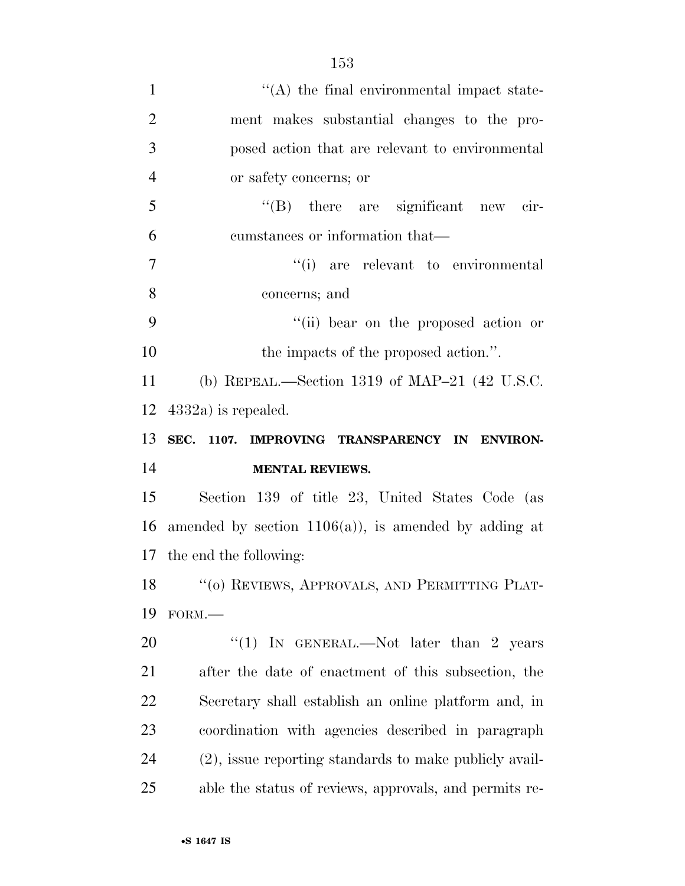''(A) the final environmental impact statement makes substantial changes to the proposed action that are relevant to environmental or safety concerns; or

''(B) there are significant new circumstances or information that—

''(i) are relevant to environmental concerns; and

''(ii) bear on the proposed action or the impacts of the proposed action.''.

(b) REPEAL.—Section 1319 of MAP–21 (42 U.S.C. 4332a) is repealed.

**SEC. 1107. IMPROVING TRANSPARENCY IN ENVIRONMENTAL REVIEWS.**

Section 139 of title 23, United States Code (as amended by section 1106(a)), is amended by adding at the end the following:

''(o) REVIEWS, APPROVALS, AND PERMITTING PLATFORM.—

''(1) IN GENERAL.—Not later than 2 years after the date of enactment of this subsection, the Secretary shall establish an online platform and, in coordination with agencies described in paragraph (2), issue reporting standards to make publicly available the status of reviews, approvals, and permits re-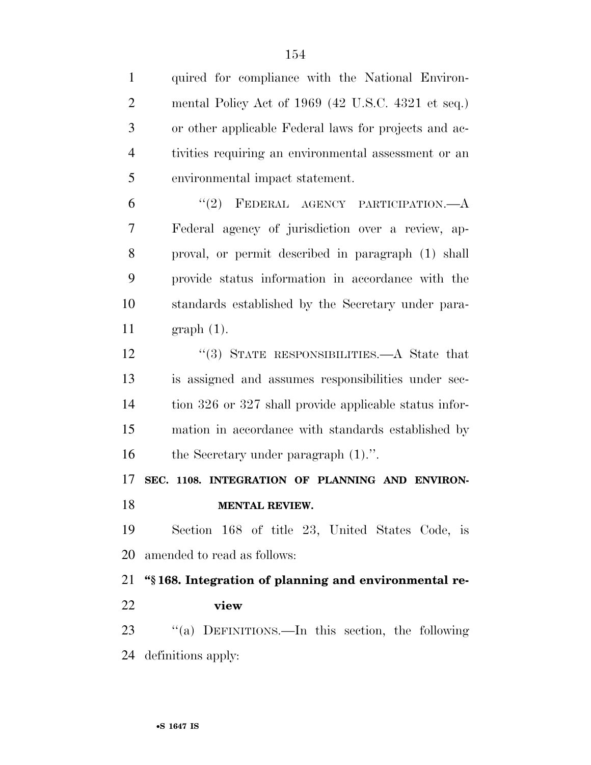quired for compliance with the National Environmental Policy Act of 1969 (42 U.S.C. 4321 et seq.) or other applicable Federal laws for projects and activities requiring an environmental assessment or an environmental impact statement.

"(2) FEDERAL AGENCY PARTICIPATION.—A Federal agency of jurisdiction over a review, approval, or permit described in paragraph (1) shall provide status information in accordance with the standards established by the Secretary under paragraph (1).

"(3) STATE RESPONSIBILITIES.—A State that is assigned and assumes responsibilities under section 326 or 327 shall provide applicable status information in accordance with standards established by the Secretary under paragraph (1).".

**SEC. 1108. INTEGRATION OF PLANNING AND ENVIRONMENTAL REVIEW.**

Section 168 of title 23, United States Code, is amended to read as follows:

**"§ 168. Integration of planning and environmental review**

"(a) DEFINITIONS.—In this section, the following definitions apply: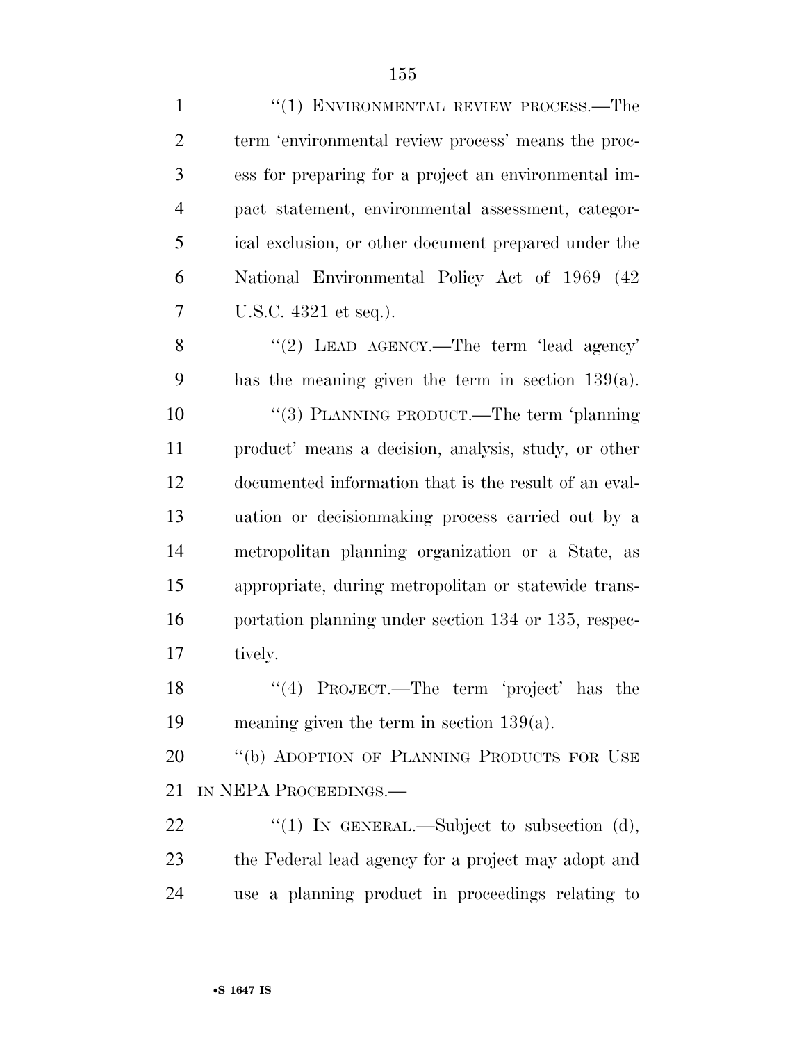"(1) ENVIRONMENTAL REVIEW PROCESS.—The term 'environmental review process' means the process for preparing for a project an environmental impact statement, environmental assessment, categorical exclusion, or other document prepared under the National Environmental Policy Act of 1969 (42 U.S.C. 4321 et seq.).

"(2) LEAD AGENCY.—The term 'lead agency' has the meaning given the term in section 139(a).

"(3) PLANNING PRODUCT.—The term 'planning product' means a decision, analysis, study, or other documented information that is the result of an evaluation or decisionmaking process carried out by a metropolitan planning organization or a State, as appropriate, during metropolitan or statewide transportation planning under section 134 or 135, respectively.

"(4) PROJECT.—The term 'project' has the meaning given the term in section 139(a).

"(b) ADOPTION OF PLANNING PRODUCTS FOR USE IN NEPA PROCEEDINGS.—

"(1) IN GENERAL.—Subject to subsection (d), the Federal lead agency for a project may adopt and use a planning product in proceedings relating to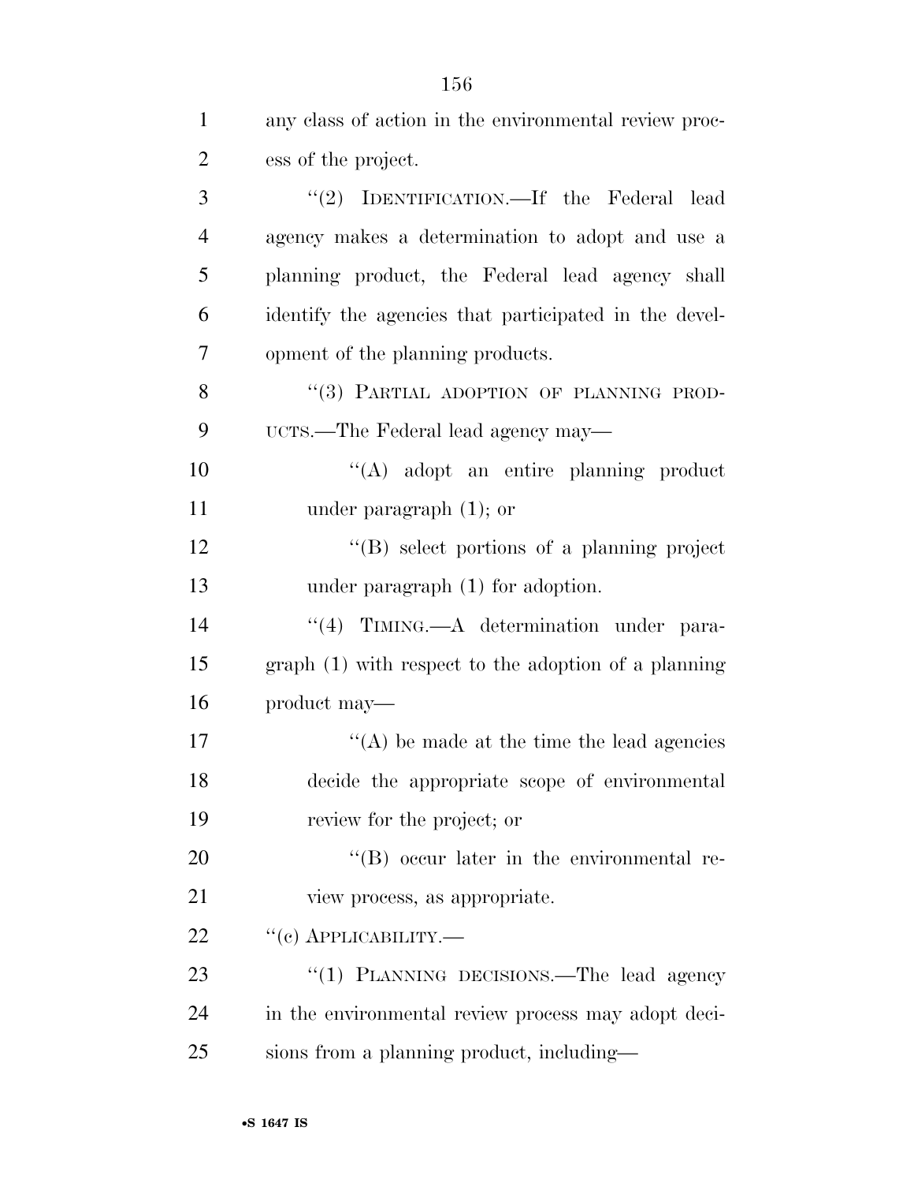any class of action in the environmental review process of the project.

"(2) IDENTIFICATION.—If the Federal lead agency makes a determination to adopt and use a planning product, the Federal lead agency shall identify the agencies that participated in the development of the planning products.

"(3) PARTIAL ADOPTION OF PLANNING PRODUCTS.—The Federal lead agency may—

"(A) adopt an entire planning product under paragraph (1); or

"(B) select portions of a planning project under paragraph (1) for adoption.

"(4) TIMING.—A determination under paragraph (1) with respect to the adoption of a planning product may—

"(A) be made at the time the lead agencies decide the appropriate scope of environmental review for the project; or

"(B) occur later in the environmental review process, as appropriate.

"(c) APPLICABILITY.—

"(1) PLANNING DECISIONS.—The lead agency in the environmental review process may adopt decisions from a planning product, including—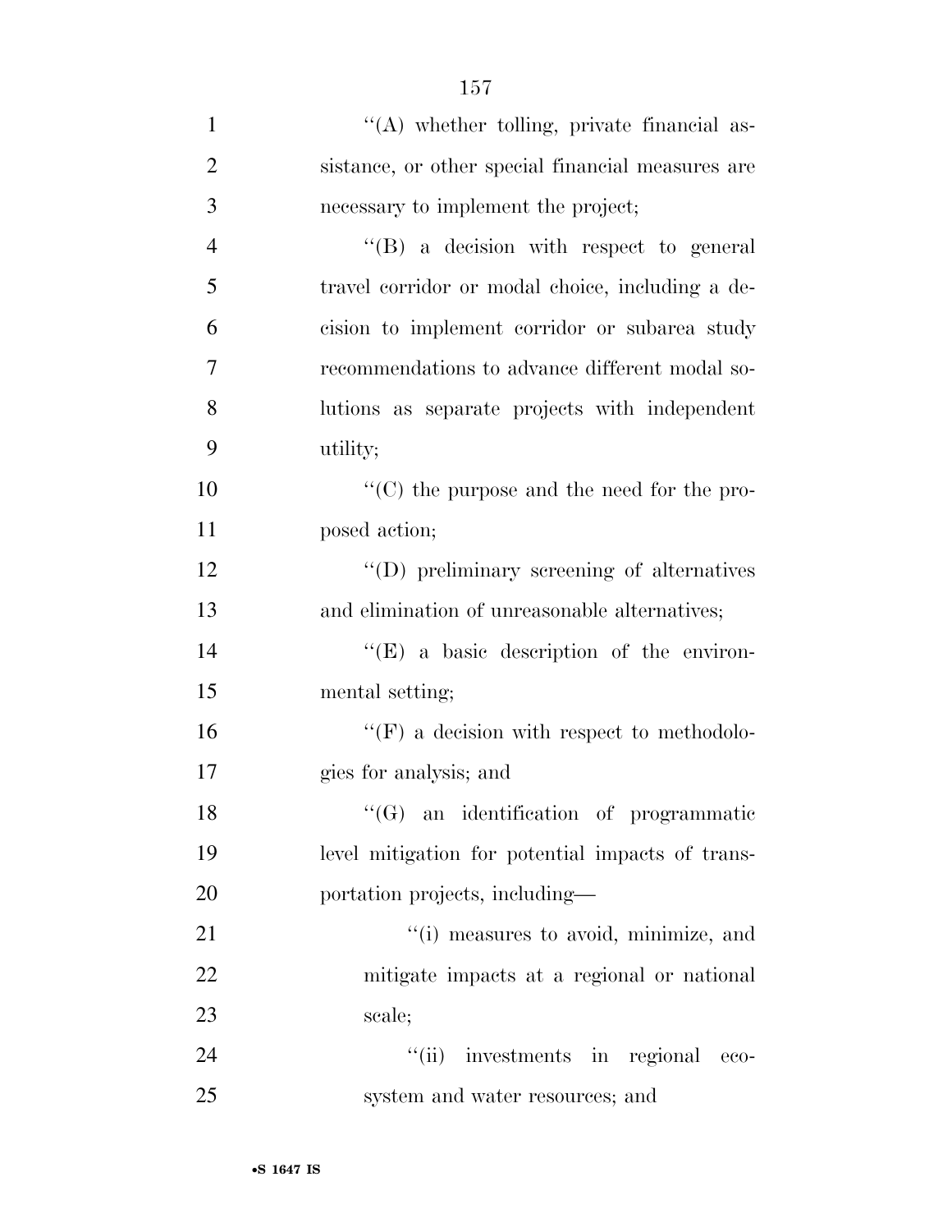''(A) whether tolling, private financial assistance, or other special financial measures are necessary to implement the project;

''(B) a decision with respect to general travel corridor or modal choice, including a decision to implement corridor or subarea study recommendations to advance different modal solutions as separate projects with independent utility;

''(C) the purpose and the need for the proposed action;

''(D) preliminary screening of alternatives and elimination of unreasonable alternatives;

''(E) a basic description of the environmental setting;

''(F) a decision with respect to methodologies for analysis; and

''(G) an identification of programmatic level mitigation for potential impacts of transportation projects, including—

''(i) measures to avoid, minimize, and mitigate impacts at a regional or national scale;

''(ii) investments in regional ecosystem and water resources; and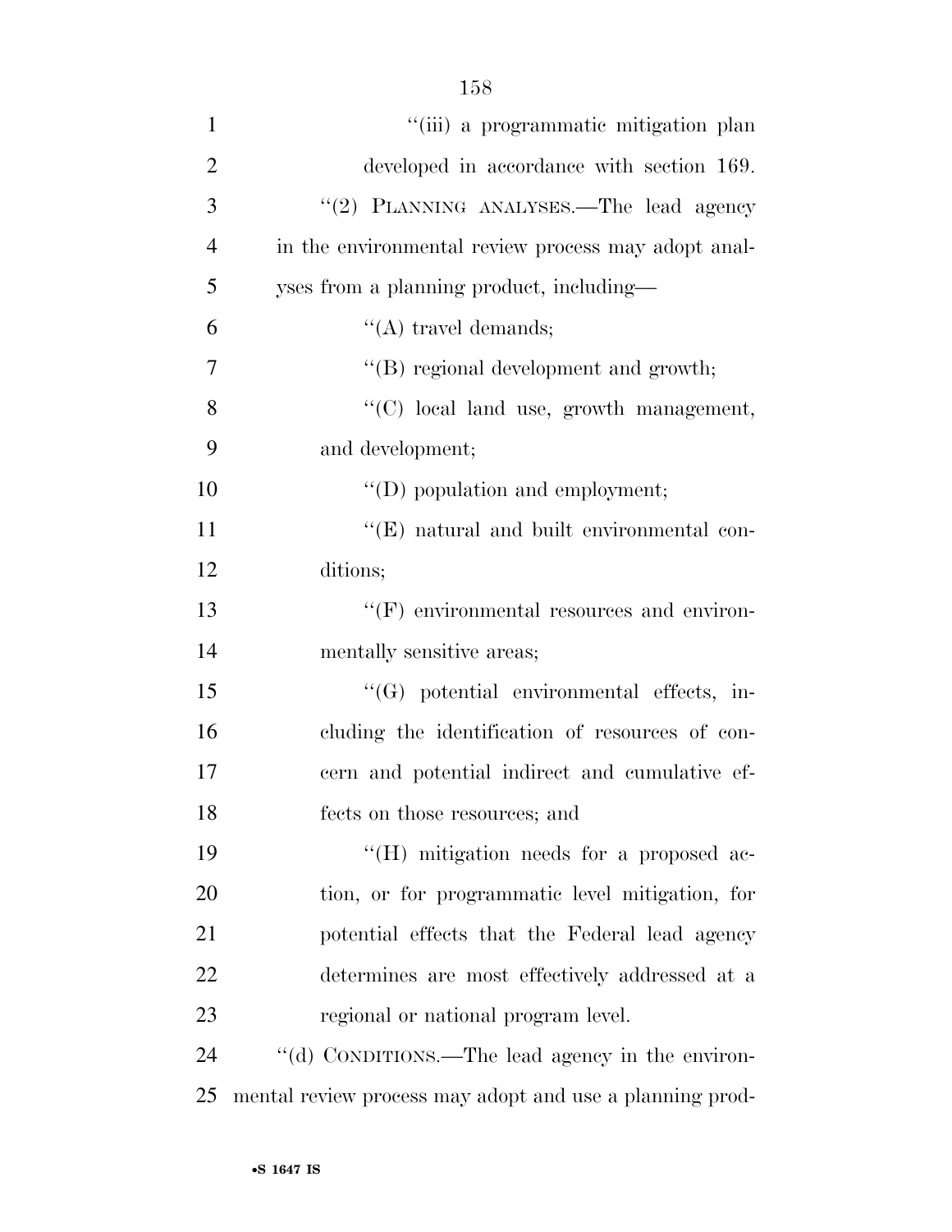"(iii) a programmatic mitigation plan developed in accordance with section 169.

"(2) PLANNING ANALYSES.—The lead agency in the environmental review process may adopt analyses from a planning product, including—

"(A) travel demands;

"(B) regional development and growth;

"(C) local land use, growth management, and development;

"(D) population and employment;

"(E) natural and built environmental conditions;

"(F) environmental resources and environmentally sensitive areas;

"(G) potential environmental effects, including the identification of resources of concern and potential indirect and cumulative effects on those resources; and

"(H) mitigation needs for a proposed action, or for programmatic level mitigation, for potential effects that the Federal lead agency determines are most effectively addressed at a regional or national program level.

"(d) CONDITIONS.—The lead agency in the environmental review process may adopt and use a planning prod-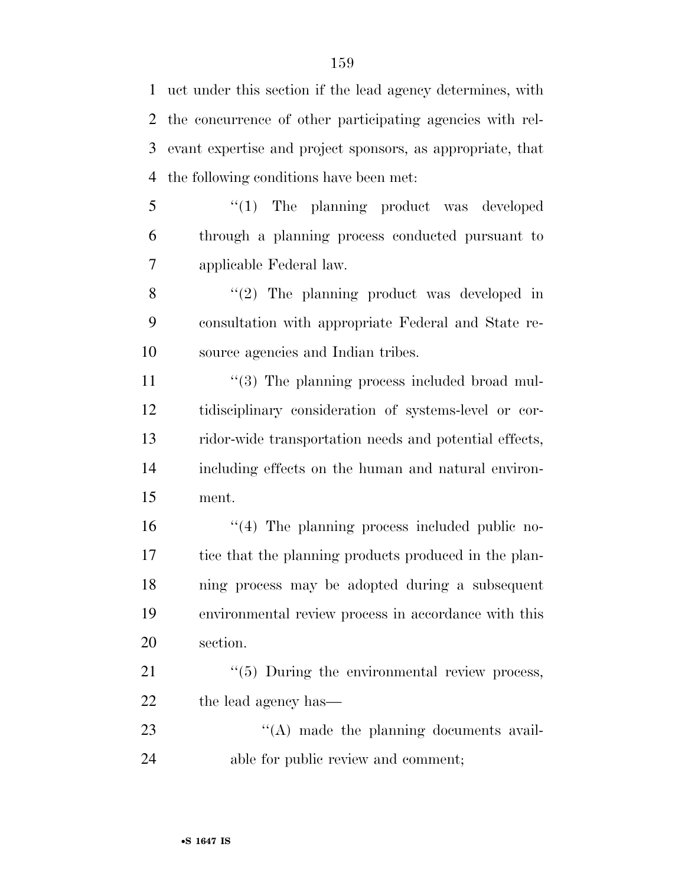uct under this section if the lead agency determines, with the concurrence of other participating agencies with relevant expertise and project sponsors, as appropriate, that the following conditions have been met:

"(1) The planning product was developed through a planning process conducted pursuant to applicable Federal law.

"(2) The planning product was developed in consultation with appropriate Federal and State resource agencies and Indian tribes.

"(3) The planning process included broad multidisciplinary consideration of systems-level or corridor-wide transportation needs and potential effects, including effects on the human and natural environment.

"(4) The planning process included public notice that the planning products produced in the planning process may be adopted during a subsequent environmental review process in accordance with this section.

"(5) During the environmental review process, the lead agency has—

"(A) made the planning documents available for public review and comment;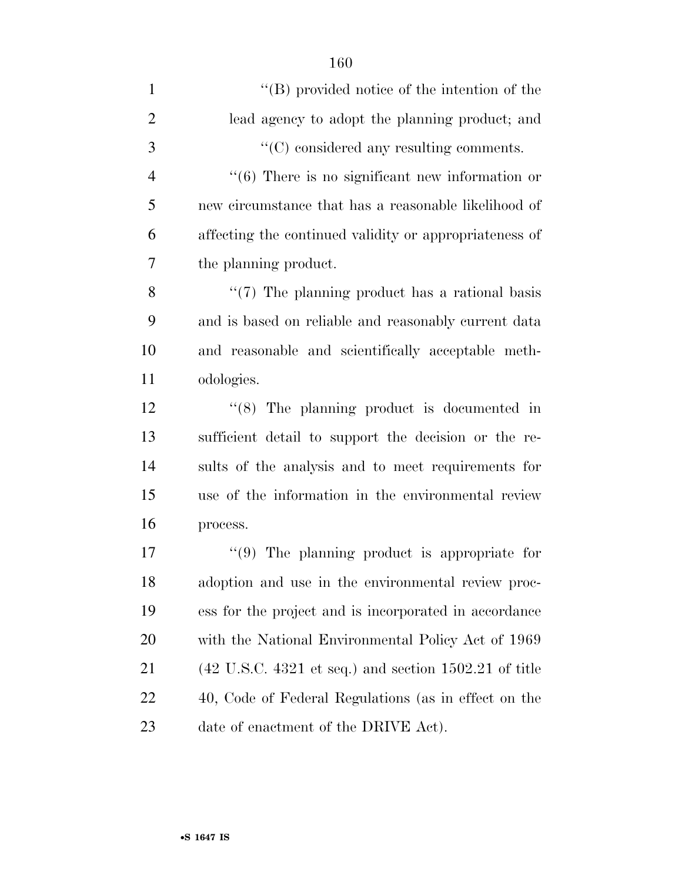''(B) provided notice of the intention of the lead agency to adopt the planning product; and

''(C) considered any resulting comments.

''(6) There is no significant new information or new circumstance that has a reasonable likelihood of affecting the continued validity or appropriateness of the planning product.

''(7) The planning product has a rational basis and is based on reliable and reasonably current data and reasonable and scientifically acceptable methodologies.

''(8) The planning product is documented in sufficient detail to support the decision or the results of the analysis and to meet requirements for use of the information in the environmental review process.

''(9) The planning product is appropriate for adoption and use in the environmental review process for the project and is incorporated in accordance with the National Environmental Policy Act of 1969 (42 U.S.C. 4321 et seq.) and section 1502.21 of title 40, Code of Federal Regulations (as in effect on the date of enactment of the DRIVE Act).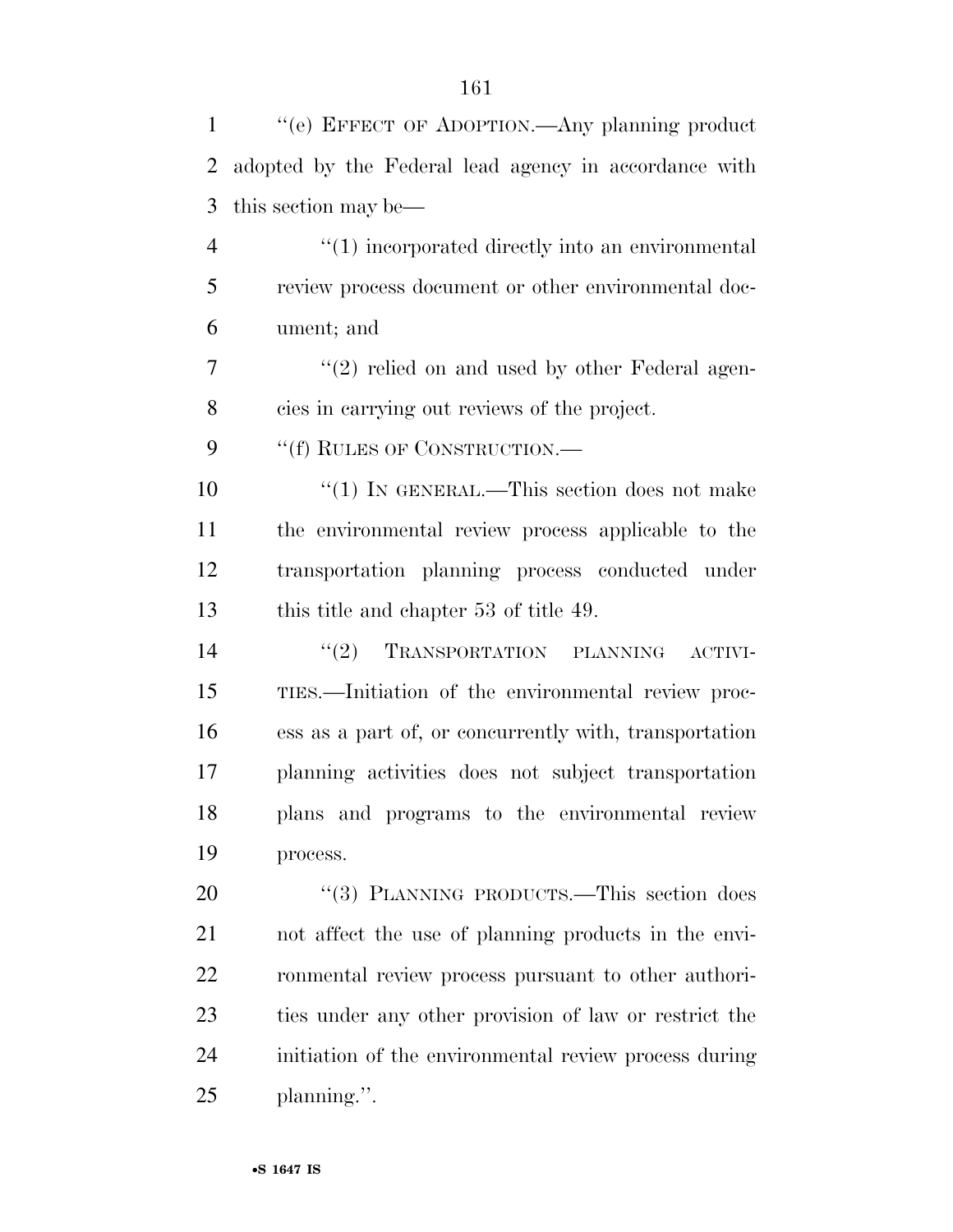''(e) EFFECT OF ADOPTION.—Any planning product adopted by the Federal lead agency in accordance with this section may be—

''(1) incorporated directly into an environmental review process document or other environmental document; and

''(2) relied on and used by other Federal agencies in carrying out reviews of the project.

''(f) RULES OF CONSTRUCTION.—

''(1) IN GENERAL.—This section does not make the environmental review process applicable to the transportation planning process conducted under this title and chapter 53 of title 49.

''(2) TRANSPORTATION PLANNING ACTIVITIES.—Initiation of the environmental review process as a part of, or concurrently with, transportation planning activities does not subject transportation plans and programs to the environmental review process.

''(3) PLANNING PRODUCTS.—This section does not affect the use of planning products in the environmental review process pursuant to other authorities under any other provision of law or restrict the initiation of the environmental review process during planning.''.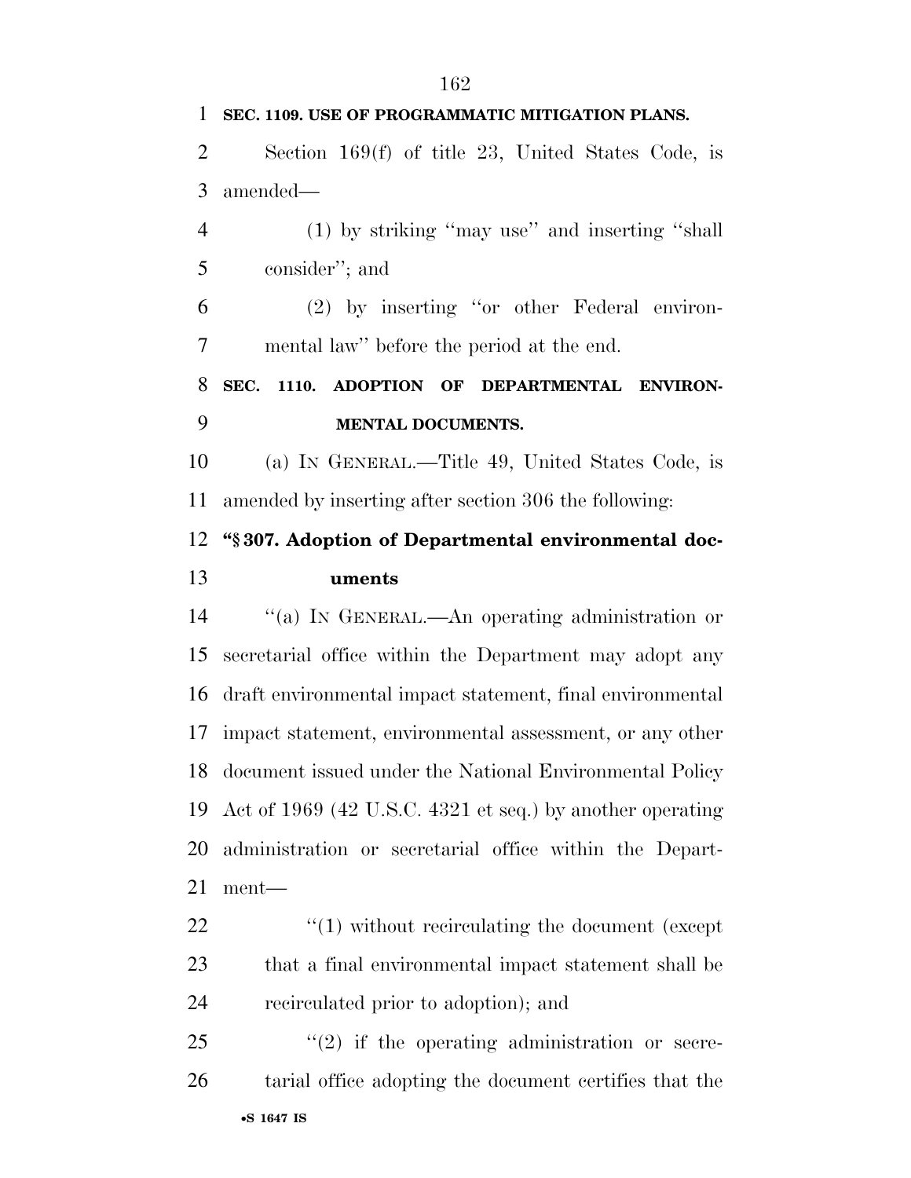**SEC. 1109. USE OF PROGRAMMATIC MITIGATION PLANS.**

Section 169(f) of title 23, United States Code, is amended—

(1) by striking ''may use'' and inserting ''shall consider''; and

(2) by inserting ''or other Federal environmental law'' before the period at the end.

**SEC. 1110. ADOPTION OF DEPARTMENTAL ENVIRONMENTAL DOCUMENTS.**

(a) IN GENERAL.—Title 49, United States Code, is amended by inserting after section 306 the following:

**''§ 307. Adoption of Departmental environmental documents**

''(a) IN GENERAL.—An operating administration or secretarial office within the Department may adopt any draft environmental impact statement, final environmental impact statement, environmental assessment, or any other document issued under the National Environmental Policy Act of 1969 (42 U.S.C. 4321 et seq.) by another operating administration or secretarial office within the Department—

''(1) without recirculating the document (except that a final environmental impact statement shall be recirculated prior to adoption); and

''(2) if the operating administration or secretarial office adopting the document certifies that the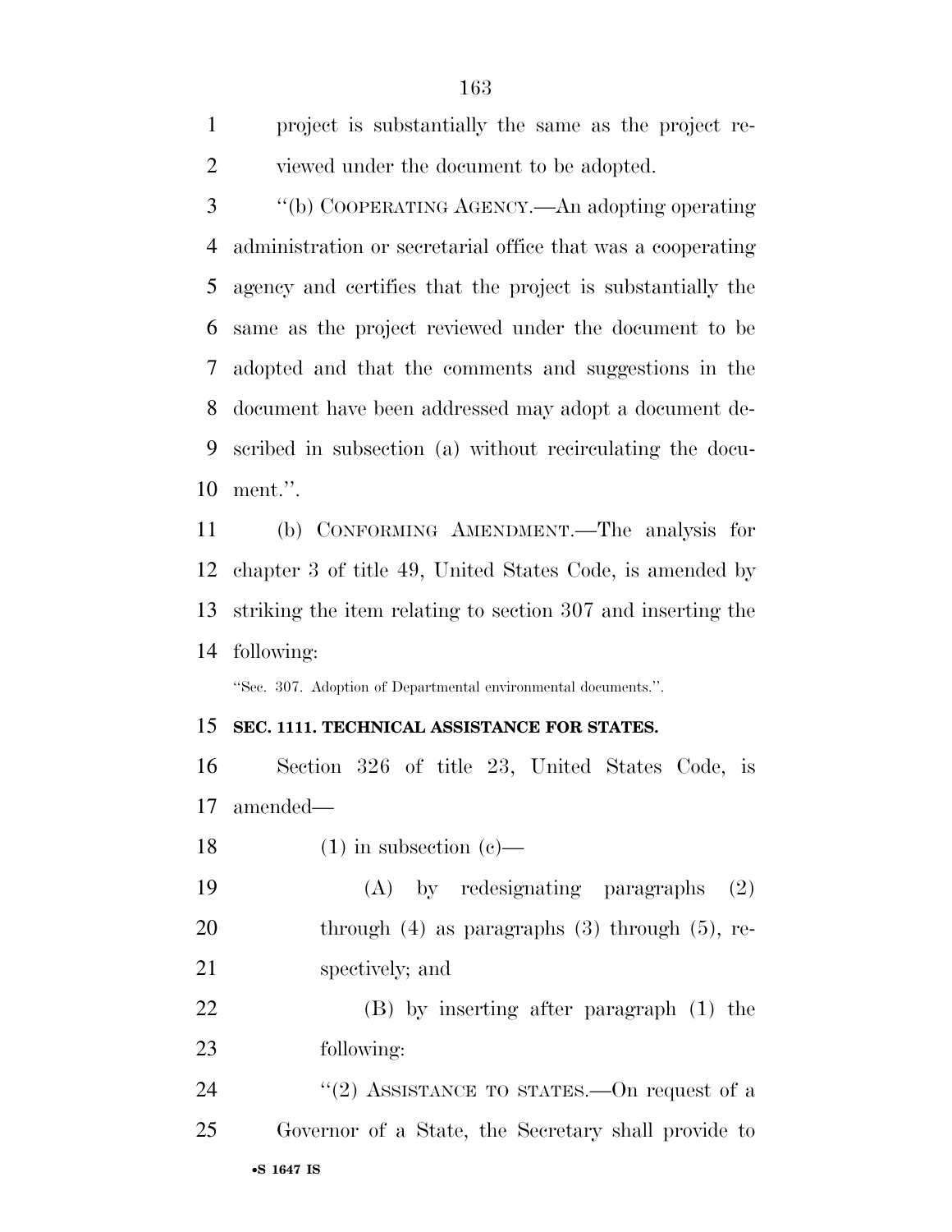project is substantially the same as the project reviewed under the document to be adopted.

"(b) COOPERATING AGENCY.—An adopting operating administration or secretarial office that was a cooperating agency and certifies that the project is substantially the same as the project reviewed under the document to be adopted and that the comments and suggestions in the document have been addressed may adopt a document described in subsection (a) without recirculating the document.".

(b) CONFORMING AMENDMENT.—The analysis for chapter 3 of title 49, United States Code, is amended by striking the item relating to section 307 and inserting the following:

"Sec. 307. Adoption of Departmental environmental documents.".

**SEC. 1111. TECHNICAL ASSISTANCE FOR STATES.**

Section 326 of title 23, United States Code, is amended—

(1) in subsection (c)—

(A) by redesignating paragraphs (2) through (4) as paragraphs (3) through (5), respectively; and

(B) by inserting after paragraph (1) the following:

"(2) ASSISTANCE TO STATES.—On request of a Governor of a State, the Secretary shall provide to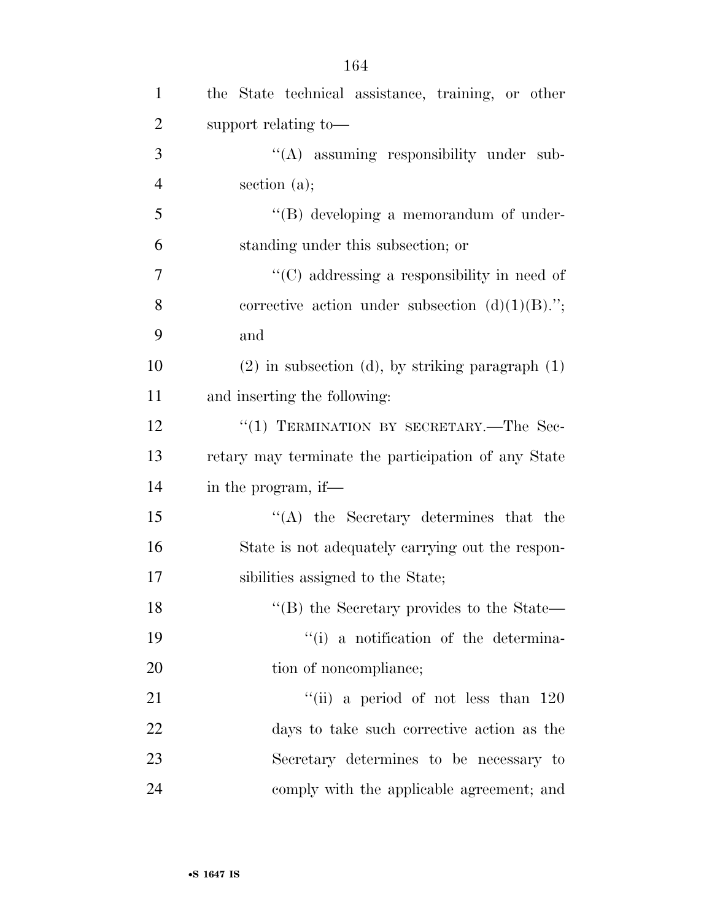the State technical assistance, training, or other support relating to—

''(A) assuming responsibility under subsection (a);

''(B) developing a memorandum of understanding under this subsection; or

''(C) addressing a responsibility in need of corrective action under subsection (d)(1)(B).''; and

(2) in subsection (d), by striking paragraph (1) and inserting the following:

''(1) TERMINATION BY SECRETARY.—The Secretary may terminate the participation of any State in the program, if—

''(A) the Secretary determines that the State is not adequately carrying out the responsibilities assigned to the State;

''(B) the Secretary provides to the State—

''(i) a notification of the determination of noncompliance;

''(ii) a period of not less than 120 days to take such corrective action as the Secretary determines to be necessary to comply with the applicable agreement; and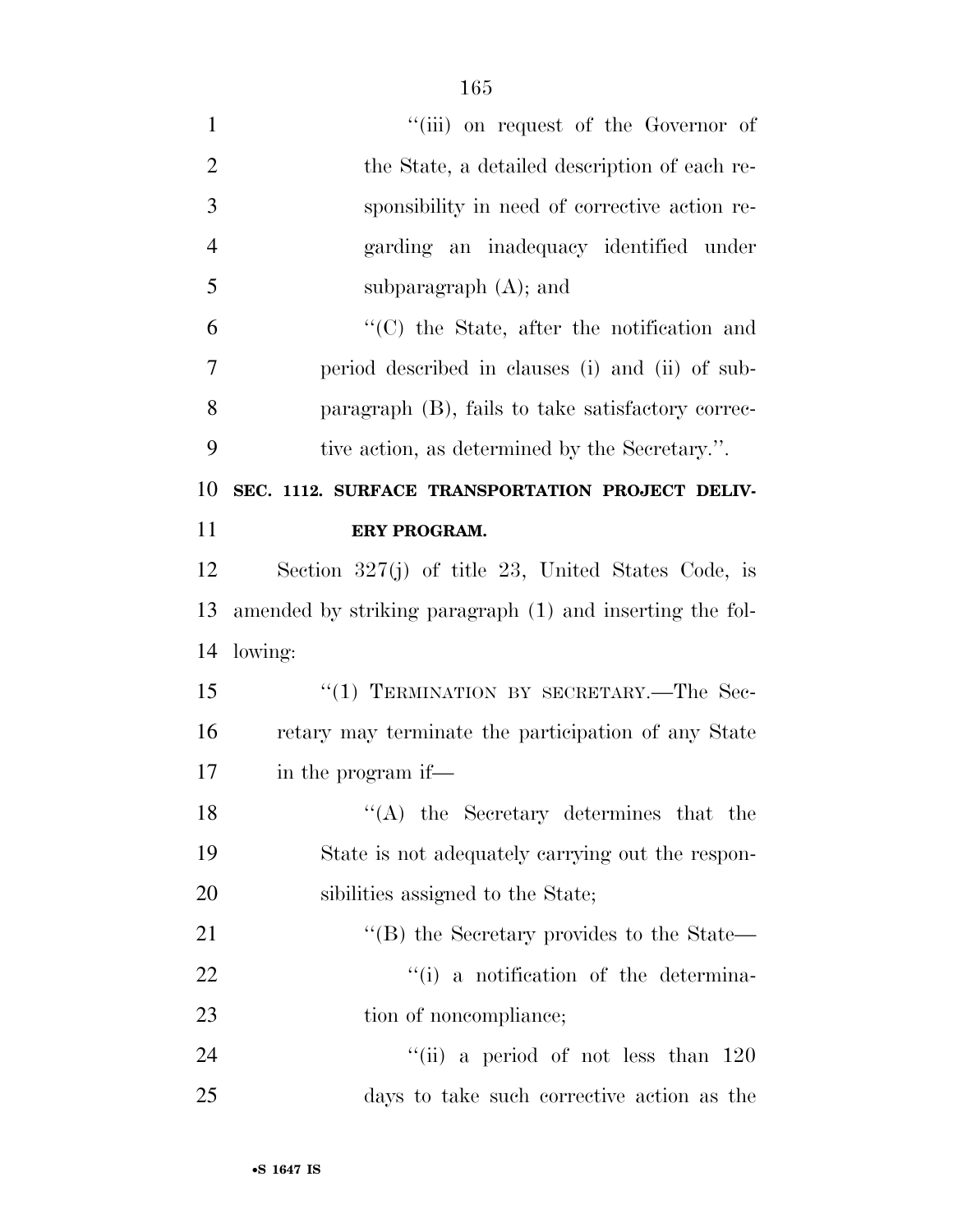''(iii) on request of the Governor of the State, a detailed description of each responsibility in need of corrective action regarding an inadequacy identified under subparagraph (A); and

''(C) the State, after the notification and period described in clauses (i) and (ii) of subparagraph (B), fails to take satisfactory corrective action, as determined by the Secretary.''.

**SEC. 1112. SURFACE TRANSPORTATION PROJECT DELIVERY PROGRAM.**

Section 327(j) of title 23, United States Code, is amended by striking paragraph (1) and inserting the following:

''(1) TERMINATION BY SECRETARY.—The Secretary may terminate the participation of any State in the program if—

''(A) the Secretary determines that the State is not adequately carrying out the responsibilities assigned to the State;

''(B) the Secretary provides to the State—

''(i) a notification of the determination of noncompliance;

''(ii) a period of not less than 120 days to take such corrective action as the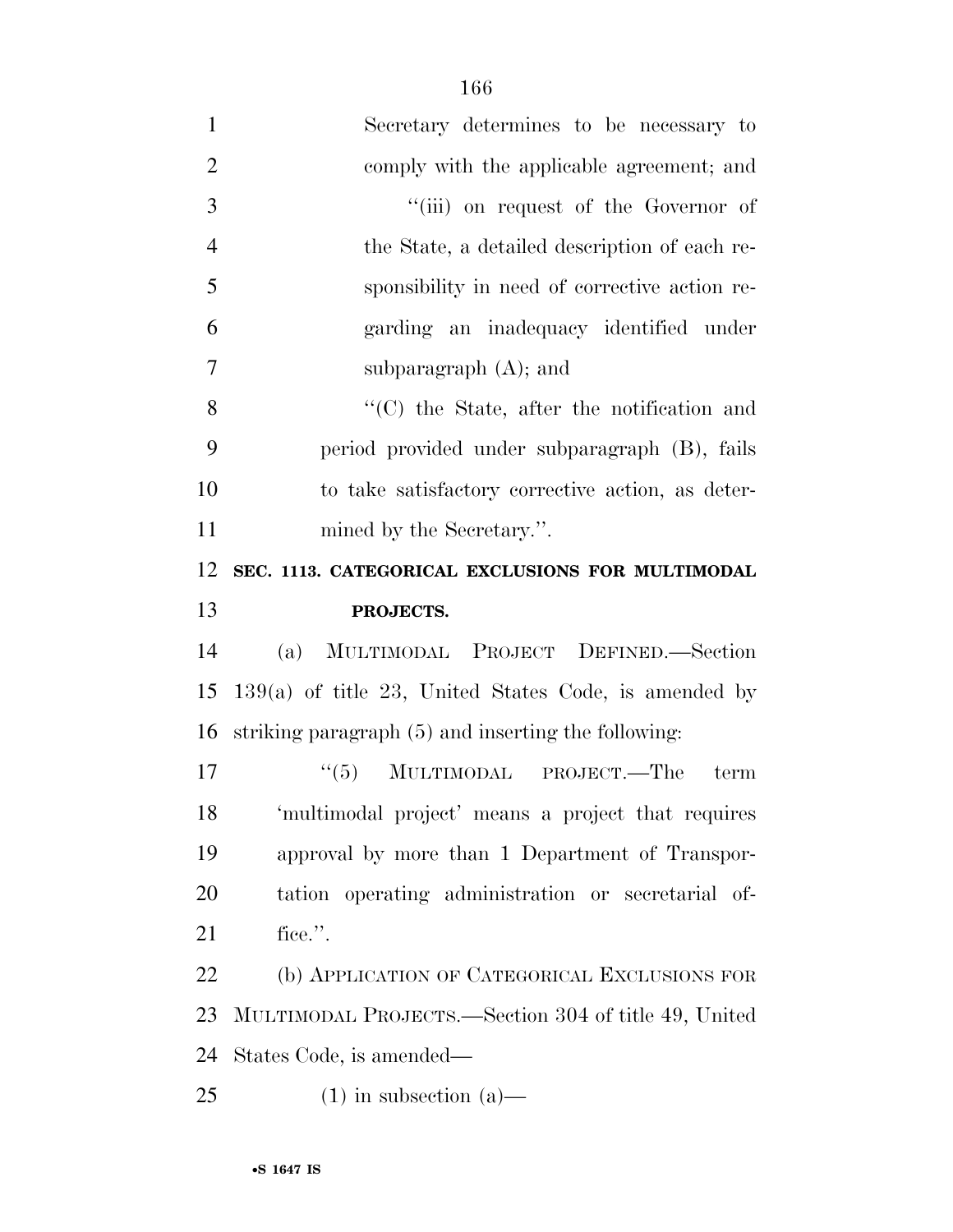Secretary determines to be necessary to comply with the applicable agreement; and

"(iii) on request of the Governor of the State, a detailed description of each responsibility in need of corrective action regarding an inadequacy identified under subparagraph (A); and

"(C) the State, after the notification and period provided under subparagraph (B), fails to take satisfactory corrective action, as determined by the Secretary.".

**SEC. 1113. CATEGORICAL EXCLUSIONS FOR MULTIMODAL PROJECTS.**

(a) MULTIMODAL PROJECT DEFINED.—Section 139(a) of title 23, United States Code, is amended by striking paragraph (5) and inserting the following:

"(5) MULTIMODAL PROJECT.—The term 'multimodal project' means a project that requires approval by more than 1 Department of Transportation operating administration or secretarial office.".

(b) APPLICATION OF CATEGORICAL EXCLUSIONS FOR MULTIMODAL PROJECTS.—Section 304 of title 49, United States Code, is amended—

(1) in subsection (a)—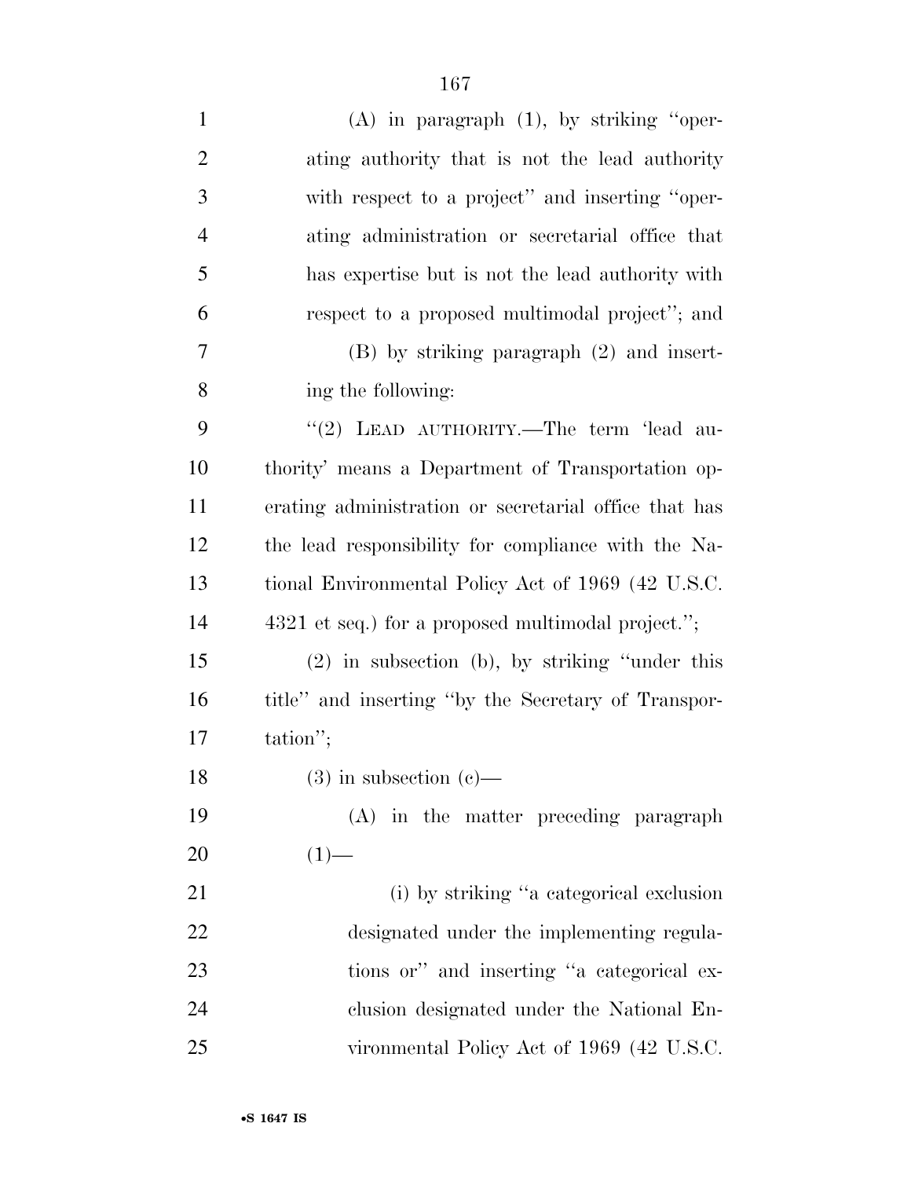(A) in paragraph (1), by striking ''operating authority that is not the lead authority with respect to a project'' and inserting ''operating administration or secretarial office that has expertise but is not the lead authority with respect to a proposed multimodal project''; and

(B) by striking paragraph (2) and inserting the following:

''(2) LEAD AUTHORITY.—The term 'lead authority' means a Department of Transportation operating administration or secretarial office that has the lead responsibility for compliance with the National Environmental Policy Act of 1969 (42 U.S.C. 4321 et seq.) for a proposed multimodal project.'';

(2) in subsection (b), by striking ''under this title'' and inserting ''by the Secretary of Transportation'';

(3) in subsection (c)—

(A) in the matter preceding paragraph (1)—

(i) by striking ''a categorical exclusion designated under the implementing regulations or'' and inserting ''a categorical exclusion designated under the National Environmental Policy Act of 1969 (42 U.S.C.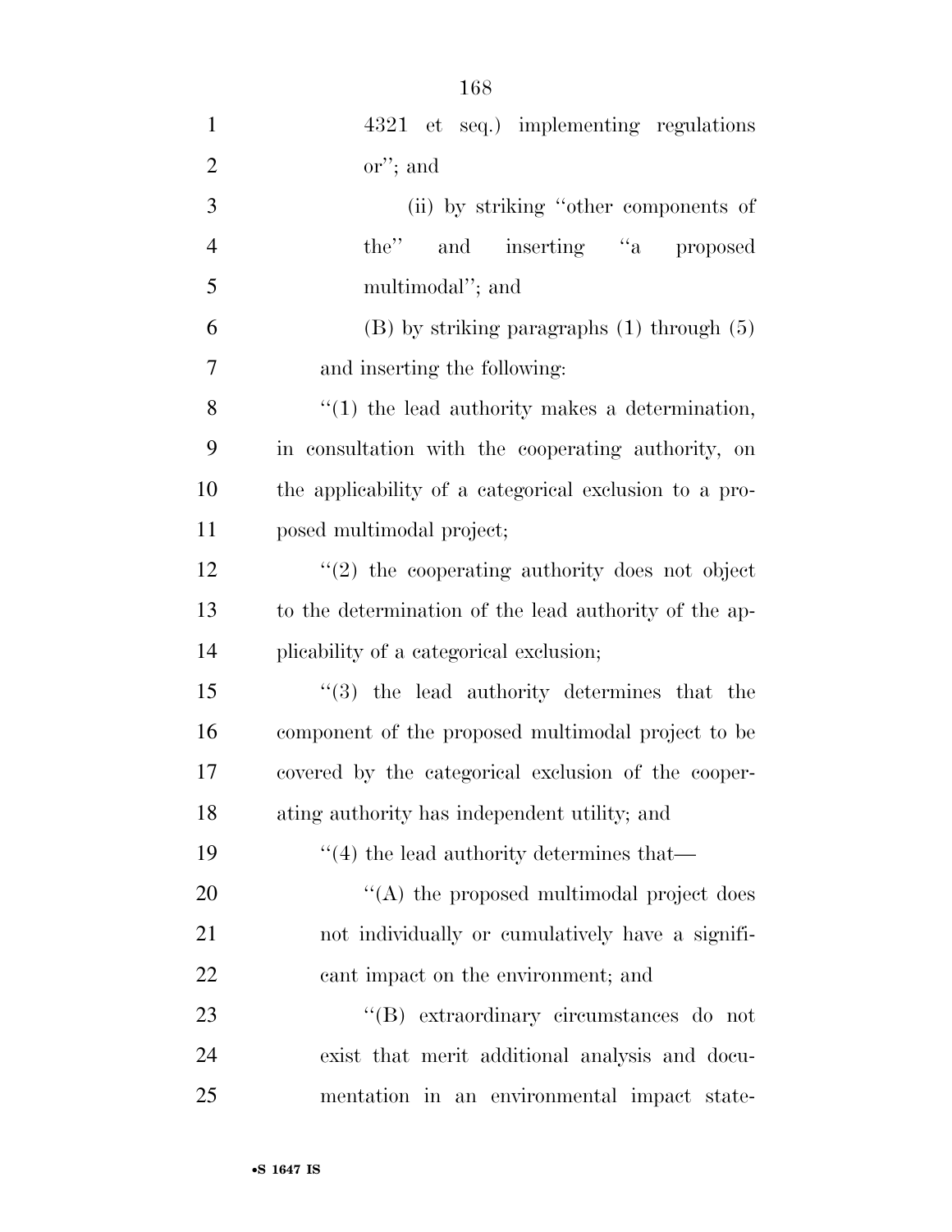4321 et seq.) implementing regulations or''; and

(ii) by striking ''other components of the'' and inserting ''a proposed multimodal''; and

(B) by striking paragraphs (1) through (5) and inserting the following:

''(1) the lead authority makes a determination, in consultation with the cooperating authority, on the applicability of a categorical exclusion to a proposed multimodal project;

''(2) the cooperating authority does not object to the determination of the lead authority of the applicability of a categorical exclusion;

''(3) the lead authority determines that the component of the proposed multimodal project to be covered by the categorical exclusion of the cooperating authority has independent utility; and

''(4) the lead authority determines that—

''(A) the proposed multimodal project does not individually or cumulatively have a significant impact on the environment; and

''(B) extraordinary circumstances do not exist that merit additional analysis and documentation in an environmental impact state-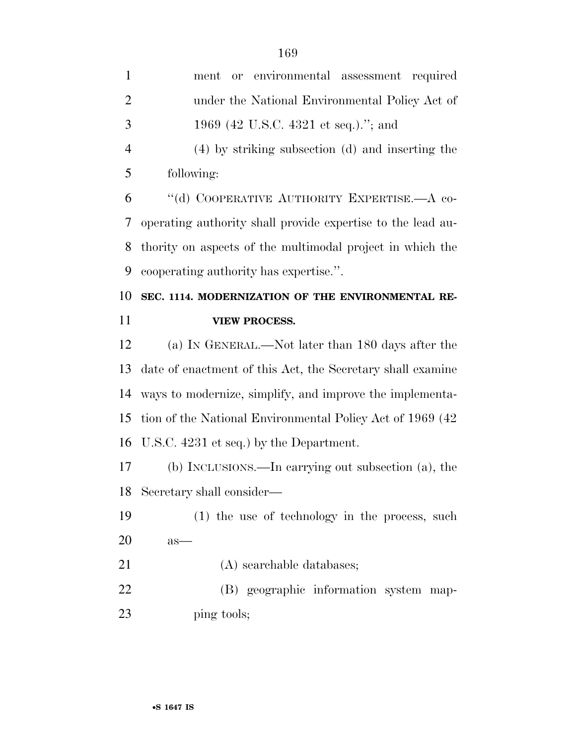ment or environmental assessment required under the National Environmental Policy Act of 1969 (42 U.S.C. 4321 et seq.).''; and

(4) by striking subsection (d) and inserting the following:

''(d) COOPERATIVE AUTHORITY EXPERTISE.—A cooperating authority shall provide expertise to the lead authority on aspects of the multimodal project in which the cooperating authority has expertise.''.

**SEC. 1114. MODERNIZATION OF THE ENVIRONMENTAL REVIEW PROCESS.**

(a) IN GENERAL.—Not later than 180 days after the date of enactment of this Act, the Secretary shall examine ways to modernize, simplify, and improve the implementation of the National Environmental Policy Act of 1969 (42 U.S.C. 4231 et seq.) by the Department.

(b) INCLUSIONS.—In carrying out subsection (a), the Secretary shall consider—

(1) the use of technology in the process, such as—

(A) searchable databases;

(B) geographic information system mapping tools;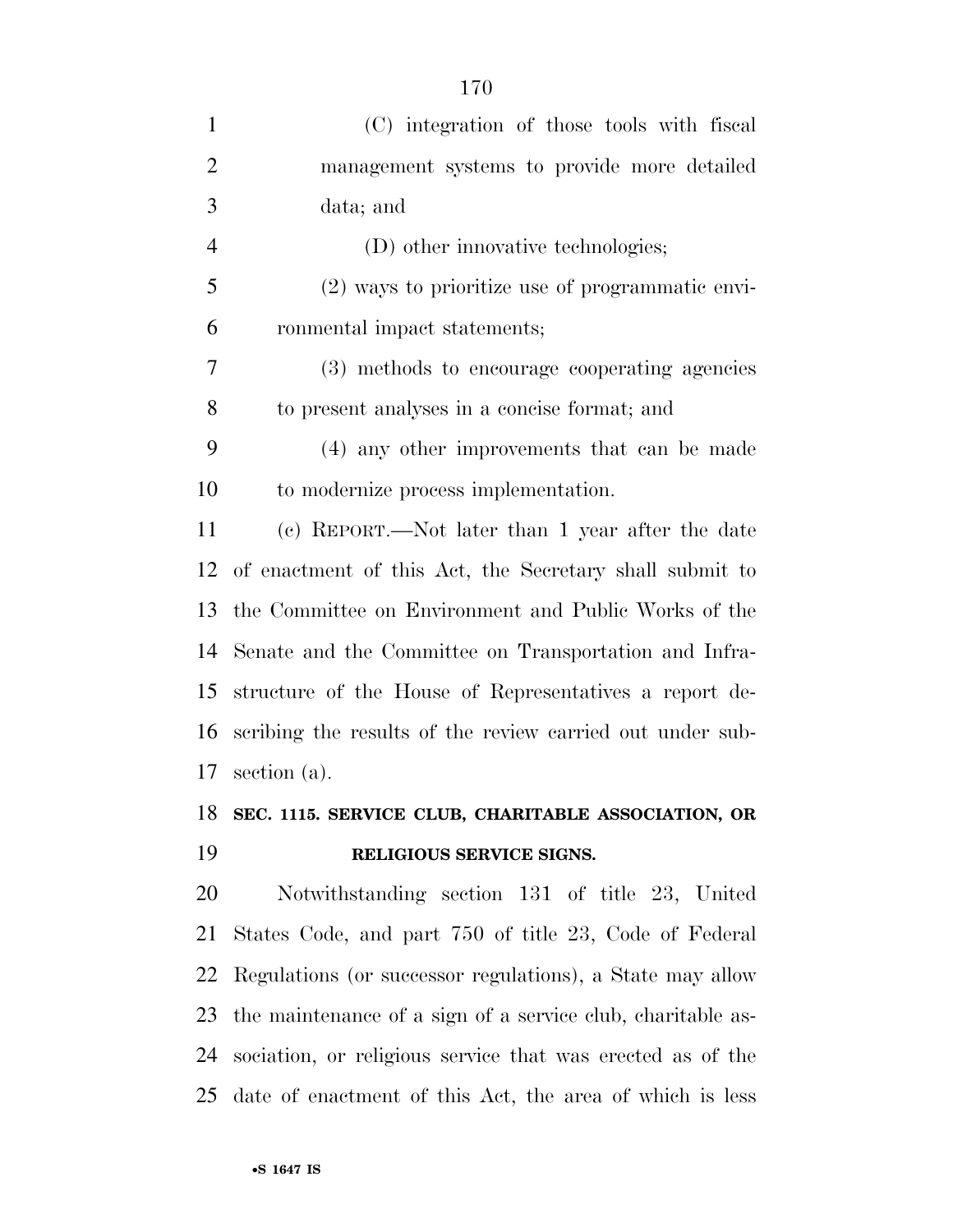(C) integration of those tools with fiscal management systems to provide more detailed data; and

(D) other innovative technologies;

(2) ways to prioritize use of programmatic environmental impact statements;

(3) methods to encourage cooperating agencies to present analyses in a concise format; and

(4) any other improvements that can be made to modernize process implementation.

(c) REPORT.—Not later than 1 year after the date of enactment of this Act, the Secretary shall submit to the Committee on Environment and Public Works of the Senate and the Committee on Transportation and Infrastructure of the House of Representatives a report describing the results of the review carried out under subsection (a).

### SEC. 1115. SERVICE CLUB, CHARITABLE ASSOCIATION, OR RELIGIOUS SERVICE SIGNS.

Notwithstanding section 131 of title 23, United States Code, and part 750 of title 23, Code of Federal Regulations (or successor regulations), a State may allow the maintenance of a sign of a service club, charitable association, or religious service that was erected as of the date of enactment of this Act, the area of which is less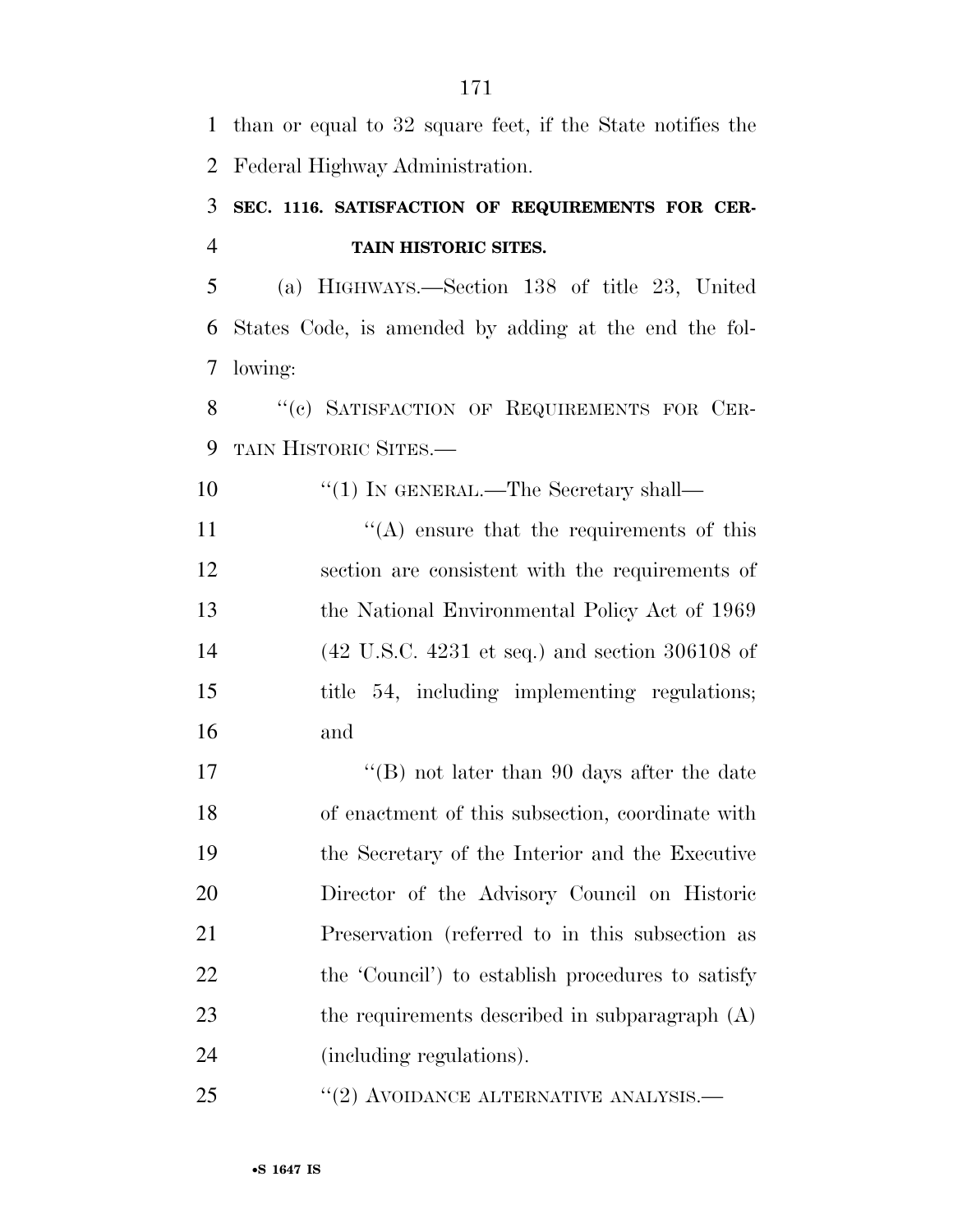than or equal to 32 square feet, if the State notifies the Federal Highway Administration.

**SEC. 1116. SATISFACTION OF REQUIREMENTS FOR CERTAIN HISTORIC SITES.**

(a) HIGHWAYS.—Section 138 of title 23, United States Code, is amended by adding at the end the following:

"(c) SATISFACTION OF REQUIREMENTS FOR CERTAIN HISTORIC SITES.—

"(1) IN GENERAL.—The Secretary shall—

"(A) ensure that the requirements of this section are consistent with the requirements of the National Environmental Policy Act of 1969 (42 U.S.C. 4231 et seq.) and section 306108 of title 54, including implementing regulations; and

"(B) not later than 90 days after the date of enactment of this subsection, coordinate with the Secretary of the Interior and the Executive Director of the Advisory Council on Historic Preservation (referred to in this subsection as the 'Council') to establish procedures to satisfy the requirements described in subparagraph (A) (including regulations).

"(2) AVOIDANCE ALTERNATIVE ANALYSIS.—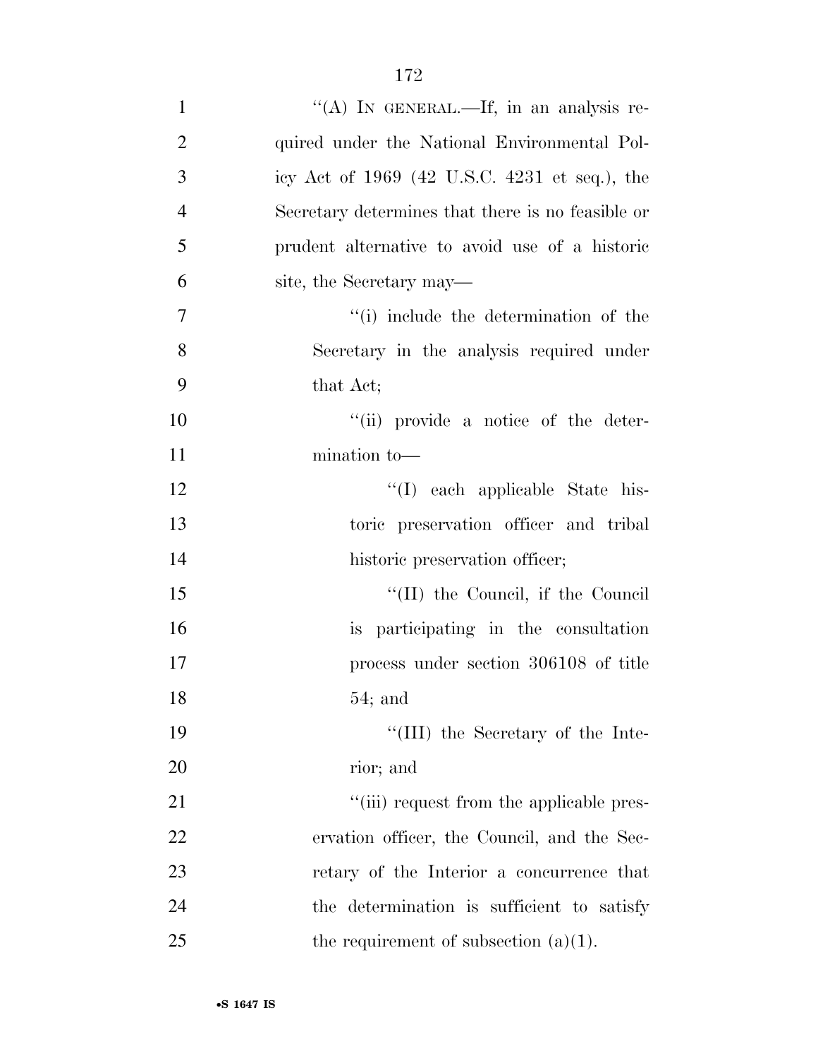''(A) IN GENERAL.—If, in an analysis required under the National Environmental Policy Act of 1969 (42 U.S.C. 4231 et seq.), the Secretary determines that there is no feasible or prudent alternative to avoid use of a historic site, the Secretary may—

''(i) include the determination of the Secretary in the analysis required under that Act;

''(ii) provide a notice of the determination to—

''(I) each applicable State historic preservation officer and tribal historic preservation officer;

''(II) the Council, if the Council is participating in the consultation process under section 306108 of title 54; and

''(III) the Secretary of the Interior; and

''(iii) request from the applicable preservation officer, the Council, and the Secretary of the Interior a concurrence that the determination is sufficient to satisfy the requirement of subsection (a)(1).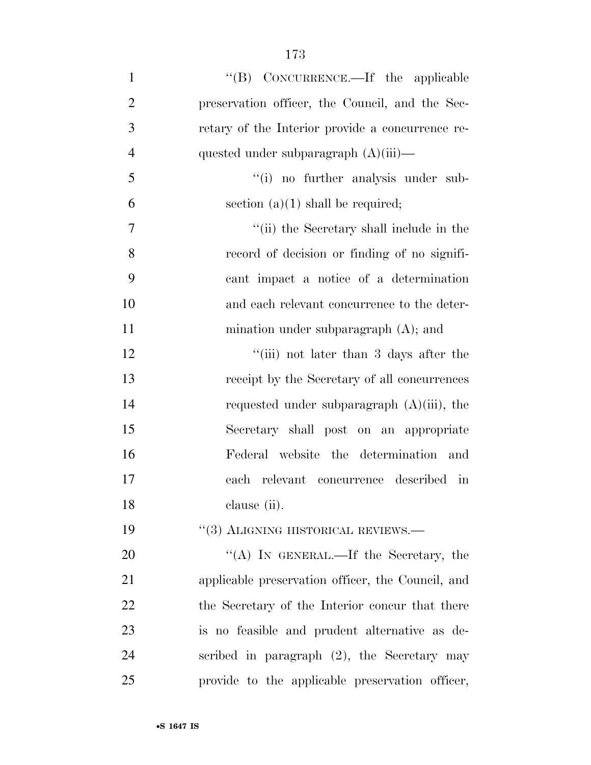''(B) CONCURRENCE.—If the applicable preservation officer, the Council, and the Secretary of the Interior provide a concurrence requested under subparagraph (A)(iii)—

''(i) no further analysis under subsection (a)(1) shall be required;

''(ii) the Secretary shall include in the record of decision or finding of no significant impact a notice of a determination and each relevant concurrence to the determination under subparagraph (A); and

''(iii) not later than 3 days after the receipt by the Secretary of all concurrences requested under subparagraph (A)(iii), the Secretary shall post on an appropriate Federal website the determination and each relevant concurrence described in clause (ii).

''(3) ALIGNING HISTORICAL REVIEWS.—

''(A) IN GENERAL.—If the Secretary, the applicable preservation officer, the Council, and the Secretary of the Interior concur that there is no feasible and prudent alternative as described in paragraph (2), the Secretary may provide to the applicable preservation officer,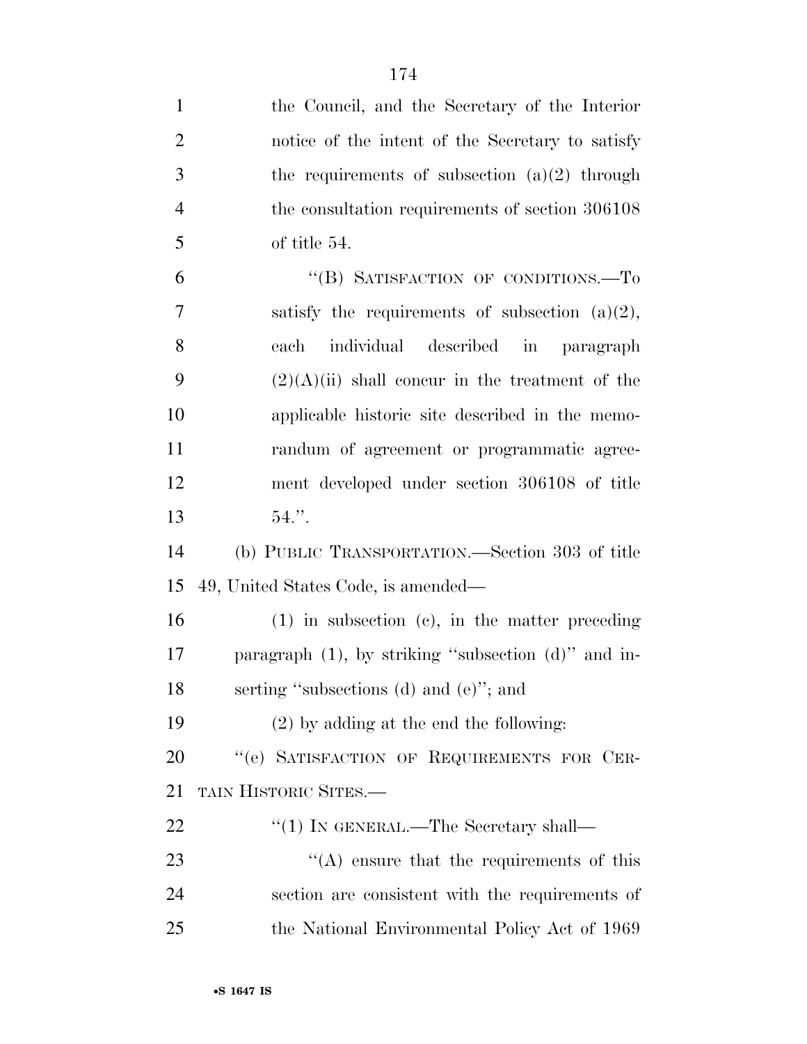the Council, and the Secretary of the Interior notice of the intent of the Secretary to satisfy the requirements of subsection (a)(2) through the consultation requirements of section 306108 of title 54.

"(B) SATISFACTION OF CONDITIONS.—To satisfy the requirements of subsection (a)(2), each individual described in paragraph (2)(A)(ii) shall concur in the treatment of the applicable historic site described in the memorandum of agreement or programmatic agreement developed under section 306108 of title 54.".

(b) PUBLIC TRANSPORTATION.—Section 303 of title 49, United States Code, is amended—

(1) in subsection (c), in the matter preceding paragraph (1), by striking "subsection (d)" and inserting "subsections (d) and (e)"; and

(2) by adding at the end the following:

"(e) SATISFACTION OF REQUIREMENTS FOR CERTAIN HISTORIC SITES.—

"(1) IN GENERAL.—The Secretary shall—

"(A) ensure that the requirements of this section are consistent with the requirements of the National Environmental Policy Act of 1969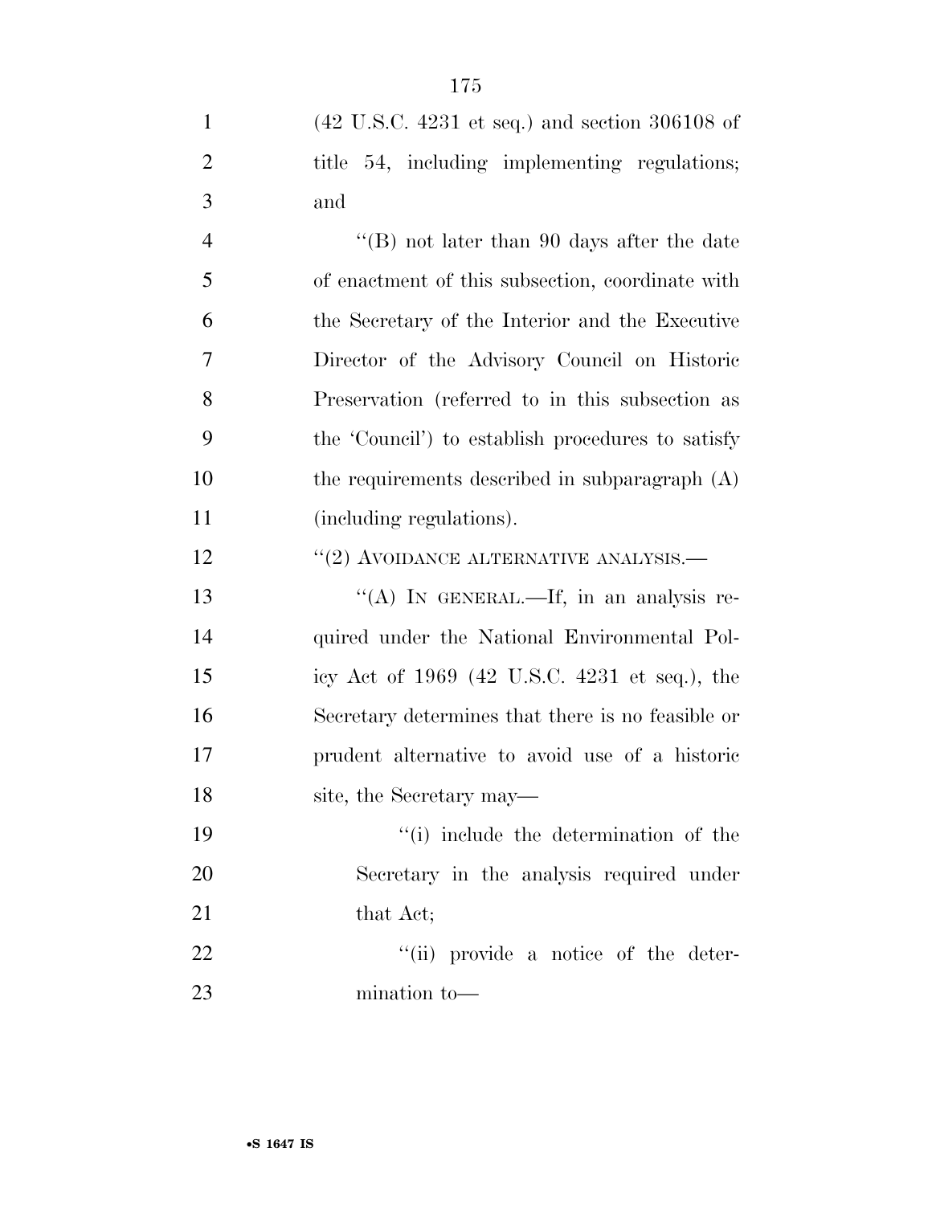(42 U.S.C. 4231 et seq.) and section 306108 of title 54, including implementing regulations; and

"(B) not later than 90 days after the date of enactment of this subsection, coordinate with the Secretary of the Interior and the Executive Director of the Advisory Council on Historic Preservation (referred to in this subsection as the 'Council') to establish procedures to satisfy the requirements described in subparagraph (A) (including regulations).

"(2) AVOIDANCE ALTERNATIVE ANALYSIS.—

"(A) IN GENERAL.—If, in an analysis required under the National Environmental Policy Act of 1969 (42 U.S.C. 4231 et seq.), the Secretary determines that there is no feasible or prudent alternative to avoid use of a historic site, the Secretary may—

"(i) include the determination of the Secretary in the analysis required under that Act;

"(ii) provide a notice of the determination to—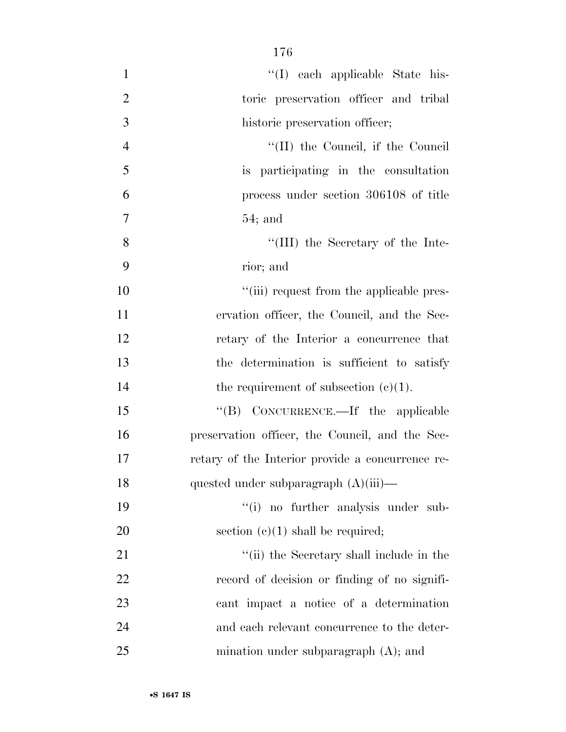''(I) each applicable State historic preservation officer and tribal historic preservation officer;

''(II) the Council, if the Council is participating in the consultation process under section 306108 of title 54; and

''(III) the Secretary of the Interior; and

''(iii) request from the applicable preservation officer, the Council, and the Secretary of the Interior a concurrence that the determination is sufficient to satisfy the requirement of subsection (c)(1).

''(B) CONCURRENCE.—If the applicable preservation officer, the Council, and the Secretary of the Interior provide a concurrence requested under subparagraph (A)(iii)—

''(i) no further analysis under subsection (c)(1) shall be required;

''(ii) the Secretary shall include in the record of decision or finding of no significant impact a notice of a determination and each relevant concurrence to the determination under subparagraph (A); and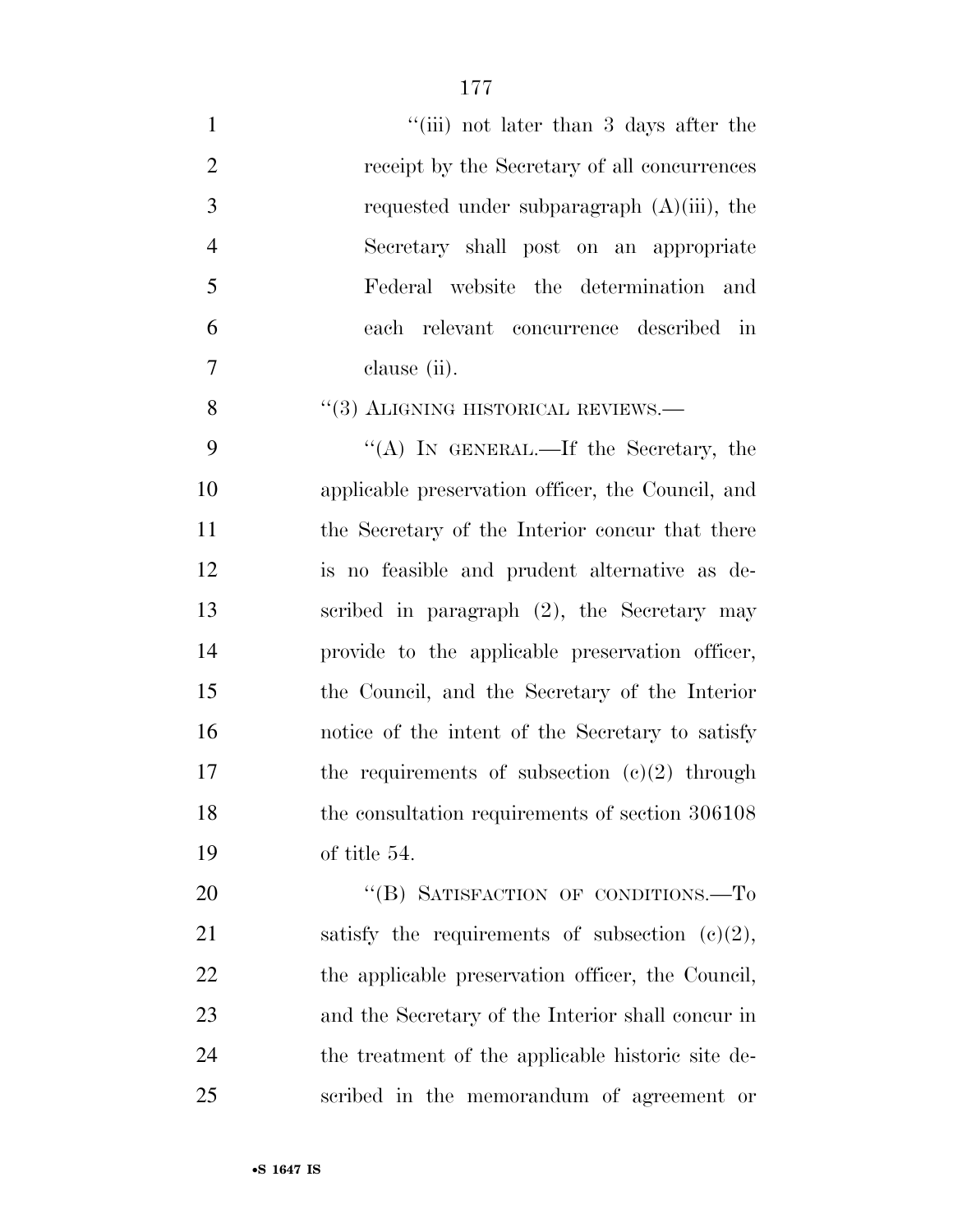"(iii) not later than 3 days after the receipt by the Secretary of all concurrences requested under subparagraph (A)(iii), the Secretary shall post on an appropriate Federal website the determination and each relevant concurrence described in clause (ii).

"(3) ALIGNING HISTORICAL REVIEWS.—

"(A) IN GENERAL.—If the Secretary, the applicable preservation officer, the Council, and the Secretary of the Interior concur that there is no feasible and prudent alternative as described in paragraph (2), the Secretary may provide to the applicable preservation officer, the Council, and the Secretary of the Interior notice of the intent of the Secretary to satisfy the requirements of subsection (c)(2) through the consultation requirements of section 306108 of title 54.

"(B) SATISFACTION OF CONDITIONS.—To satisfy the requirements of subsection (c)(2), the applicable preservation officer, the Council, and the Secretary of the Interior shall concur in the treatment of the applicable historic site described in the memorandum of agreement or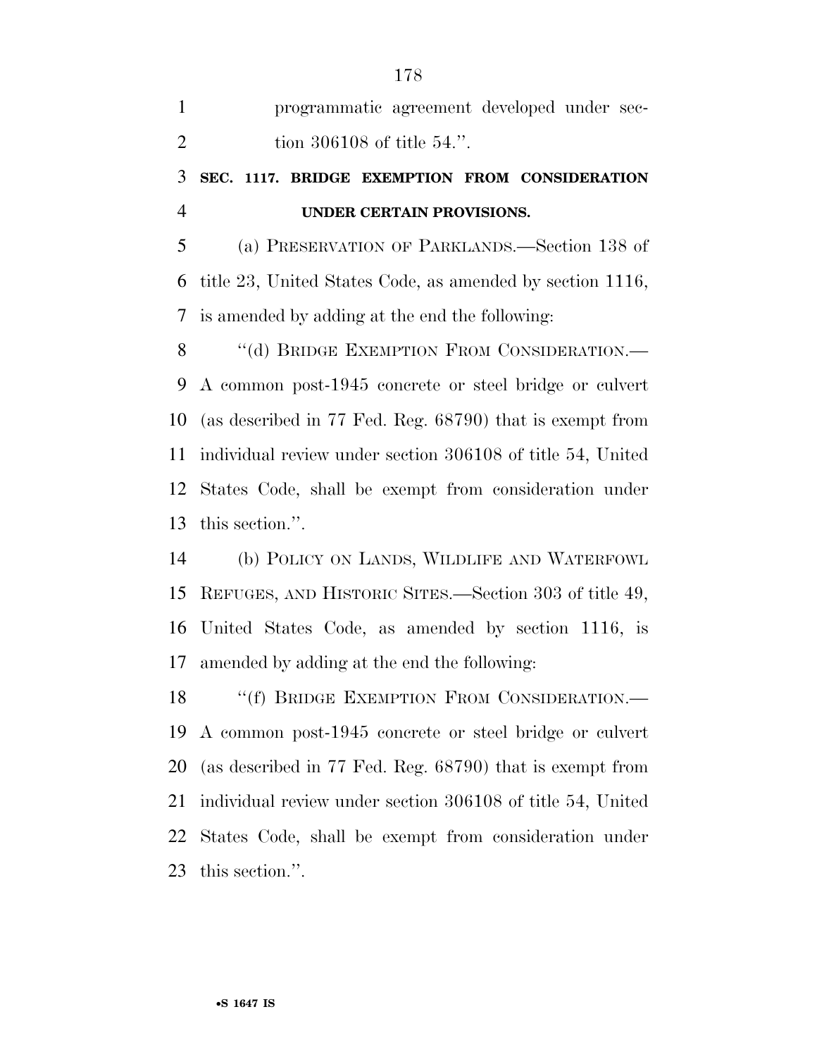programmatic agreement developed under section 306108 of title 54.''.

### SEC. 1117. BRIDGE EXEMPTION FROM CONSIDERATION UNDER CERTAIN PROVISIONS.

(a) PRESERVATION OF PARKLANDS.—Section 138 of title 23, United States Code, as amended by section 1116, is amended by adding at the end the following:

''(d) BRIDGE EXEMPTION FROM CONSIDERATION.—A common post-1945 concrete or steel bridge or culvert (as described in 77 Fed. Reg. 68790) that is exempt from individual review under section 306108 of title 54, United States Code, shall be exempt from consideration under this section.''.

(b) POLICY ON LANDS, WILDLIFE AND WATERFOWL REFUGES, AND HISTORIC SITES.—Section 303 of title 49, United States Code, as amended by section 1116, is amended by adding at the end the following:

''(f) BRIDGE EXEMPTION FROM CONSIDERATION.—A common post-1945 concrete or steel bridge or culvert (as described in 77 Fed. Reg. 68790) that is exempt from individual review under section 306108 of title 54, United States Code, shall be exempt from consideration under this section.''.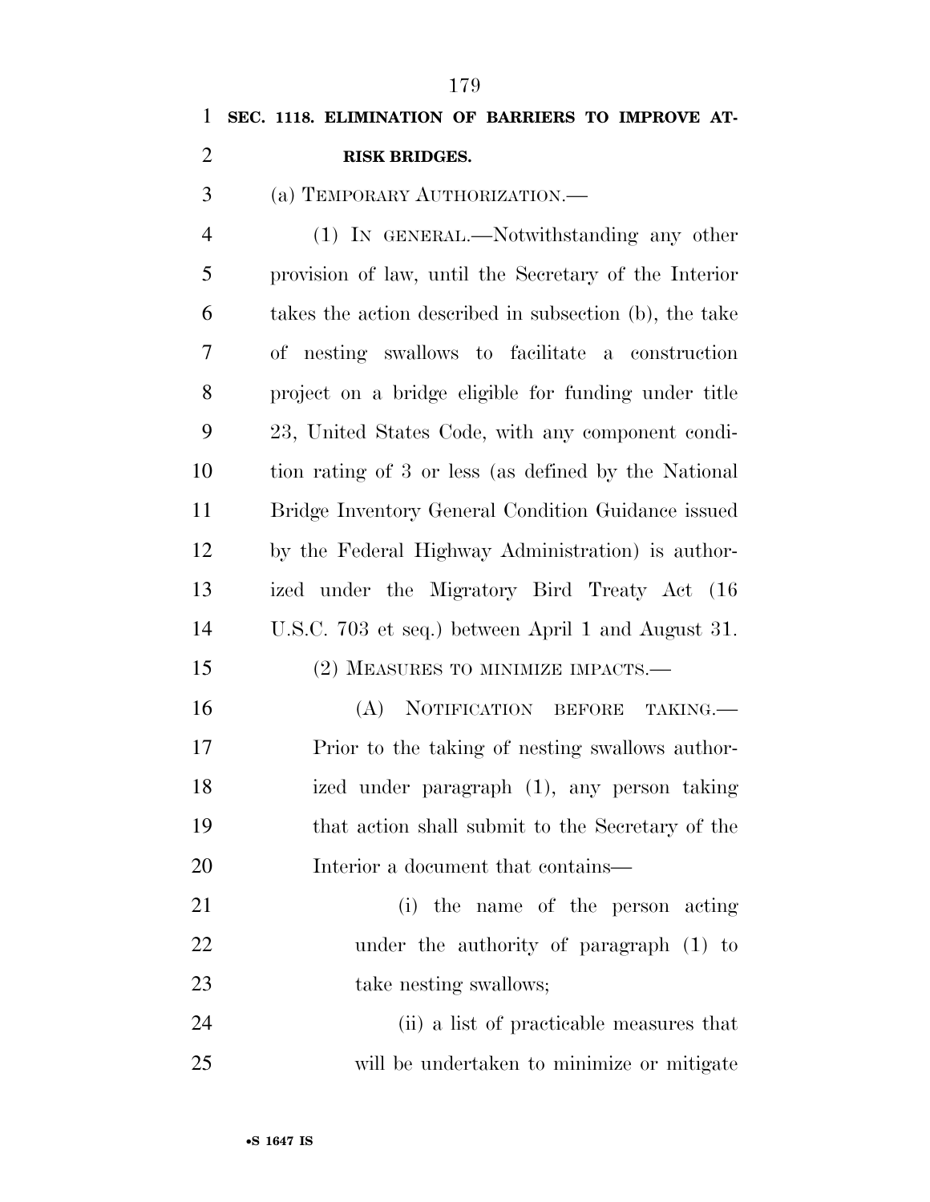**SEC. 1118. ELIMINATION OF BARRIERS TO IMPROVE AT-RISK BRIDGES.**

(a) TEMPORARY AUTHORIZATION.—

(1) IN GENERAL.—Notwithstanding any other provision of law, until the Secretary of the Interior takes the action described in subsection (b), the take of nesting swallows to facilitate a construction project on a bridge eligible for funding under title 23, United States Code, with any component condition rating of 3 or less (as defined by the National Bridge Inventory General Condition Guidance issued by the Federal Highway Administration) is authorized under the Migratory Bird Treaty Act (16 U.S.C. 703 et seq.) between April 1 and August 31.

(2) MEASURES TO MINIMIZE IMPACTS.—

(A) NOTIFICATION BEFORE TAKING.—Prior to the taking of nesting swallows authorized under paragraph (1), any person taking that action shall submit to the Secretary of the Interior a document that contains—

(i) the name of the person acting under the authority of paragraph (1) to take nesting swallows;

(ii) a list of practicable measures that will be undertaken to minimize or mitigate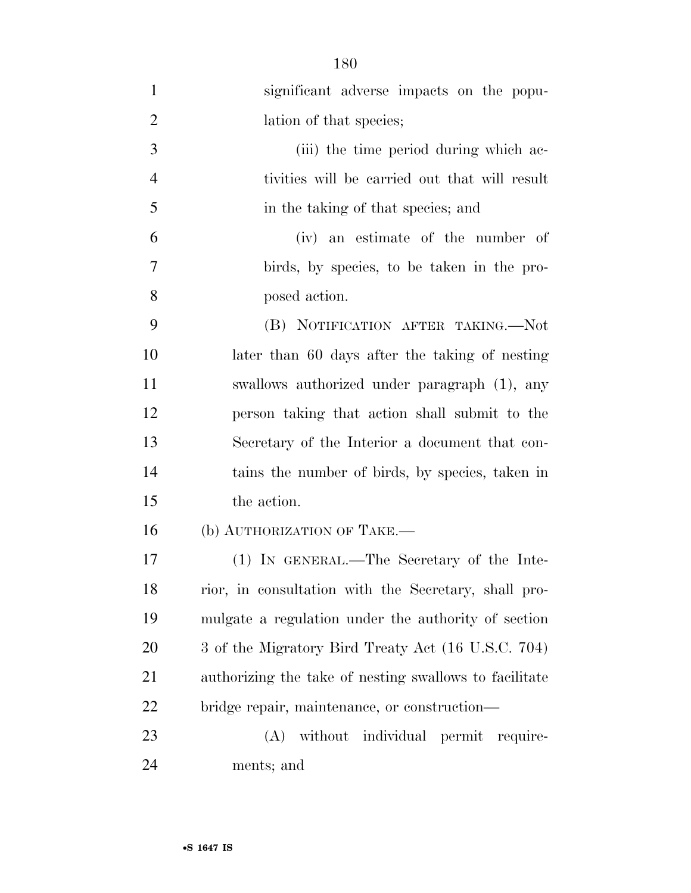significant adverse impacts on the population of that species;

(iii) the time period during which activities will be carried out that will result in the taking of that species; and

(iv) an estimate of the number of birds, by species, to be taken in the proposed action.

(B) NOTIFICATION AFTER TAKING.—Not later than 60 days after the taking of nesting swallows authorized under paragraph (1), any person taking that action shall submit to the Secretary of the Interior a document that contains the number of birds, by species, taken in the action.

(b) AUTHORIZATION OF TAKE.—

(1) IN GENERAL.—The Secretary of the Interior, in consultation with the Secretary, shall promulgate a regulation under the authority of section 3 of the Migratory Bird Treaty Act (16 U.S.C. 704) authorizing the take of nesting swallows to facilitate bridge repair, maintenance, or construction—

(A) without individual permit requirements; and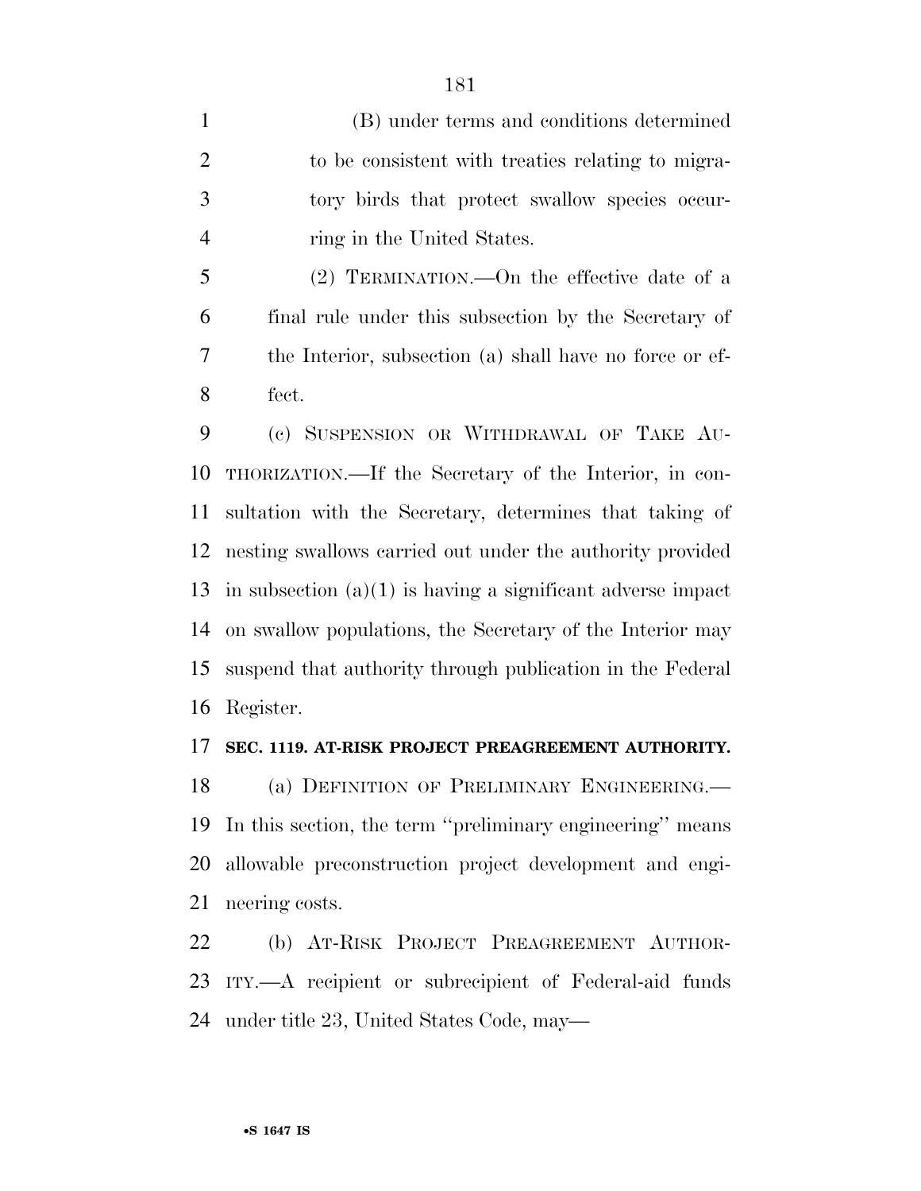(B) under terms and conditions determined to be consistent with treaties relating to migratory birds that protect swallow species occurring in the United States.

(2) TERMINATION.—On the effective date of a final rule under this subsection by the Secretary of the Interior, subsection (a) shall have no force or effect.

(c) SUSPENSION OR WITHDRAWAL OF TAKE AUTHORIZATION.—If the Secretary of the Interior, in consultation with the Secretary, determines that taking of nesting swallows carried out under the authority provided in subsection (a)(1) is having a significant adverse impact on swallow populations, the Secretary of the Interior may suspend that authority through publication in the Federal Register.

**SEC. 1119. AT-RISK PROJECT PREAGREEMENT AUTHORITY.**

(a) DEFINITION OF PRELIMINARY ENGINEERING.—In this section, the term ''preliminary engineering'' means allowable preconstruction project development and engineering costs.

(b) AT-RISK PROJECT PREAGREEMENT AUTHORITY.—A recipient or subrecipient of Federal-aid funds under title 23, United States Code, may—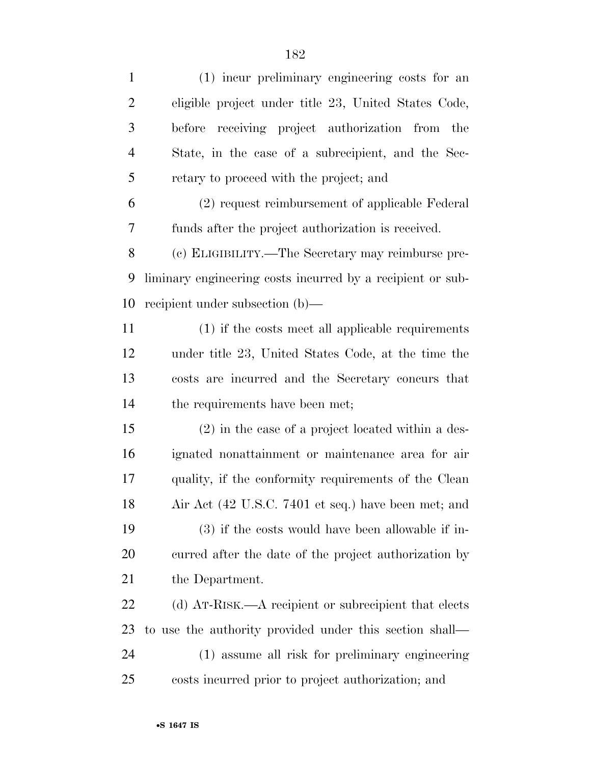(1) incur preliminary engineering costs for an eligible project under title 23, United States Code, before receiving project authorization from the State, in the case of a subrecipient, and the Secretary to proceed with the project; and

(2) request reimbursement of applicable Federal funds after the project authorization is received.

(c) ELIGIBILITY.—The Secretary may reimburse preliminary engineering costs incurred by a recipient or subrecipient under subsection (b)—

(1) if the costs meet all applicable requirements under title 23, United States Code, at the time the costs are incurred and the Secretary concurs that the requirements have been met;

(2) in the case of a project located within a designated nonattainment or maintenance area for air quality, if the conformity requirements of the Clean Air Act (42 U.S.C. 7401 et seq.) have been met; and

(3) if the costs would have been allowable if incurred after the date of the project authorization by the Department.

(d) AT-RISK.—A recipient or subrecipient that elects to use the authority provided under this section shall—

(1) assume all risk for preliminary engineering costs incurred prior to project authorization; and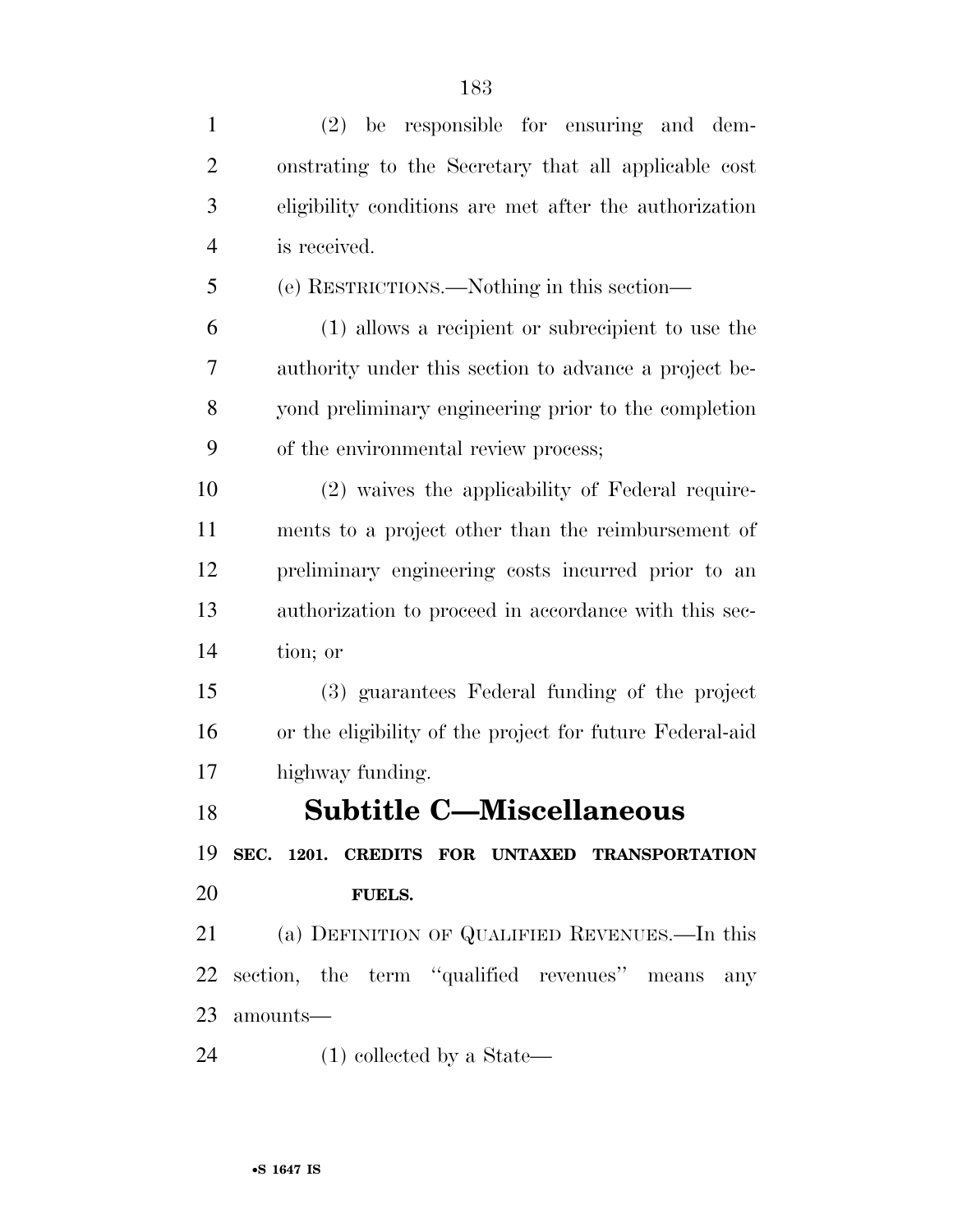(2) be responsible for ensuring and demonstrating to the Secretary that all applicable cost eligibility conditions are met after the authorization is received.

(e) RESTRICTIONS.—Nothing in this section—

(1) allows a recipient or subrecipient to use the authority under this section to advance a project beyond preliminary engineering prior to the completion of the environmental review process;

(2) waives the applicability of Federal requirements to a project other than the reimbursement of preliminary engineering costs incurred prior to an authorization to proceed in accordance with this section; or

(3) guarantees Federal funding of the project or the eligibility of the project for future Federal-aid highway funding.

## Subtitle C—Miscellaneous

**SEC. 1201. CREDITS FOR UNTAXED TRANSPORTATION FUELS.**

(a) DEFINITION OF QUALIFIED REVENUES.—In this section, the term "qualified revenues" means any amounts—

(1) collected by a State—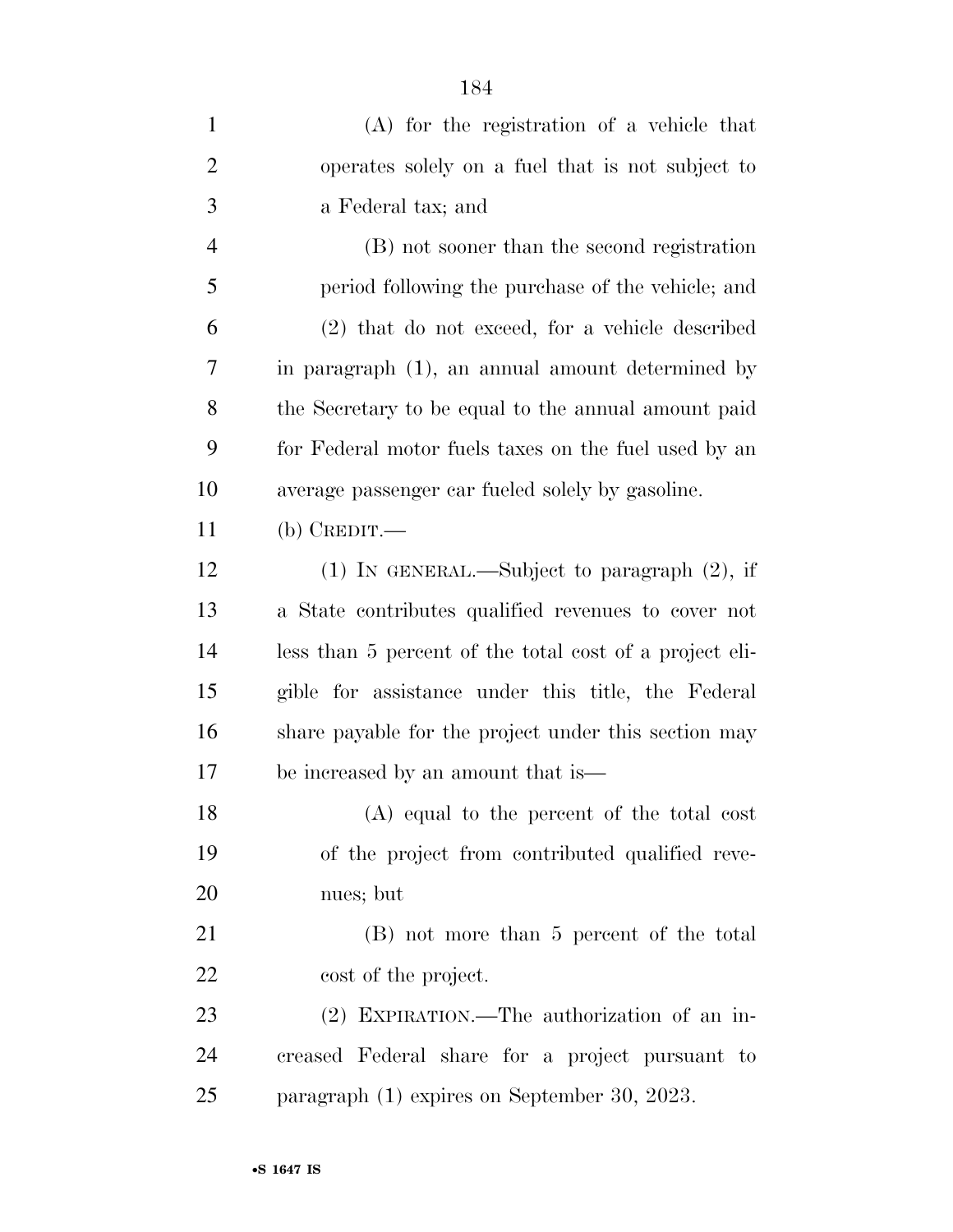(A) for the registration of a vehicle that operates solely on a fuel that is not subject to a Federal tax; and

(B) not sooner than the second registration period following the purchase of the vehicle; and

(2) that do not exceed, for a vehicle described in paragraph (1), an annual amount determined by the Secretary to be equal to the annual amount paid for Federal motor fuels taxes on the fuel used by an average passenger car fueled solely by gasoline.

(b) CREDIT.—

(1) IN GENERAL.—Subject to paragraph (2), if a State contributes qualified revenues to cover not less than 5 percent of the total cost of a project eligible for assistance under this title, the Federal share payable for the project under this section may be increased by an amount that is—

(A) equal to the percent of the total cost of the project from contributed qualified revenues; but

(B) not more than 5 percent of the total cost of the project.

(2) EXPIRATION.—The authorization of an increased Federal share for a project pursuant to paragraph (1) expires on September 30, 2023.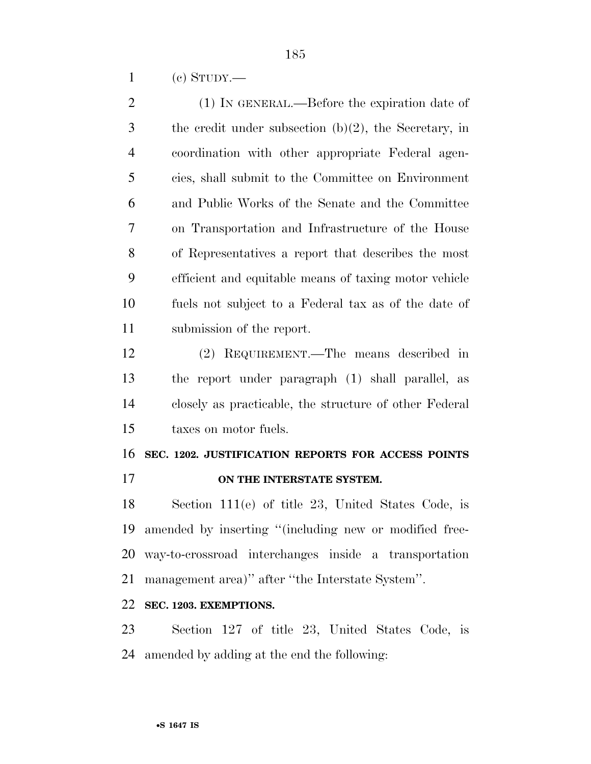(c) STUDY.—

(1) IN GENERAL.—Before the expiration date of the credit under subsection (b)(2), the Secretary, in coordination with other appropriate Federal agencies, shall submit to the Committee on Environment and Public Works of the Senate and the Committee on Transportation and Infrastructure of the House of Representatives a report that describes the most efficient and equitable means of taxing motor vehicle fuels not subject to a Federal tax as of the date of submission of the report.

(2) REQUIREMENT.—The means described in the report under paragraph (1) shall parallel, as closely as practicable, the structure of other Federal taxes on motor fuels.

**SEC. 1202. JUSTIFICATION REPORTS FOR ACCESS POINTS ON THE INTERSTATE SYSTEM.**

Section 111(e) of title 23, United States Code, is amended by inserting ''(including new or modified freeway-to-crossroad interchanges inside a transportation management area)'' after ''the Interstate System''.

**SEC. 1203. EXEMPTIONS.**

Section 127 of title 23, United States Code, is amended by adding at the end the following: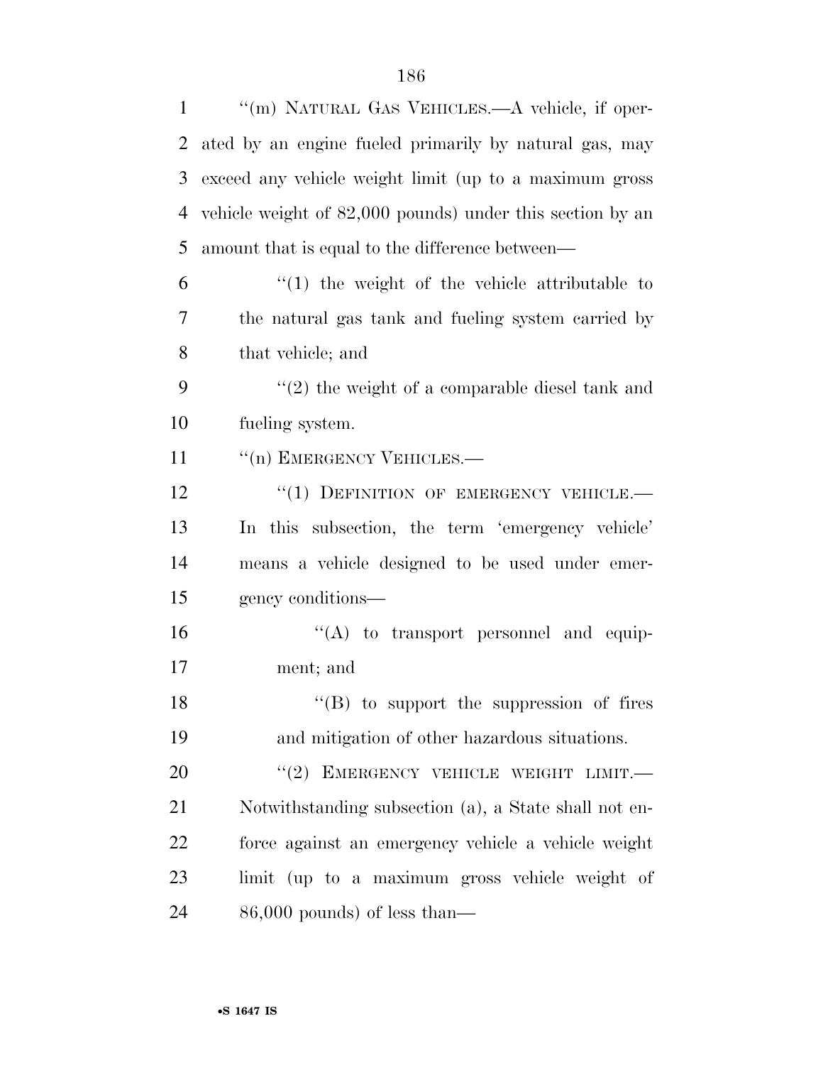"(m) NATURAL GAS VEHICLES.—A vehicle, if operated by an engine fueled primarily by natural gas, may exceed any vehicle weight limit (up to a maximum gross vehicle weight of 82,000 pounds) under this section by an amount that is equal to the difference between—

"(1) the weight of the vehicle attributable to the natural gas tank and fueling system carried by that vehicle; and

"(2) the weight of a comparable diesel tank and fueling system.

"(n) EMERGENCY VEHICLES.—

"(1) DEFINITION OF EMERGENCY VEHICLE.— In this subsection, the term 'emergency vehicle' means a vehicle designed to be used under emergency conditions—

"(A) to transport personnel and equipment; and

"(B) to support the suppression of fires and mitigation of other hazardous situations.

"(2) EMERGENCY VEHICLE WEIGHT LIMIT.— Notwithstanding subsection (a), a State shall not enforce against an emergency vehicle a vehicle weight limit (up to a maximum gross vehicle weight of 86,000 pounds) of less than—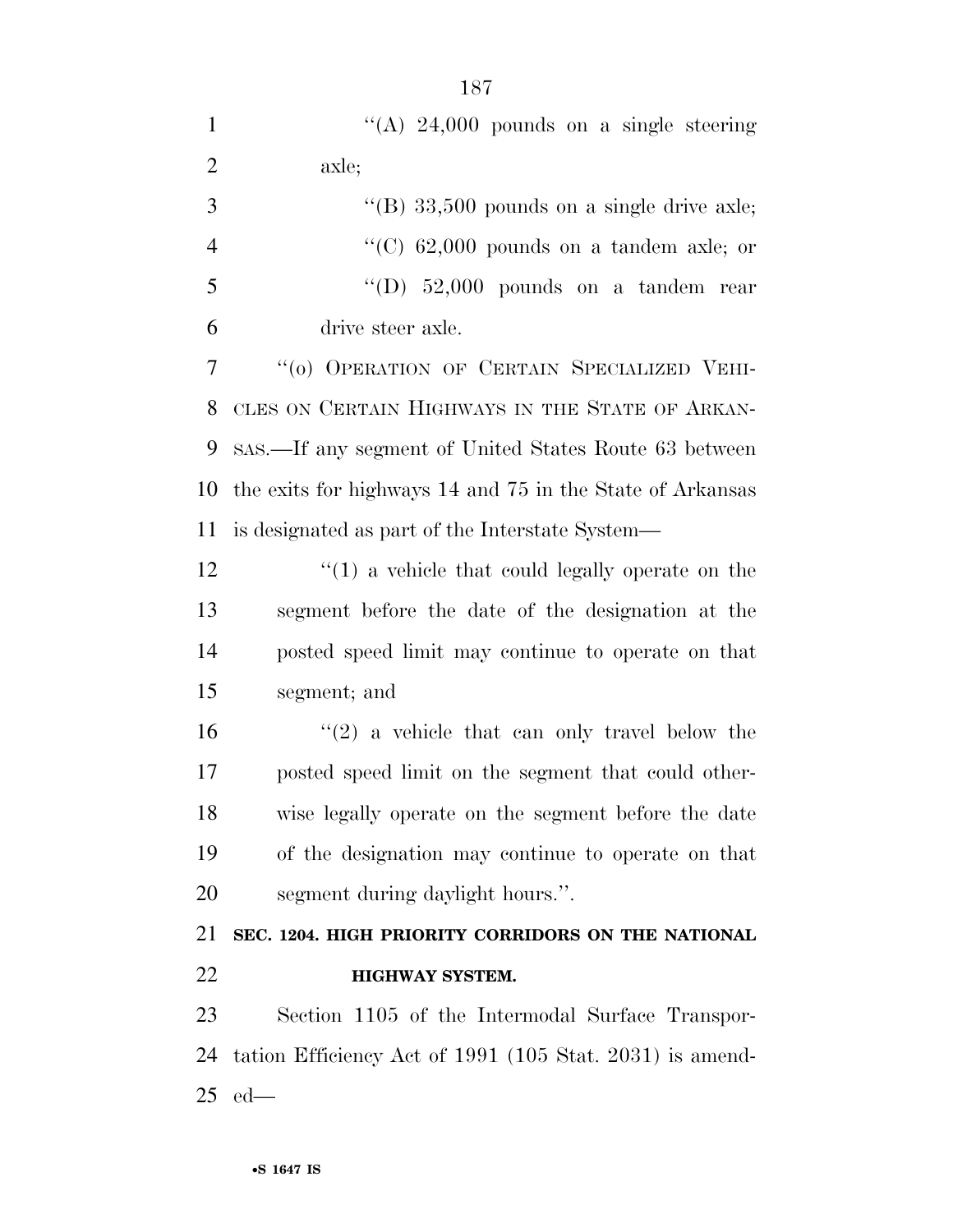"(A) 24,000 pounds on a single steering axle;

"(B) 33,500 pounds on a single drive axle;

"(C) 62,000 pounds on a tandem axle; or

"(D) 52,000 pounds on a tandem rear drive steer axle.

"(o) OPERATION OF CERTAIN SPECIALIZED VEHICLES ON CERTAIN HIGHWAYS IN THE STATE OF ARKANSAS.—If any segment of United States Route 63 between the exits for highways 14 and 75 in the State of Arkansas is designated as part of the Interstate System—

"(1) a vehicle that could legally operate on the segment before the date of the designation at the posted speed limit may continue to operate on that segment; and

"(2) a vehicle that can only travel below the posted speed limit on the segment that could otherwise legally operate on the segment before the date of the designation may continue to operate on that segment during daylight hours.".

**SEC. 1204. HIGH PRIORITY CORRIDORS ON THE NATIONAL HIGHWAY SYSTEM.**

Section 1105 of the Intermodal Surface Transportation Efficiency Act of 1991 (105 Stat. 2031) is amended—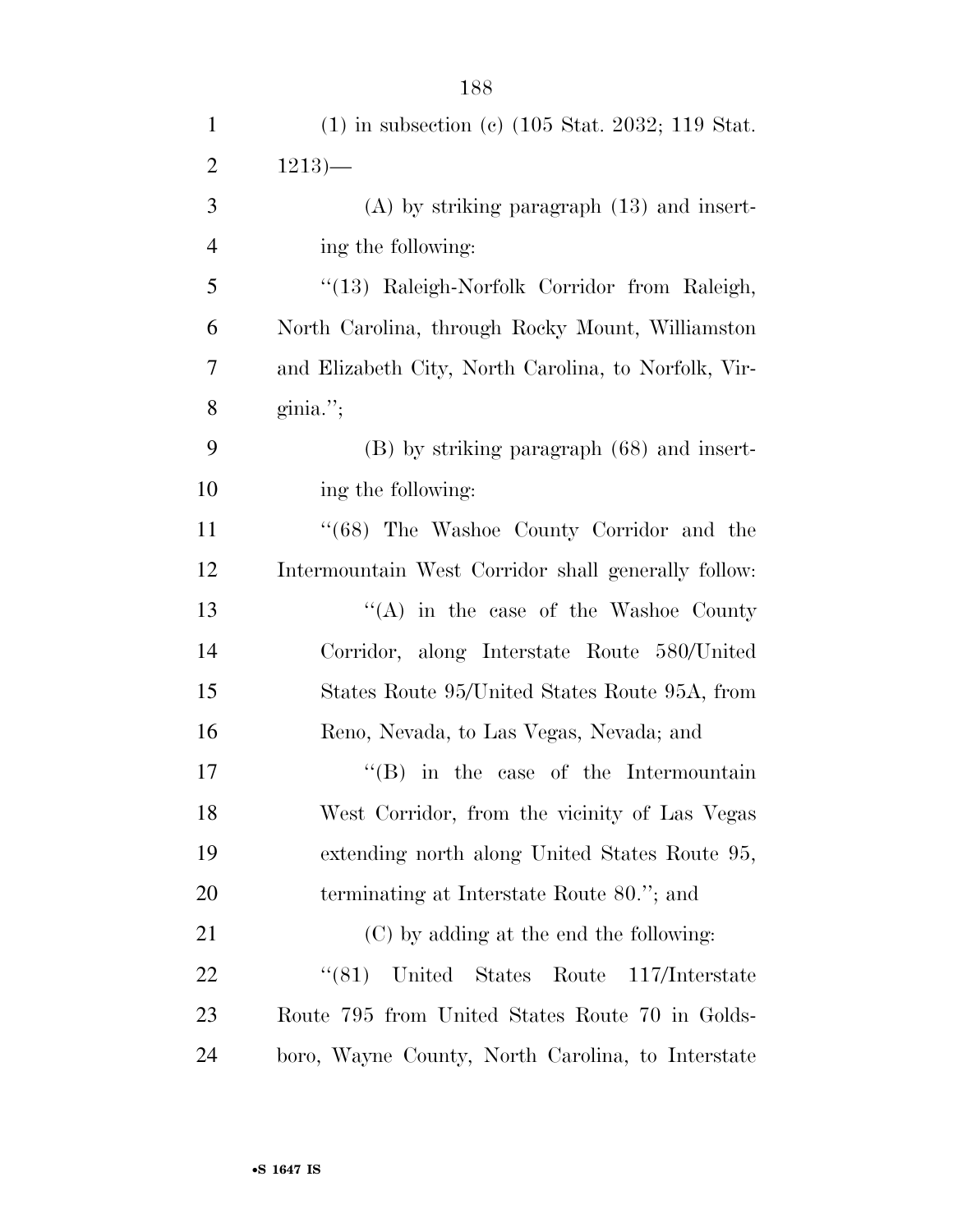(1) in subsection (c) (105 Stat. 2032; 119 Stat. 1213)—

(A) by striking paragraph (13) and inserting the following:

"(13) Raleigh-Norfolk Corridor from Raleigh, North Carolina, through Rocky Mount, Williamston and Elizabeth City, North Carolina, to Norfolk, Virginia.";

(B) by striking paragraph (68) and inserting the following:

"(68) The Washoe County Corridor and the Intermountain West Corridor shall generally follow:

"(A) in the case of the Washoe County Corridor, along Interstate Route 580/United States Route 95/United States Route 95A, from Reno, Nevada, to Las Vegas, Nevada; and

"(B) in the case of the Intermountain West Corridor, from the vicinity of Las Vegas extending north along United States Route 95, terminating at Interstate Route 80."; and

(C) by adding at the end the following:

"(81) United States Route 117/Interstate Route 795 from United States Route 70 in Goldsboro, Wayne County, North Carolina, to Interstate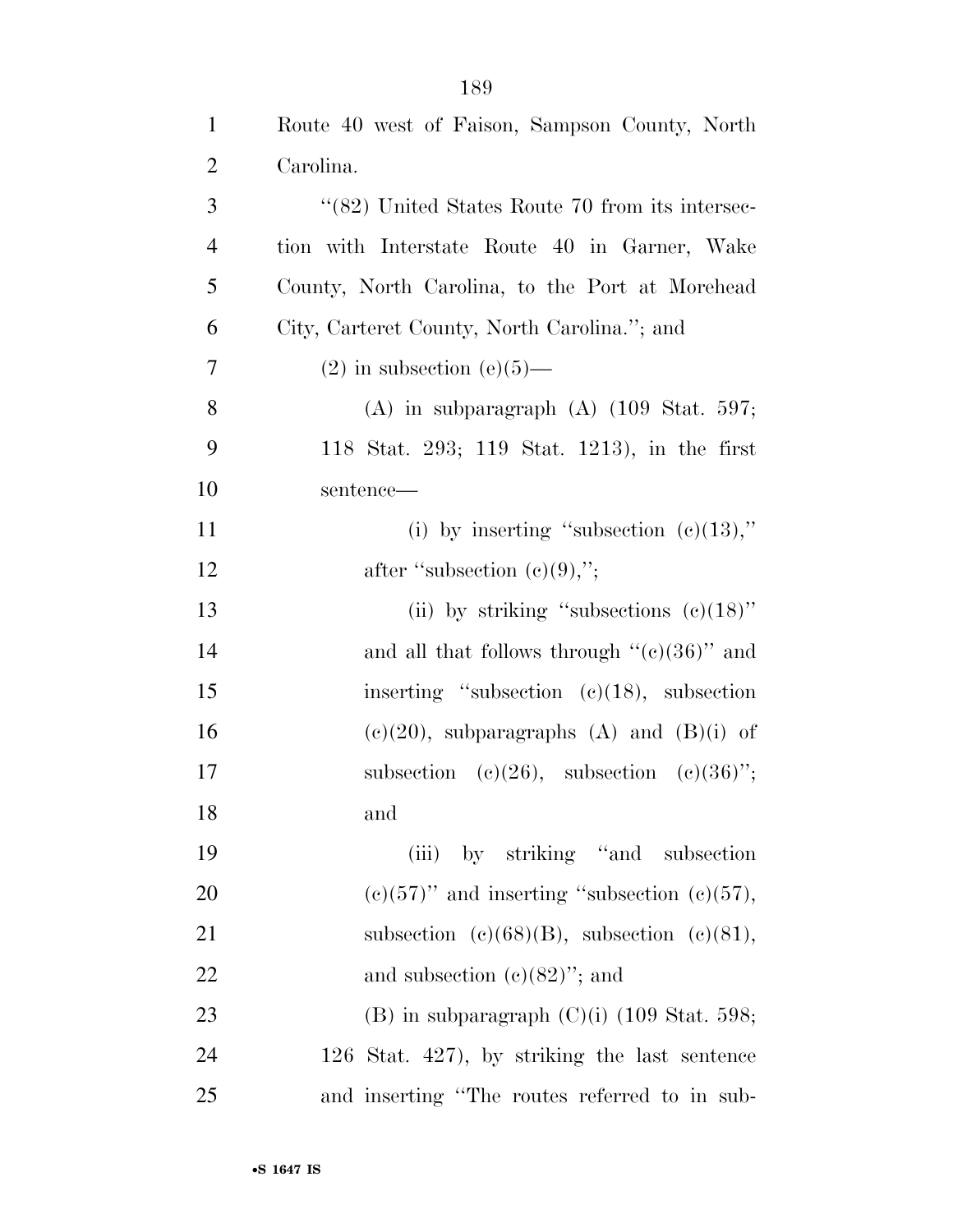Route 40 west of Faison, Sampson County, North Carolina.

"(82) United States Route 70 from its intersection with Interstate Route 40 in Garner, Wake County, North Carolina, to the Port at Morehead City, Carteret County, North Carolina."; and

(2) in subsection (c)(5)—

(A) in subparagraph (A) (109 Stat. 597; 118 Stat. 293; 119 Stat. 1213), in the first sentence—

(i) by inserting "subsection (c)(13)," after "subsection (c)(9),";

(ii) by striking "subsections (c)(18)" and all that follows through "(c)(36)" and inserting "subsection (c)(18), subsection (c)(20), subparagraphs (A) and (B)(i) of subsection (c)(26), subsection (c)(36)"; and

(iii) by striking "and subsection (c)(57)" and inserting "subsection (c)(57), subsection (c)(68)(B), subsection (c)(81), and subsection (c)(82)"; and

(B) in subparagraph (C)(i) (109 Stat. 598; 126 Stat. 427), by striking the last sentence and inserting "The routes referred to in sub-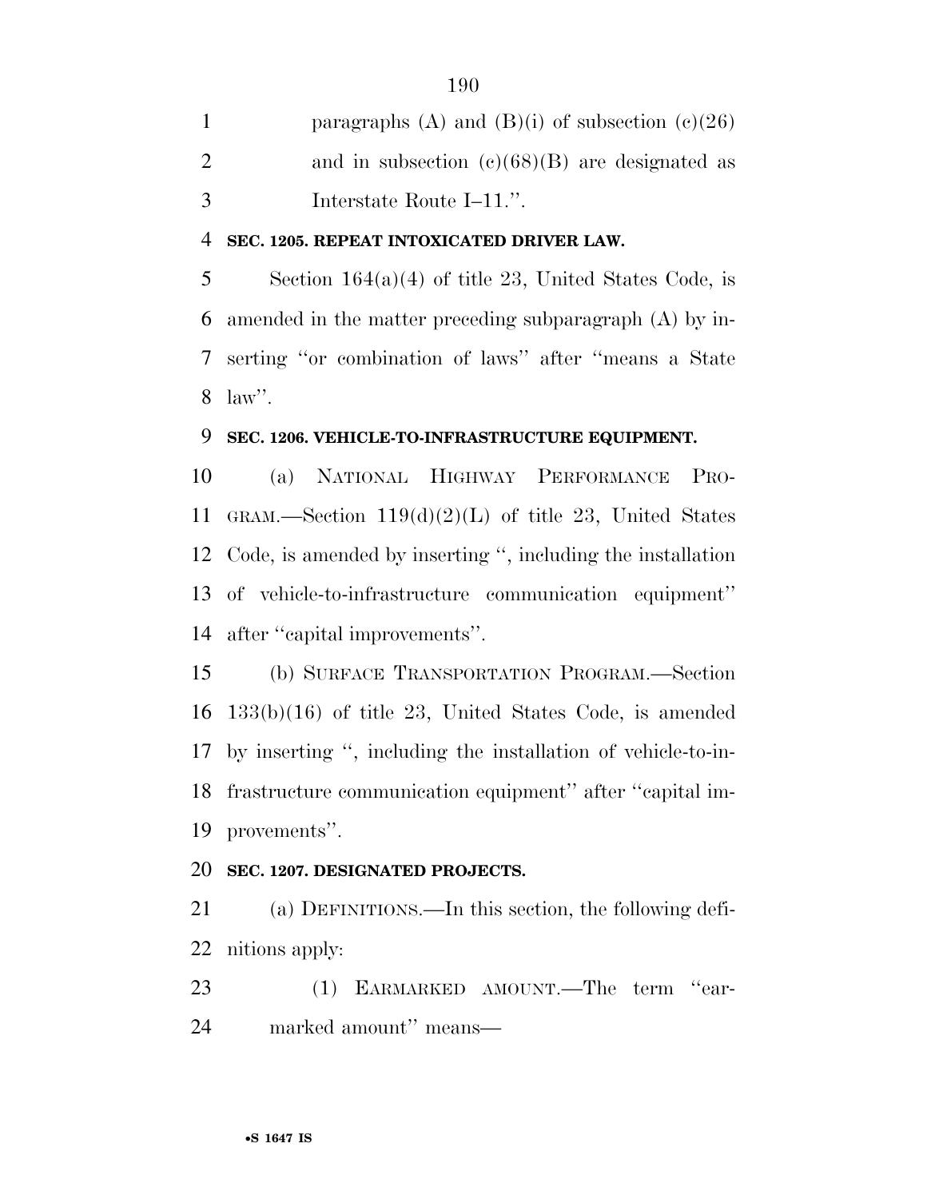paragraphs (A) and (B)(i) of subsection (c)(26) and in subsection (c)(68)(B) are designated as Interstate Route I–11.''.

**SEC. 1205. REPEAT INTOXICATED DRIVER LAW.**

Section 164(a)(4) of title 23, United States Code, is amended in the matter preceding subparagraph (A) by inserting ''or combination of laws'' after ''means a State law''.

**SEC. 1206. VEHICLE-TO-INFRASTRUCTURE EQUIPMENT.**

(a) NATIONAL HIGHWAY PERFORMANCE PROGRAM.—Section 119(d)(2)(L) of title 23, United States Code, is amended by inserting '', including the installation of vehicle-to-infrastructure communication equipment'' after ''capital improvements''.

(b) SURFACE TRANSPORTATION PROGRAM.—Section 133(b)(16) of title 23, United States Code, is amended by inserting '', including the installation of vehicle-to-infrastructure communication equipment'' after ''capital improvements''.

**SEC. 1207. DESIGNATED PROJECTS.**

(a) DEFINITIONS.—In this section, the following definitions apply:

(1) EARMARKED AMOUNT.—The term ''earmarked amount'' means—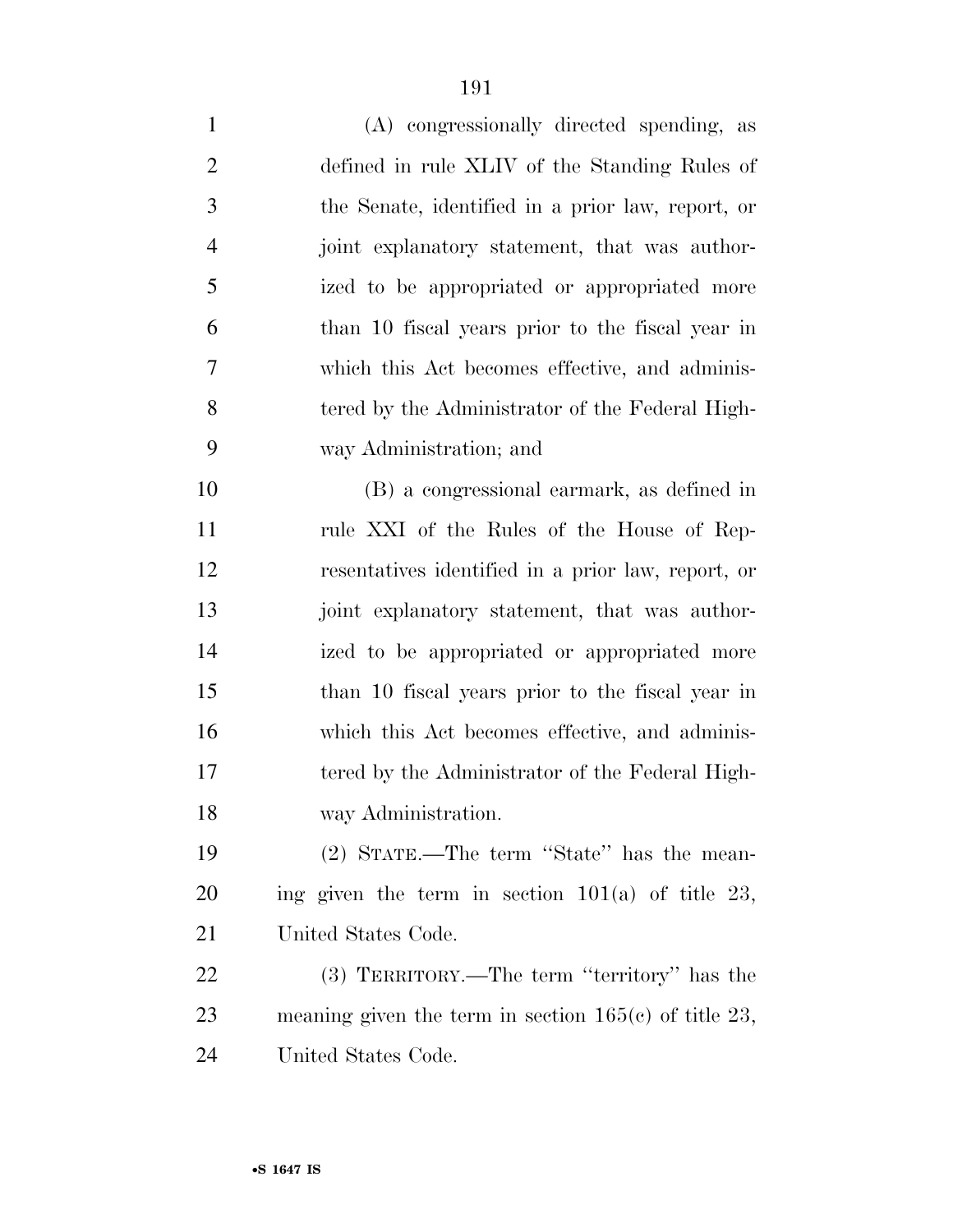(A) congressionally directed spending, as defined in rule XLIV of the Standing Rules of the Senate, identified in a prior law, report, or joint explanatory statement, that was authorized to be appropriated or appropriated more than 10 fiscal years prior to the fiscal year in which this Act becomes effective, and administered by the Administrator of the Federal Highway Administration; and

(B) a congressional earmark, as defined in rule XXI of the Rules of the House of Representatives identified in a prior law, report, or joint explanatory statement, that was authorized to be appropriated or appropriated more than 10 fiscal years prior to the fiscal year in which this Act becomes effective, and administered by the Administrator of the Federal Highway Administration.

(2) STATE.—The term ''State'' has the meaning given the term in section 101(a) of title 23, United States Code.

(3) TERRITORY.—The term ''territory'' has the meaning given the term in section 165(c) of title 23, United States Code.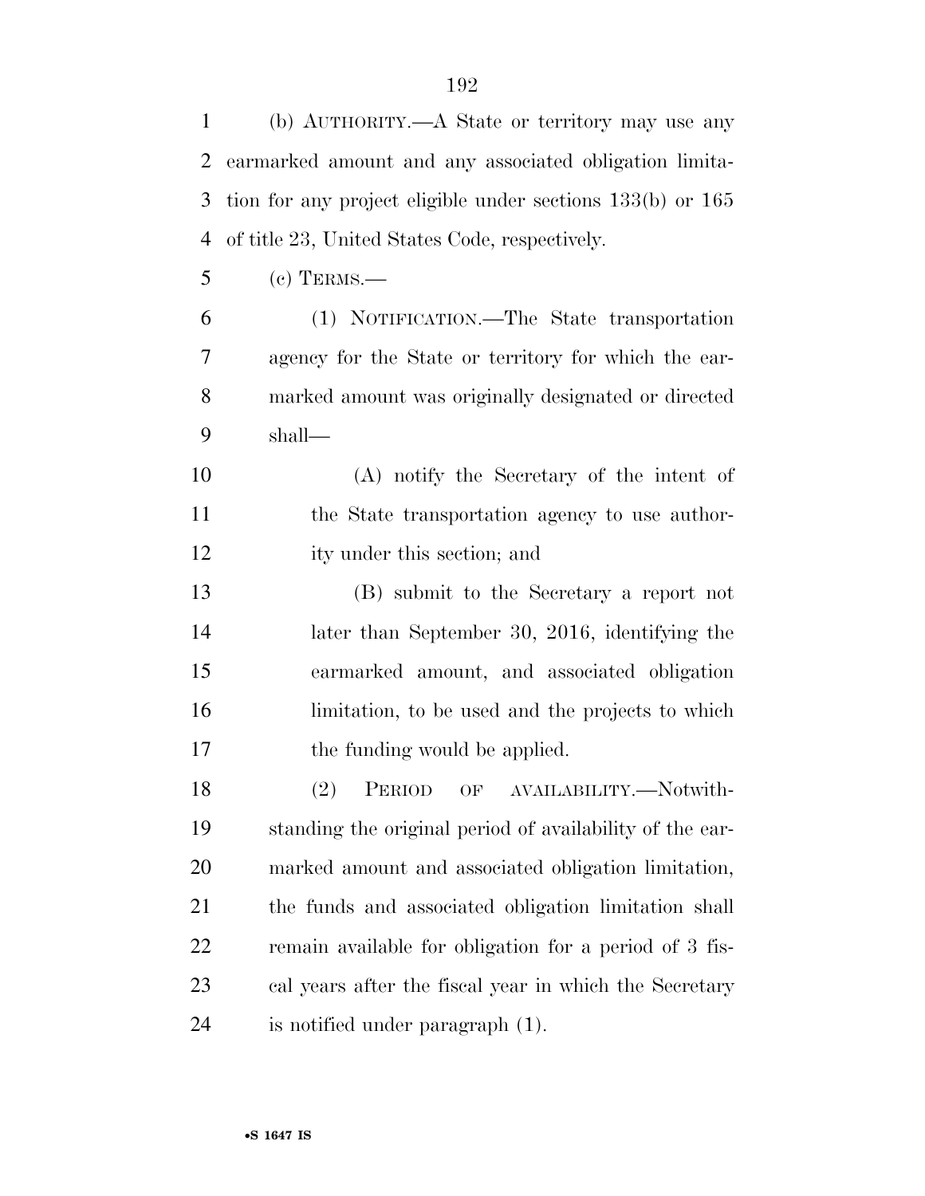(b) AUTHORITY.—A State or territory may use any earmarked amount and any associated obligation limitation for any project eligible under sections 133(b) or 165 of title 23, United States Code, respectively.

(c) TERMS.—

(1) NOTIFICATION.—The State transportation agency for the State or territory for which the earmarked amount was originally designated or directed shall—

(A) notify the Secretary of the intent of the State transportation agency to use authority under this section; and

(B) submit to the Secretary a report not later than September 30, 2016, identifying the earmarked amount, and associated obligation limitation, to be used and the projects to which the funding would be applied.

(2) PERIOD OF AVAILABILITY.—Notwithstanding the original period of availability of the earmarked amount and associated obligation limitation, the funds and associated obligation limitation shall remain available for obligation for a period of 3 fiscal years after the fiscal year in which the Secretary is notified under paragraph (1).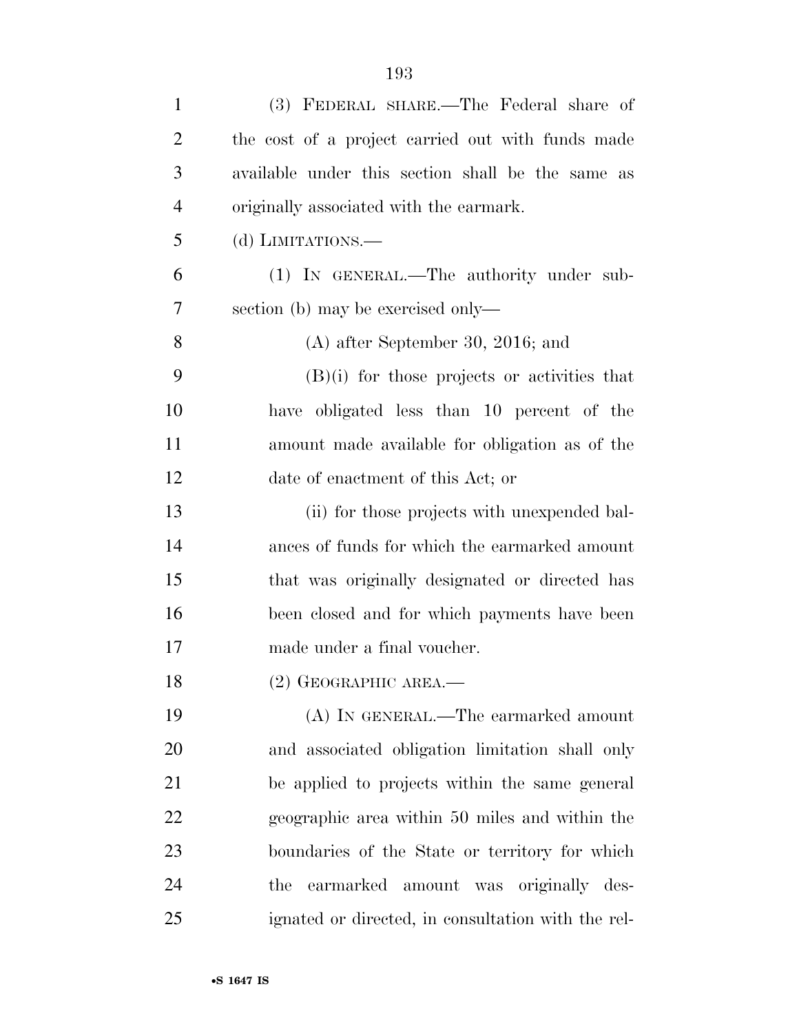(3) FEDERAL SHARE.—The Federal share of the cost of a project carried out with funds made available under this section shall be the same as originally associated with the earmark.

(d) LIMITATIONS.—

(1) IN GENERAL.—The authority under subsection (b) may be exercised only—

(A) after September 30, 2016; and

(B)(i) for those projects or activities that have obligated less than 10 percent of the amount made available for obligation as of the date of enactment of this Act; or

(ii) for those projects with unexpended balances of funds for which the earmarked amount that was originally designated or directed has been closed and for which payments have been made under a final voucher.

(2) GEOGRAPHIC AREA.—

(A) IN GENERAL.—The earmarked amount and associated obligation limitation shall only be applied to projects within the same general geographic area within 50 miles and within the boundaries of the State or territory for which the earmarked amount was originally designated or directed, in consultation with the rel-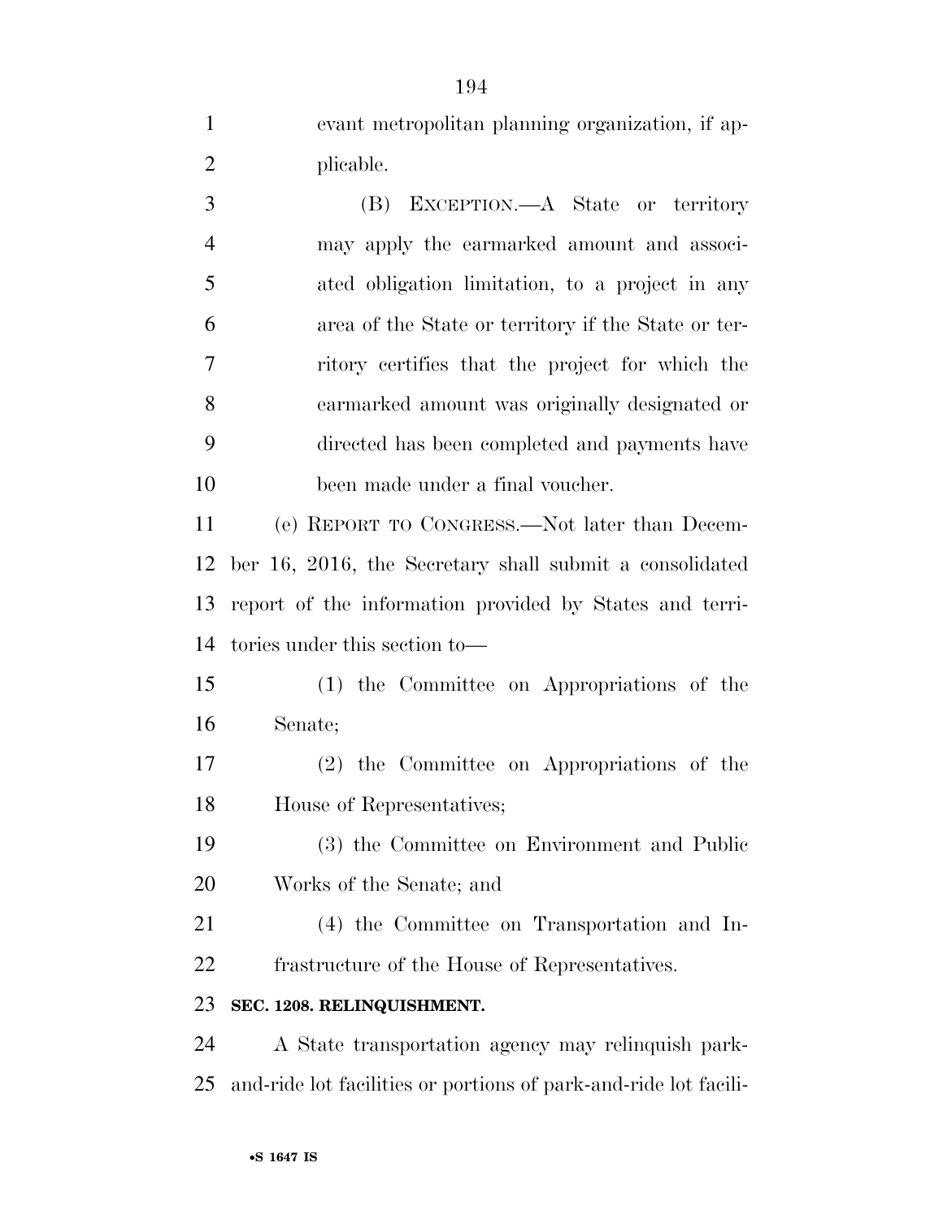evant metropolitan planning organization, if applicable.

(B) EXCEPTION.—A State or territory may apply the earmarked amount and associated obligation limitation, to a project in any area of the State or territory if the State or territory certifies that the project for which the earmarked amount was originally designated or directed has been completed and payments have been made under a final voucher.

(e) REPORT TO CONGRESS.—Not later than December 16, 2016, the Secretary shall submit a consolidated report of the information provided by States and territories under this section to—

(1) the Committee on Appropriations of the Senate;

(2) the Committee on Appropriations of the House of Representatives;

(3) the Committee on Environment and Public Works of the Senate; and

(4) the Committee on Transportation and Infrastructure of the House of Representatives.

**SEC. 1208. RELINQUISHMENT.**

A State transportation agency may relinquish park-and-ride lot facilities or portions of park-and-ride lot facili-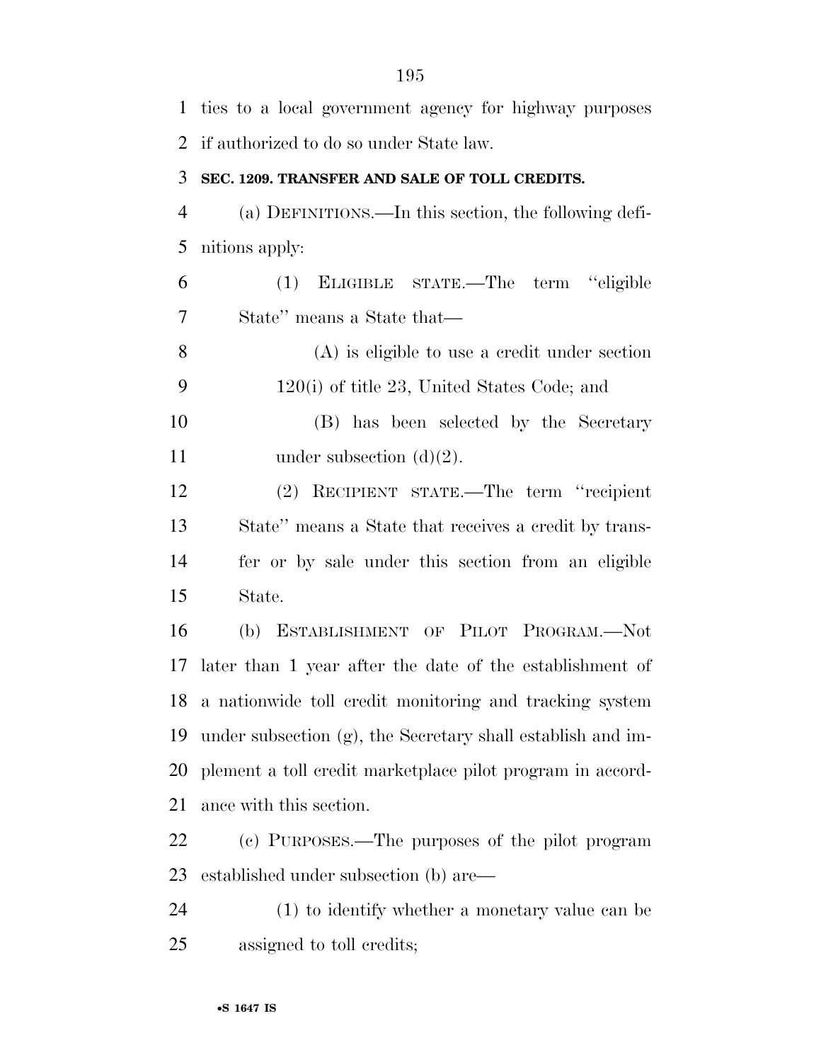ties to a local government agency for highway purposes if authorized to do so under State law.

**SEC. 1209. TRANSFER AND SALE OF TOLL CREDITS.**

(a) DEFINITIONS.—In this section, the following definitions apply:

(1) ELIGIBLE STATE.—The term "eligible State" means a State that—

(A) is eligible to use a credit under section 120(i) of title 23, United States Code; and

(B) has been selected by the Secretary under subsection (d)(2).

(2) RECIPIENT STATE.—The term "recipient State" means a State that receives a credit by transfer or by sale under this section from an eligible State.

(b) ESTABLISHMENT OF PILOT PROGRAM.—Not later than 1 year after the date of the establishment of a nationwide toll credit monitoring and tracking system under subsection (g), the Secretary shall establish and implement a toll credit marketplace pilot program in accordance with this section.

(c) PURPOSES.—The purposes of the pilot program established under subsection (b) are—

(1) to identify whether a monetary value can be assigned to toll credits;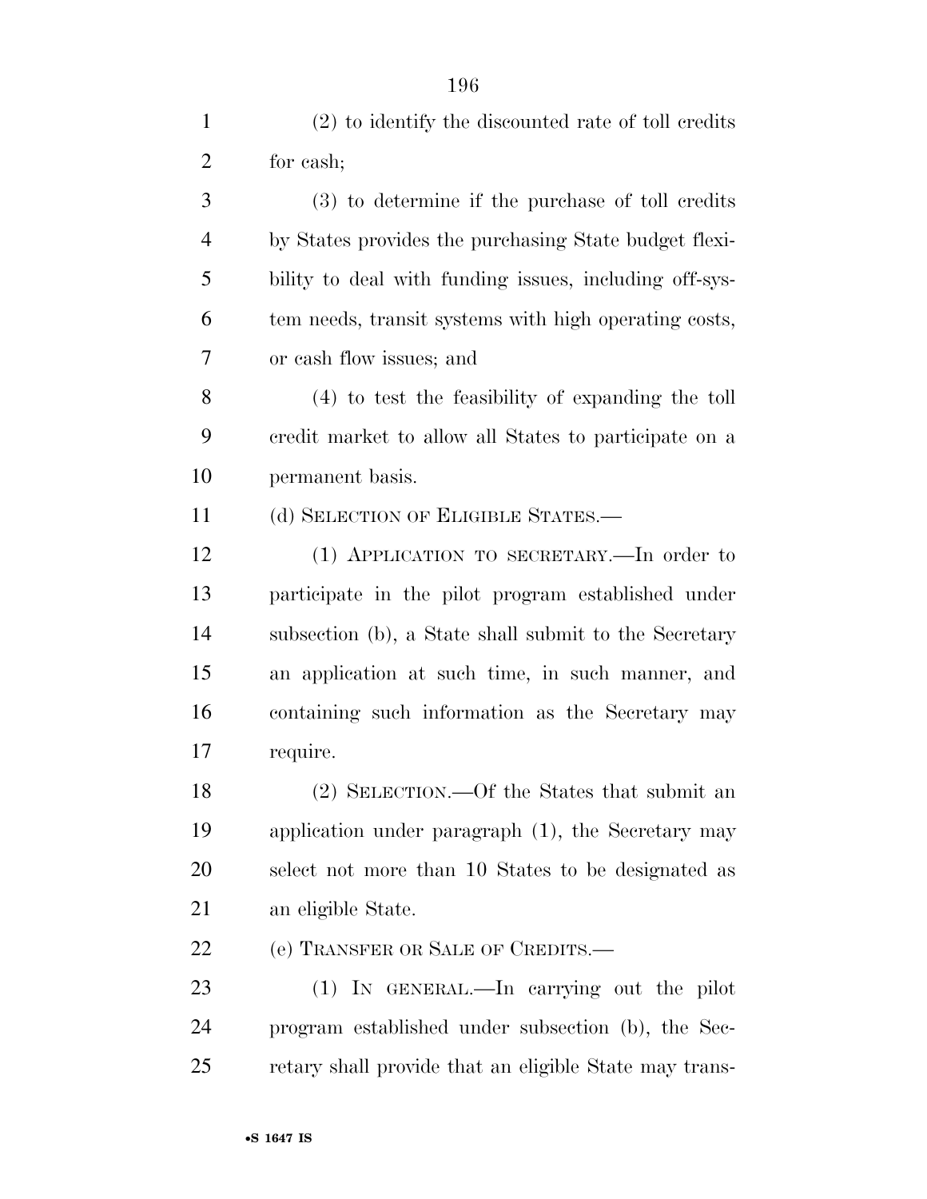(2) to identify the discounted rate of toll credits for cash;

(3) to determine if the purchase of toll credits by States provides the purchasing State budget flexibility to deal with funding issues, including off-system needs, transit systems with high operating costs, or cash flow issues; and

(4) to test the feasibility of expanding the toll credit market to allow all States to participate on a permanent basis.

(d) SELECTION OF ELIGIBLE STATES.—

(1) APPLICATION TO SECRETARY.—In order to participate in the pilot program established under subsection (b), a State shall submit to the Secretary an application at such time, in such manner, and containing such information as the Secretary may require.

(2) SELECTION.—Of the States that submit an application under paragraph (1), the Secretary may select not more than 10 States to be designated as an eligible State.

(e) TRANSFER OR SALE OF CREDITS.—

(1) IN GENERAL.—In carrying out the pilot program established under subsection (b), the Secretary shall provide that an eligible State may trans-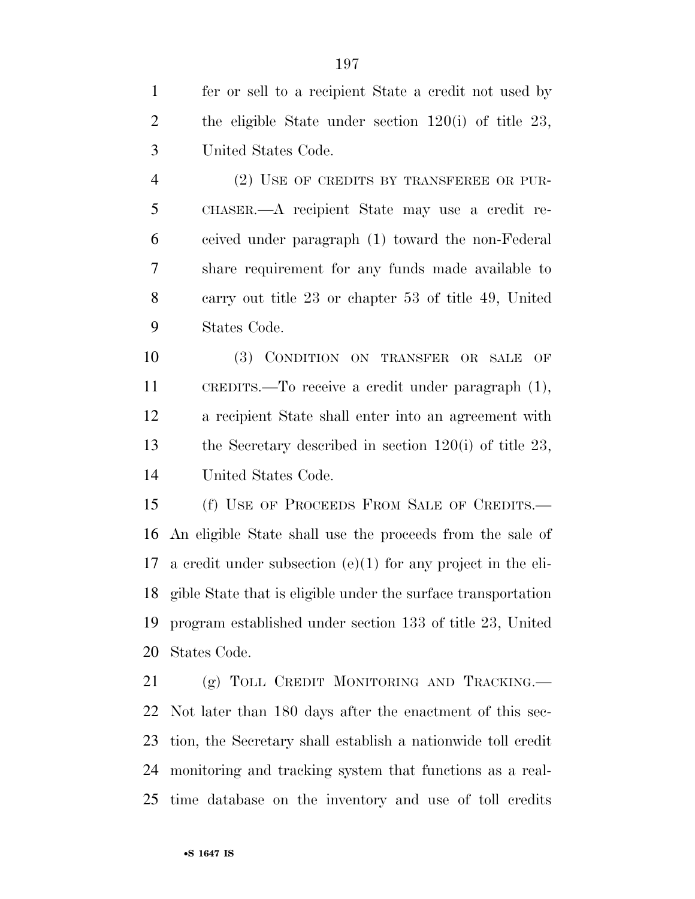fer or sell to a recipient State a credit not used by the eligible State under section 120(i) of title 23, United States Code.

(2) USE OF CREDITS BY TRANSFEREE OR PURCHASER.—A recipient State may use a credit received under paragraph (1) toward the non-Federal share requirement for any funds made available to carry out title 23 or chapter 53 of title 49, United States Code.

(3) CONDITION ON TRANSFER OR SALE OF CREDITS.—To receive a credit under paragraph (1), a recipient State shall enter into an agreement with the Secretary described in section 120(i) of title 23, United States Code.

(f) USE OF PROCEEDS FROM SALE OF CREDITS.—An eligible State shall use the proceeds from the sale of a credit under subsection (e)(1) for any project in the eligible State that is eligible under the surface transportation program established under section 133 of title 23, United States Code.

(g) TOLL CREDIT MONITORING AND TRACKING.—Not later than 180 days after the enactment of this section, the Secretary shall establish a nationwide toll credit monitoring and tracking system that functions as a real-time database on the inventory and use of toll credits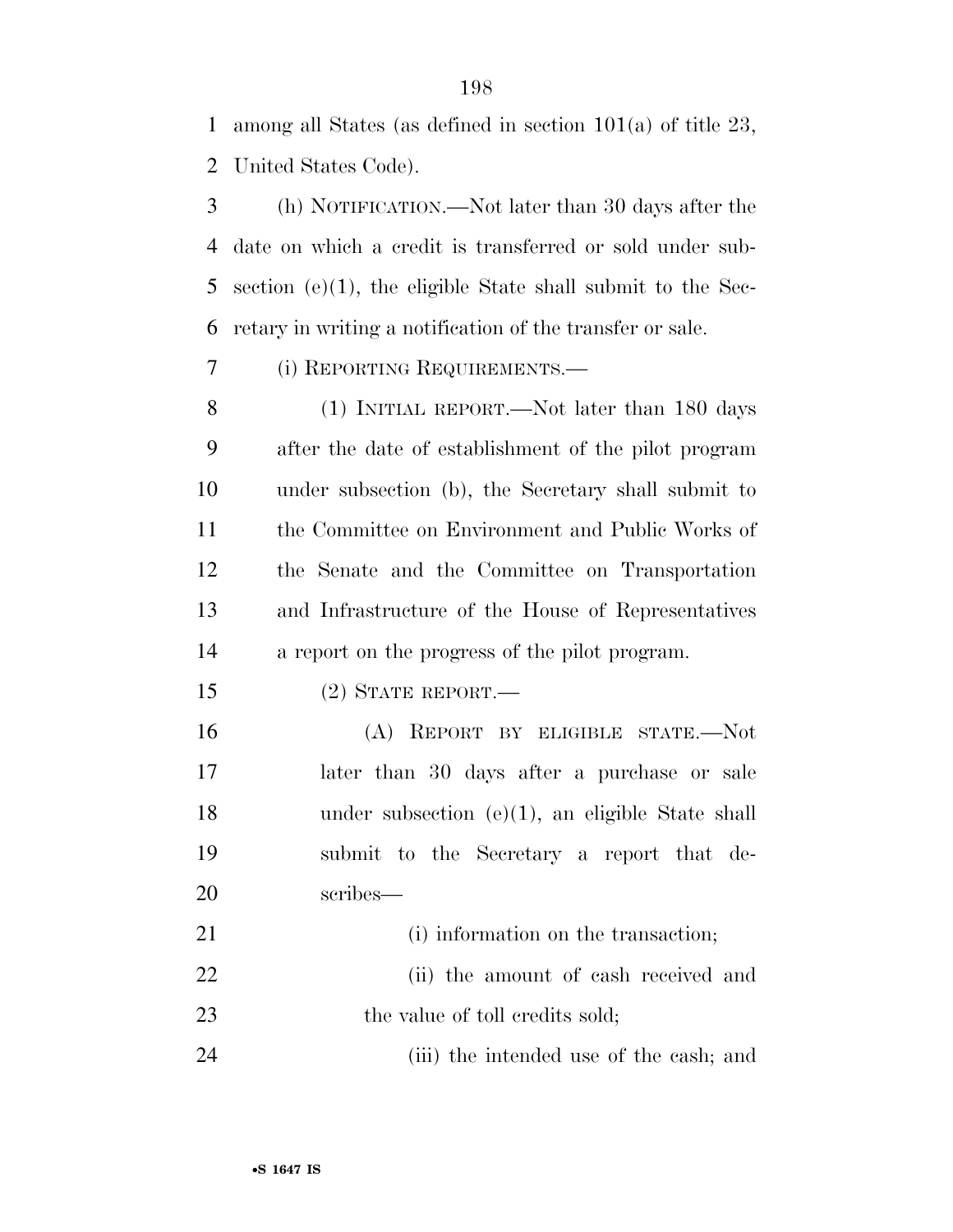among all States (as defined in section 101(a) of title 23, United States Code).

(h) NOTIFICATION.—Not later than 30 days after the date on which a credit is transferred or sold under subsection (e)(1), the eligible State shall submit to the Secretary in writing a notification of the transfer or sale.

(i) REPORTING REQUIREMENTS.—

(1) INITIAL REPORT.—Not later than 180 days after the date of establishment of the pilot program under subsection (b), the Secretary shall submit to the Committee on Environment and Public Works of the Senate and the Committee on Transportation and Infrastructure of the House of Representatives a report on the progress of the pilot program.

(2) STATE REPORT.—

(A) REPORT BY ELIGIBLE STATE.—Not later than 30 days after a purchase or sale under subsection (e)(1), an eligible State shall submit to the Secretary a report that describes—

(i) information on the transaction;

(ii) the amount of cash received and the value of toll credits sold;

(iii) the intended use of the cash; and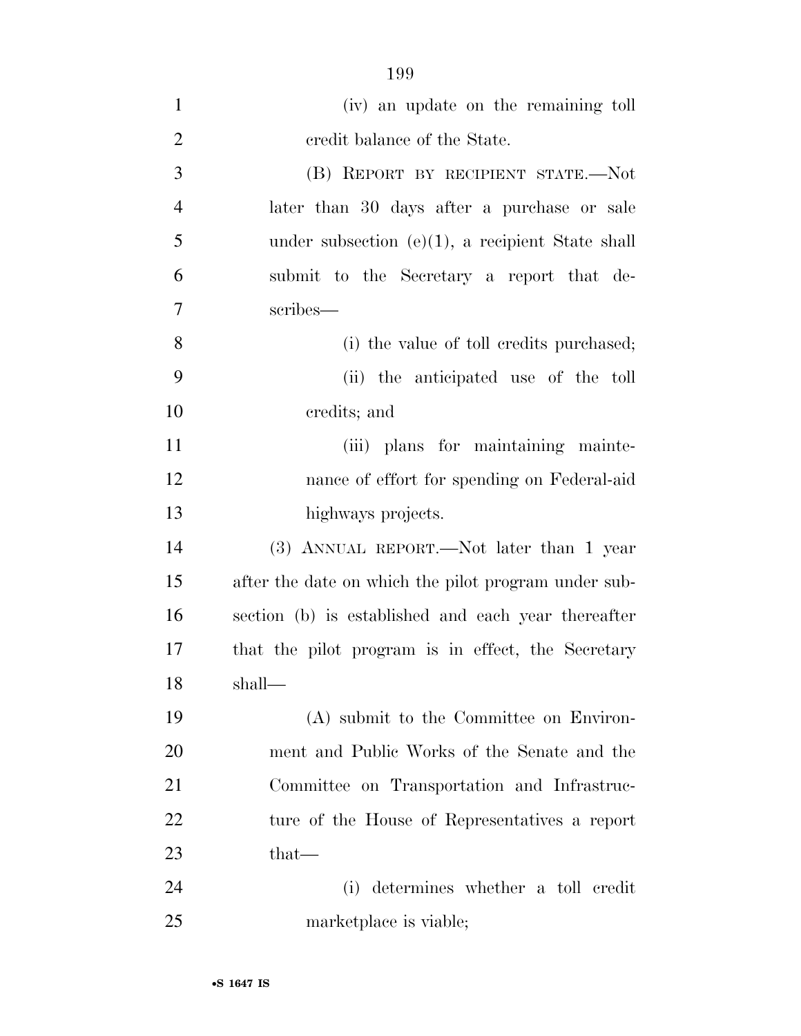(iv) an update on the remaining toll credit balance of the State.

(B) REPORT BY RECIPIENT STATE.—Not later than 30 days after a purchase or sale under subsection (e)(1), a recipient State shall submit to the Secretary a report that describes—

(i) the value of toll credits purchased;

(ii) the anticipated use of the toll credits; and

(iii) plans for maintaining maintenance of effort for spending on Federal-aid highways projects.

(3) ANNUAL REPORT.—Not later than 1 year after the date on which the pilot program under subsection (b) is established and each year thereafter that the pilot program is in effect, the Secretary shall—

(A) submit to the Committee on Environment and Public Works of the Senate and the Committee on Transportation and Infrastructure of the House of Representatives a report that—

(i) determines whether a toll credit marketplace is viable;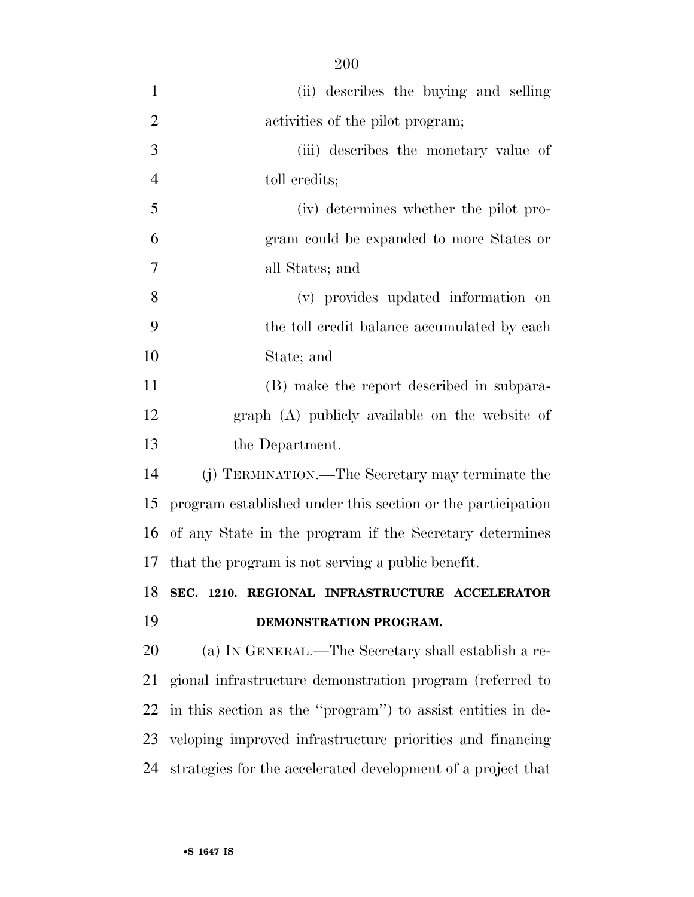(ii) describes the buying and selling activities of the pilot program;

(iii) describes the monetary value of toll credits;

(iv) determines whether the pilot program could be expanded to more States or all States; and

(v) provides updated information on the toll credit balance accumulated by each State; and

(B) make the report described in subparagraph (A) publicly available on the website of the Department.

(j) TERMINATION.—The Secretary may terminate the program established under this section or the participation of any State in the program if the Secretary determines that the program is not serving a public benefit.

**SEC. 1210. REGIONAL INFRASTRUCTURE ACCELERATOR DEMONSTRATION PROGRAM.**

(a) IN GENERAL.—The Secretary shall establish a regional infrastructure demonstration program (referred to in this section as the ''program'') to assist entities in developing improved infrastructure priorities and financing strategies for the accelerated development of a project that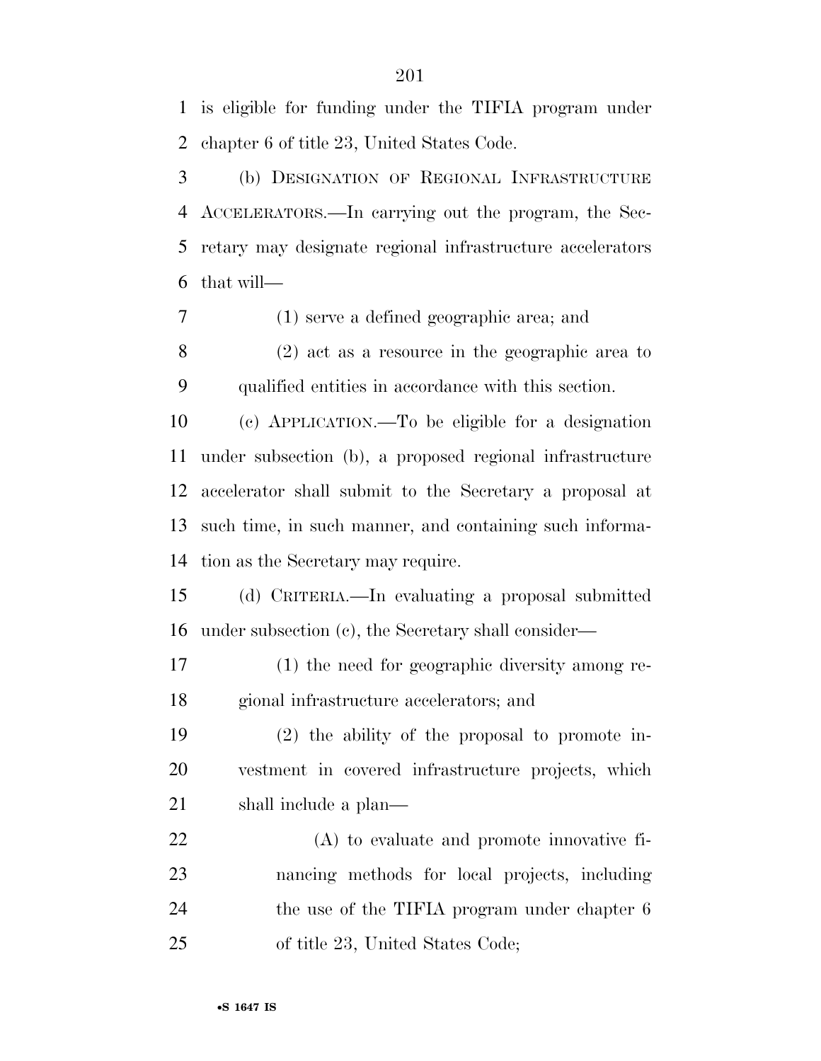is eligible for funding under the TIFIA program under chapter 6 of title 23, United States Code.

(b) DESIGNATION OF REGIONAL INFRASTRUCTURE ACCELERATORS.—In carrying out the program, the Secretary may designate regional infrastructure accelerators that will—

(1) serve a defined geographic area; and

(2) act as a resource in the geographic area to qualified entities in accordance with this section.

(c) APPLICATION.—To be eligible for a designation under subsection (b), a proposed regional infrastructure accelerator shall submit to the Secretary a proposal at such time, in such manner, and containing such information as the Secretary may require.

(d) CRITERIA.—In evaluating a proposal submitted under subsection (c), the Secretary shall consider—

(1) the need for geographic diversity among regional infrastructure accelerators; and

(2) the ability of the proposal to promote investment in covered infrastructure projects, which shall include a plan—

(A) to evaluate and promote innovative financing methods for local projects, including the use of the TIFIA program under chapter 6 of title 23, United States Code;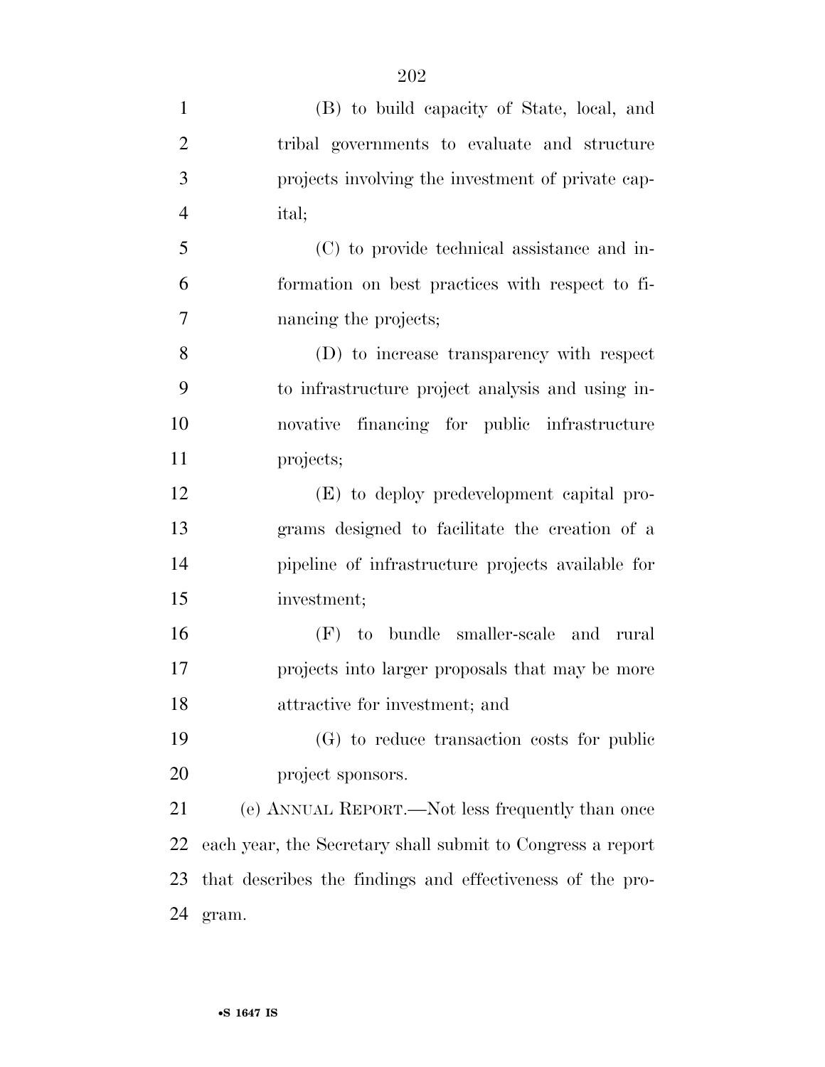(B) to build capacity of State, local, and tribal governments to evaluate and structure projects involving the investment of private capital;

(C) to provide technical assistance and information on best practices with respect to financing the projects;

(D) to increase transparency with respect to infrastructure project analysis and using innovative financing for public infrastructure projects;

(E) to deploy predevelopment capital programs designed to facilitate the creation of a pipeline of infrastructure projects available for investment;

(F) to bundle smaller-scale and rural projects into larger proposals that may be more attractive for investment; and

(G) to reduce transaction costs for public project sponsors.

(e) ANNUAL REPORT.—Not less frequently than once each year, the Secretary shall submit to Congress a report that describes the findings and effectiveness of the program.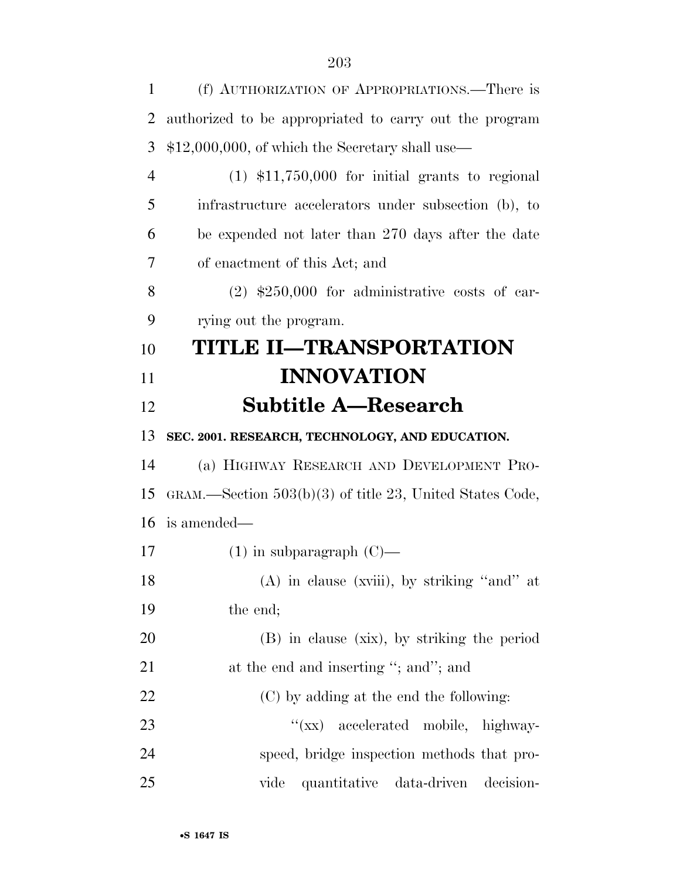(f) AUTHORIZATION OF APPROPRIATIONS.—There is authorized to be appropriated to carry out the program $12,000,000, of which the Secretary shall use—

(1) $11,750,000 for initial grants to regional infrastructure accelerators under subsection (b), to be expended not later than 270 days after the date of enactment of this Act; and

(2) $250,000 for administrative costs of carrying out the program.

# TITLE II—TRANSPORTATION INNOVATION

## Subtitle A—Research

### SEC. 2001. RESEARCH, TECHNOLOGY, AND EDUCATION.

(a) HIGHWAY RESEARCH AND DEVELOPMENT PROGRAM.—Section 503(b)(3) of title 23, United States Code, is amended—

(1) in subparagraph (C)—

(A) in clause (xviii), by striking ''and'' at the end;

(B) in clause (xix), by striking the period at the end and inserting ''; and''; and

(C) by adding at the end the following:

''(xx) accelerated mobile, highway-speed, bridge inspection methods that provide quantitative data-driven decision-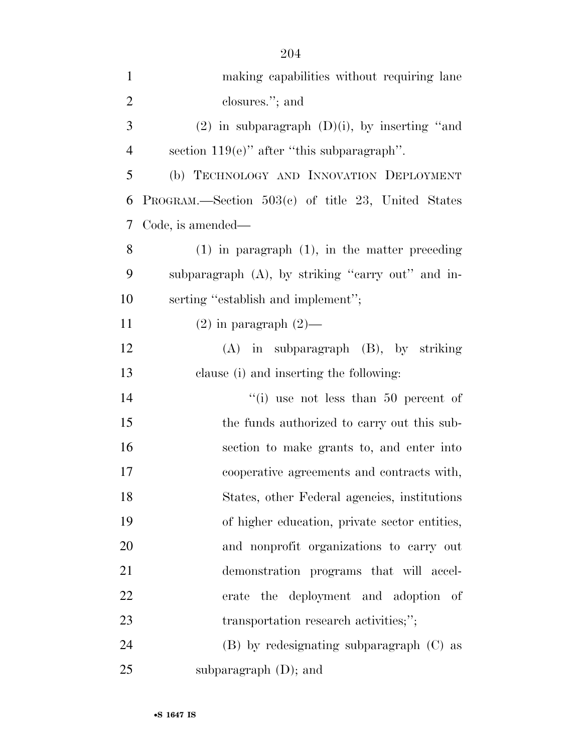making capabilities without requiring lane closures.''; and

(2) in subparagraph (D)(i), by inserting ''and section 119(e)'' after ''this subparagraph''.

(b) TECHNOLOGY AND INNOVATION DEPLOYMENT PROGRAM.—Section 503(c) of title 23, United States Code, is amended—

(1) in paragraph (1), in the matter preceding subparagraph (A), by striking ''carry out'' and inserting ''establish and implement'';

(2) in paragraph (2)—

(A) in subparagraph (B), by striking clause (i) and inserting the following:

''(i) use not less than 50 percent of the funds authorized to carry out this subsection to make grants to, and enter into cooperative agreements and contracts with, States, other Federal agencies, institutions of higher education, private sector entities, and nonprofit organizations to carry out demonstration programs that will accelerate the deployment and adoption of transportation research activities;'';

(B) by redesignating subparagraph (C) as subparagraph (D); and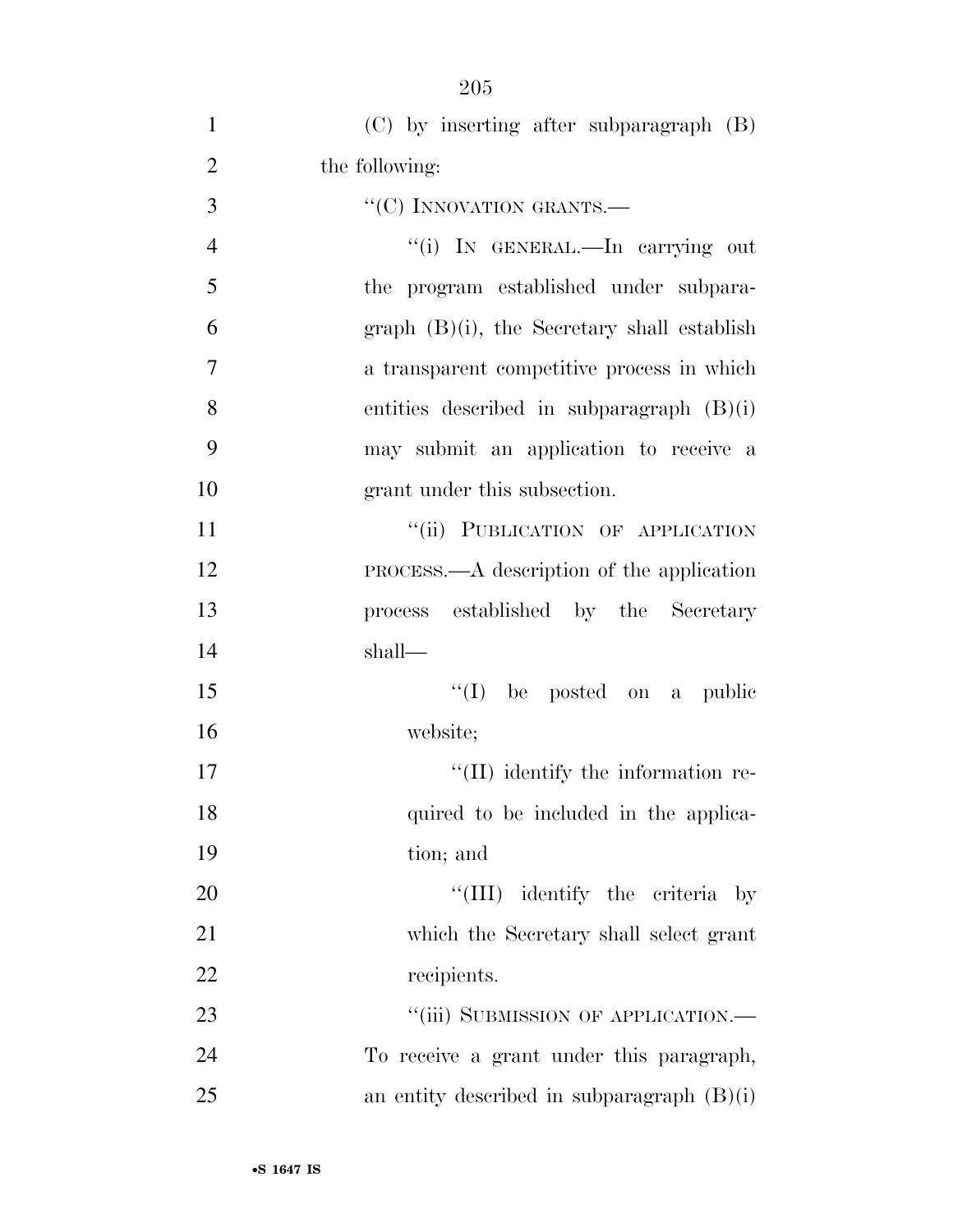(C) by inserting after subparagraph (B) the following:

"(C) INNOVATION GRANTS.—

"(i) IN GENERAL.—In carrying out the program established under subparagraph (B)(i), the Secretary shall establish a transparent competitive process in which entities described in subparagraph (B)(i) may submit an application to receive a grant under this subsection.

"(ii) PUBLICATION OF APPLICATION PROCESS.—A description of the application process established by the Secretary shall—

"(I) be posted on a public website;

"(II) identify the information required to be included in the application; and

"(III) identify the criteria by which the Secretary shall select grant recipients.

"(iii) SUBMISSION OF APPLICATION.—To receive a grant under this paragraph, an entity described in subparagraph (B)(i)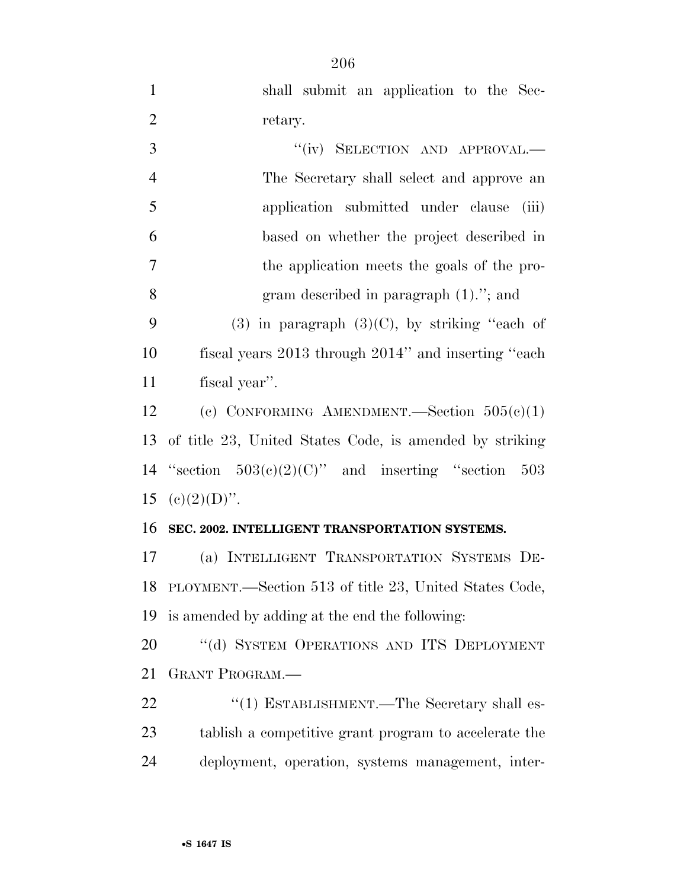shall submit an application to the Secretary.

"(iv) SELECTION AND APPROVAL.—The Secretary shall select and approve an application submitted under clause (iii) based on whether the project described in the application meets the goals of the program described in paragraph (1)."; and

(3) in paragraph (3)(C), by striking "each of fiscal years 2013 through 2014" and inserting "each fiscal year".

(c) CONFORMING AMENDMENT.—Section 505(c)(1) of title 23, United States Code, is amended by striking "section 503(c)(2)(C)" and inserting "section 503 (c)(2)(D)".

**SEC. 2002. INTELLIGENT TRANSPORTATION SYSTEMS.**

(a) INTELLIGENT TRANSPORTATION SYSTEMS DEPLOYMENT.—Section 513 of title 23, United States Code, is amended by adding at the end the following:

"(d) SYSTEM OPERATIONS AND ITS DEPLOYMENT GRANT PROGRAM.—

"(1) ESTABLISHMENT.—The Secretary shall establish a competitive grant program to accelerate the deployment, operation, systems management, inter-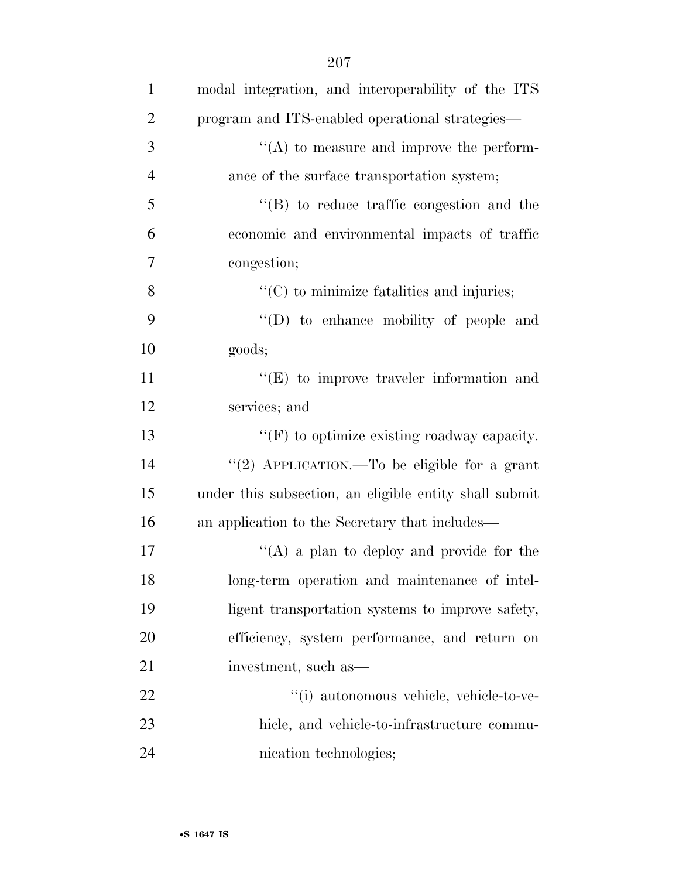modal integration, and interoperability of the ITS program and ITS-enabled operational strategies—

''(A) to measure and improve the performance of the surface transportation system;

''(B) to reduce traffic congestion and the economic and environmental impacts of traffic congestion;

''(C) to minimize fatalities and injuries;

''(D) to enhance mobility of people and goods;

''(E) to improve traveler information and services; and

''(F) to optimize existing roadway capacity.

''(2) APPLICATION.—To be eligible for a grant under this subsection, an eligible entity shall submit an application to the Secretary that includes—

''(A) a plan to deploy and provide for the long-term operation and maintenance of intelligent transportation systems to improve safety, efficiency, system performance, and return on investment, such as—

''(i) autonomous vehicle, vehicle-to-vehicle, and vehicle-to-infrastructure communication technologies;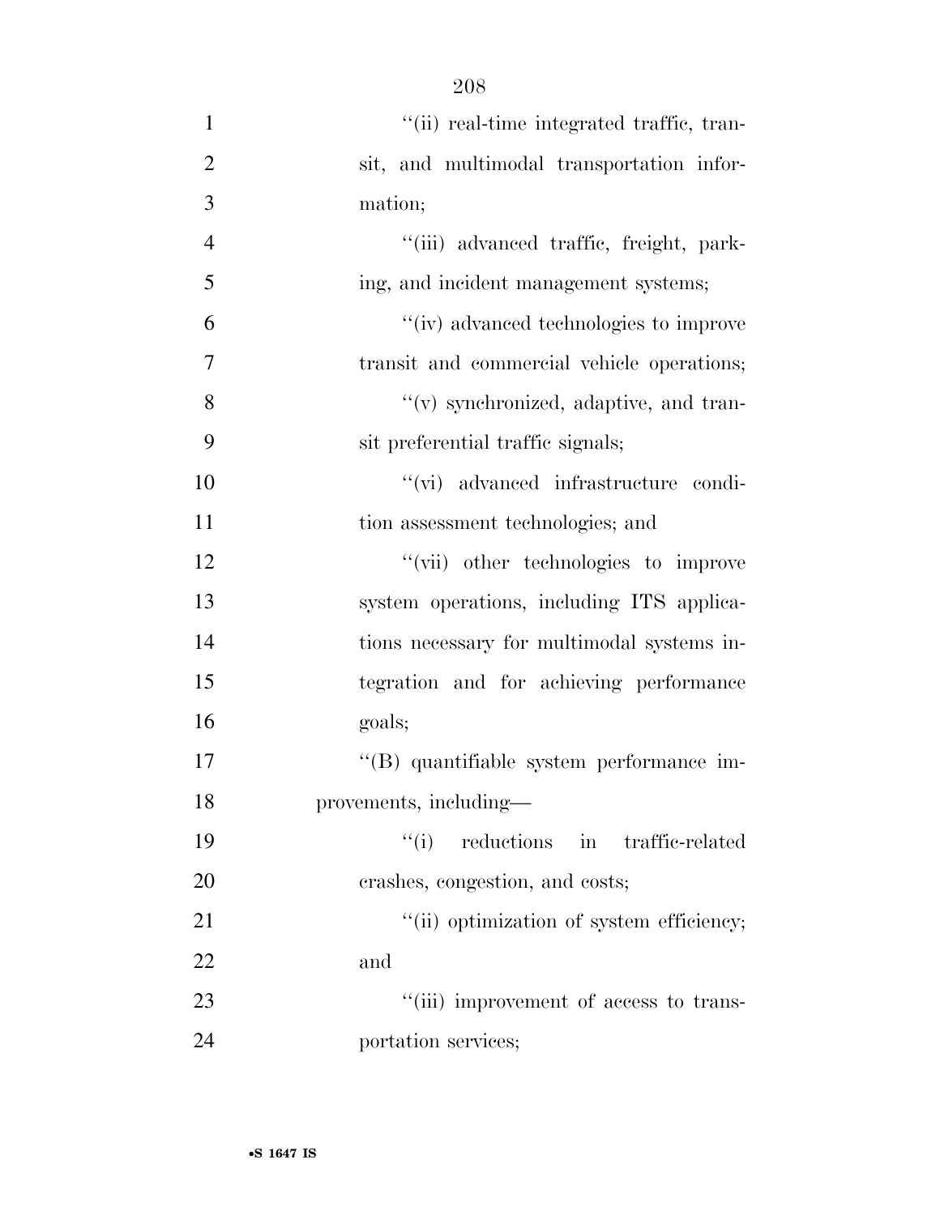"(ii) real-time integrated traffic, transit, and multimodal transportation information;

"(iii) advanced traffic, freight, parking, and incident management systems;

"(iv) advanced technologies to improve transit and commercial vehicle operations;

"(v) synchronized, adaptive, and transit preferential traffic signals;

"(vi) advanced infrastructure condition assessment technologies; and

"(vii) other technologies to improve system operations, including ITS applications necessary for multimodal systems integration and for achieving performance goals;

"(B) quantifiable system performance improvements, including—

"(i) reductions in traffic-related crashes, congestion, and costs;

"(ii) optimization of system efficiency; and

"(iii) improvement of access to transportation services;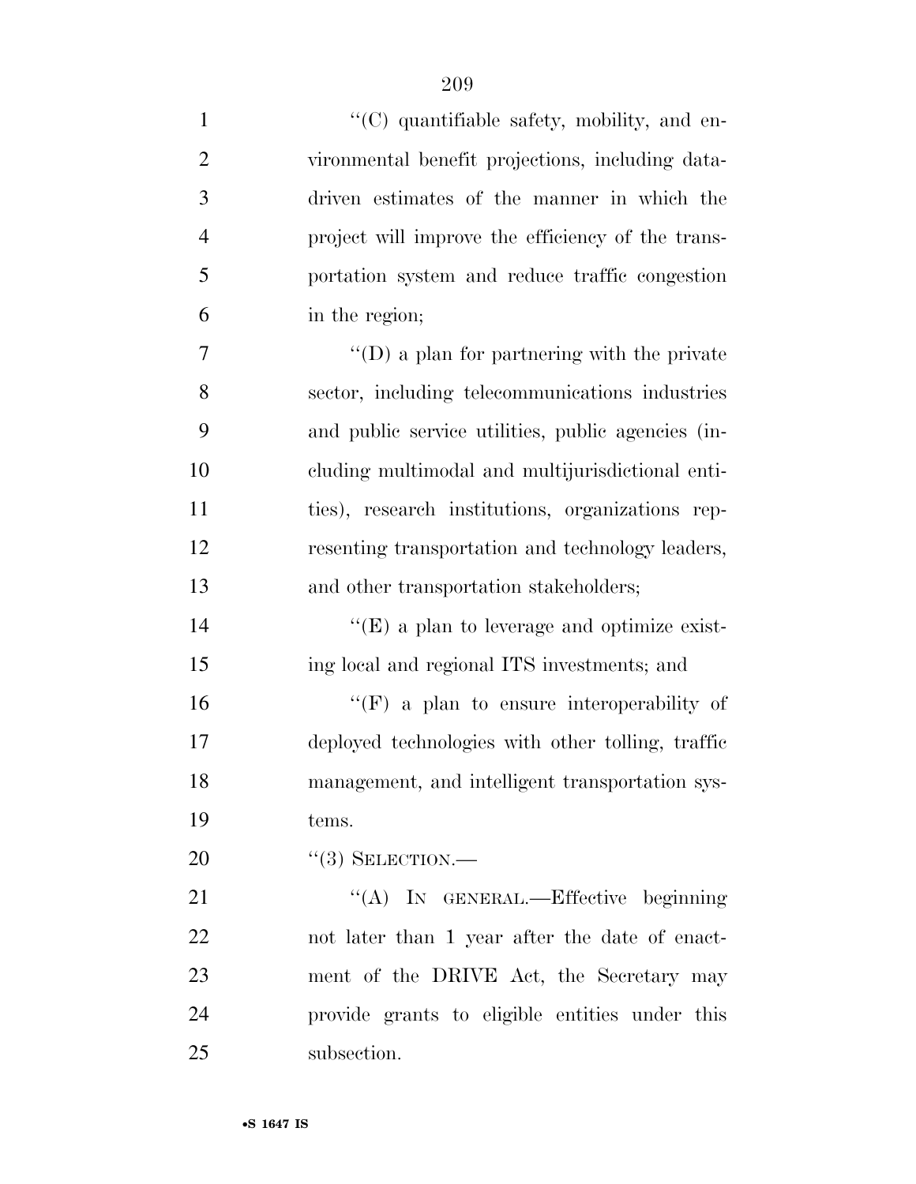''(C) quantifiable safety, mobility, and environmental benefit projections, including data-driven estimates of the manner in which the project will improve the efficiency of the transportation system and reduce traffic congestion in the region;

''(D) a plan for partnering with the private sector, including telecommunications industries and public service utilities, public agencies (including multimodal and multijurisdictional entities), research institutions, organizations representing transportation and technology leaders, and other transportation stakeholders;

''(E) a plan to leverage and optimize existing local and regional ITS investments; and

''(F) a plan to ensure interoperability of deployed technologies with other tolling, traffic management, and intelligent transportation systems.

''(3) SELECTION.—

''(A) IN GENERAL.—Effective beginning not later than 1 year after the date of enactment of the DRIVE Act, the Secretary may provide grants to eligible entities under this subsection.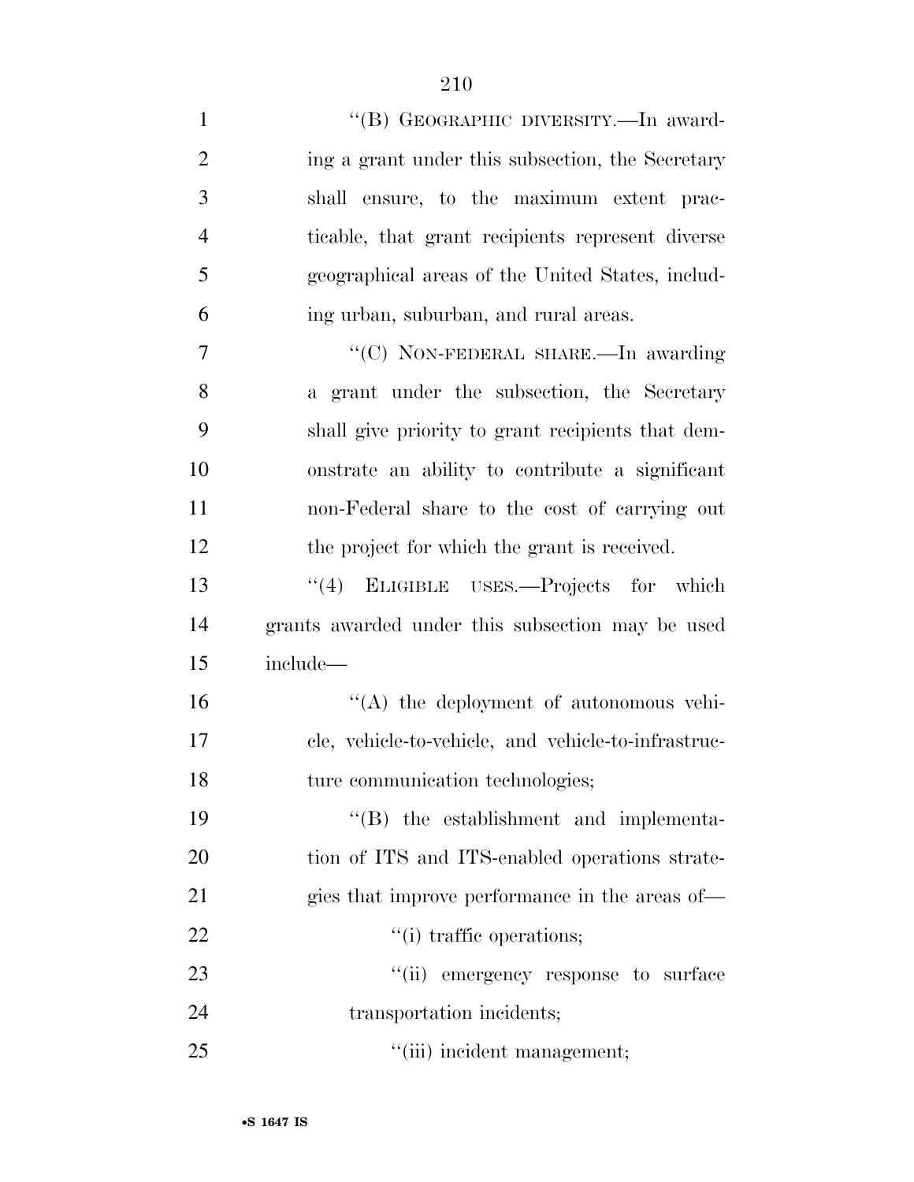"(B) GEOGRAPHIC DIVERSITY.—In awarding a grant under this subsection, the Secretary shall ensure, to the maximum extent practicable, that grant recipients represent diverse geographical areas of the United States, including urban, suburban, and rural areas.

"(C) NON-FEDERAL SHARE.—In awarding a grant under the subsection, the Secretary shall give priority to grant recipients that demonstrate an ability to contribute a significant non-Federal share to the cost of carrying out the project for which the grant is received.

"(4) ELIGIBLE USES.—Projects for which grants awarded under this subsection may be used include—

"(A) the deployment of autonomous vehicle, vehicle-to-vehicle, and vehicle-to-infrastructure communication technologies;

"(B) the establishment and implementation of ITS and ITS-enabled operations strategies that improve performance in the areas of—

"(i) traffic operations;

"(ii) emergency response to surface transportation incidents;

"(iii) incident management;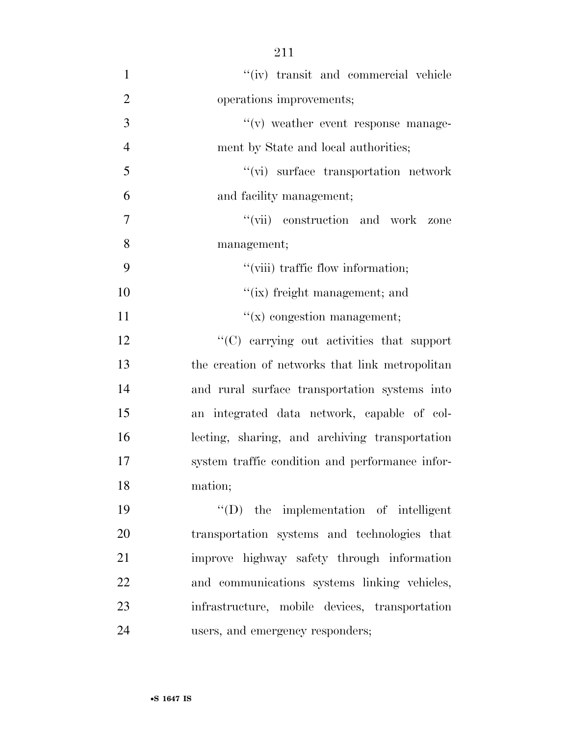''(iv) transit and commercial vehicle operations improvements;

''(v) weather event response management by State and local authorities;

''(vi) surface transportation network and facility management;

''(vii) construction and work zone management;

''(viii) traffic flow information;

''(ix) freight management; and

''(x) congestion management;

''(C) carrying out activities that support the creation of networks that link metropolitan and rural surface transportation systems into an integrated data network, capable of collecting, sharing, and archiving transportation system traffic condition and performance information;

''(D) the implementation of intelligent transportation systems and technologies that improve highway safety through information and communications systems linking vehicles, infrastructure, mobile devices, transportation users, and emergency responders;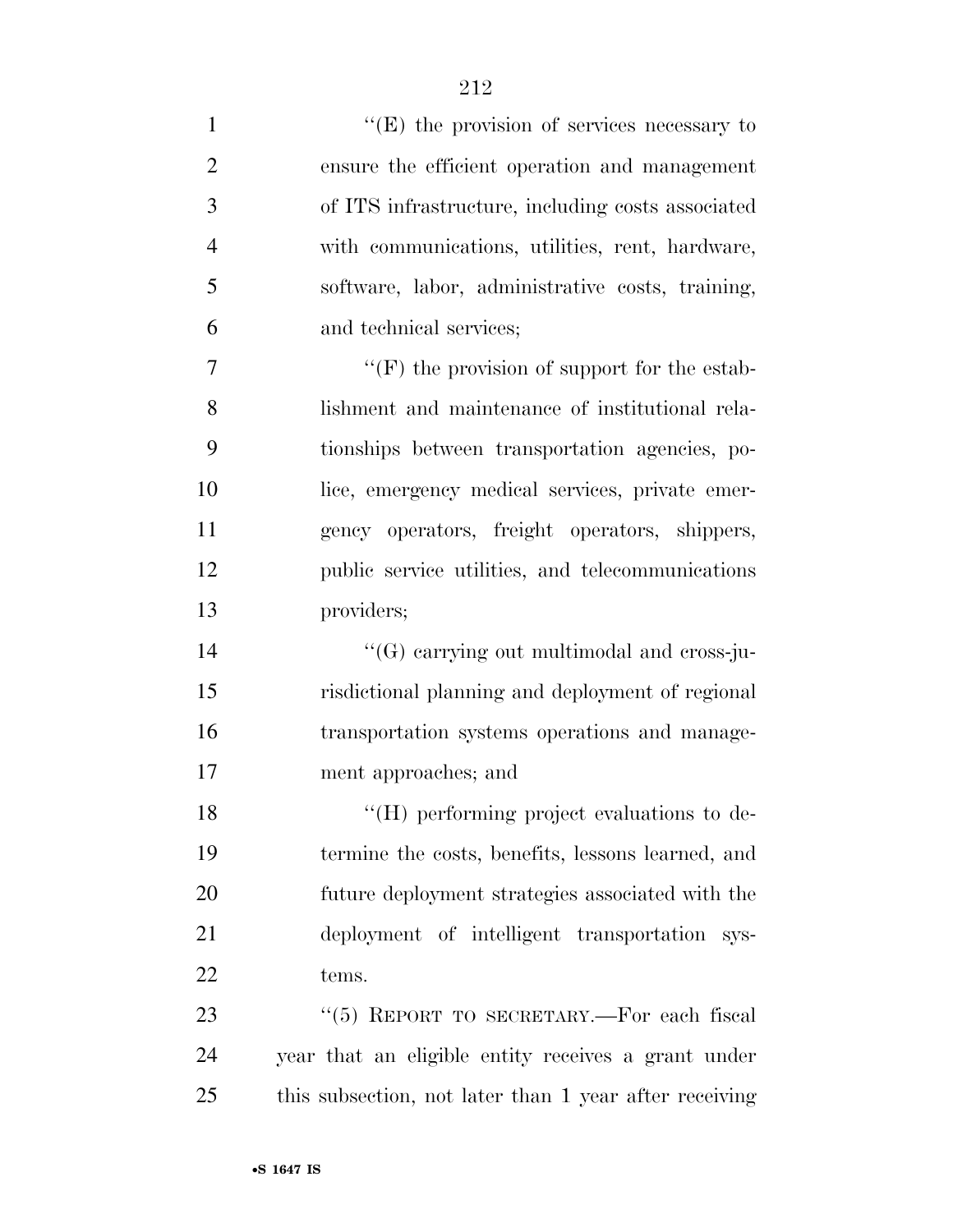''(E) the provision of services necessary to ensure the efficient operation and management of ITS infrastructure, including costs associated with communications, utilities, rent, hardware, software, labor, administrative costs, training, and technical services;

''(F) the provision of support for the establishment and maintenance of institutional relationships between transportation agencies, police, emergency medical services, private emergency operators, freight operators, shippers, public service utilities, and telecommunications providers;

''(G) carrying out multimodal and cross-jurisdictional planning and deployment of regional transportation systems operations and management approaches; and

''(H) performing project evaluations to determine the costs, benefits, lessons learned, and future deployment strategies associated with the deployment of intelligent transportation systems.

''(5) REPORT TO SECRETARY.—For each fiscal year that an eligible entity receives a grant under this subsection, not later than 1 year after receiving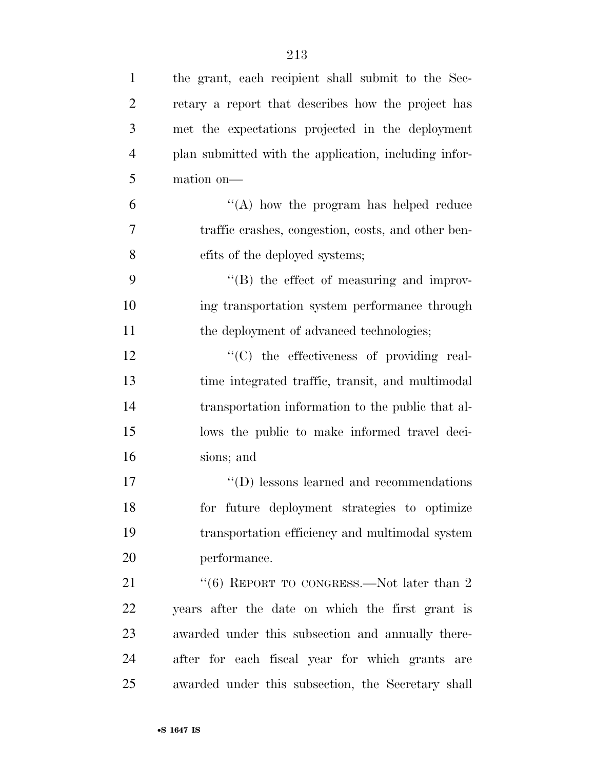the grant, each recipient shall submit to the Secretary a report that describes how the project has met the expectations projected in the deployment plan submitted with the application, including information on—

"(A) how the program has helped reduce traffic crashes, congestion, costs, and other benefits of the deployed systems;

"(B) the effect of measuring and improving transportation system performance through the deployment of advanced technologies;

"(C) the effectiveness of providing real-time integrated traffic, transit, and multimodal transportation information to the public that allows the public to make informed travel decisions; and

"(D) lessons learned and recommendations for future deployment strategies to optimize transportation efficiency and multimodal system performance.

"(6) REPORT TO CONGRESS.—Not later than 2 years after the date on which the first grant is awarded under this subsection and annually thereafter for each fiscal year for which grants are awarded under this subsection, the Secretary shall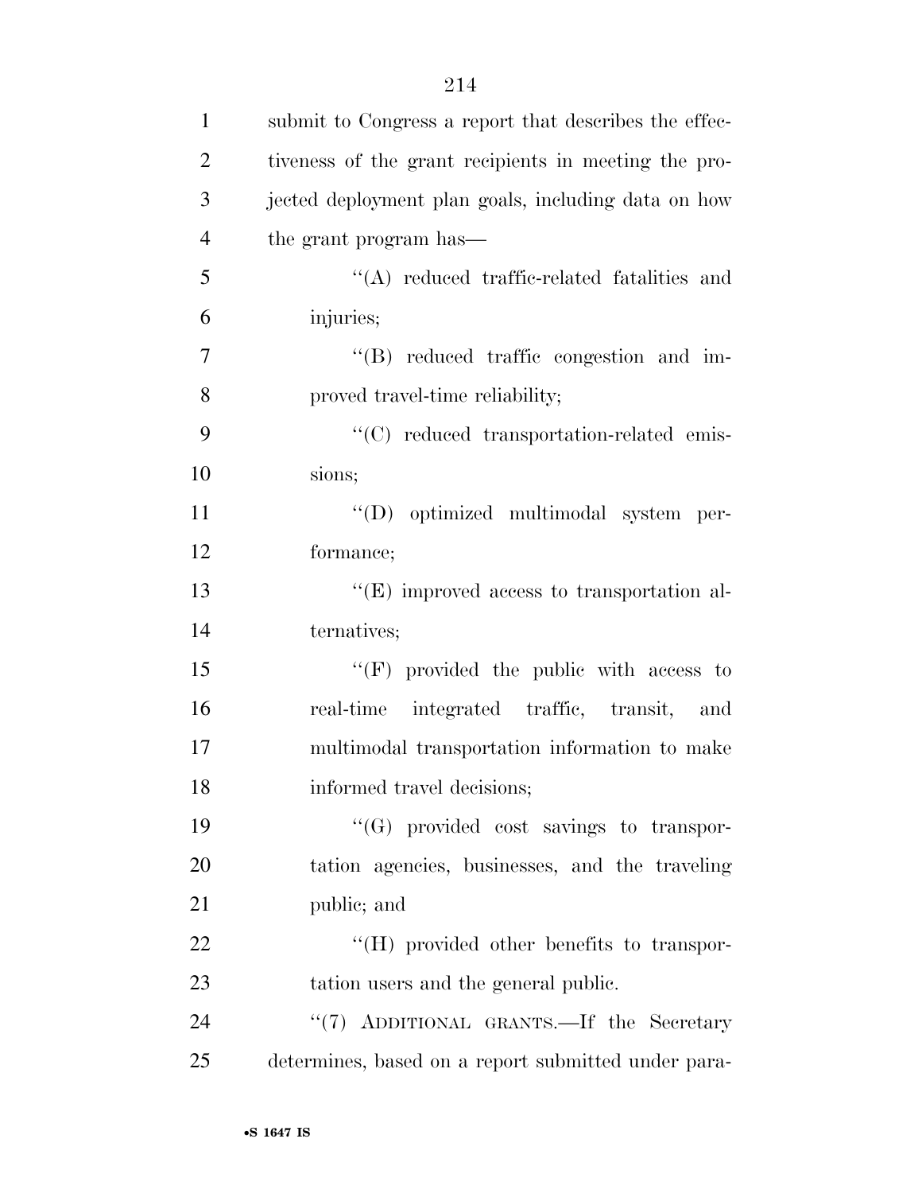submit to Congress a report that describes the effectiveness of the grant recipients in meeting the projected deployment plan goals, including data on how the grant program has—

"(A) reduced traffic-related fatalities and injuries;

"(B) reduced traffic congestion and improved travel-time reliability;

"(C) reduced transportation-related emissions;

"(D) optimized multimodal system performance;

"(E) improved access to transportation alternatives;

"(F) provided the public with access to real-time integrated traffic, transit, and multimodal transportation information to make informed travel decisions;

"(G) provided cost savings to transportation agencies, businesses, and the traveling public; and

"(H) provided other benefits to transportation users and the general public.

"(7) ADDITIONAL GRANTS.—If the Secretary determines, based on a report submitted under para-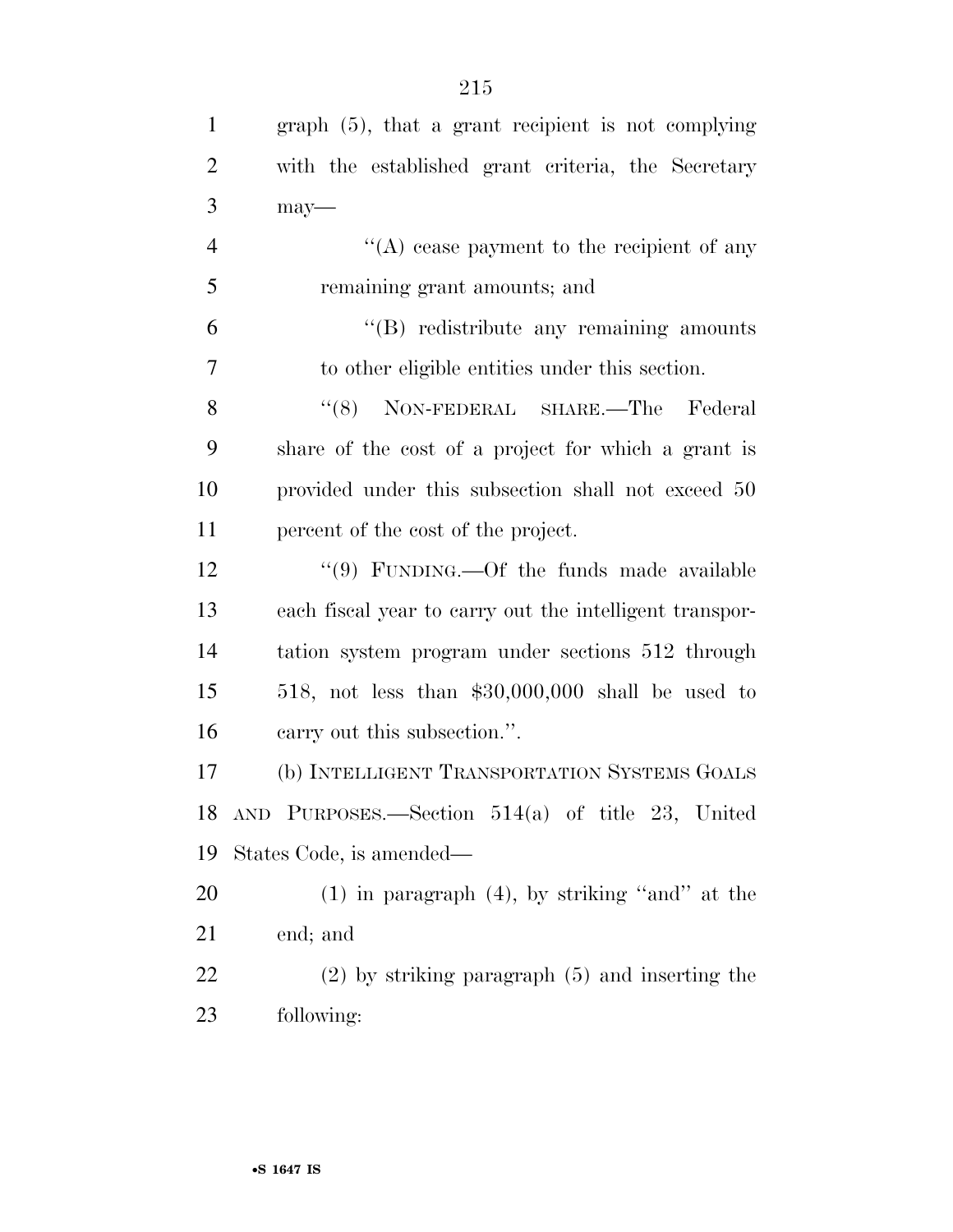graph (5), that a grant recipient is not complying with the established grant criteria, the Secretary may—

''(A) cease payment to the recipient of any remaining grant amounts; and

''(B) redistribute any remaining amounts to other eligible entities under this section.

''(8) NON-FEDERAL SHARE.—The Federal share of the cost of a project for which a grant is provided under this subsection shall not exceed 50 percent of the cost of the project.

''(9) FUNDING.—Of the funds made available each fiscal year to carry out the intelligent transportation system program under sections 512 through 518, not less than $30,000,000 shall be used to carry out this subsection.''.

(b) INTELLIGENT TRANSPORTATION SYSTEMS GOALS AND PURPOSES.—Section 514(a) of title 23, United States Code, is amended—

(1) in paragraph (4), by striking ''and'' at the end; and

(2) by striking paragraph (5) and inserting the following: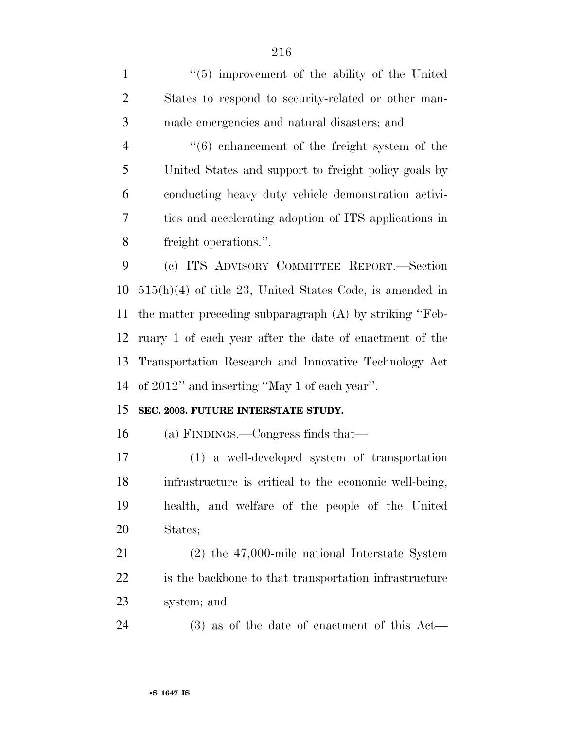"(5) improvement of the ability of the United States to respond to security-related or other man-made emergencies and natural disasters; and

"(6) enhancement of the freight system of the United States and support to freight policy goals by conducting heavy duty vehicle demonstration activities and accelerating adoption of ITS applications in freight operations.".

(c) ITS ADVISORY COMMITTEE REPORT.—Section 515(h)(4) of title 23, United States Code, is amended in the matter preceding subparagraph (A) by striking "February 1 of each year after the date of enactment of the Transportation Research and Innovative Technology Act of 2012" and inserting "May 1 of each year".

**SEC. 2003. FUTURE INTERSTATE STUDY.**

(a) FINDINGS.—Congress finds that—

(1) a well-developed system of transportation infrastructure is critical to the economic well-being, health, and welfare of the people of the United States;

(2) the 47,000-mile national Interstate System is the backbone to that transportation infrastructure system; and

(3) as of the date of enactment of this Act—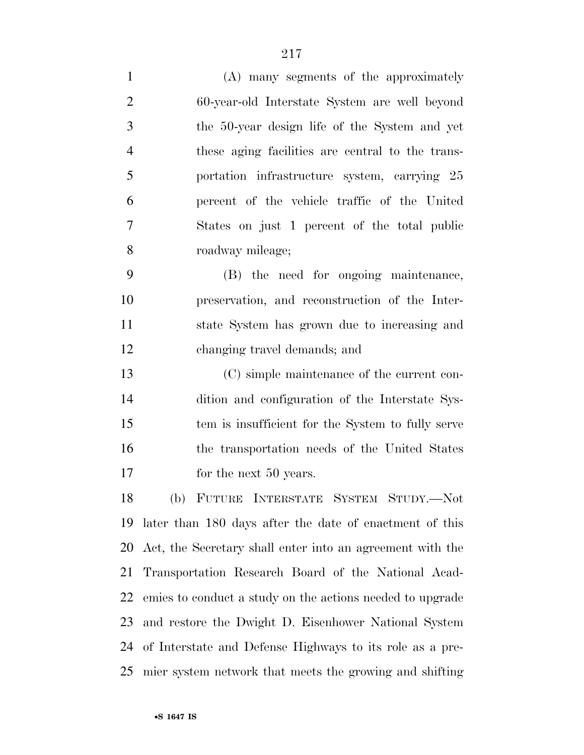(A) many segments of the approximately 60-year-old Interstate System are well beyond the 50-year design life of the System and yet these aging facilities are central to the transportation infrastructure system, carrying 25 percent of the vehicle traffic of the United States on just 1 percent of the total public roadway mileage;

(B) the need for ongoing maintenance, preservation, and reconstruction of the Interstate System has grown due to increasing and changing travel demands; and

(C) simple maintenance of the current condition and configuration of the Interstate System is insufficient for the System to fully serve the transportation needs of the United States for the next 50 years.

(b) FUTURE INTERSTATE SYSTEM STUDY.—Not later than 180 days after the date of enactment of this Act, the Secretary shall enter into an agreement with the Transportation Research Board of the National Academies to conduct a study on the actions needed to upgrade and restore the Dwight D. Eisenhower National System of Interstate and Defense Highways to its role as a premier system network that meets the growing and shifting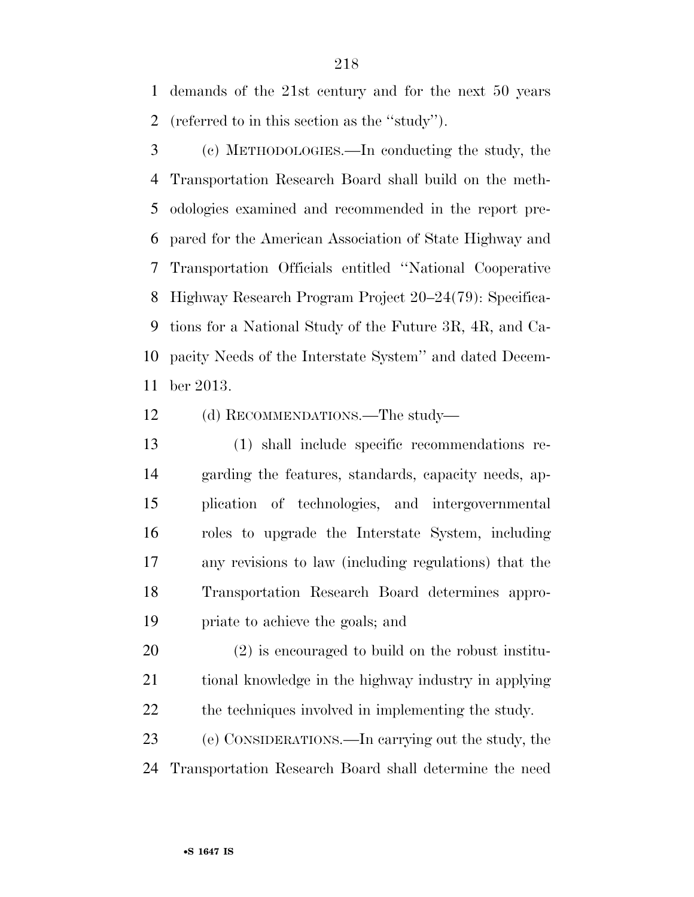demands of the 21st century and for the next 50 years (referred to in this section as the ''study'').

(c) METHODOLOGIES.—In conducting the study, the Transportation Research Board shall build on the methodologies examined and recommended in the report prepared for the American Association of State Highway and Transportation Officials entitled ''National Cooperative Highway Research Program Project 20–24(79): Specifications for a National Study of the Future 3R, 4R, and Capacity Needs of the Interstate System'' and dated December 2013.

(d) RECOMMENDATIONS.—The study—

(1) shall include specific recommendations regarding the features, standards, capacity needs, application of technologies, and intergovernmental roles to upgrade the Interstate System, including any revisions to law (including regulations) that the Transportation Research Board determines appropriate to achieve the goals; and

(2) is encouraged to build on the robust institutional knowledge in the highway industry in applying the techniques involved in implementing the study.

(e) CONSIDERATIONS.—In carrying out the study, the Transportation Research Board shall determine the need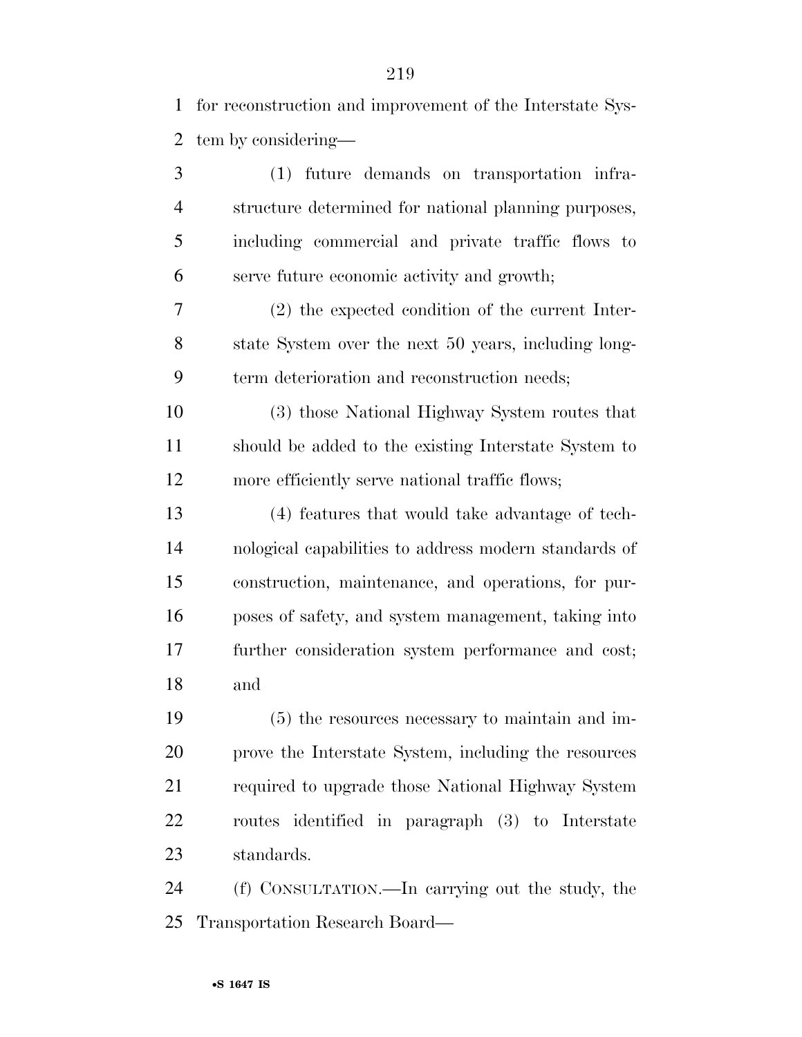for reconstruction and improvement of the Interstate System by considering—

(1) future demands on transportation infrastructure determined for national planning purposes, including commercial and private traffic flows to serve future economic activity and growth;

(2) the expected condition of the current Interstate System over the next 50 years, including long-term deterioration and reconstruction needs;

(3) those National Highway System routes that should be added to the existing Interstate System to more efficiently serve national traffic flows;

(4) features that would take advantage of technological capabilities to address modern standards of construction, maintenance, and operations, for purposes of safety, and system management, taking into further consideration system performance and cost; and

(5) the resources necessary to maintain and improve the Interstate System, including the resources required to upgrade those National Highway System routes identified in paragraph (3) to Interstate standards.

(f) CONSULTATION.—In carrying out the study, the Transportation Research Board—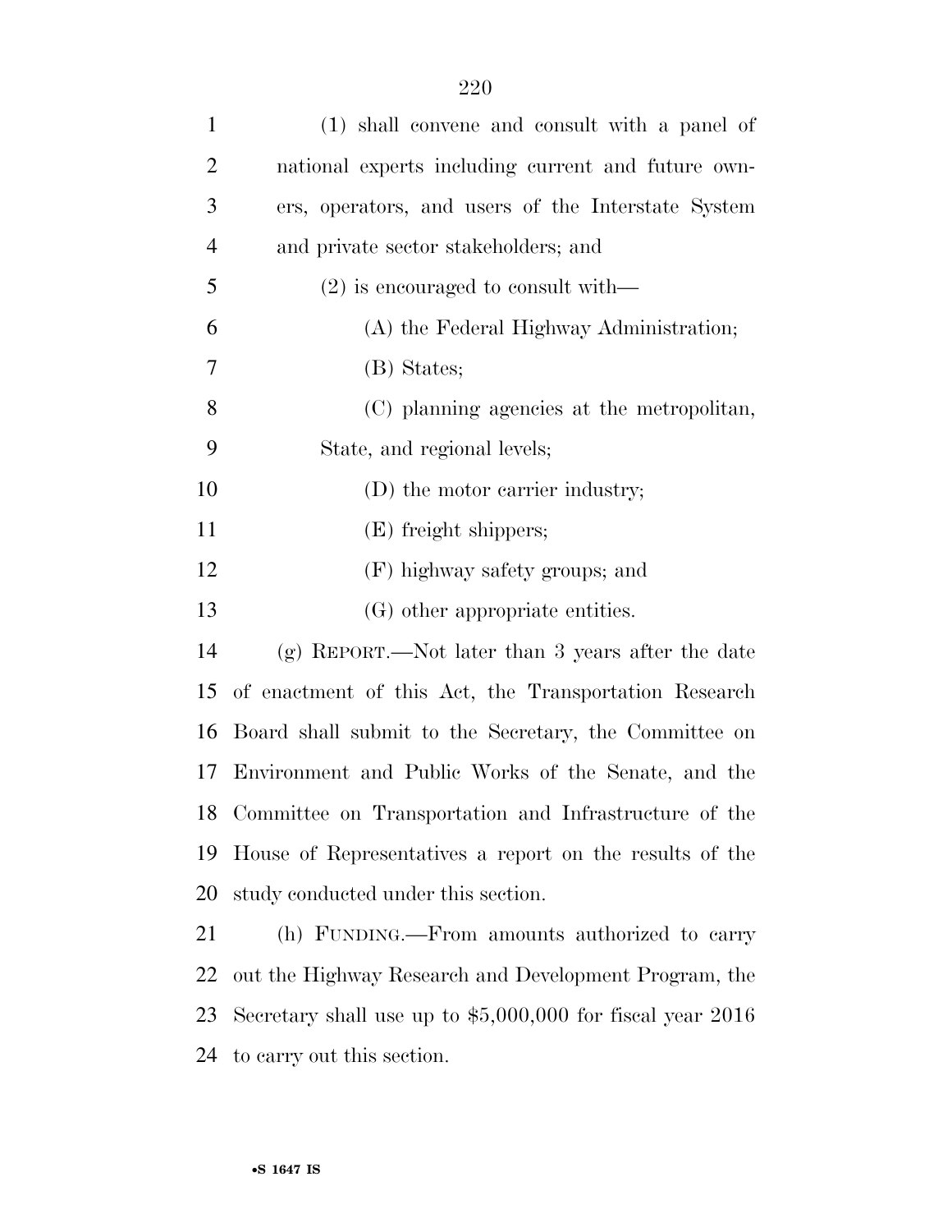(1) shall convene and consult with a panel of national experts including current and future owners, operators, and users of the Interstate System and private sector stakeholders; and

(2) is encouraged to consult with—

(A) the Federal Highway Administration;

(B) States;

(C) planning agencies at the metropolitan, State, and regional levels;

(D) the motor carrier industry;

(E) freight shippers;

(F) highway safety groups; and

(G) other appropriate entities.

(g) REPORT.—Not later than 3 years after the date of enactment of this Act, the Transportation Research Board shall submit to the Secretary, the Committee on Environment and Public Works of the Senate, and the Committee on Transportation and Infrastructure of the House of Representatives a report on the results of the study conducted under this section.

(h) FUNDING.—From amounts authorized to carry out the Highway Research and Development Program, the Secretary shall use up to $5,000,000 for fiscal year 2016 to carry out this section.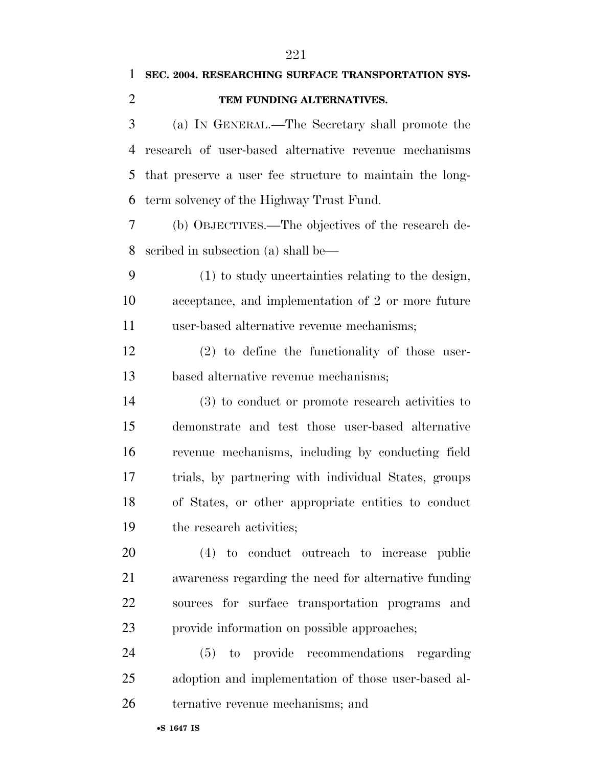**SEC. 2004. RESEARCHING SURFACE TRANSPORTATION SYSTEM FUNDING ALTERNATIVES.**

(a) IN GENERAL.—The Secretary shall promote the research of user-based alternative revenue mechanisms that preserve a user fee structure to maintain the long-term solvency of the Highway Trust Fund.

(b) OBJECTIVES.—The objectives of the research described in subsection (a) shall be—

(1) to study uncertainties relating to the design, acceptance, and implementation of 2 or more future user-based alternative revenue mechanisms;

(2) to define the functionality of those user-based alternative revenue mechanisms;

(3) to conduct or promote research activities to demonstrate and test those user-based alternative revenue mechanisms, including by conducting field trials, by partnering with individual States, groups of States, or other appropriate entities to conduct the research activities;

(4) to conduct outreach to increase public awareness regarding the need for alternative funding sources for surface transportation programs and provide information on possible approaches;

(5) to provide recommendations regarding adoption and implementation of those user-based alternative revenue mechanisms; and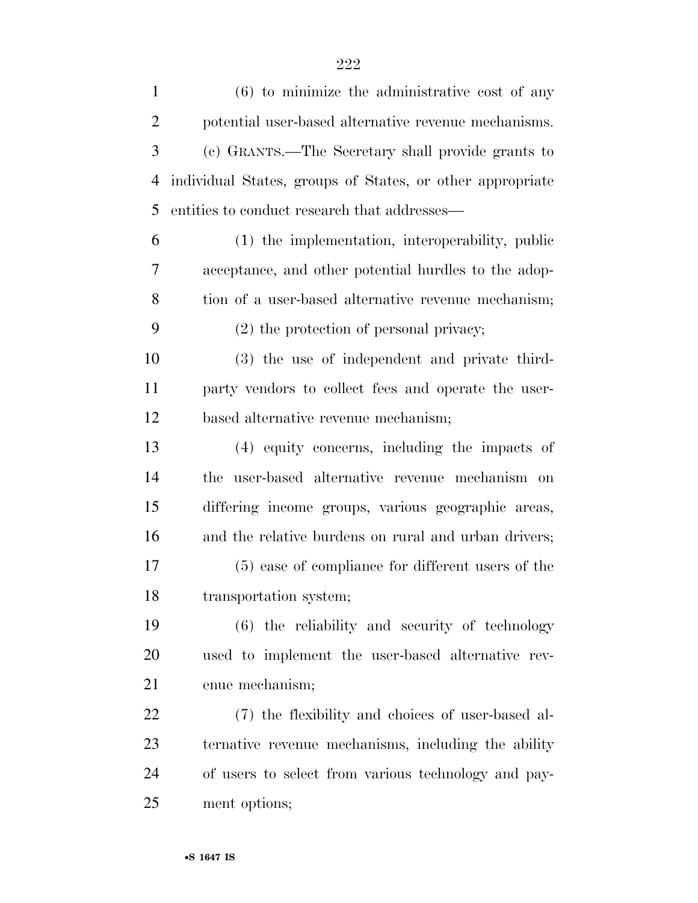(6) to minimize the administrative cost of any potential user-based alternative revenue mechanisms.

(c) GRANTS.—The Secretary shall provide grants to individual States, groups of States, or other appropriate entities to conduct research that addresses—

(1) the implementation, interoperability, public acceptance, and other potential hurdles to the adoption of a user-based alternative revenue mechanism;

(2) the protection of personal privacy;

(3) the use of independent and private third-party vendors to collect fees and operate the user-based alternative revenue mechanism;

(4) equity concerns, including the impacts of the user-based alternative revenue mechanism on differing income groups, various geographic areas, and the relative burdens on rural and urban drivers;

(5) ease of compliance for different users of the transportation system;

(6) the reliability and security of technology used to implement the user-based alternative revenue mechanism;

(7) the flexibility and choices of user-based alternative revenue mechanisms, including the ability of users to select from various technology and payment options;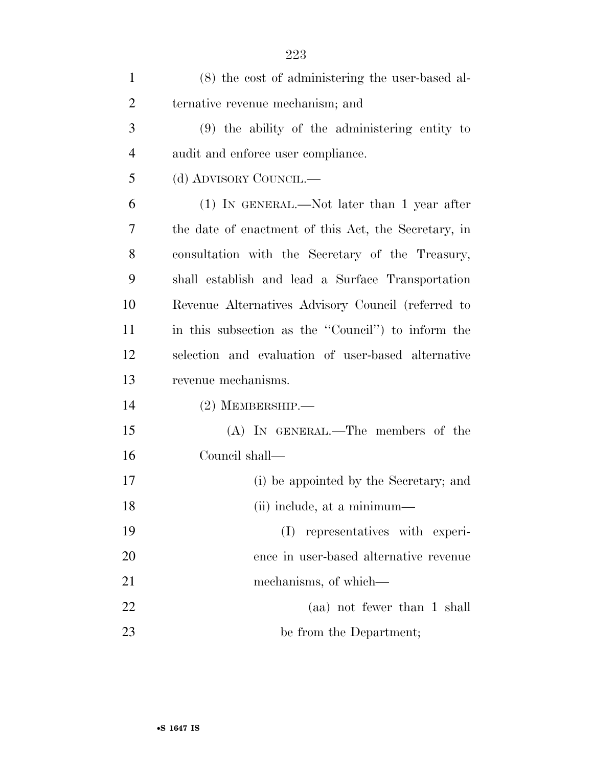(8) the cost of administering the user-based alternative revenue mechanism; and

(9) the ability of the administering entity to audit and enforce user compliance.

(d) ADVISORY COUNCIL.—

(1) IN GENERAL.—Not later than 1 year after the date of enactment of this Act, the Secretary, in consultation with the Secretary of the Treasury, shall establish and lead a Surface Transportation Revenue Alternatives Advisory Council (referred to in this subsection as the ''Council'') to inform the selection and evaluation of user-based alternative revenue mechanisms.

(2) MEMBERSHIP.—

(A) IN GENERAL.—The members of the Council shall—

(i) be appointed by the Secretary; and

(ii) include, at a minimum—

(I) representatives with experience in user-based alternative revenue mechanisms, of which—

(aa) not fewer than 1 shall be from the Department;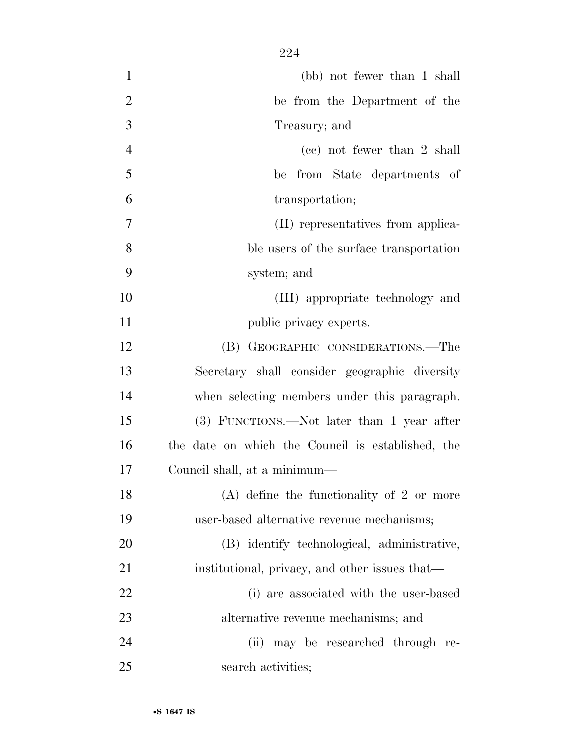(bb) not fewer than 1 shall be from the Department of the Treasury; and

(cc) not fewer than 2 shall be from State departments of transportation;

(II) representatives from applicable users of the surface transportation system; and

(III) appropriate technology and public privacy experts.

(B) GEOGRAPHIC CONSIDERATIONS.—The Secretary shall consider geographic diversity when selecting members under this paragraph.

(3) FUNCTIONS.—Not later than 1 year after the date on which the Council is established, the Council shall, at a minimum—

(A) define the functionality of 2 or more user-based alternative revenue mechanisms;

(B) identify technological, administrative, institutional, privacy, and other issues that—

(i) are associated with the user-based alternative revenue mechanisms; and

(ii) may be researched through research activities;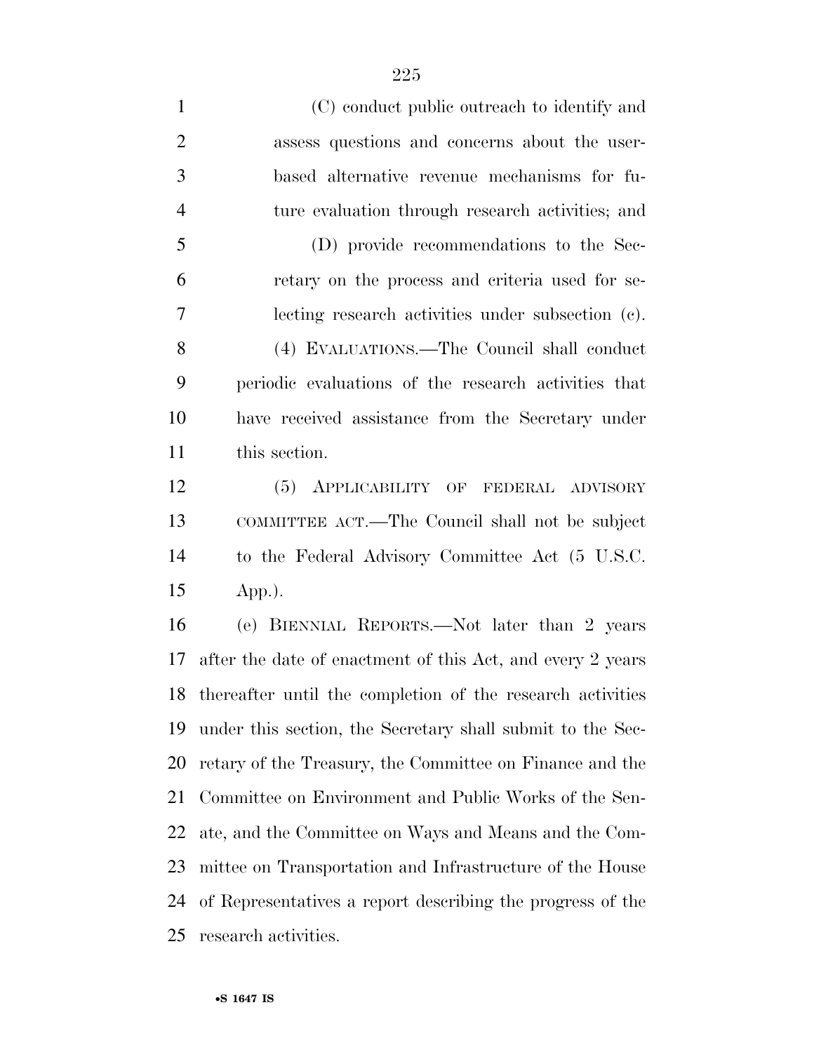(C) conduct public outreach to identify and assess questions and concerns about the user-based alternative revenue mechanisms for future evaluation through research activities; and

(D) provide recommendations to the Secretary on the process and criteria used for selecting research activities under subsection (c).

(4) EVALUATIONS.—The Council shall conduct periodic evaluations of the research activities that have received assistance from the Secretary under this section.

(5) APPLICABILITY OF FEDERAL ADVISORY COMMITTEE ACT.—The Council shall not be subject to the Federal Advisory Committee Act (5 U.S.C. App.).

(e) BIENNIAL REPORTS.—Not later than 2 years after the date of enactment of this Act, and every 2 years thereafter until the completion of the research activities under this section, the Secretary shall submit to the Secretary of the Treasury, the Committee on Finance and the Committee on Environment and Public Works of the Senate, and the Committee on Ways and Means and the Committee on Transportation and Infrastructure of the House of Representatives a report describing the progress of the research activities.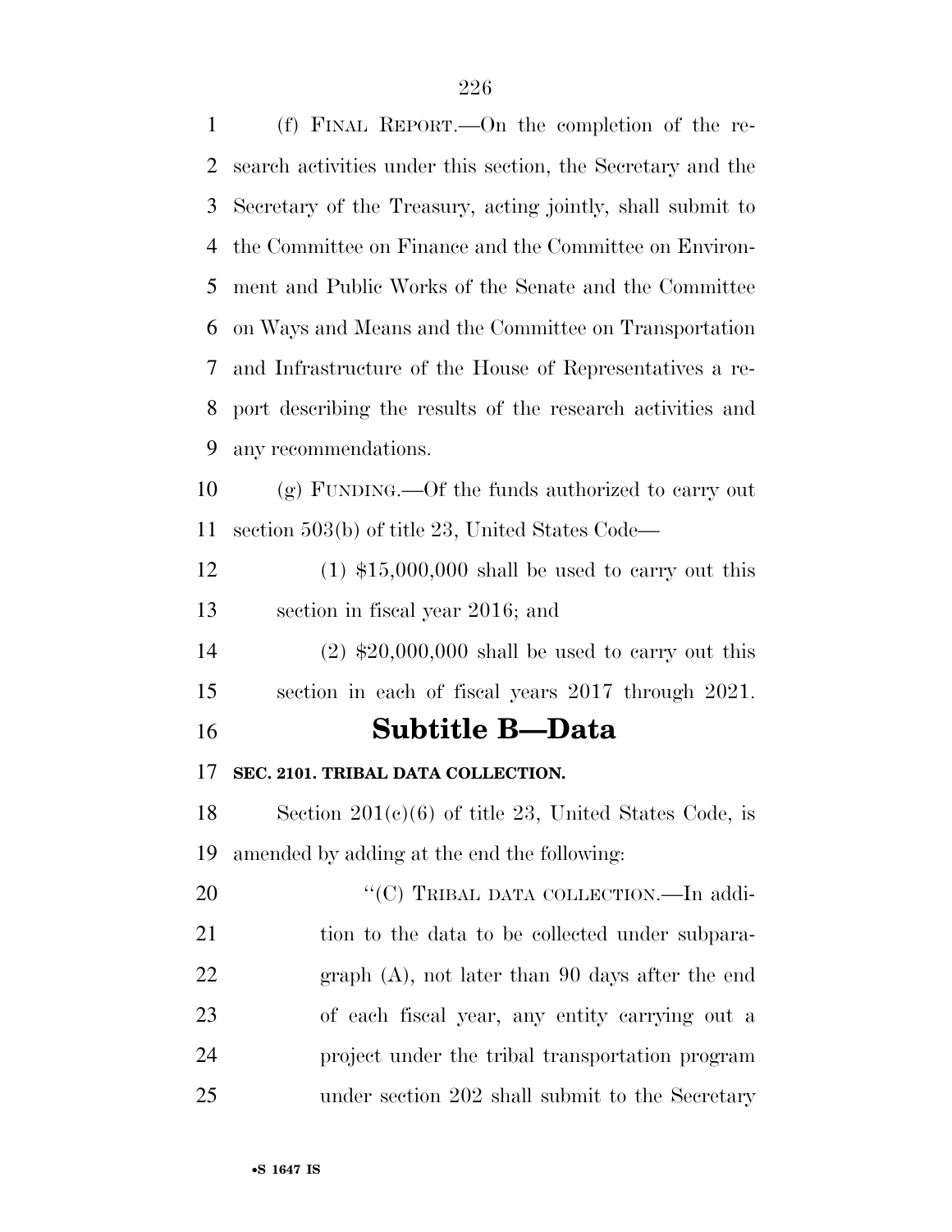(f) FINAL REPORT.—On the completion of the research activities under this section, the Secretary and the Secretary of the Treasury, acting jointly, shall submit to the Committee on Finance and the Committee on Environment and Public Works of the Senate and the Committee on Ways and Means and the Committee on Transportation and Infrastructure of the House of Representatives a report describing the results of the research activities and any recommendations.

(g) FUNDING.—Of the funds authorized to carry out section 503(b) of title 23, United States Code—

(1) $15,000,000 shall be used to carry out this section in fiscal year 2016; and

(2) $20,000,000 shall be used to carry out this section in each of fiscal years 2017 through 2021.

## Subtitle B—Data

**SEC. 2101. TRIBAL DATA COLLECTION.**

Section 201(c)(6) of title 23, United States Code, is amended by adding at the end the following:

''(C) TRIBAL DATA COLLECTION.—In addition to the data to be collected under subparagraph (A), not later than 90 days after the end of each fiscal year, any entity carrying out a project under the tribal transportation program under section 202 shall submit to the Secretary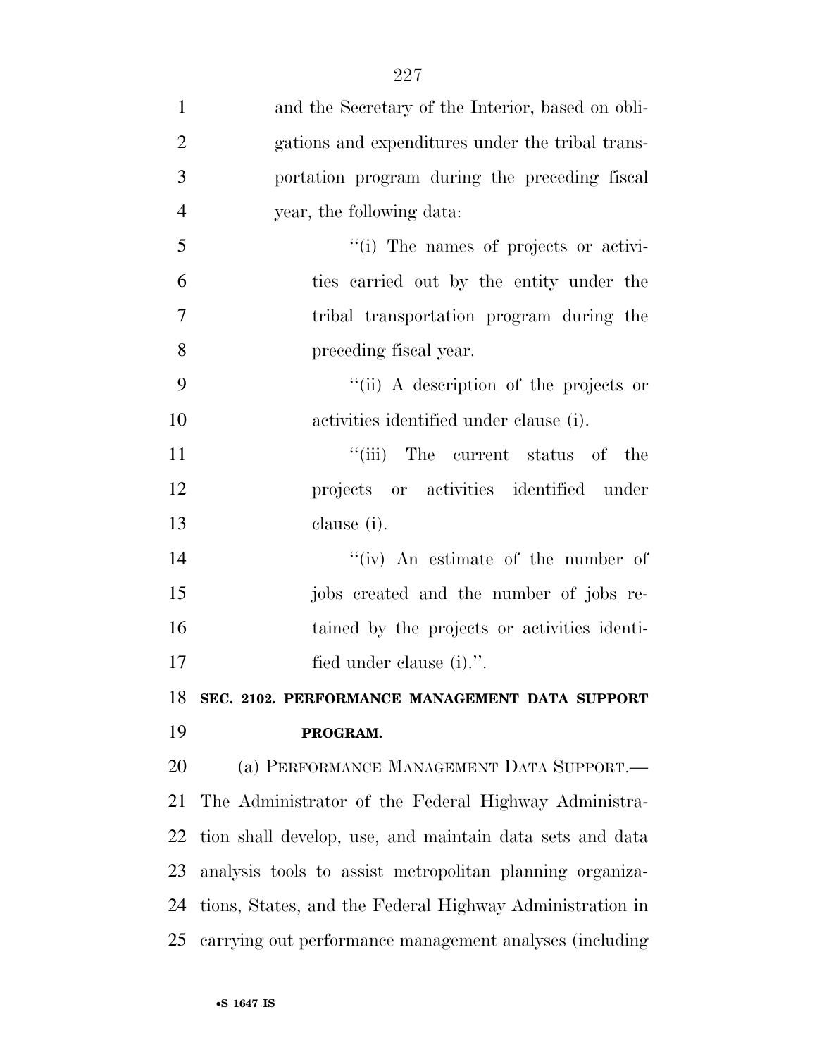and the Secretary of the Interior, based on obligations and expenditures under the tribal transportation program during the preceding fiscal year, the following data:

"(i) The names of projects or activities carried out by the entity under the tribal transportation program during the preceding fiscal year.

"(ii) A description of the projects or activities identified under clause (i).

"(iii) The current status of the projects or activities identified under clause (i).

"(iv) An estimate of the number of jobs created and the number of jobs retained by the projects or activities identified under clause (i).".

**SEC. 2102. PERFORMANCE MANAGEMENT DATA SUPPORT PROGRAM.**

(a) PERFORMANCE MANAGEMENT DATA SUPPORT.—The Administrator of the Federal Highway Administration shall develop, use, and maintain data sets and data analysis tools to assist metropolitan planning organizations, States, and the Federal Highway Administration in carrying out performance management analyses (including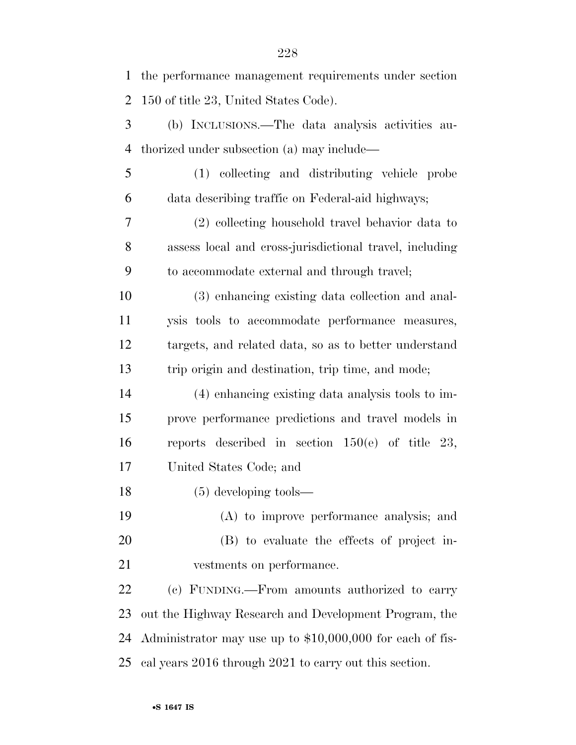the performance management requirements under section 150 of title 23, United States Code).

(b) INCLUSIONS.—The data analysis activities authorized under subsection (a) may include—

(1) collecting and distributing vehicle probe data describing traffic on Federal-aid highways;

(2) collecting household travel behavior data to assess local and cross-jurisdictional travel, including to accommodate external and through travel;

(3) enhancing existing data collection and analysis tools to accommodate performance measures, targets, and related data, so as to better understand trip origin and destination, trip time, and mode;

(4) enhancing existing data analysis tools to improve performance predictions and travel models in reports described in section 150(e) of title 23, United States Code; and

(5) developing tools—

(A) to improve performance analysis; and

(B) to evaluate the effects of project investments on performance.

(c) FUNDING.—From amounts authorized to carry out the Highway Research and Development Program, the Administrator may use up to $10,000,000 for each of fiscal years 2016 through 2021 to carry out this section.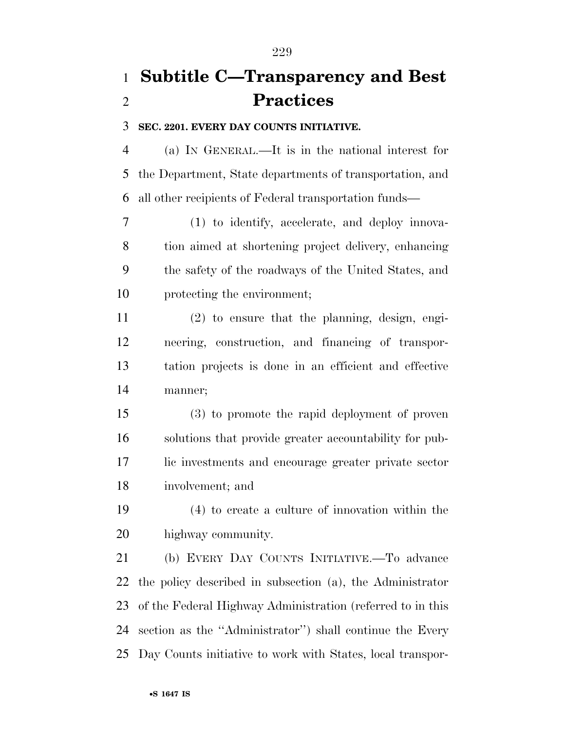# Subtitle C—Transparency and Best Practices

**SEC. 2201. EVERY DAY COUNTS INITIATIVE.**

(a) IN GENERAL.—It is in the national interest for the Department, State departments of transportation, and all other recipients of Federal transportation funds—

(1) to identify, accelerate, and deploy innovation aimed at shortening project delivery, enhancing the safety of the roadways of the United States, and protecting the environment;

(2) to ensure that the planning, design, engineering, construction, and financing of transportation projects is done in an efficient and effective manner;

(3) to promote the rapid deployment of proven solutions that provide greater accountability for public investments and encourage greater private sector involvement; and

(4) to create a culture of innovation within the highway community.

(b) EVERY DAY COUNTS INITIATIVE.—To advance the policy described in subsection (a), the Administrator of the Federal Highway Administration (referred to in this section as the ''Administrator'') shall continue the Every Day Counts initiative to work with States, local transpor-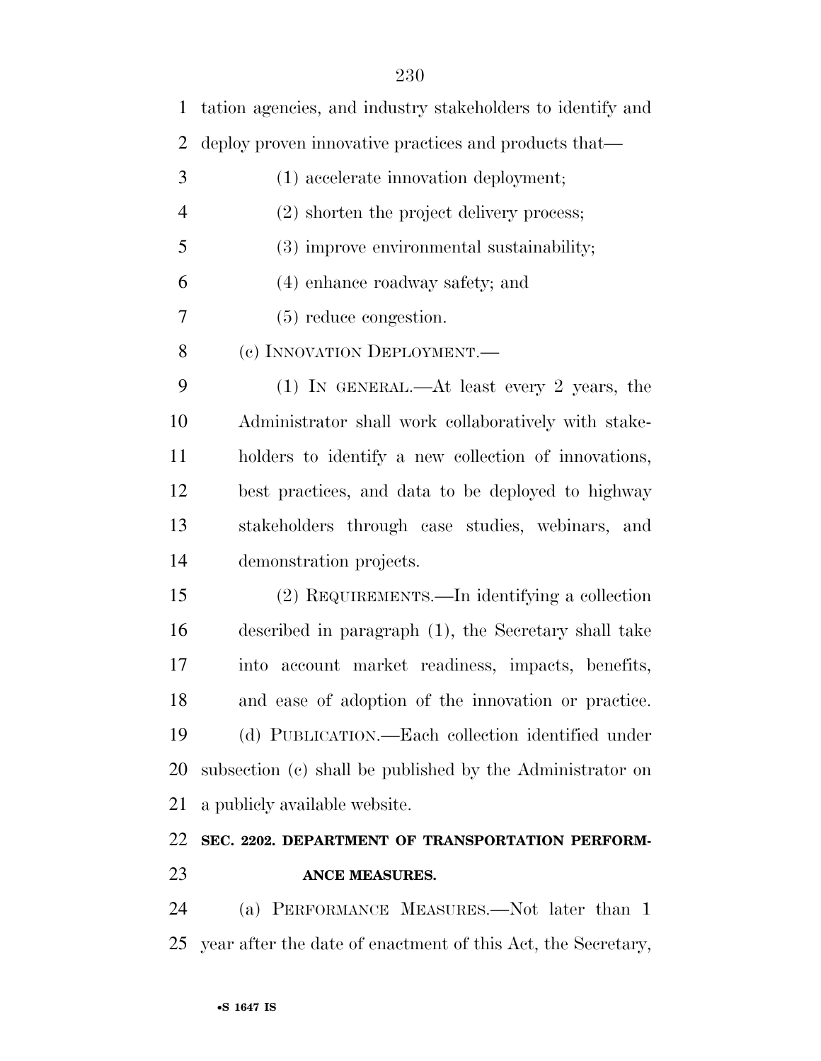tation agencies, and industry stakeholders to identify and deploy proven innovative practices and products that—

(1) accelerate innovation deployment;

(2) shorten the project delivery process;

(3) improve environmental sustainability;

(4) enhance roadway safety; and

(5) reduce congestion.

(c) INNOVATION DEPLOYMENT.—

(1) IN GENERAL.—At least every 2 years, the Administrator shall work collaboratively with stakeholders to identify a new collection of innovations, best practices, and data to be deployed to highway stakeholders through case studies, webinars, and demonstration projects.

(2) REQUIREMENTS.—In identifying a collection described in paragraph (1), the Secretary shall take into account market readiness, impacts, benefits, and ease of adoption of the innovation or practice.

(d) PUBLICATION.—Each collection identified under subsection (c) shall be published by the Administrator on a publicly available website.

**SEC. 2202. DEPARTMENT OF TRANSPORTATION PERFORMANCE MEASURES.**

(a) PERFORMANCE MEASURES.—Not later than 1 year after the date of enactment of this Act, the Secretary,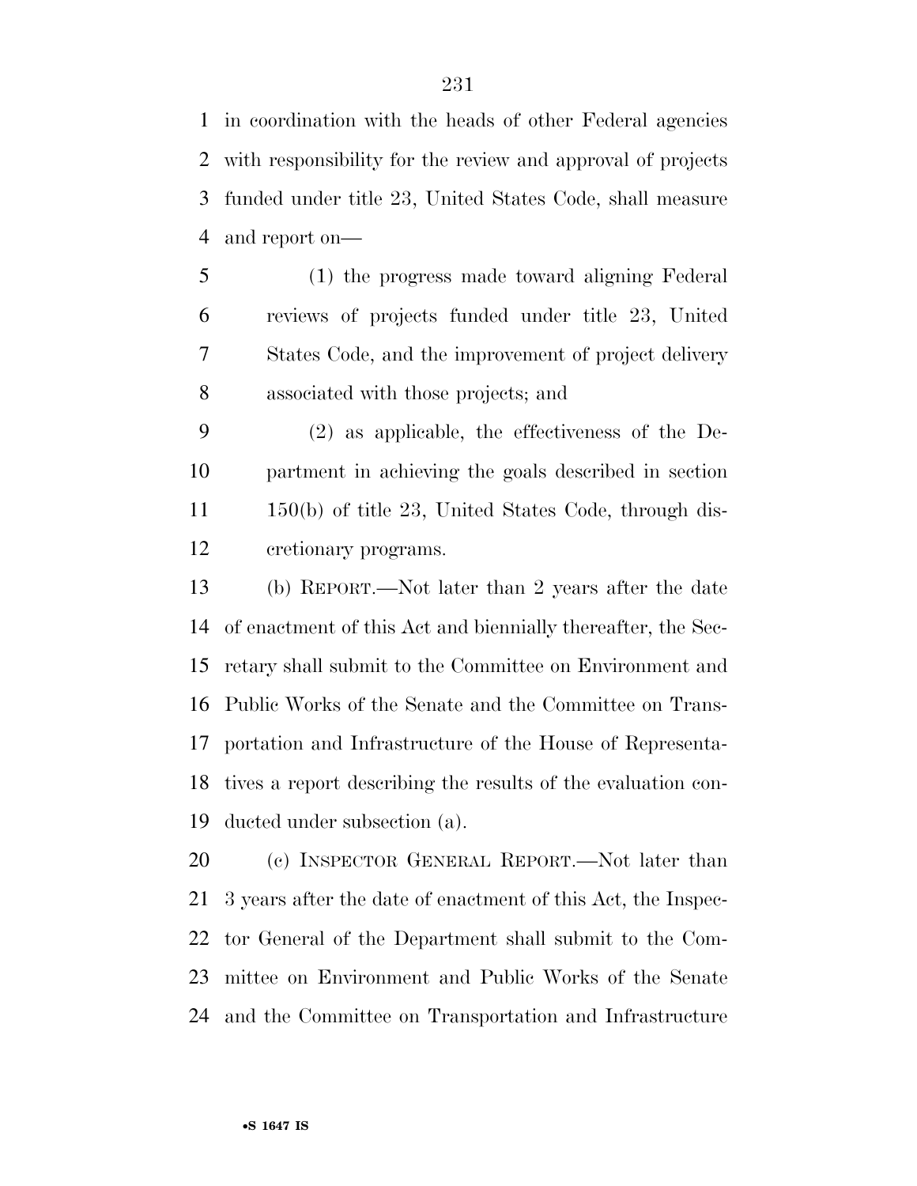in coordination with the heads of other Federal agencies with responsibility for the review and approval of projects funded under title 23, United States Code, shall measure and report on—

(1) the progress made toward aligning Federal reviews of projects funded under title 23, United States Code, and the improvement of project delivery associated with those projects; and

(2) as applicable, the effectiveness of the Department in achieving the goals described in section 150(b) of title 23, United States Code, through discretionary programs.

(b) REPORT.—Not later than 2 years after the date of enactment of this Act and biennially thereafter, the Secretary shall submit to the Committee on Environment and Public Works of the Senate and the Committee on Transportation and Infrastructure of the House of Representatives a report describing the results of the evaluation conducted under subsection (a).

(c) INSPECTOR GENERAL REPORT.—Not later than 3 years after the date of enactment of this Act, the Inspector General of the Department shall submit to the Committee on Environment and Public Works of the Senate and the Committee on Transportation and Infrastructure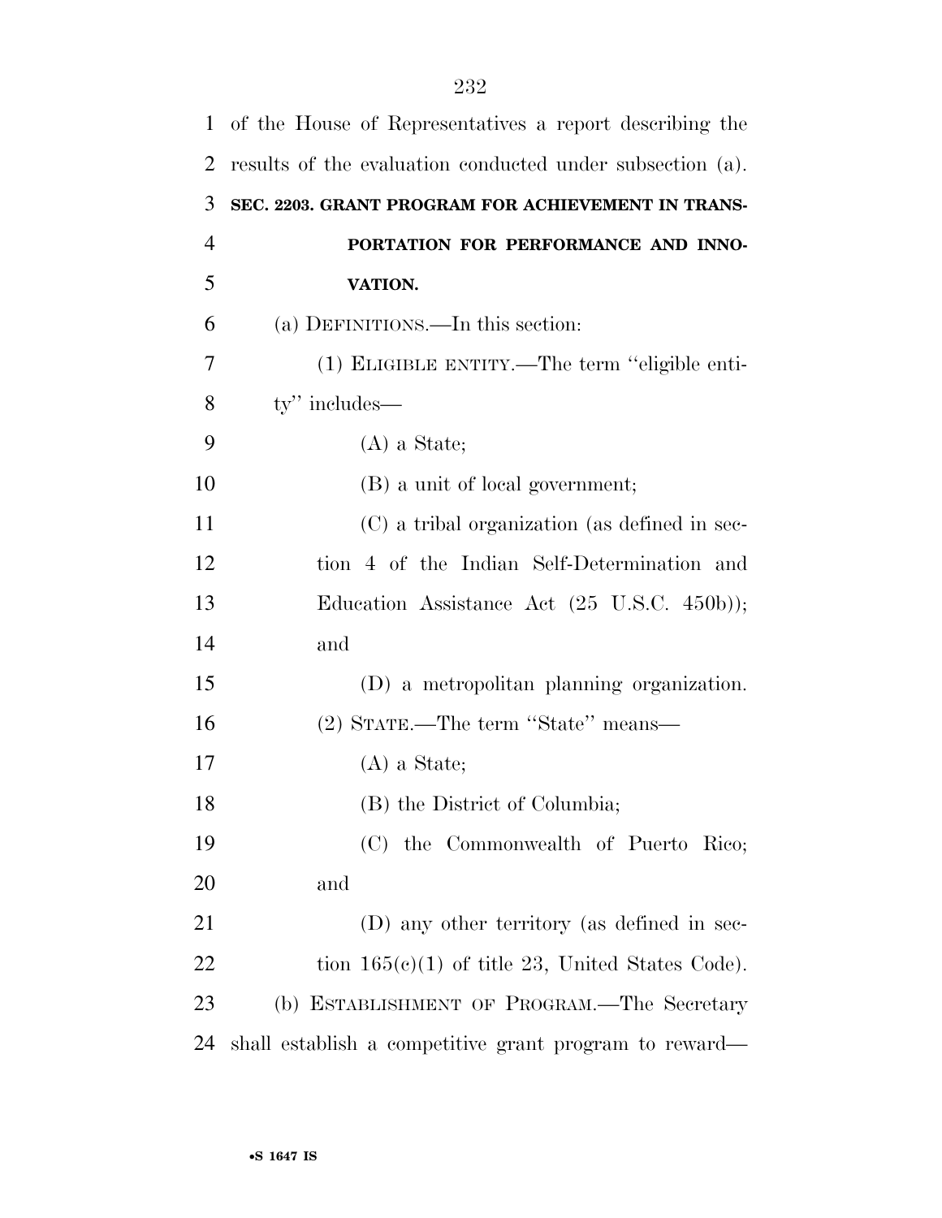of the House of Representatives a report describing the results of the evaluation conducted under subsection (a).

### SEC. 2203. GRANT PROGRAM FOR ACHIEVEMENT IN TRANSPORTATION FOR PERFORMANCE AND INNOVATION.

(a) DEFINITIONS.—In this section:

(1) ELIGIBLE ENTITY.—The term ''eligible entity'' includes—

(A) a State;

(B) a unit of local government;

(C) a tribal organization (as defined in section 4 of the Indian Self-Determination and Education Assistance Act (25 U.S.C. 450b)); and

(D) a metropolitan planning organization.

(2) STATE.—The term ''State'' means—

(A) a State;

(B) the District of Columbia;

(C) the Commonwealth of Puerto Rico; and

(D) any other territory (as defined in section 165(c)(1) of title 23, United States Code).

(b) ESTABLISHMENT OF PROGRAM.—The Secretary shall establish a competitive grant program to reward—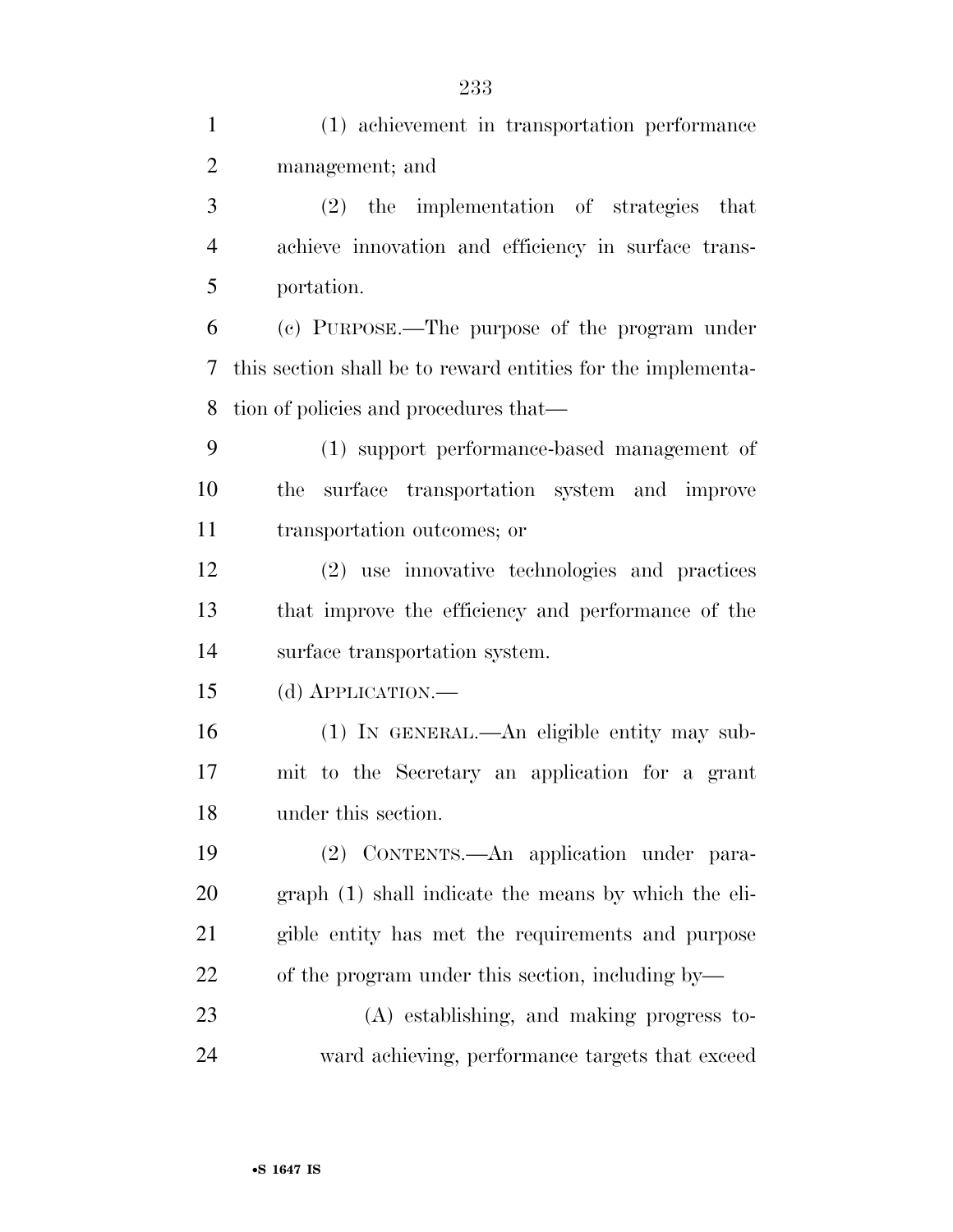(1) achievement in transportation performance management; and

(2) the implementation of strategies that achieve innovation and efficiency in surface transportation.

(c) PURPOSE.—The purpose of the program under this section shall be to reward entities for the implementation of policies and procedures that—

(1) support performance-based management of the surface transportation system and improve transportation outcomes; or

(2) use innovative technologies and practices that improve the efficiency and performance of the surface transportation system.

(d) APPLICATION.—

(1) IN GENERAL.—An eligible entity may submit to the Secretary an application for a grant under this section.

(2) CONTENTS.—An application under paragraph (1) shall indicate the means by which the eligible entity has met the requirements and purpose of the program under this section, including by—

(A) establishing, and making progress toward achieving, performance targets that exceed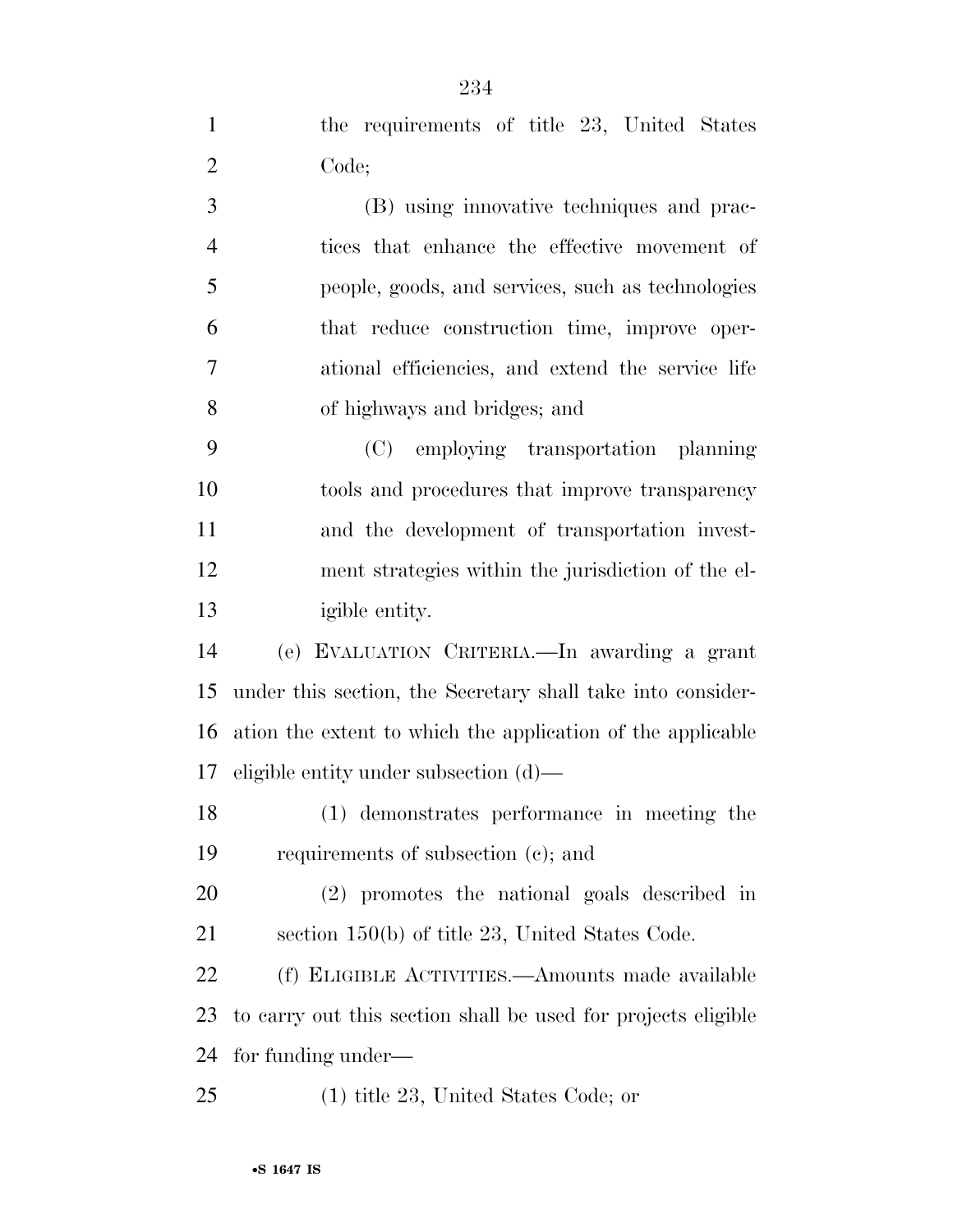the requirements of title 23, United States Code;

(B) using innovative techniques and practices that enhance the effective movement of people, goods, and services, such as technologies that reduce construction time, improve operational efficiencies, and extend the service life of highways and bridges; and

(C) employing transportation planning tools and procedures that improve transparency and the development of transportation investment strategies within the jurisdiction of the eligible entity.

(e) EVALUATION CRITERIA.—In awarding a grant under this section, the Secretary shall take into consideration the extent to which the application of the applicable eligible entity under subsection (d)—

(1) demonstrates performance in meeting the requirements of subsection (c); and

(2) promotes the national goals described in section 150(b) of title 23, United States Code.

(f) ELIGIBLE ACTIVITIES.—Amounts made available to carry out this section shall be used for projects eligible for funding under—

(1) title 23, United States Code; or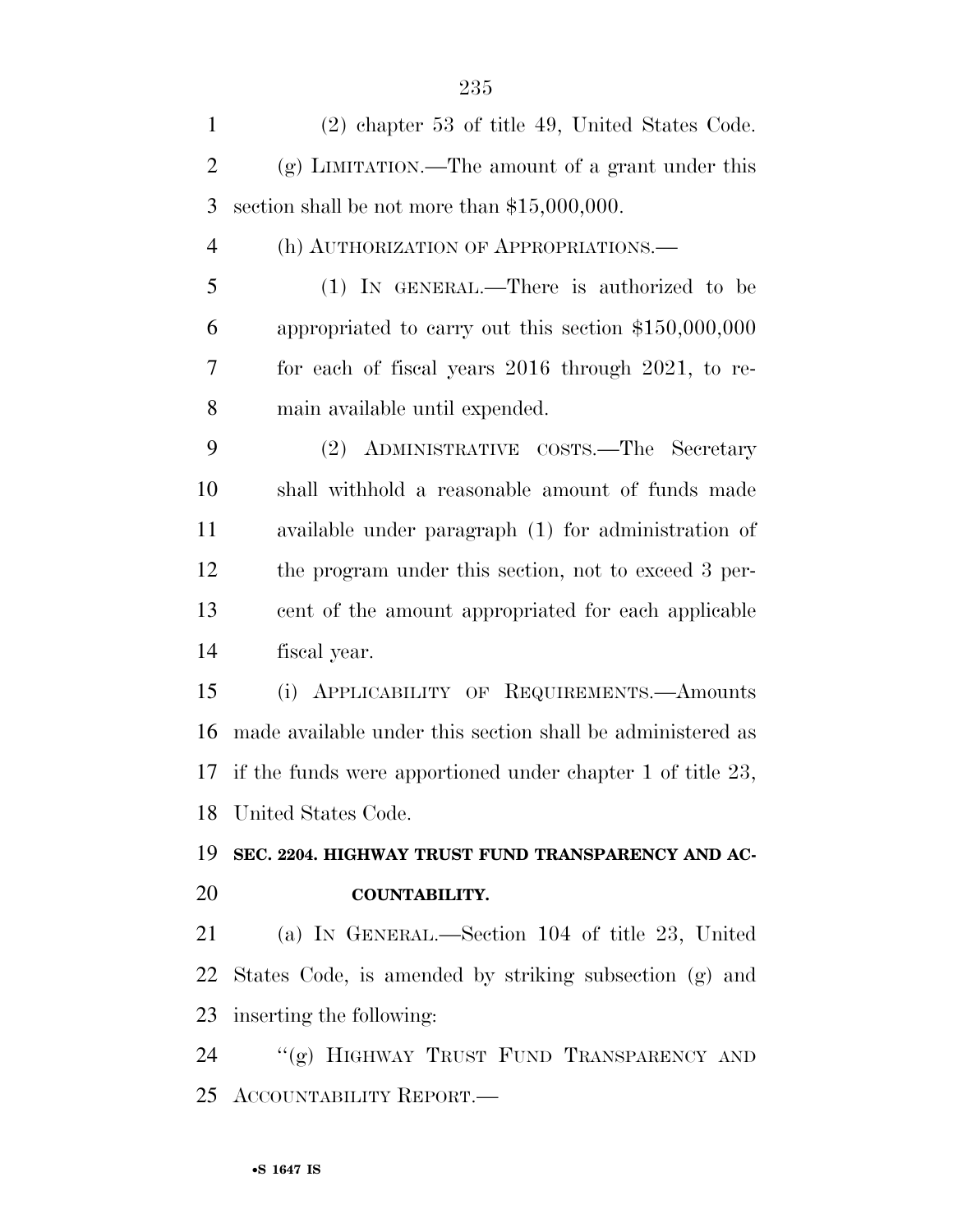(2) chapter 53 of title 49, United States Code.

(g) LIMITATION.—The amount of a grant under this section shall be not more than $15,000,000.

(h) AUTHORIZATION OF APPROPRIATIONS.—

(1) IN GENERAL.—There is authorized to be appropriated to carry out this section $150,000,000 for each of fiscal years 2016 through 2021, to remain available until expended.

(2) ADMINISTRATIVE COSTS.—The Secretary shall withhold a reasonable amount of funds made available under paragraph (1) for administration of the program under this section, not to exceed 3 percent of the amount appropriated for each applicable fiscal year.

(i) APPLICABILITY OF REQUIREMENTS.—Amounts made available under this section shall be administered as if the funds were apportioned under chapter 1 of title 23, United States Code.

**SEC. 2204. HIGHWAY TRUST FUND TRANSPARENCY AND ACCOUNTABILITY.**

(a) IN GENERAL.—Section 104 of title 23, United States Code, is amended by striking subsection (g) and inserting the following:

"(g) HIGHWAY TRUST FUND TRANSPARENCY AND ACCOUNTABILITY REPORT.—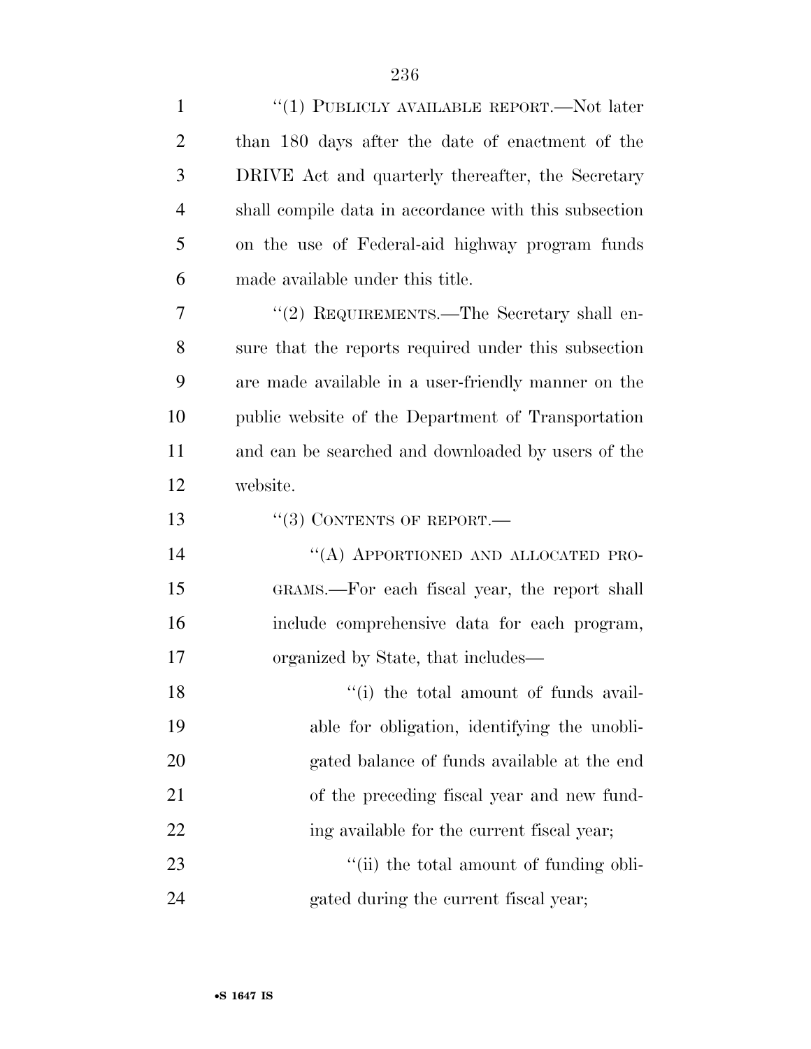"(1) PUBLICLY AVAILABLE REPORT.—Not later than 180 days after the date of enactment of the DRIVE Act and quarterly thereafter, the Secretary shall compile data in accordance with this subsection on the use of Federal-aid highway program funds made available under this title.

"(2) REQUIREMENTS.—The Secretary shall ensure that the reports required under this subsection are made available in a user-friendly manner on the public website of the Department of Transportation and can be searched and downloaded by users of the website.

"(3) CONTENTS OF REPORT.—

"(A) APPORTIONED AND ALLOCATED PROGRAMS.—For each fiscal year, the report shall include comprehensive data for each program, organized by State, that includes—

"(i) the total amount of funds available for obligation, identifying the unobligated balance of funds available at the end of the preceding fiscal year and new funding available for the current fiscal year;

"(ii) the total amount of funding obligated during the current fiscal year;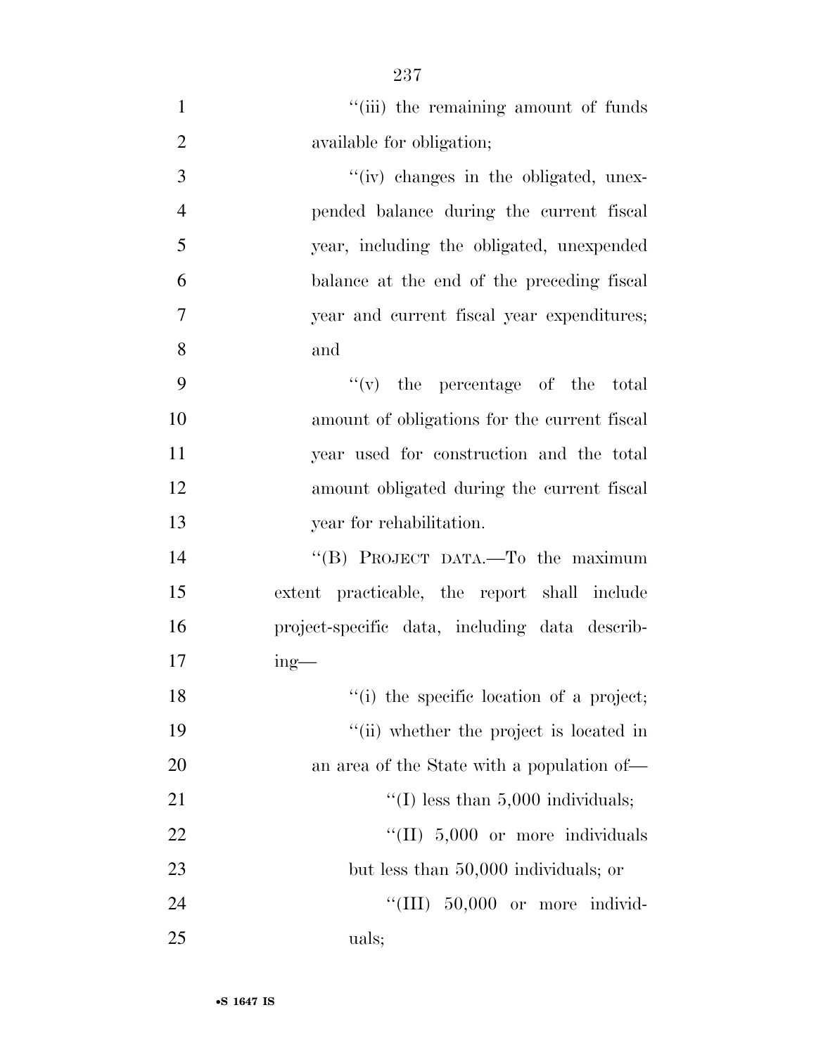"(iii) the remaining amount of funds available for obligation;

"(iv) changes in the obligated, unexpended balance during the current fiscal year, including the obligated, unexpended balance at the end of the preceding fiscal year and current fiscal year expenditures; and

"(v) the percentage of the total amount of obligations for the current fiscal year used for construction and the total amount obligated during the current fiscal year for rehabilitation.

"(B) PROJECT DATA.—To the maximum extent practicable, the report shall include project-specific data, including data describing—

"(i) the specific location of a project;

"(ii) whether the project is located in an area of the State with a population of—

"(I) less than 5,000 individuals;

"(II) 5,000 or more individuals but less than 50,000 individuals; or

"(III) 50,000 or more individuals;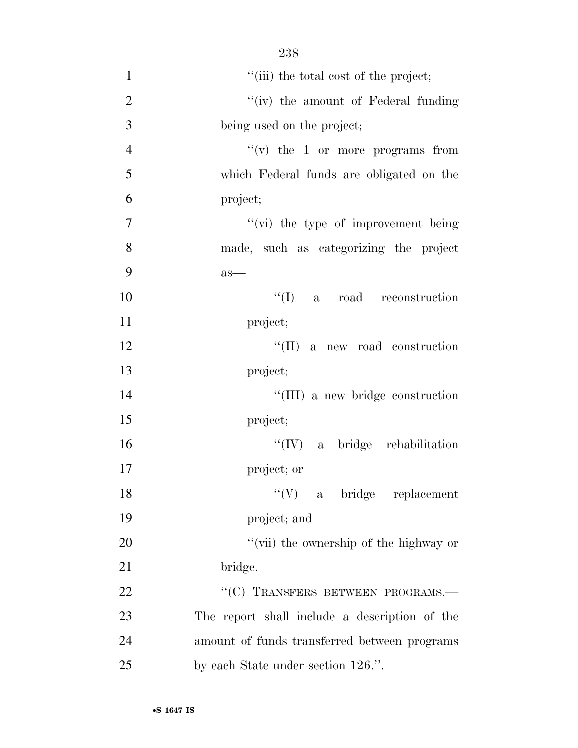''(iii) the total cost of the project;

''(iv) the amount of Federal funding being used on the project;

''(v) the 1 or more programs from which Federal funds are obligated on the project;

''(vi) the type of improvement being made, such as categorizing the project as—

''(I) a road reconstruction project;

''(II) a new road construction project;

''(III) a new bridge construction project;

''(IV) a bridge rehabilitation project; or

''(V) a bridge replacement project; and

''(vii) the ownership of the highway or bridge.

''(C) TRANSFERS BETWEEN PROGRAMS.—The report shall include a description of the amount of funds transferred between programs by each State under section 126.''.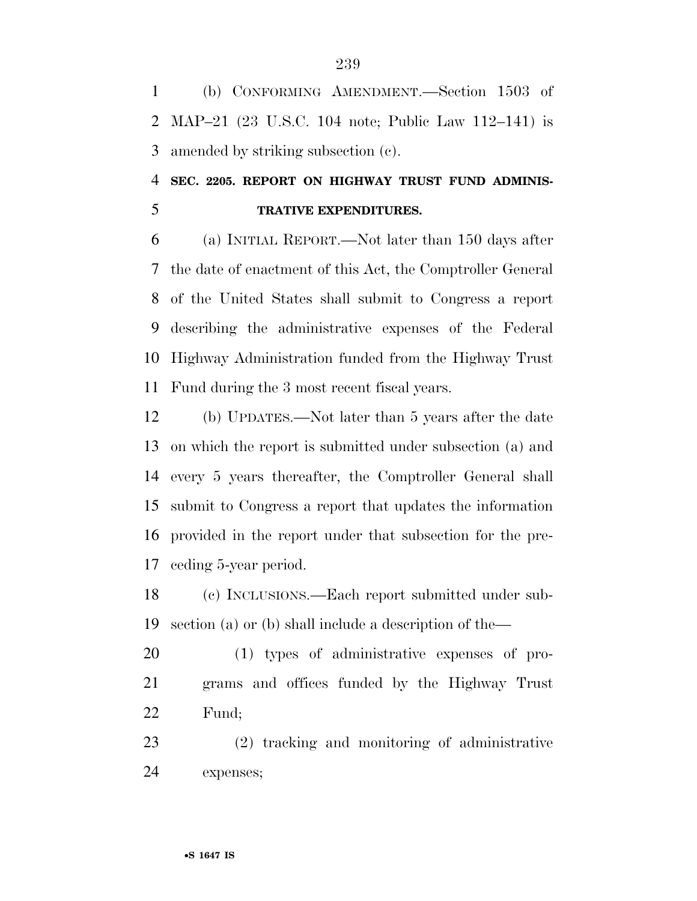(b) CONFORMING AMENDMENT.—Section 1503 of MAP–21 (23 U.S.C. 104 note; Public Law 112–141) is amended by striking subsection (c).

**SEC. 2205. REPORT ON HIGHWAY TRUST FUND ADMINISTRATIVE EXPENDITURES.**

(a) INITIAL REPORT.—Not later than 150 days after the date of enactment of this Act, the Comptroller General of the United States shall submit to Congress a report describing the administrative expenses of the Federal Highway Administration funded from the Highway Trust Fund during the 3 most recent fiscal years.

(b) UPDATES.—Not later than 5 years after the date on which the report is submitted under subsection (a) and every 5 years thereafter, the Comptroller General shall submit to Congress a report that updates the information provided in the report under that subsection for the preceding 5-year period.

(c) INCLUSIONS.—Each report submitted under subsection (a) or (b) shall include a description of the—

(1) types of administrative expenses of programs and offices funded by the Highway Trust Fund;

(2) tracking and monitoring of administrative expenses;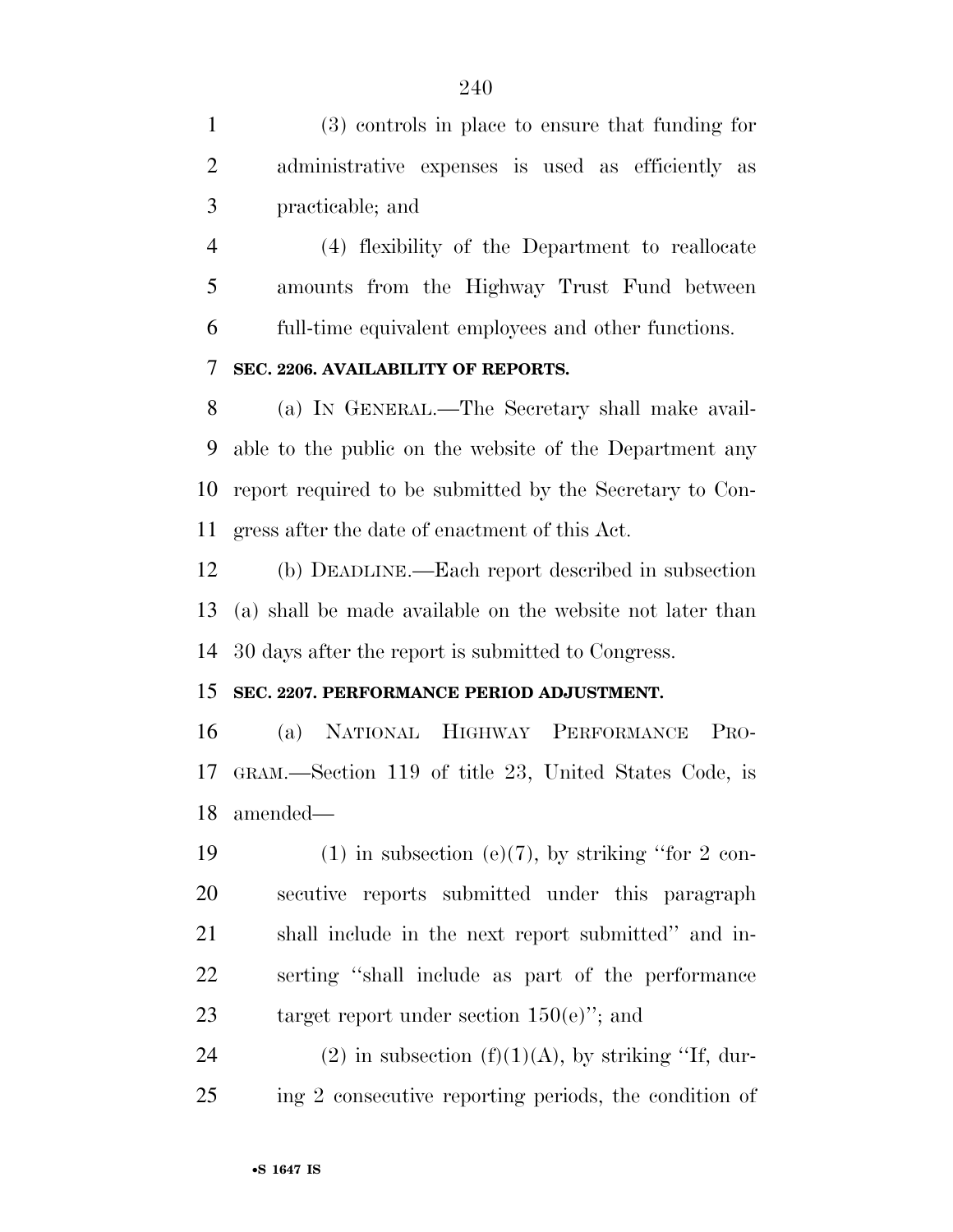(3) controls in place to ensure that funding for administrative expenses is used as efficiently as practicable; and

(4) flexibility of the Department to reallocate amounts from the Highway Trust Fund between full-time equivalent employees and other functions.

**SEC. 2206. AVAILABILITY OF REPORTS.**

(a) IN GENERAL.—The Secretary shall make available to the public on the website of the Department any report required to be submitted by the Secretary to Congress after the date of enactment of this Act.

(b) DEADLINE.—Each report described in subsection (a) shall be made available on the website not later than 30 days after the report is submitted to Congress.

**SEC. 2207. PERFORMANCE PERIOD ADJUSTMENT.**

(a) NATIONAL HIGHWAY PERFORMANCE PROGRAM.—Section 119 of title 23, United States Code, is amended—

(1) in subsection (e)(7), by striking ''for 2 consecutive reports submitted under this paragraph shall include in the next report submitted'' and inserting ''shall include as part of the performance target report under section 150(e)''; and

(2) in subsection (f)(1)(A), by striking ''If, during 2 consecutive reporting periods, the condition of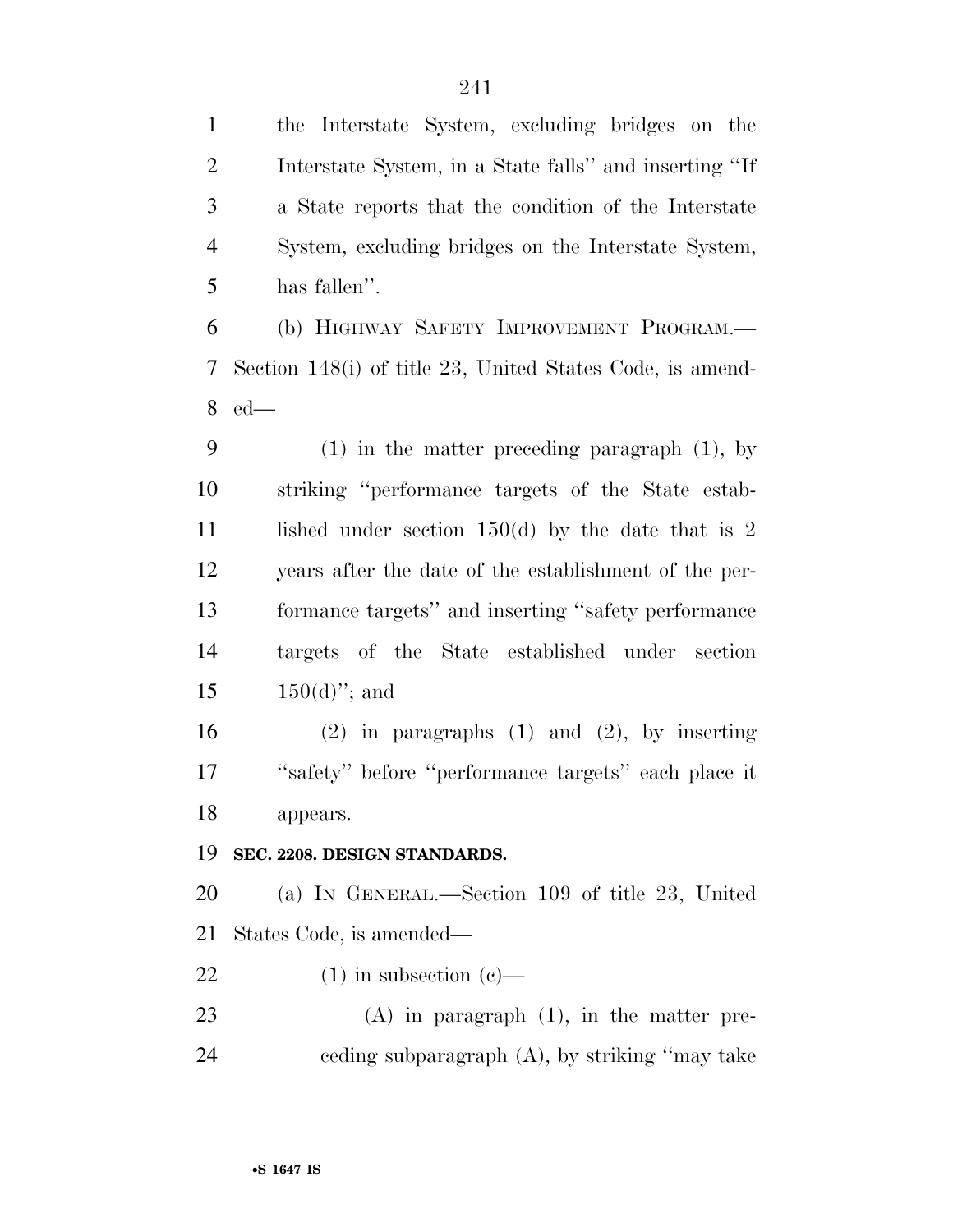the Interstate System, excluding bridges on the Interstate System, in a State falls'' and inserting ''If a State reports that the condition of the Interstate System, excluding bridges on the Interstate System, has fallen''.

(b) HIGHWAY SAFETY IMPROVEMENT PROGRAM.—Section 148(i) of title 23, United States Code, is amended—

(1) in the matter preceding paragraph (1), by striking ''performance targets of the State established under section 150(d) by the date that is 2 years after the date of the establishment of the performance targets'' and inserting ''safety performance targets of the State established under section 150(d)''; and

(2) in paragraphs (1) and (2), by inserting ''safety'' before ''performance targets'' each place it appears.

**SEC. 2208. DESIGN STANDARDS.**

(a) IN GENERAL.—Section 109 of title 23, United States Code, is amended—

(1) in subsection (c)—

(A) in paragraph (1), in the matter preceding subparagraph (A), by striking ''may take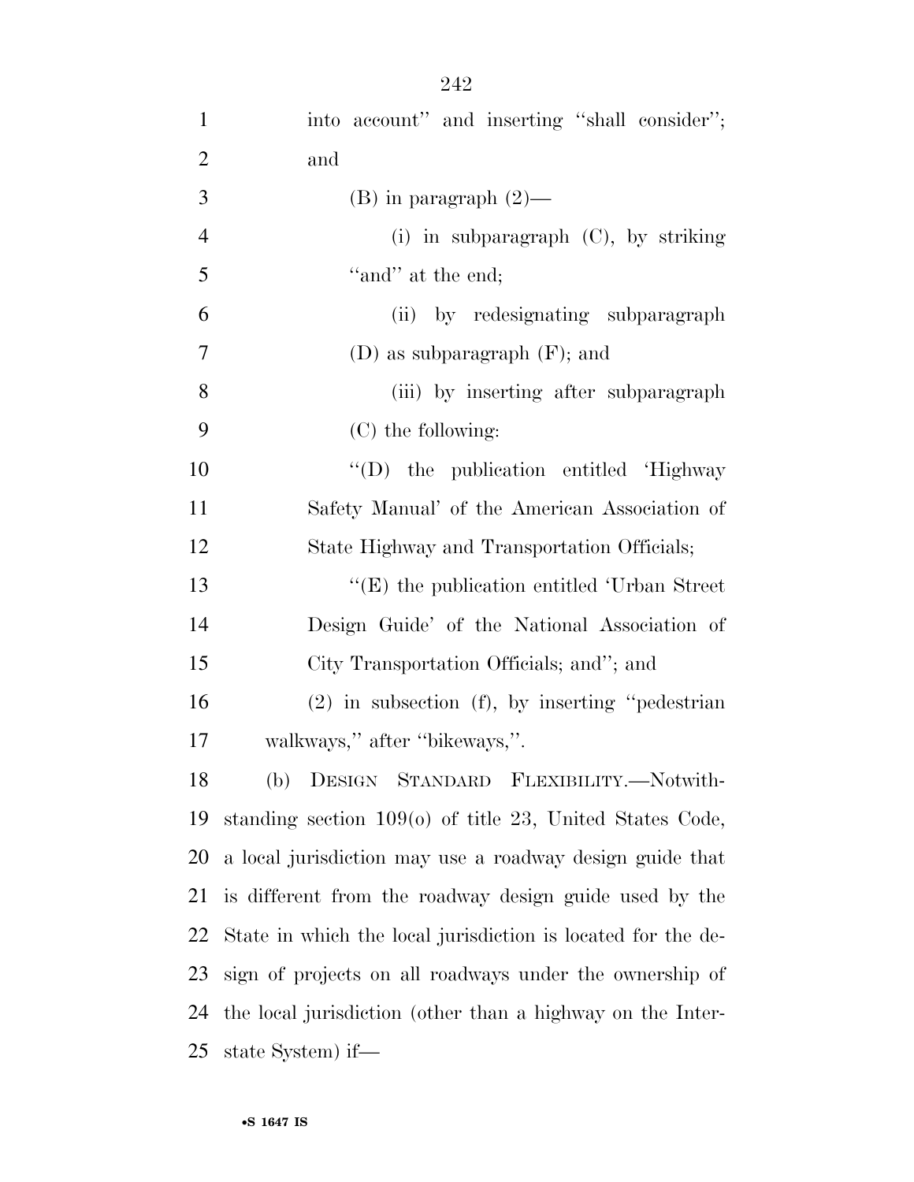into account'' and inserting ''shall consider''; and

(B) in paragraph (2)—

(i) in subparagraph (C), by striking ''and'' at the end;

(ii) by redesignating subparagraph (D) as subparagraph (F); and

(iii) by inserting after subparagraph (C) the following:

''(D) the publication entitled 'Highway Safety Manual' of the American Association of State Highway and Transportation Officials;

''(E) the publication entitled 'Urban Street Design Guide' of the National Association of City Transportation Officials; and''; and

(2) in subsection (f), by inserting ''pedestrian walkways,'' after ''bikeways,''.

(b) DESIGN STANDARD FLEXIBILITY.—Notwithstanding section 109(o) of title 23, United States Code, a local jurisdiction may use a roadway design guide that is different from the roadway design guide used by the State in which the local jurisdiction is located for the design of projects on all roadways under the ownership of the local jurisdiction (other than a highway on the Interstate System) if—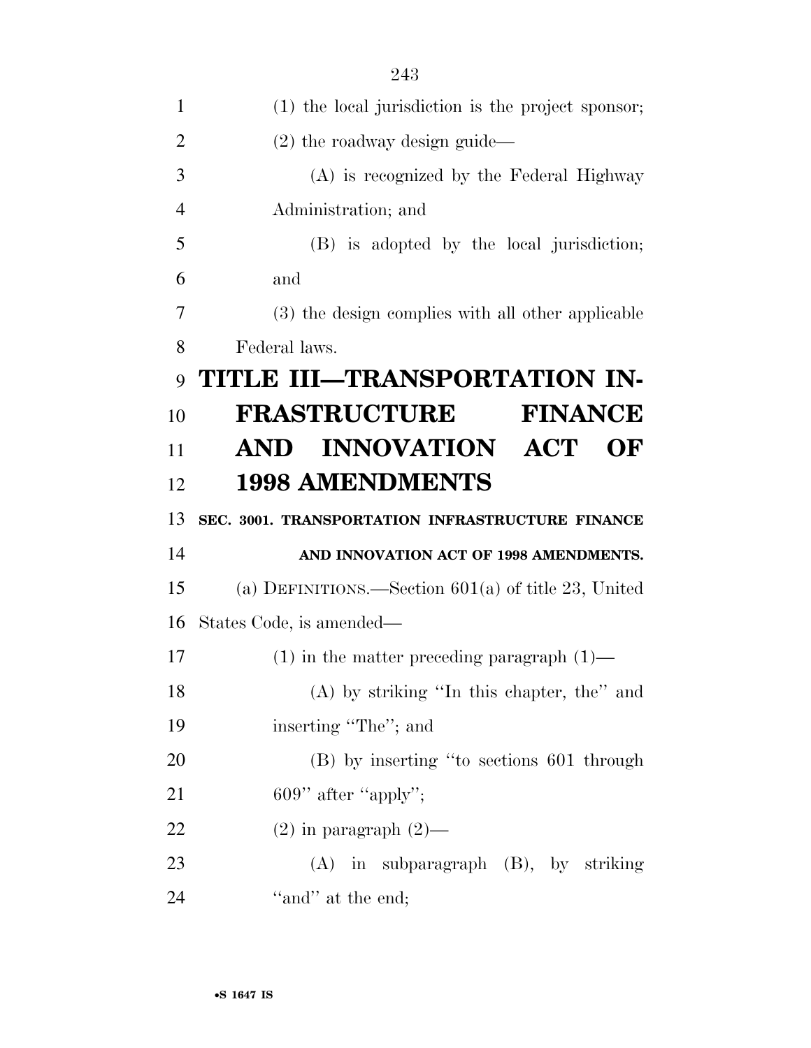(1) the local jurisdiction is the project sponsor;

(2) the roadway design guide—

(A) is recognized by the Federal Highway Administration; and

(B) is adopted by the local jurisdiction; and

(3) the design complies with all other applicable Federal laws.

# TITLE III—TRANSPORTATION INFRASTRUCTURE FINANCE AND INNOVATION ACT OF 1998 AMENDMENTS

### SEC. 3001. TRANSPORTATION INFRASTRUCTURE FINANCE AND INNOVATION ACT OF 1998 AMENDMENTS.

(a) DEFINITIONS.—Section 601(a) of title 23, United States Code, is amended—

(1) in the matter preceding paragraph (1)—

(A) by striking ''In this chapter, the'' and inserting ''The''; and

(B) by inserting ''to sections 601 through 609'' after ''apply'';

(2) in paragraph (2)—

(A) in subparagraph (B), by striking ''and'' at the end;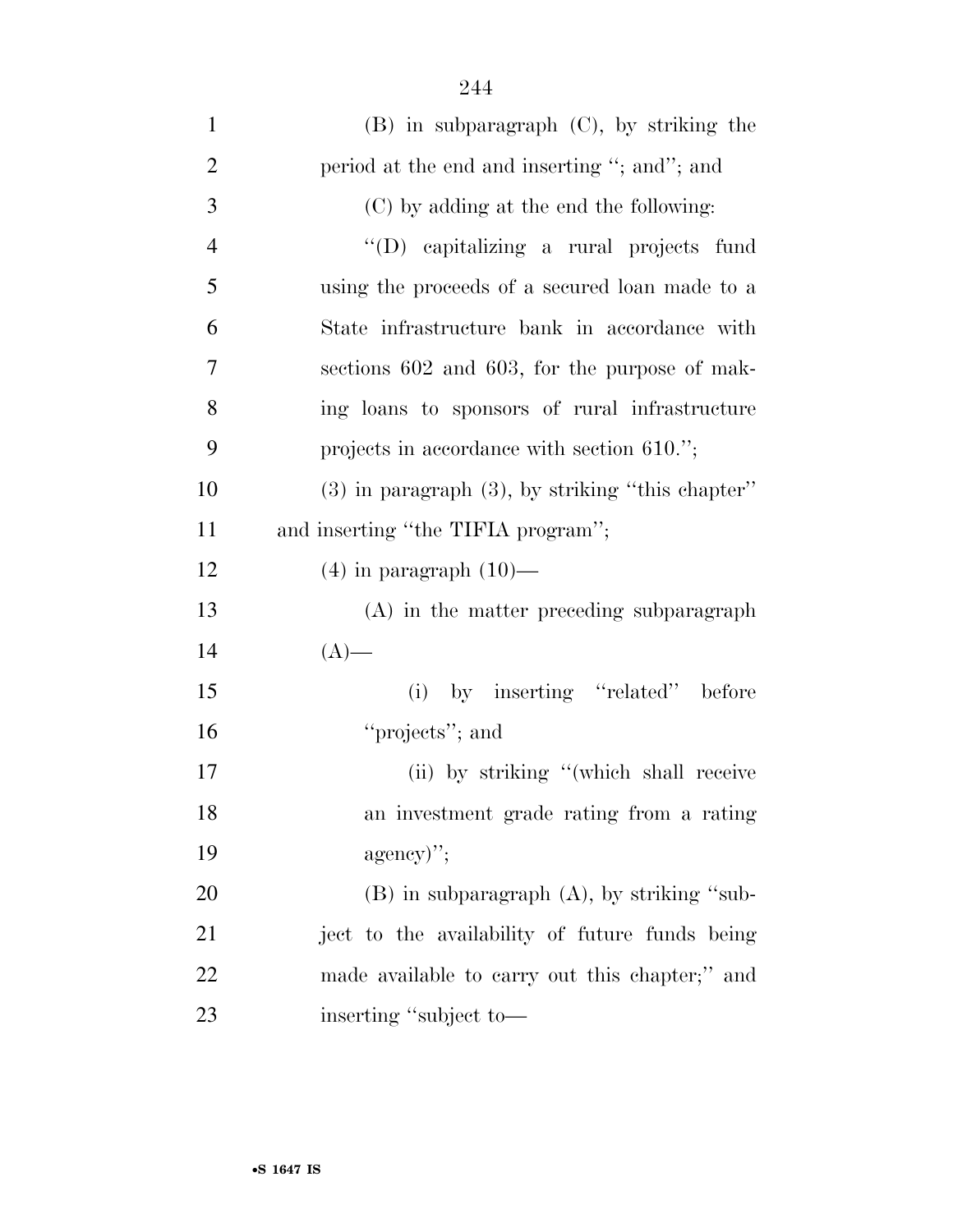(B) in subparagraph (C), by striking the period at the end and inserting ''; and''; and

(C) by adding at the end the following:

''(D) capitalizing a rural projects fund using the proceeds of a secured loan made to a State infrastructure bank in accordance with sections 602 and 603, for the purpose of making loans to sponsors of rural infrastructure projects in accordance with section 610.'';

(3) in paragraph (3), by striking ''this chapter'' and inserting ''the TIFIA program'';

(4) in paragraph (10)—

(A) in the matter preceding subparagraph (A)—

(i) by inserting ''related'' before ''projects''; and

(ii) by striking ''(which shall receive an investment grade rating from a rating agency)'';

(B) in subparagraph (A), by striking ''subject to the availability of future funds being made available to carry out this chapter;'' and inserting ''subject to—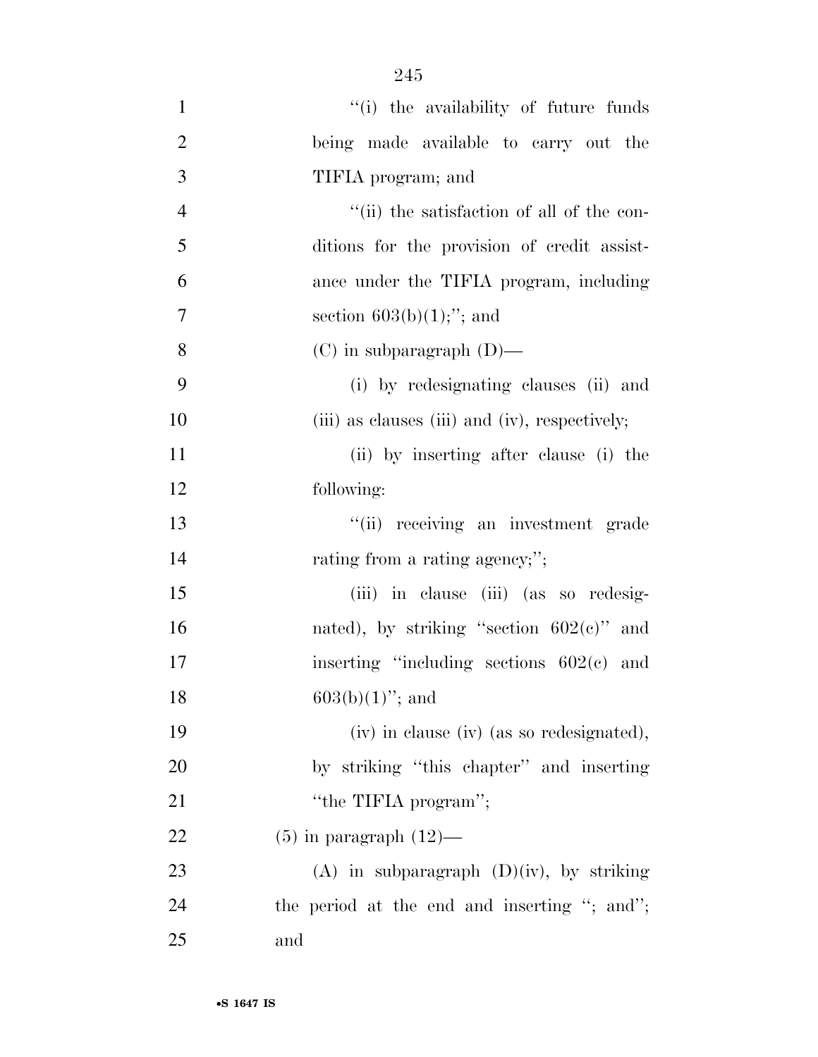"(i) the availability of future funds being made available to carry out the TIFIA program; and

"(ii) the satisfaction of all of the conditions for the provision of credit assistance under the TIFIA program, including section 603(b)(1);"; and

(C) in subparagraph (D)—

(i) by redesignating clauses (ii) and (iii) as clauses (iii) and (iv), respectively;

(ii) by inserting after clause (i) the following:

"(ii) receiving an investment grade rating from a rating agency;";

(iii) in clause (iii) (as so redesignated), by striking "section 602(c)" and inserting "including sections 602(c) and 603(b)(1)"; and

(iv) in clause (iv) (as so redesignated), by striking "this chapter" and inserting "the TIFIA program";

(5) in paragraph (12)—

(A) in subparagraph (D)(iv), by striking the period at the end and inserting "; and"; and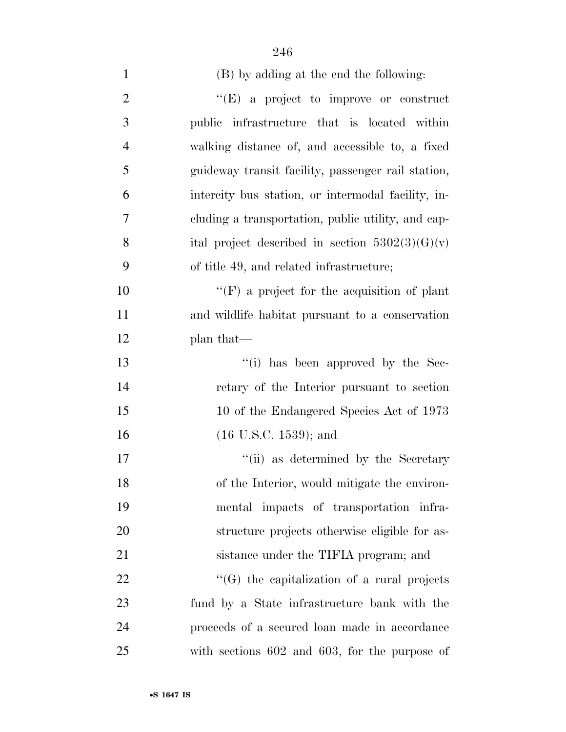(B) by adding at the end the following:

"(E) a project to improve or construct public infrastructure that is located within walking distance of, and accessible to, a fixed guideway transit facility, passenger rail station, intercity bus station, or intermodal facility, including a transportation, public utility, and capital project described in section 5302(3)(G)(v) of title 49, and related infrastructure;

"(F) a project for the acquisition of plant and wildlife habitat pursuant to a conservation plan that—

"(i) has been approved by the Secretary of the Interior pursuant to section 10 of the Endangered Species Act of 1973 (16 U.S.C. 1539); and

"(ii) as determined by the Secretary of the Interior, would mitigate the environmental impacts of transportation infrastructure projects otherwise eligible for assistance under the TIFIA program; and

"(G) the capitalization of a rural projects fund by a State infrastructure bank with the proceeds of a secured loan made in accordance with sections 602 and 603, for the purpose of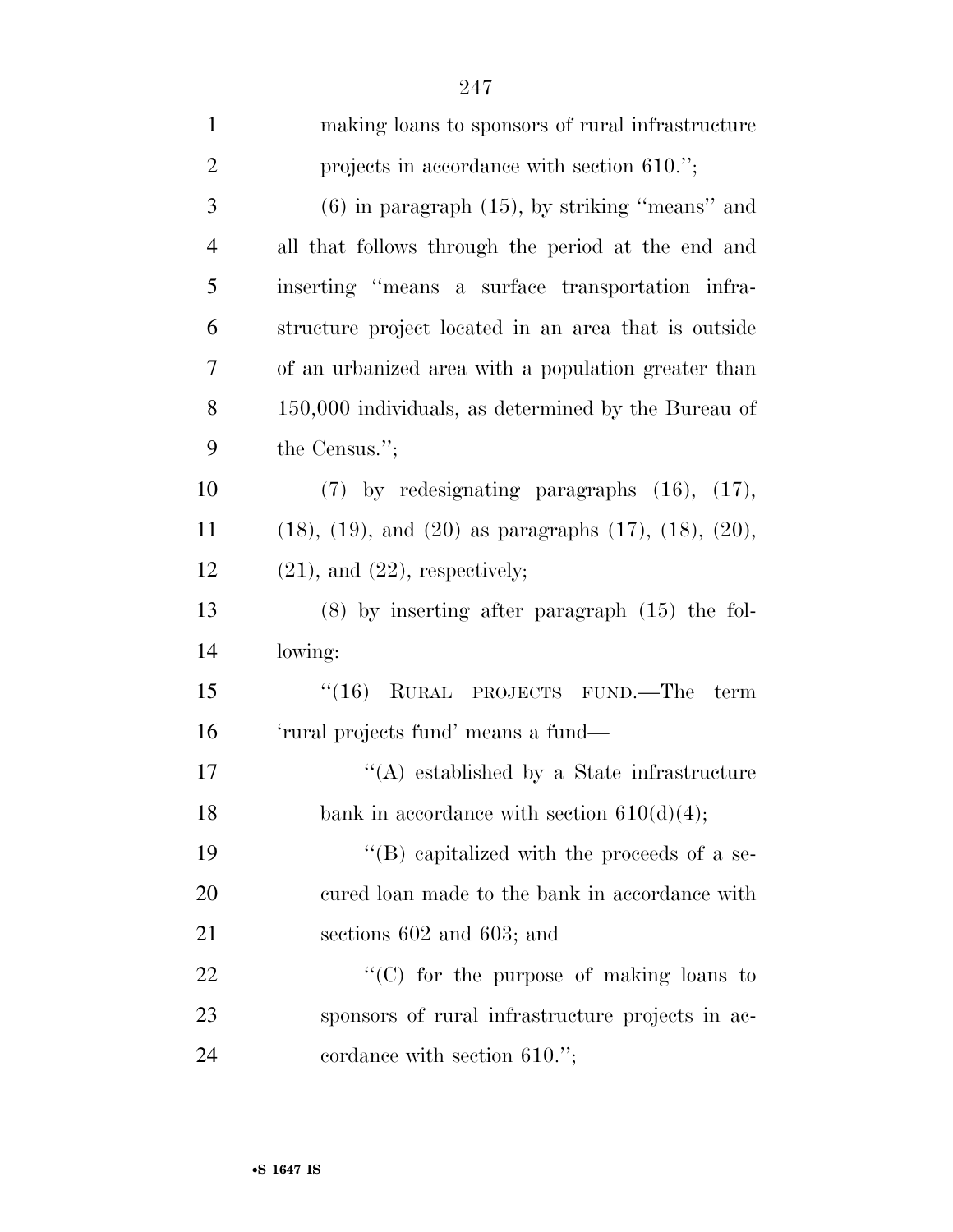making loans to sponsors of rural infrastructure projects in accordance with section 610.'';

(6) in paragraph (15), by striking ''means'' and all that follows through the period at the end and inserting ''means a surface transportation infrastructure project located in an area that is outside of an urbanized area with a population greater than 150,000 individuals, as determined by the Bureau of the Census.'';

(7) by redesignating paragraphs (16), (17), (18), (19), and (20) as paragraphs (17), (18), (20), (21), and (22), respectively;

(8) by inserting after paragraph (15) the following:

''(16) RURAL PROJECTS FUND.—The term 'rural projects fund' means a fund—

''(A) established by a State infrastructure bank in accordance with section 610(d)(4);

''(B) capitalized with the proceeds of a secured loan made to the bank in accordance with sections 602 and 603; and

''(C) for the purpose of making loans to sponsors of rural infrastructure projects in accordance with section 610.'';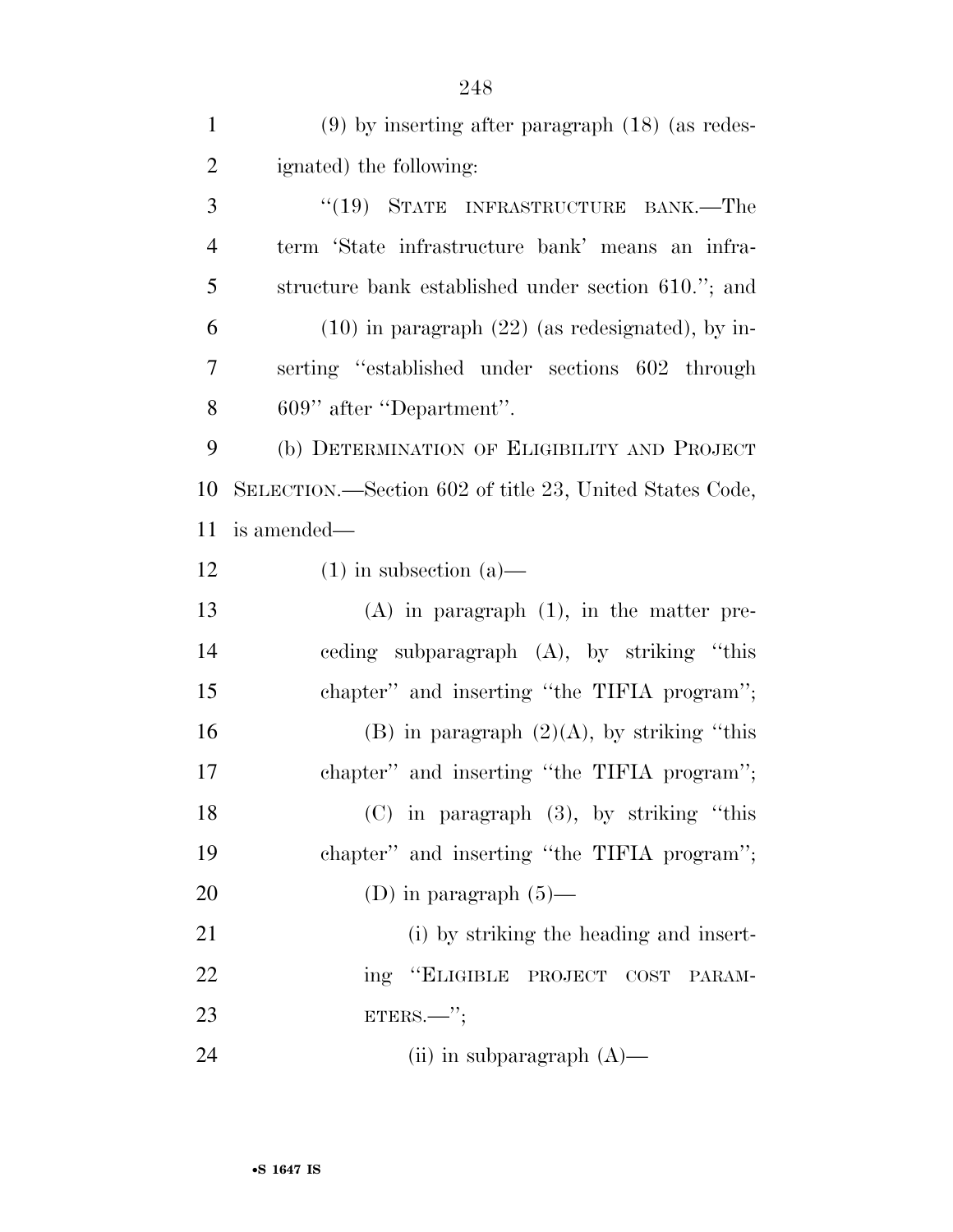(9) by inserting after paragraph (18) (as redesignated) the following:

"(19) STATE INFRASTRUCTURE BANK.—The term 'State infrastructure bank' means an infrastructure bank established under section 610."; and

(10) in paragraph (22) (as redesignated), by inserting "established under sections 602 through 609" after "Department".

(b) DETERMINATION OF ELIGIBILITY AND PROJECT SELECTION.—Section 602 of title 23, United States Code, is amended—

(1) in subsection (a)—

(A) in paragraph (1), in the matter preceding subparagraph (A), by striking "this chapter" and inserting "the TIFIA program";

(B) in paragraph (2)(A), by striking "this chapter" and inserting "the TIFIA program";

(C) in paragraph (3), by striking "this chapter" and inserting "the TIFIA program";

(D) in paragraph (5)—

(i) by striking the heading and inserting "ELIGIBLE PROJECT COST PARAMETERS.—";

(ii) in subparagraph (A)—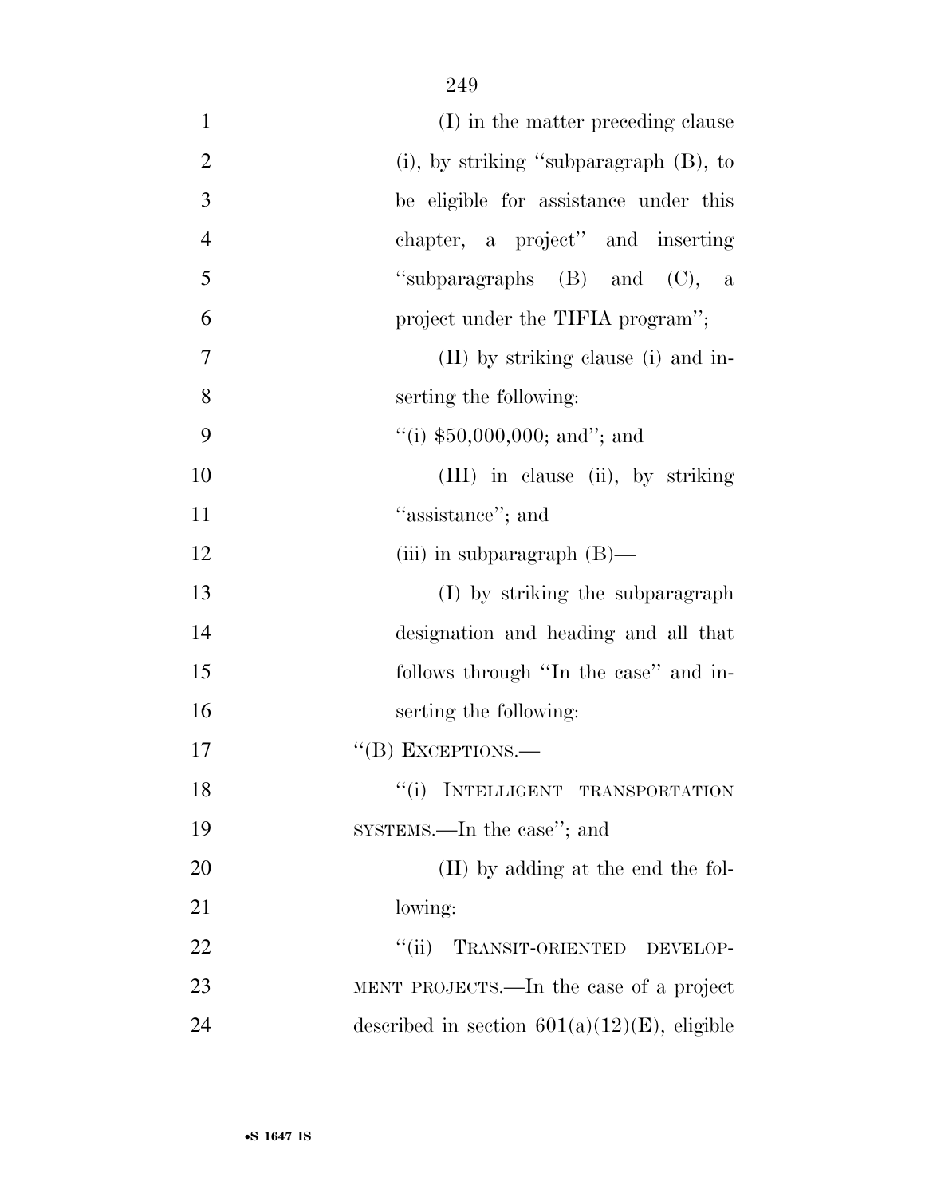(I) in the matter preceding clause (i), by striking ''subparagraph (B), to be eligible for assistance under this chapter, a project'' and inserting ''subparagraphs (B) and (C), a project under the TIFIA program'';

(II) by striking clause (i) and inserting the following:

''(i) $50,000,000; and''; and

(III) in clause (ii), by striking ''assistance''; and

(iii) in subparagraph (B)—

(I) by striking the subparagraph designation and heading and all that follows through ''In the case'' and inserting the following:

''(B) EXCEPTIONS.—

''(i) INTELLIGENT TRANSPORTATION SYSTEMS.—In the case''; and

(II) by adding at the end the following:

''(ii) TRANSIT-ORIENTED DEVELOPMENT PROJECTS.—In the case of a project described in section 601(a)(12)(E), eligible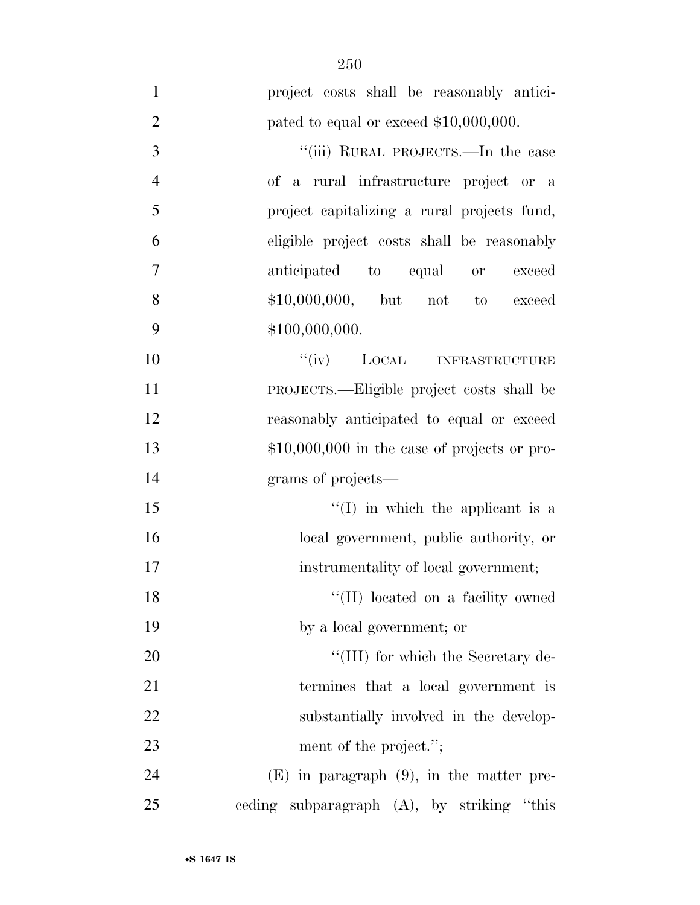project costs shall be reasonably anticipated to equal or exceed $10,000,000.

''(iii) RURAL PROJECTS.—In the case of a rural infrastructure project or a project capitalizing a rural projects fund, eligible project costs shall be reasonably anticipated to equal or exceed $10,000,000, but not to exceed $100,000,000.

''(iv) LOCAL INFRASTRUCTURE PROJECTS.—Eligible project costs shall be reasonably anticipated to equal or exceed $10,000,000 in the case of projects or programs of projects—

''(I) in which the applicant is a local government, public authority, or instrumentality of local government;

''(II) located on a facility owned by a local government; or

''(III) for which the Secretary determines that a local government is substantially involved in the development of the project.'';

(E) in paragraph (9), in the matter preceding subparagraph (A), by striking ''this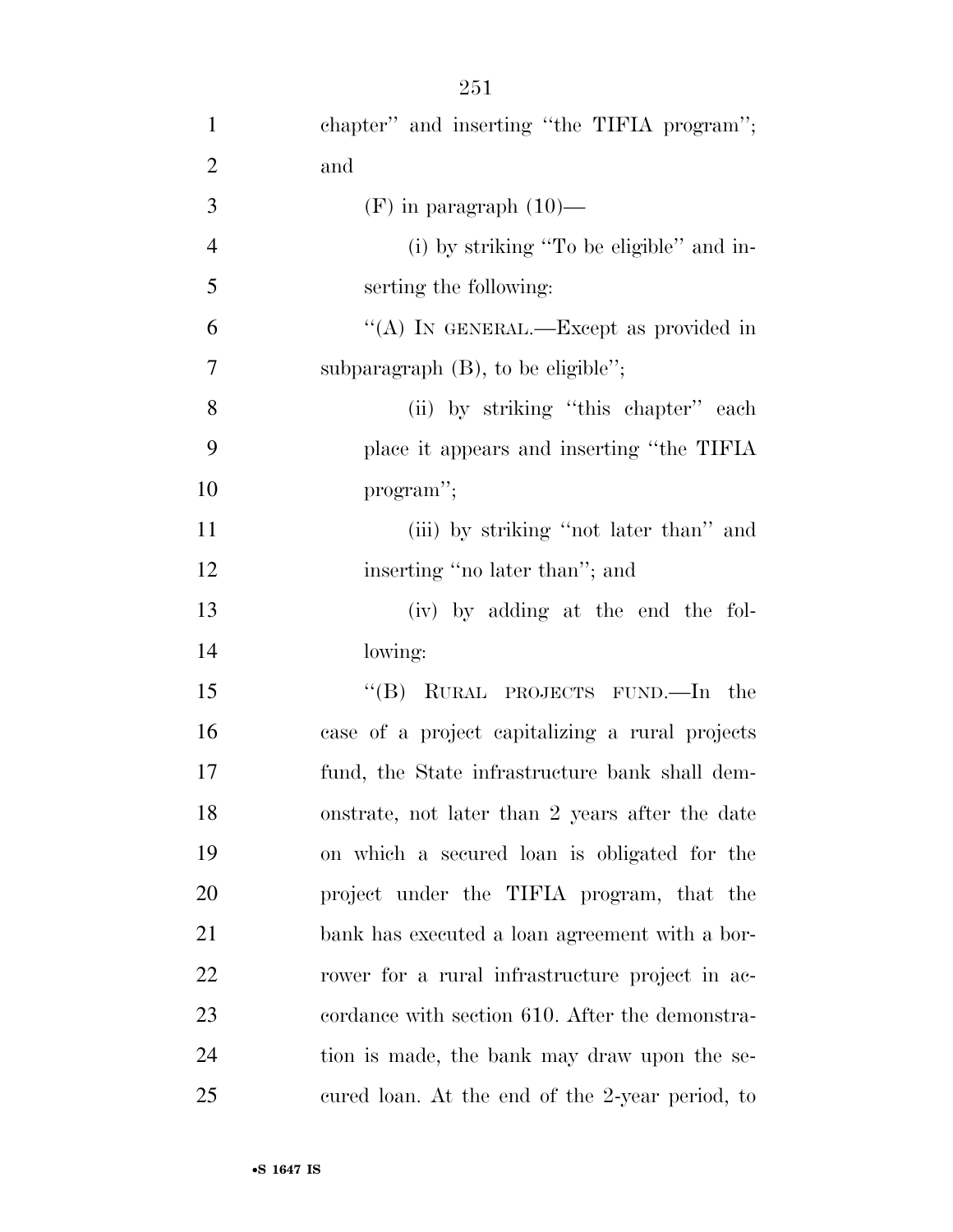chapter'' and inserting ''the TIFIA program''; and

(F) in paragraph (10)—

(i) by striking ''To be eligible'' and inserting the following:

''(A) IN GENERAL.—Except as provided in subparagraph (B), to be eligible'';

(ii) by striking ''this chapter'' each place it appears and inserting ''the TIFIA program'';

(iii) by striking ''not later than'' and inserting ''no later than''; and

(iv) by adding at the end the following:

''(B) RURAL PROJECTS FUND.—In the case of a project capitalizing a rural projects fund, the State infrastructure bank shall demonstrate, not later than 2 years after the date on which a secured loan is obligated for the project under the TIFIA program, that the bank has executed a loan agreement with a borrower for a rural infrastructure project in accordance with section 610. After the demonstration is made, the bank may draw upon the secured loan. At the end of the 2-year period, to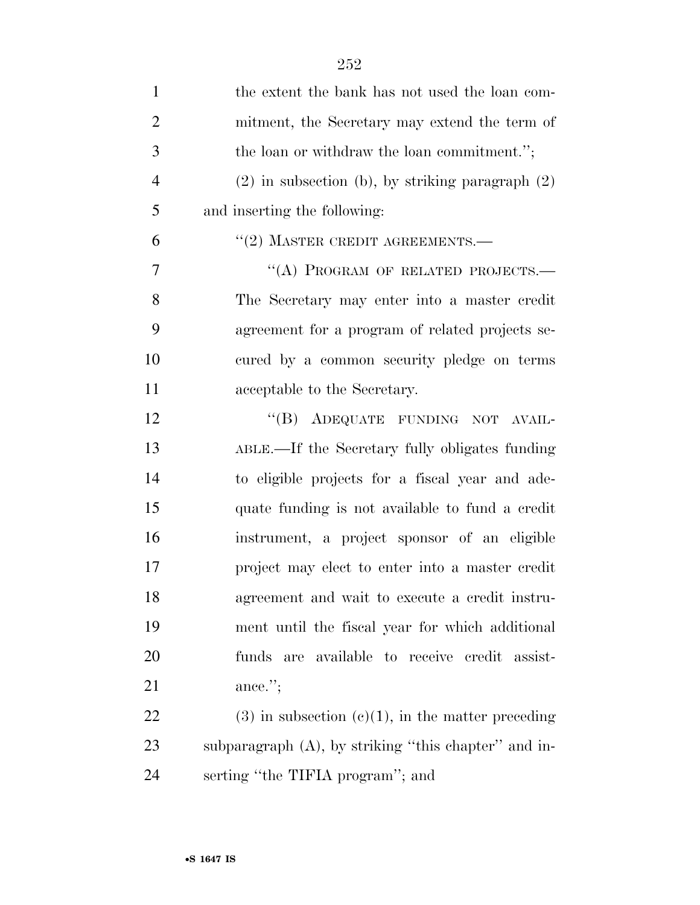the extent the bank has not used the loan commitment, the Secretary may extend the term of the loan or withdraw the loan commitment.'';

(2) in subsection (b), by striking paragraph (2) and inserting the following:

''(2) MASTER CREDIT AGREEMENTS.—

''(A) PROGRAM OF RELATED PROJECTS.— The Secretary may enter into a master credit agreement for a program of related projects secured by a common security pledge on terms acceptable to the Secretary.

''(B) ADEQUATE FUNDING NOT AVAILABLE.—If the Secretary fully obligates funding to eligible projects for a fiscal year and adequate funding is not available to fund a credit instrument, a project sponsor of an eligible project may elect to enter into a master credit agreement and wait to execute a credit instrument until the fiscal year for which additional funds are available to receive credit assistance.'';

(3) in subsection (c)(1), in the matter preceding subparagraph (A), by striking ''this chapter'' and inserting ''the TIFIA program''; and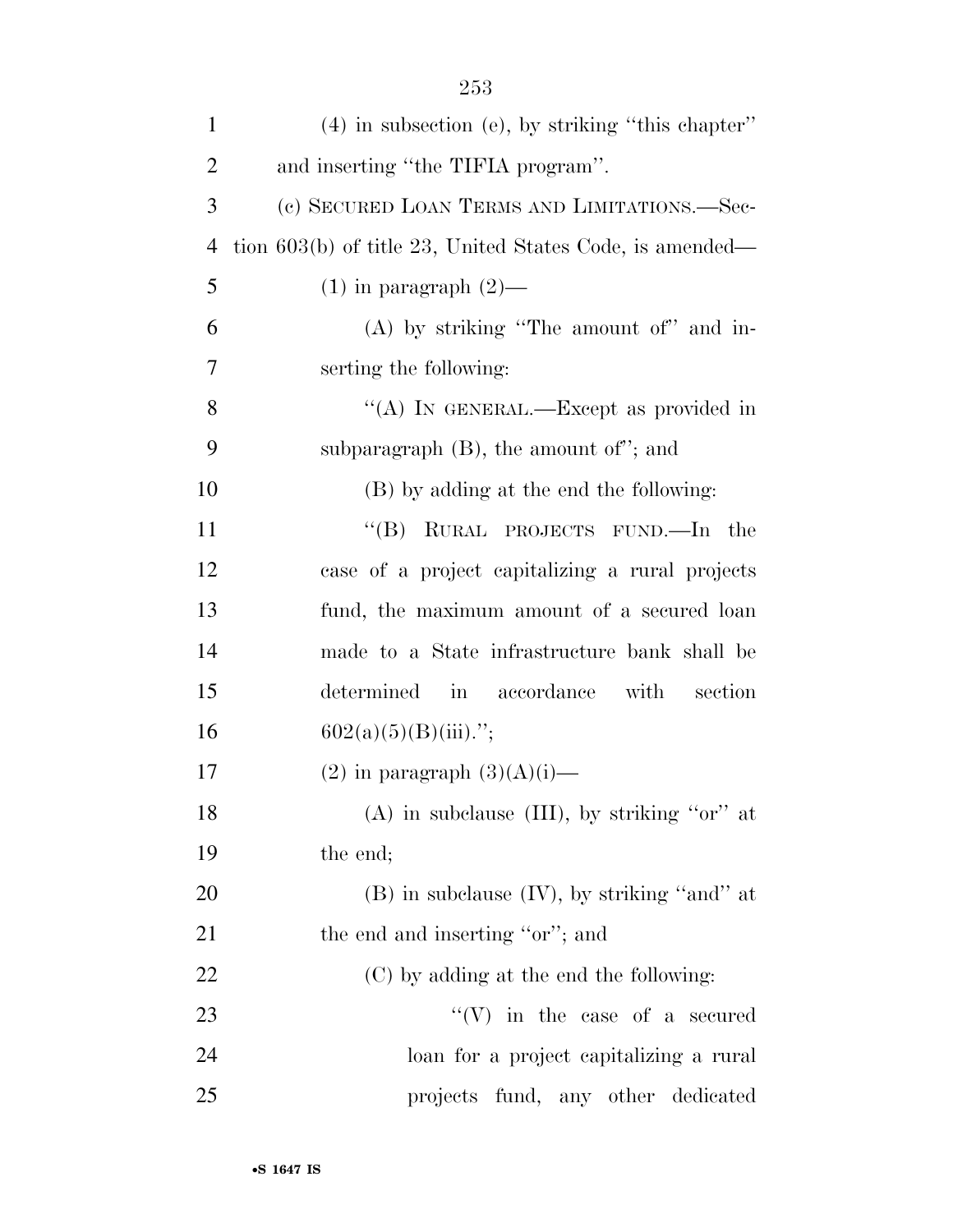(4) in subsection (e), by striking ''this chapter'' and inserting ''the TIFIA program''.

(c) SECURED LOAN TERMS AND LIMITATIONS.—Section 603(b) of title 23, United States Code, is amended—

(1) in paragraph (2)—

(A) by striking ''The amount of'' and inserting the following:

''(A) IN GENERAL.—Except as provided in subparagraph (B), the amount of''; and

(B) by adding at the end the following:

''(B) RURAL PROJECTS FUND.—In the case of a project capitalizing a rural projects fund, the maximum amount of a secured loan made to a State infrastructure bank shall be determined in accordance with section 602(a)(5)(B)(iii).'';

(2) in paragraph (3)(A)(i)—

(A) in subclause (III), by striking ''or'' at the end;

(B) in subclause (IV), by striking ''and'' at the end and inserting ''or''; and

(C) by adding at the end the following:

''(V) in the case of a secured loan for a project capitalizing a rural projects fund, any other dedicated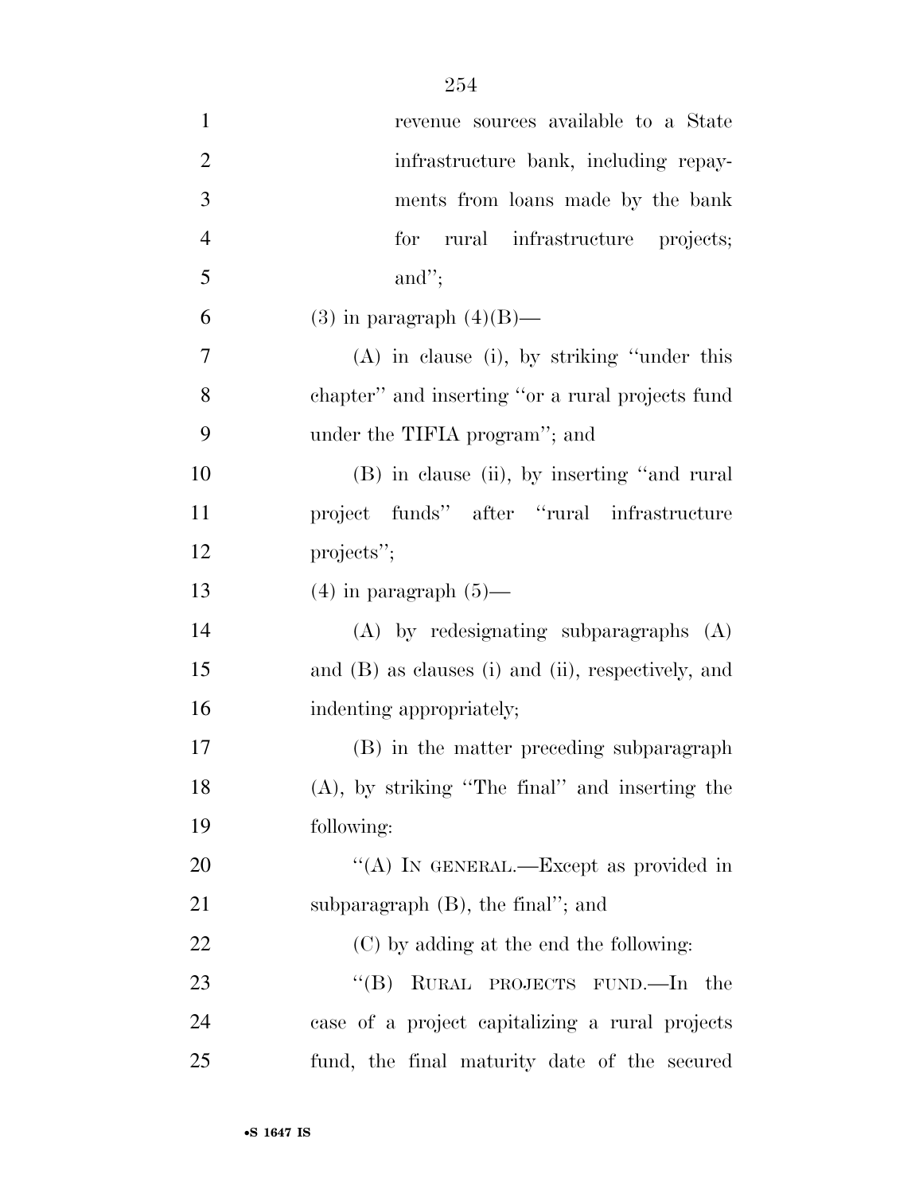revenue sources available to a State infrastructure bank, including repayments from loans made by the bank for rural infrastructure projects; and'';

(3) in paragraph (4)(B)—

(A) in clause (i), by striking ''under this chapter'' and inserting ''or a rural projects fund under the TIFIA program''; and

(B) in clause (ii), by inserting ''and rural project funds'' after ''rural infrastructure projects'';

(4) in paragraph (5)—

(A) by redesignating subparagraphs (A) and (B) as clauses (i) and (ii), respectively, and indenting appropriately;

(B) in the matter preceding subparagraph (A), by striking ''The final'' and inserting the following:

''(A) IN GENERAL.—Except as provided in subparagraph (B), the final''; and

(C) by adding at the end the following:

''(B) RURAL PROJECTS FUND.—In the case of a project capitalizing a rural projects fund, the final maturity date of the secured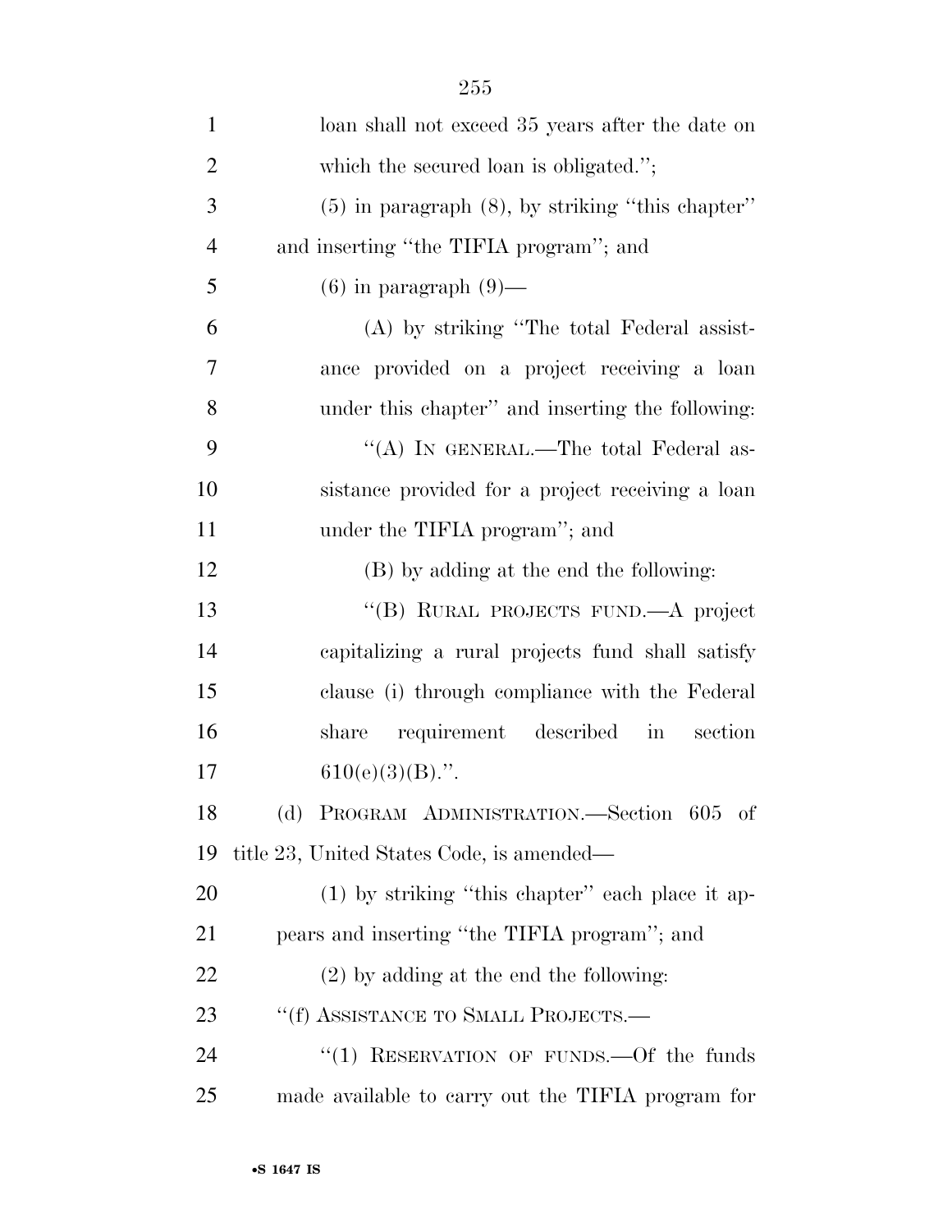loan shall not exceed 35 years after the date on which the secured loan is obligated.'';

(5) in paragraph (8), by striking ''this chapter'' and inserting ''the TIFIA program''; and

(6) in paragraph (9)—

(A) by striking ''The total Federal assistance provided on a project receiving a loan under this chapter'' and inserting the following:

''(A) IN GENERAL.—The total Federal assistance provided for a project receiving a loan under the TIFIA program''; and

(B) by adding at the end the following:

''(B) RURAL PROJECTS FUND.—A project capitalizing a rural projects fund shall satisfy clause (i) through compliance with the Federal share requirement described in section 610(e)(3)(B).''.

(d) PROGRAM ADMINISTRATION.—Section 605 of title 23, United States Code, is amended—

(1) by striking ''this chapter'' each place it appears and inserting ''the TIFIA program''; and

(2) by adding at the end the following:

''(f) ASSISTANCE TO SMALL PROJECTS.—

''(1) RESERVATION OF FUNDS.—Of the funds made available to carry out the TIFIA program for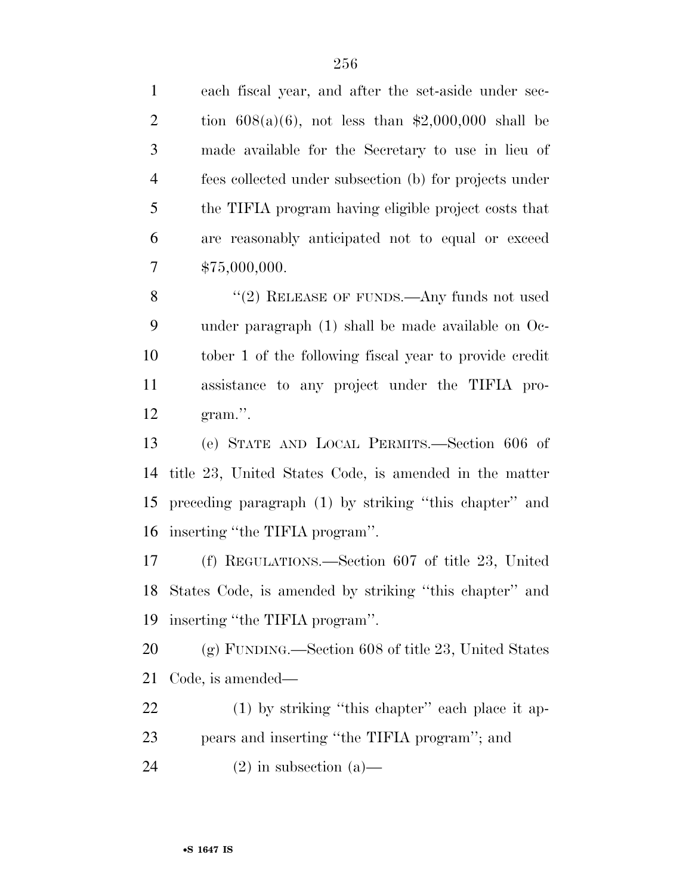each fiscal year, and after the set-aside under section 608(a)(6), not less than $2,000,000 shall be made available for the Secretary to use in lieu of fees collected under subsection (b) for projects under the TIFIA program having eligible project costs that are reasonably anticipated not to equal or exceed $75,000,000.

"(2) RELEASE OF FUNDS.—Any funds not used under paragraph (1) shall be made available on October 1 of the following fiscal year to provide credit assistance to any project under the TIFIA program.".

(e) STATE AND LOCAL PERMITS.—Section 606 of title 23, United States Code, is amended in the matter preceding paragraph (1) by striking "this chapter" and inserting "the TIFIA program".

(f) REGULATIONS.—Section 607 of title 23, United States Code, is amended by striking "this chapter" and inserting "the TIFIA program".

(g) FUNDING.—Section 608 of title 23, United States Code, is amended—

(1) by striking "this chapter" each place it appears and inserting "the TIFIA program"; and

(2) in subsection (a)—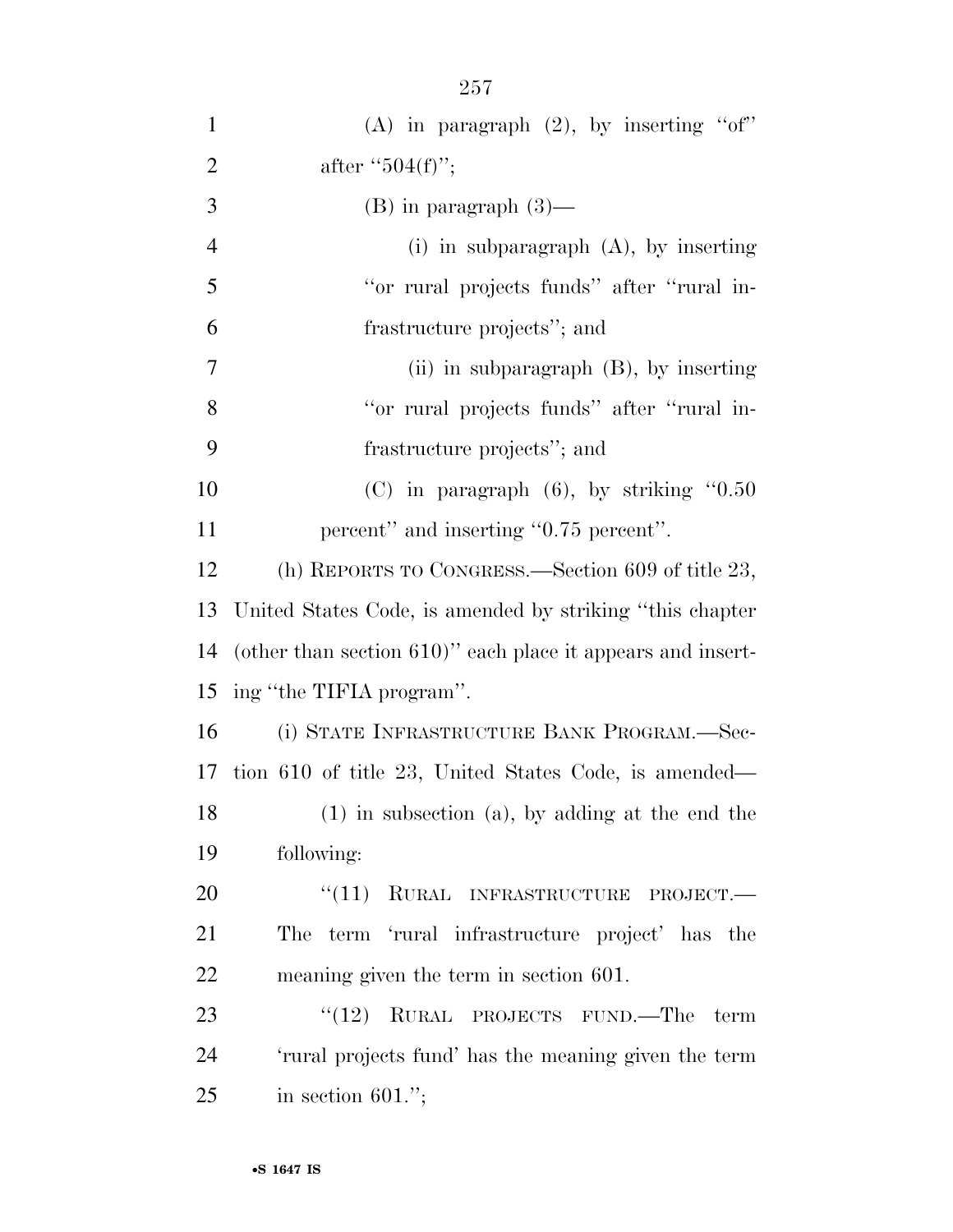(A) in paragraph (2), by inserting ''of'' after ''504(f)'';

(B) in paragraph (3)—

(i) in subparagraph (A), by inserting ''or rural projects funds'' after ''rural infrastructure projects''; and

(ii) in subparagraph (B), by inserting ''or rural projects funds'' after ''rural infrastructure projects''; and

(C) in paragraph (6), by striking ''0.50 percent'' and inserting ''0.75 percent''.

(h) REPORTS TO CONGRESS.—Section 609 of title 23, United States Code, is amended by striking ''this chapter (other than section 610)'' each place it appears and inserting ''the TIFIA program''.

(i) STATE INFRASTRUCTURE BANK PROGRAM.—Section 610 of title 23, United States Code, is amended—

(1) in subsection (a), by adding at the end the following:

''(11) RURAL INFRASTRUCTURE PROJECT.—The term 'rural infrastructure project' has the meaning given the term in section 601.

''(12) RURAL PROJECTS FUND.—The term 'rural projects fund' has the meaning given the term in section 601.'';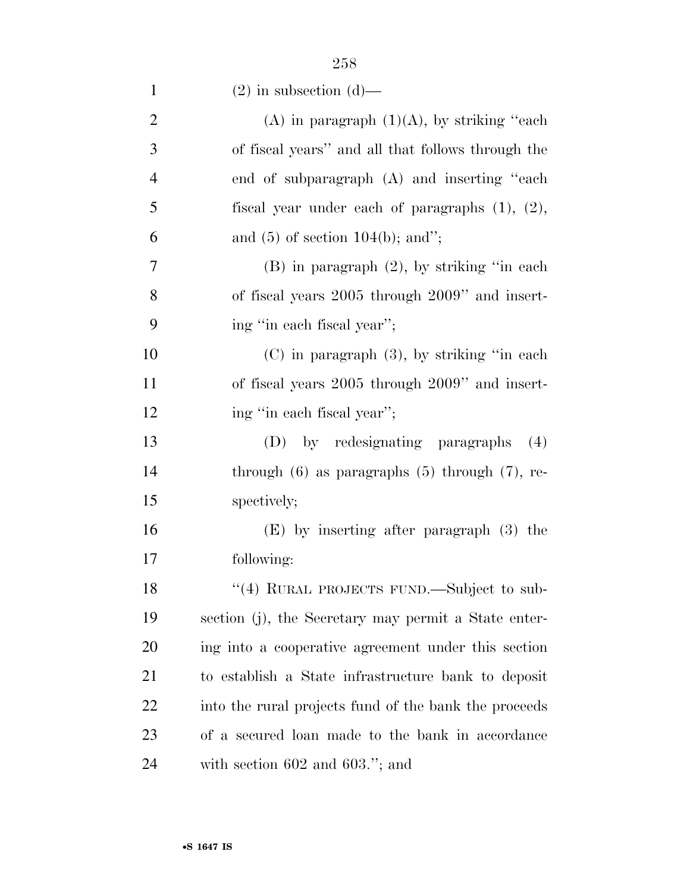(2) in subsection (d)—

(A) in paragraph (1)(A), by striking "each of fiscal years" and all that follows through the end of subparagraph (A) and inserting "each fiscal year under each of paragraphs (1), (2), and (5) of section 104(b); and";

(B) in paragraph (2), by striking "in each of fiscal years 2005 through 2009" and inserting "in each fiscal year";

(C) in paragraph (3), by striking "in each of fiscal years 2005 through 2009" and inserting "in each fiscal year";

(D) by redesignating paragraphs (4) through (6) as paragraphs (5) through (7), respectively;

(E) by inserting after paragraph (3) the following:

"(4) RURAL PROJECTS FUND.—Subject to subsection (j), the Secretary may permit a State entering into a cooperative agreement under this section to establish a State infrastructure bank to deposit into the rural projects fund of the bank the proceeds of a secured loan made to the bank in accordance with section 602 and 603."; and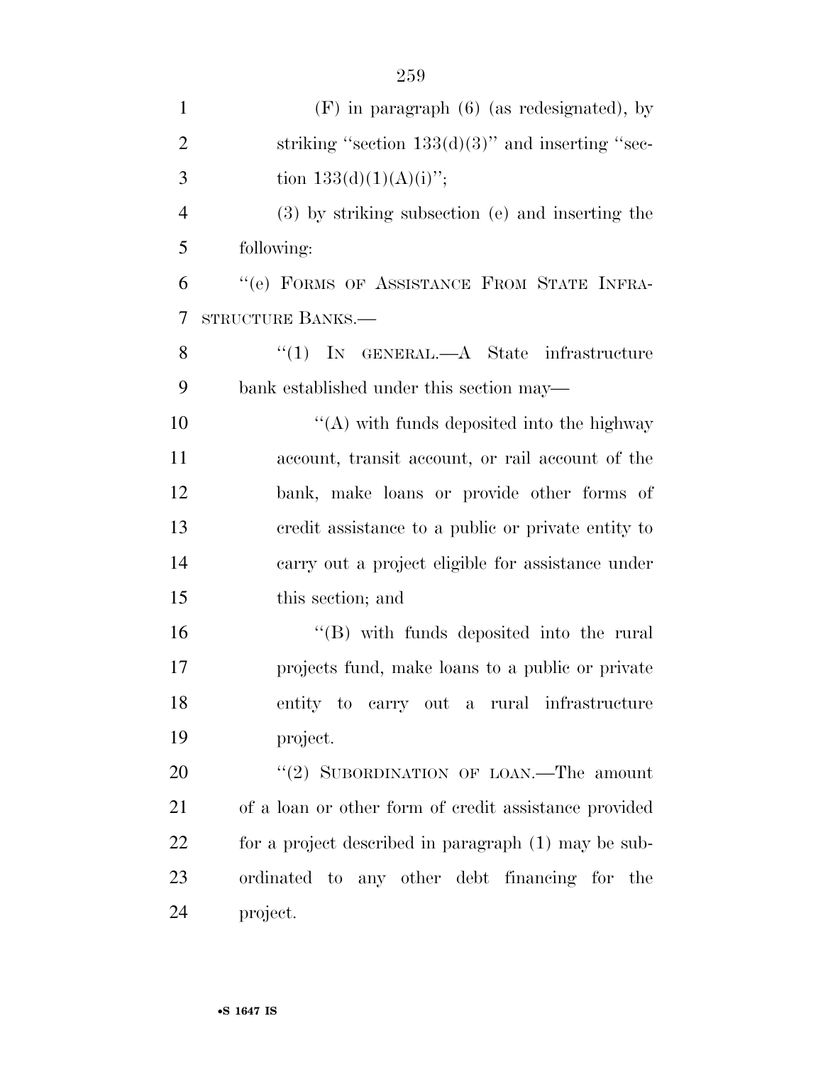(F) in paragraph (6) (as redesignated), by striking "section 133(d)(3)" and inserting "section 133(d)(1)(A)(i)";

(3) by striking subsection (e) and inserting the following:

"(e) FORMS OF ASSISTANCE FROM STATE INFRASTRUCTURE BANKS.—

"(1) IN GENERAL.—A State infrastructure bank established under this section may—

"(A) with funds deposited into the highway account, transit account, or rail account of the bank, make loans or provide other forms of credit assistance to a public or private entity to carry out a project eligible for assistance under this section; and

"(B) with funds deposited into the rural projects fund, make loans to a public or private entity to carry out a rural infrastructure project.

"(2) SUBORDINATION OF LOAN.—The amount of a loan or other form of credit assistance provided for a project described in paragraph (1) may be subordinated to any other debt financing for the project.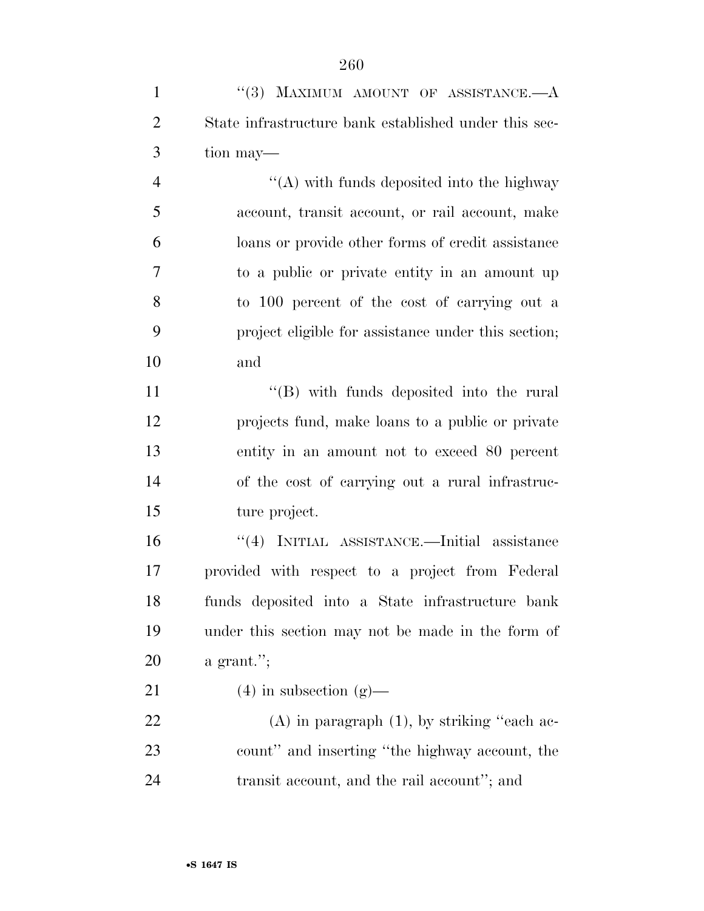"(3) MAXIMUM AMOUNT OF ASSISTANCE.—A State infrastructure bank established under this section may—

"(A) with funds deposited into the highway account, transit account, or rail account, make loans or provide other forms of credit assistance to a public or private entity in an amount up to 100 percent of the cost of carrying out a project eligible for assistance under this section; and

"(B) with funds deposited into the rural projects fund, make loans to a public or private entity in an amount not to exceed 80 percent of the cost of carrying out a rural infrastructure project.

"(4) INITIAL ASSISTANCE.—Initial assistance provided with respect to a project from Federal funds deposited into a State infrastructure bank under this section may not be made in the form of a grant.";

(4) in subsection (g)—

(A) in paragraph (1), by striking "each account" and inserting "the highway account, the transit account, and the rail account"; and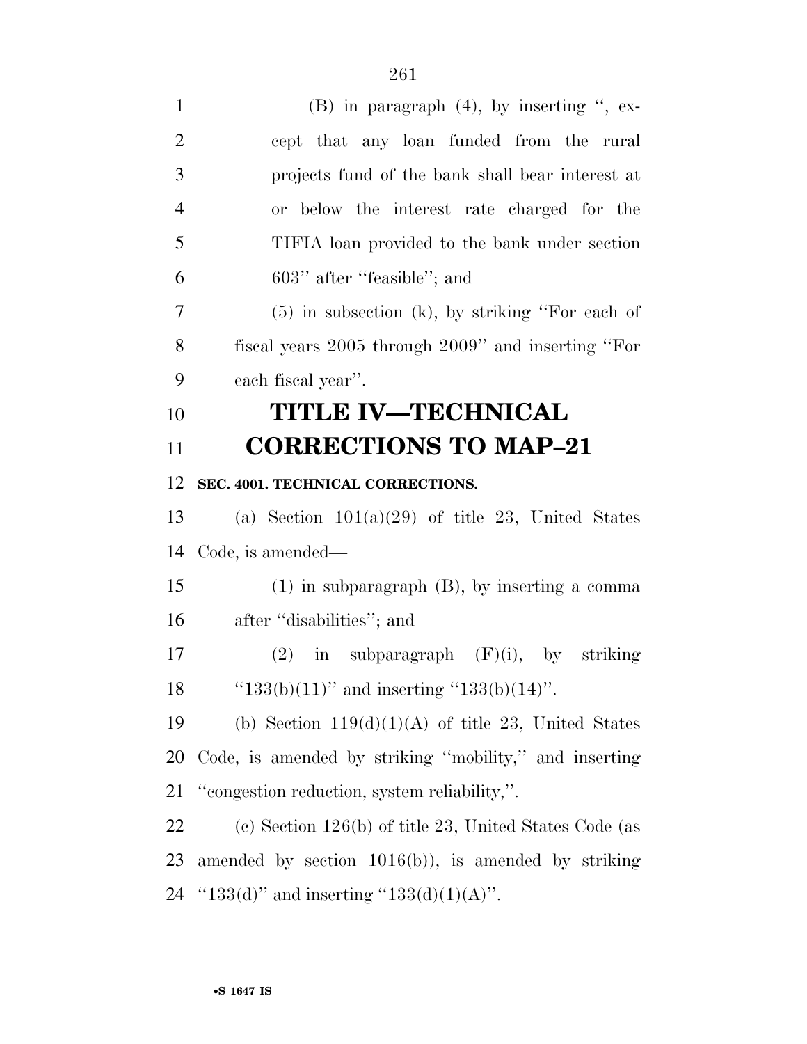(B) in paragraph (4), by inserting ", except that any loan funded from the rural projects fund of the bank shall bear interest at or below the interest rate charged for the TIFIA loan provided to the bank under section 603" after "feasible"; and

(5) in subsection (k), by striking "For each of fiscal years 2005 through 2009" and inserting "For each fiscal year".

# TITLE IV—TECHNICAL CORRECTIONS TO MAP–21

**SEC. 4001. TECHNICAL CORRECTIONS.**

(a) Section 101(a)(29) of title 23, United States Code, is amended—

(1) in subparagraph (B), by inserting a comma after "disabilities"; and

(2) in subparagraph (F)(i), by striking "133(b)(11)" and inserting "133(b)(14)".

(b) Section 119(d)(1)(A) of title 23, United States Code, is amended by striking "mobility," and inserting "congestion reduction, system reliability,".

(c) Section 126(b) of title 23, United States Code (as amended by section 1016(b)), is amended by striking "133(d)" and inserting "133(d)(1)(A)".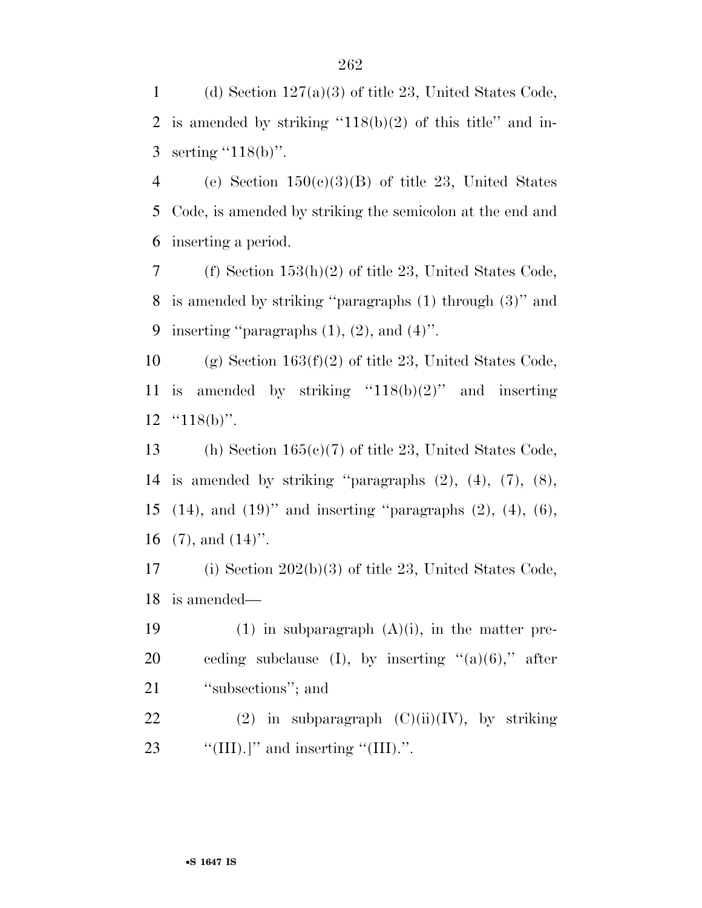(d) Section 127(a)(3) of title 23, United States Code, is amended by striking ‘‘118(b)(2) of this title’’ and inserting ‘‘118(b)’’.

(e) Section 150(c)(3)(B) of title 23, United States Code, is amended by striking the semicolon at the end and inserting a period.

(f) Section 153(h)(2) of title 23, United States Code, is amended by striking ‘‘paragraphs (1) through (3)’’ and inserting ‘‘paragraphs (1), (2), and (4)’’.

(g) Section 163(f)(2) of title 23, United States Code, is amended by striking ‘‘118(b)(2)’’ and inserting ‘‘118(b)’’.

(h) Section 165(c)(7) of title 23, United States Code, is amended by striking ‘‘paragraphs (2), (4), (7), (8), (14), and (19)’’ and inserting ‘‘paragraphs (2), (4), (6), (7), and (14)’’.

(i) Section 202(b)(3) of title 23, United States Code, is amended—

(1) in subparagraph (A)(i), in the matter preceding subclause (I), by inserting ‘‘(a)(6),’’ after ‘‘subsections’’; and

(2) in subparagraph (C)(ii)(IV), by striking ‘‘(III).]’’ and inserting ‘‘(III).’’.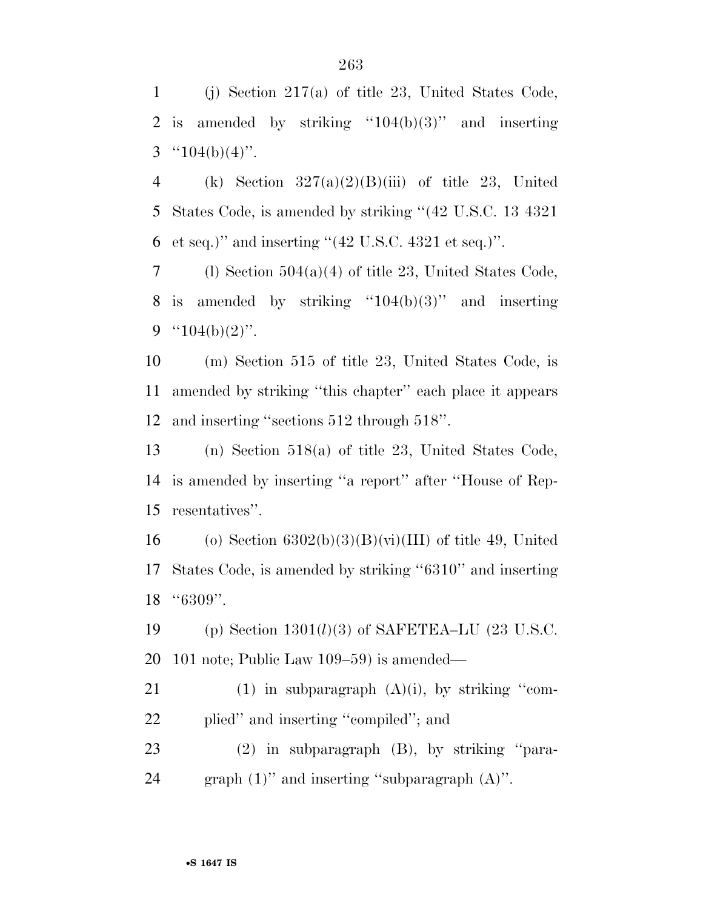(j) Section 217(a) of title 23, United States Code, is amended by striking ''104(b)(3)'' and inserting ''104(b)(4)''.

(k) Section 327(a)(2)(B)(iii) of title 23, United States Code, is amended by striking ''(42 U.S.C. 13 4321 et seq.)'' and inserting ''(42 U.S.C. 4321 et seq.)''.

(l) Section 504(a)(4) of title 23, United States Code, is amended by striking ''104(b)(3)'' and inserting ''104(b)(2)''.

(m) Section 515 of title 23, United States Code, is amended by striking ''this chapter'' each place it appears and inserting ''sections 512 through 518''.

(n) Section 518(a) of title 23, United States Code, is amended by inserting ''a report'' after ''House of Representatives''.

(o) Section 6302(b)(3)(B)(vi)(III) of title 49, United States Code, is amended by striking ''6310'' and inserting ''6309''.

(p) Section 1301(*l*)(3) of SAFETEA–LU (23 U.S.C. 101 note; Public Law 109–59) is amended—

(1) in subparagraph (A)(i), by striking ''complied'' and inserting ''compiled''; and

(2) in subparagraph (B), by striking ''paragraph (1)'' and inserting ''subparagraph (A)''.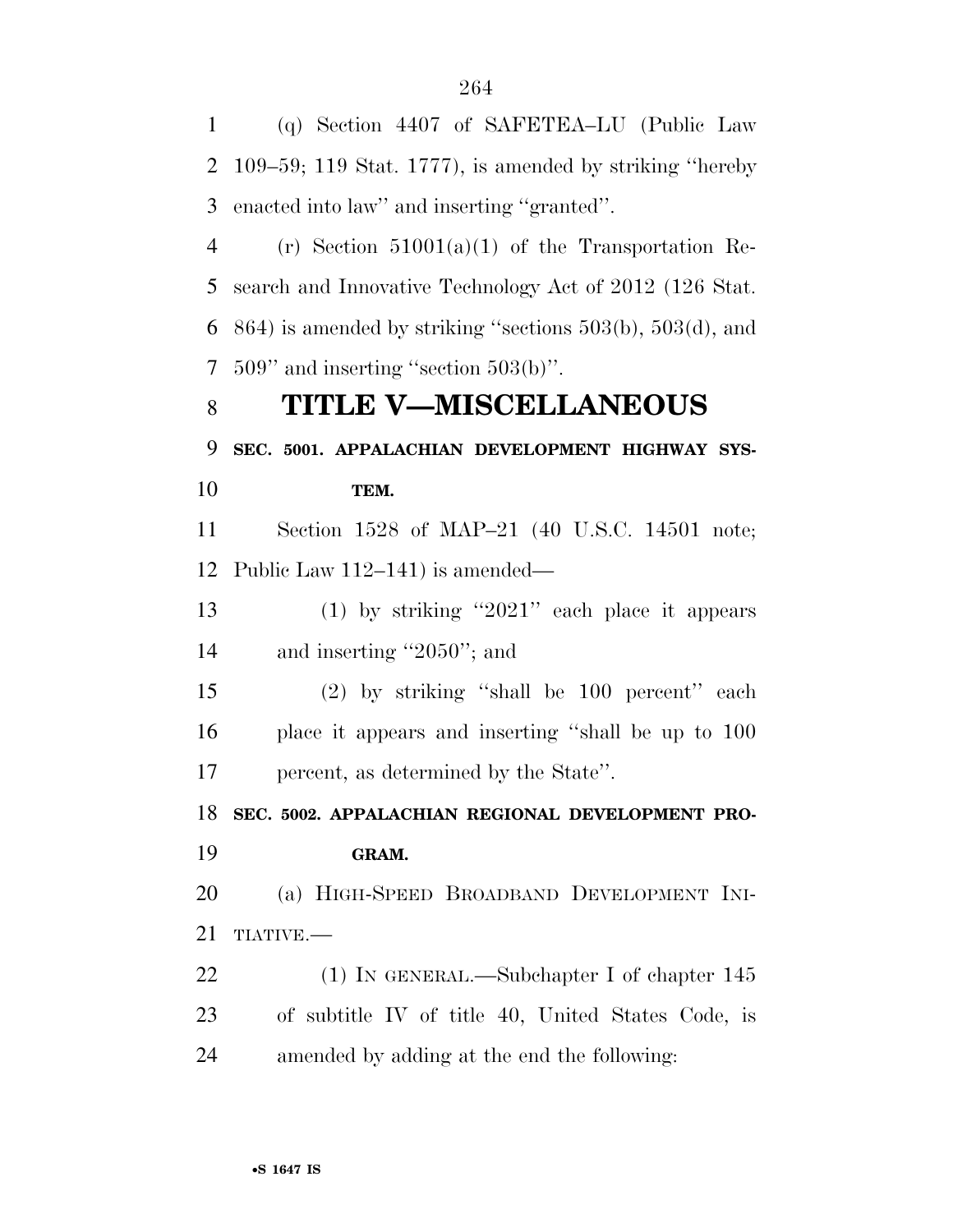(q) Section 4407 of SAFETEA–LU (Public Law 109–59; 119 Stat. 1777), is amended by striking ''hereby enacted into law'' and inserting ''granted''.

(r) Section 51001(a)(1) of the Transportation Research and Innovative Technology Act of 2012 (126 Stat. 864) is amended by striking ''sections 503(b), 503(d), and 509'' and inserting ''section 503(b)''.

# TITLE V—MISCELLANEOUS

## SEC. 5001. APPALACHIAN DEVELOPMENT HIGHWAY SYSTEM.

Section 1528 of MAP–21 (40 U.S.C. 14501 note; Public Law 112–141) is amended—

(1) by striking ''2021'' each place it appears and inserting ''2050''; and

(2) by striking ''shall be 100 percent'' each place it appears and inserting ''shall be up to 100 percent, as determined by the State''.

## SEC. 5002. APPALACHIAN REGIONAL DEVELOPMENT PROGRAM.

(a) HIGH-SPEED BROADBAND DEVELOPMENT INITIATIVE.—

(1) IN GENERAL.—Subchapter I of chapter 145 of subtitle IV of title 40, United States Code, is amended by adding at the end the following: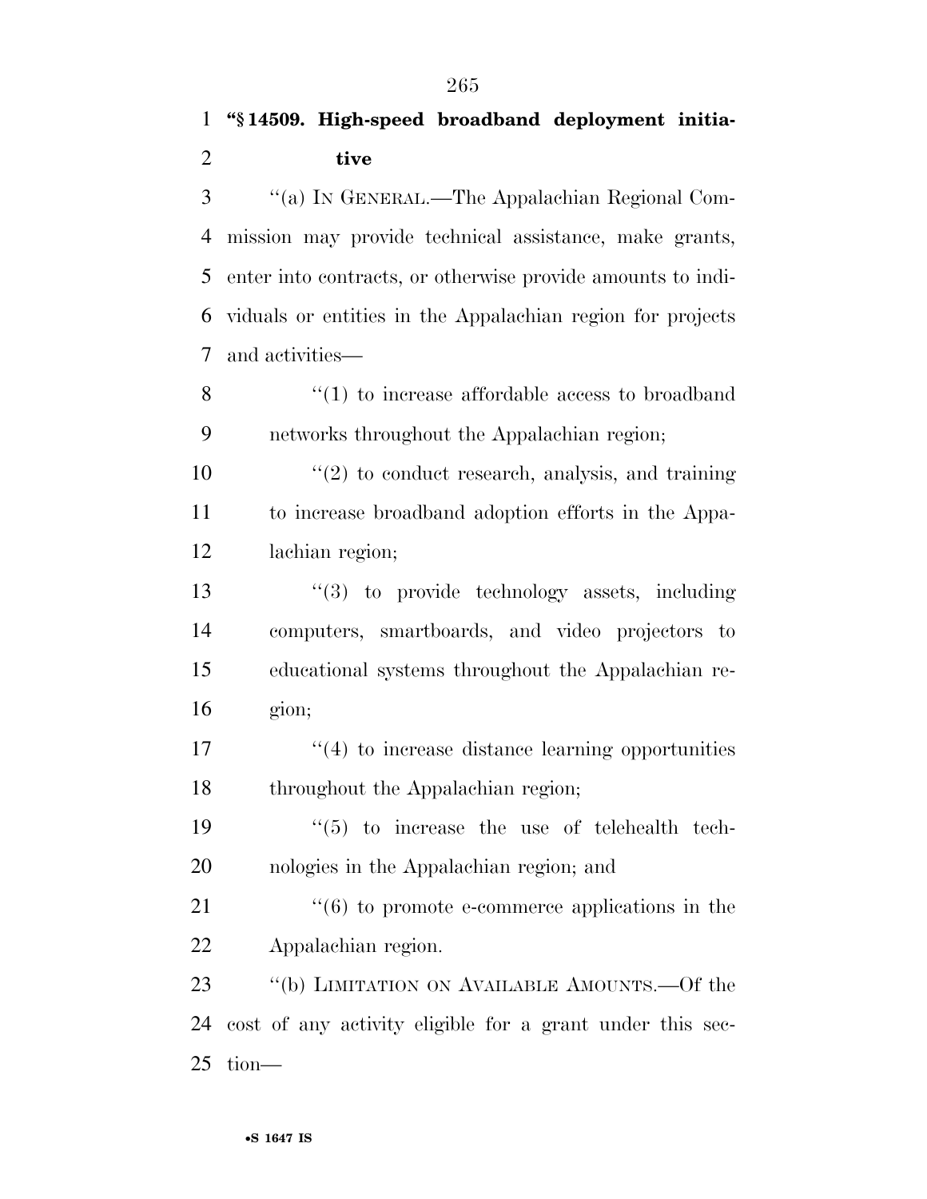**"§ 14509. High-speed broadband deployment initiative**

"(a) IN GENERAL.—The Appalachian Regional Commission may provide technical assistance, make grants, enter into contracts, or otherwise provide amounts to individuals or entities in the Appalachian region for projects and activities—

"(1) to increase affordable access to broadband networks throughout the Appalachian region;

"(2) to conduct research, analysis, and training to increase broadband adoption efforts in the Appalachian region;

"(3) to provide technology assets, including computers, smartboards, and video projectors to educational systems throughout the Appalachian region;

"(4) to increase distance learning opportunities throughout the Appalachian region;

"(5) to increase the use of telehealth technologies in the Appalachian region; and

"(6) to promote e-commerce applications in the Appalachian region.

"(b) LIMITATION ON AVAILABLE AMOUNTS.—Of the cost of any activity eligible for a grant under this section—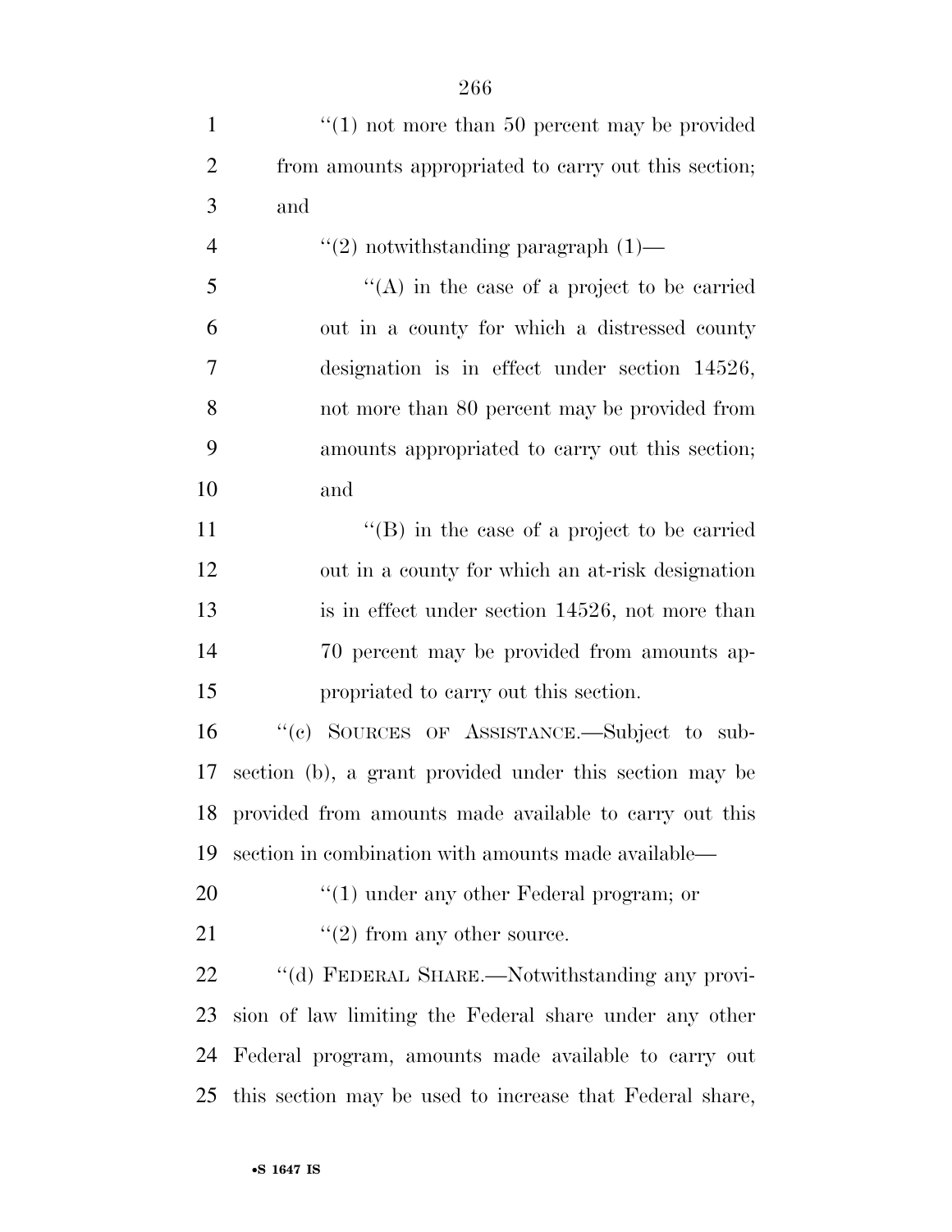"(1) not more than 50 percent may be provided from amounts appropriated to carry out this section; and

"(2) notwithstanding paragraph (1)—

"(A) in the case of a project to be carried out in a county for which a distressed county designation is in effect under section 14526, not more than 80 percent may be provided from amounts appropriated to carry out this section; and

"(B) in the case of a project to be carried out in a county for which an at-risk designation is in effect under section 14526, not more than 70 percent may be provided from amounts appropriated to carry out this section.

"(c) SOURCES OF ASSISTANCE.—Subject to subsection (b), a grant provided under this section may be provided from amounts made available to carry out this section in combination with amounts made available—

"(1) under any other Federal program; or

"(2) from any other source.

"(d) FEDERAL SHARE.—Notwithstanding any provision of law limiting the Federal share under any other Federal program, amounts made available to carry out this section may be used to increase that Federal share,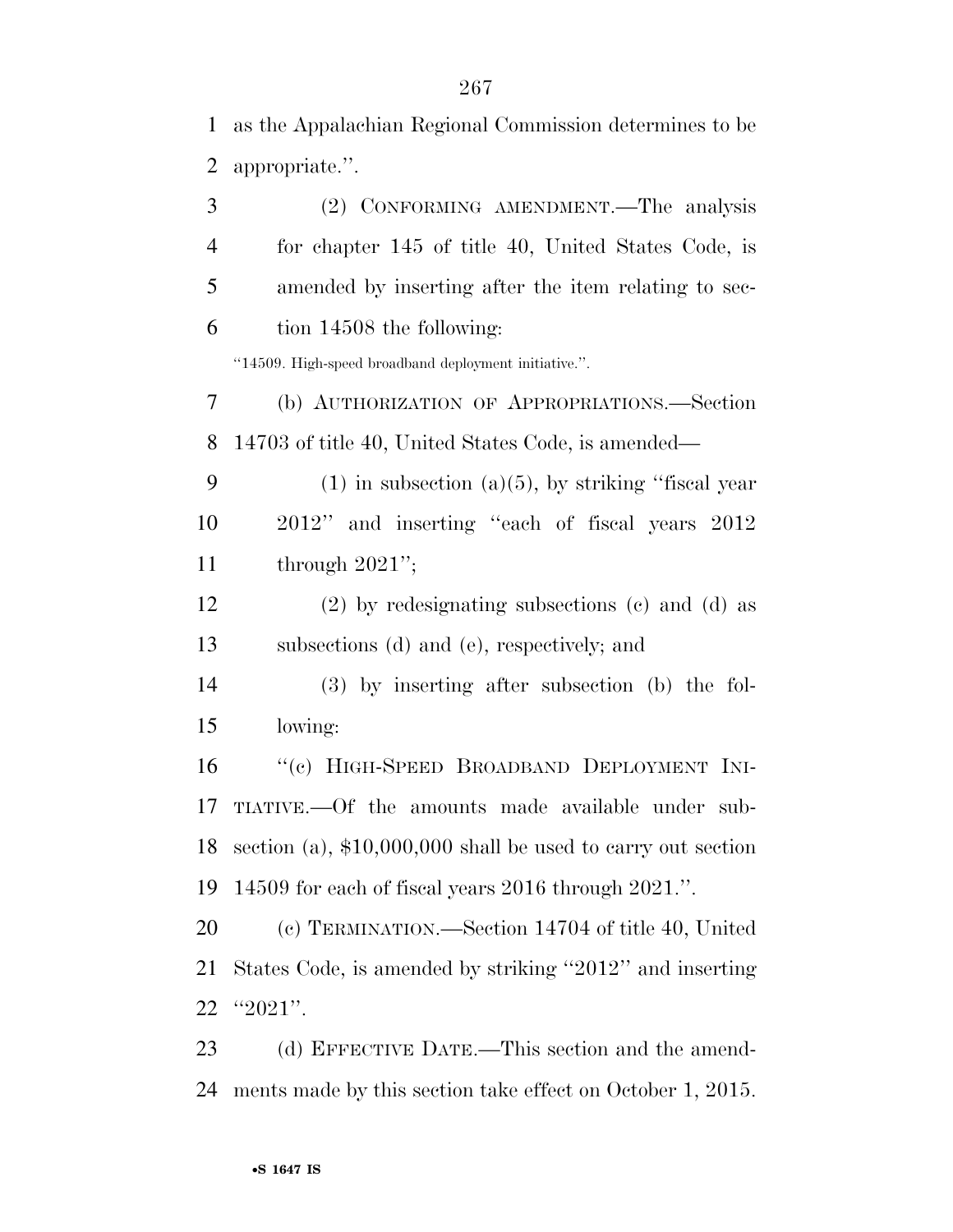as the Appalachian Regional Commission determines to be appropriate.''.

(2) CONFORMING AMENDMENT.—The analysis for chapter 145 of title 40, United States Code, is amended by inserting after the item relating to section 14508 the following:

''14509. High-speed broadband deployment initiative.''.

(b) AUTHORIZATION OF APPROPRIATIONS.—Section 14703 of title 40, United States Code, is amended—

(1) in subsection (a)(5), by striking ''fiscal year 2012'' and inserting ''each of fiscal years 2012 through 2021'';

(2) by redesignating subsections (c) and (d) as subsections (d) and (e), respectively; and

(3) by inserting after subsection (b) the following:

''(c) HIGH-SPEED BROADBAND DEPLOYMENT INITIATIVE.—Of the amounts made available under subsection (a), $10,000,000 shall be used to carry out section 14509 for each of fiscal years 2016 through 2021.''.

(c) TERMINATION.—Section 14704 of title 40, United States Code, is amended by striking ''2012'' and inserting ''2021''.

(d) EFFECTIVE DATE.—This section and the amendments made by this section take effect on October 1, 2015.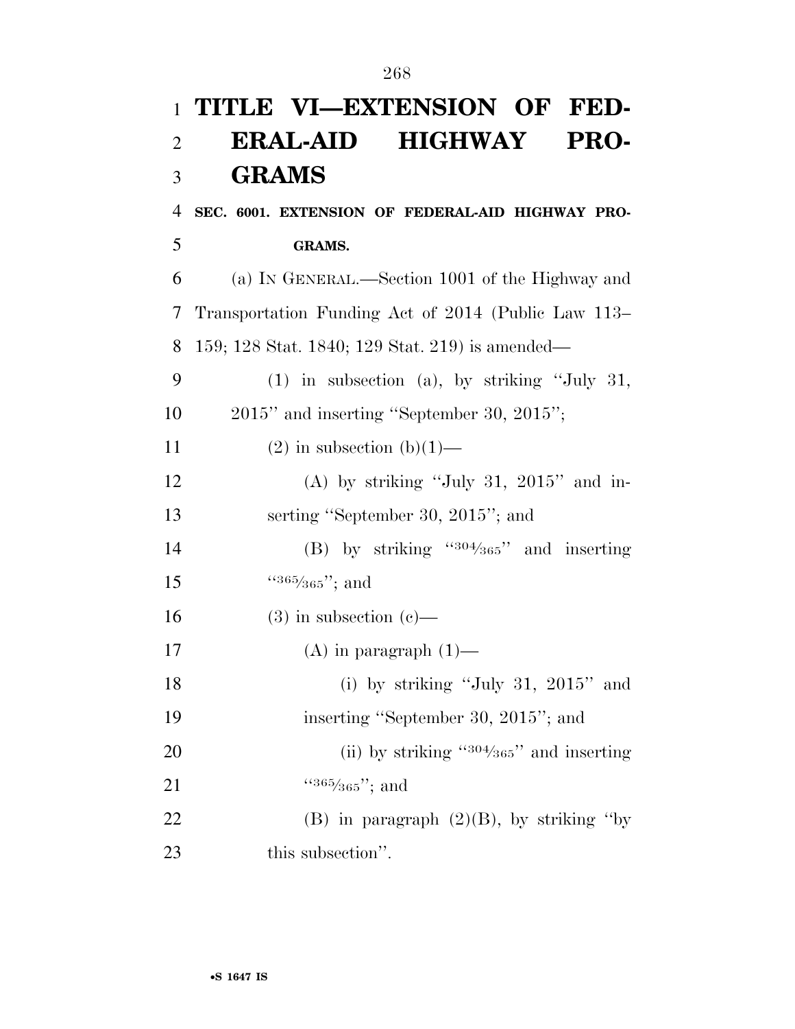# TITLE VI—EXTENSION OF FEDERAL-AID HIGHWAY PROGRAMS

**SEC. 6001. EXTENSION OF FEDERAL-AID HIGHWAY PROGRAMS.**

(a) IN GENERAL.—Section 1001 of the Highway and Transportation Funding Act of 2014 (Public Law 113–159; 128 Stat. 1840; 129 Stat. 219) is amended—

(1) in subsection (a), by striking "July 31, 2015" and inserting "September 30, 2015";

(2) in subsection (b)(1)—

(A) by striking "July 31, 2015" and inserting "September 30, 2015"; and

(B) by striking "304⁄365" and inserting "365⁄365"; and

(3) in subsection (c)—

(A) in paragraph (1)—

(i) by striking "July 31, 2015" and inserting "September 30, 2015"; and

(ii) by striking "304⁄365" and inserting "365⁄365"; and

(B) in paragraph (2)(B), by striking "by this subsection".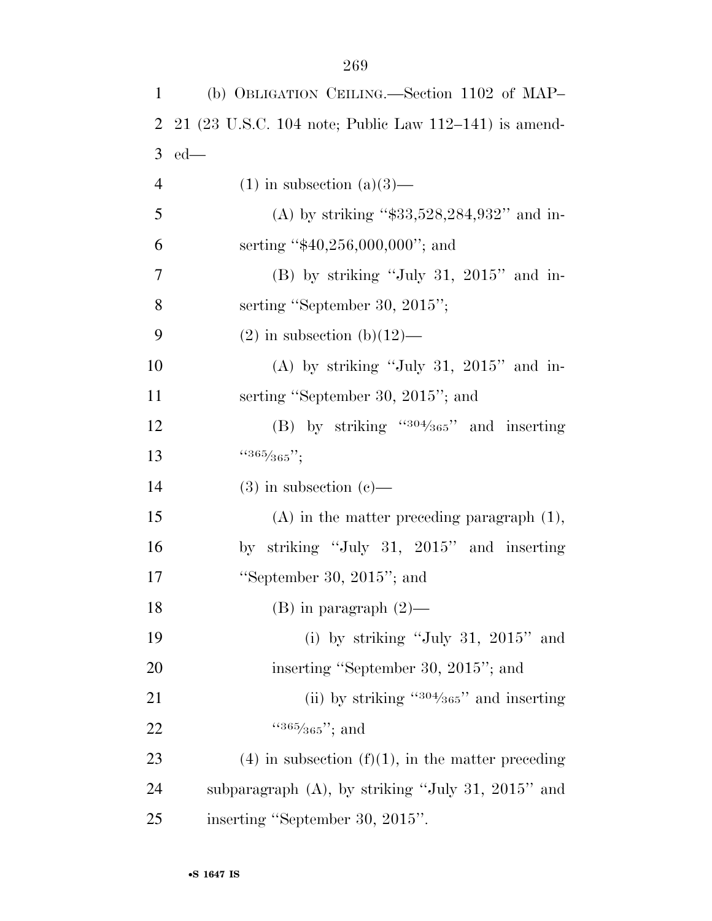(b) OBLIGATION CEILING.—Section 1102 of MAP–21 (23 U.S.C. 104 note; Public Law 112–141) is amended—

(1) in subsection (a)(3)—

(A) by striking "$33,528,284,932" and inserting "$40,256,000,000"; and

(B) by striking "July 31, 2015" and inserting "September 30, 2015";

(2) in subsection (b)(12)—

(A) by striking "July 31, 2015" and inserting "September 30, 2015"; and

(B) by striking "304⁄365" and inserting "365⁄365";

(3) in subsection (c)—

(A) in the matter preceding paragraph (1), by striking "July 31, 2015" and inserting "September 30, 2015"; and

(B) in paragraph (2)—

(i) by striking "July 31, 2015" and inserting "September 30, 2015"; and

(ii) by striking "304⁄365" and inserting "365⁄365"; and

(4) in subsection (f)(1), in the matter preceding subparagraph (A), by striking "July 31, 2015" and inserting "September 30, 2015".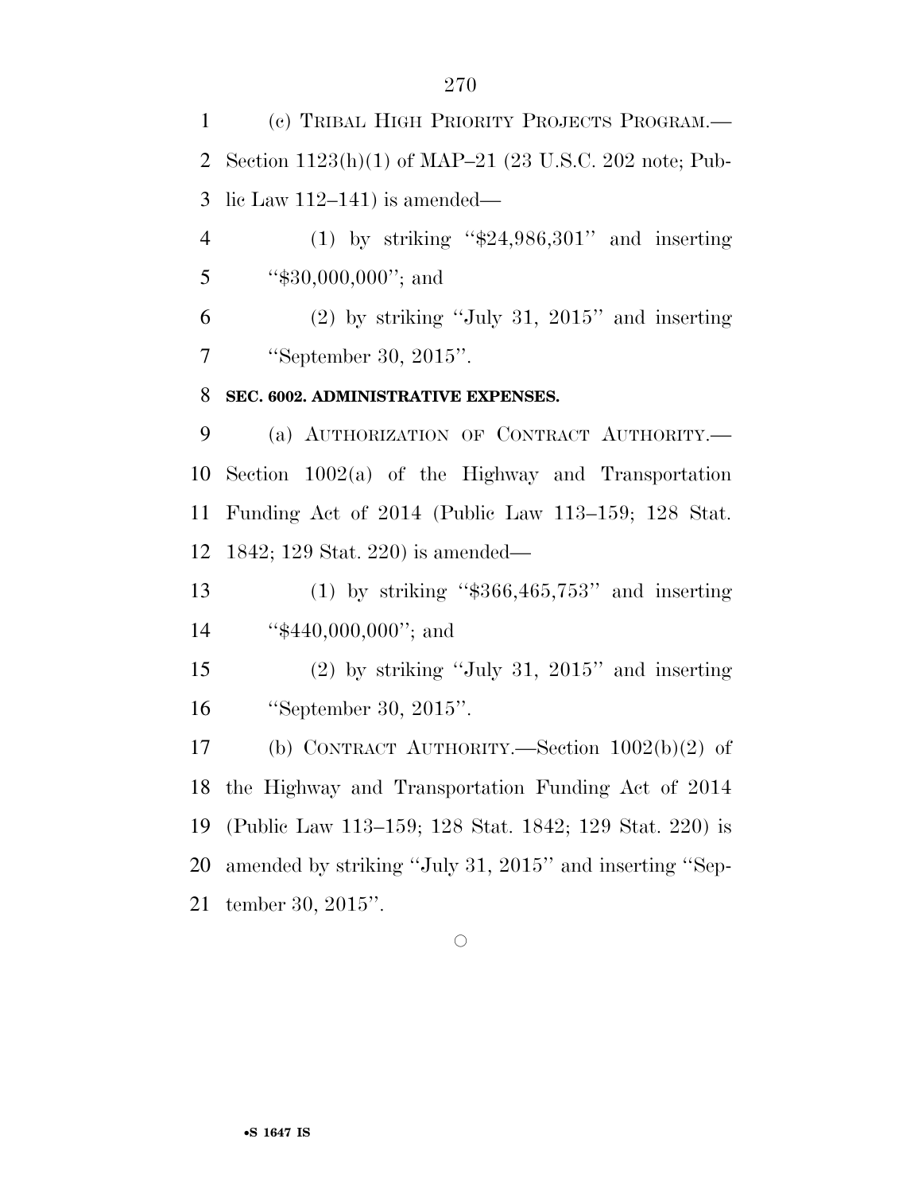(c) TRIBAL HIGH PRIORITY PROJECTS PROGRAM.—Section 1123(h)(1) of MAP–21 (23 U.S.C. 202 note; Public Law 112–141) is amended—

(1) by striking ''$24,986,301'' and inserting ''$30,000,000''; and

(2) by striking ''July 31, 2015'' and inserting ''September 30, 2015''.

**SEC. 6002. ADMINISTRATIVE EXPENSES.**

(a) AUTHORIZATION OF CONTRACT AUTHORITY.—Section 1002(a) of the Highway and Transportation Funding Act of 2014 (Public Law 113–159; 128 Stat. 1842; 129 Stat. 220) is amended—

(1) by striking ''$366,465,753'' and inserting ''$440,000,000''; and

(2) by striking ''July 31, 2015'' and inserting ''September 30, 2015''.

(b) CONTRACT AUTHORITY.—Section 1002(b)(2) of the Highway and Transportation Funding Act of 2014 (Public Law 113–159; 128 Stat. 1842; 129 Stat. 220) is amended by striking ''July 31, 2015'' and inserting ''September 30, 2015''.

○